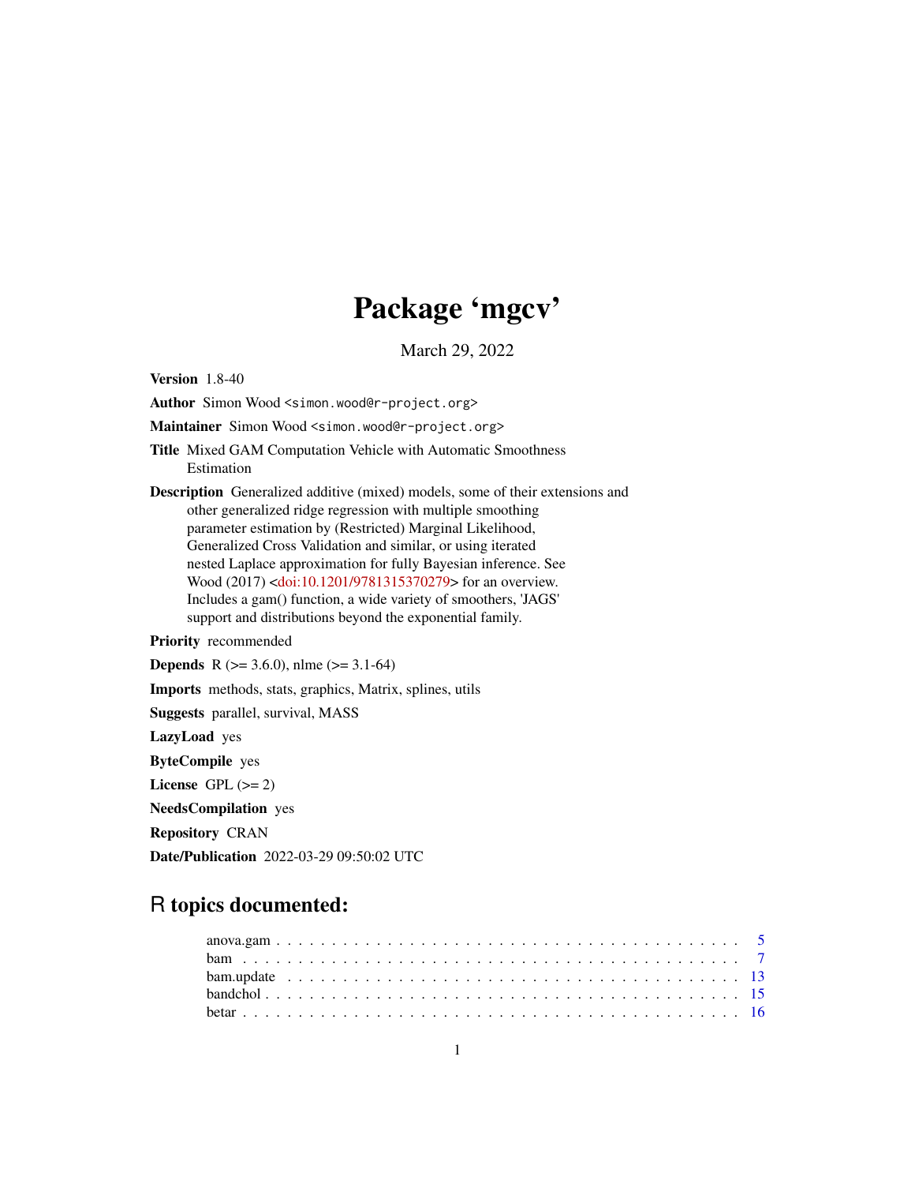# Package 'mgcv'

March 29, 2022

**Version** 1.8-40

**Author** Simon Wood <simon.wood@r-project.org>

**Maintainer** Simon Wood <simon.wood@r-project.org>

**Title** Mixed GAM Computation Vehicle with Automatic Smoothness Estimation

**Description** Generalized additive (mixed) models, some of their extensions and other generalized ridge regression with multiple smoothing parameter estimation by (Restricted) Marginal Likelihood, Generalized Cross Validation and similar, or using iterated nested Laplace approximation for fully Bayesian inference. See Wood (2017) <doi:10.1201/9781315370279> for an overview. Includes a gam() function, a wide variety of smoothers, 'JAGS' support and distributions beyond the exponential family.

**Priority** recommended

**Depends** R (>= 3.6.0), nlme (>= 3.1-64)

**Imports** methods, stats, graphics, Matrix, splines, utils

**Suggests** parallel, survival, MASS

**LazyLoad** yes

**ByteCompile** yes

**License** GPL (>= 2)

**NeedsCompilation** yes

**Repository** CRAN

**Date/Publication** 2022-03-29 09:50:02 UTC

## R topics documented:

- anova.gam . . . . . . . . . . . . . . . . . . . . . . . . . . . . . . . . . . . . . . . . . 5
- bam . . . . . . . . . . . . . . . . . . . . . . . . . . . . . . . . . . . . . . . . . . . . 7
- bam.update . . . . . . . . . . . . . . . . . . . . . . . . . . . . . . . . . . . . . . . . 13
- bandchol . . . . . . . . . . . . . . . . . . . . . . . . . . . . . . . . . . . . . . . . . 15
- betar . . . . . . . . . . . . . . . . . . . . . . . . . . . . . . . . . . . . . . . . . . . 16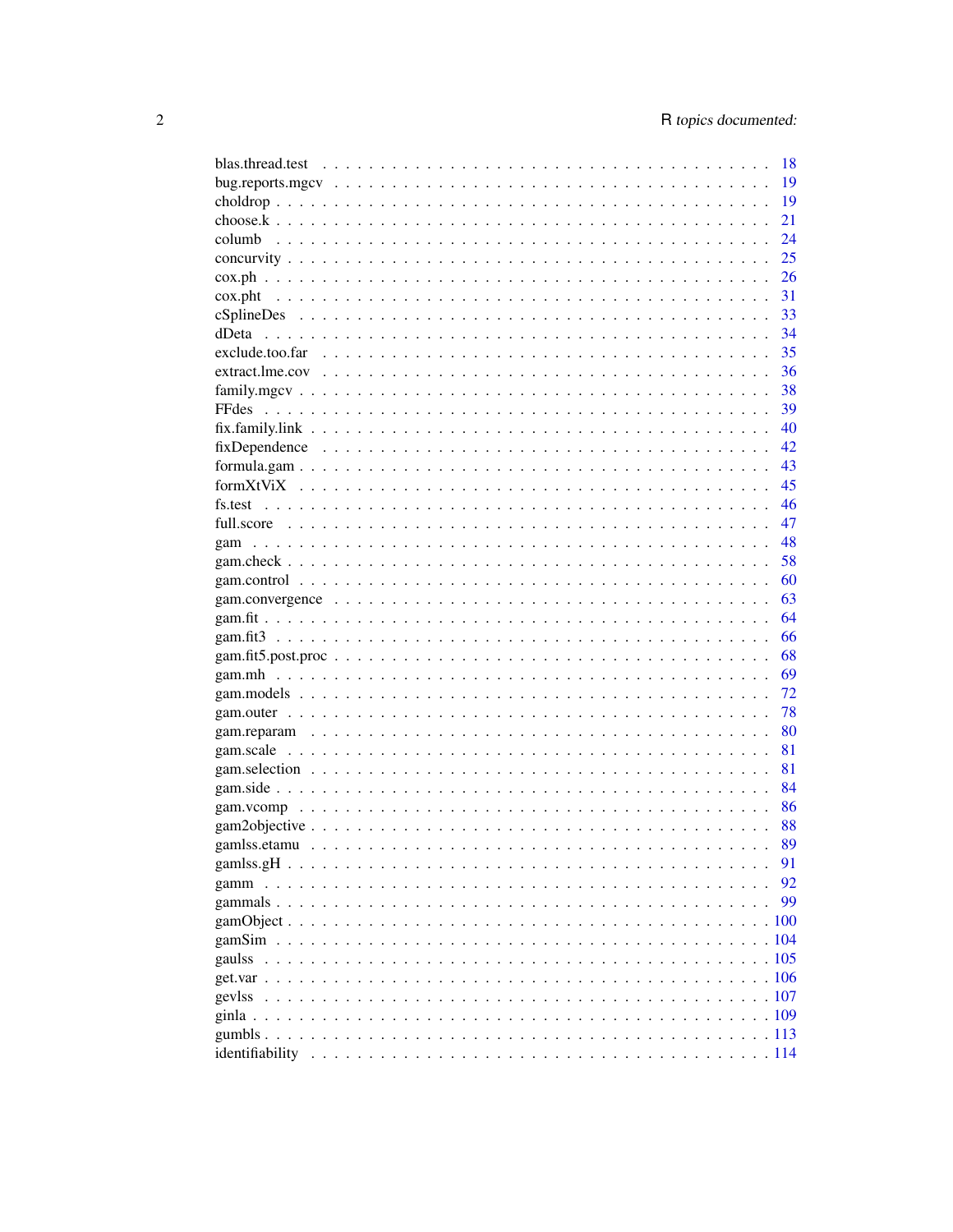blas.thread.test . . . . . . . . . . . . . . . . . . . . . . . . . . . . . . . . . . . 18
bug.reports.mgcv . . . . . . . . . . . . . . . . . . . . . . . . . . . . . . . . . . . 19
choldrop . . . . . . . . . . . . . . . . . . . . . . . . . . . . . . . . . . . . . . 19
choose.k . . . . . . . . . . . . . . . . . . . . . . . . . . . . . . . . . . . . . . 21
columb . . . . . . . . . . . . . . . . . . . . . . . . . . . . . . . . . . . . . . 24
concurvity . . . . . . . . . . . . . . . . . . . . . . . . . . . . . . . . . . . . . 25
cox.ph . . . . . . . . . . . . . . . . . . . . . . . . . . . . . . . . . . . . . . . 26
cox.pht . . . . . . . . . . . . . . . . . . . . . . . . . . . . . . . . . . . . . . 31
cSplineDes . . . . . . . . . . . . . . . . . . . . . . . . . . . . . . . . . . . . . 33
dDeta . . . . . . . . . . . . . . . . . . . . . . . . . . . . . . . . . . . . . . . 34
exclude.too.far . . . . . . . . . . . . . . . . . . . . . . . . . . . . . . . . . . . 35
extract.lme.cov . . . . . . . . . . . . . . . . . . . . . . . . . . . . . . . . . . . 36
family.mgcv . . . . . . . . . . . . . . . . . . . . . . . . . . . . . . . . . . . . 38
FFdes . . . . . . . . . . . . . . . . . . . . . . . . . . . . . . . . . . . . . . . 39
fix.family.link . . . . . . . . . . . . . . . . . . . . . . . . . . . . . . . . . . . 40
fixDependence . . . . . . . . . . . . . . . . . . . . . . . . . . . . . . . . . . . 42
formula.gam . . . . . . . . . . . . . . . . . . . . . . . . . . . . . . . . . . . . 43
formXtViX . . . . . . . . . . . . . . . . . . . . . . . . . . . . . . . . . . . . . 45
fs.test . . . . . . . . . . . . . . . . . . . . . . . . . . . . . . . . . . . . . . . 46
full.score . . . . . . . . . . . . . . . . . . . . . . . . . . . . . . . . . . . . . 47
gam . . . . . . . . . . . . . . . . . . . . . . . . . . . . . . . . . . . . . . . . 48
gam.check . . . . . . . . . . . . . . . . . . . . . . . . . . . . . . . . . . . . . 58
gam.control . . . . . . . . . . . . . . . . . . . . . . . . . . . . . . . . . . . . 60
gam.convergence . . . . . . . . . . . . . . . . . . . . . . . . . . . . . . . . . . 63
gam.fit . . . . . . . . . . . . . . . . . . . . . . . . . . . . . . . . . . . . . . 64
gam.fit3 . . . . . . . . . . . . . . . . . . . . . . . . . . . . . . . . . . . . . . 66
gam.fit5.post.proc . . . . . . . . . . . . . . . . . . . . . . . . . . . . . . . . . 68
gam.mh . . . . . . . . . . . . . . . . . . . . . . . . . . . . . . . . . . . . . . 69
gam.models . . . . . . . . . . . . . . . . . . . . . . . . . . . . . . . . . . . . 72
gam.outer . . . . . . . . . . . . . . . . . . . . . . . . . . . . . . . . . . . . . 78
gam.reparam . . . . . . . . . . . . . . . . . . . . . . . . . . . . . . . . . . . . 80
gam.scale . . . . . . . . . . . . . . . . . . . . . . . . . . . . . . . . . . . . . 81
gam.selection . . . . . . . . . . . . . . . . . . . . . . . . . . . . . . . . . . . 81
gam.side . . . . . . . . . . . . . . . . . . . . . . . . . . . . . . . . . . . . . . 84
gam.vcomp . . . . . . . . . . . . . . . . . . . . . . . . . . . . . . . . . . . . . 86
gam2objective . . . . . . . . . . . . . . . . . . . . . . . . . . . . . . . . . . . 88
gamlss.etamu . . . . . . . . . . . . . . . . . . . . . . . . . . . . . . . . . . . 89
gamlss.gH . . . . . . . . . . . . . . . . . . . . . . . . . . . . . . . . . . . . . 91
gamm . . . . . . . . . . . . . . . . . . . . . . . . . . . . . . . . . . . . . . . 92
gammals . . . . . . . . . . . . . . . . . . . . . . . . . . . . . . . . . . . . . . 99
gamObject . . . . . . . . . . . . . . . . . . . . . . . . . . . . . . . . . . . . . 100
gamSim . . . . . . . . . . . . . . . . . . . . . . . . . . . . . . . . . . . . . . 104
gaulss . . . . . . . . . . . . . . . . . . . . . . . . . . . . . . . . . . . . . . . 105
get.var . . . . . . . . . . . . . . . . . . . . . . . . . . . . . . . . . . . . . . 106
gevlss . . . . . . . . . . . . . . . . . . . . . . . . . . . . . . . . . . . . . . . 107
ginla . . . . . . . . . . . . . . . . . . . . . . . . . . . . . . . . . . . . . . . 109
gumbls . . . . . . . . . . . . . . . . . . . . . . . . . . . . . . . . . . . . . . 113
identifiability . . . . . . . . . . . . . . . . . . . . . . . . . . . . . . . . . . . 114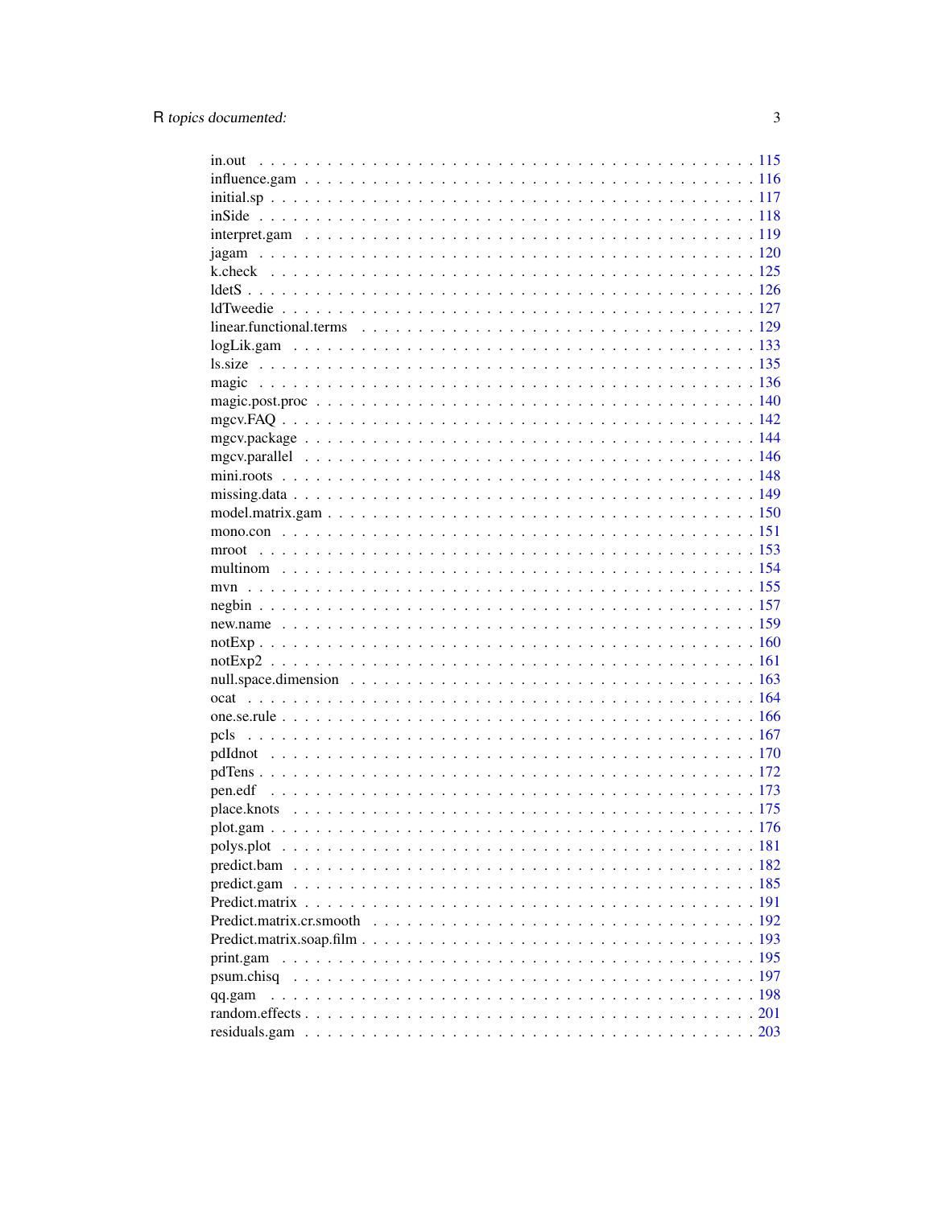in.out . . . . . . . . . . . . . . . . . . . . . . . . . . . . . . . . . . . . . . . . . . 115
influence.gam . . . . . . . . . . . . . . . . . . . . . . . . . . . . . . . . . . . . . . 116
initial.sp . . . . . . . . . . . . . . . . . . . . . . . . . . . . . . . . . . . . . . . . . 117
inSide . . . . . . . . . . . . . . . . . . . . . . . . . . . . . . . . . . . . . . . . . . 118
interpret.gam . . . . . . . . . . . . . . . . . . . . . . . . . . . . . . . . . . . . . . 119
jagam . . . . . . . . . . . . . . . . . . . . . . . . . . . . . . . . . . . . . . . . . . 120
k.check . . . . . . . . . . . . . . . . . . . . . . . . . . . . . . . . . . . . . . . . . 125
ldetS . . . . . . . . . . . . . . . . . . . . . . . . . . . . . . . . . . . . . . . . . . 126
ldTweedie . . . . . . . . . . . . . . . . . . . . . . . . . . . . . . . . . . . . . . . . 127
linear.functional.terms . . . . . . . . . . . . . . . . . . . . . . . . . . . . . . . . 129
logLik.gam . . . . . . . . . . . . . . . . . . . . . . . . . . . . . . . . . . . . . . . 133
ls.size . . . . . . . . . . . . . . . . . . . . . . . . . . . . . . . . . . . . . . . . . 135
magic . . . . . . . . . . . . . . . . . . . . . . . . . . . . . . . . . . . . . . . . . . 136
magic.post.proc . . . . . . . . . . . . . . . . . . . . . . . . . . . . . . . . . . . . 140
mgcv.FAQ . . . . . . . . . . . . . . . . . . . . . . . . . . . . . . . . . . . . . . . . 142
mgcv.package . . . . . . . . . . . . . . . . . . . . . . . . . . . . . . . . . . . . . . 144
mgcv.parallel . . . . . . . . . . . . . . . . . . . . . . . . . . . . . . . . . . . . . . 146
mini.roots . . . . . . . . . . . . . . . . . . . . . . . . . . . . . . . . . . . . . . . . 148
missing.data . . . . . . . . . . . . . . . . . . . . . . . . . . . . . . . . . . . . . . . 149
model.matrix.gam . . . . . . . . . . . . . . . . . . . . . . . . . . . . . . . . . . . . 150
mono.con . . . . . . . . . . . . . . . . . . . . . . . . . . . . . . . . . . . . . . . . 151
mroot . . . . . . . . . . . . . . . . . . . . . . . . . . . . . . . . . . . . . . . . . . 153
multinom . . . . . . . . . . . . . . . . . . . . . . . . . . . . . . . . . . . . . . . . 154
mvn . . . . . . . . . . . . . . . . . . . . . . . . . . . . . . . . . . . . . . . . . . . 155
negbin . . . . . . . . . . . . . . . . . . . . . . . . . . . . . . . . . . . . . . . . . . 157
new.name . . . . . . . . . . . . . . . . . . . . . . . . . . . . . . . . . . . . . . . . 159
notExp . . . . . . . . . . . . . . . . . . . . . . . . . . . . . . . . . . . . . . . . . . 160
notExp2 . . . . . . . . . . . . . . . . . . . . . . . . . . . . . . . . . . . . . . . . . 161
null.space.dimension . . . . . . . . . . . . . . . . . . . . . . . . . . . . . . . . . . 163
ocat . . . . . . . . . . . . . . . . . . . . . . . . . . . . . . . . . . . . . . . . . . . 164
one.se.rule . . . . . . . . . . . . . . . . . . . . . . . . . . . . . . . . . . . . . . . . 166
pcls . . . . . . . . . . . . . . . . . . . . . . . . . . . . . . . . . . . . . . . . . . . 167
pdIdnot . . . . . . . . . . . . . . . . . . . . . . . . . . . . . . . . . . . . . . . . . 170
pdTens . . . . . . . . . . . . . . . . . . . . . . . . . . . . . . . . . . . . . . . . . . 172
pen.edf . . . . . . . . . . . . . . . . . . . . . . . . . . . . . . . . . . . . . . . . . . 173
place.knots . . . . . . . . . . . . . . . . . . . . . . . . . . . . . . . . . . . . . . . 175
plot.gam . . . . . . . . . . . . . . . . . . . . . . . . . . . . . . . . . . . . . . . . . 176
polys.plot . . . . . . . . . . . . . . . . . . . . . . . . . . . . . . . . . . . . . . . . 181
predict.bam . . . . . . . . . . . . . . . . . . . . . . . . . . . . . . . . . . . . . . . 182
predict.gam . . . . . . . . . . . . . . . . . . . . . . . . . . . . . . . . . . . . . . . 185
Predict.matrix . . . . . . . . . . . . . . . . . . . . . . . . . . . . . . . . . . . . . . 191
Predict.matrix.cr.smooth . . . . . . . . . . . . . . . . . . . . . . . . . . . . . . . 192
Predict.matrix.soap.film . . . . . . . . . . . . . . . . . . . . . . . . . . . . . . . . 193
print.gam . . . . . . . . . . . . . . . . . . . . . . . . . . . . . . . . . . . . . . . . 195
psum.chisq . . . . . . . . . . . . . . . . . . . . . . . . . . . . . . . . . . . . . . . . 197
qq.gam . . . . . . . . . . . . . . . . . . . . . . . . . . . . . . . . . . . . . . . . . . 198
random.effects . . . . . . . . . . . . . . . . . . . . . . . . . . . . . . . . . . . . . . 201
residuals.gam . . . . . . . . . . . . . . . . . . . . . . . . . . . . . . . . . . . . . . 203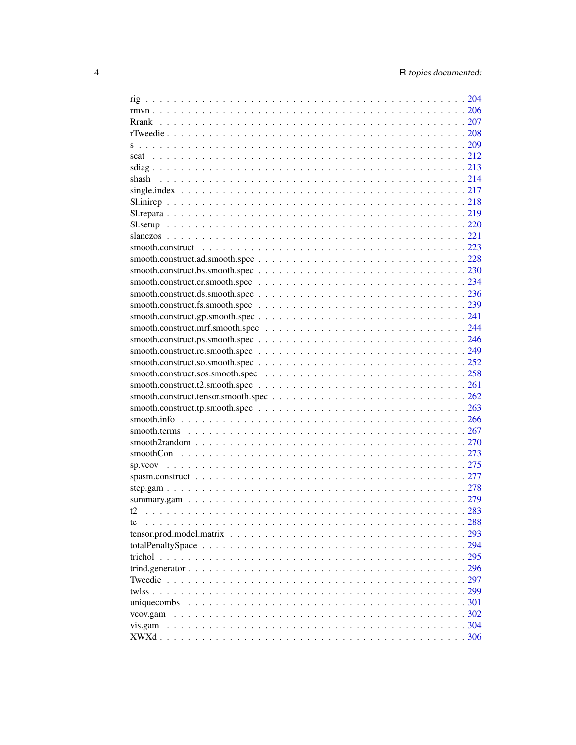rig . . . . . . . . . . . . . . . . . . . . . . . . . . . . . . . . . . . . . . . . . . . 204
rmvn . . . . . . . . . . . . . . . . . . . . . . . . . . . . . . . . . . . . . . . . . . 206
Rrank . . . . . . . . . . . . . . . . . . . . . . . . . . . . . . . . . . . . . . . . . . 207
rTweedie . . . . . . . . . . . . . . . . . . . . . . . . . . . . . . . . . . . . . . . . . 208
s . . . . . . . . . . . . . . . . . . . . . . . . . . . . . . . . . . . . . . . . . . . . 209
scat . . . . . . . . . . . . . . . . . . . . . . . . . . . . . . . . . . . . . . . . . . . 212
sdiag . . . . . . . . . . . . . . . . . . . . . . . . . . . . . . . . . . . . . . . . . . 213
shash . . . . . . . . . . . . . . . . . . . . . . . . . . . . . . . . . . . . . . . . . . 214
single.index . . . . . . . . . . . . . . . . . . . . . . . . . . . . . . . . . . . . . . . 217
Sl.inirep . . . . . . . . . . . . . . . . . . . . . . . . . . . . . . . . . . . . . . . . . 218
Sl.repara . . . . . . . . . . . . . . . . . . . . . . . . . . . . . . . . . . . . . . . . . 219
Sl.setup . . . . . . . . . . . . . . . . . . . . . . . . . . . . . . . . . . . . . . . . . 220
slanczos . . . . . . . . . . . . . . . . . . . . . . . . . . . . . . . . . . . . . . . . . 221
smooth.construct . . . . . . . . . . . . . . . . . . . . . . . . . . . . . . . . . . . . 223
smooth.construct.ad.smooth.spec . . . . . . . . . . . . . . . . . . . . . . . . . . . . 228
smooth.construct.bs.smooth.spec . . . . . . . . . . . . . . . . . . . . . . . . . . . . 230
smooth.construct.cr.smooth.spec . . . . . . . . . . . . . . . . . . . . . . . . . . . . 234
smooth.construct.ds.smooth.spec . . . . . . . . . . . . . . . . . . . . . . . . . . . . 236
smooth.construct.fs.smooth.spec . . . . . . . . . . . . . . . . . . . . . . . . . . . . 239
smooth.construct.gp.smooth.spec . . . . . . . . . . . . . . . . . . . . . . . . . . . . 241
smooth.construct.mrf.smooth.spec . . . . . . . . . . . . . . . . . . . . . . . . . . . 244
smooth.construct.ps.smooth.spec . . . . . . . . . . . . . . . . . . . . . . . . . . . . 246
smooth.construct.re.smooth.spec . . . . . . . . . . . . . . . . . . . . . . . . . . . . 249
smooth.construct.so.smooth.spec . . . . . . . . . . . . . . . . . . . . . . . . . . . . 252
smooth.construct.sos.smooth.spec . . . . . . . . . . . . . . . . . . . . . . . . . . . 258
smooth.construct.t2.smooth.spec . . . . . . . . . . . . . . . . . . . . . . . . . . . . 261
smooth.construct.tensor.smooth.spec . . . . . . . . . . . . . . . . . . . . . . . . . . 262
smooth.construct.tp.smooth.spec . . . . . . . . . . . . . . . . . . . . . . . . . . . . 263
smooth.info . . . . . . . . . . . . . . . . . . . . . . . . . . . . . . . . . . . . . . . 266
smooth.terms . . . . . . . . . . . . . . . . . . . . . . . . . . . . . . . . . . . . . . 267
smooth2random . . . . . . . . . . . . . . . . . . . . . . . . . . . . . . . . . . . . . 270
smoothCon . . . . . . . . . . . . . . . . . . . . . . . . . . . . . . . . . . . . . . . . 273
sp.vcov . . . . . . . . . . . . . . . . . . . . . . . . . . . . . . . . . . . . . . . . . 275
spasm.construct . . . . . . . . . . . . . . . . . . . . . . . . . . . . . . . . . . . . . 277
step.gam . . . . . . . . . . . . . . . . . . . . . . . . . . . . . . . . . . . . . . . . . 278
summary.gam . . . . . . . . . . . . . . . . . . . . . . . . . . . . . . . . . . . . . . . 279
t2 . . . . . . . . . . . . . . . . . . . . . . . . . . . . . . . . . . . . . . . . . . . . 283
te . . . . . . . . . . . . . . . . . . . . . . . . . . . . . . . . . . . . . . . . . . . . 288
tensor.prod.model.matrix . . . . . . . . . . . . . . . . . . . . . . . . . . . . . . . . 293
totalPenaltySpace . . . . . . . . . . . . . . . . . . . . . . . . . . . . . . . . . . . . 294
trichol . . . . . . . . . . . . . . . . . . . . . . . . . . . . . . . . . . . . . . . . . 295
trind.generator . . . . . . . . . . . . . . . . . . . . . . . . . . . . . . . . . . . . . 296
Tweedie . . . . . . . . . . . . . . . . . . . . . . . . . . . . . . . . . . . . . . . . . 297
twlss . . . . . . . . . . . . . . . . . . . . . . . . . . . . . . . . . . . . . . . . . . . 299
uniquecombs . . . . . . . . . . . . . . . . . . . . . . . . . . . . . . . . . . . . . . . 301
vcov.gam . . . . . . . . . . . . . . . . . . . . . . . . . . . . . . . . . . . . . . . . . 302
vis.gam . . . . . . . . . . . . . . . . . . . . . . . . . . . . . . . . . . . . . . . . . 304
XWXd . . . . . . . . . . . . . . . . . . . . . . . . . . . . . . . . . . . . . . . . . . . 306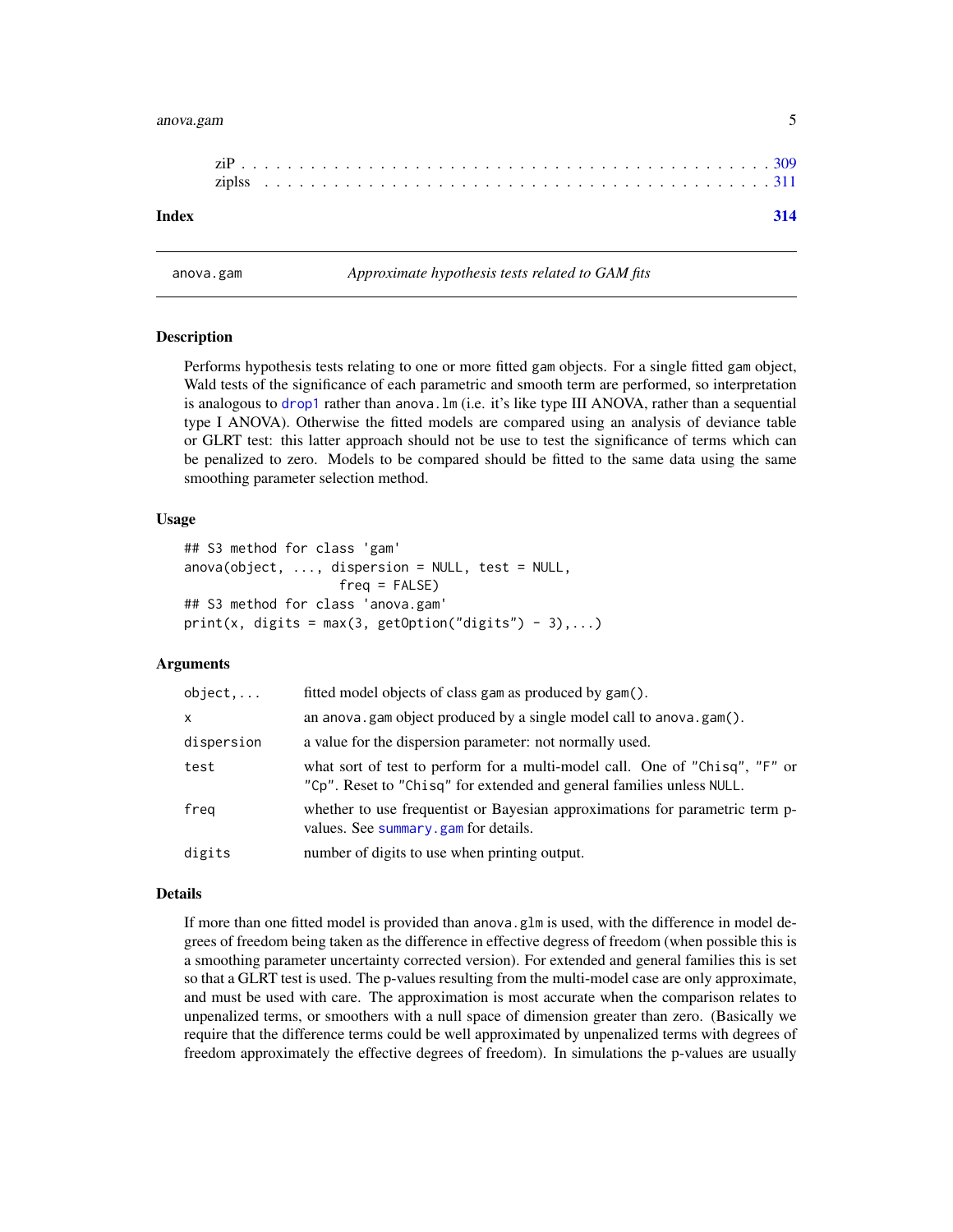ziP . . . . . . . . . . . . . . . . . . . . . . . . . . . . . . . . . . . . . . . . . . . 309
zipIss . . . . . . . . . . . . . . . . . . . . . . . . . . . . . . . . . . . . . . . . . . 311

**Index** **314**

---

anova.gam *Approximate hypothesis tests related to GAM fits*

---

### Description

Performs hypothesis tests relating to one or more fitted gam objects. For a single fitted gam object, Wald tests of the significance of each parametric and smooth term are performed, so interpretation is analogous to drop1 rather than anova.lm (i.e. it's like type III ANOVA, rather than a sequential type I ANOVA). Otherwise the fitted models are compared using an analysis of deviance table or GLRT test: this latter approach should not be use to test the significance of terms which can be penalized to zero. Models to be compared should be fitted to the same data using the same smoothing parameter selection method.

### Usage

```
## S3 method for class 'gam'
anova(object, ..., dispersion = NULL, test = NULL,
                   freq = FALSE)
## S3 method for class 'anova.gam'
print(x, digits = max(3, getOption("digits") - 3),...)
```

### Arguments

| | |
|---|---|
| object,... | fitted model objects of class gam as produced by gam(). |
| x | an anova.gam object produced by a single model call to anova.gam(). |
| dispersion | a value for the dispersion parameter: not normally used. |
| test | what sort of test to perform for a multi-model call. One of "Chisq", "F" or "Cp". Reset to "Chisq" for extended and general families unless NULL. |
| freq | whether to use frequentist or Bayesian approximations for parametric term p-values. See summary.gam for details. |
| digits | number of digits to use when printing output. |

### Details

If more than one fitted model is provided than anova.glm is used, with the difference in model degrees of freedom being taken as the difference in effective degress of freedom (when possible this is a smoothing parameter uncertainty corrected version). For extended and general families this is set so that a GLRT test is used. The p-values resulting from the multi-model case are only approximate, and must be used with care. The approximation is most accurate when the comparison relates to unpenalized terms, or smoothers with a null space of dimension greater than zero. (Basically we require that the difference terms could be well approximated by unpenalized terms with degrees of freedom approximately the effective degrees of freedom). In simulations the p-values are usually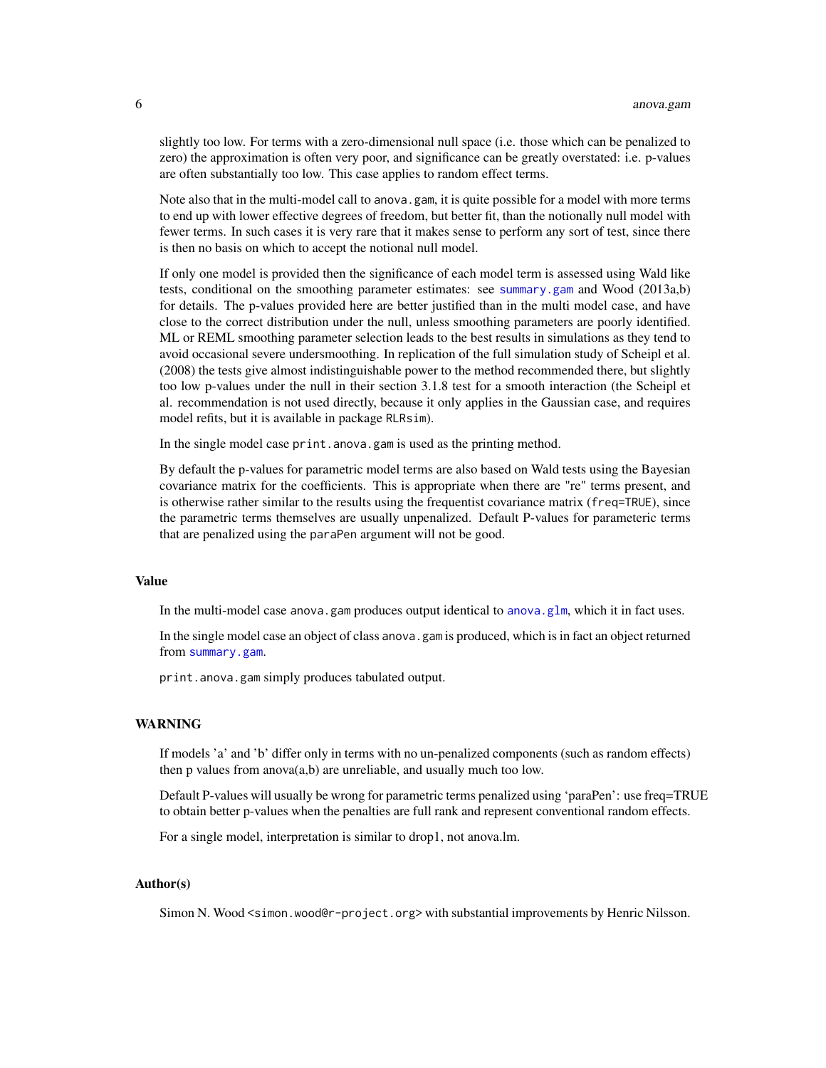slightly too low. For terms with a zero-dimensional null space (i.e. those which can be penalized to zero) the approximation is often very poor, and significance can be greatly overstated: i.e. p-values are often substantially too low. This case applies to random effect terms.

Note also that in the multi-model call to `anova.gam`, it is quite possible for a model with more terms to end up with lower effective degrees of freedom, but better fit, than the notionally null model with fewer terms. In such cases it is very rare that it makes sense to perform any sort of test, since there is then no basis on which to accept the notional null model.

If only one model is provided then the significance of each model term is assessed using Wald like tests, conditional on the smoothing parameter estimates: see `summary.gam` and Wood (2013a,b) for details. The p-values provided here are better justified than in the multi model case, and have close to the correct distribution under the null, unless smoothing parameters are poorly identified. ML or REML smoothing parameter selection leads to the best results in simulations as they tend to avoid occasional severe undersmoothing. In replication of the full simulation study of Scheipl et al. (2008) the tests give almost indistinguishable power to the method recommended there, but slightly too low p-values under the null in their section 3.1.8 test for a smooth interaction (the Scheipl et al. recommendation is not used directly, because it only applies in the Gaussian case, and requires model refits, but it is available in package `RLRsim`).

In the single model case `print.anova.gam` is used as the printing method.

By default the p-values for parametric model terms are also based on Wald tests using the Bayesian covariance matrix for the coefficients. This is appropriate when there are "re" terms present, and is otherwise rather similar to the results using the frequentist covariance matrix (`freq=TRUE`), since the parametric terms themselves are usually unpenalized. Default P-values for parameteric terms that are penalized using the `paraPen` argument will not be good.

## Value

In the multi-model case `anova.gam` produces output identical to `anova.glm`, which it in fact uses.

In the single model case an object of class `anova.gam` is produced, which is in fact an object returned from `summary.gam`.

`print.anova.gam` simply produces tabulated output.

## WARNING

If models 'a' and 'b' differ only in terms with no un-penalized components (such as random effects) then p values from anova(a,b) are unreliable, and usually much too low.

Default P-values will usually be wrong for parametric terms penalized using 'paraPen': use freq=TRUE to obtain better p-values when the penalties are full rank and represent conventional random effects.

For a single model, interpretation is similar to drop1, not anova.lm.

## Author(s)

Simon N. Wood <simon.wood@r-project.org> with substantial improvements by Henric Nilsson.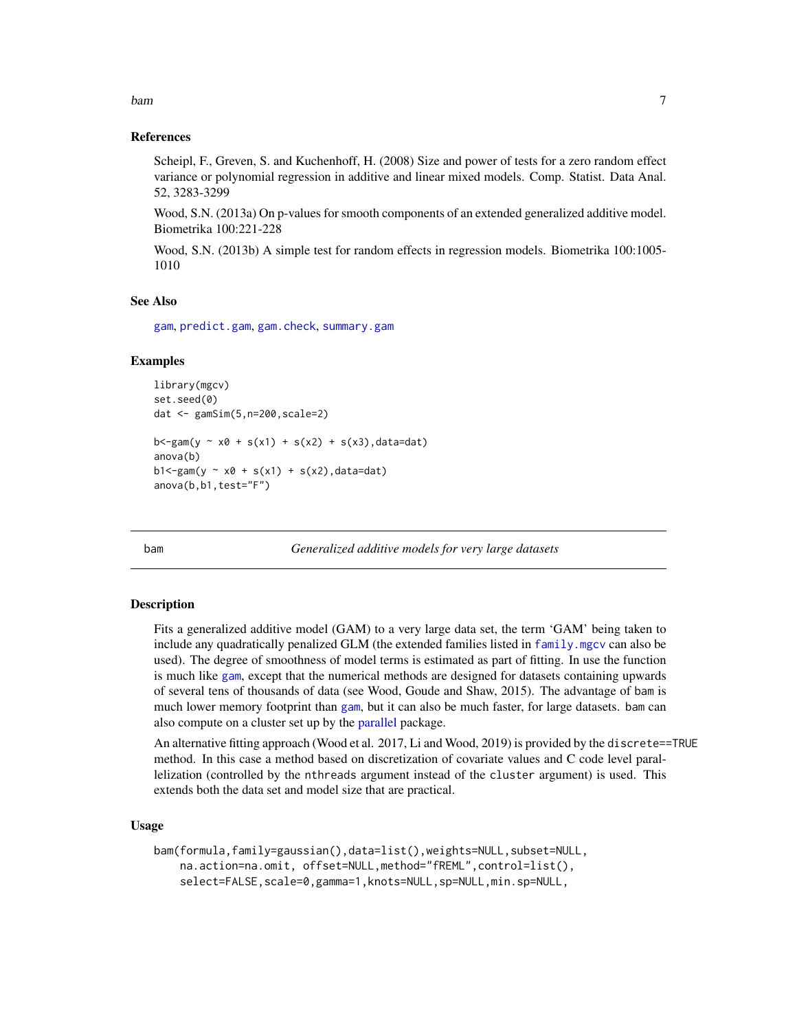## References

Scheipl, F., Greven, S. and Kuchenhoff, H. (2008) Size and power of tests for a zero random effect variance or polynomial regression in additive and linear mixed models. Comp. Statist. Data Anal. 52, 3283-3299

Wood, S.N. (2013a) On p-values for smooth components of an extended generalized additive model. Biometrika 100:221-228

Wood, S.N. (2013b) A simple test for random effects in regression models. Biometrika 100:1005-1010

## See Also

gam, predict.gam, gam.check, summary.gam

## Examples

```
library(mgcv)
set.seed(0)
dat <- gamSim(5,n=200,scale=2)

b<-gam(y ~ x0 + s(x1) + s(x2) + s(x3),data=dat)
anova(b)
b1<-gam(y ~ x0 + s(x1) + s(x2),data=dat)
anova(b,b1,test="F")
```

---

# bam — *Generalized additive models for very large datasets*

## Description

Fits a generalized additive model (GAM) to a very large data set, the term 'GAM' being taken to include any quadratically penalized GLM (the extended families listed in family.mgcv can also be used). The degree of smoothness of model terms is estimated as part of fitting. In use the function is much like gam, except that the numerical methods are designed for datasets containing upwards of several tens of thousands of data (see Wood, Goude and Shaw, 2015). The advantage of bam is much lower memory footprint than gam, but it can also be much faster, for large datasets. bam can also compute on a cluster set up by the parallel package.

An alternative fitting approach (Wood et al. 2017, Li and Wood, 2019) is provided by the discrete==TRUE method. In this case a method based on discretization of covariate values and C code level parallelization (controlled by the nthreads argument instead of the cluster argument) is used. This extends both the data set and model size that are practical.

## Usage

```
bam(formula,family=gaussian(),data=list(),weights=NULL,subset=NULL,
    na.action=na.omit, offset=NULL,method="fREML",control=list(),
    select=FALSE,scale=0,gamma=1,knots=NULL,sp=NULL,min.sp=NULL,
```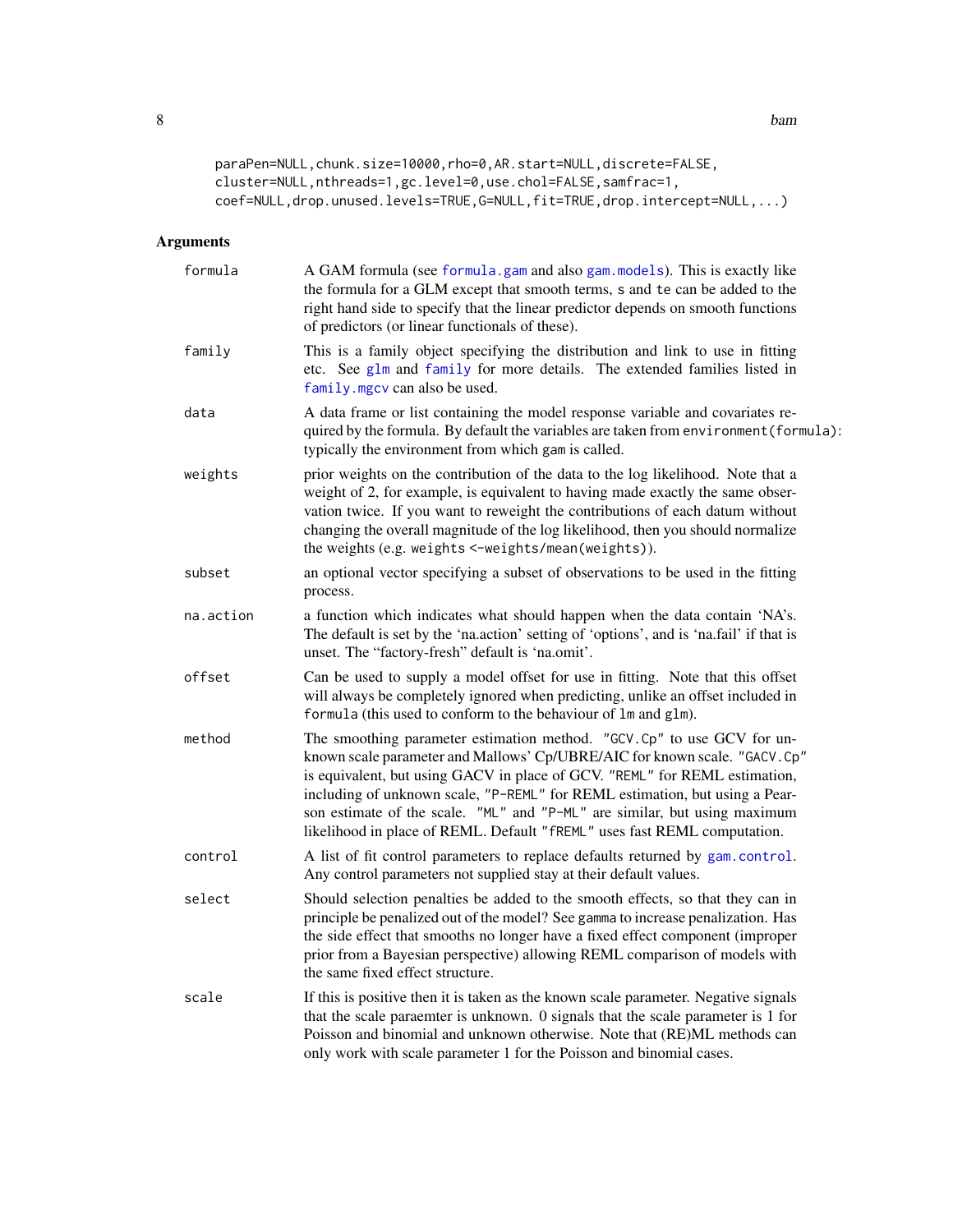```
paraPen=NULL,chunk.size=10000,rho=0,AR.start=NULL,discrete=FALSE,
cluster=NULL,nthreads=1,gc.level=0,use.chol=FALSE,samfrac=1,
coef=NULL,drop.unused.levels=TRUE,G=NULL,fit=TRUE,drop.intercept=NULL,...)
```

## Arguments

`formula` A GAM formula (see formula.gam and also gam.models). This is exactly like the formula for a GLM except that smooth terms, s and te can be added to the right hand side to specify that the linear predictor depends on smooth functions of predictors (or linear functionals of these).

`family` This is a family object specifying the distribution and link to use in fitting etc. See glm and family for more details. The extended families listed in family.mgcv can also be used.

`data` A data frame or list containing the model response variable and covariates required by the formula. By default the variables are taken from `environment(formula)`: typically the environment from which gam is called.

`weights` prior weights on the contribution of the data to the log likelihood. Note that a weight of 2, for example, is equivalent to having made exactly the same observation twice. If you want to reweight the contributions of each datum without changing the overall magnitude of the log likelihood, then you should normalize the weights (e.g. `weights <-weights/mean(weights)`).

`subset` an optional vector specifying a subset of observations to be used in the fitting process.

`na.action` a function which indicates what should happen when the data contain 'NA's. The default is set by the 'na.action' setting of 'options', and is 'na.fail' if that is unset. The "factory-fresh" default is 'na.omit'.

`offset` Can be used to supply a model offset for use in fitting. Note that this offset will always be completely ignored when predicting, unlike an offset included in `formula` (this used to conform to the behaviour of `lm` and `glm`).

`method` The smoothing parameter estimation method. `"GCV.Cp"` to use GCV for unknown scale parameter and Mallows' Cp/UBRE/AIC for known scale. `"GACV.Cp"` is equivalent, but using GACV in place of GCV. `"REML"` for REML estimation, including of unknown scale, `"P-REML"` for REML estimation, but using a Pearson estimate of the scale. `"ML"` and `"P-ML"` are similar, but using maximum likelihood in place of REML. Default `"fREML"` uses fast REML computation.

`control` A list of fit control parameters to replace defaults returned by gam.control. Any control parameters not supplied stay at their default values.

`select` Should selection penalties be added to the smooth effects, so that they can in principle be penalized out of the model? See `gamma` to increase penalization. Has the side effect that smooths no longer have a fixed effect component (improper prior from a Bayesian perspective) allowing REML comparison of models with the same fixed effect structure.

`scale` If this is positive then it is taken as the known scale parameter. Negative signals that the scale paraemter is unknown. 0 signals that the scale parameter is 1 for Poisson and binomial and unknown otherwise. Note that (RE)ML methods can only work with scale parameter 1 for the Poisson and binomial cases.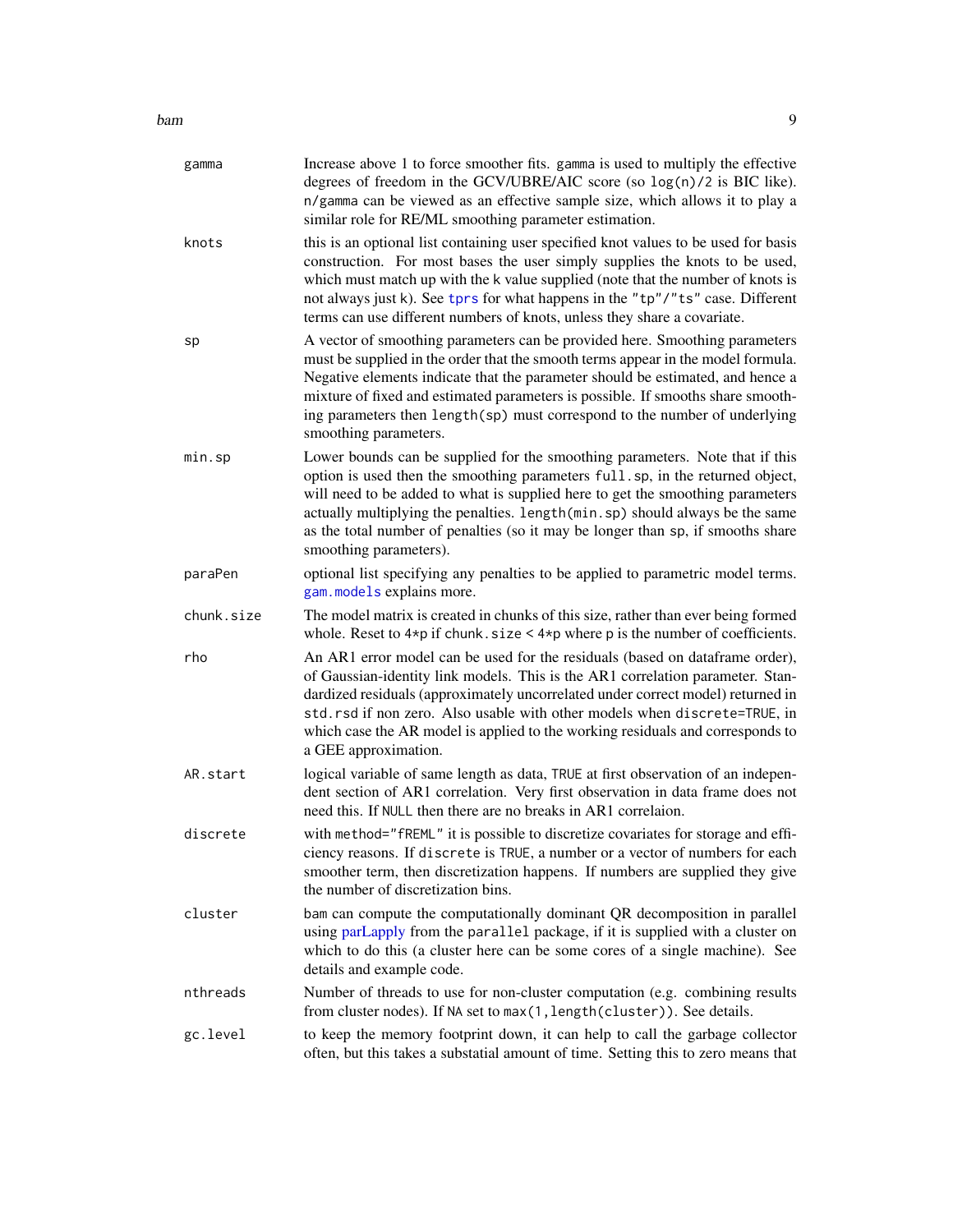| | |
|---|---|
| `gamma` | Increase above 1 to force smoother fits. `gamma` is used to multiply the effective degrees of freedom in the GCV/UBRE/AIC score (so `log(n)/2` is BIC like). `n/gamma` can be viewed as an effective sample size, which allows it to play a similar role for RE/ML smoothing parameter estimation. |
| `knots` | this is an optional list containing user specified knot values to be used for basis construction. For most bases the user simply supplies the knots to be used, which must match up with the `k` value supplied (note that the number of knots is not always just `k`). See `tprs` for what happens in the `"tp"`/`"ts"` case. Different terms can use different numbers of knots, unless they share a covariate. |
| `sp` | A vector of smoothing parameters can be provided here. Smoothing parameters must be supplied in the order that the smooth terms appear in the model formula. Negative elements indicate that the parameter should be estimated, and hence a mixture of fixed and estimated parameters is possible. If smooths share smoothing parameters then `length(sp)` must correspond to the number of underlying smoothing parameters. |
| `min.sp` | Lower bounds can be supplied for the smoothing parameters. Note that if this option is used then the smoothing parameters `full.sp`, in the returned object, will need to be added to what is supplied here to get the smoothing parameters actually multiplying the penalties. `length(min.sp)` should always be the same as the total number of penalties (so it may be longer than `sp`, if smooths share smoothing parameters). |
| `paraPen` | optional list specifying any penalties to be applied to parametric model terms. `gam.models` explains more. |
| `chunk.size` | The model matrix is created in chunks of this size, rather than ever being formed whole. Reset to `4*p` if `chunk.size < 4*p` where `p` is the number of coefficients. |
| `rho` | An AR1 error model can be used for the residuals (based on dataframe order), of Gaussian-identity link models. This is the AR1 correlation parameter. Standardized residuals (approximately uncorrelated under correct model) returned in `std.rsd` if non zero. Also usable with other models when `discrete=TRUE`, in which case the AR model is applied to the working residuals and corresponds to a GEE approximation. |
| `AR.start` | logical variable of same length as data, `TRUE` at first observation of an independent section of AR1 correlation. Very first observation in data frame does not need this. If `NULL` then there are no breaks in AR1 correlaion. |
| `discrete` | with `method="fREML"` it is possible to discretize covariates for storage and efficiency reasons. If `discrete` is `TRUE`, a number or a vector of numbers for each smoother term, then discretization happens. If numbers are supplied they give the number of discretization bins. |
| `cluster` | `bam` can compute the computationally dominant QR decomposition in parallel using parLapply from the `parallel` package, if it is supplied with a cluster on which to do this (a cluster here can be some cores of a single machine). See details and example code. |
| `nthreads` | Number of threads to use for non-cluster computation (e.g. combining results from cluster nodes). If `NA` set to `max(1,length(cluster))`. See details. |
| `gc.level` | to keep the memory footprint down, it can help to call the garbage collector often, but this takes a substatial amount of time. Setting this to zero means that |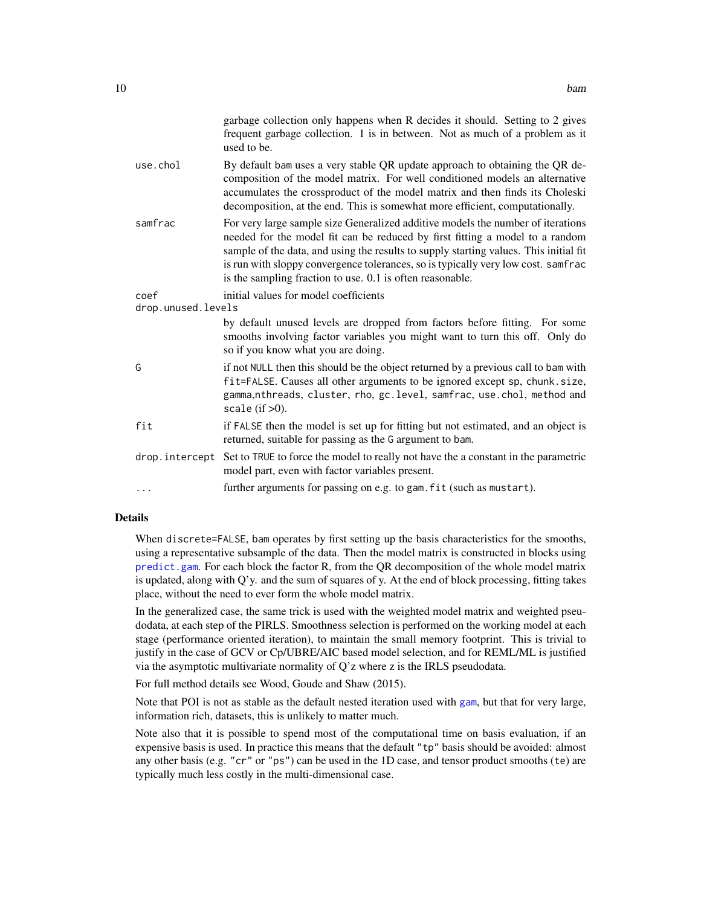garbage collection only happens when R decides it should. Setting to 2 gives frequent garbage collection. 1 is in between. Not as much of a problem as it used to be.

| | |
|---|---|
| `use.chol` | By default bam uses a very stable QR update approach to obtaining the QR decomposition of the model matrix. For well conditioned models an alternative accumulates the crossproduct of the model matrix and then finds its Choleski decomposition, at the end. This is somewhat more efficient, computationally. |
| `samfrac` | For very large sample size Generalized additive models the number of iterations needed for the model fit can be reduced by first fitting a model to a random sample of the data, and using the results to supply starting values. This initial fit is run with sloppy convergence tolerances, so is typically very low cost. `samfrac` is the sampling fraction to use. 0.1 is often reasonable. |
| `coef` | initial values for model coefficients |
| `drop.unused.levels` | by default unused levels are dropped from factors before fitting. For some smooths involving factor variables you might want to turn this off. Only do so if you know what you are doing. |
| `G` | if not `NULL` then this should be the object returned by a previous call to bam with `fit=FALSE`. Causes all other arguments to be ignored except `sp`, `chunk.size`, `gamma`,`nthreads`, `cluster`, `rho`, `gc.level`, `samfrac`, `use.chol`, `method` and `scale` (if >0). |
| `fit` | if `FALSE` then the model is set up for fitting but not estimated, and an object is returned, suitable for passing as the `G` argument to bam. |
| `drop.intercept` | Set to `TRUE` to force the model to really not have the a constant in the parametric model part, even with factor variables present. |
| `...` | further arguments for passing on e.g. to `gam.fit` (such as `mustart`). |

## Details

When `discrete=FALSE`, bam operates by first setting up the basis characteristics for the smooths, using a representative subsample of the data. Then the model matrix is constructed in blocks using `predict.gam`. For each block the factor R, from the QR decomposition of the whole model matrix is updated, along with Q'y. and the sum of squares of y. At the end of block processing, fitting takes place, without the need to ever form the whole model matrix.

In the generalized case, the same trick is used with the weighted model matrix and weighted pseudodata, at each step of the PIRLS. Smoothness selection is performed on the working model at each stage (performance oriented iteration), to maintain the small memory footprint. This is trivial to justify in the case of GCV or Cp/UBRE/AIC based model selection, and for REML/ML is justified via the asymptotic multivariate normality of Q'z where z is the IRLS pseudodata.

For full method details see Wood, Goude and Shaw (2015).

Note that POI is not as stable as the default nested iteration used with `gam`, but that for very large, information rich, datasets, this is unlikely to matter much.

Note also that it is possible to spend most of the computational time on basis evaluation, if an expensive basis is used. In practice this means that the default `"tp"` basis should be avoided: almost any other basis (e.g. `"cr"` or `"ps"`) can be used in the 1D case, and tensor product smooths (`te`) are typically much less costly in the multi-dimensional case.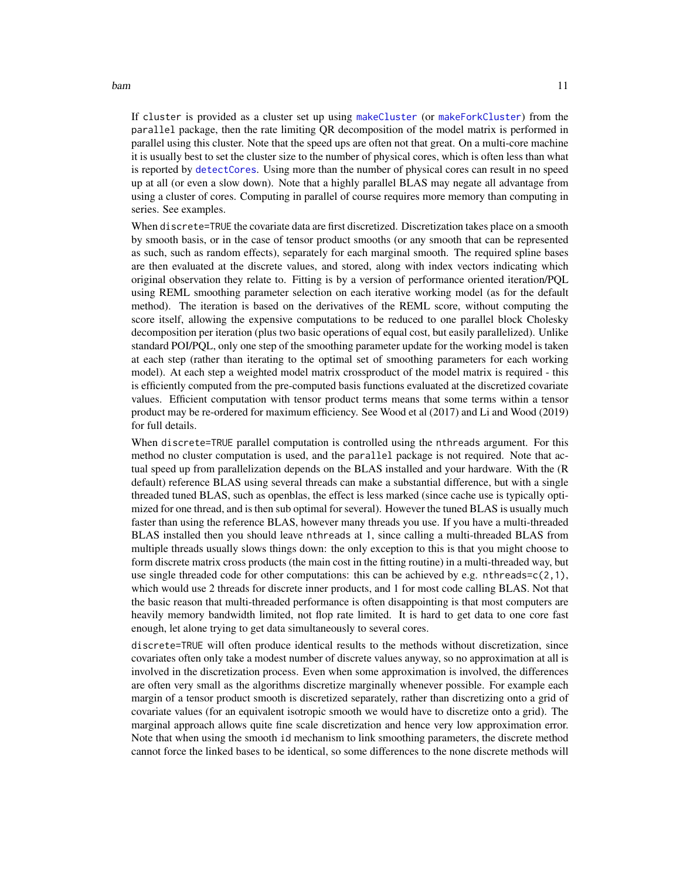If cluster is provided as a cluster set up using makeCluster (or makeForkCluster) from the parallel package, then the rate limiting QR decomposition of the model matrix is performed in parallel using this cluster. Note that the speed ups are often not that great. On a multi-core machine it is usually best to set the cluster size to the number of physical cores, which is often less than what is reported by detectCores. Using more than the number of physical cores can result in no speed up at all (or even a slow down). Note that a highly parallel BLAS may negate all advantage from using a cluster of cores. Computing in parallel of course requires more memory than computing in series. See examples.

When discrete=TRUE the covariate data are first discretized. Discretization takes place on a smooth by smooth basis, or in the case of tensor product smooths (or any smooth that can be represented as such, such as random effects), separately for each marginal smooth. The required spline bases are then evaluated at the discrete values, and stored, along with index vectors indicating which original observation they relate to. Fitting is by a version of performance oriented iteration/PQL using REML smoothing parameter selection on each iterative working model (as for the default method). The iteration is based on the derivatives of the REML score, without computing the score itself, allowing the expensive computations to be reduced to one parallel block Cholesky decomposition per iteration (plus two basic operations of equal cost, but easily parallelized). Unlike standard POI/PQL, only one step of the smoothing parameter update for the working model is taken at each step (rather than iterating to the optimal set of smoothing parameters for each working model). At each step a weighted model matrix crossproduct of the model matrix is required - this is efficiently computed from the pre-computed basis functions evaluated at the discretized covariate values. Efficient computation with tensor product terms means that some terms within a tensor product may be re-ordered for maximum efficiency. See Wood et al (2017) and Li and Wood (2019) for full details.

When discrete=TRUE parallel computation is controlled using the nthreads argument. For this method no cluster computation is used, and the parallel package is not required. Note that actual speed up from parallelization depends on the BLAS installed and your hardware. With the (R default) reference BLAS using several threads can make a substantial difference, but with a single threaded tuned BLAS, such as openblas, the effect is less marked (since cache use is typically optimized for one thread, and is then sub optimal for several). However the tuned BLAS is usually much faster than using the reference BLAS, however many threads you use. If you have a multi-threaded BLAS installed then you should leave nthreads at 1, since calling a multi-threaded BLAS from multiple threads usually slows things down: the only exception to this is that you might choose to form discrete matrix cross products (the main cost in the fitting routine) in a multi-threaded way, but use single threaded code for other computations: this can be achieved by e.g. nthreads=c(2,1), which would use 2 threads for discrete inner products, and 1 for most code calling BLAS. Not that the basic reason that multi-threaded performance is often disappointing is that most computers are heavily memory bandwidth limited, not flop rate limited. It is hard to get data to one core fast enough, let alone trying to get data simultaneously to several cores.

discrete=TRUE will often produce identical results to the methods without discretization, since covariates often only take a modest number of discrete values anyway, so no approximation at all is involved in the discretization process. Even when some approximation is involved, the differences are often very small as the algorithms discretize marginally whenever possible. For example each margin of a tensor product smooth is discretized separately, rather than discretizing onto a grid of covariate values (for an equivalent isotropic smooth we would have to discretize onto a grid). The marginal approach allows quite fine scale discretization and hence very low approximation error. Note that when using the smooth id mechanism to link smoothing parameters, the discrete method cannot force the linked bases to be identical, so some differences to the none discrete methods will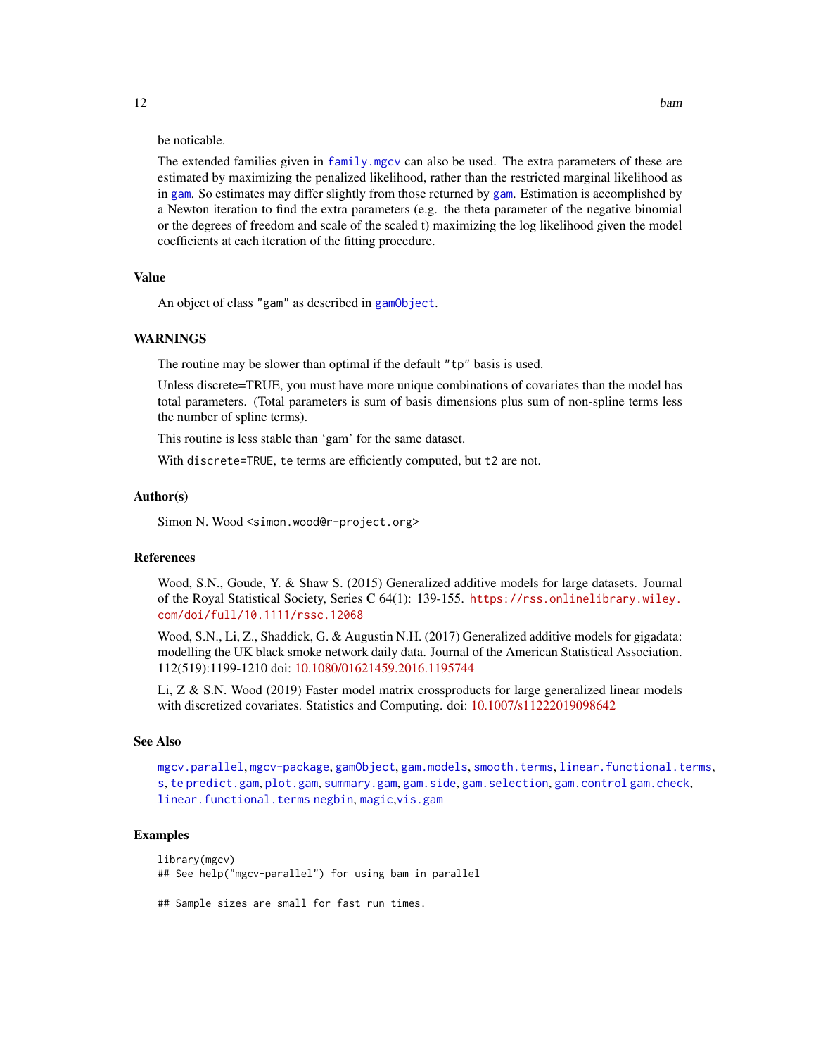be noticable.

The extended families given in family.mgcv can also be used. The extra parameters of these are estimated by maximizing the penalized likelihood, rather than the restricted marginal likelihood as in gam. So estimates may differ slightly from those returned by gam. Estimation is accomplished by a Newton iteration to find the extra parameters (e.g. the theta parameter of the negative binomial or the degrees of freedom and scale of the scaled t) maximizing the log likelihood given the model coefficients at each iteration of the fitting procedure.

## Value

An object of class "gam" as described in gamObject.

## WARNINGS

The routine may be slower than optimal if the default "tp" basis is used.

Unless discrete=TRUE, you must have more unique combinations of covariates than the model has total parameters. (Total parameters is sum of basis dimensions plus sum of non-spline terms less the number of spline terms).

This routine is less stable than 'gam' for the same dataset.

With discrete=TRUE, te terms are efficiently computed, but t2 are not.

## Author(s)

Simon N. Wood <simon.wood@r-project.org>

## References

Wood, S.N., Goude, Y. & Shaw S. (2015) Generalized additive models for large datasets. Journal of the Royal Statistical Society, Series C 64(1): 139-155. https://rss.onlinelibrary.wiley.com/doi/full/10.1111/rssc.12068

Wood, S.N., Li, Z., Shaddick, G. & Augustin N.H. (2017) Generalized additive models for gigadata: modelling the UK black smoke network daily data. Journal of the American Statistical Association. 112(519):1199-1210 doi: 10.1080/01621459.2016.1195744

Li, Z & S.N. Wood (2019) Faster model matrix crossproducts for large generalized linear models with discretized covariates. Statistics and Computing. doi: 10.1007/s11222019098642

## See Also

mgcv.parallel, mgcv-package, gamObject, gam.models, smooth.terms, linear.functional.terms, s, te predict.gam, plot.gam, summary.gam, gam.side, gam.selection, gam.control gam.check, linear.functional.terms negbin, magic,vis.gam

## Examples

```
library(mgcv)
## See help("mgcv-parallel") for using bam in parallel

## Sample sizes are small for fast run times.
```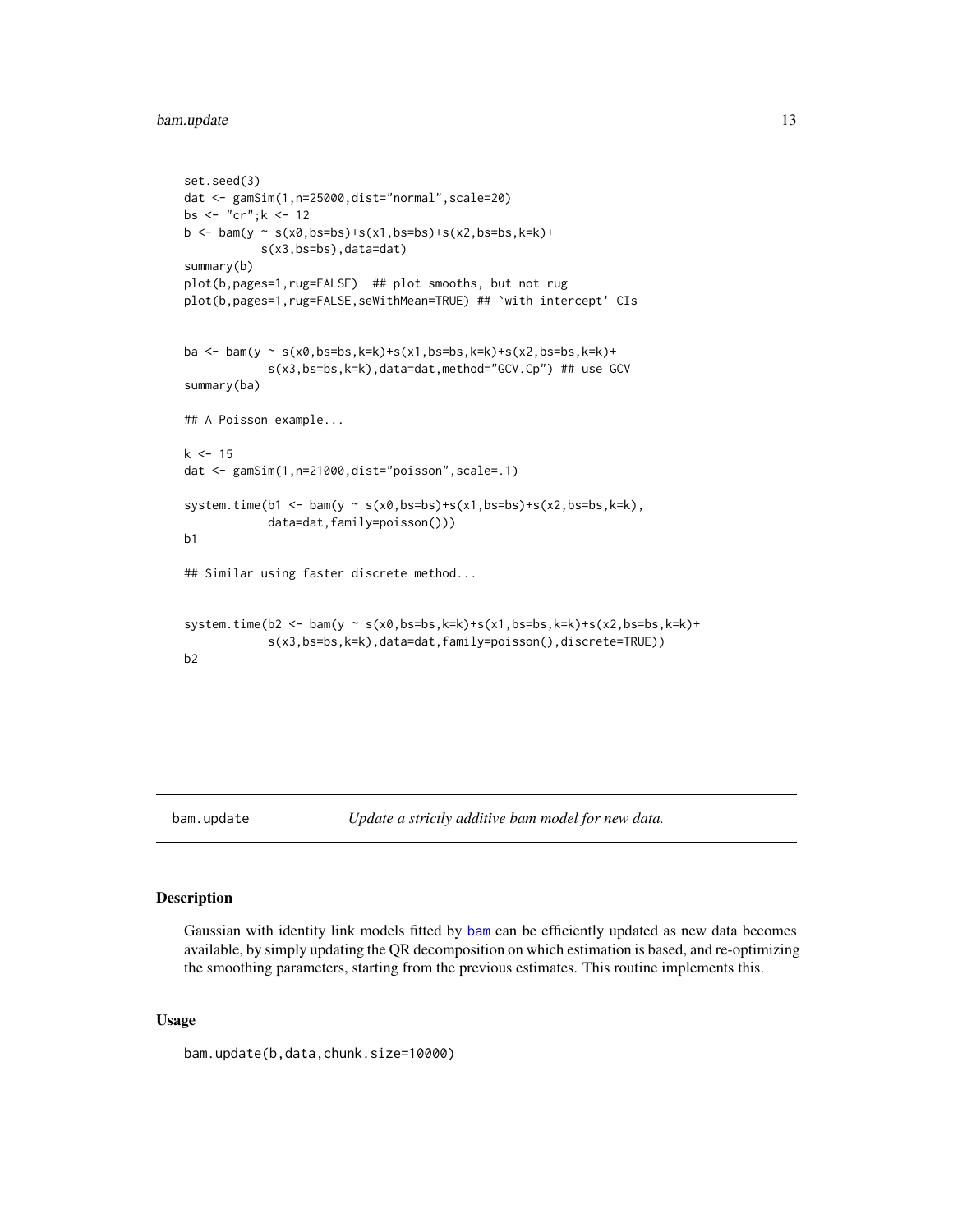```
set.seed(3)
dat <- gamSim(1,n=25000,dist="normal",scale=20)
bs <- "cr";k <- 12
b <- bam(y ~ s(x0,bs=bs)+s(x1,bs=bs)+s(x2,bs=bs,k=k)+
          s(x3,bs=bs),data=dat)
summary(b)
plot(b,pages=1,rug=FALSE)  ## plot smooths, but not rug
plot(b,pages=1,rug=FALSE,seWithMean=TRUE) ## `with intercept' CIs


ba <- bam(y ~ s(x0,bs=bs,k=k)+s(x1,bs=bs,k=k)+s(x2,bs=bs,k=k)+
            s(x3,bs=bs,k=k),data=dat,method="GCV.Cp") ## use GCV
summary(ba)

## A Poisson example...

k <- 15
dat <- gamSim(1,n=21000,dist="poisson",scale=.1)

system.time(b1 <- bam(y ~ s(x0,bs=bs)+s(x1,bs=bs)+s(x2,bs=bs,k=k),
            data=dat,family=poisson()))
b1

## Similar using faster discrete method...


system.time(b2 <- bam(y ~ s(x0,bs=bs,k=k)+s(x1,bs=bs,k=k)+s(x2,bs=bs,k=k)+
            s(x3,bs=bs,k=k),data=dat,family=poisson(),discrete=TRUE))
b2
```

---

`bam.update` *Update a strictly additive bam model for new data.*

---

## Description

Gaussian with identity link models fitted by bam can be efficiently updated as new data becomes available, by simply updating the QR decomposition on which estimation is based, and re-optimizing the smoothing parameters, starting from the previous estimates. This routine implements this.

## Usage

```
bam.update(b,data,chunk.size=10000)
```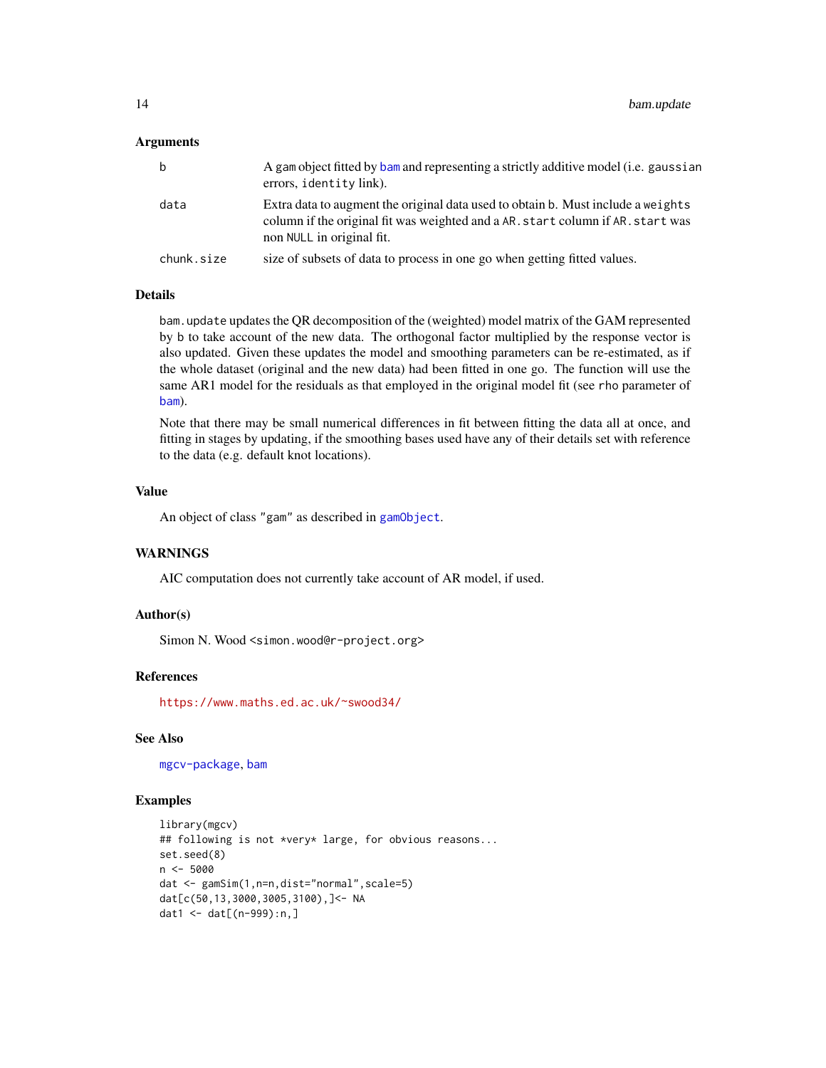### Arguments

| | |
|---|---|
| b | A gam object fitted by bam and representing a strictly additive model (i.e. gaussian errors, identity link). |
| data | Extra data to augment the original data used to obtain b. Must include a weights column if the original fit was weighted and a AR.start column if AR.start was non NULL in original fit. |
| chunk.size | size of subsets of data to process in one go when getting fitted values. |

### Details

bam.update updates the QR decomposition of the (weighted) model matrix of the GAM represented by b to take account of the new data. The orthogonal factor multiplied by the response vector is also updated. Given these updates the model and smoothing parameters can be re-estimated, as if the whole dataset (original and the new data) had been fitted in one go. The function will use the same AR1 model for the residuals as that employed in the original model fit (see rho parameter of bam).

Note that there may be small numerical differences in fit between fitting the data all at once, and fitting in stages by updating, if the smoothing bases used have any of their details set with reference to the data (e.g. default knot locations).

### Value

An object of class "gam" as described in gamObject.

### WARNINGS

AIC computation does not currently take account of AR model, if used.

### Author(s)

Simon N. Wood <simon.wood@r-project.org>

### References

https://www.maths.ed.ac.uk/~swood34/

### See Also

mgcv-package, bam

### Examples

```
library(mgcv)
## following is not *very* large, for obvious reasons...
set.seed(8)
n <- 5000
dat <- gamSim(1,n=n,dist="normal",scale=5)
dat[c(50,13,3000,3005,3100),]<- NA
dat1 <- dat[(n-999):n,]
```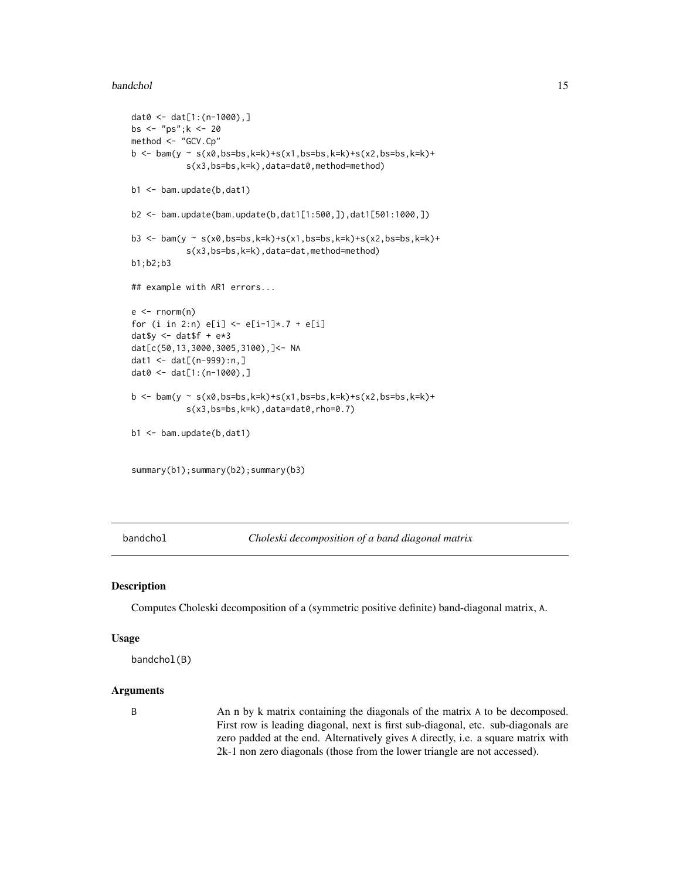```
dat0 <- dat[1:(n-1000),]
bs <- "ps";k <- 20
method <- "GCV.Cp"
b <- bam(y ~ s(x0,bs=bs,k=k)+s(x1,bs=bs,k=k)+s(x2,bs=bs,k=k)+
           s(x3,bs=bs,k=k),data=dat0,method=method)

b1 <- bam.update(b,dat1)

b2 <- bam.update(bam.update(b,dat1[1:500,]),dat1[501:1000,])

b3 <- bam(y ~ s(x0,bs=bs,k=k)+s(x1,bs=bs,k=k)+s(x2,bs=bs,k=k)+
           s(x3,bs=bs,k=k),data=dat,method=method)
b1;b2;b3

## example with AR1 errors...

e <- rnorm(n)
for (i in 2:n) e[i] <- e[i-1]*.7 + e[i]
dat$y <- dat$f + e*3
dat[c(50,13,3000,3005,3100),]<- NA
dat1 <- dat[(n-999):n,]
dat0 <- dat[1:(n-1000),]

b <- bam(y ~ s(x0,bs=bs,k=k)+s(x1,bs=bs,k=k)+s(x2,bs=bs,k=k)+
           s(x3,bs=bs,k=k),data=dat0,rho=0.7)

b1 <- bam.update(b,dat1)


summary(b1);summary(b2);summary(b3)
```

---

## bandchol — *Choleski decomposition of a band diagonal matrix*

### Description

Computes Choleski decomposition of a (symmetric positive definite) band-diagonal matrix, A.

### Usage

```
bandchol(B)
```

### Arguments

| | |
|---|---|
| B | An n by k matrix containing the diagonals of the matrix A to be decomposed. First row is leading diagonal, next is first sub-diagonal, etc. sub-diagonals are zero padded at the end. Alternatively gives A directly, i.e. a square matrix with 2k-1 non zero diagonals (those from the lower triangle are not accessed). |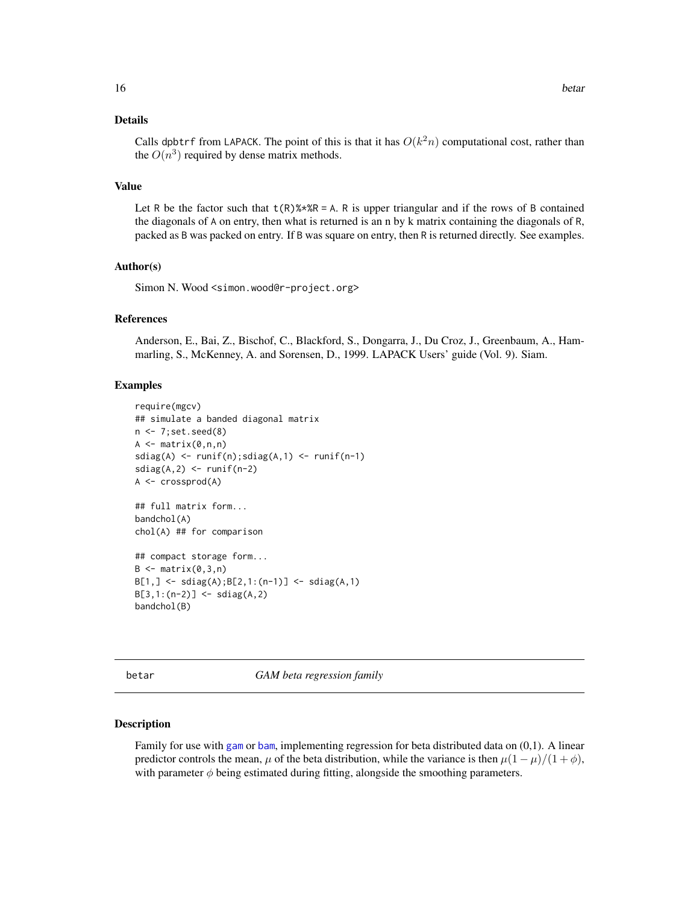## Details

Calls dpbtrf from LAPACK. The point of this is that it has $O(k^2 n)$ computational cost, rather than the $O(n^3)$ required by dense matrix methods.

## Value

Let R be the factor such that t(R)%*%R = A. R is upper triangular and if the rows of B contained the diagonals of A on entry, then what is returned is an n by k matrix containing the diagonals of R, packed as B was packed on entry. If B was square on entry, then R is returned directly. See examples.

## Author(s)

Simon N. Wood <simon.wood@r-project.org>

## References

Anderson, E., Bai, Z., Bischof, C., Blackford, S., Dongarra, J., Du Croz, J., Greenbaum, A., Hammarling, S., McKenney, A. and Sorensen, D., 1999. LAPACK Users' guide (Vol. 9). Siam.

## Examples

```
require(mgcv)
## simulate a banded diagonal matrix
n <- 7;set.seed(8)
A <- matrix(0,n,n)
sdiag(A) <- runif(n);sdiag(A,1) <- runif(n-1)
sdiag(A,2) <- runif(n-2)
A <- crossprod(A)

## full matrix form...
bandchol(A)
chol(A) ## for comparison

## compact storage form...
B <- matrix(0,3,n)
B[1,] <- sdiag(A);B[2,1:(n-1)] <- sdiag(A,1)
B[3,1:(n-2)] <- sdiag(A,2)
bandchol(B)
```

---

# betar *GAM beta regression family*

## Description

Family for use with gam or bam, implementing regression for beta distributed data on (0,1). A linear predictor controls the mean, $\mu$ of the beta distribution, while the variance is then $\mu(1-\mu)/(1+\phi)$, with parameter $\phi$ being estimated during fitting, alongside the smoothing parameters.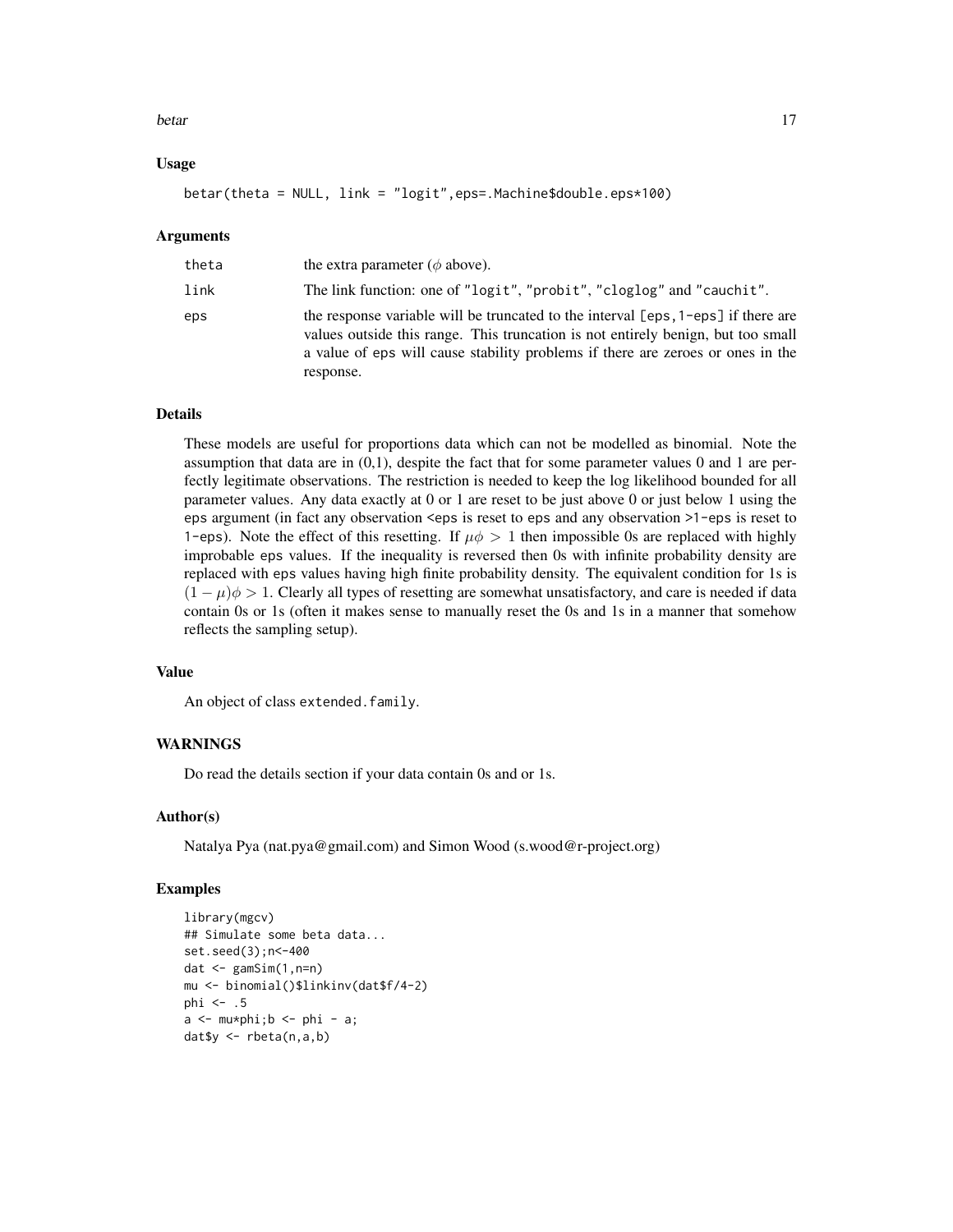### Usage

```
betar(theta = NULL, link = "logit",eps=.Machine$double.eps*100)
```

### Arguments

| | |
|---|---|
| theta | the extra parameter ($\phi$ above). |
| link | The link function: one of "logit", "probit", "cloglog" and "cauchit". |
| eps | the response variable will be truncated to the interval [eps,1-eps] if there are values outside this range. This truncation is not entirely benign, but too small a value of eps will cause stability problems if there are zeroes or ones in the response. |

### Details

These models are useful for proportions data which can not be modelled as binomial. Note the assumption that data are in (0,1), despite the fact that for some parameter values 0 and 1 are perfectly legitimate observations. The restriction is needed to keep the log likelihood bounded for all parameter values. Any data exactly at 0 or 1 are reset to be just above 0 or just below 1 using the eps argument (in fact any observation <eps is reset to eps and any observation >1-eps is reset to 1-eps). Note the effect of this resetting. If $\mu\phi > 1$ then impossible 0s are replaced with highly improbable eps values. If the inequality is reversed then 0s with infinite probability density are replaced with eps values having high finite probability density. The equivalent condition for 1s is $(1 - \mu)\phi > 1$. Clearly all types of resetting are somewhat unsatisfactory, and care is needed if data contain 0s or 1s (often it makes sense to manually reset the 0s and 1s in a manner that somehow reflects the sampling setup).

### Value

An object of class extended.family.

### WARNINGS

Do read the details section if your data contain 0s and or 1s.

### Author(s)

Natalya Pya (nat.pya@gmail.com) and Simon Wood (s.wood@r-project.org)

### Examples

```
library(mgcv)
## Simulate some beta data...
set.seed(3);n<-400
dat <- gamSim(1,n=n)
mu <- binomial()$linkinv(dat$f/4-2)
phi <- .5
a <- mu*phi;b <- phi - a;
dat$y <- rbeta(n,a,b)
```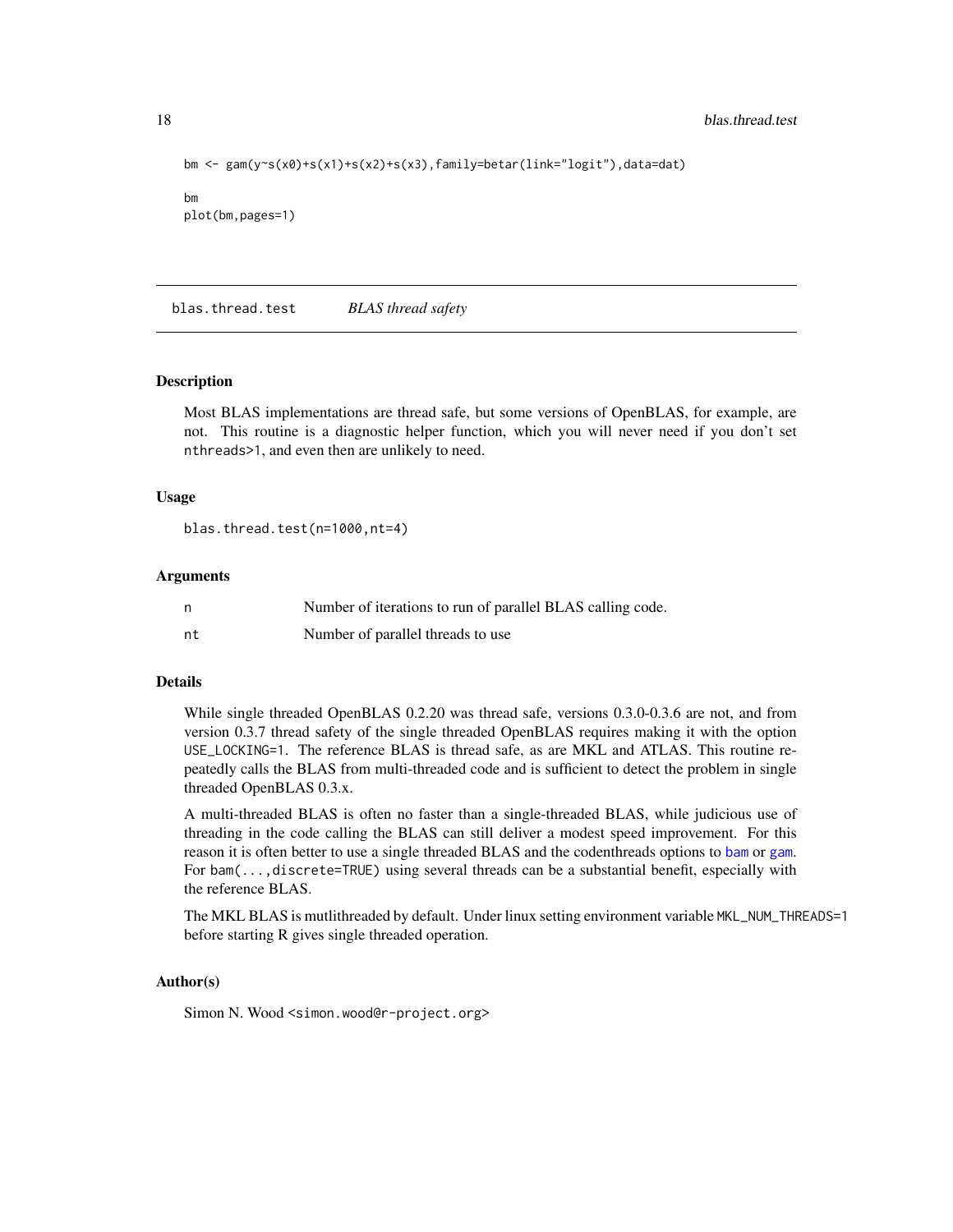```
bm <- gam(y~s(x0)+s(x1)+s(x2)+s(x3),family=betar(link="logit"),data=dat)

bm
plot(bm,pages=1)
```

---

## blas.thread.test *BLAS thread safety*

---

### Description

Most BLAS implementations are thread safe, but some versions of OpenBLAS, for example, are not. This routine is a diagnostic helper function, which you will never need if you don't set `nthreads>1`, and even then are unlikely to need.

### Usage

```
blas.thread.test(n=1000,nt=4)
```

### Arguments

| | |
|---|---|
| `n` | Number of iterations to run of parallel BLAS calling code. |
| `nt` | Number of parallel threads to use |

### Details

While single threaded OpenBLAS 0.2.20 was thread safe, versions 0.3.0-0.3.6 are not, and from version 0.3.7 thread safety of the single threaded OpenBLAS requires making it with the option `USE_LOCKING=1`. The reference BLAS is thread safe, as are MKL and ATLAS. This routine repeatedly calls the BLAS from multi-threaded code and is sufficient to detect the problem in single threaded OpenBLAS 0.3.x.

A multi-threaded BLAS is often no faster than a single-threaded BLAS, while judicious use of threading in the code calling the BLAS can still deliver a modest speed improvement. For this reason it is often better to use a single threaded BLAS and the codenthreads options to `bam` or `gam`. For `bam(...,discrete=TRUE)` using several threads can be a substantial benefit, especially with the reference BLAS.

The MKL BLAS is mutlithreaded by default. Under linux setting environment variable `MKL_NUM_THREADS=1` before starting R gives single threaded operation.

### Author(s)

Simon N. Wood <simon.wood@r-project.org>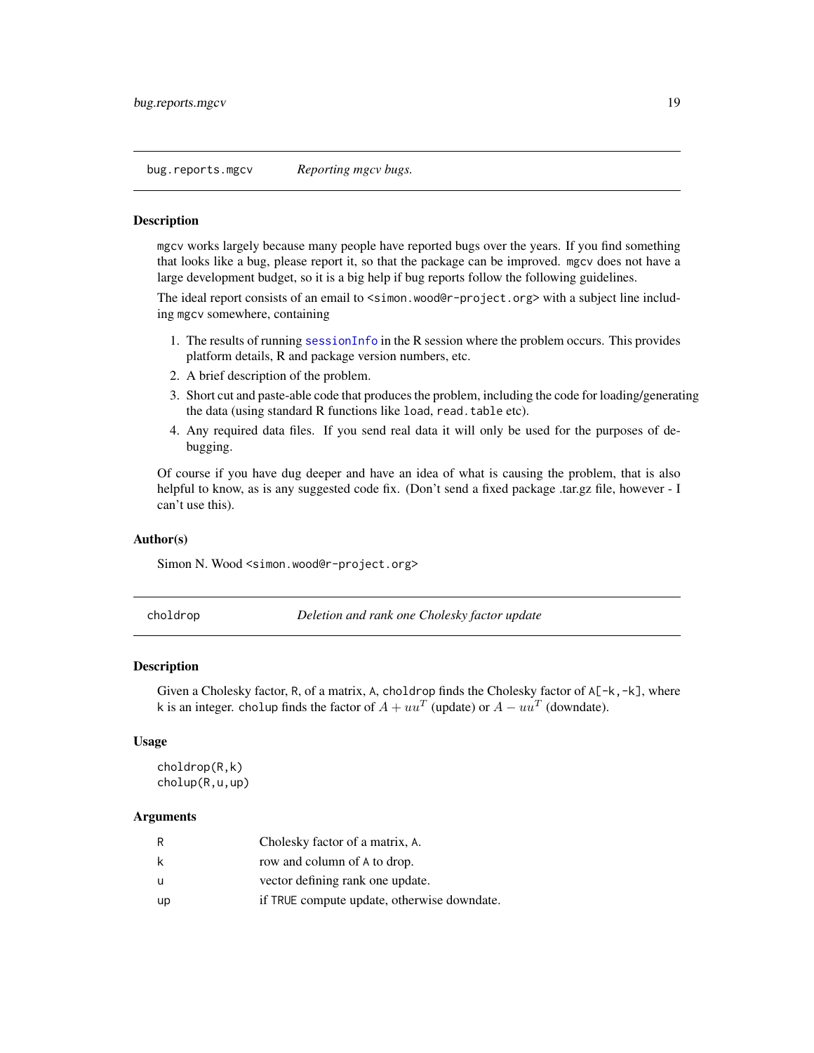## bug.reports.mgcv — *Reporting mgcv bugs.*

### Description

mgcv works largely because many people have reported bugs over the years. If you find something that looks like a bug, please report it, so that the package can be improved. mgcv does not have a large development budget, so it is a big help if bug reports follow the following guidelines.

The ideal report consists of an email to <simon.wood@r-project.org> with a subject line including mgcv somewhere, containing

1. The results of running sessionInfo in the R session where the problem occurs. This provides platform details, R and package version numbers, etc.
2. A brief description of the problem.
3. Short cut and paste-able code that produces the problem, including the code for loading/generating the data (using standard R functions like load, read.table etc).
4. Any required data files. If you send real data it will only be used for the purposes of debugging.

Of course if you have dug deeper and have an idea of what is causing the problem, that is also helpful to know, as is any suggested code fix. (Don't send a fixed package .tar.gz file, however - I can't use this).

### Author(s)

Simon N. Wood <simon.wood@r-project.org>

## choldrop — *Deletion and rank one Cholesky factor update*

### Description

Given a Cholesky factor, R, of a matrix, A, choldrop finds the Cholesky factor of A[-k,-k], where k is an integer. cholup finds the factor of $A + uu^T$ (update) or $A - uu^T$ (downdate).

### Usage

```
choldrop(R,k)
cholup(R,u,up)
```

### Arguments

| | |
|---|---|
| R | Cholesky factor of a matrix, A. |
| k | row and column of A to drop. |
| u | vector defining rank one update. |
| up | if TRUE compute update, otherwise downdate. |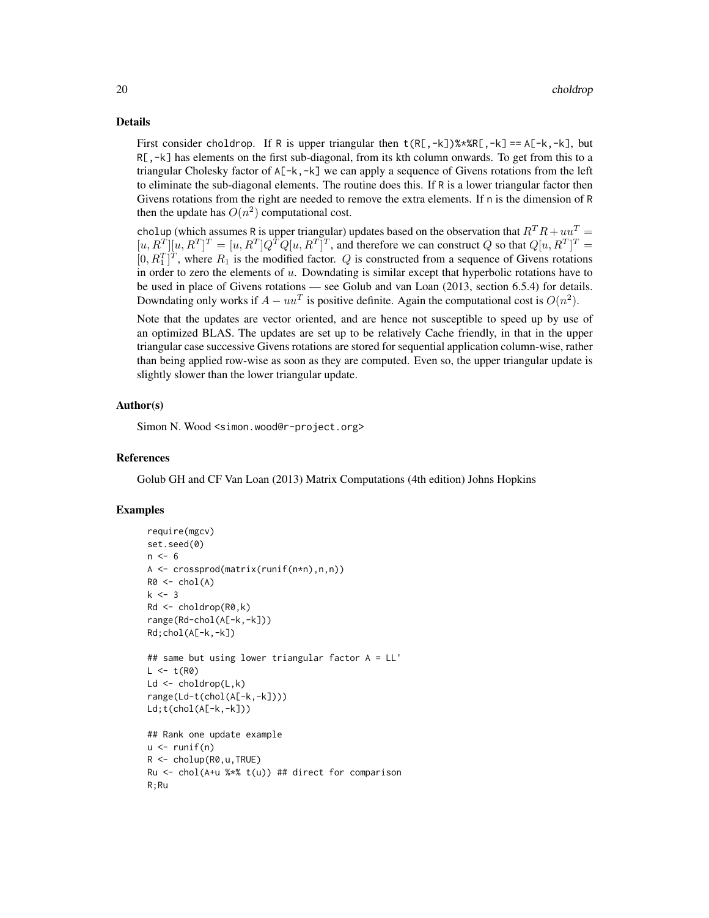### Details

First consider choldrop. If R is upper triangular then `t(R[,-k])%*%R[,-k] == A[-k,-k]`, but `R[,-k]` has elements on the first sub-diagonal, from its kth column onwards. To get from this to a triangular Cholesky factor of `A[-k,-k]` we can apply a sequence of Givens rotations from the left to eliminate the sub-diagonal elements. The routine does this. If R is a lower triangular factor then Givens rotations from the right are needed to remove the extra elements. If n is the dimension of R then the update has $O(n^2)$ computational cost.

cholup (which assumes R is upper triangular) updates based on the observation that $R^TR + uu^T = [u, R^T][u, R^T]^T = [u, R^T]Q^TQ[u, R^T]^T$, and therefore we can construct $Q$ so that $Q[u, R^T]^T = [0, R_1^T]^T$, where $R_1$ is the modified factor. $Q$ is constructed from a sequence of Givens rotations in order to zero the elements of $u$. Downdating is similar except that hyperbolic rotations have to be used in place of Givens rotations — see Golub and van Loan (2013, section 6.5.4) for details. Downdating only works if $A - uu^T$ is positive definite. Again the computational cost is $O(n^2)$.

Note that the updates are vector oriented, and are hence not susceptible to speed up by use of an optimized BLAS. The updates are set up to be relatively Cache friendly, in that in the upper triangular case successive Givens rotations are stored for sequential application column-wise, rather than being applied row-wise as soon as they are computed. Even so, the upper triangular update is slightly slower than the lower triangular update.

### Author(s)

Simon N. Wood <simon.wood@r-project.org>

### References

Golub GH and CF Van Loan (2013) Matrix Computations (4th edition) Johns Hopkins

### Examples

```
require(mgcv)
set.seed(0)
n <- 6
A <- crossprod(matrix(runif(n*n),n,n))
R0 <- chol(A)
k <- 3
Rd <- choldrop(R0,k)
range(Rd-chol(A[-k,-k]))
Rd;chol(A[-k,-k])

## same but using lower triangular factor A = LL'
L <- t(R0)
Ld <- choldrop(L,k)
range(Ld-t(chol(A[-k,-k])))
Ld;t(chol(A[-k,-k]))

## Rank one update example
u <- runif(n)
R <- cholup(R0,u,TRUE)
Ru <- chol(A+u %*% t(u)) ## direct for comparison
R;Ru
```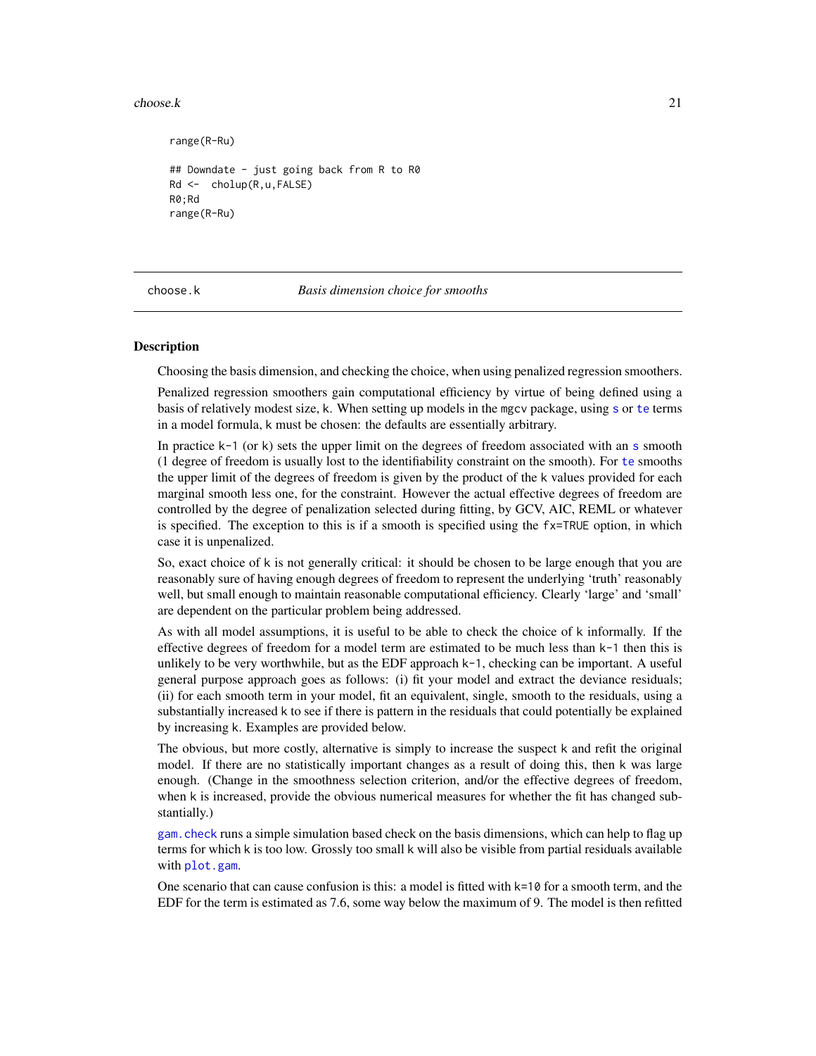```
range(R-Ru)

## Downdate - just going back from R to R0
Rd <-  cholup(R,u,FALSE)
R0;Rd
range(R-Ru)
```

---

choose.k — *Basis dimension choice for smooths*

---

## Description

Choosing the basis dimension, and checking the choice, when using penalized regression smoothers.

Penalized regression smoothers gain computational efficiency by virtue of being defined using a basis of relatively modest size, k. When setting up models in the mgcv package, using s or te terms in a model formula, k must be chosen: the defaults are essentially arbitrary.

In practice k-1 (or k) sets the upper limit on the degrees of freedom associated with an s smooth (1 degree of freedom is usually lost to the identifiability constraint on the smooth). For te smooths the upper limit of the degrees of freedom is given by the product of the k values provided for each marginal smooth less one, for the constraint. However the actual effective degrees of freedom are controlled by the degree of penalization selected during fitting, by GCV, AIC, REML or whatever is specified. The exception to this is if a smooth is specified using the fx=TRUE option, in which case it is unpenalized.

So, exact choice of k is not generally critical: it should be chosen to be large enough that you are reasonably sure of having enough degrees of freedom to represent the underlying 'truth' reasonably well, but small enough to maintain reasonable computational efficiency. Clearly 'large' and 'small' are dependent on the particular problem being addressed.

As with all model assumptions, it is useful to be able to check the choice of k informally. If the effective degrees of freedom for a model term are estimated to be much less than k-1 then this is unlikely to be very worthwhile, but as the EDF approach k-1, checking can be important. A useful general purpose approach goes as follows: (i) fit your model and extract the deviance residuals; (ii) for each smooth term in your model, fit an equivalent, single, smooth to the residuals, using a substantially increased k to see if there is pattern in the residuals that could potentially be explained by increasing k. Examples are provided below.

The obvious, but more costly, alternative is simply to increase the suspect k and refit the original model. If there are no statistically important changes as a result of doing this, then k was large enough. (Change in the smoothness selection criterion, and/or the effective degrees of freedom, when k is increased, provide the obvious numerical measures for whether the fit has changed substantially.)

gam.check runs a simple simulation based check on the basis dimensions, which can help to flag up terms for which k is too low. Grossly too small k will also be visible from partial residuals available with plot.gam.

One scenario that can cause confusion is this: a model is fitted with k=10 for a smooth term, and the EDF for the term is estimated as 7.6, some way below the maximum of 9. The model is then refitted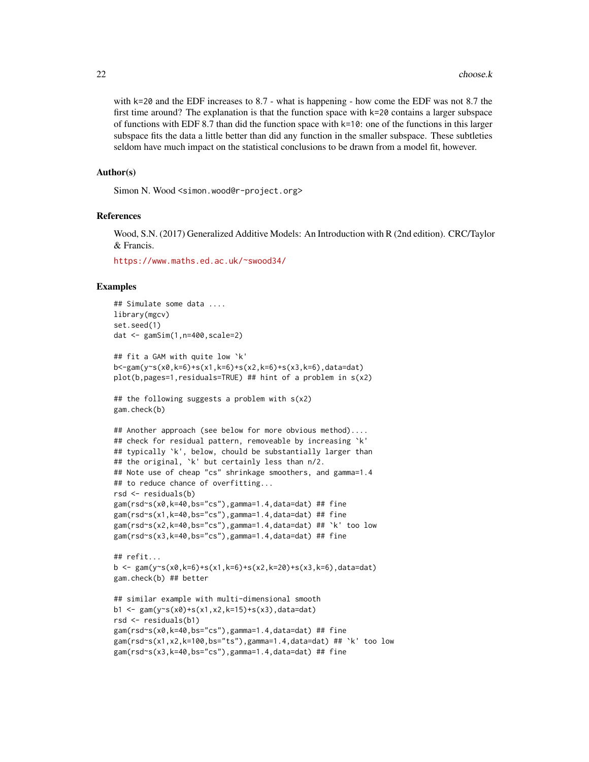with k=20 and the EDF increases to 8.7 - what is happening - how come the EDF was not 8.7 the first time around? The explanation is that the function space with k=20 contains a larger subspace of functions with EDF 8.7 than did the function space with k=10: one of the functions in this larger subspace fits the data a little better than did any function in the smaller subspace. These subtleties seldom have much impact on the statistical conclusions to be drawn from a model fit, however.

## Author(s)

Simon N. Wood <simon.wood@r-project.org>

## References

Wood, S.N. (2017) Generalized Additive Models: An Introduction with R (2nd edition). CRC/Taylor & Francis.

https://www.maths.ed.ac.uk/~swood34/

## Examples

```
## Simulate some data ....
library(mgcv)
set.seed(1)
dat <- gamSim(1,n=400,scale=2)

## fit a GAM with quite low `k'
b<-gam(y~s(x0,k=6)+s(x1,k=6)+s(x2,k=6)+s(x3,k=6),data=dat)
plot(b,pages=1,residuals=TRUE) ## hint of a problem in s(x2)

## the following suggests a problem with s(x2)
gam.check(b)

## Another approach (see below for more obvious method)....
## check for residual pattern, removeable by increasing `k'
## typically `k', below, chould be substantially larger than
## the original, `k' but certainly less than n/2.
## Note use of cheap "cs" shrinkage smoothers, and gamma=1.4
## to reduce chance of overfitting...
rsd <- residuals(b)
gam(rsd~s(x0,k=40,bs="cs"),gamma=1.4,data=dat) ## fine
gam(rsd~s(x1,k=40,bs="cs"),gamma=1.4,data=dat) ## fine
gam(rsd~s(x2,k=40,bs="cs"),gamma=1.4,data=dat) ## `k' too low
gam(rsd~s(x3,k=40,bs="cs"),gamma=1.4,data=dat) ## fine

## refit...
b <- gam(y~s(x0,k=6)+s(x1,k=6)+s(x2,k=20)+s(x3,k=6),data=dat)
gam.check(b) ## better

## similar example with multi-dimensional smooth
b1 <- gam(y~s(x0)+s(x1,x2,k=15)+s(x3),data=dat)
rsd <- residuals(b1)
gam(rsd~s(x0,k=40,bs="cs"),gamma=1.4,data=dat) ## fine
gam(rsd~s(x1,x2,k=100,bs="ts"),gamma=1.4,data=dat) ## `k' too low
gam(rsd~s(x3,k=40,bs="cs"),gamma=1.4,data=dat) ## fine
```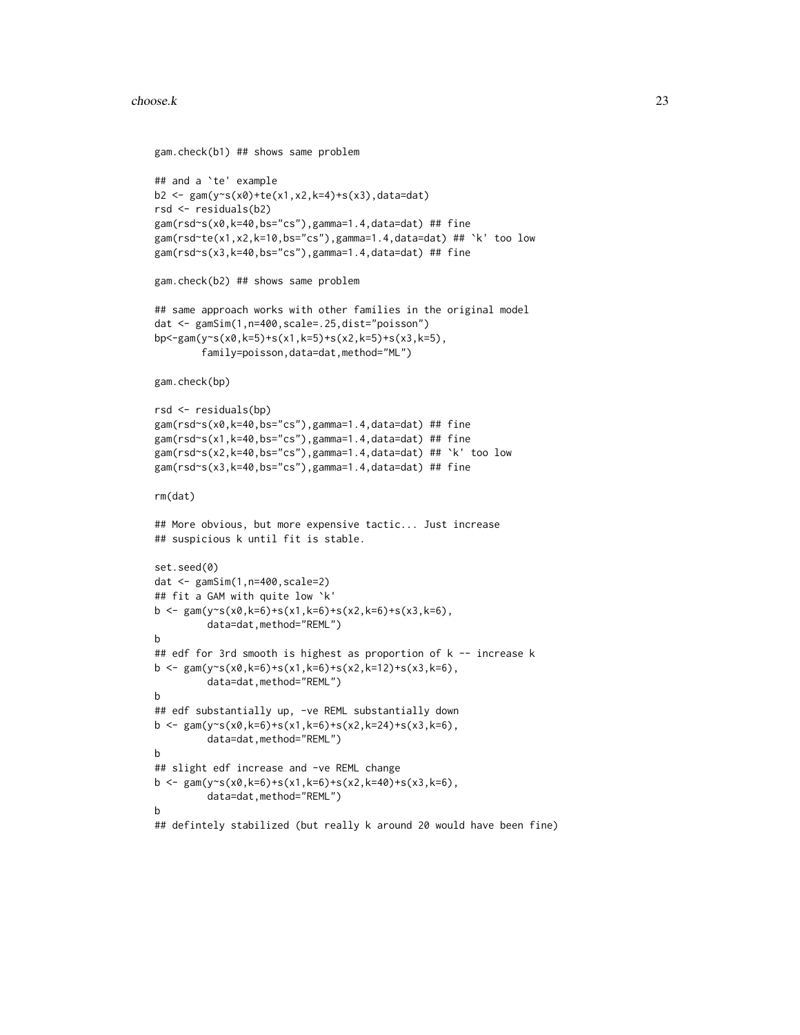```
gam.check(b1) ## shows same problem

## and a `te' example
b2 <- gam(y~s(x0)+te(x1,x2,k=4)+s(x3),data=dat)
rsd <- residuals(b2)
gam(rsd~s(x0,k=40,bs="cs"),gamma=1.4,data=dat) ## fine
gam(rsd~te(x1,x2,k=10,bs="cs"),gamma=1.4,data=dat) ## `k' too low
gam(rsd~s(x3,k=40,bs="cs"),gamma=1.4,data=dat) ## fine

gam.check(b2) ## shows same problem

## same approach works with other families in the original model
dat <- gamSim(1,n=400,scale=.25,dist="poisson")
bp<-gam(y~s(x0,k=5)+s(x1,k=5)+s(x2,k=5)+s(x3,k=5),
        family=poisson,data=dat,method="ML")

gam.check(bp)

rsd <- residuals(bp)
gam(rsd~s(x0,k=40,bs="cs"),gamma=1.4,data=dat) ## fine
gam(rsd~s(x1,k=40,bs="cs"),gamma=1.4,data=dat) ## fine
gam(rsd~s(x2,k=40,bs="cs"),gamma=1.4,data=dat) ## `k' too low
gam(rsd~s(x3,k=40,bs="cs"),gamma=1.4,data=dat) ## fine

rm(dat)

## More obvious, but more expensive tactic... Just increase
## suspicious k until fit is stable.

set.seed(0)
dat <- gamSim(1,n=400,scale=2)
## fit a GAM with quite low `k'
b <- gam(y~s(x0,k=6)+s(x1,k=6)+s(x2,k=6)+s(x3,k=6),
         data=dat,method="REML")
b
## edf for 3rd smooth is highest as proportion of k -- increase k
b <- gam(y~s(x0,k=6)+s(x1,k=6)+s(x2,k=12)+s(x3,k=6),
         data=dat,method="REML")
b
## edf substantially up, -ve REML substantially down
b <- gam(y~s(x0,k=6)+s(x1,k=6)+s(x2,k=24)+s(x3,k=6),
         data=dat,method="REML")
b
## slight edf increase and -ve REML change
b <- gam(y~s(x0,k=6)+s(x1,k=6)+s(x2,k=40)+s(x3,k=6),
         data=dat,method="REML")
b
## defintely stabilized (but really k around 20 would have been fine)
```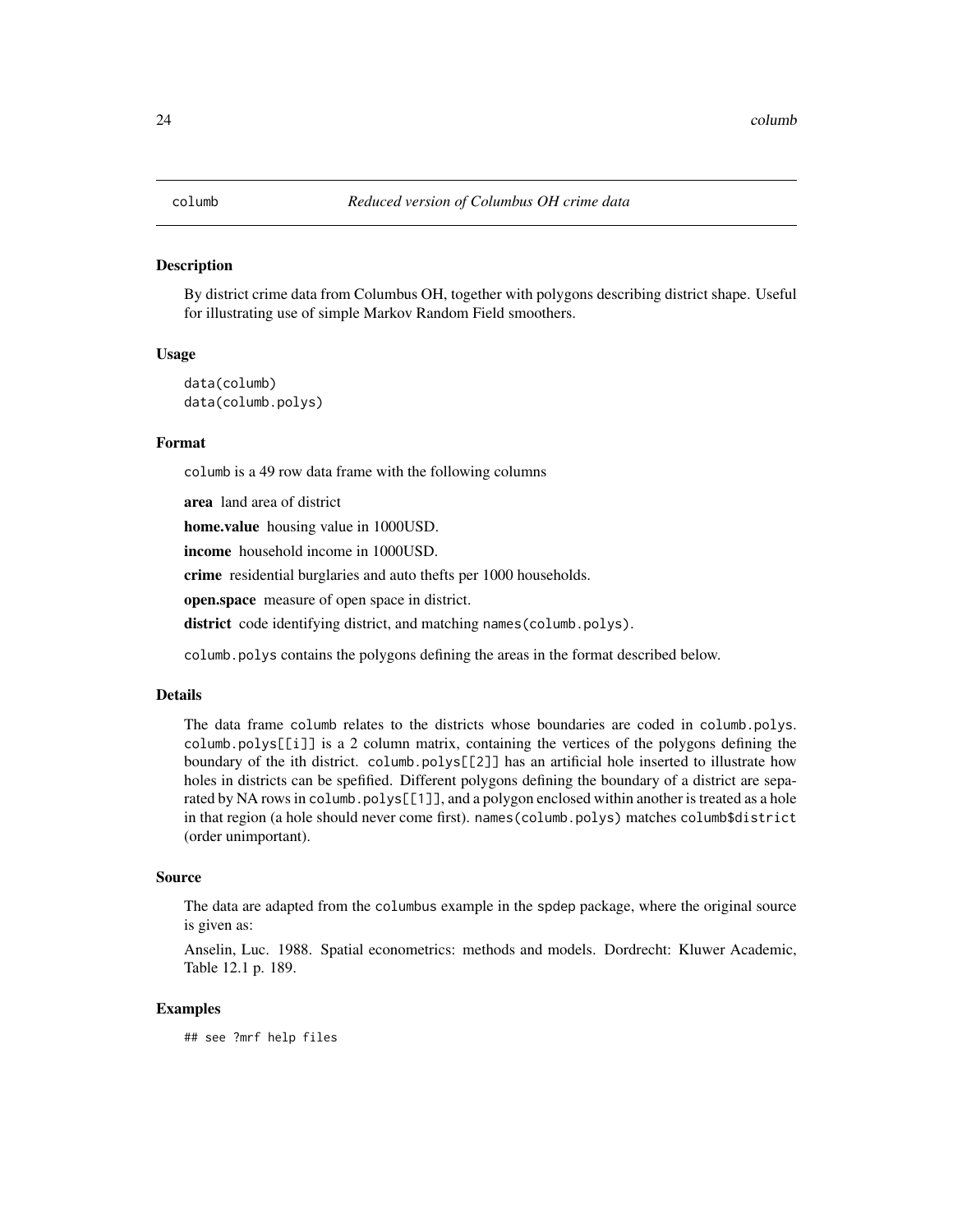# columb — *Reduced version of Columbus OH crime data*

## Description

By district crime data from Columbus OH, together with polygons describing district shape. Useful for illustrating use of simple Markov Random Field smoothers.

## Usage

```
data(columb)
data(columb.polys)
```

## Format

columb is a 49 row data frame with the following columns

**area** land area of district

**home.value** housing value in 1000USD.

**income** household income in 1000USD.

**crime** residential burglaries and auto thefts per 1000 households.

**open.space** measure of open space in district.

**district** code identifying district, and matching names(columb.polys).

columb.polys contains the polygons defining the areas in the format described below.

## Details

The data frame columb relates to the districts whose boundaries are coded in columb.polys. columb.polys[[i]] is a 2 column matrix, containing the vertices of the polygons defining the boundary of the ith district. columb.polys[[2]] has an artificial hole inserted to illustrate how holes in districts can be spefified. Different polygons defining the boundary of a district are separated by NA rows in columb.polys[[1]], and a polygon enclosed within another is treated as a hole in that region (a hole should never come first). names(columb.polys) matches columb$district (order unimportant).

## Source

The data are adapted from the columbus example in the spdep package, where the original source is given as:

Anselin, Luc. 1988. Spatial econometrics: methods and models. Dordrecht: Kluwer Academic, Table 12.1 p. 189.

## Examples

```
## see ?mrf help files
```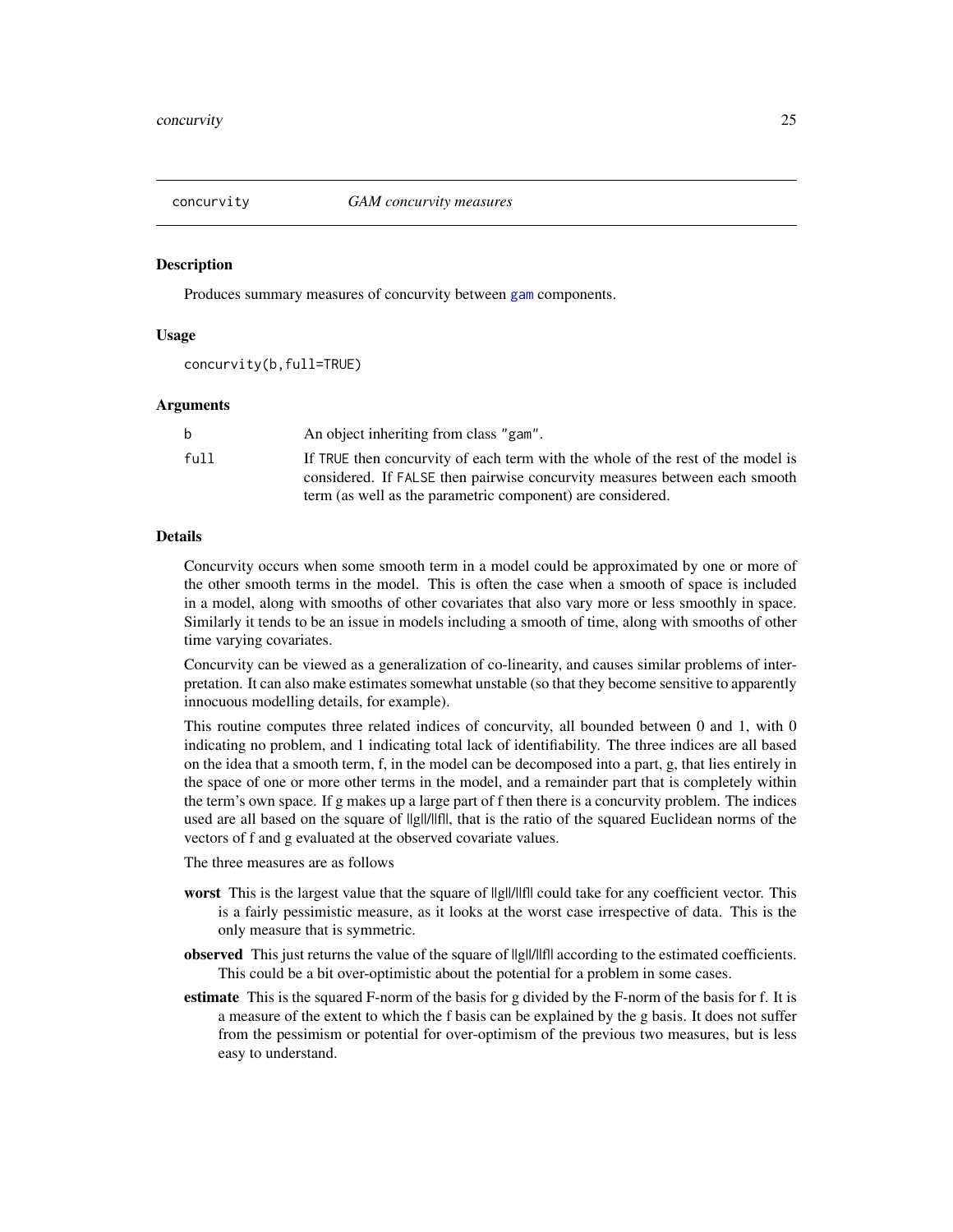## concurvity *GAM concurvity measures*

### Description

Produces summary measures of concurvity between gam components.

### Usage

```
concurvity(b,full=TRUE)
```

### Arguments

| | |
|---|---|
| b | An object inheriting from class "gam". |
| full | If TRUE then concurvity of each term with the whole of the rest of the model is considered. If FALSE then pairwise concurvity measures between each smooth term (as well as the parametric component) are considered. |

### Details

Concurvity occurs when some smooth term in a model could be approximated by one or more of the other smooth terms in the model. This is often the case when a smooth of space is included in a model, along with smooths of other covariates that also vary more or less smoothly in space. Similarly it tends to be an issue in models including a smooth of time, along with smooths of other time varying covariates.

Concurvity can be viewed as a generalization of co-linearity, and causes similar problems of interpretation. It can also make estimates somewhat unstable (so that they become sensitive to apparently innocuous modelling details, for example).

This routine computes three related indices of concurvity, all bounded between 0 and 1, with 0 indicating no problem, and 1 indicating total lack of identifiability. The three indices are all based on the idea that a smooth term, f, in the model can be decomposed into a part, g, that lies entirely in the space of one or more other terms in the model, and a remainder part that is completely within the term's own space. If g makes up a large part of f then there is a concurvity problem. The indices used are all based on the square of $\|g\|/\|f\|$, that is the ratio of the squared Euclidean norms of the vectors of f and g evaluated at the observed covariate values.

The three measures are as follows

- **worst** This is the largest value that the square of $\|g\|/\|f\|$ could take for any coefficient vector. This is a fairly pessimistic measure, as it looks at the worst case irrespective of data. This is the only measure that is symmetric.
- **observed** This just returns the value of the square of $\|g\|/\|f\|$ according to the estimated coefficients. This could be a bit over-optimistic about the potential for a problem in some cases.
- **estimate** This is the squared F-norm of the basis for g divided by the F-norm of the basis for f. It is a measure of the extent to which the f basis can be explained by the g basis. It does not suffer from the pessimism or potential for over-optimism of the previous two measures, but is less easy to understand.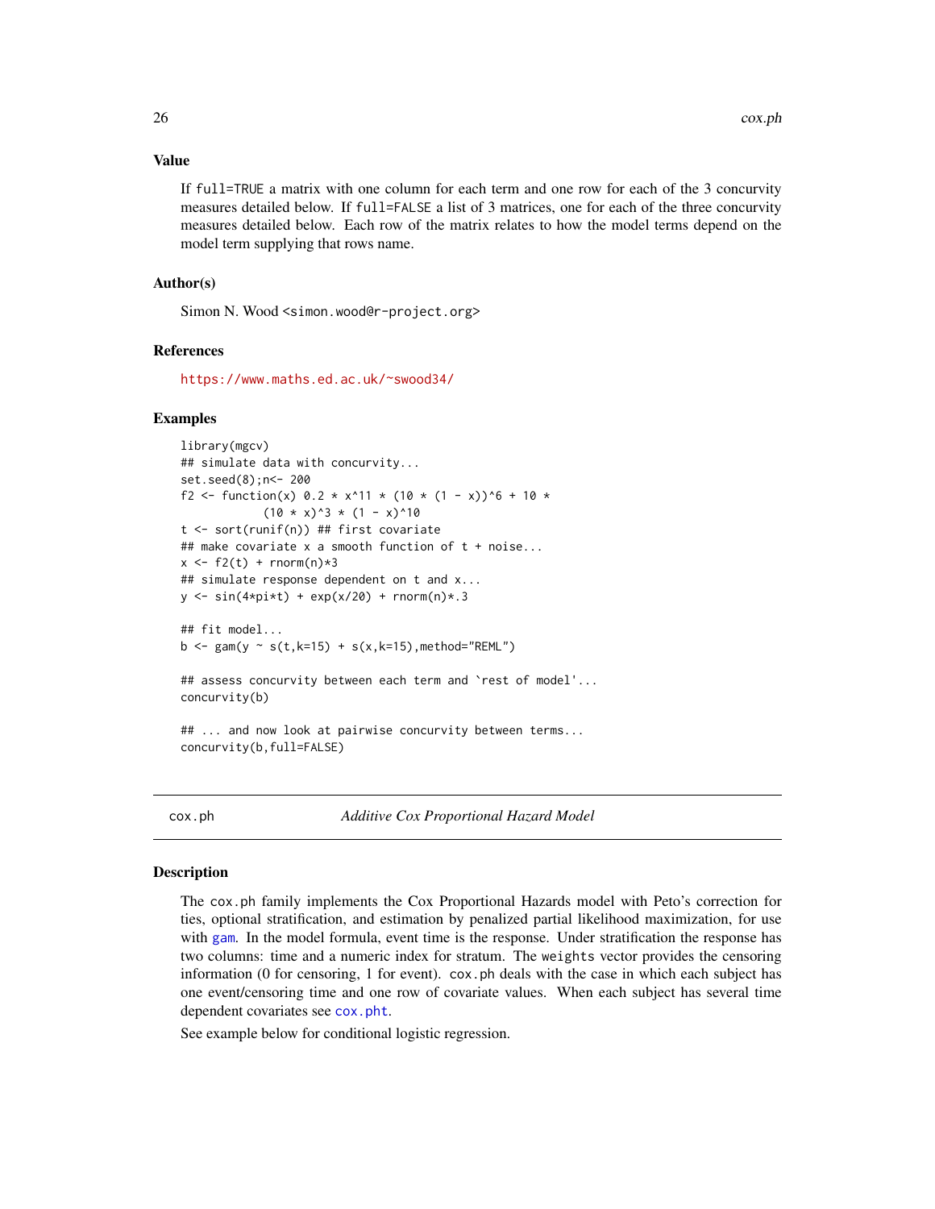### Value

If `full=TRUE` a matrix with one column for each term and one row for each of the 3 concurvity measures detailed below. If `full=FALSE` a list of 3 matrices, one for each of the three concurvity measures detailed below. Each row of the matrix relates to how the model terms depend on the model term supplying that rows name.

### Author(s)

Simon N. Wood <simon.wood@r-project.org>

### References

https://www.maths.ed.ac.uk/~swood34/

### Examples

```
library(mgcv)
## simulate data with concurvity...
set.seed(8);n<- 200
f2 <- function(x) 0.2 * x^11 * (10 * (1 - x))^6 + 10 *
            (10 * x)^3 * (1 - x)^10
t <- sort(runif(n)) ## first covariate
## make covariate x a smooth function of t + noise...
x <- f2(t) + rnorm(n)*3
## simulate response dependent on t and x...
y <- sin(4*pi*t) + exp(x/20) + rnorm(n)*.3

## fit model...
b <- gam(y ~ s(t,k=15) + s(x,k=15),method="REML")

## assess concurvity between each term and `rest of model'...
concurvity(b)

## ... and now look at pairwise concurvity between terms...
concurvity(b,full=FALSE)
```

---

## cox.ph — *Additive Cox Proportional Hazard Model*

### Description

The `cox.ph` family implements the Cox Proportional Hazards model with Peto's correction for ties, optional stratification, and estimation by penalized partial likelihood maximization, for use with `gam`. In the model formula, event time is the response. Under stratification the response has two columns: time and a numeric index for stratum. The `weights` vector provides the censoring information (0 for censoring, 1 for event). `cox.ph` deals with the case in which each subject has one event/censoring time and one row of covariate values. When each subject has several time dependent covariates see `cox.pht`.

See example below for conditional logistic regression.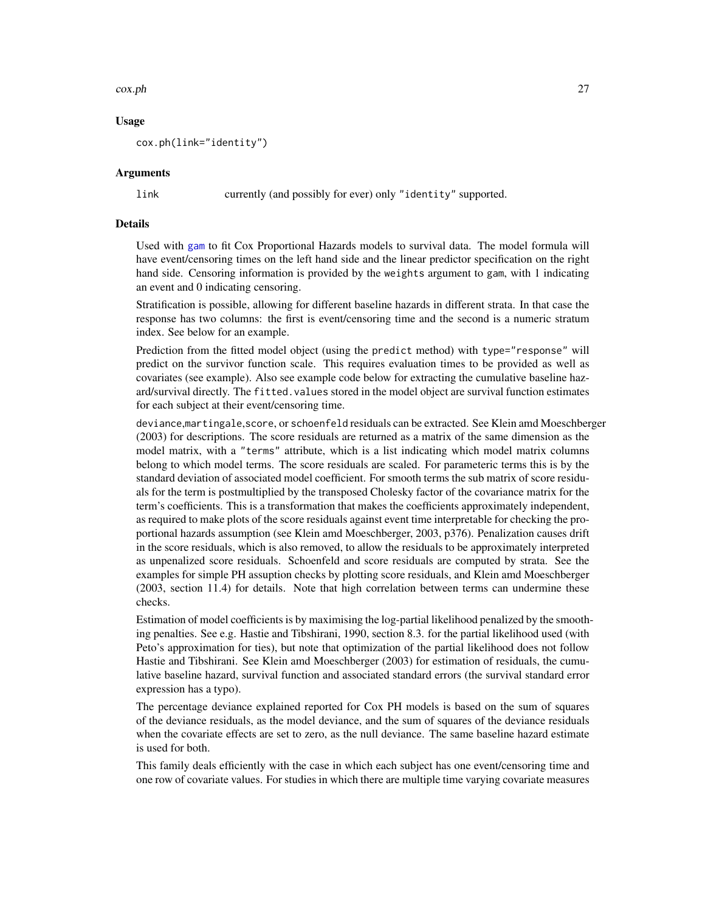## Usage

```
cox.ph(link="identity")
```

## Arguments

link currently (and possibly for ever) only "identity" supported.

## Details

Used with gam to fit Cox Proportional Hazards models to survival data. The model formula will have event/censoring times on the left hand side and the linear predictor specification on the right hand side. Censoring information is provided by the weights argument to gam, with 1 indicating an event and 0 indicating censoring.

Stratification is possible, allowing for different baseline hazards in different strata. In that case the response has two columns: the first is event/censoring time and the second is a numeric stratum index. See below for an example.

Prediction from the fitted model object (using the predict method) with type="response" will predict on the survivor function scale. This requires evaluation times to be provided as well as covariates (see example). Also see example code below for extracting the cumulative baseline hazard/survival directly. The fitted.values stored in the model object are survival function estimates for each subject at their event/censoring time.

deviance,martingale,score, or schoenfeld residuals can be extracted. See Klein amd Moeschberger (2003) for descriptions. The score residuals are returned as a matrix of the same dimension as the model matrix, with a "terms" attribute, which is a list indicating which model matrix columns belong to which model terms. The score residuals are scaled. For parameteric terms this is by the standard deviation of associated model coefficient. For smooth terms the sub matrix of score residuals for the term is postmultiplied by the transposed Cholesky factor of the covariance matrix for the term's coefficients. This is a transformation that makes the coefficients approximately independent, as required to make plots of the score residuals against event time interpretable for checking the proportional hazards assumption (see Klein amd Moeschberger, 2003, p376). Penalization causes drift in the score residuals, which is also removed, to allow the residuals to be approximately interpreted as unpenalized score residuals. Schoenfeld and score residuals are computed by strata. See the examples for simple PH assuption checks by plotting score residuals, and Klein amd Moeschberger (2003, section 11.4) for details. Note that high correlation between terms can undermine these checks.

Estimation of model coefficients is by maximising the log-partial likelihood penalized by the smoothing penalties. See e.g. Hastie and Tibshirani, 1990, section 8.3. for the partial likelihood used (with Peto's approximation for ties), but note that optimization of the partial likelihood does not follow Hastie and Tibshirani. See Klein amd Moeschberger (2003) for estimation of residuals, the cumulative baseline hazard, survival function and associated standard errors (the survival standard error expression has a typo).

The percentage deviance explained reported for Cox PH models is based on the sum of squares of the deviance residuals, as the model deviance, and the sum of squares of the deviance residuals when the covariate effects are set to zero, as the null deviance. The same baseline hazard estimate is used for both.

This family deals efficiently with the case in which each subject has one event/censoring time and one row of covariate values. For studies in which there are multiple time varying covariate measures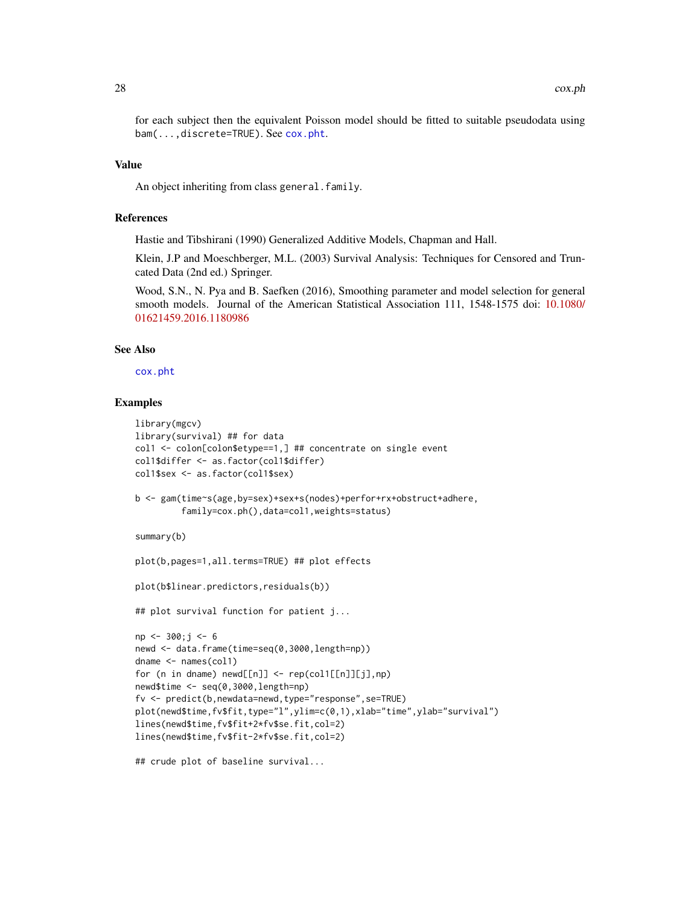for each subject then the equivalent Poisson model should be fitted to suitable pseudodata using `bam(...,discrete=TRUE)`. See `cox.pht`.

## Value

An object inheriting from class `general.family`.

## References

Hastie and Tibshirani (1990) Generalized Additive Models, Chapman and Hall.

Klein, J.P and Moeschberger, M.L. (2003) Survival Analysis: Techniques for Censored and Truncated Data (2nd ed.) Springer.

Wood, S.N., N. Pya and B. Saefken (2016), Smoothing parameter and model selection for general smooth models. Journal of the American Statistical Association 111, 1548-1575 doi: 10.1080/01621459.2016.1180986

## See Also

`cox.pht`

## Examples

```
library(mgcv)
library(survival) ## for data
col1 <- colon[colon$etype==1,] ## concentrate on single event
col1$differ <- as.factor(col1$differ)
col1$sex <- as.factor(col1$sex)

b <- gam(time~s(age,by=sex)+sex+s(nodes)+perfor+rx+obstruct+adhere,
         family=cox.ph(),data=col1,weights=status)

summary(b)

plot(b,pages=1,all.terms=TRUE) ## plot effects

plot(b$linear.predictors,residuals(b))

## plot survival function for patient j...

np <- 300;j <- 6
newd <- data.frame(time=seq(0,3000,length=np))
dname <- names(col1)
for (n in dname) newd[[n]] <- rep(col1[[n]][j],np)
newd$time <- seq(0,3000,length=np)
fv <- predict(b,newdata=newd,type="response",se=TRUE)
plot(newd$time,fv$fit,type="l",ylim=c(0,1),xlab="time",ylab="survival")
lines(newd$time,fv$fit+2*fv$se.fit,col=2)
lines(newd$time,fv$fit-2*fv$se.fit,col=2)

## crude plot of baseline survival...
```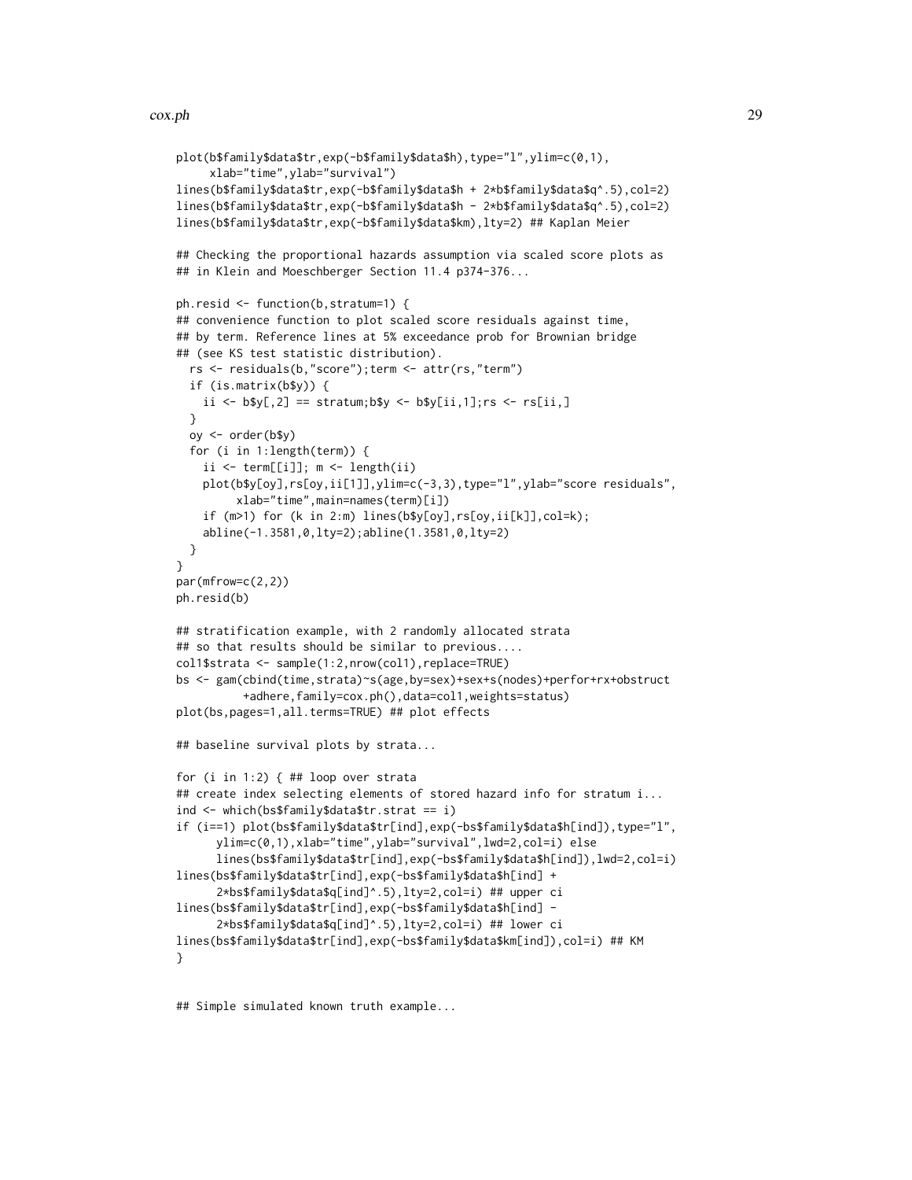```
plot(b$family$data$tr,exp(-b$family$data$h),type="l",ylim=c(0,1),
     xlab="time",ylab="survival")
lines(b$family$data$tr,exp(-b$family$data$h + 2*b$family$data$q^.5),col=2)
lines(b$family$data$tr,exp(-b$family$data$h - 2*b$family$data$q^.5),col=2)
lines(b$family$data$tr,exp(-b$family$data$km),lty=2) ## Kaplan Meier

## Checking the proportional hazards assumption via scaled score plots as
## in Klein and Moeschberger Section 11.4 p374-376...

ph.resid <- function(b,stratum=1) {
## convenience function to plot scaled score residuals against time,
## by term. Reference lines at 5% exceedance prob for Brownian bridge
## (see KS test statistic distribution).
  rs <- residuals(b,"score");term <- attr(rs,"term")
  if (is.matrix(b$y)) {
    ii <- b$y[,2] == stratum;b$y <- b$y[ii,1];rs <- rs[ii,]
  }
  oy <- order(b$y)
  for (i in 1:length(term)) {
    ii <- term[[i]]; m <- length(ii)
    plot(b$y[oy],rs[oy,ii[1]],ylim=c(-3,3),type="l",ylab="score residuals",
         xlab="time",main=names(term)[i])
    if (m>1) for (k in 2:m) lines(b$y[oy],rs[oy,ii[k]],col=k);
    abline(-1.3581,0,lty=2);abline(1.3581,0,lty=2)
  }
}
par(mfrow=c(2,2))
ph.resid(b)

## stratification example, with 2 randomly allocated strata
## so that results should be similar to previous....
col1$strata <- sample(1:2,nrow(col1),replace=TRUE)
bs <- gam(cbind(time,strata)~s(age,by=sex)+sex+s(nodes)+perfor+rx+obstruct
          +adhere,family=cox.ph(),data=col1,weights=status)
plot(bs,pages=1,all.terms=TRUE) ## plot effects

## baseline survival plots by strata...

for (i in 1:2) { ## loop over strata
## create index selecting elements of stored hazard info for stratum i...
ind <- which(bs$family$data$tr.strat == i)
if (i==1) plot(bs$family$data$tr[ind],exp(-bs$family$data$h[ind]),type="l",
      ylim=c(0,1),xlab="time",ylab="survival",lwd=2,col=i) else
      lines(bs$family$data$tr[ind],exp(-bs$family$data$h[ind]),lwd=2,col=i)
lines(bs$family$data$tr[ind],exp(-bs$family$data$h[ind] +
      2*bs$family$data$q[ind]^.5),lty=2,col=i) ## upper ci
lines(bs$family$data$tr[ind],exp(-bs$family$data$h[ind] -
      2*bs$family$data$q[ind]^.5),lty=2,col=i) ## lower ci
lines(bs$family$data$tr[ind],exp(-bs$family$data$km[ind]),col=i) ## KM
}


## Simple simulated known truth example...
```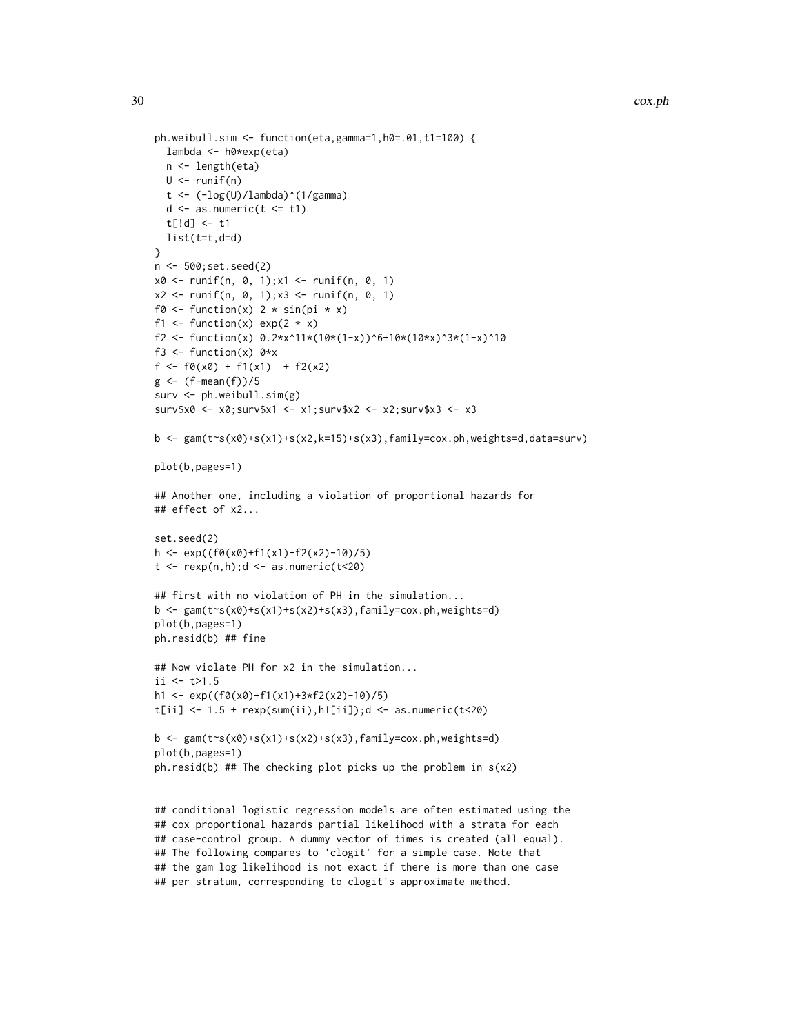```
ph.weibull.sim <- function(eta,gamma=1,h0=.01,t1=100) {
  lambda <- h0*exp(eta)
  n <- length(eta)
  U <- runif(n)
  t <- (-log(U)/lambda)^(1/gamma)
  d <- as.numeric(t <= t1)
  t[!d] <- t1
  list(t=t,d=d)
}
n <- 500;set.seed(2)
x0 <- runif(n, 0, 1);x1 <- runif(n, 0, 1)
x2 <- runif(n, 0, 1);x3 <- runif(n, 0, 1)
f0 <- function(x) 2 * sin(pi * x)
f1 <- function(x) exp(2 * x)
f2 <- function(x) 0.2*x^11*(10*(1-x))^6+10*(10*x)^3*(1-x)^10
f3 <- function(x) 0*x
f <- f0(x0) + f1(x1)  + f2(x2)
g <- (f-mean(f))/5
surv <- ph.weibull.sim(g)
surv$x0 <- x0;surv$x1 <- x1;surv$x2 <- x2;surv$x3 <- x3

b <- gam(t~s(x0)+s(x1)+s(x2,k=15)+s(x3),family=cox.ph,weights=d,data=surv)

plot(b,pages=1)

## Another one, including a violation of proportional hazards for
## effect of x2...

set.seed(2)
h <- exp((f0(x0)+f1(x1)+f2(x2)-10)/5)
t <- rexp(n,h);d <- as.numeric(t<20)

## first with no violation of PH in the simulation...
b <- gam(t~s(x0)+s(x1)+s(x2)+s(x3),family=cox.ph,weights=d)
plot(b,pages=1)
ph.resid(b) ## fine

## Now violate PH for x2 in the simulation...
ii <- t>1.5
h1 <- exp((f0(x0)+f1(x1)+3*f2(x2)-10)/5)
t[ii] <- 1.5 + rexp(sum(ii),h1[ii]);d <- as.numeric(t<20)

b <- gam(t~s(x0)+s(x1)+s(x2)+s(x3),family=cox.ph,weights=d)
plot(b,pages=1)
ph.resid(b) ## The checking plot picks up the problem in s(x2)


## conditional logistic regression models are often estimated using the
## cox proportional hazards partial likelihood with a strata for each
## case-control group. A dummy vector of times is created (all equal).
## The following compares to 'clogit' for a simple case. Note that
## the gam log likelihood is not exact if there is more than one case
## per stratum, corresponding to clogit's approximate method.
```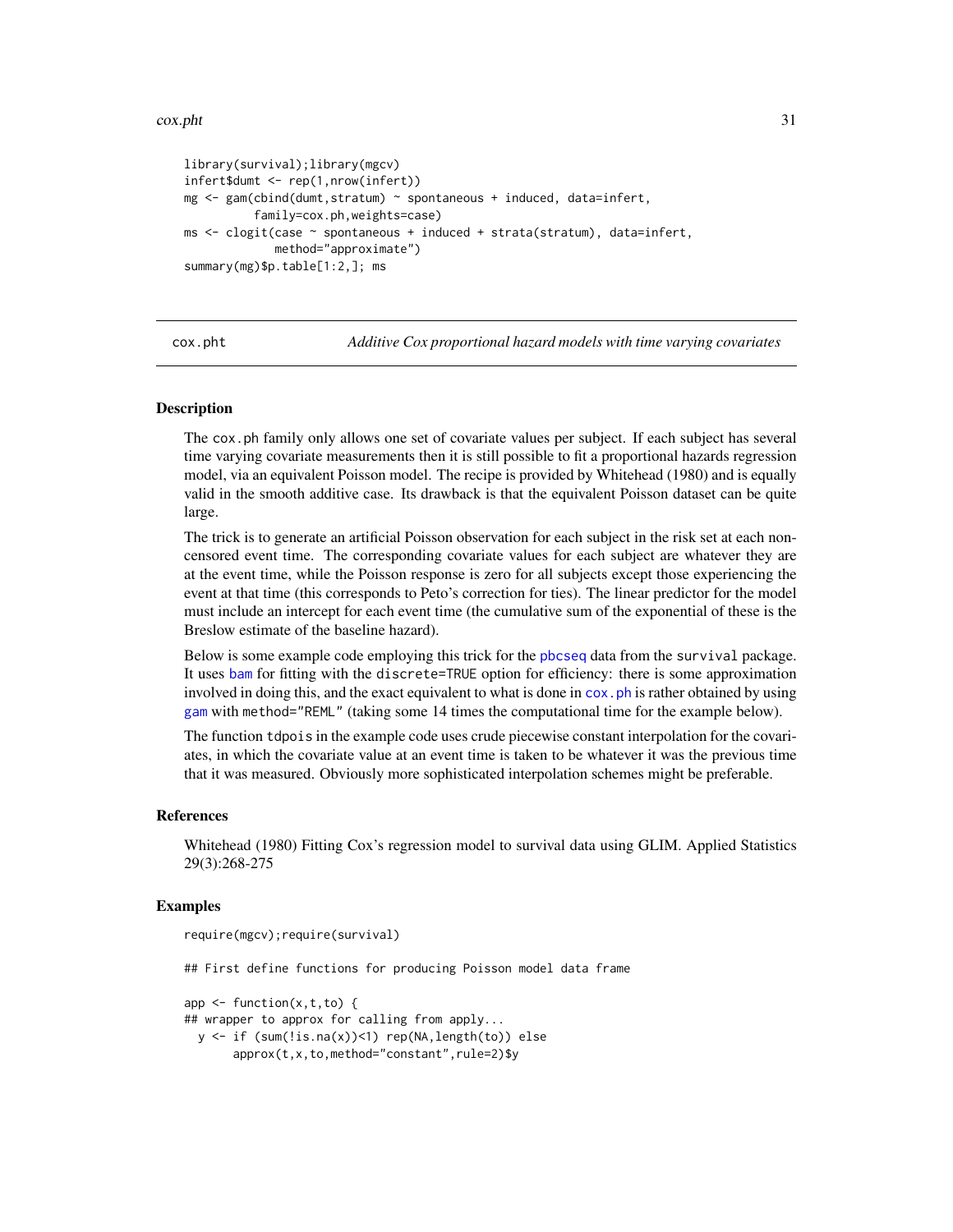```
library(survival);library(mgcv)
infert$dumt <- rep(1,nrow(infert))
mg <- gam(cbind(dumt,stratum) ~ spontaneous + induced, data=infert,
          family=cox.ph,weights=case)
ms <- clogit(case ~ spontaneous + induced + strata(stratum), data=infert,
             method="approximate")
summary(mg)$p.table[1:2,]; ms
```

---

cox.pht — *Additive Cox proportional hazard models with time varying covariates*

---

### Description

The cox.ph family only allows one set of covariate values per subject. If each subject has several time varying covariate measurements then it is still possible to fit a proportional hazards regression model, via an equivalent Poisson model. The recipe is provided by Whitehead (1980) and is equally valid in the smooth additive case. Its drawback is that the equivalent Poisson dataset can be quite large.

The trick is to generate an artificial Poisson observation for each subject in the risk set at each non-censored event time. The corresponding covariate values for each subject are whatever they are at the event time, while the Poisson response is zero for all subjects except those experiencing the event at that time (this corresponds to Peto's correction for ties). The linear predictor for the model must include an intercept for each event time (the cumulative sum of the exponential of these is the Breslow estimate of the baseline hazard).

Below is some example code employing this trick for the pbcseq data from the survival package. It uses bam for fitting with the discrete=TRUE option for efficiency: there is some approximation involved in doing this, and the exact equivalent to what is done in cox.ph is rather obtained by using gam with method="REML" (taking some 14 times the computational time for the example below).

The function tdpois in the example code uses crude piecewise constant interpolation for the covariates, in which the covariate value at an event time is taken to be whatever it was the previous time that it was measured. Obviously more sophisticated interpolation schemes might be preferable.

### References

Whitehead (1980) Fitting Cox's regression model to survival data using GLIM. Applied Statistics 29(3):268-275

### Examples

```
require(mgcv);require(survival)

## First define functions for producing Poisson model data frame

app <- function(x,t,to) {
## wrapper to approx for calling from apply...
  y <- if (sum(!is.na(x))<1) rep(NA,length(to)) else
       approx(t,x,to,method="constant",rule=2)$y
```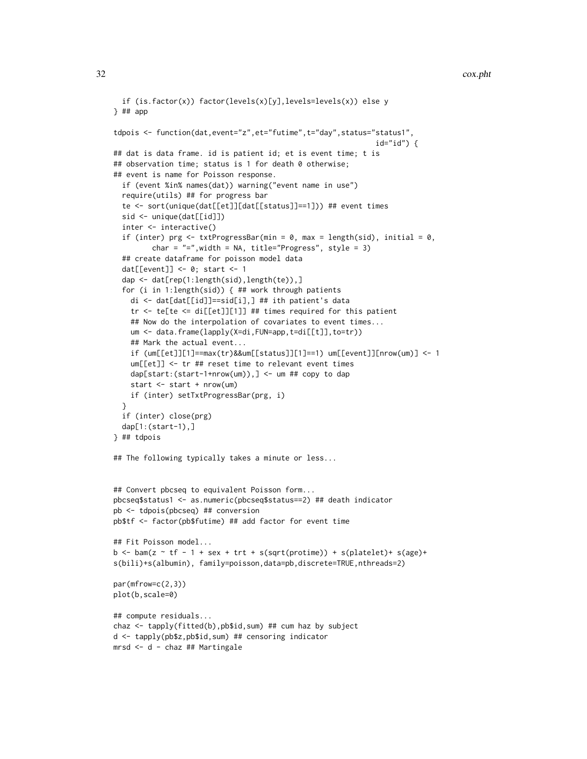```
  if (is.factor(x)) factor(levels(x)[y],levels=levels(x)) else y
} ## app

tdpois <- function(dat,event="z",et="futime",t="day",status="status1",
                                                         id="id") {
## dat is data frame. id is patient id; et is event time; t is
## observation time; status is 1 for death 0 otherwise;
## event is name for Poisson response.
  if (event %in% names(dat)) warning("event name in use")
  require(utils) ## for progress bar
  te <- sort(unique(dat[[et]][dat[[status]]==1])) ## event times
  sid <- unique(dat[[id]])
  inter <- interactive()
  if (inter) prg <- txtProgressBar(min = 0, max = length(sid), initial = 0,
         char = "=",width = NA, title="Progress", style = 3)
  ## create dataframe for poisson model data
  dat[[event]] <- 0; start <- 1
  dap <- dat[rep(1:length(sid),length(te)),]
  for (i in 1:length(sid)) { ## work through patients
    di <- dat[dat[[id]]==sid[i],] ## ith patient's data
    tr <- te[te <= di[[et]][1]] ## times required for this patient
    ## Now do the interpolation of covariates to event times...
    um <- data.frame(lapply(X=di,FUN=app,t=di[[t]],to=tr))
    ## Mark the actual event...
    if (um[[et]][1]==max(tr)&&um[[status]][1]==1) um[[event]][nrow(um)] <- 1
    um[[et]] <- tr ## reset time to relevant event times
    dap[start:(start-1+nrow(um)),] <- um ## copy to dap
    start <- start + nrow(um)
    if (inter) setTxtProgressBar(prg, i)
  }
  if (inter) close(prg)
  dap[1:(start-1),]
} ## tdpois

## The following typically takes a minute or less...


## Convert pbcseq to equivalent Poisson form...
pbcseq$status1 <- as.numeric(pbcseq$status==2) ## death indicator
pb <- tdpois(pbcseq) ## conversion
pb$tf <- factor(pb$futime) ## add factor for event time

## Fit Poisson model...
b <- bam(z ~ tf - 1 + sex + trt + s(sqrt(protime)) + s(platelet)+ s(age)+
s(bili)+s(albumin), family=poisson,data=pb,discrete=TRUE,nthreads=2)

par(mfrow=c(2,3))
plot(b,scale=0)

## compute residuals...
chaz <- tapply(fitted(b),pb$id,sum) ## cum haz by subject
d <- tapply(pb$z,pb$id,sum) ## censoring indicator
mrsd <- d - chaz ## Martingale
```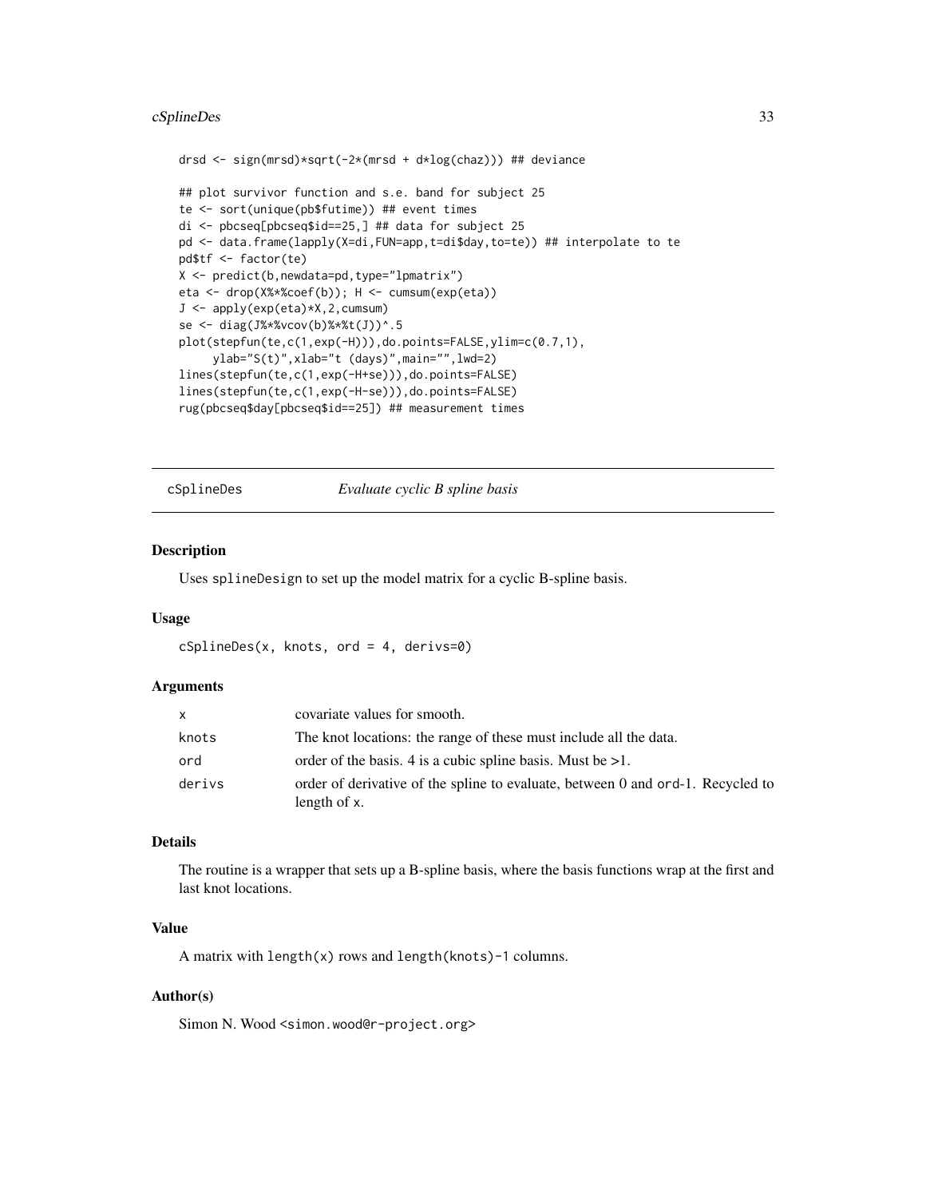```
drsd <- sign(mrsd)*sqrt(-2*(mrsd + d*log(chaz))) ## deviance

## plot survivor function and s.e. band for subject 25
te <- sort(unique(pb$futime)) ## event times
di <- pbcseq[pbcseq$id==25,] ## data for subject 25
pd <- data.frame(lapply(X=di,FUN=app,t=di$day,to=te)) ## interpolate to te
pd$tf <- factor(te)
X <- predict(b,newdata=pd,type="lpmatrix")
eta <- drop(X%*%coef(b)); H <- cumsum(exp(eta))
J <- apply(exp(eta)*X,2,cumsum)
se <- diag(J%*%vcov(b)%*%t(J))^.5
plot(stepfun(te,c(1,exp(-H))),do.points=FALSE,ylim=c(0.7,1),
     ylab="S(t)",xlab="t (days)",main="",lwd=2)
lines(stepfun(te,c(1,exp(-H+se))),do.points=FALSE)
lines(stepfun(te,c(1,exp(-H-se))),do.points=FALSE)
rug(pbcseq$day[pbcseq$id==25]) ## measurement times
```

---

## cSplineDes — *Evaluate cyclic B spline basis*

---

### Description

Uses `splineDesign` to set up the model matrix for a cyclic B-spline basis.

### Usage

```
cSplineDes(x, knots, ord = 4, derivs=0)
```

### Arguments

| | |
|---|---|
| `x` | covariate values for smooth. |
| `knots` | The knot locations: the range of these must include all the data. |
| `ord` | order of the basis. 4 is a cubic spline basis. Must be >1. |
| `derivs` | order of derivative of the spline to evaluate, between 0 and `ord`-1. Recycled to length of `x`. |

### Details

The routine is a wrapper that sets up a B-spline basis, where the basis functions wrap at the first and last knot locations.

### Value

A matrix with `length(x)` rows and `length(knots)-1` columns.

### Author(s)

Simon N. Wood <simon.wood@r-project.org>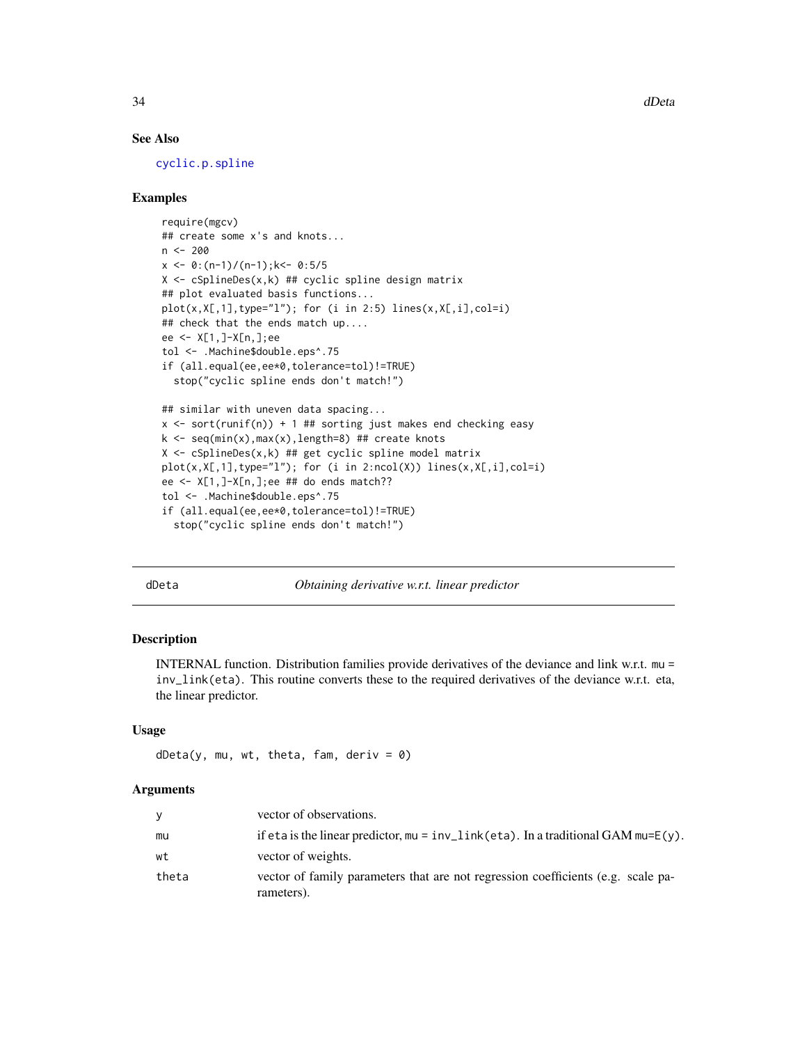### See Also

cyclic.p.spline

### Examples

```
require(mgcv)
## create some x's and knots...
n <- 200
x <- 0:(n-1)/(n-1);k<- 0:5/5
X <- cSplineDes(x,k) ## cyclic spline design matrix
## plot evaluated basis functions...
plot(x,X[,1],type="l"); for (i in 2:5) lines(x,X[,i],col=i)
## check that the ends match up....
ee <- X[1,]-X[n,];ee
tol <- .Machine$double.eps^.75
if (all.equal(ee,ee*0,tolerance=tol)!=TRUE)
  stop("cyclic spline ends don't match!")

## similar with uneven data spacing...
x <- sort(runif(n)) + 1 ## sorting just makes end checking easy
k <- seq(min(x),max(x),length=8) ## create knots
X <- cSplineDes(x,k) ## get cyclic spline model matrix
plot(x,X[,1],type="l"); for (i in 2:ncol(X)) lines(x,X[,i],col=i)
ee <- X[1,]-X[n,];ee ## do ends match??
tol <- .Machine$double.eps^.75
if (all.equal(ee,ee*0,tolerance=tol)!=TRUE)
  stop("cyclic spline ends don't match!")
```

---

## dDeta — *Obtaining derivative w.r.t. linear predictor*

### Description

INTERNAL function. Distribution families provide derivatives of the deviance and link w.r.t. `mu = inv_link(eta)`. This routine converts these to the required derivatives of the deviance w.r.t. eta, the linear predictor.

### Usage

```
dDeta(y, mu, wt, theta, fam, deriv = 0)
```

### Arguments

| | |
|---|---|
| y | vector of observations. |
| mu | if `eta` is the linear predictor, `mu = inv_link(eta)`. In a traditional GAM `mu=E(y)`. |
| wt | vector of weights. |
| theta | vector of family parameters that are not regression coefficients (e.g. scale parameters). |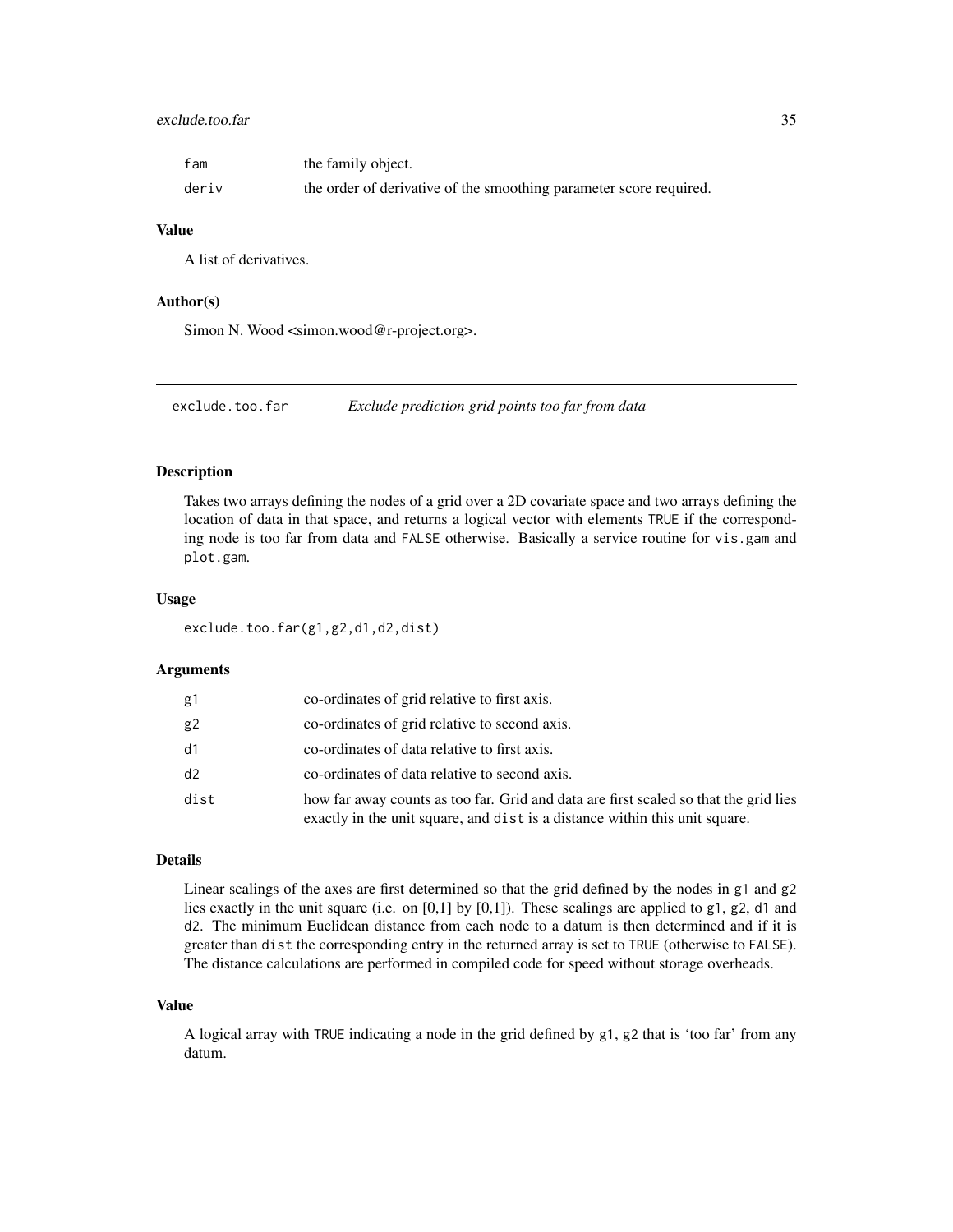| | |
|---|---|
| fam | the family object. |
| deriv | the order of derivative of the smoothing parameter score required. |

### Value

A list of derivatives.

### Author(s)

Simon N. Wood <simon.wood@r-project.org>.

---

## exclude.too.far — *Exclude prediction grid points too far from data*

---

### Description

Takes two arrays defining the nodes of a grid over a 2D covariate space and two arrays defining the location of data in that space, and returns a logical vector with elements TRUE if the corresponding node is too far from data and FALSE otherwise. Basically a service routine for vis.gam and plot.gam.

### Usage

```
exclude.too.far(g1,g2,d1,d2,dist)
```

### Arguments

| | |
|---|---|
| g1 | co-ordinates of grid relative to first axis. |
| g2 | co-ordinates of grid relative to second axis. |
| d1 | co-ordinates of data relative to first axis. |
| d2 | co-ordinates of data relative to second axis. |
| dist | how far away counts as too far. Grid and data are first scaled so that the grid lies exactly in the unit square, and dist is a distance within this unit square. |

### Details

Linear scalings of the axes are first determined so that the grid defined by the nodes in g1 and g2 lies exactly in the unit square (i.e. on [0,1] by [0,1]). These scalings are applied to g1, g2, d1 and d2. The minimum Euclidean distance from each node to a datum is then determined and if it is greater than dist the corresponding entry in the returned array is set to TRUE (otherwise to FALSE). The distance calculations are performed in compiled code for speed without storage overheads.

### Value

A logical array with TRUE indicating a node in the grid defined by g1, g2 that is 'too far' from any datum.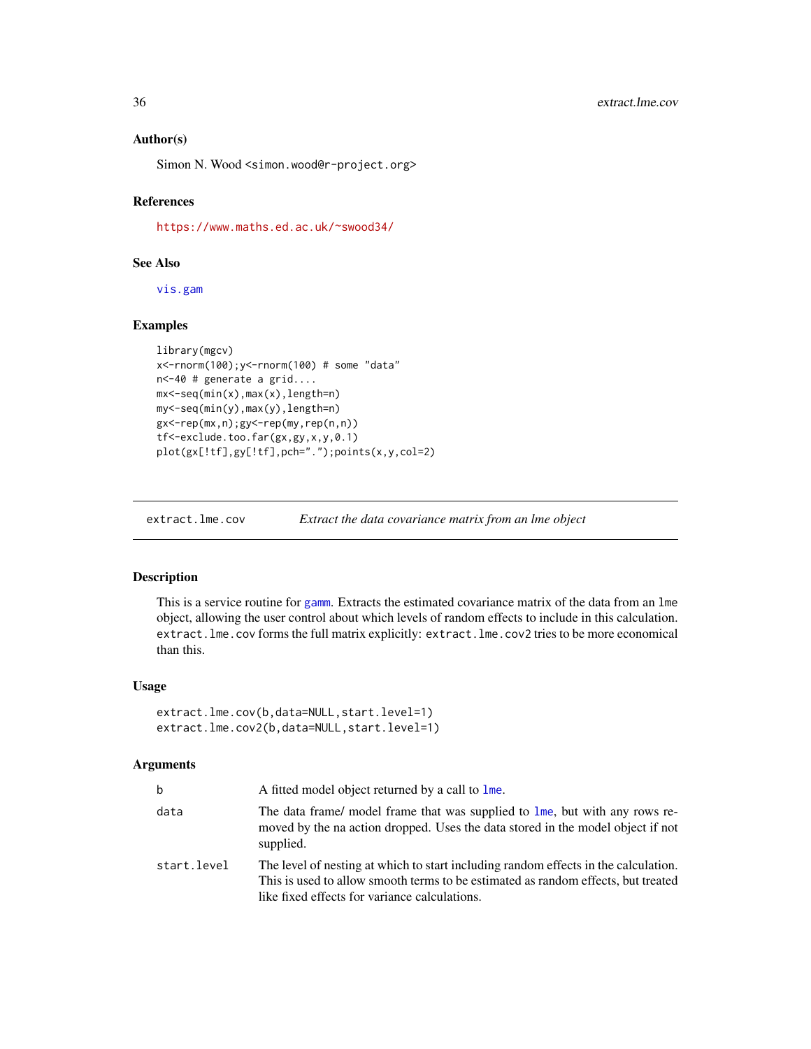### Author(s)

Simon N. Wood <simon.wood@r-project.org>

### References

https://www.maths.ed.ac.uk/~swood34/

### See Also

vis.gam

### Examples

```
library(mgcv)
x<-rnorm(100);y<-rnorm(100) # some "data"
n<-40 # generate a grid....
mx<-seq(min(x),max(x),length=n)
my<-seq(min(y),max(y),length=n)
gx<-rep(mx,n);gy<-rep(my,rep(n,n))
tf<-exclude.too.far(gx,gy,x,y,0.1)
plot(gx[!tf],gy[!tf],pch=".");points(x,y,col=2)
```

---

## extract.lme.cov *Extract the data covariance matrix from an lme object*

### Description

This is a service routine for gamm. Extracts the estimated covariance matrix of the data from an lme object, allowing the user control about which levels of random effects to include in this calculation. extract.lme.cov forms the full matrix explicitly: extract.lme.cov2 tries to be more economical than this.

### Usage

```
extract.lme.cov(b,data=NULL,start.level=1)
extract.lme.cov2(b,data=NULL,start.level=1)
```

### Arguments

| | |
|---|---|
| b | A fitted model object returned by a call to lme. |
| data | The data frame/ model frame that was supplied to lme, but with any rows removed by the na action dropped. Uses the data stored in the model object if not supplied. |
| start.level | The level of nesting at which to start including random effects in the calculation. This is used to allow smooth terms to be estimated as random effects, but treated like fixed effects for variance calculations. |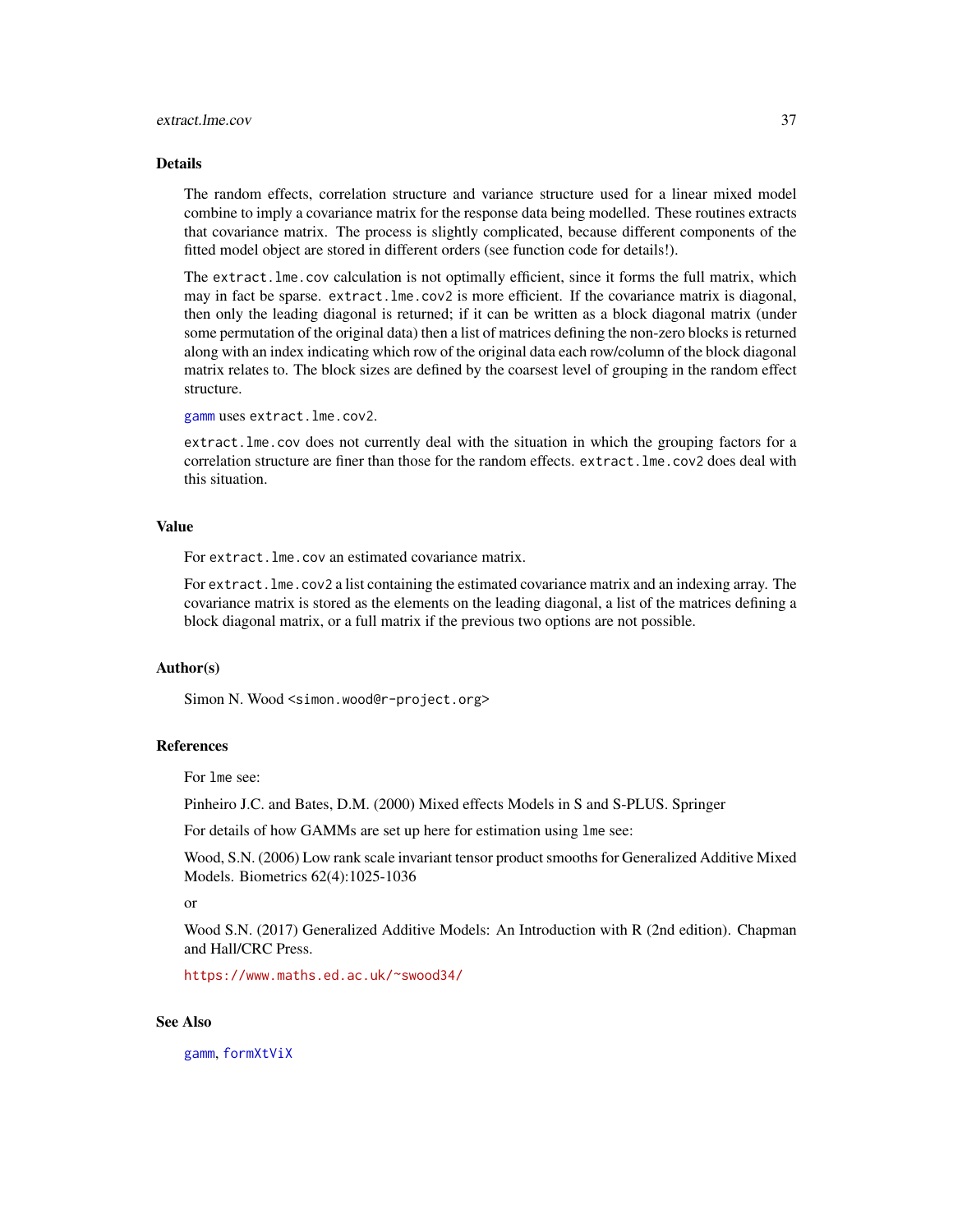## Details

The random effects, correlation structure and variance structure used for a linear mixed model combine to imply a covariance matrix for the response data being modelled. These routines extracts that covariance matrix. The process is slightly complicated, because different components of the fitted model object are stored in different orders (see function code for details!).

The `extract.lme.cov` calculation is not optimally efficient, since it forms the full matrix, which may in fact be sparse. `extract.lme.cov2` is more efficient. If the covariance matrix is diagonal, then only the leading diagonal is returned; if it can be written as a block diagonal matrix (under some permutation of the original data) then a list of matrices defining the non-zero blocks is returned along with an index indicating which row of the original data each row/column of the block diagonal matrix relates to. The block sizes are defined by the coarsest level of grouping in the random effect structure.

`gamm` uses `extract.lme.cov2`.

`extract.lme.cov` does not currently deal with the situation in which the grouping factors for a correlation structure are finer than those for the random effects. `extract.lme.cov2` does deal with this situation.

## Value

For `extract.lme.cov` an estimated covariance matrix.

For `extract.lme.cov2` a list containing the estimated covariance matrix and an indexing array. The covariance matrix is stored as the elements on the leading diagonal, a list of the matrices defining a block diagonal matrix, or a full matrix if the previous two options are not possible.

## Author(s)

Simon N. Wood <simon.wood@r-project.org>

## References

For `lme` see:

Pinheiro J.C. and Bates, D.M. (2000) Mixed effects Models in S and S-PLUS. Springer

For details of how GAMMs are set up here for estimation using `lme` see:

Wood, S.N. (2006) Low rank scale invariant tensor product smooths for Generalized Additive Mixed Models. Biometrics 62(4):1025-1036

or

Wood S.N. (2017) Generalized Additive Models: An Introduction with R (2nd edition). Chapman and Hall/CRC Press.

https://www.maths.ed.ac.uk/~swood34/

## See Also

`gamm`, `formXtViX`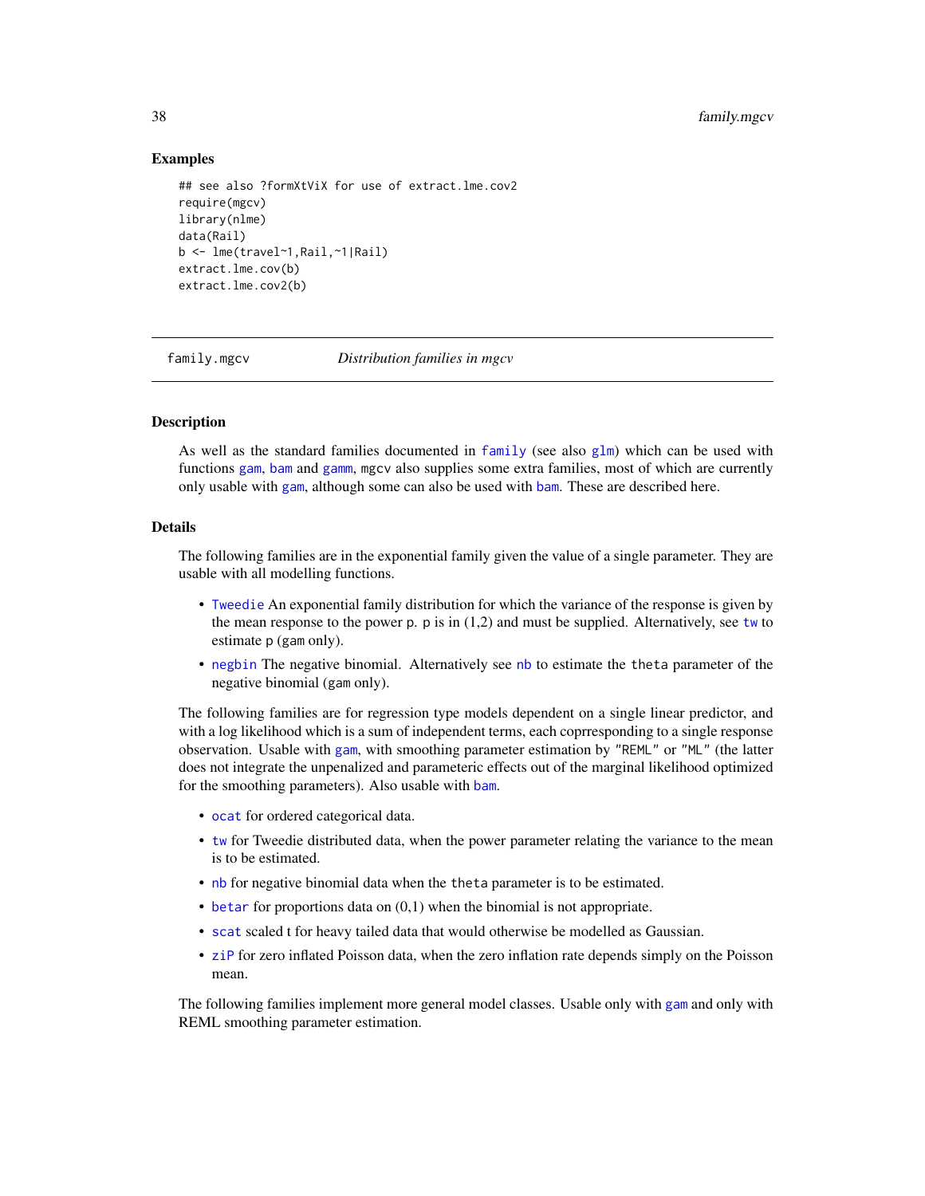### Examples

```
## see also ?formXtViX for use of extract.lme.cov2
require(mgcv)
library(nlme)
data(Rail)
b <- lme(travel~1,Rail,~1|Rail)
extract.lme.cov(b)
extract.lme.cov2(b)
```

---

## family.mgcv *Distribution families in mgcv*

---

### Description

As well as the standard families documented in family (see also glm) which can be used with functions gam, bam and gamm, mgcv also supplies some extra families, most of which are currently only usable with gam, although some can also be used with bam. These are described here.

### Details

The following families are in the exponential family given the value of a single parameter. They are usable with all modelling functions.

- Tweedie An exponential family distribution for which the variance of the response is given by the mean response to the power p. p is in (1,2) and must be supplied. Alternatively, see tw to estimate p (gam only).
- negbin The negative binomial. Alternatively see nb to estimate the theta parameter of the negative binomial (gam only).

The following families are for regression type models dependent on a single linear predictor, and with a log likelihood which is a sum of independent terms, each coprresponding to a single response observation. Usable with gam, with smoothing parameter estimation by "REML" or "ML" (the latter does not integrate the unpenalized and parameteric effects out of the marginal likelihood optimized for the smoothing parameters). Also usable with bam.

- ocat for ordered categorical data.
- tw for Tweedie distributed data, when the power parameter relating the variance to the mean is to be estimated.
- nb for negative binomial data when the theta parameter is to be estimated.
- betar for proportions data on (0,1) when the binomial is not appropriate.
- scat scaled t for heavy tailed data that would otherwise be modelled as Gaussian.
- ziP for zero inflated Poisson data, when the zero inflation rate depends simply on the Poisson mean.

The following families implement more general model classes. Usable only with gam and only with REML smoothing parameter estimation.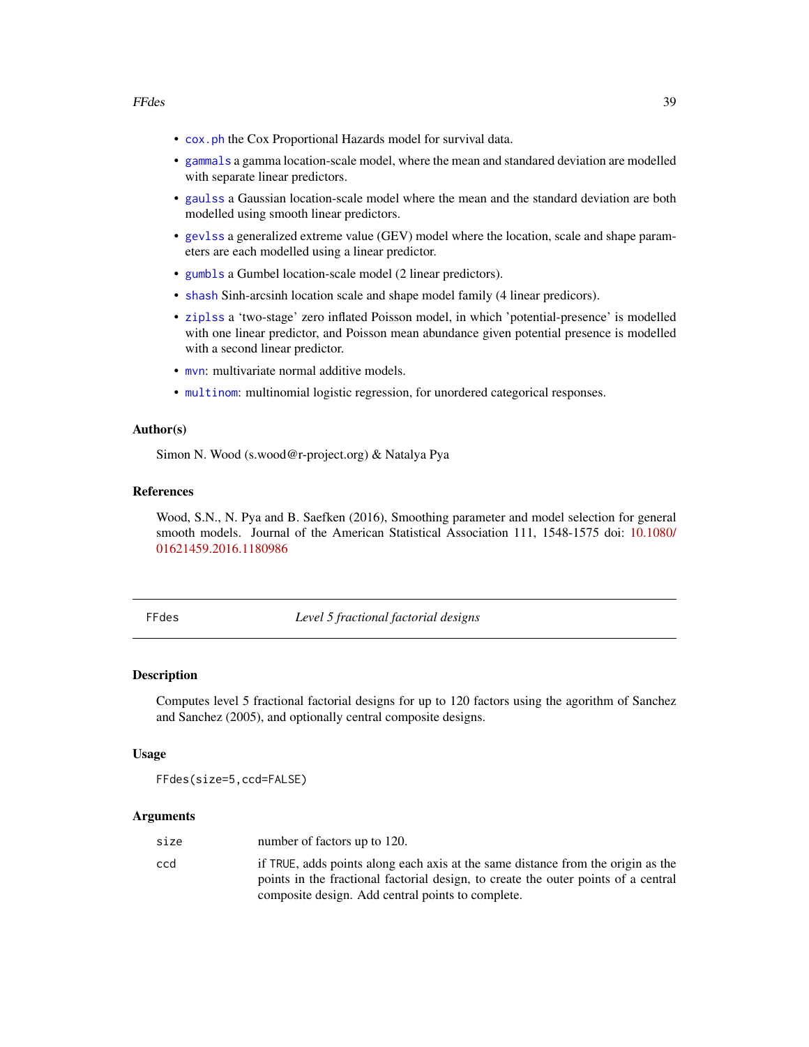- cox.ph the Cox Proportional Hazards model for survival data.
- gammals a gamma location-scale model, where the mean and standared deviation are modelled with separate linear predictors.
- gaulss a Gaussian location-scale model where the mean and the standard deviation are both modelled using smooth linear predictors.
- gevlss a generalized extreme value (GEV) model where the location, scale and shape parameters are each modelled using a linear predictor.
- gumbls a Gumbel location-scale model (2 linear predictors).
- shash Sinh-arcsinh location scale and shape model family (4 linear predicors).
- ziplss a 'two-stage' zero inflated Poisson model, in which 'potential-presence' is modelled with one linear predictor, and Poisson mean abundance given potential presence is modelled with a second linear predictor.
- mvn: multivariate normal additive models.
- multinom: multinomial logistic regression, for unordered categorical responses.

### Author(s)

Simon N. Wood (s.wood@r-project.org) & Natalya Pya

### References

Wood, S.N., N. Pya and B. Saefken (2016), Smoothing parameter and model selection for general smooth models. Journal of the American Statistical Association 111, 1548-1575 doi: 10.1080/01621459.2016.1180986

---

## FFdes *Level 5 fractional factorial designs*

### Description

Computes level 5 fractional factorial designs for up to 120 factors using the agorithm of Sanchez and Sanchez (2005), and optionally central composite designs.

### Usage

```
FFdes(size=5,ccd=FALSE)
```

### Arguments

| | |
|---|---|
| size | number of factors up to 120. |
| ccd | if TRUE, adds points along each axis at the same distance from the origin as the points in the fractional factorial design, to create the outer points of a central composite design. Add central points to complete. |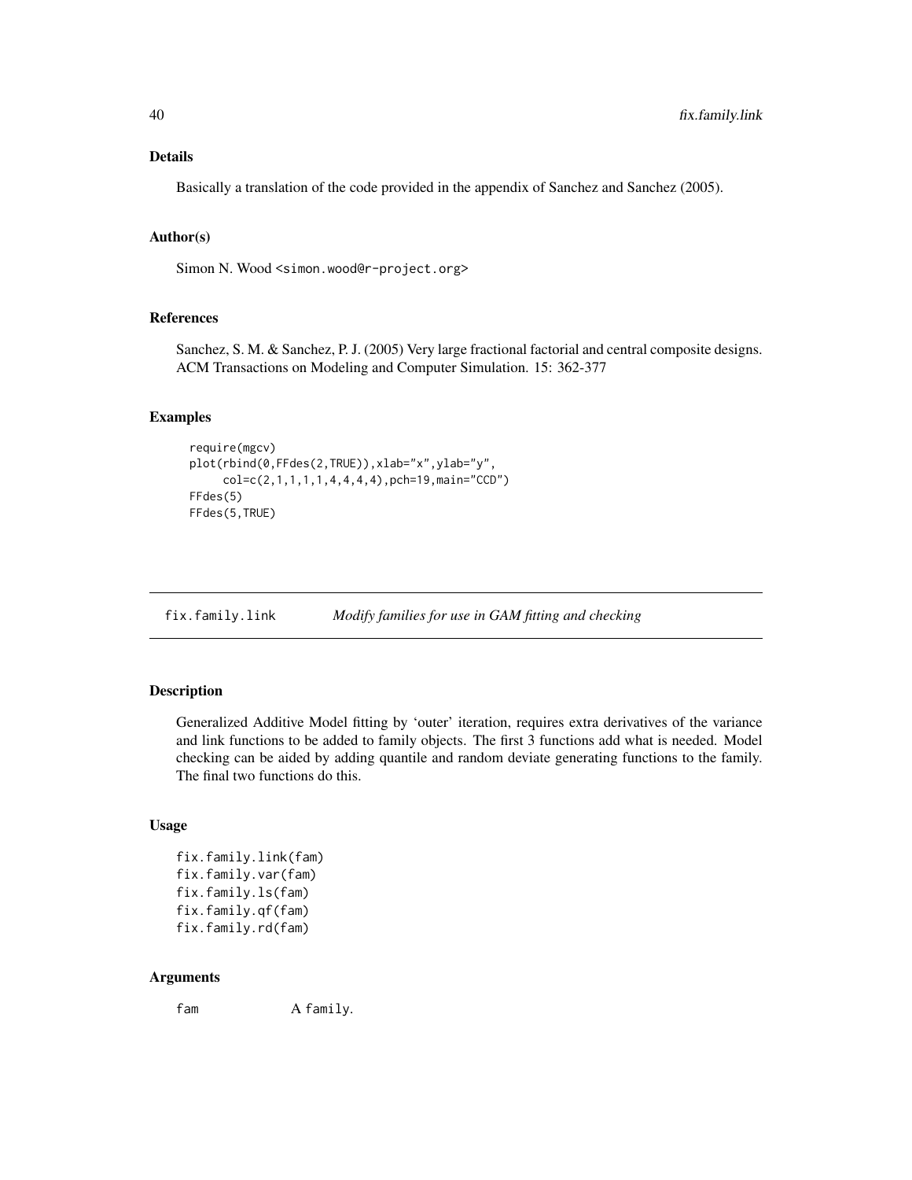### Details

Basically a translation of the code provided in the appendix of Sanchez and Sanchez (2005).

### Author(s)

Simon N. Wood <simon.wood@r-project.org>

### References

Sanchez, S. M. & Sanchez, P. J. (2005) Very large fractional factorial and central composite designs. ACM Transactions on Modeling and Computer Simulation. 15: 362-377

### Examples

```
require(mgcv)
plot(rbind(0,FFdes(2,TRUE)),xlab="x",ylab="y",
     col=c(2,1,1,1,1,4,4,4,4),pch=19,main="CCD")
FFdes(5)
FFdes(5,TRUE)
```

---

## fix.family.link — *Modify families for use in GAM fitting and checking*

---

### Description

Generalized Additive Model fitting by 'outer' iteration, requires extra derivatives of the variance and link functions to be added to family objects. The first 3 functions add what is needed. Model checking can be aided by adding quantile and random deviate generating functions to the family. The final two functions do this.

### Usage

```
fix.family.link(fam)
fix.family.var(fam)
fix.family.ls(fam)
fix.family.qf(fam)
fix.family.rd(fam)
```

### Arguments

| | |
|---|---|
| fam | A family. |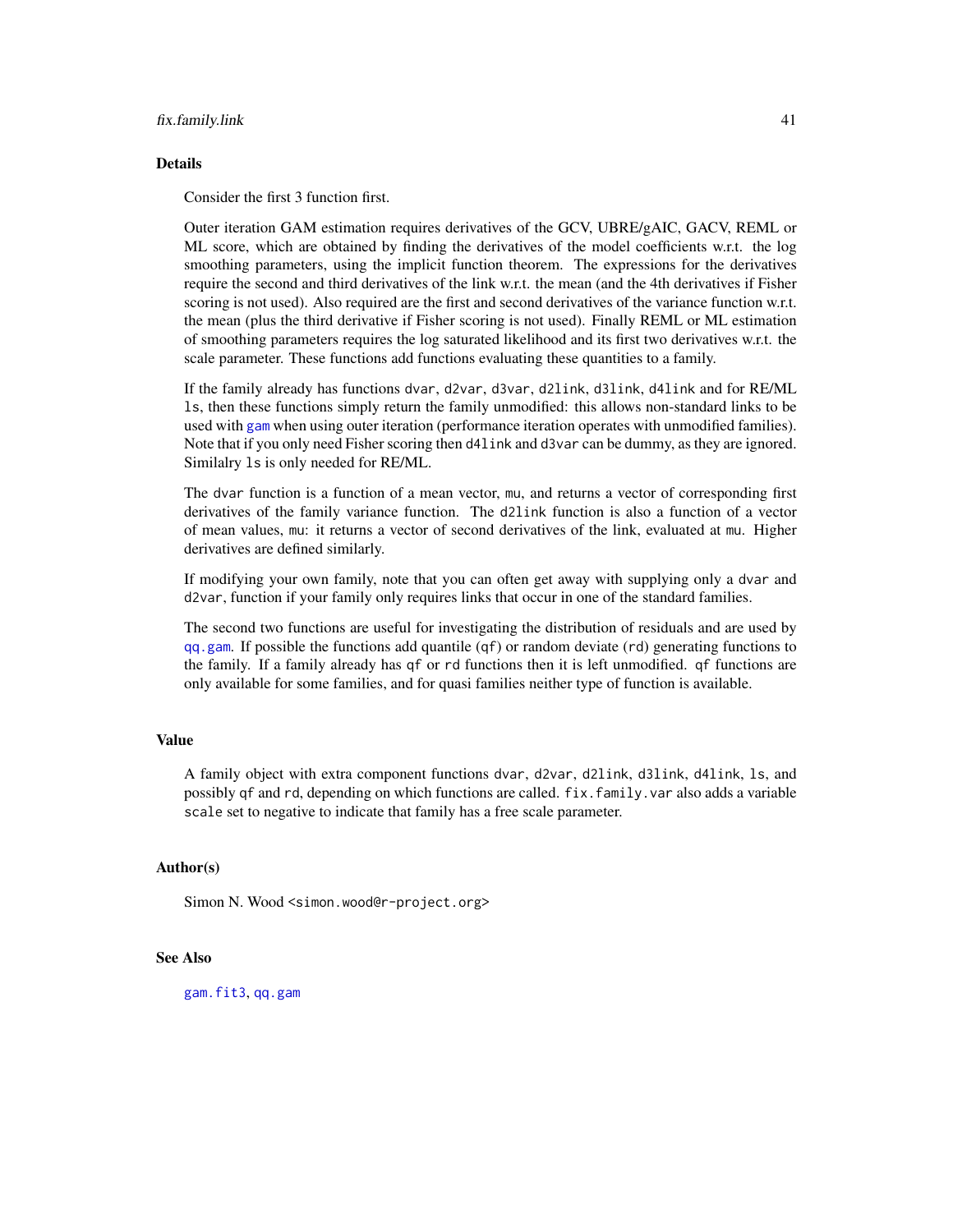### Details

Consider the first 3 function first.

Outer iteration GAM estimation requires derivatives of the GCV, UBRE/gAIC, GACV, REML or ML score, which are obtained by finding the derivatives of the model coefficients w.r.t. the log smoothing parameters, using the implicit function theorem. The expressions for the derivatives require the second and third derivatives of the link w.r.t. the mean (and the 4th derivatives if Fisher scoring is not used). Also required are the first and second derivatives of the variance function w.r.t. the mean (plus the third derivative if Fisher scoring is not used). Finally REML or ML estimation of smoothing parameters requires the log saturated likelihood and its first two derivatives w.r.t. the scale parameter. These functions add functions evaluating these quantities to a family.

If the family already has functions `dvar`, `d2var`, `d3var`, `d2link`, `d3link`, `d4link` and for RE/ML `ls`, then these functions simply return the family unmodified: this allows non-standard links to be used with `gam` when using outer iteration (performance iteration operates with unmodified families). Note that if you only need Fisher scoring then `d4link` and `d3var` can be dummy, as they are ignored. Similalry `ls` is only needed for RE/ML.

The `dvar` function is a function of a mean vector, `mu`, and returns a vector of corresponding first derivatives of the family variance function. The `d2link` function is also a function of a vector of mean values, `mu`: it returns a vector of second derivatives of the link, evaluated at `mu`. Higher derivatives are defined similarly.

If modifying your own family, note that you can often get away with supplying only a `dvar` and `d2var`, function if your family only requires links that occur in one of the standard families.

The second two functions are useful for investigating the distribution of residuals and are used by `qq.gam`. If possible the functions add quantile (`qf`) or random deviate (`rd`) generating functions to the family. If a family already has `qf` or `rd` functions then it is left unmodified. `qf` functions are only available for some families, and for quasi families neither type of function is available.

### Value

A family object with extra component functions `dvar`, `d2var`, `d2link`, `d3link`, `d4link`, `ls`, and possibly `qf` and `rd`, depending on which functions are called. `fix.family.var` also adds a variable `scale` set to negative to indicate that family has a free scale parameter.

### Author(s)

Simon N. Wood <simon.wood@r-project.org>

### See Also

`gam.fit3`, `qq.gam`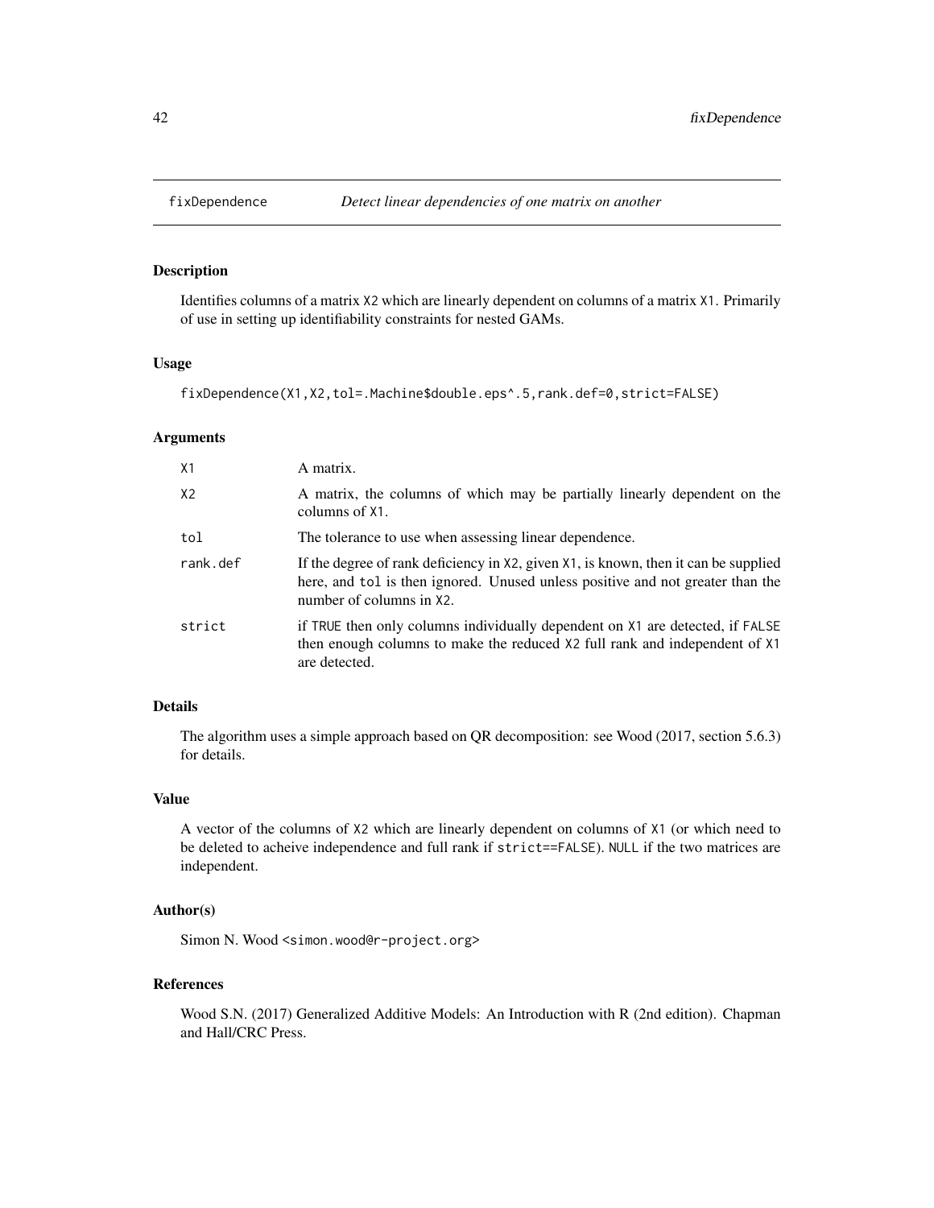# fixDependence *Detect linear dependencies of one matrix on another*

## Description

Identifies columns of a matrix X2 which are linearly dependent on columns of a matrix X1. Primarily of use in setting up identifiability constraints for nested GAMs.

## Usage

```
fixDependence(X1,X2,tol=.Machine$double.eps^.5,rank.def=0,strict=FALSE)
```

## Arguments

| | |
|---|---|
| X1 | A matrix. |
| X2 | A matrix, the columns of which may be partially linearly dependent on the columns of X1. |
| tol | The tolerance to use when assessing linear dependence. |
| rank.def | If the degree of rank deficiency in X2, given X1, is known, then it can be supplied here, and tol is then ignored. Unused unless positive and not greater than the number of columns in X2. |
| strict | if TRUE then only columns individually dependent on X1 are detected, if FALSE then enough columns to make the reduced X2 full rank and independent of X1 are detected. |

## Details

The algorithm uses a simple approach based on QR decomposition: see Wood (2017, section 5.6.3) for details.

## Value

A vector of the columns of X2 which are linearly dependent on columns of X1 (or which need to be deleted to acheive independence and full rank if strict==FALSE). NULL if the two matrices are independent.

## Author(s)

Simon N. Wood <simon.wood@r-project.org>

## References

Wood S.N. (2017) Generalized Additive Models: An Introduction with R (2nd edition). Chapman and Hall/CRC Press.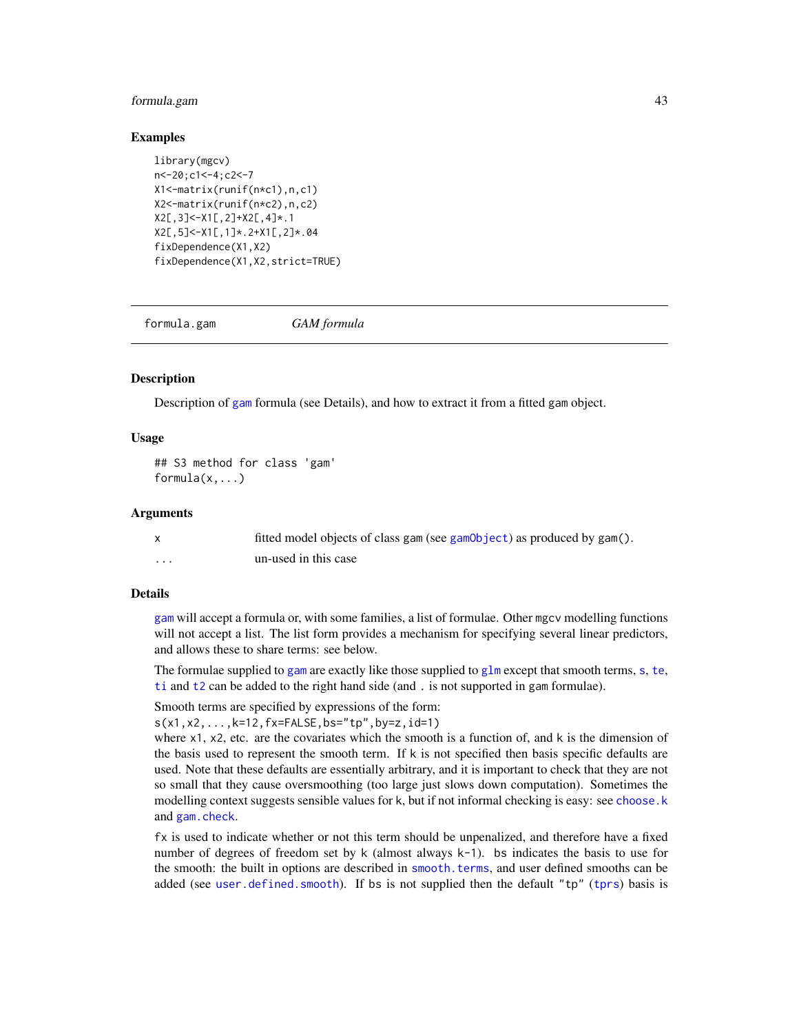### Examples

```
library(mgcv)
n<-20;c1<-4;c2<-7
X1<-matrix(runif(n*c1),n,c1)
X2<-matrix(runif(n*c2),n,c2)
X2[,3]<-X1[,2]+X2[,4]*.1
X2[,5]<-X1[,1]*.2+X1[,2]*.04
fixDependence(X1,X2)
fixDependence(X1,X2,strict=TRUE)
```

---

## formula.gam *GAM formula*

### Description

Description of gam formula (see Details), and how to extract it from a fitted gam object.

### Usage

```
## S3 method for class 'gam'
formula(x,...)
```

### Arguments

| | |
|---|---|
| x | fitted model objects of class gam (see gamObject) as produced by gam(). |
| ... | un-used in this case |

### Details

gam will accept a formula or, with some families, a list of formulae. Other mgcv modelling functions will not accept a list. The list form provides a mechanism for specifying several linear predictors, and allows these to share terms: see below.

The formulae supplied to gam are exactly like those supplied to glm except that smooth terms, s, te, ti and t2 can be added to the right hand side (and . is not supported in gam formulae).

Smooth terms are specified by expressions of the form:
`s(x1,x2,...,k=12,fx=FALSE,bs="tp",by=z,id=1)`
where x1, x2, etc. are the covariates which the smooth is a function of, and k is the dimension of the basis used to represent the smooth term. If k is not specified then basis specific defaults are used. Note that these defaults are essentially arbitrary, and it is important to check that they are not so small that they cause oversmoothing (too large just slows down computation). Sometimes the modelling context suggests sensible values for k, but if not informal checking is easy: see choose.k and gam.check.

fx is used to indicate whether or not this term should be unpenalized, and therefore have a fixed number of degrees of freedom set by k (almost always k-1). bs indicates the basis to use for the smooth: the built in options are described in smooth.terms, and user defined smooths can be added (see user.defined.smooth). If bs is not supplied then the default "tp" (tprs) basis is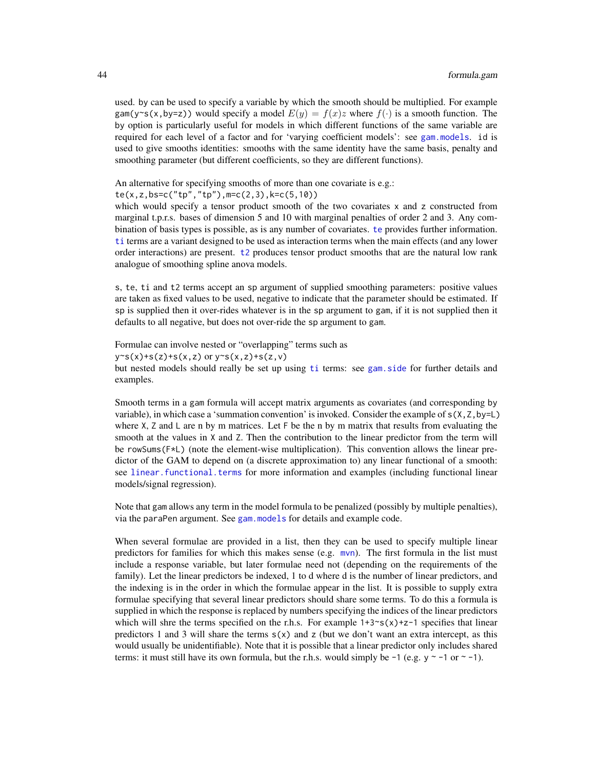used. `by` can be used to specify a variable by which the smooth should be multiplied. For example `gam(y~s(x,by=z))` would specify a model $E(y) = f(x)z$ where $f(\cdot)$ is a smooth function. The `by` option is particularly useful for models in which different functions of the same variable are required for each level of a factor and for 'varying coefficient models': see `gam.models`. `id` is used to give smooths identities: smooths with the same identity have the same basis, penalty and smoothing parameter (but different coefficients, so they are different functions).

An alternative for specifying smooths of more than one covariate is e.g.:
`te(x,z,bs=c("tp","tp"),m=c(2,3),k=c(5,10))`
which would specify a tensor product smooth of the two covariates `x` and `z` constructed from marginal t.p.r.s. bases of dimension 5 and 10 with marginal penalties of order 2 and 3. Any combination of basis types is possible, as is any number of covariates. `te` provides further information. `ti` terms are a variant designed to be used as interaction terms when the main effects (and any lower order interactions) are present. `t2` produces tensor product smooths that are the natural low rank analogue of smoothing spline anova models.

`s`, `te`, `ti` and `t2` terms accept an `sp` argument of supplied smoothing parameters: positive values are taken as fixed values to be used, negative to indicate that the parameter should be estimated. If `sp` is supplied then it over-rides whatever is in the `sp` argument to `gam`, if it is not supplied then it defaults to all negative, but does not over-ride the `sp` argument to `gam`.

Formulae can involve nested or "overlapping" terms such as
`y~s(x)+s(z)+s(x,z)` or `y~s(x,z)+s(z,v)`
but nested models should really be set up using `ti` terms: see `gam.side` for further details and examples.

Smooth terms in a `gam` formula will accept matrix arguments as covariates (and corresponding `by` variable), in which case a 'summation convention' is invoked. Consider the example of `s(X,Z,by=L)` where `X`, `Z` and `L` are n by m matrices. Let `F` be the n by m matrix that results from evaluating the smooth at the values in `X` and `Z`. Then the contribution to the linear predictor from the term will be `rowSums(F*L)` (note the element-wise multiplication). This convention allows the linear predictor of the GAM to depend on (a discrete approximation to) any linear functional of a smooth: see `linear.functional.terms` for more information and examples (including functional linear models/signal regression).

Note that `gam` allows any term in the model formula to be penalized (possibly by multiple penalties), via the `paraPen` argument. See `gam.models` for details and example code.

When several formulae are provided in a list, then they can be used to specify multiple linear predictors for families for which this makes sense (e.g. `mvn`). The first formula in the list must include a response variable, but later formulae need not (depending on the requirements of the family). Let the linear predictors be indexed, 1 to d where d is the number of linear predictors, and the indexing is in the order in which the formulae appear in the list. It is possible to supply extra formulae specifying that several linear predictors should share some terms. To do this a formula is supplied in which the response is replaced by numbers specifying the indices of the linear predictors which will shre the terms specified on the r.h.s. For example `1+3~s(x)+z-1` specifies that linear predictors 1 and 3 will share the terms `s(x)` and `z` (but we don't want an extra intercept, as this would usually be unidentifiable). Note that it is possible that a linear predictor only includes shared terms: it must still have its own formula, but the r.h.s. would simply be `-1` (e.g. `y ~ -1` or `~ -1`).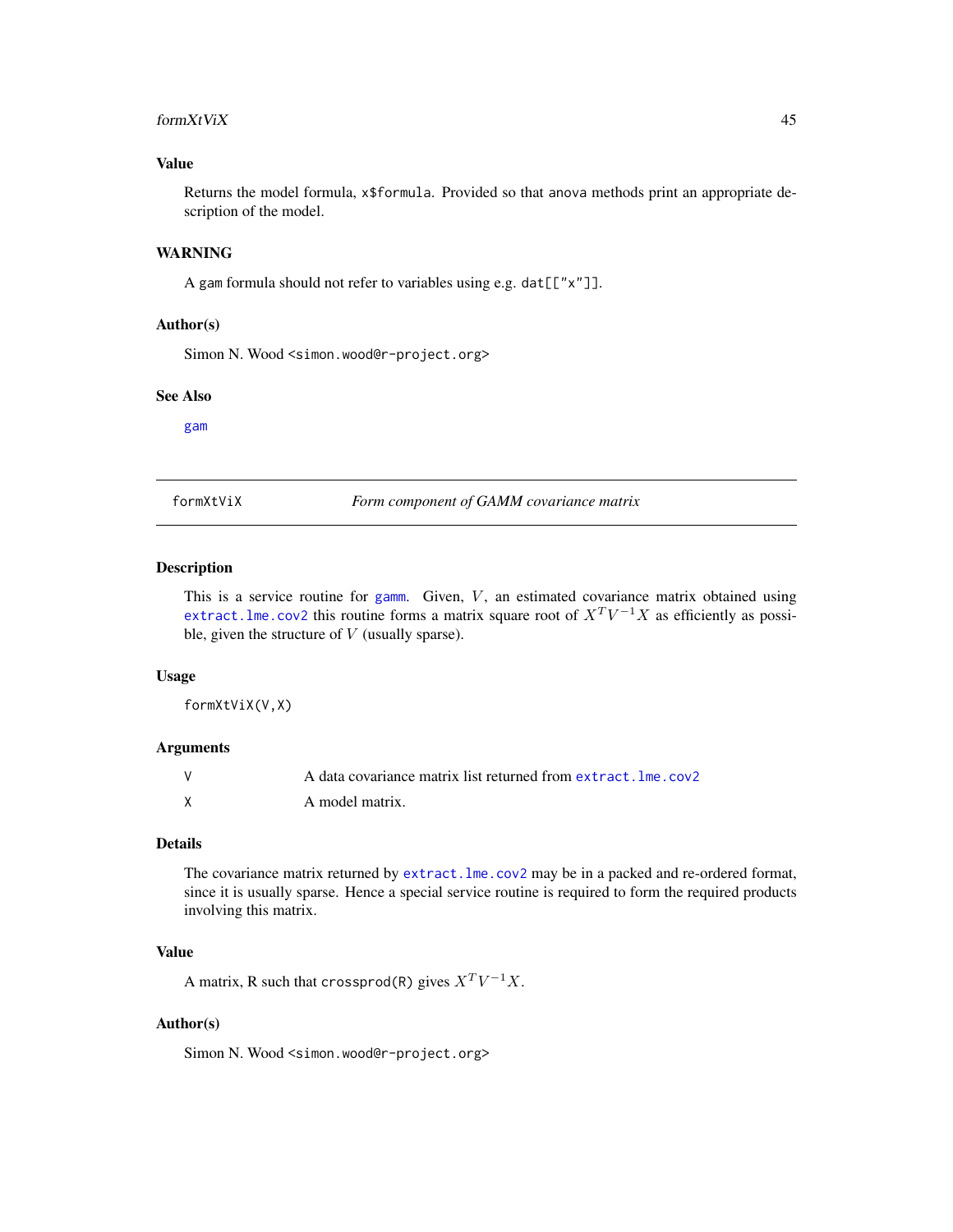### Value

Returns the model formula, `x$formula`. Provided so that `anova` methods print an appropriate description of the model.

### WARNING

A `gam` formula should not refer to variables using e.g. `dat[["x"]]`.

### Author(s)

Simon N. Wood <simon.wood@r-project.org>

### See Also

`gam`

---

## formXtViX — *Form component of GAMM covariance matrix*

### Description

This is a service routine for `gamm`. Given, $V$, an estimated covariance matrix obtained using `extract.lme.cov2` this routine forms a matrix square root of $X^T V^{-1} X$ as efficiently as possible, given the structure of $V$ (usually sparse).

### Usage

```
formXtViX(V,X)
```

### Arguments

| | |
|---|---|
| `V` | A data covariance matrix list returned from `extract.lme.cov2` |
| `X` | A model matrix. |

### Details

The covariance matrix returned by `extract.lme.cov2` may be in a packed and re-ordered format, since it is usually sparse. Hence a special service routine is required to form the required products involving this matrix.

### Value

A matrix, R such that `crossprod(R)` gives $X^T V^{-1} X$.

### Author(s)

Simon N. Wood <simon.wood@r-project.org>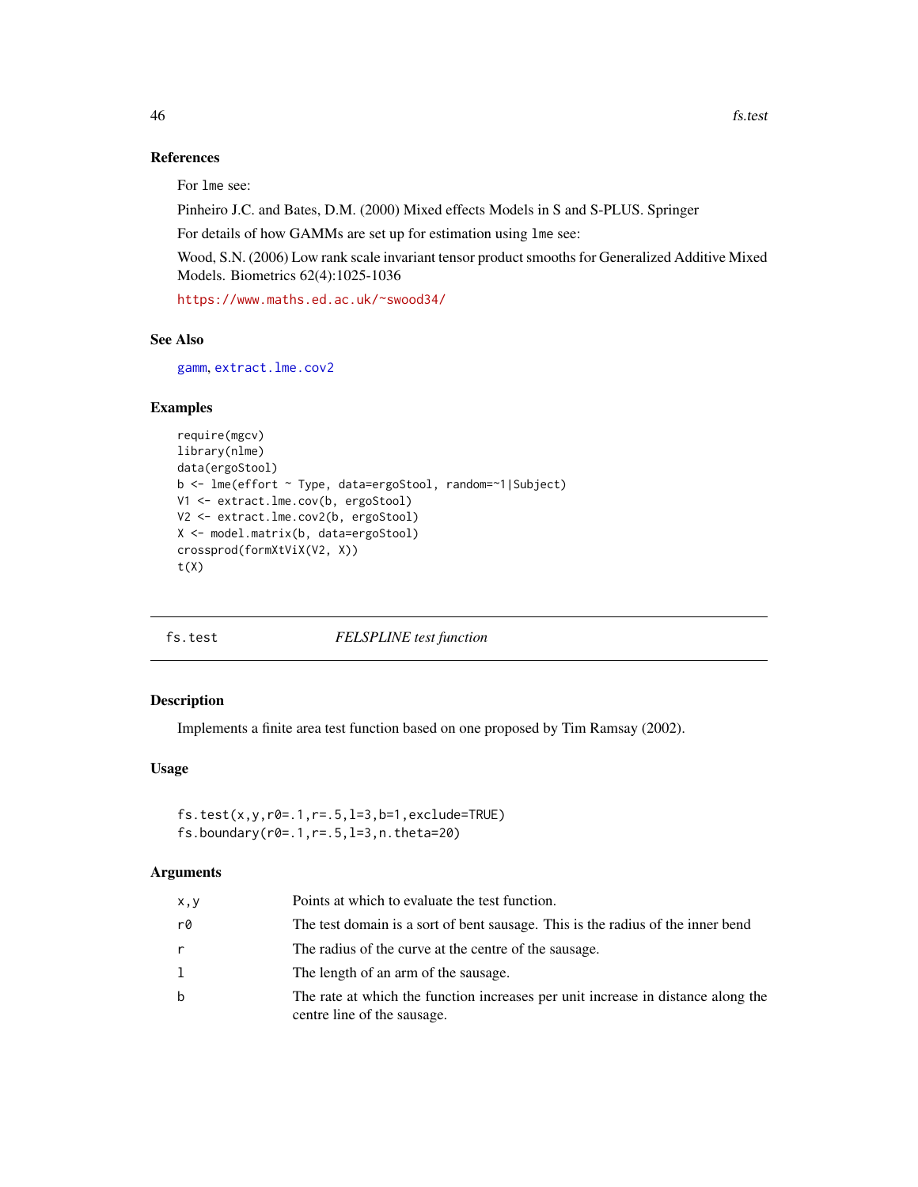### References

For `lme` see:

Pinheiro J.C. and Bates, D.M. (2000) Mixed effects Models in S and S-PLUS. Springer

For details of how GAMMs are set up for estimation using `lme` see:

Wood, S.N. (2006) Low rank scale invariant tensor product smooths for Generalized Additive Mixed Models. Biometrics 62(4):1025-1036

https://www.maths.ed.ac.uk/~swood34/

### See Also

`gamm`, `extract.lme.cov2`

### Examples

```
require(mgcv)
library(nlme)
data(ergoStool)
b <- lme(effort ~ Type, data=ergoStool, random=~1|Subject)
V1 <- extract.lme.cov(b, ergoStool)
V2 <- extract.lme.cov2(b, ergoStool)
X <- model.matrix(b, data=ergoStool)
crossprod(formXtViX(V2, X))
t(X)
```

---

## fs.test *FELSPLINE test function*

### Description

Implements a finite area test function based on one proposed by Tim Ramsay (2002).

### Usage

```
fs.test(x,y,r0=.1,r=.5,l=3,b=1,exclude=TRUE)
fs.boundary(r0=.1,r=.5,l=3,n.theta=20)
```

### Arguments

| | |
|---|---|
| `x,y` | Points at which to evaluate the test function. |
| `r0` | The test domain is a sort of bent sausage. This is the radius of the inner bend |
| `r` | The radius of the curve at the centre of the sausage. |
| `l` | The length of an arm of the sausage. |
| `b` | The rate at which the function increases per unit increase in distance along the centre line of the sausage. |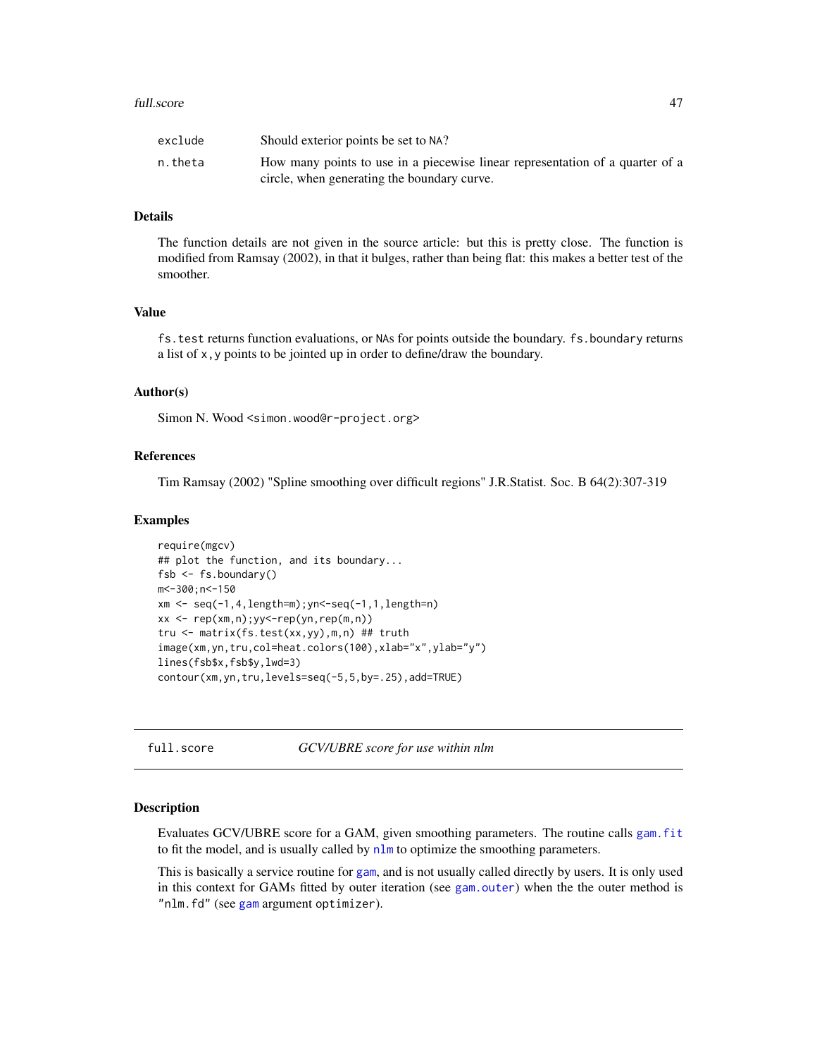| | |
|---|---|
| exclude | Should exterior points be set to NA? |
| n.theta | How many points to use in a piecewise linear representation of a quarter of a circle, when generating the boundary curve. |

### Details

The function details are not given in the source article: but this is pretty close. The function is modified from Ramsay (2002), in that it bulges, rather than being flat: this makes a better test of the smoother.

### Value

`fs.test` returns function evaluations, or NAs for points outside the boundary. `fs.boundary` returns a list of `x,y` points to be jointed up in order to define/draw the boundary.

### Author(s)

Simon N. Wood <simon.wood@r-project.org>

### References

Tim Ramsay (2002) "Spline smoothing over difficult regions" J.R.Statist. Soc. B 64(2):307-319

### Examples

```
require(mgcv)
## plot the function, and its boundary...
fsb <- fs.boundary()
m<-300;n<-150
xm <- seq(-1,4,length=m);yn<-seq(-1,1,length=n)
xx <- rep(xm,n);yy<-rep(yn,rep(m,n))
tru <- matrix(fs.test(xx,yy),m,n) ## truth
image(xm,yn,tru,col=heat.colors(100),xlab="x",ylab="y")
lines(fsb$x,fsb$y,lwd=3)
contour(xm,yn,tru,levels=seq(-5,5,by=.25),add=TRUE)
```

---

## full.score — *GCV/UBRE score for use within nlm*

### Description

Evaluates GCV/UBRE score for a GAM, given smoothing parameters. The routine calls `gam.fit` to fit the model, and is usually called by `nlm` to optimize the smoothing parameters.

This is basically a service routine for `gam`, and is not usually called directly by users. It is only used in this context for GAMs fitted by outer iteration (see `gam.outer`) when the the outer method is `"nlm.fd"` (see `gam` argument `optimizer`).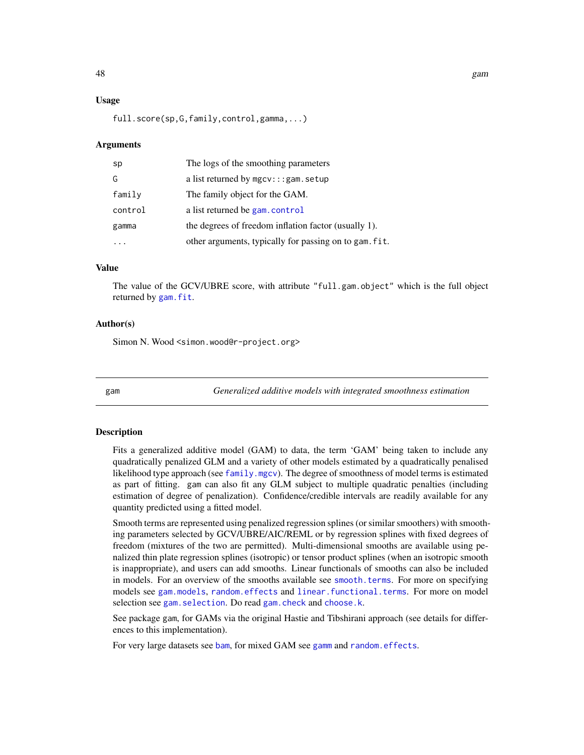### Usage

```
full.score(sp,G,family,control,gamma,...)
```

### Arguments

| | |
|---|---|
| sp | The logs of the smoothing parameters |
| G | a list returned by mgcv:::gam.setup |
| family | The family object for the GAM. |
| control | a list returned be gam.control |
| gamma | the degrees of freedom inflation factor (usually 1). |
| ... | other arguments, typically for passing on to gam.fit. |

### Value

The value of the GCV/UBRE score, with attribute "full.gam.object" which is the full object returned by gam.fit.

### Author(s)

Simon N. Wood <simon.wood@r-project.org>

---

## gam — *Generalized additive models with integrated smoothness estimation*

### Description

Fits a generalized additive model (GAM) to data, the term 'GAM' being taken to include any quadratically penalized GLM and a variety of other models estimated by a quadratically penalised likelihood type approach (see family.mgcv). The degree of smoothness of model terms is estimated as part of fitting. gam can also fit any GLM subject to multiple quadratic penalties (including estimation of degree of penalization). Confidence/credible intervals are readily available for any quantity predicted using a fitted model.

Smooth terms are represented using penalized regression splines (or similar smoothers) with smoothing parameters selected by GCV/UBRE/AIC/REML or by regression splines with fixed degrees of freedom (mixtures of the two are permitted). Multi-dimensional smooths are available using penalized thin plate regression splines (isotropic) or tensor product splines (when an isotropic smooth is inappropriate), and users can add smooths. Linear functionals of smooths can also be included in models. For an overview of the smooths available see smooth.terms. For more on specifying models see gam.models, random.effects and linear.functional.terms. For more on model selection see gam.selection. Do read gam.check and choose.k.

See package gam, for GAMs via the original Hastie and Tibshirani approach (see details for differences to this implementation).

For very large datasets see bam, for mixed GAM see gamm and random.effects.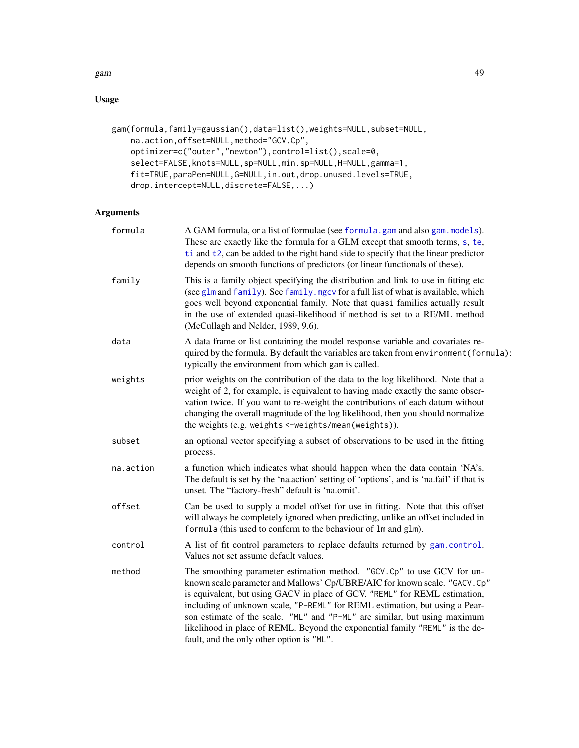## Usage

```
gam(formula,family=gaussian(),data=list(),weights=NULL,subset=NULL,
    na.action,offset=NULL,method="GCV.Cp",
    optimizer=c("outer","newton"),control=list(),scale=0,
    select=FALSE,knots=NULL,sp=NULL,min.sp=NULL,H=NULL,gamma=1,
    fit=TRUE,paraPen=NULL,G=NULL,in.out,drop.unused.levels=TRUE,
    drop.intercept=NULL,discrete=FALSE,...)
```

## Arguments

| | |
|---|---|
| `formula` | A GAM formula, or a list of formulae (see `formula.gam` and also `gam.models`). These are exactly like the formula for a GLM except that smooth terms, `s`, `te`, `ti` and `t2`, can be added to the right hand side to specify that the linear predictor depends on smooth functions of predictors (or linear functionals of these). |
| `family` | This is a family object specifying the distribution and link to use in fitting etc (see `glm` and `family`). See `family.mgcv` for a full list of what is available, which goes well beyond exponential family. Note that `quasi` families actually result in the use of extended quasi-likelihood if `method` is set to a RE/ML method (McCullagh and Nelder, 1989, 9.6). |
| `data` | A data frame or list containing the model response variable and covariates required by the formula. By default the variables are taken from `environment(formula)`: typically the environment from which `gam` is called. |
| `weights` | prior weights on the contribution of the data to the log likelihood. Note that a weight of 2, for example, is equivalent to having made exactly the same observation twice. If you want to re-weight the contributions of each datum without changing the overall magnitude of the log likelihood, then you should normalize the weights (e.g. `weights <-weights/mean(weights)`). |
| `subset` | an optional vector specifying a subset of observations to be used in the fitting process. |
| `na.action` | a function which indicates what should happen when the data contain 'NA's. The default is set by the 'na.action' setting of 'options', and is 'na.fail' if that is unset. The "factory-fresh" default is 'na.omit'. |
| `offset` | Can be used to supply a model offset for use in fitting. Note that this offset will always be completely ignored when predicting, unlike an offset included in `formula` (this used to conform to the behaviour of `lm` and `glm`). |
| `control` | A list of fit control parameters to replace defaults returned by `gam.control`. Values not set assume default values. |
| `method` | The smoothing parameter estimation method. `"GCV.Cp"` to use GCV for unknown scale parameter and Mallows' Cp/UBRE/AIC for known scale. `"GACV.Cp"` is equivalent, but using GACV in place of GCV. `"REML"` for REML estimation, including of unknown scale, `"P-REML"` for REML estimation, but using a Pearson estimate of the scale. `"ML"` and `"P-ML"` are similar, but using maximum likelihood in place of REML. Beyond the exponential family `"REML"` is the default, and the only other option is `"ML"`. |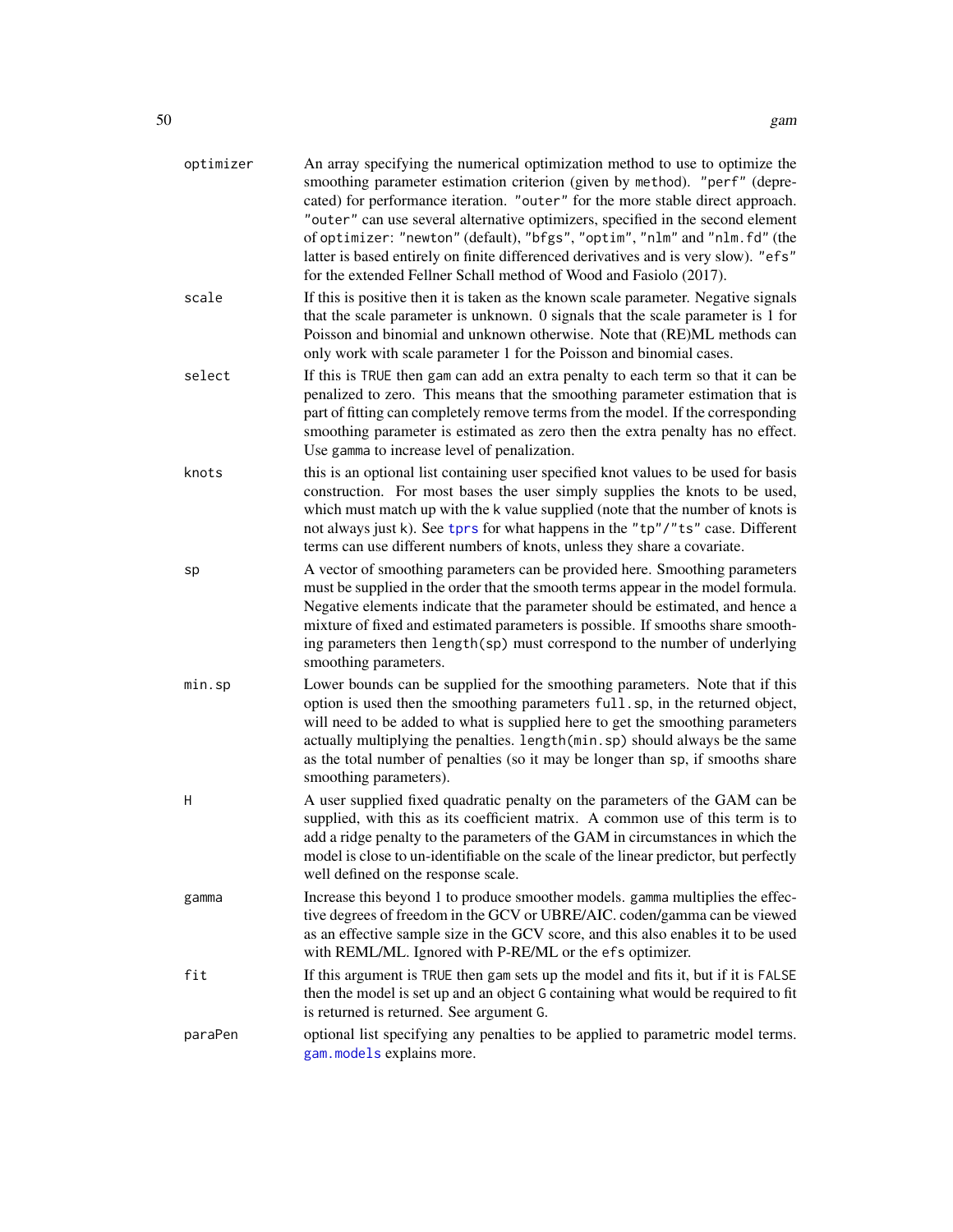**optimizer** An array specifying the numerical optimization method to use to optimize the smoothing parameter estimation criterion (given by `method`). `"perf"` (deprecated) for performance iteration. `"outer"` for the more stable direct approach. `"outer"` can use several alternative optimizers, specified in the second element of `optimizer`: `"newton"` (default), `"bfgs"`, `"optim"`, `"nlm"` and `"nlm.fd"` (the latter is based entirely on finite differenced derivatives and is very slow). `"efs"` for the extended Fellner Schall method of Wood and Fasiolo (2017).

**scale** If this is positive then it is taken as the known scale parameter. Negative signals that the scale parameter is unknown. 0 signals that the scale parameter is 1 for Poisson and binomial and unknown otherwise. Note that (RE)ML methods can only work with scale parameter 1 for the Poisson and binomial cases.

**select** If this is `TRUE` then `gam` can add an extra penalty to each term so that it can be penalized to zero. This means that the smoothing parameter estimation that is part of fitting can completely remove terms from the model. If the corresponding smoothing parameter is estimated as zero then the extra penalty has no effect. Use `gamma` to increase level of penalization.

**knots** this is an optional list containing user specified knot values to be used for basis construction. For most bases the user simply supplies the knots to be used, which must match up with the `k` value supplied (note that the number of knots is not always just `k`). See `tprs` for what happens in the `"tp"`/`"ts"` case. Different terms can use different numbers of knots, unless they share a covariate.

**sp** A vector of smoothing parameters can be provided here. Smoothing parameters must be supplied in the order that the smooth terms appear in the model formula. Negative elements indicate that the parameter should be estimated, and hence a mixture of fixed and estimated parameters is possible. If smooths share smoothing parameters then `length(sp)` must correspond to the number of underlying smoothing parameters.

**min.sp** Lower bounds can be supplied for the smoothing parameters. Note that if this option is used then the smoothing parameters `full.sp`, in the returned object, will need to be added to what is supplied here to get the smoothing parameters actually multiplying the penalties. `length(min.sp)` should always be the same as the total number of penalties (so it may be longer than `sp`, if smooths share smoothing parameters).

**H** A user supplied fixed quadratic penalty on the parameters of the GAM can be supplied, with this as its coefficient matrix. A common use of this term is to add a ridge penalty to the parameters of the GAM in circumstances in which the model is close to un-identifiable on the scale of the linear predictor, but perfectly well defined on the response scale.

**gamma** Increase this beyond 1 to produce smoother models. `gamma` multiplies the effective degrees of freedom in the GCV or UBRE/AIC. coden/gamma can be viewed as an effective sample size in the GCV score, and this also enables it to be used with REML/ML. Ignored with P-RE/ML or the `efs` optimizer.

**fit** If this argument is `TRUE` then `gam` sets up the model and fits it, but if it is `FALSE` then the model is set up and an object `G` containing what would be required to fit is returned is returned. See argument `G`.

**paraPen** optional list specifying any penalties to be applied to parametric model terms. `gam.models` explains more.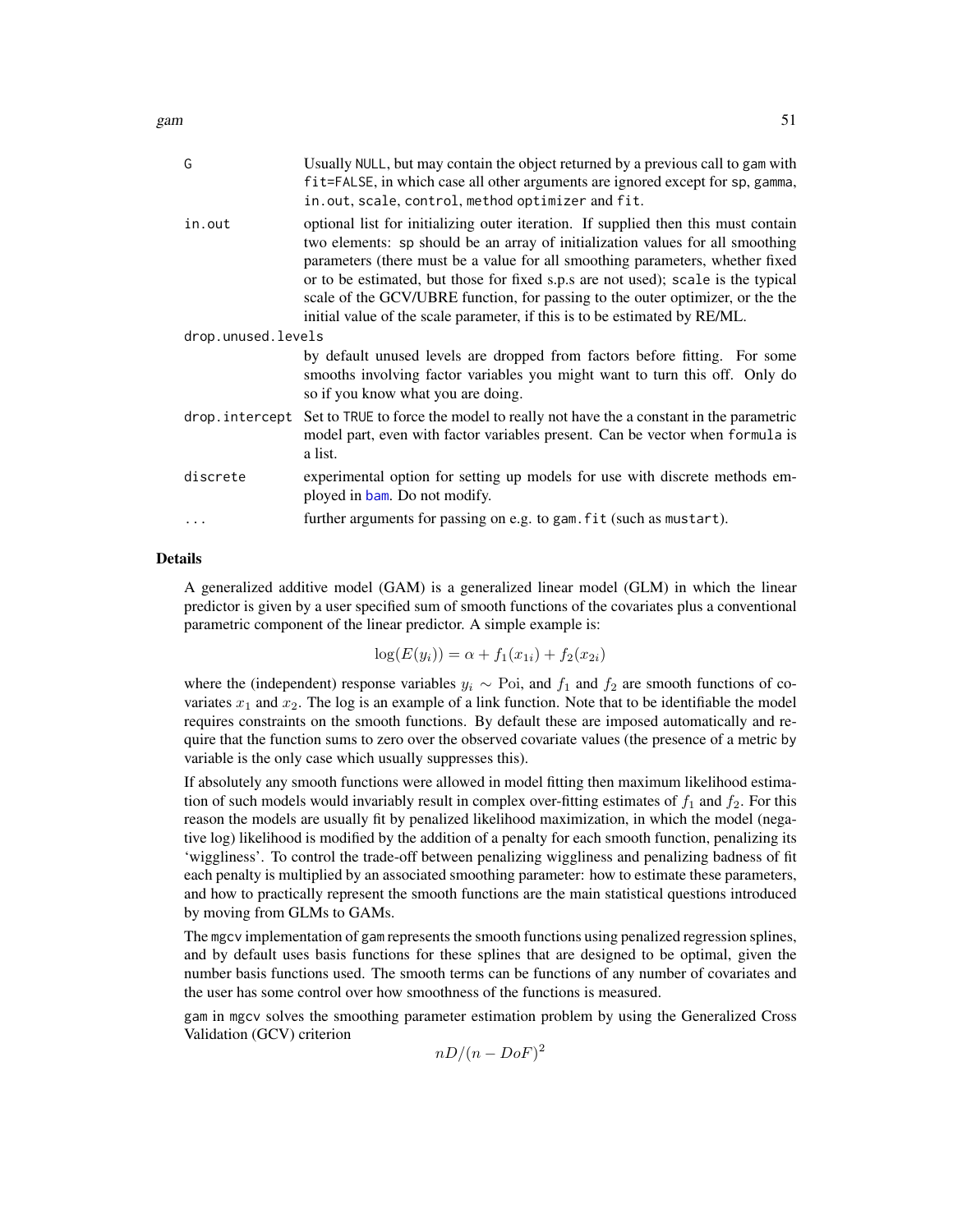| | |
|---|---|
| `G` | Usually `NULL`, but may contain the object returned by a previous call to `gam` with `fit=FALSE`, in which case all other arguments are ignored except for `sp`, `gamma`, `in.out`, `scale`, `control`, `method` `optimizer` and `fit`. |
| `in.out` | optional list for initializing outer iteration. If supplied then this must contain two elements: `sp` should be an array of initialization values for all smoothing parameters (there must be a value for all smoothing parameters, whether fixed or to be estimated, but those for fixed s.p.s are not used); `scale` is the typical scale of the GCV/UBRE function, for passing to the outer optimizer, or the the initial value of the scale parameter, if this is to be estimated by RE/ML. |
| `drop.unused.levels` | by default unused levels are dropped from factors before fitting. For some smooths involving factor variables you might want to turn this off. Only do so if you know what you are doing. |
| `drop.intercept` | Set to `TRUE` to force the model to really not have the a constant in the parametric model part, even with factor variables present. Can be vector when `formula` is a list. |
| `discrete` | experimental option for setting up models for use with discrete methods employed in `bam`. Do not modify. |
| `...` | further arguments for passing on e.g. to `gam.fit` (such as `mustart`). |

## Details

A generalized additive model (GAM) is a generalized linear model (GLM) in which the linear predictor is given by a user specified sum of smooth functions of the covariates plus a conventional parametric component of the linear predictor. A simple example is:

$$\log(E(y_i)) = \alpha + f_1(x_{1i}) + f_2(x_{2i})$$

where the (independent) response variables $y_i \sim \text{Poi}$, and $f_1$ and $f_2$ are smooth functions of covariates $x_1$ and $x_2$. The log is an example of a link function. Note that to be identifiable the model requires constraints on the smooth functions. By default these are imposed automatically and require that the function sums to zero over the observed covariate values (the presence of a metric `by` variable is the only case which usually suppresses this).

If absolutely any smooth functions were allowed in model fitting then maximum likelihood estimation of such models would invariably result in complex over-fitting estimates of $f_1$ and $f_2$. For this reason the models are usually fit by penalized likelihood maximization, in which the model (negative log) likelihood is modified by the addition of a penalty for each smooth function, penalizing its 'wiggliness'. To control the trade-off between penalizing wiggliness and penalizing badness of fit each penalty is multiplied by an associated smoothing parameter: how to estimate these parameters, and how to practically represent the smooth functions are the main statistical questions introduced by moving from GLMs to GAMs.

The `mgcv` implementation of `gam` represents the smooth functions using penalized regression splines, and by default uses basis functions for these splines that are designed to be optimal, given the number basis functions used. The smooth terms can be functions of any number of covariates and the user has some control over how smoothness of the functions is measured.

`gam` in `mgcv` solves the smoothing parameter estimation problem by using the Generalized Cross Validation (GCV) criterion

$$nD/(n - DoF)^2$$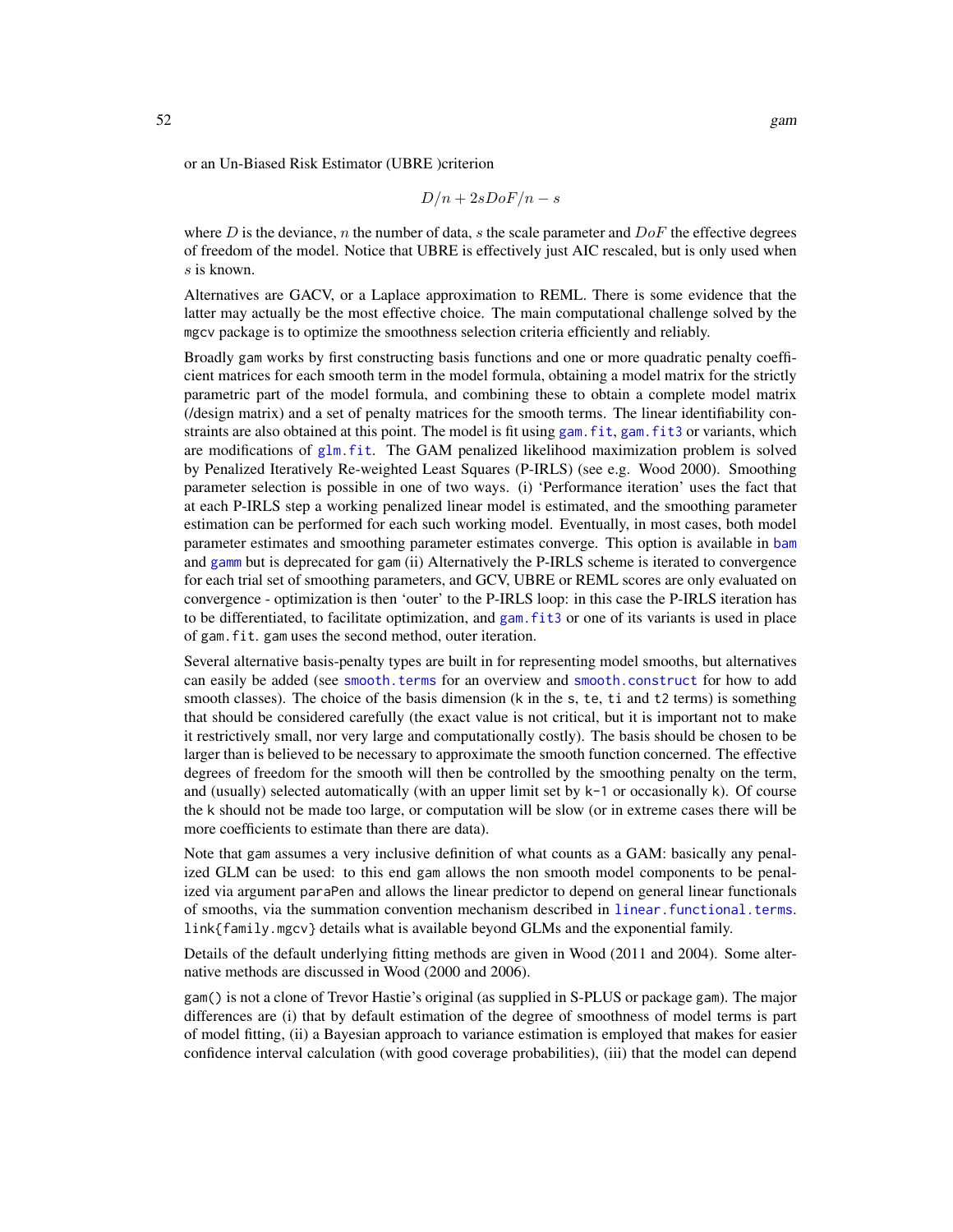or an Un-Biased Risk Estimator (UBRE )criterion

$$D/n + 2sDoF/n - s$$

where $D$ is the deviance, $n$ the number of data, $s$ the scale parameter and $DoF$ the effective degrees of freedom of the model. Notice that UBRE is effectively just AIC rescaled, but is only used when $s$ is known.

Alternatives are GACV, or a Laplace approximation to REML. There is some evidence that the latter may actually be the most effective choice. The main computational challenge solved by the mgcv package is to optimize the smoothness selection criteria efficiently and reliably.

Broadly gam works by first constructing basis functions and one or more quadratic penalty coefficient matrices for each smooth term in the model formula, obtaining a model matrix for the strictly parametric part of the model formula, and combining these to obtain a complete model matrix (/design matrix) and a set of penalty matrices for the smooth terms. The linear identifiability constraints are also obtained at this point. The model is fit using gam.fit, gam.fit3 or variants, which are modifications of glm.fit. The GAM penalized likelihood maximization problem is solved by Penalized Iteratively Re-weighted Least Squares (P-IRLS) (see e.g. Wood 2000). Smoothing parameter selection is possible in one of two ways. (i) 'Performance iteration' uses the fact that at each P-IRLS step a working penalized linear model is estimated, and the smoothing parameter estimation can be performed for each such working model. Eventually, in most cases, both model parameter estimates and smoothing parameter estimates converge. This option is available in bam and gamm but is deprecated for gam (ii) Alternatively the P-IRLS scheme is iterated to convergence for each trial set of smoothing parameters, and GCV, UBRE or REML scores are only evaluated on convergence - optimization is then 'outer' to the P-IRLS loop: in this case the P-IRLS iteration has to be differentiated, to facilitate optimization, and gam.fit3 or one of its variants is used in place of gam.fit. gam uses the second method, outer iteration.

Several alternative basis-penalty types are built in for representing model smooths, but alternatives can easily be added (see smooth.terms for an overview and smooth.construct for how to add smooth classes). The choice of the basis dimension (k in the s, te, ti and t2 terms) is something that should be considered carefully (the exact value is not critical, but it is important not to make it restrictively small, nor very large and computationally costly). The basis should be chosen to be larger than is believed to be necessary to approximate the smooth function concerned. The effective degrees of freedom for the smooth will then be controlled by the smoothing penalty on the term, and (usually) selected automatically (with an upper limit set by k-1 or occasionally k). Of course the k should not be made too large, or computation will be slow (or in extreme cases there will be more coefficients to estimate than there are data).

Note that gam assumes a very inclusive definition of what counts as a GAM: basically any penalized GLM can be used: to this end gam allows the non smooth model components to be penalized via argument paraPen and allows the linear predictor to depend on general linear functionals of smooths, via the summation convention mechanism described in linear.functional.terms. link{family.mgcv} details what is available beyond GLMs and the exponential family.

Details of the default underlying fitting methods are given in Wood (2011 and 2004). Some alternative methods are discussed in Wood (2000 and 2006).

gam() is not a clone of Trevor Hastie's original (as supplied in S-PLUS or package gam). The major differences are (i) that by default estimation of the degree of smoothness of model terms is part of model fitting, (ii) a Bayesian approach to variance estimation is employed that makes for easier confidence interval calculation (with good coverage probabilities), (iii) that the model can depend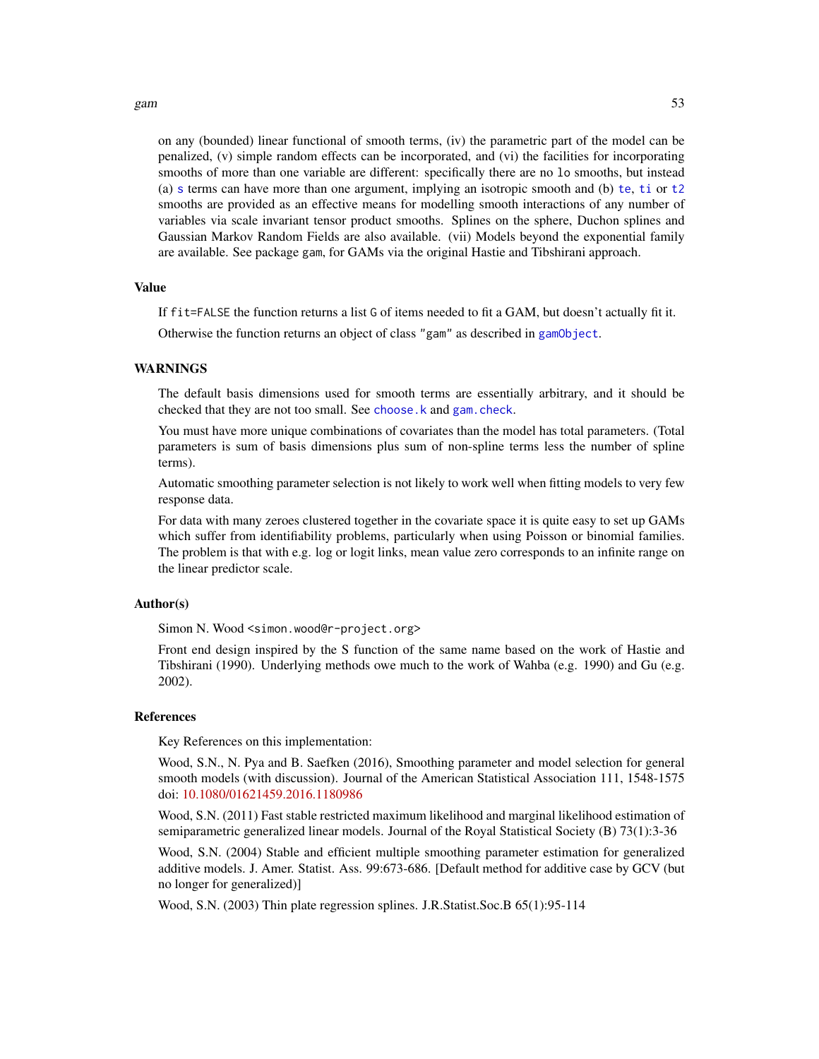on any (bounded) linear functional of smooth terms, (iv) the parametric part of the model can be penalized, (v) simple random effects can be incorporated, and (vi) the facilities for incorporating smooths of more than one variable are different: specifically there are no `lo` smooths, but instead (a) `s` terms can have more than one argument, implying an isotropic smooth and (b) `te`, `ti` or `t2` smooths are provided as an effective means for modelling smooth interactions of any number of variables via scale invariant tensor product smooths. Splines on the sphere, Duchon splines and Gaussian Markov Random Fields are also available. (vii) Models beyond the exponential family are available. See package `gam`, for GAMs via the original Hastie and Tibshirani approach.

## Value

If `fit=FALSE` the function returns a list `G` of items needed to fit a GAM, but doesn't actually fit it.

Otherwise the function returns an object of class `"gam"` as described in `gamObject`.

## WARNINGS

The default basis dimensions used for smooth terms are essentially arbitrary, and it should be checked that they are not too small. See `choose.k` and `gam.check`.

You must have more unique combinations of covariates than the model has total parameters. (Total parameters is sum of basis dimensions plus sum of non-spline terms less the number of spline terms).

Automatic smoothing parameter selection is not likely to work well when fitting models to very few response data.

For data with many zeroes clustered together in the covariate space it is quite easy to set up GAMs which suffer from identifiability problems, particularly when using Poisson or binomial families. The problem is that with e.g. log or logit links, mean value zero corresponds to an infinite range on the linear predictor scale.

## Author(s)

Simon N. Wood <simon.wood@r-project.org>

Front end design inspired by the S function of the same name based on the work of Hastie and Tibshirani (1990). Underlying methods owe much to the work of Wahba (e.g. 1990) and Gu (e.g. 2002).

## References

Key References on this implementation:

Wood, S.N., N. Pya and B. Saefken (2016), Smoothing parameter and model selection for general smooth models (with discussion). Journal of the American Statistical Association 111, 1548-1575 doi: 10.1080/01621459.2016.1180986

Wood, S.N. (2011) Fast stable restricted maximum likelihood and marginal likelihood estimation of semiparametric generalized linear models. Journal of the Royal Statistical Society (B) 73(1):3-36

Wood, S.N. (2004) Stable and efficient multiple smoothing parameter estimation for generalized additive models. J. Amer. Statist. Ass. 99:673-686. [Default method for additive case by GCV (but no longer for generalized)]

Wood, S.N. (2003) Thin plate regression splines. J.R.Statist.Soc.B 65(1):95-114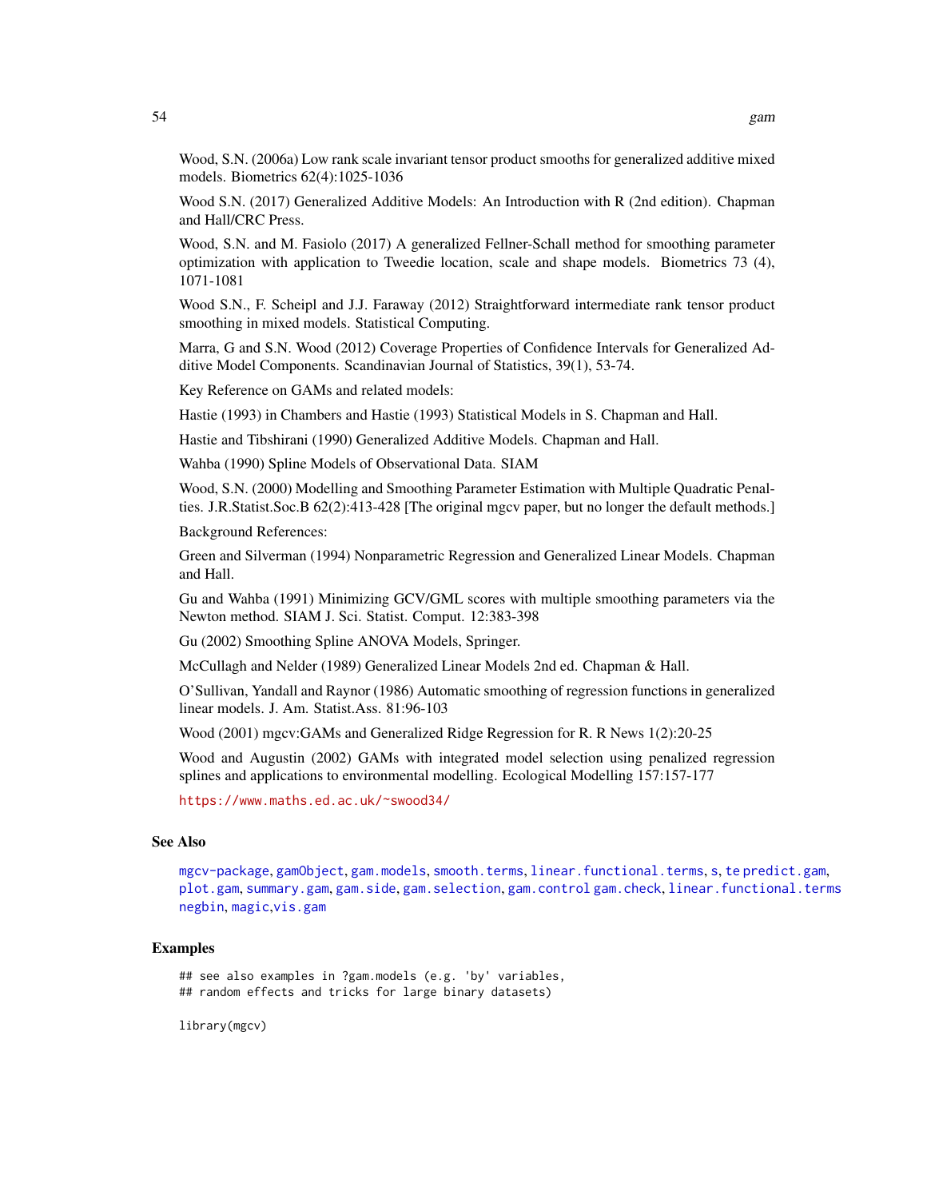Wood, S.N. (2006a) Low rank scale invariant tensor product smooths for generalized additive mixed models. Biometrics 62(4):1025-1036

Wood S.N. (2017) Generalized Additive Models: An Introduction with R (2nd edition). Chapman and Hall/CRC Press.

Wood, S.N. and M. Fasiolo (2017) A generalized Fellner-Schall method for smoothing parameter optimization with application to Tweedie location, scale and shape models. Biometrics 73 (4), 1071-1081

Wood S.N., F. Scheipl and J.J. Faraway (2012) Straightforward intermediate rank tensor product smoothing in mixed models. Statistical Computing.

Marra, G and S.N. Wood (2012) Coverage Properties of Confidence Intervals for Generalized Additive Model Components. Scandinavian Journal of Statistics, 39(1), 53-74.

Key Reference on GAMs and related models:

Hastie (1993) in Chambers and Hastie (1993) Statistical Models in S. Chapman and Hall.

Hastie and Tibshirani (1990) Generalized Additive Models. Chapman and Hall.

Wahba (1990) Spline Models of Observational Data. SIAM

Wood, S.N. (2000) Modelling and Smoothing Parameter Estimation with Multiple Quadratic Penalties. J.R.Statist.Soc.B 62(2):413-428 [The original mgcv paper, but no longer the default methods.]

Background References:

Green and Silverman (1994) Nonparametric Regression and Generalized Linear Models. Chapman and Hall.

Gu and Wahba (1991) Minimizing GCV/GML scores with multiple smoothing parameters via the Newton method. SIAM J. Sci. Statist. Comput. 12:383-398

Gu (2002) Smoothing Spline ANOVA Models, Springer.

McCullagh and Nelder (1989) Generalized Linear Models 2nd ed. Chapman & Hall.

O'Sullivan, Yandall and Raynor (1986) Automatic smoothing of regression functions in generalized linear models. J. Am. Statist.Ass. 81:96-103

Wood (2001) mgcv:GAMs and Generalized Ridge Regression for R. R News 1(2):20-25

Wood and Augustin (2002) GAMs with integrated model selection using penalized regression splines and applications to environmental modelling. Ecological Modelling 157:157-177

https://www.maths.ed.ac.uk/~swood34/

## See Also

mgcv-package, gamObject, gam.models, smooth.terms, linear.functional.terms, s, te predict.gam, plot.gam, summary.gam, gam.side, gam.selection, gam.control gam.check, linear.functional.terms negbin, magic,vis.gam

## Examples

```
## see also examples in ?gam.models (e.g. 'by' variables,
## random effects and tricks for large binary datasets)

library(mgcv)
```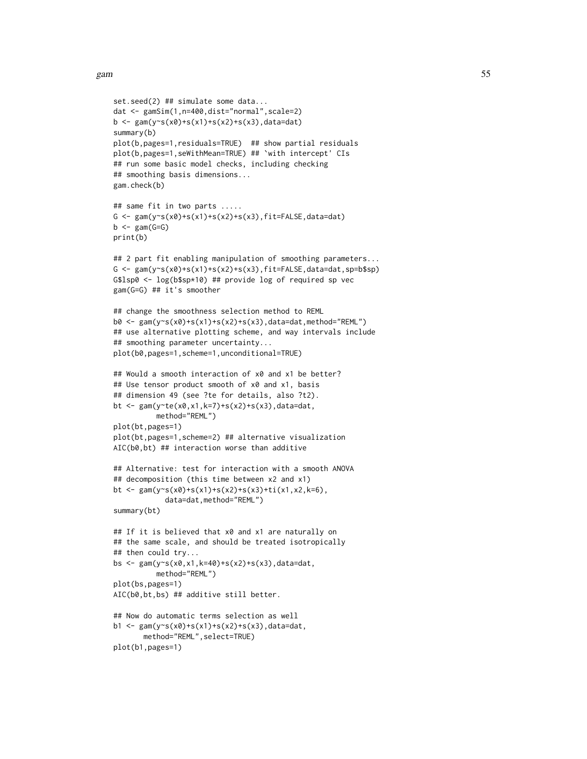```
set.seed(2) ## simulate some data...
dat <- gamSim(1,n=400,dist="normal",scale=2)
b <- gam(y~s(x0)+s(x1)+s(x2)+s(x3),data=dat)
summary(b)
plot(b,pages=1,residuals=TRUE)  ## show partial residuals
plot(b,pages=1,seWithMean=TRUE) ## `with intercept' CIs
## run some basic model checks, including checking
## smoothing basis dimensions...
gam.check(b)

## same fit in two parts .....
G <- gam(y~s(x0)+s(x1)+s(x2)+s(x3),fit=FALSE,data=dat)
b <- gam(G=G)
print(b)

## 2 part fit enabling manipulation of smoothing parameters...
G <- gam(y~s(x0)+s(x1)+s(x2)+s(x3),fit=FALSE,data=dat,sp=b$sp)
G$lsp0 <- log(b$sp*10) ## provide log of required sp vec
gam(G=G) ## it's smoother

## change the smoothness selection method to REML
b0 <- gam(y~s(x0)+s(x1)+s(x2)+s(x3),data=dat,method="REML")
## use alternative plotting scheme, and way intervals include
## smoothing parameter uncertainty...
plot(b0,pages=1,scheme=1,unconditional=TRUE)

## Would a smooth interaction of x0 and x1 be better?
## Use tensor product smooth of x0 and x1, basis
## dimension 49 (see ?te for details, also ?t2).
bt <- gam(y~te(x0,x1,k=7)+s(x2)+s(x3),data=dat,
          method="REML")
plot(bt,pages=1)
plot(bt,pages=1,scheme=2) ## alternative visualization
AIC(b0,bt) ## interaction worse than additive

## Alternative: test for interaction with a smooth ANOVA
## decomposition (this time between x2 and x1)
bt <- gam(y~s(x0)+s(x1)+s(x2)+s(x3)+ti(x1,x2,k=6),
            data=dat,method="REML")
summary(bt)

## If it is believed that x0 and x1 are naturally on
## the same scale, and should be treated isotropically
## then could try...
bs <- gam(y~s(x0,x1,k=40)+s(x2)+s(x3),data=dat,
          method="REML")
plot(bs,pages=1)
AIC(b0,bt,bs) ## additive still better.

## Now do automatic terms selection as well
b1 <- gam(y~s(x0)+s(x1)+s(x2)+s(x3),data=dat,
       method="REML",select=TRUE)
plot(b1,pages=1)
```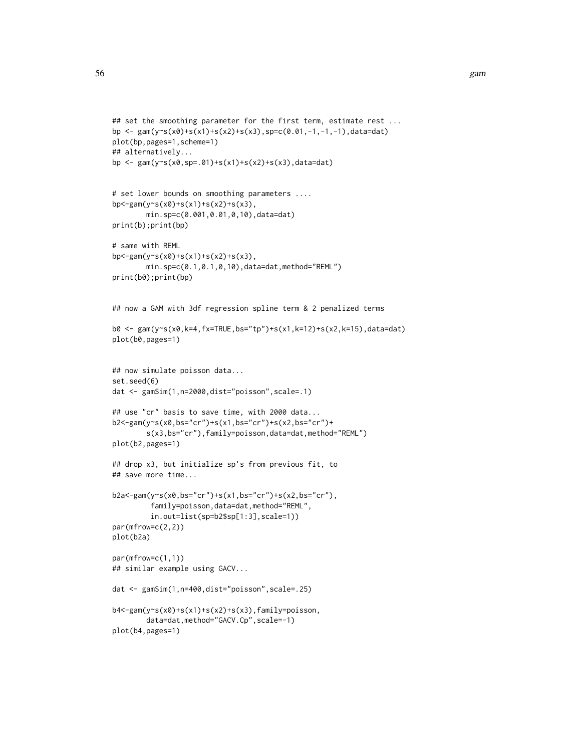```
## set the smoothing parameter for the first term, estimate rest ...
bp <- gam(y~s(x0)+s(x1)+s(x2)+s(x3),sp=c(0.01,-1,-1,-1),data=dat)
plot(bp,pages=1,scheme=1)
## alternatively...
bp <- gam(y~s(x0,sp=.01)+s(x1)+s(x2)+s(x3),data=dat)


# set lower bounds on smoothing parameters ....
bp<-gam(y~s(x0)+s(x1)+s(x2)+s(x3),
        min.sp=c(0.001,0.01,0,10),data=dat)
print(b);print(bp)

# same with REML
bp<-gam(y~s(x0)+s(x1)+s(x2)+s(x3),
        min.sp=c(0.1,0.1,0,10),data=dat,method="REML")
print(b0);print(bp)


## now a GAM with 3df regression spline term & 2 penalized terms

b0 <- gam(y~s(x0,k=4,fx=TRUE,bs="tp")+s(x1,k=12)+s(x2,k=15),data=dat)
plot(b0,pages=1)


## now simulate poisson data...
set.seed(6)
dat <- gamSim(1,n=2000,dist="poisson",scale=.1)

## use "cr" basis to save time, with 2000 data...
b2<-gam(y~s(x0,bs="cr")+s(x1,bs="cr")+s(x2,bs="cr")+
        s(x3,bs="cr"),family=poisson,data=dat,method="REML")
plot(b2,pages=1)

## drop x3, but initialize sp's from previous fit, to
## save more time...

b2a<-gam(y~s(x0,bs="cr")+s(x1,bs="cr")+s(x2,bs="cr"),
         family=poisson,data=dat,method="REML",
         in.out=list(sp=b2$sp[1:3],scale=1))
par(mfrow=c(2,2))
plot(b2a)

par(mfrow=c(1,1))
## similar example using GACV...

dat <- gamSim(1,n=400,dist="poisson",scale=.25)

b4<-gam(y~s(x0)+s(x1)+s(x2)+s(x3),family=poisson,
        data=dat,method="GACV.Cp",scale=-1)
plot(b4,pages=1)
```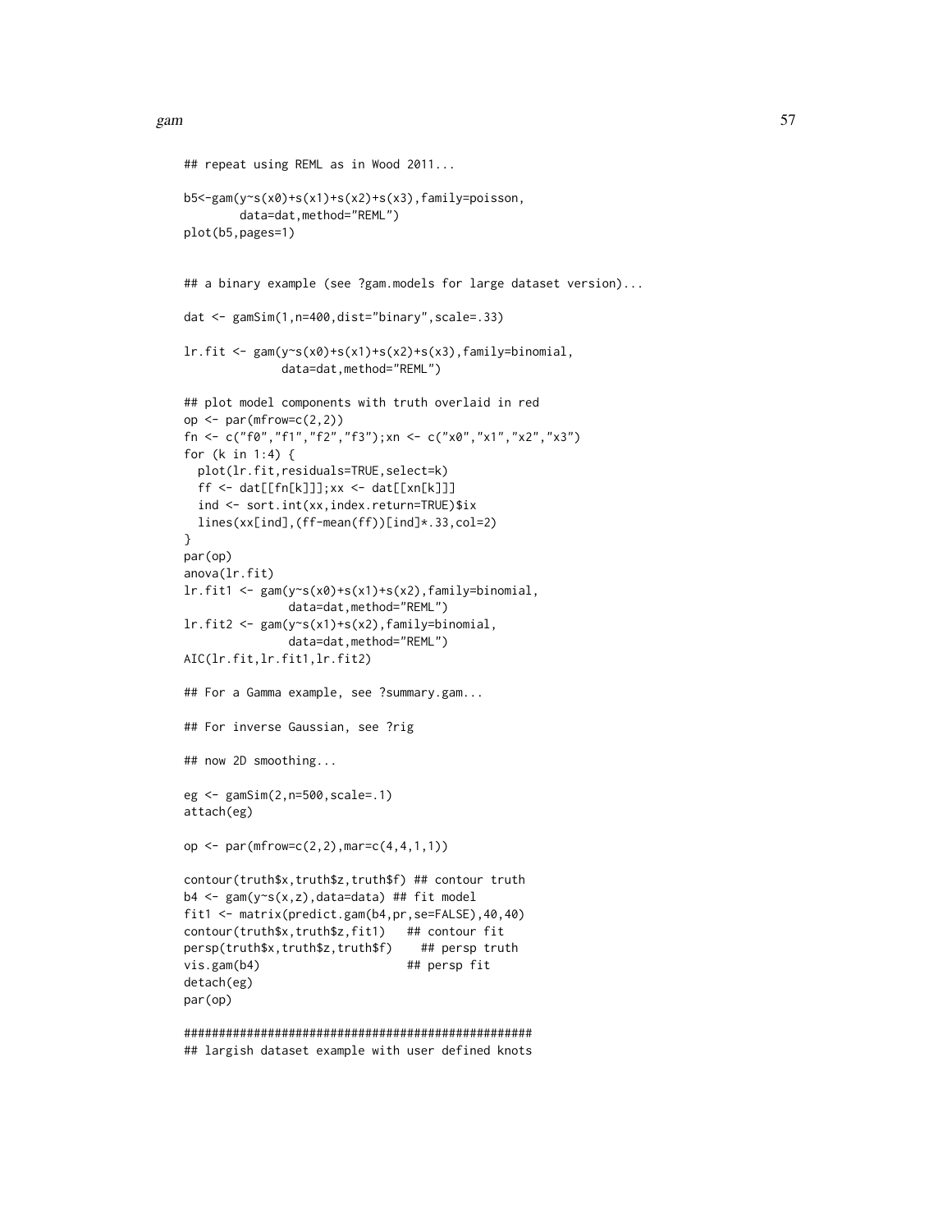```
## repeat using REML as in Wood 2011...

b5<-gam(y~s(x0)+s(x1)+s(x2)+s(x3),family=poisson,
        data=dat,method="REML")
plot(b5,pages=1)


## a binary example (see ?gam.models for large dataset version)...

dat <- gamSim(1,n=400,dist="binary",scale=.33)

lr.fit <- gam(y~s(x0)+s(x1)+s(x2)+s(x3),family=binomial,
              data=dat,method="REML")

## plot model components with truth overlaid in red
op <- par(mfrow=c(2,2))
fn <- c("f0","f1","f2","f3");xn <- c("x0","x1","x2","x3")
for (k in 1:4) {
  plot(lr.fit,residuals=TRUE,select=k)
  ff <- dat[[fn[k]]];xx <- dat[[xn[k]]]
  ind <- sort.int(xx,index.return=TRUE)$ix
  lines(xx[ind],(ff-mean(ff))[ind]*.33,col=2)
}
par(op)
anova(lr.fit)
lr.fit1 <- gam(y~s(x0)+s(x1)+s(x2),family=binomial,
               data=dat,method="REML")
lr.fit2 <- gam(y~s(x1)+s(x2),family=binomial,
               data=dat,method="REML")
AIC(lr.fit,lr.fit1,lr.fit2)

## For a Gamma example, see ?summary.gam...

## For inverse Gaussian, see ?rig

## now 2D smoothing...

eg <- gamSim(2,n=500,scale=.1)
attach(eg)

op <- par(mfrow=c(2,2),mar=c(4,4,1,1))

contour(truth$x,truth$z,truth$f) ## contour truth
b4 <- gam(y~s(x,z),data=data) ## fit model
fit1 <- matrix(predict.gam(b4,pr,se=FALSE),40,40)
contour(truth$x,truth$z,fit1)   ## contour fit
persp(truth$x,truth$z,truth$f)    ## persp truth
vis.gam(b4)                     ## persp fit
detach(eg)
par(op)

##################################################
## largish dataset example with user defined knots
```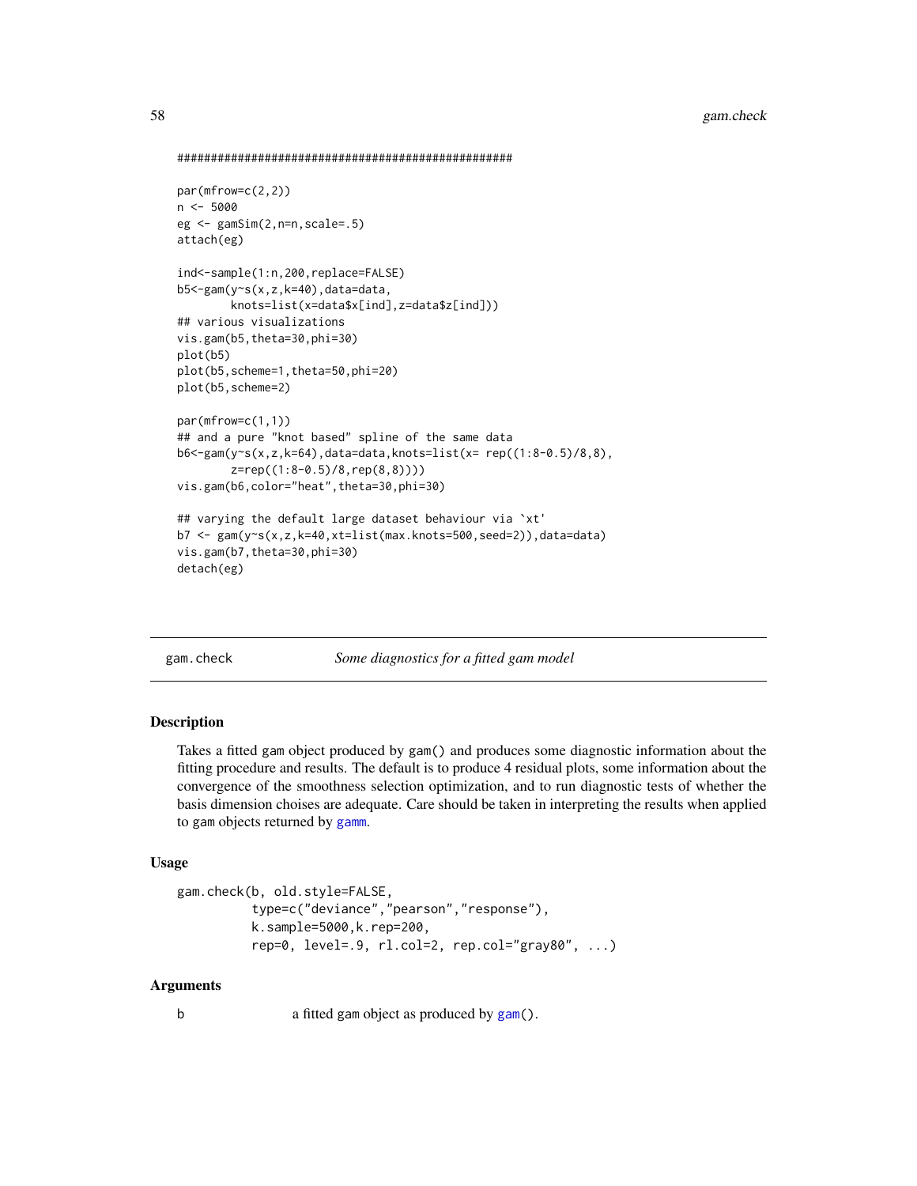```
##################################################

par(mfrow=c(2,2))
n <- 5000
eg <- gamSim(2,n=n,scale=.5)
attach(eg)

ind<-sample(1:n,200,replace=FALSE)
b5<-gam(y~s(x,z,k=40),data=data,
        knots=list(x=data$x[ind],z=data$z[ind]))
## various visualizations
vis.gam(b5,theta=30,phi=30)
plot(b5)
plot(b5,scheme=1,theta=50,phi=20)
plot(b5,scheme=2)

par(mfrow=c(1,1))
## and a pure "knot based" spline of the same data
b6<-gam(y~s(x,z,k=64),data=data,knots=list(x= rep((1:8-0.5)/8,8),
        z=rep((1:8-0.5)/8,rep(8,8))))
vis.gam(b6,color="heat",theta=30,phi=30)

## varying the default large dataset behaviour via `xt'
b7 <- gam(y~s(x,z,k=40,xt=list(max.knots=500,seed=2)),data=data)
vis.gam(b7,theta=30,phi=30)
detach(eg)
```

## gam.check *Some diagnostics for a fitted gam model*

### Description

Takes a fitted gam object produced by gam() and produces some diagnostic information about the fitting procedure and results. The default is to produce 4 residual plots, some information about the convergence of the smoothness selection optimization, and to run diagnostic tests of whether the basis dimension choises are adequate. Care should be taken in interpreting the results when applied to gam objects returned by gamm.

### Usage

```
gam.check(b, old.style=FALSE,
          type=c("deviance","pearson","response"),
          k.sample=5000,k.rep=200,
          rep=0, level=.9, rl.col=2, rep.col="gray80", ...)
```

### Arguments

b a fitted gam object as produced by gam().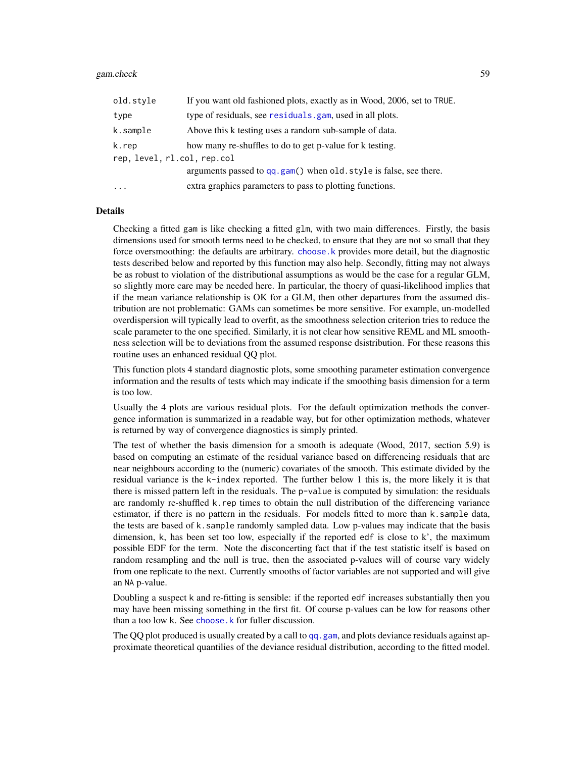| | |
|---|---|
| `old.style` | If you want old fashioned plots, exactly as in Wood, 2006, set to `TRUE`. |
| `type` | type of residuals, see `residuals.gam`, used in all plots. |
| `k.sample` | Above this k testing uses a random sub-sample of data. |
| `k.rep` | how many re-shuffles to do to get p-value for k testing. |
| `rep, level, rl.col, rep.col` | arguments passed to `qq.gam()` when `old.style` is false, see there. |
| `...` | extra graphics parameters to pass to plotting functions. |

### Details

Checking a fitted `gam` is like checking a fitted `glm`, with two main differences. Firstly, the basis dimensions used for smooth terms need to be checked, to ensure that they are not so small that they force oversmoothing: the defaults are arbitrary. `choose.k` provides more detail, but the diagnostic tests described below and reported by this function may also help. Secondly, fitting may not always be as robust to violation of the distributional assumptions as would be the case for a regular GLM, so slightly more care may be needed here. In particular, the thoery of quasi-likelihood implies that if the mean variance relationship is OK for a GLM, then other departures from the assumed distribution are not problematic: GAMs can sometimes be more sensitive. For example, un-modelled overdispersion will typically lead to overfit, as the smoothness selection criterion tries to reduce the scale parameter to the one specified. Similarly, it is not clear how sensitive REML and ML smoothness selection will be to deviations from the assumed response dsistribution. For these reasons this routine uses an enhanced residual QQ plot.

This function plots 4 standard diagnostic plots, some smoothing parameter estimation convergence information and the results of tests which may indicate if the smoothing basis dimension for a term is too low.

Usually the 4 plots are various residual plots. For the default optimization methods the convergence information is summarized in a readable way, but for other optimization methods, whatever is returned by way of convergence diagnostics is simply printed.

The test of whether the basis dimension for a smooth is adequate (Wood, 2017, section 5.9) is based on computing an estimate of the residual variance based on differencing residuals that are near neighbours according to the (numeric) covariates of the smooth. This estimate divided by the residual variance is the `k-index` reported. The further below 1 this is, the more likely it is that there is missed pattern left in the residuals. The `p-value` is computed by simulation: the residuals are randomly re-shuffled `k.rep` times to obtain the null distribution of the differencing variance estimator, if there is no pattern in the residuals. For models fitted to more than `k.sample` data, the tests are based of `k.sample` randomly sampled data. Low p-values may indicate that the basis dimension, `k`, has been set too low, especially if the reported `edf` is close to k', the maximum possible EDF for the term. Note the disconcerting fact that if the test statistic itself is based on random resampling and the null is true, then the associated p-values will of course vary widely from one replicate to the next. Currently smooths of factor variables are not supported and will give an `NA` p-value.

Doubling a suspect `k` and re-fitting is sensible: if the reported `edf` increases substantially then you may have been missing something in the first fit. Of course p-values can be low for reasons other than a too low `k`. See `choose.k` for fuller discussion.

The QQ plot produced is usually created by a call to `qq.gam`, and plots deviance residuals against approximate theoretical quantilies of the deviance residual distribution, according to the fitted model.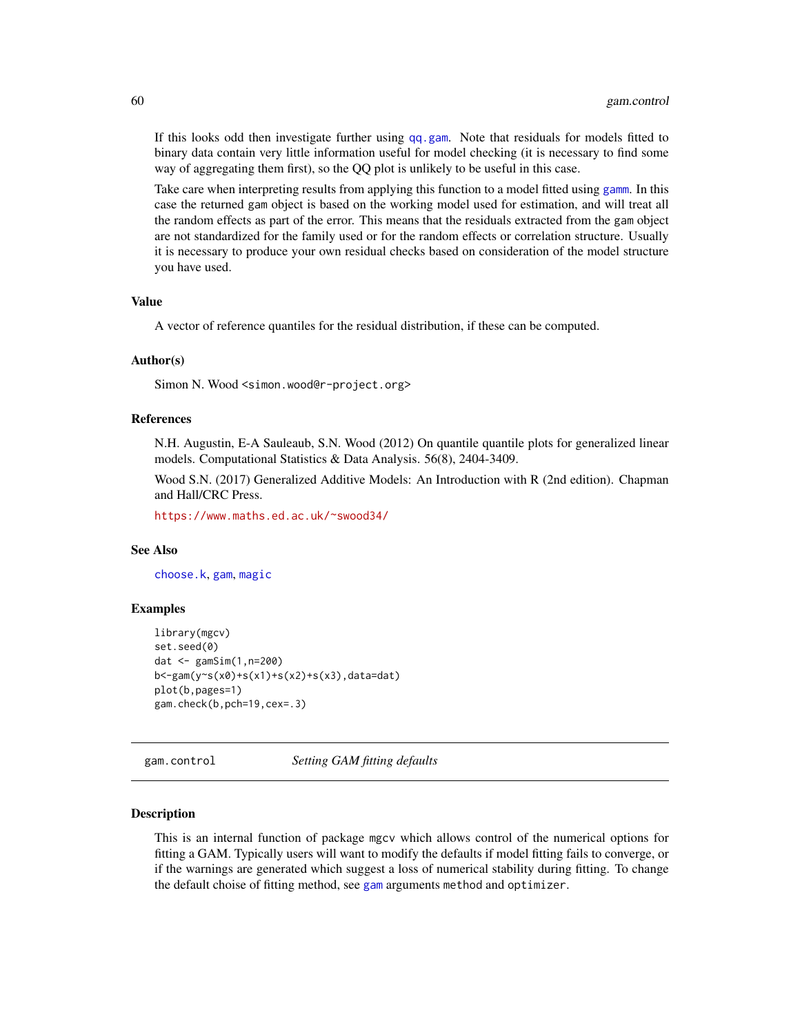If this looks odd then investigate further using qq.gam. Note that residuals for models fitted to binary data contain very little information useful for model checking (it is necessary to find some way of aggregating them first), so the QQ plot is unlikely to be useful in this case.

Take care when interpreting results from applying this function to a model fitted using gamm. In this case the returned gam object is based on the working model used for estimation, and will treat all the random effects as part of the error. This means that the residuals extracted from the gam object are not standardized for the family used or for the random effects or correlation structure. Usually it is necessary to produce your own residual checks based on consideration of the model structure you have used.

### Value

A vector of reference quantiles for the residual distribution, if these can be computed.

### Author(s)

Simon N. Wood <simon.wood@r-project.org>

### References

N.H. Augustin, E-A Sauleaub, S.N. Wood (2012) On quantile quantile plots for generalized linear models. Computational Statistics & Data Analysis. 56(8), 2404-3409.

Wood S.N. (2017) Generalized Additive Models: An Introduction with R (2nd edition). Chapman and Hall/CRC Press.

https://www.maths.ed.ac.uk/~swood34/

### See Also

choose.k, gam, magic

### Examples

```
library(mgcv)
set.seed(0)
dat <- gamSim(1,n=200)
b<-gam(y~s(x0)+s(x1)+s(x2)+s(x3),data=dat)
plot(b,pages=1)
gam.check(b,pch=19,cex=.3)
```

---

## gam.control    *Setting GAM fitting defaults*

### Description

This is an internal function of package mgcv which allows control of the numerical options for fitting a GAM. Typically users will want to modify the defaults if model fitting fails to converge, or if the warnings are generated which suggest a loss of numerical stability during fitting. To change the default choise of fitting method, see gam arguments method and optimizer.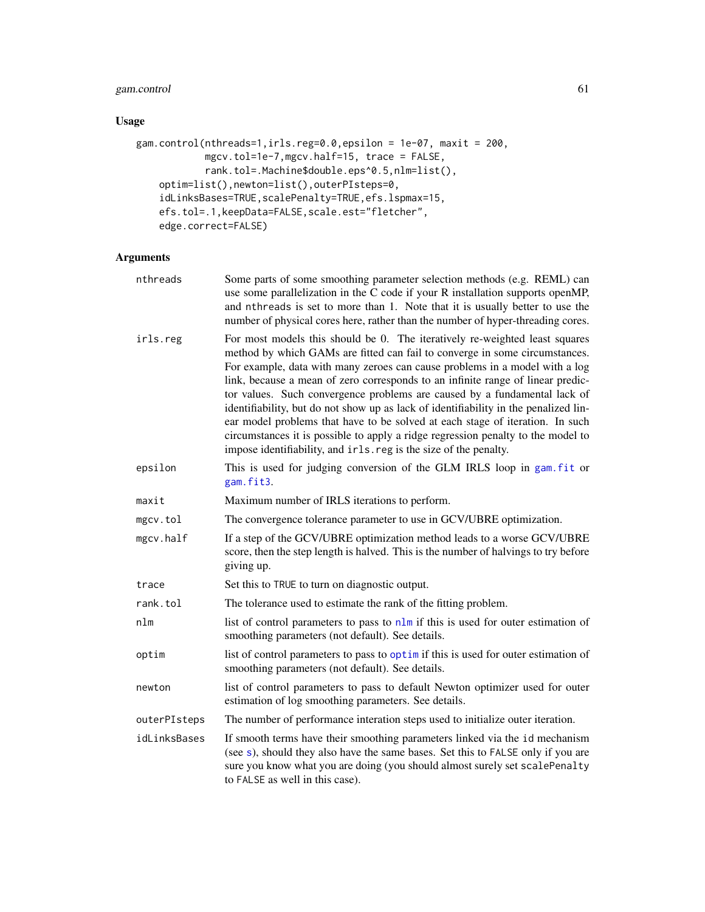## Usage

```
gam.control(nthreads=1,irls.reg=0.0,epsilon = 1e-07, maxit = 200,
            mgcv.tol=1e-7,mgcv.half=15, trace = FALSE,
            rank.tol=.Machine$double.eps^0.5,nlm=list(),
    optim=list(),newton=list(),outerPIsteps=0,
    idLinksBases=TRUE,scalePenalty=TRUE,efs.lspmax=15,
    efs.tol=.1,keepData=FALSE,scale.est="fletcher",
    edge.correct=FALSE)
```

## Arguments

`nthreads` Some parts of some smoothing parameter selection methods (e.g. REML) can use some parallelization in the C code if your R installation supports openMP, and `nthreads` is set to more than 1. Note that it is usually better to use the number of physical cores here, rather than the number of hyper-threading cores.

`irls.reg` For most models this should be 0. The iteratively re-weighted least squares method by which GAMs are fitted can fail to converge in some circumstances. For example, data with many zeroes can cause problems in a model with a log link, because a mean of zero corresponds to an infinite range of linear predictor values. Such convergence problems are caused by a fundamental lack of identifiability, but do not show up as lack of identifiability in the penalized linear model problems that have to be solved at each stage of iteration. In such circumstances it is possible to apply a ridge regression penalty to the model to impose identifiability, and `irls.reg` is the size of the penalty.

`epsilon` This is used for judging conversion of the GLM IRLS loop in `gam.fit` or `gam.fit3`.

`maxit` Maximum number of IRLS iterations to perform.

`mgcv.tol` The convergence tolerance parameter to use in GCV/UBRE optimization.

`mgcv.half` If a step of the GCV/UBRE optimization method leads to a worse GCV/UBRE score, then the step length is halved. This is the number of halvings to try before giving up.

`trace` Set this to `TRUE` to turn on diagnostic output.

`rank.tol` The tolerance used to estimate the rank of the fitting problem.

`nlm` list of control parameters to pass to `nlm` if this is used for outer estimation of smoothing parameters (not default). See details.

`optim` list of control parameters to pass to `optim` if this is used for outer estimation of smoothing parameters (not default). See details.

`newton` list of control parameters to pass to default Newton optimizer used for outer estimation of log smoothing parameters. See details.

`outerPIsteps` The number of performance interation steps used to initialize outer iteration.

`idLinksBases` If smooth terms have their smoothing parameters linked via the `id` mechanism (see `s`), should they also have the same bases. Set this to `FALSE` only if you are sure you know what you are doing (you should almost surely set `scalePenalty` to `FALSE` as well in this case).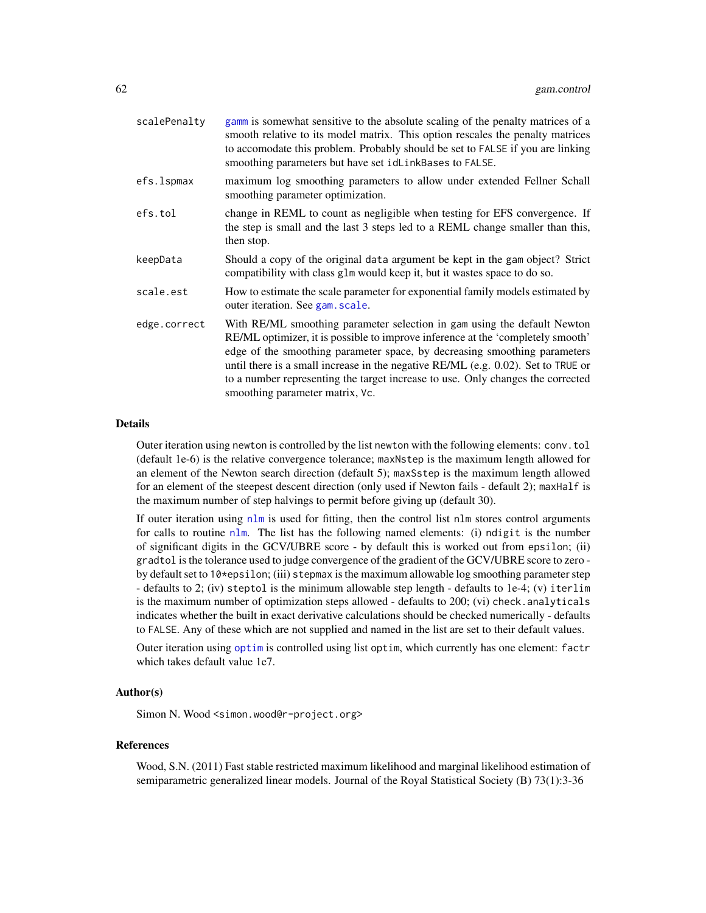| | |
|---|---|
| scalePenalty | gamm is somewhat sensitive to the absolute scaling of the penalty matrices of a smooth relative to its model matrix. This option rescales the penalty matrices to accomodate this problem. Probably should be set to FALSE if you are linking smoothing parameters but have set idLinkBases to FALSE. |
| efs.lspmax | maximum log smoothing parameters to allow under extended Fellner Schall smoothing parameter optimization. |
| efs.tol | change in REML to count as negligible when testing for EFS convergence. If the step is small and the last 3 steps led to a REML change smaller than this, then stop. |
| keepData | Should a copy of the original data argument be kept in the gam object? Strict compatibility with class glm would keep it, but it wastes space to do so. |
| scale.est | How to estimate the scale parameter for exponential family models estimated by outer iteration. See gam.scale. |
| edge.correct | With RE/ML smoothing parameter selection in gam using the default Newton RE/ML optimizer, it is possible to improve inference at the 'completely smooth' edge of the smoothing parameter space, by decreasing smoothing parameters until there is a small increase in the negative RE/ML (e.g. 0.02). Set to TRUE or to a number representing the target increase to use. Only changes the corrected smoothing parameter matrix, Vc. |

## Details

Outer iteration using newton is controlled by the list newton with the following elements: conv.tol (default 1e-6) is the relative convergence tolerance; maxNstep is the maximum length allowed for an element of the Newton search direction (default 5); maxSstep is the maximum length allowed for an element of the steepest descent direction (only used if Newton fails - default 2); maxHalf is the maximum number of step halvings to permit before giving up (default 30).

If outer iteration using nlm is used for fitting, then the control list nlm stores control arguments for calls to routine nlm. The list has the following named elements: (i) ndigit is the number of significant digits in the GCV/UBRE score - by default this is worked out from epsilon; (ii) gradtol is the tolerance used to judge convergence of the gradient of the GCV/UBRE score to zero - by default set to 10*epsilon; (iii) stepmax is the maximum allowable log smoothing parameter step - defaults to 2; (iv) steptol is the minimum allowable step length - defaults to 1e-4; (v) iterlim is the maximum number of optimization steps allowed - defaults to 200; (vi) check.analyticals indicates whether the built in exact derivative calculations should be checked numerically - defaults to FALSE. Any of these which are not supplied and named in the list are set to their default values.

Outer iteration using optim is controlled using list optim, which currently has one element: factr which takes default value 1e7.

## Author(s)

Simon N. Wood <simon.wood@r-project.org>

## References

Wood, S.N. (2011) Fast stable restricted maximum likelihood and marginal likelihood estimation of semiparametric generalized linear models. Journal of the Royal Statistical Society (B) 73(1):3-36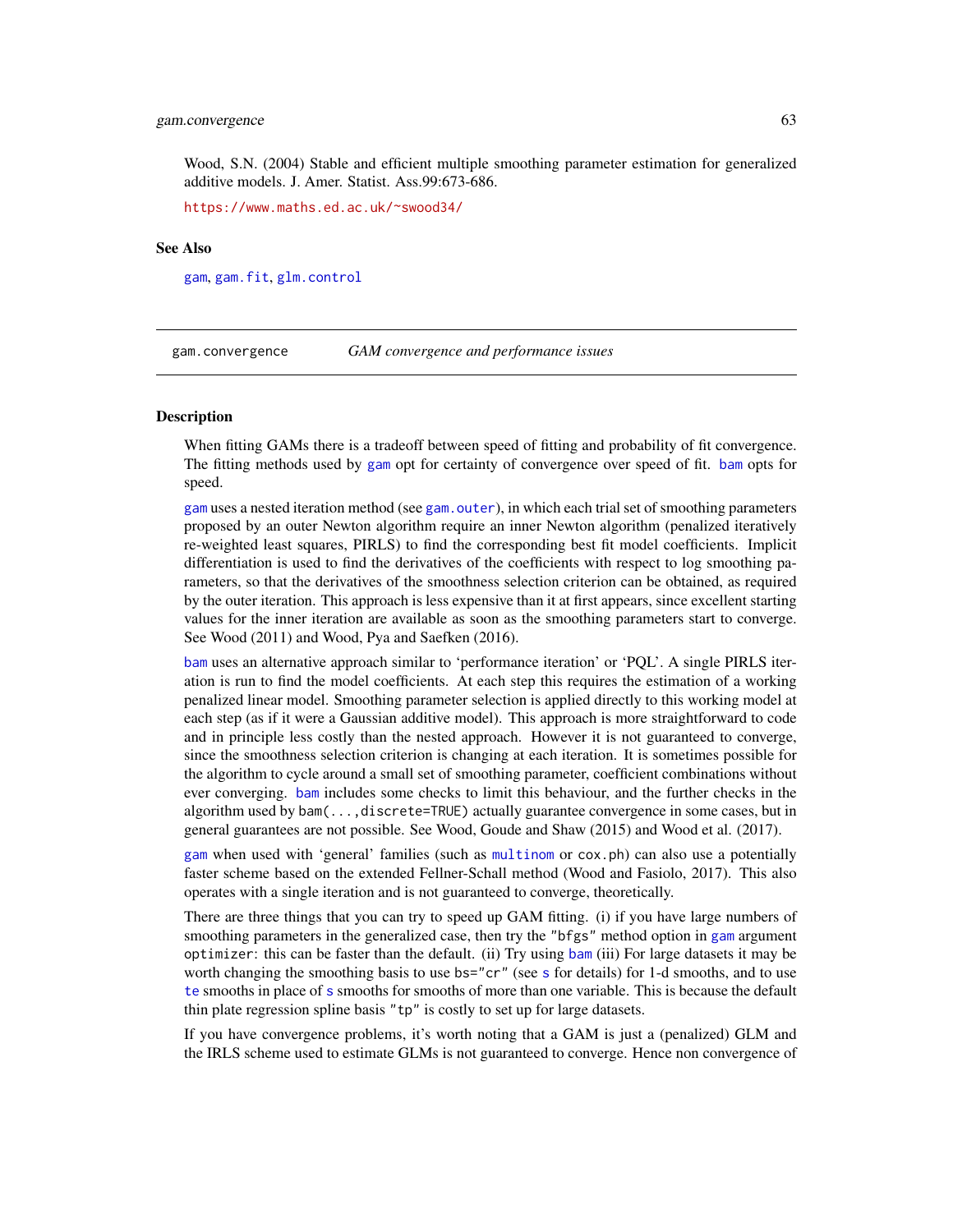Wood, S.N. (2004) Stable and efficient multiple smoothing parameter estimation for generalized additive models. J. Amer. Statist. Ass.99:673-686.

https://www.maths.ed.ac.uk/~swood34/

### See Also

`gam`, `gam.fit`, `glm.control`

---

## gam.convergence — *GAM convergence and performance issues*

### Description

When fitting GAMs there is a tradeoff between speed of fitting and probability of fit convergence. The fitting methods used by `gam` opt for certainty of convergence over speed of fit. `bam` opts for speed.

`gam` uses a nested iteration method (see `gam.outer`), in which each trial set of smoothing parameters proposed by an outer Newton algorithm require an inner Newton algorithm (penalized iteratively re-weighted least squares, PIRLS) to find the corresponding best fit model coefficients. Implicit differentiation is used to find the derivatives of the coefficients with respect to log smoothing parameters, so that the derivatives of the smoothness selection criterion can be obtained, as required by the outer iteration. This approach is less expensive than it at first appears, since excellent starting values for the inner iteration are available as soon as the smoothing parameters start to converge. See Wood (2011) and Wood, Pya and Saefken (2016).

`bam` uses an alternative approach similar to 'performance iteration' or 'PQL'. A single PIRLS iteration is run to find the model coefficients. At each step this requires the estimation of a working penalized linear model. Smoothing parameter selection is applied directly to this working model at each step (as if it were a Gaussian additive model). This approach is more straightforward to code and in principle less costly than the nested approach. However it is not guaranteed to converge, since the smoothness selection criterion is changing at each iteration. It is sometimes possible for the algorithm to cycle around a small set of smoothing parameter, coefficient combinations without ever converging. `bam` includes some checks to limit this behaviour, and the further checks in the algorithm used by `bam(...,discrete=TRUE)` actually guarantee convergence in some cases, but in general guarantees are not possible. See Wood, Goude and Shaw (2015) and Wood et al. (2017).

`gam` when used with 'general' families (such as `multinom` or `cox.ph`) can also use a potentially faster scheme based on the extended Fellner-Schall method (Wood and Fasiolo, 2017). This also operates with a single iteration and is not guaranteed to converge, theoretically.

There are three things that you can try to speed up GAM fitting. (i) if you have large numbers of smoothing parameters in the generalized case, then try the `"bfgs"` method option in `gam` argument `optimizer`: this can be faster than the default. (ii) Try using `bam` (iii) For large datasets it may be worth changing the smoothing basis to use `bs="cr"` (see `s` for details) for 1-d smooths, and to use `te` smooths in place of `s` smooths for smooths of more than one variable. This is because the default thin plate regression spline basis `"tp"` is costly to set up for large datasets.

If you have convergence problems, it's worth noting that a GAM is just a (penalized) GLM and the IRLS scheme used to estimate GLMs is not guaranteed to converge. Hence non convergence of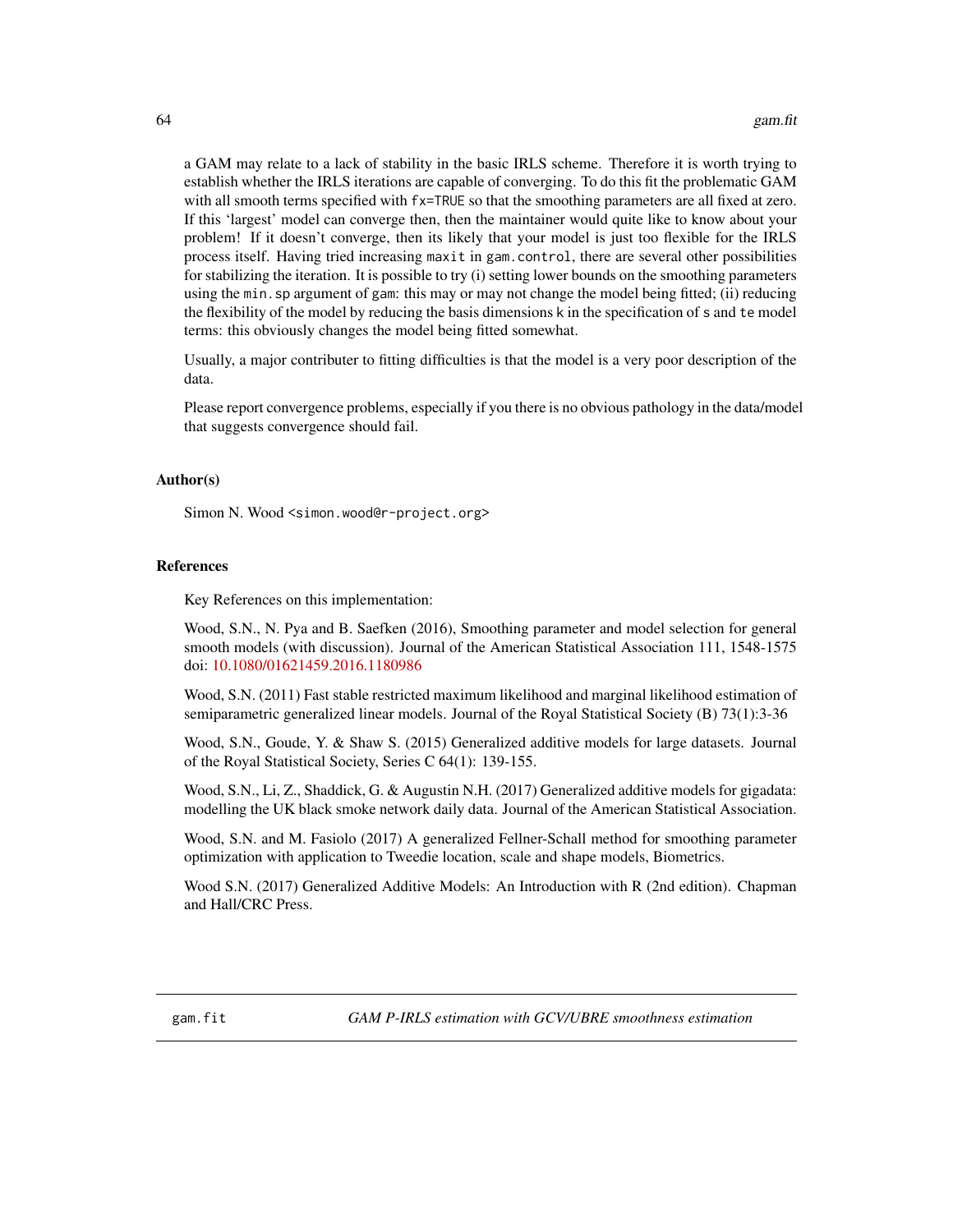a GAM may relate to a lack of stability in the basic IRLS scheme. Therefore it is worth trying to establish whether the IRLS iterations are capable of converging. To do this fit the problematic GAM with all smooth terms specified with `fx=TRUE` so that the smoothing parameters are all fixed at zero. If this 'largest' model can converge then, then the maintainer would quite like to know about your problem! If it doesn't converge, then its likely that your model is just too flexible for the IRLS process itself. Having tried increasing `maxit` in `gam.control`, there are several other possibilities for stabilizing the iteration. It is possible to try (i) setting lower bounds on the smoothing parameters using the `min.sp` argument of `gam`: this may or may not change the model being fitted; (ii) reducing the flexibility of the model by reducing the basis dimensions `k` in the specification of `s` and `te` model terms: this obviously changes the model being fitted somewhat.

Usually, a major contributer to fitting difficulties is that the model is a very poor description of the data.

Please report convergence problems, especially if you there is no obvious pathology in the data/model that suggests convergence should fail.

### Author(s)

Simon N. Wood <simon.wood@r-project.org>

### References

Key References on this implementation:

Wood, S.N., N. Pya and B. Saefken (2016), Smoothing parameter and model selection for general smooth models (with discussion). Journal of the American Statistical Association 111, 1548-1575 doi: 10.1080/01621459.2016.1180986

Wood, S.N. (2011) Fast stable restricted maximum likelihood and marginal likelihood estimation of semiparametric generalized linear models. Journal of the Royal Statistical Society (B) 73(1):3-36

Wood, S.N., Goude, Y. & Shaw S. (2015) Generalized additive models for large datasets. Journal of the Royal Statistical Society, Series C 64(1): 139-155.

Wood, S.N., Li, Z., Shaddick, G. & Augustin N.H. (2017) Generalized additive models for gigadata: modelling the UK black smoke network daily data. Journal of the American Statistical Association.

Wood, S.N. and M. Fasiolo (2017) A generalized Fellner-Schall method for smoothing parameter optimization with application to Tweedie location, scale and shape models, Biometrics.

Wood S.N. (2017) Generalized Additive Models: An Introduction with R (2nd edition). Chapman and Hall/CRC Press.

---

## gam.fit — *GAM P-IRLS estimation with GCV/UBRE smoothness estimation*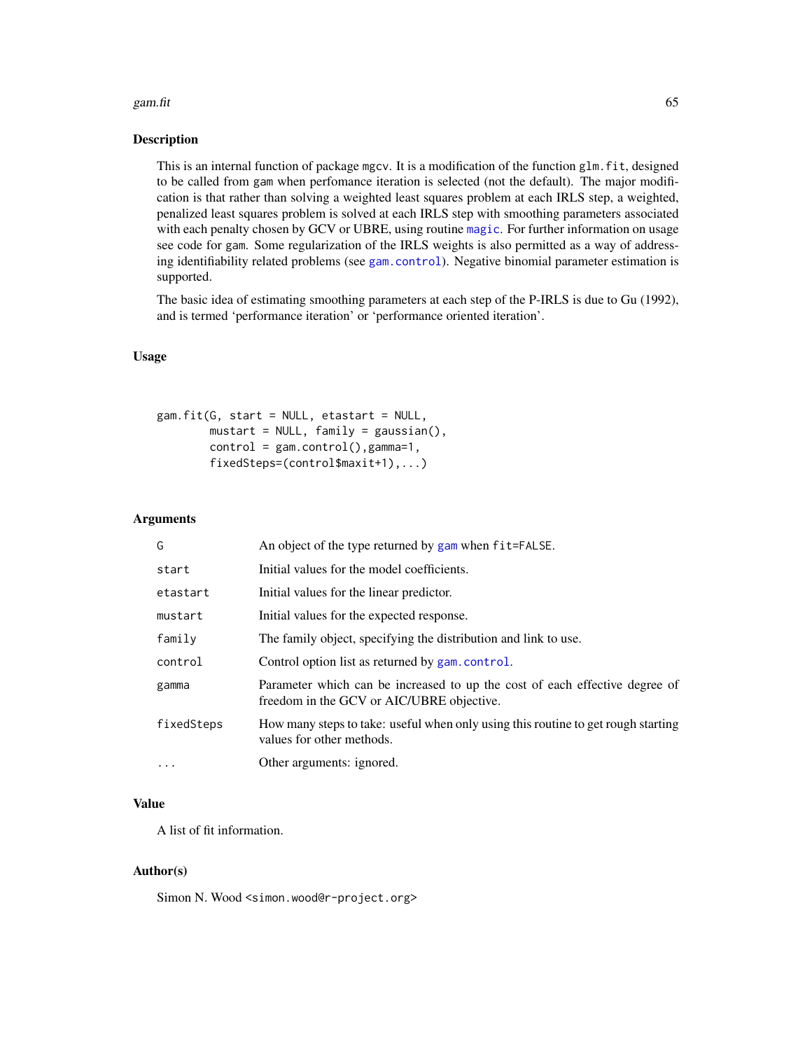## Description

This is an internal function of package mgcv. It is a modification of the function glm.fit, designed to be called from gam when perfomance iteration is selected (not the default). The major modification is that rather than solving a weighted least squares problem at each IRLS step, a weighted, penalized least squares problem is solved at each IRLS step with smoothing parameters associated with each penalty chosen by GCV or UBRE, using routine magic. For further information on usage see code for gam. Some regularization of the IRLS weights is also permitted as a way of addressing identifiability related problems (see gam.control). Negative binomial parameter estimation is supported.

The basic idea of estimating smoothing parameters at each step of the P-IRLS is due to Gu (1992), and is termed 'performance iteration' or 'performance oriented iteration'.

## Usage

```
gam.fit(G, start = NULL, etastart = NULL,
        mustart = NULL, family = gaussian(),
        control = gam.control(),gamma=1,
        fixedSteps=(control$maxit+1),...)
```

## Arguments

| | |
|---|---|
| G | An object of the type returned by gam when fit=FALSE. |
| start | Initial values for the model coefficients. |
| etastart | Initial values for the linear predictor. |
| mustart | Initial values for the expected response. |
| family | The family object, specifying the distribution and link to use. |
| control | Control option list as returned by gam.control. |
| gamma | Parameter which can be increased to up the cost of each effective degree of freedom in the GCV or AIC/UBRE objective. |
| fixedSteps | How many steps to take: useful when only using this routine to get rough starting values for other methods. |
| ... | Other arguments: ignored. |

## Value

A list of fit information.

## Author(s)

Simon N. Wood <simon.wood@r-project.org>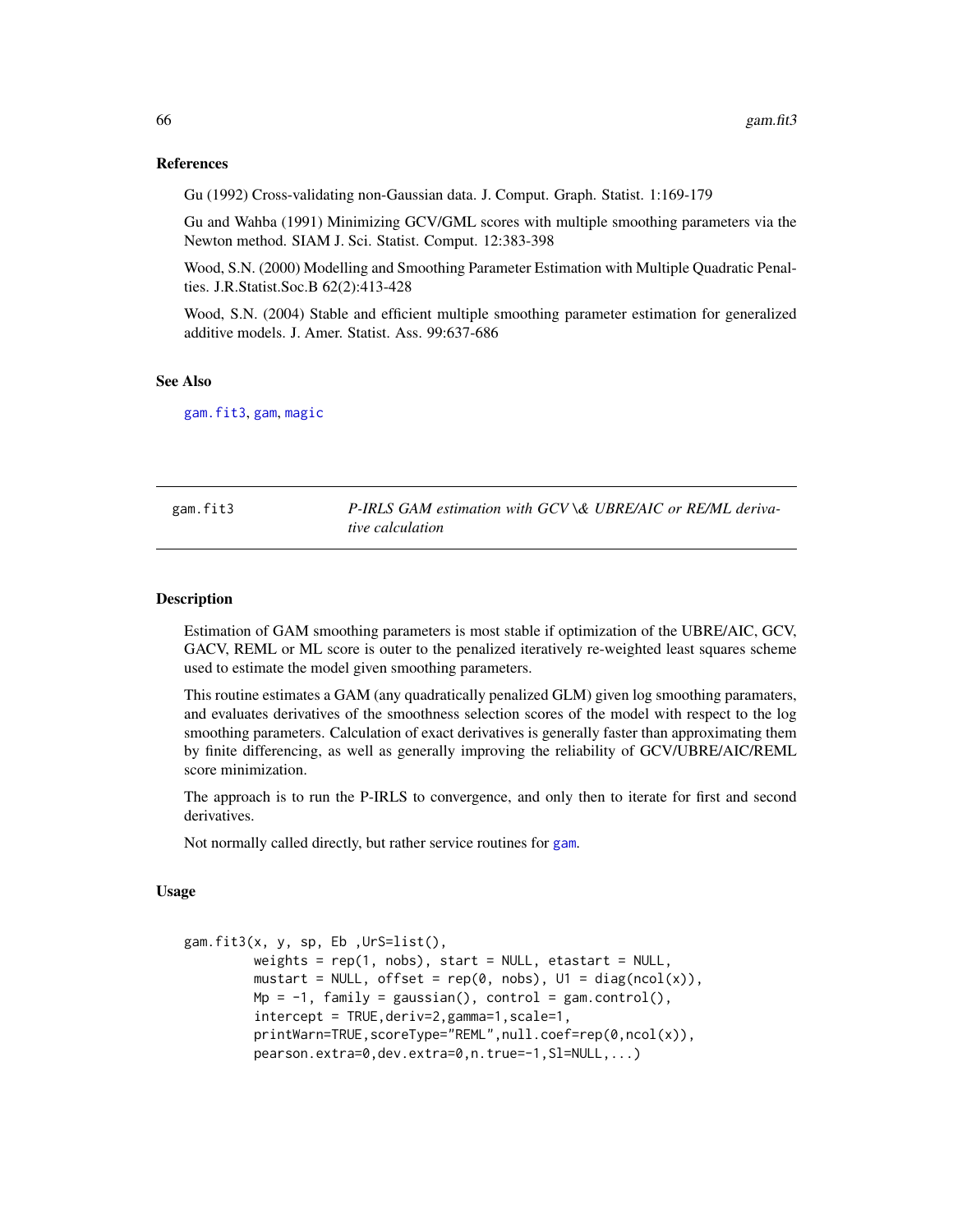### References

Gu (1992) Cross-validating non-Gaussian data. J. Comput. Graph. Statist. 1:169-179

Gu and Wahba (1991) Minimizing GCV/GML scores with multiple smoothing parameters via the Newton method. SIAM J. Sci. Statist. Comput. 12:383-398

Wood, S.N. (2000) Modelling and Smoothing Parameter Estimation with Multiple Quadratic Penalties. J.R.Statist.Soc.B 62(2):413-428

Wood, S.N. (2004) Stable and efficient multiple smoothing parameter estimation for generalized additive models. J. Amer. Statist. Ass. 99:637-686

### See Also

gam.fit3, gam, magic

---

## gam.fit3 &nbsp;&nbsp;&nbsp; *P-IRLS GAM estimation with GCV \& UBRE/AIC or RE/ML derivative calculation*

### Description

Estimation of GAM smoothing parameters is most stable if optimization of the UBRE/AIC, GCV, GACV, REML or ML score is outer to the penalized iteratively re-weighted least squares scheme used to estimate the model given smoothing parameters.

This routine estimates a GAM (any quadratically penalized GLM) given log smoothing paramaters, and evaluates derivatives of the smoothness selection scores of the model with respect to the log smoothing parameters. Calculation of exact derivatives is generally faster than approximating them by finite differencing, as well as generally improving the reliability of GCV/UBRE/AIC/REML score minimization.

The approach is to run the P-IRLS to convergence, and only then to iterate for first and second derivatives.

Not normally called directly, but rather service routines for gam.

### Usage

```
gam.fit3(x, y, sp, Eb ,UrS=list(),
         weights = rep(1, nobs), start = NULL, etastart = NULL,
         mustart = NULL, offset = rep(0, nobs), U1 = diag(ncol(x)),
         Mp = -1, family = gaussian(), control = gam.control(),
         intercept = TRUE,deriv=2,gamma=1,scale=1,
         printWarn=TRUE,scoreType="REML",null.coef=rep(0,ncol(x)),
         pearson.extra=0,dev.extra=0,n.true=-1,Sl=NULL,...)
```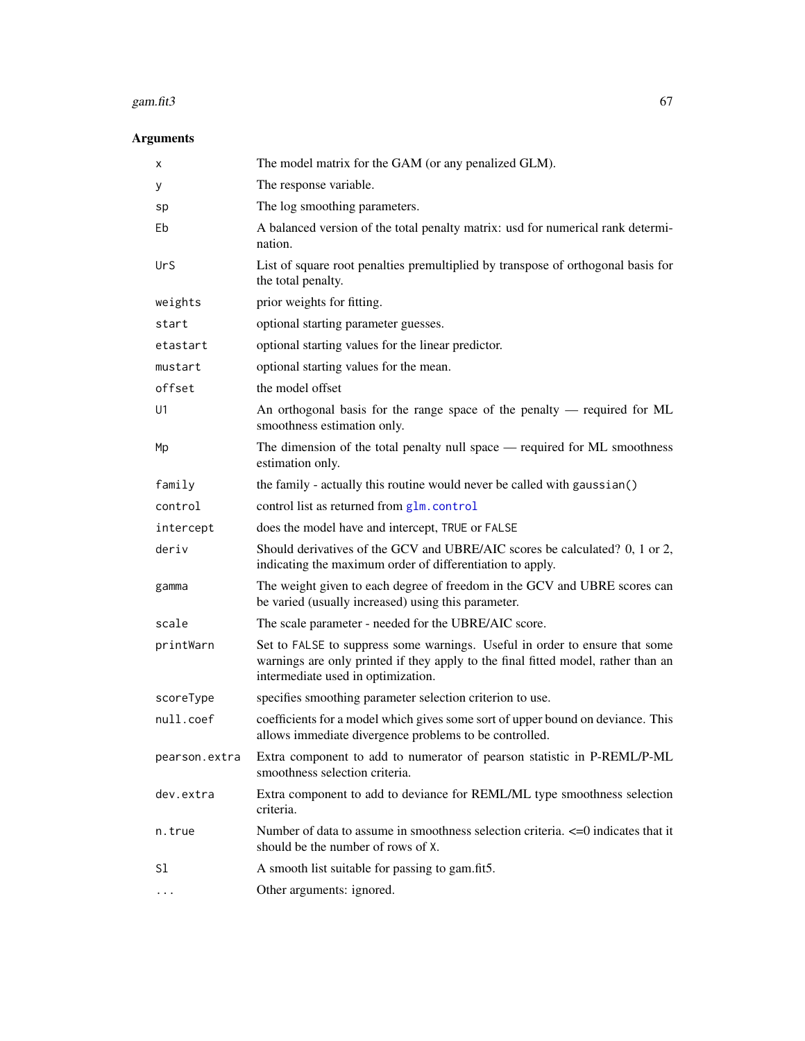## Arguments

| | |
|---|---|
| `x` | The model matrix for the GAM (or any penalized GLM). |
| `y` | The response variable. |
| `sp` | The log smoothing parameters. |
| `Eb` | A balanced version of the total penalty matrix: usd for numerical rank determination. |
| `UrS` | List of square root penalties premultiplied by transpose of orthogonal basis for the total penalty. |
| `weights` | prior weights for fitting. |
| `start` | optional starting parameter guesses. |
| `etastart` | optional starting values for the linear predictor. |
| `mustart` | optional starting values for the mean. |
| `offset` | the model offset |
| `U1` | An orthogonal basis for the range space of the penalty — required for ML smoothness estimation only. |
| `Mp` | The dimension of the total penalty null space — required for ML smoothness estimation only. |
| `family` | the family - actually this routine would never be called with `gaussian()` |
| `control` | control list as returned from `glm.control` |
| `intercept` | does the model have and intercept, `TRUE` or `FALSE` |
| `deriv` | Should derivatives of the GCV and UBRE/AIC scores be calculated? 0, 1 or 2, indicating the maximum order of differentiation to apply. |
| `gamma` | The weight given to each degree of freedom in the GCV and UBRE scores can be varied (usually increased) using this parameter. |
| `scale` | The scale parameter - needed for the UBRE/AIC score. |
| `printWarn` | Set to `FALSE` to suppress some warnings. Useful in order to ensure that some warnings are only printed if they apply to the final fitted model, rather than an intermediate used in optimization. |
| `scoreType` | specifies smoothing parameter selection criterion to use. |
| `null.coef` | coefficients for a model which gives some sort of upper bound on deviance. This allows immediate divergence problems to be controlled. |
| `pearson.extra` | Extra component to add to numerator of pearson statistic in P-REML/P-ML smoothness selection criteria. |
| `dev.extra` | Extra component to add to deviance for REML/ML type smoothness selection criteria. |
| `n.true` | Number of data to assume in smoothness selection criteria. <=0 indicates that it should be the number of rows of `X`. |
| `Sl` | A smooth list suitable for passing to gam.fit5. |
| `...` | Other arguments: ignored. |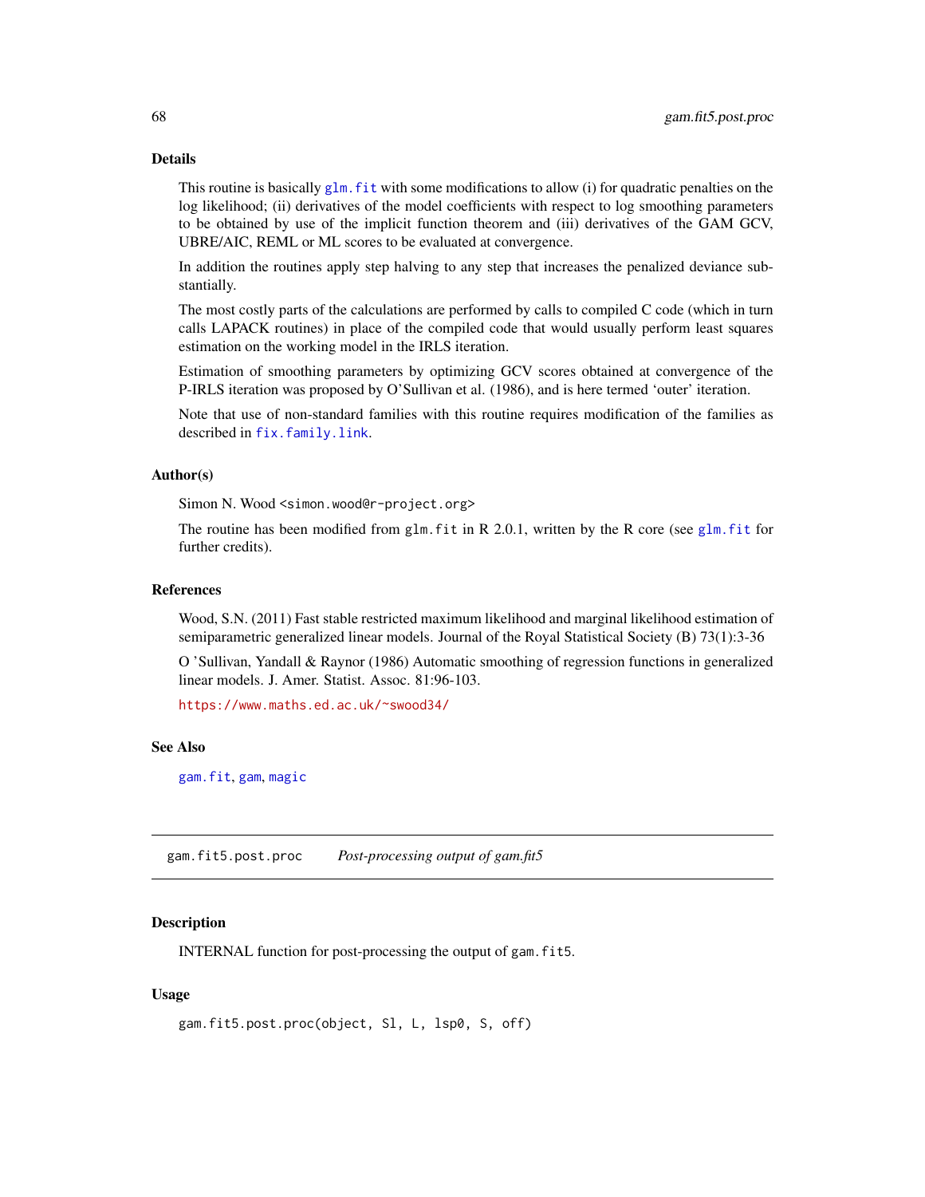### Details

This routine is basically `glm.fit` with some modifications to allow (i) for quadratic penalties on the log likelihood; (ii) derivatives of the model coefficients with respect to log smoothing parameters to be obtained by use of the implicit function theorem and (iii) derivatives of the GAM GCV, UBRE/AIC, REML or ML scores to be evaluated at convergence.

In addition the routines apply step halving to any step that increases the penalized deviance substantially.

The most costly parts of the calculations are performed by calls to compiled C code (which in turn calls LAPACK routines) in place of the compiled code that would usually perform least squares estimation on the working model in the IRLS iteration.

Estimation of smoothing parameters by optimizing GCV scores obtained at convergence of the P-IRLS iteration was proposed by O'Sullivan et al. (1986), and is here termed 'outer' iteration.

Note that use of non-standard families with this routine requires modification of the families as described in `fix.family.link`.

### Author(s)

Simon N. Wood <simon.wood@r-project.org>

The routine has been modified from `glm.fit` in R 2.0.1, written by the R core (see `glm.fit` for further credits).

### References

Wood, S.N. (2011) Fast stable restricted maximum likelihood and marginal likelihood estimation of semiparametric generalized linear models. Journal of the Royal Statistical Society (B) 73(1):3-36

O 'Sullivan, Yandall & Raynor (1986) Automatic smoothing of regression functions in generalized linear models. J. Amer. Statist. Assoc. 81:96-103.

https://www.maths.ed.ac.uk/~swood34/

### See Also

`gam.fit`, `gam`, `magic`

---

## gam.fit5.post.proc — *Post-processing output of gam.fit5*

### Description

INTERNAL function for post-processing the output of `gam.fit5`.

### Usage

```
gam.fit5.post.proc(object, Sl, L, lsp0, S, off)
```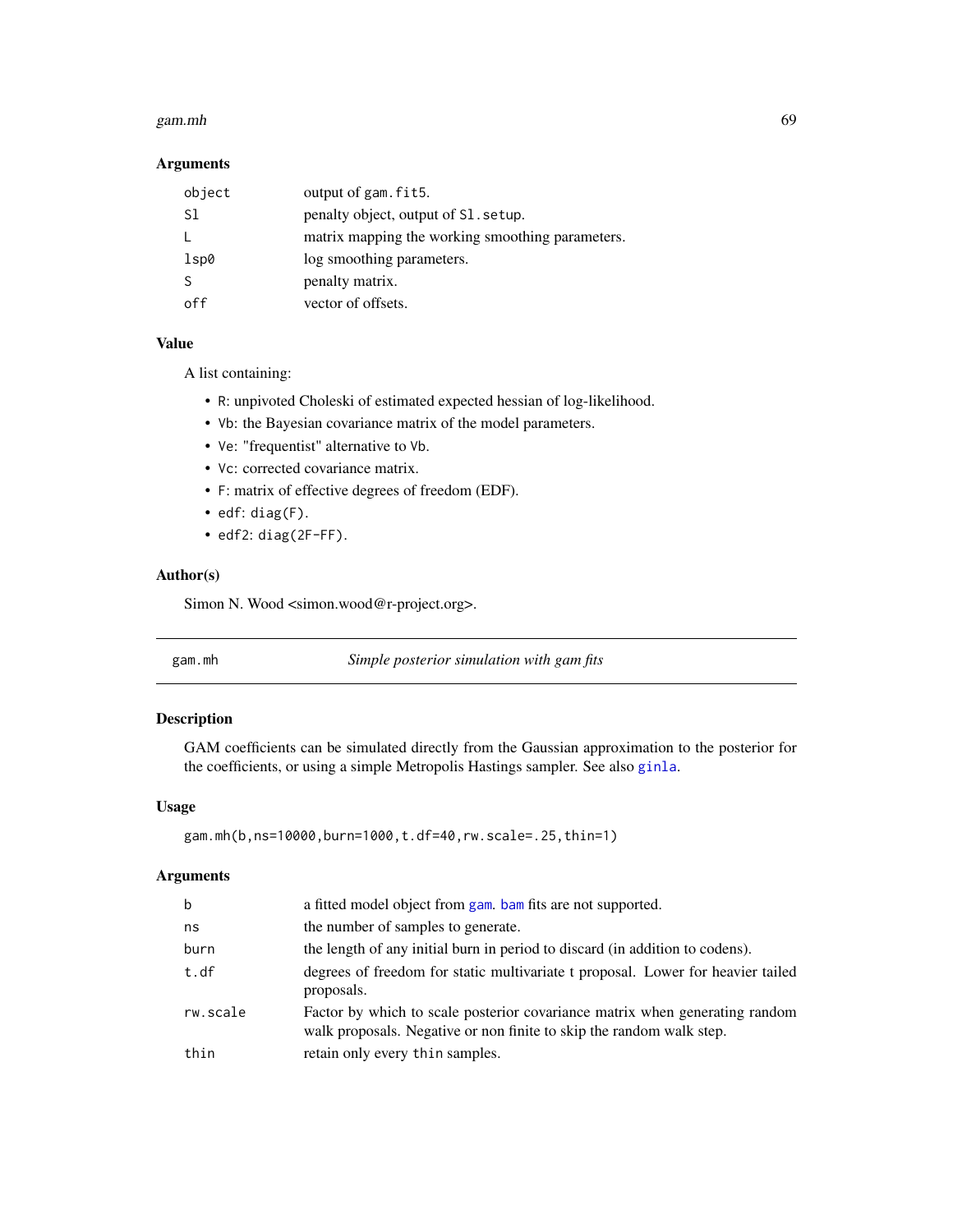### Arguments

| | |
|---|---|
| `object` | output of `gam.fit5`. |
| `Sl` | penalty object, output of `Sl.setup`. |
| `L` | matrix mapping the working smoothing parameters. |
| `lsp0` | log smoothing parameters. |
| `S` | penalty matrix. |
| `off` | vector of offsets. |

### Value

A list containing:

- `R`: unpivoted Choleski of estimated expected hessian of log-likelihood.
- `Vb`: the Bayesian covariance matrix of the model parameters.
- `Ve`: "frequentist" alternative to `Vb`.
- `Vc`: corrected covariance matrix.
- `F`: matrix of effective degrees of freedom (EDF).
- `edf`: `diag(F)`.
- `edf2`: `diag(2F-FF)`.

### Author(s)

Simon N. Wood <simon.wood@r-project.org>.

---

## gam.mh — *Simple posterior simulation with gam fits*

### Description

GAM coefficients can be simulated directly from the Gaussian approximation to the posterior for the coefficients, or using a simple Metropolis Hastings sampler. See also ginla.

### Usage

```
gam.mh(b,ns=10000,burn=1000,t.df=40,rw.scale=.25,thin=1)
```

### Arguments

| | |
|---|---|
| `b` | a fitted model object from gam. bam fits are not supported. |
| `ns` | the number of samples to generate. |
| `burn` | the length of any initial burn in period to discard (in addition to codens). |
| `t.df` | degrees of freedom for static multivariate t proposal. Lower for heavier tailed proposals. |
| `rw.scale` | Factor by which to scale posterior covariance matrix when generating random walk proposals. Negative or non finite to skip the random walk step. |
| `thin` | retain only every `thin` samples. |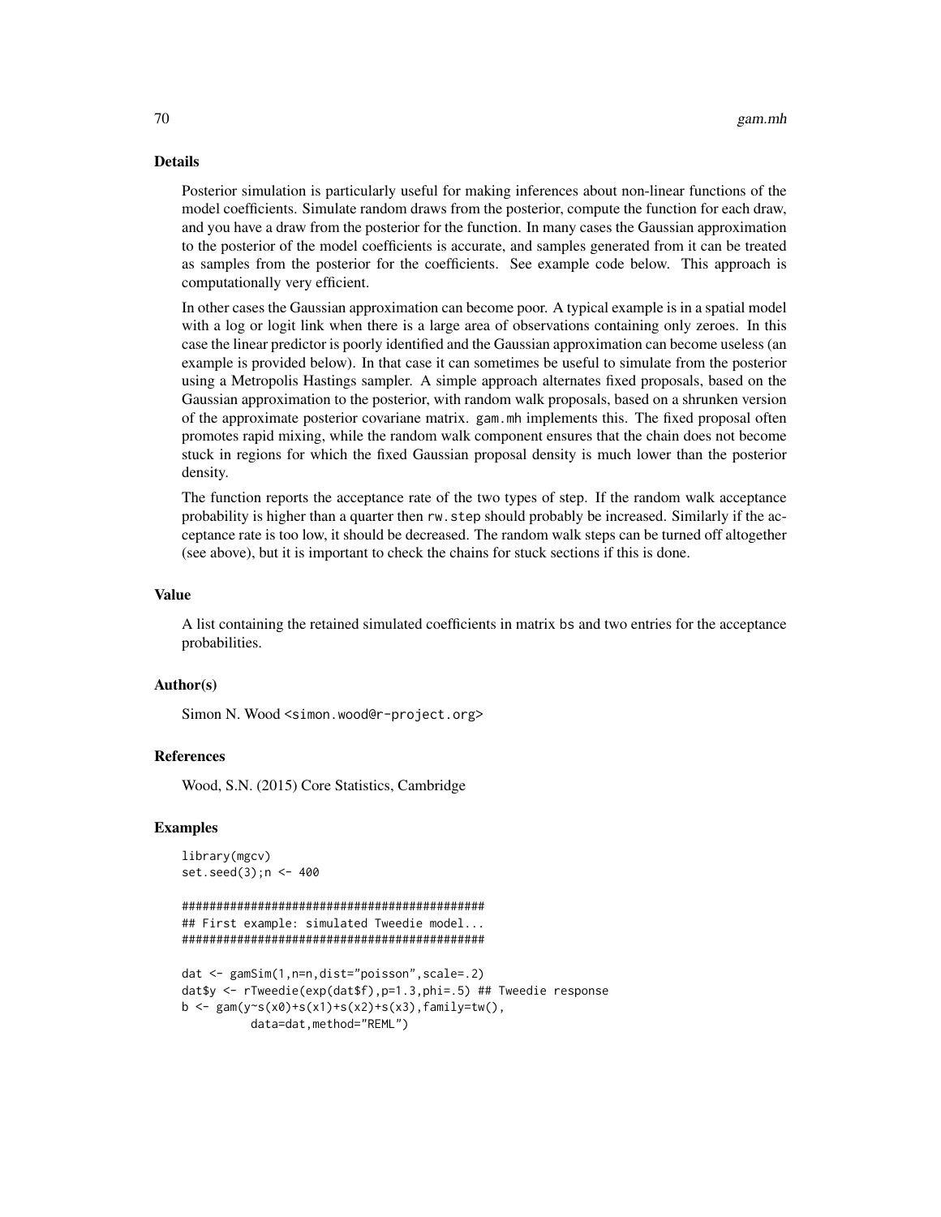## Details

Posterior simulation is particularly useful for making inferences about non-linear functions of the model coefficients. Simulate random draws from the posterior, compute the function for each draw, and you have a draw from the posterior for the function. In many cases the Gaussian approximation to the posterior of the model coefficients is accurate, and samples generated from it can be treated as samples from the posterior for the coefficients. See example code below. This approach is computationally very efficient.

In other cases the Gaussian approximation can become poor. A typical example is in a spatial model with a log or logit link when there is a large area of observations containing only zeroes. In this case the linear predictor is poorly identified and the Gaussian approximation can become useless (an example is provided below). In that case it can sometimes be useful to simulate from the posterior using a Metropolis Hastings sampler. A simple approach alternates fixed proposals, based on the Gaussian approximation to the posterior, with random walk proposals, based on a shrunken version of the approximate posterior covariane matrix. `gam.mh` implements this. The fixed proposal often promotes rapid mixing, while the random walk component ensures that the chain does not become stuck in regions for which the fixed Gaussian proposal density is much lower than the posterior density.

The function reports the acceptance rate of the two types of step. If the random walk acceptance probability is higher than a quarter then `rw.step` should probably be increased. Similarly if the acceptance rate is too low, it should be decreased. The random walk steps can be turned off altogether (see above), but it is important to check the chains for stuck sections if this is done.

## Value

A list containing the retained simulated coefficients in matrix `bs` and two entries for the acceptance probabilities.

## Author(s)

Simon N. Wood <simon.wood@r-project.org>

## References

Wood, S.N. (2015) Core Statistics, Cambridge

## Examples

```
library(mgcv)
set.seed(3);n <- 400

############################################
## First example: simulated Tweedie model...
############################################

dat <- gamSim(1,n=n,dist="poisson",scale=.2)
dat$y <- rTweedie(exp(dat$f),p=1.3,phi=.5) ## Tweedie response
b <- gam(y~s(x0)+s(x1)+s(x2)+s(x3),family=tw(),
          data=dat,method="REML")
```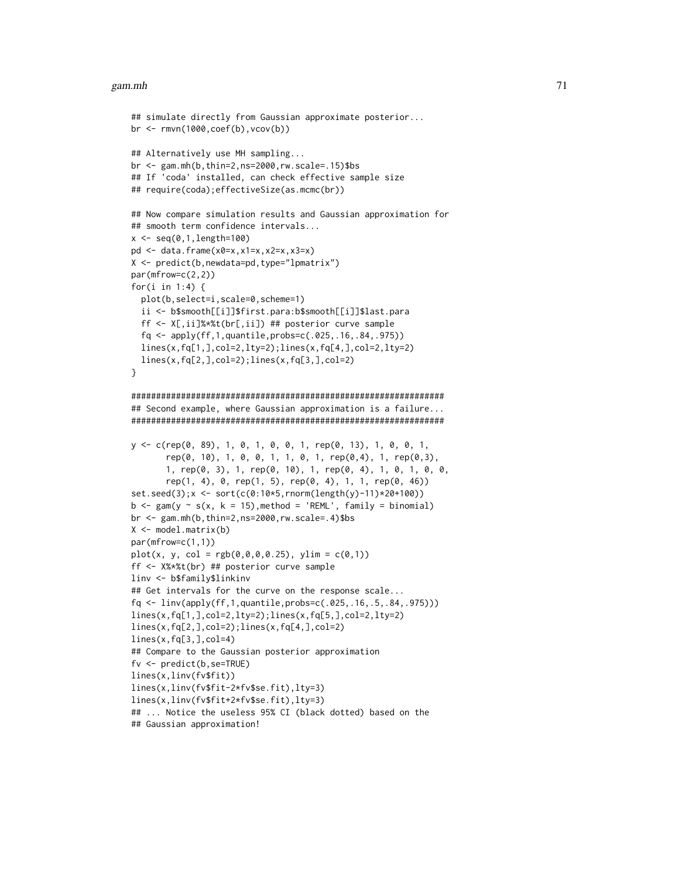```
## simulate directly from Gaussian approximate posterior...
br <- rmvn(1000,coef(b),vcov(b))

## Alternatively use MH sampling...
br <- gam.mh(b,thin=2,ns=2000,rw.scale=.15)$bs
## If 'coda' installed, can check effective sample size
## require(coda);effectiveSize(as.mcmc(br))

## Now compare simulation results and Gaussian approximation for
## smooth term confidence intervals...
x <- seq(0,1,length=100)
pd <- data.frame(x0=x,x1=x,x2=x,x3=x)
X <- predict(b,newdata=pd,type="lpmatrix")
par(mfrow=c(2,2))
for(i in 1:4) {
  plot(b,select=i,scale=0,scheme=1)
  ii <- b$smooth[[i]]$first.para:b$smooth[[i]]$last.para
  ff <- X[,ii]%*%t(br[,ii]) ## posterior curve sample
  fq <- apply(ff,1,quantile,probs=c(.025,.16,.84,.975))
  lines(x,fq[1,],col=2,lty=2);lines(x,fq[4,],col=2,lty=2)
  lines(x,fq[2,],col=2);lines(x,fq[3,],col=2)
}

###############################################################
## Second example, where Gaussian approximation is a failure...
###############################################################

y <- c(rep(0, 89), 1, 0, 1, 0, 0, 1, rep(0, 13), 1, 0, 0, 1,
       rep(0, 10), 1, 0, 0, 1, 1, 0, 1, rep(0,4), 1, rep(0,3),
       1, rep(0, 3), 1, rep(0, 10), 1, rep(0, 4), 1, 0, 1, 0, 0,
       rep(1, 4), 0, rep(1, 5), rep(0, 4), 1, 1, rep(0, 46))
set.seed(3);x <- sort(c(0:10*5,rnorm(length(y)-11)*20+100))
b <- gam(y ~ s(x, k = 15),method = 'REML', family = binomial)
br <- gam.mh(b,thin=2,ns=2000,rw.scale=.4)$bs
X <- model.matrix(b)
par(mfrow=c(1,1))
plot(x, y, col = rgb(0,0,0,0.25), ylim = c(0,1))
ff <- X%*%t(br) ## posterior curve sample
linv <- b$family$linkinv
## Get intervals for the curve on the response scale...
fq <- linv(apply(ff,1,quantile,probs=c(.025,.16,.5,.84,.975)))
lines(x,fq[1,],col=2,lty=2);lines(x,fq[5,],col=2,lty=2)
lines(x,fq[2,],col=2);lines(x,fq[4,],col=2)
lines(x,fq[3,],col=4)
## Compare to the Gaussian posterior approximation
fv <- predict(b,se=TRUE)
lines(x,linv(fv$fit))
lines(x,linv(fv$fit-2*fv$se.fit),lty=3)
lines(x,linv(fv$fit+2*fv$se.fit),lty=3)
## ... Notice the useless 95% CI (black dotted) based on the
## Gaussian approximation!
```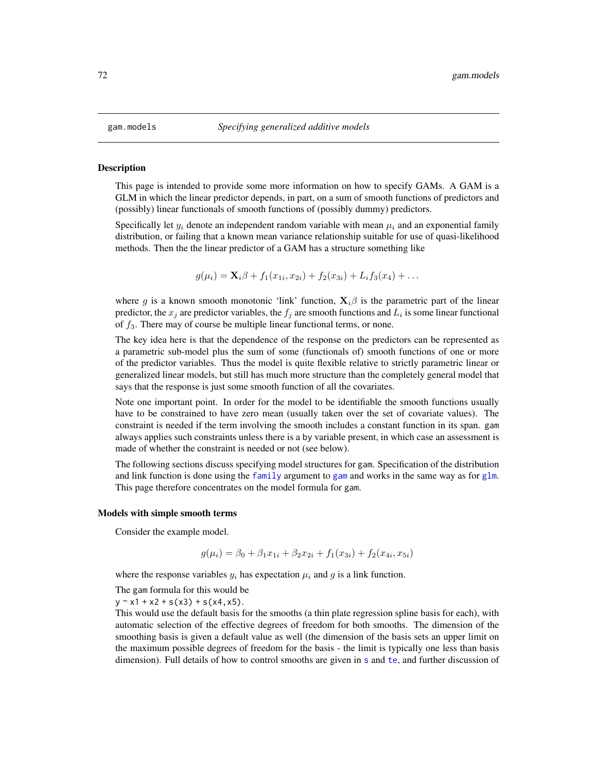## gam.models *Specifying generalized additive models*

### Description

This page is intended to provide some more information on how to specify GAMs. A GAM is a GLM in which the linear predictor depends, in part, on a sum of smooth functions of predictors and (possibly) linear functionals of smooth functions of (possibly dummy) predictors.

Specifically let $y_i$ denote an independent random variable with mean $\mu_i$ and an exponential family distribution, or failing that a known mean variance relationship suitable for use of quasi-likelihood methods. Then the the linear predictor of a GAM has a structure something like

$$g(\mu_i) = \mathbf{X}_i\beta + f_1(x_{1i}, x_{2i}) + f_2(x_{3i}) + L_i f_3(x_4) + \dots$$

where $g$ is a known smooth monotonic 'link' function, $\mathbf{X}_i\beta$ is the parametric part of the linear predictor, the $x_j$ are predictor variables, the $f_j$ are smooth functions and $L_i$ is some linear functional of $f_3$. There may of course be multiple linear functional terms, or none.

The key idea here is that the dependence of the response on the predictors can be represented as a parametric sub-model plus the sum of some (functionals of) smooth functions of one or more of the predictor variables. Thus the model is quite flexible relative to strictly parametric linear or generalized linear models, but still has much more structure than the completely general model that says that the response is just some smooth function of all the covariates.

Note one important point. In order for the model to be identifiable the smooth functions usually have to be constrained to have zero mean (usually taken over the set of covariate values). The constraint is needed if the term involving the smooth includes a constant function in its span. `gam` always applies such constraints unless there is a `by` variable present, in which case an assessment is made of whether the constraint is needed or not (see below).

The following sections discuss specifying model structures for `gam`. Specification of the distribution and link function is done using the `family` argument to `gam` and works in the same way as for `glm`. This page therefore concentrates on the model formula for `gam`.

### Models with simple smooth terms

Consider the example model.

$$g(\mu_i) = \beta_0 + \beta_1 x_{1i} + \beta_2 x_{2i} + f_1(x_{3i}) + f_2(x_{4i}, x_{5i})$$

where the response variables $y_i$ has expectation $\mu_i$ and $g$ is a link function.

The `gam` formula for this would be
`y ~ x1 + x2 + s(x3) + s(x4,x5)`.
This would use the default basis for the smooths (a thin plate regression spline basis for each), with automatic selection of the effective degrees of freedom for both smooths. The dimension of the smoothing basis is given a default value as well (the dimension of the basis sets an upper limit on the maximum possible degrees of freedom for the basis - the limit is typically one less than basis dimension). Full details of how to control smooths are given in `s` and `te`, and further discussion of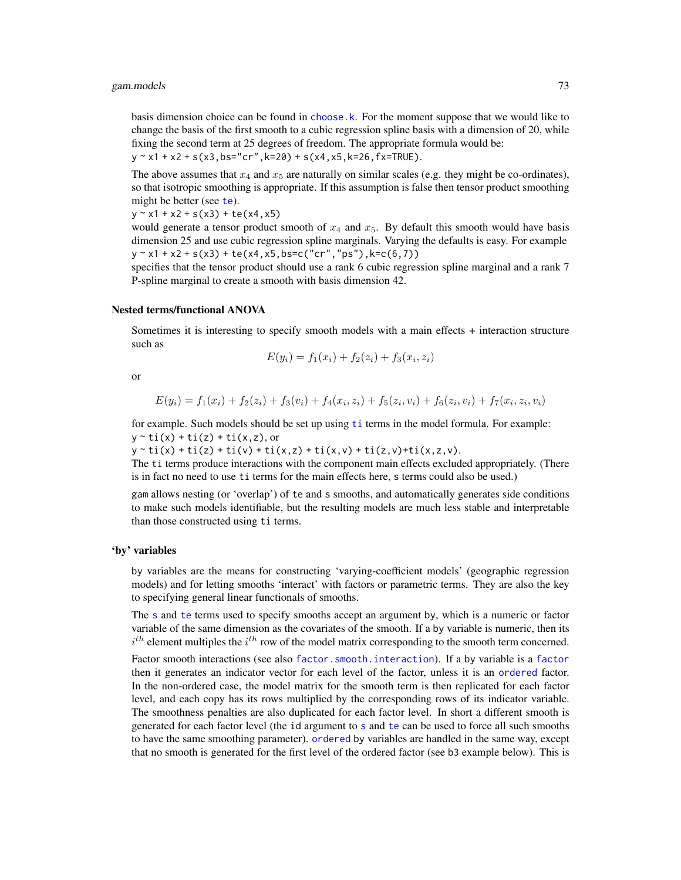basis dimension choice can be found in `choose.k`. For the moment suppose that we would like to change the basis of the first smooth to a cubic regression spline basis with a dimension of 20, while fixing the second term at 25 degrees of freedom. The appropriate formula would be:
`y ~ x1 + x2 + s(x3,bs="cr",k=20) + s(x4,x5,k=26,fx=TRUE)`.

The above assumes that $x_4$ and $x_5$ are naturally on similar scales (e.g. they might be co-ordinates), so that isotropic smoothing is appropriate. If this assumption is false then tensor product smoothing might be better (see `te`).
`y ~ x1 + x2 + s(x3) + te(x4,x5)`
would generate a tensor product smooth of $x_4$ and $x_5$. By default this smooth would have basis dimension 25 and use cubic regression spline marginals. Varying the defaults is easy. For example
`y ~ x1 + x2 + s(x3) + te(x4,x5,bs=c("cr","ps"),k=c(6,7))`
specifies that the tensor product should use a rank 6 cubic regression spline marginal and a rank 7 P-spline marginal to create a smooth with basis dimension 42.

### Nested terms/functional ANOVA

Sometimes it is interesting to specify smooth models with a main effects + interaction structure such as

$$E(y_i) = f_1(x_i) + f_2(z_i) + f_3(x_i, z_i)$$

or

$$E(y_i) = f_1(x_i) + f_2(z_i) + f_3(v_i) + f_4(x_i, z_i) + f_5(z_i, v_i) + f_6(z_i, v_i) + f_7(x_i, z_i, v_i)$$

for example. Such models should be set up using `ti` terms in the model formula. For example:
`y ~ ti(x) + ti(z) + ti(x,z)`, or
`y ~ ti(x) + ti(z) + ti(v) + ti(x,z) + ti(x,v) + ti(z,v)+ti(x,z,v)`.
The `ti` terms produce interactions with the component main effects excluded appropriately. (There is in fact no need to use `ti` terms for the main effects here, `s` terms could also be used.)

`gam` allows nesting (or 'overlap') of `te` and `s` smooths, and automatically generates side conditions to make such models identifiable, but the resulting models are much less stable and interpretable than those constructed using `ti` terms.

### 'by' variables

`by` variables are the means for constructing 'varying-coefficient models' (geographic regression models) and for letting smooths 'interact' with factors or parametric terms. They are also the key to specifying general linear functionals of smooths.

The `s` and `te` terms used to specify smooths accept an argument `by`, which is a numeric or factor variable of the same dimension as the covariates of the smooth. If a `by` variable is numeric, then its $i^{th}$ element multiples the $i^{th}$ row of the model matrix corresponding to the smooth term concerned.

Factor smooth interactions (see also `factor.smooth.interaction`). If a `by` variable is a `factor` then it generates an indicator vector for each level of the factor, unless it is an `ordered` factor. In the non-ordered case, the model matrix for the smooth term is then replicated for each factor level, and each copy has its rows multiplied by the corresponding rows of its indicator variable. The smoothness penalties are also duplicated for each factor level. In short a different smooth is generated for each factor level (the `id` argument to `s` and `te` can be used to force all such smooths to have the same smoothing parameter). `ordered` by variables are handled in the same way, except that no smooth is generated for the first level of the ordered factor (see `b3` example below). This is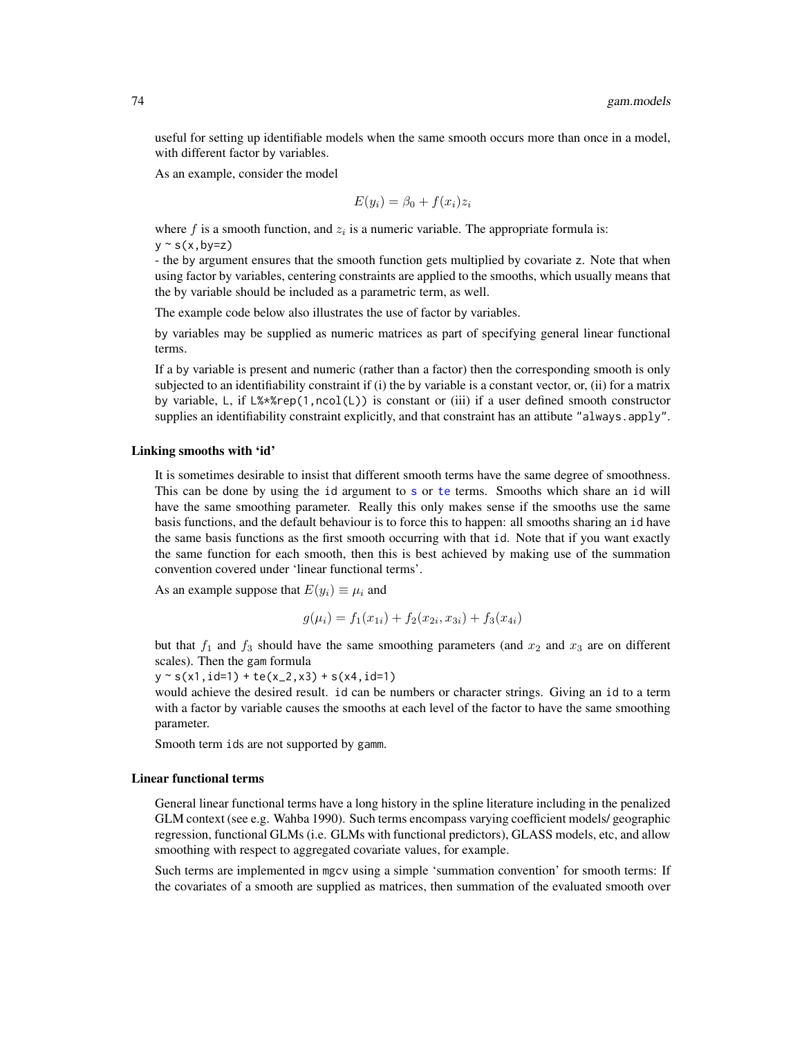useful for setting up identifiable models when the same smooth occurs more than once in a model, with different factor by variables.

As an example, consider the model

$$E(y_i) = \beta_0 + f(x_i) z_i$$

where $f$ is a smooth function, and $z_i$ is a numeric variable. The appropriate formula is:
`y ~ s(x,by=z)`
- the by argument ensures that the smooth function gets multiplied by covariate z. Note that when using factor by variables, centering constraints are applied to the smooths, which usually means that the by variable should be included as a parametric term, as well.

The example code below also illustrates the use of factor by variables.

by variables may be supplied as numeric matrices as part of specifying general linear functional terms.

If a by variable is present and numeric (rather than a factor) then the corresponding smooth is only subjected to an identifiability constraint if (i) the by variable is a constant vector, or, (ii) for a matrix by variable, L, if `L%*%rep(1,ncol(L))` is constant or (iii) if a user defined smooth constructor supplies an identifiability constraint explicitly, and that constraint has an attibute "always.apply".

### Linking smooths with 'id'

It is sometimes desirable to insist that different smooth terms have the same degree of smoothness. This can be done by using the id argument to s or te terms. Smooths which share an id will have the same smoothing parameter. Really this only makes sense if the smooths use the same basis functions, and the default behaviour is to force this to happen: all smooths sharing an id have the same basis functions as the first smooth occurring with that id. Note that if you want exactly the same function for each smooth, then this is best achieved by making use of the summation convention covered under 'linear functional terms'.

As an example suppose that $E(y_i) \equiv \mu_i$ and

$$g(\mu_i) = f_1(x_{1i}) + f_2(x_{2i}, x_{3i}) + f_3(x_{4i})$$

but that $f_1$ and $f_3$ should have the same smoothing parameters (and $x_2$ and $x_3$ are on different scales). Then the gam formula
`y ~ s(x1,id=1) + te(x_2,x3) + s(x4,id=1)`
would achieve the desired result. id can be numbers or character strings. Giving an id to a term with a factor by variable causes the smooths at each level of the factor to have the same smoothing parameter.

Smooth term ids are not supported by gamm.

### Linear functional terms

General linear functional terms have a long history in the spline literature including in the penalized GLM context (see e.g. Wahba 1990). Such terms encompass varying coefficient models/ geographic regression, functional GLMs (i.e. GLMs with functional predictors), GLASS models, etc, and allow smoothing with respect to aggregated covariate values, for example.

Such terms are implemented in mgcv using a simple 'summation convention' for smooth terms: If the covariates of a smooth are supplied as matrices, then summation of the evaluated smooth over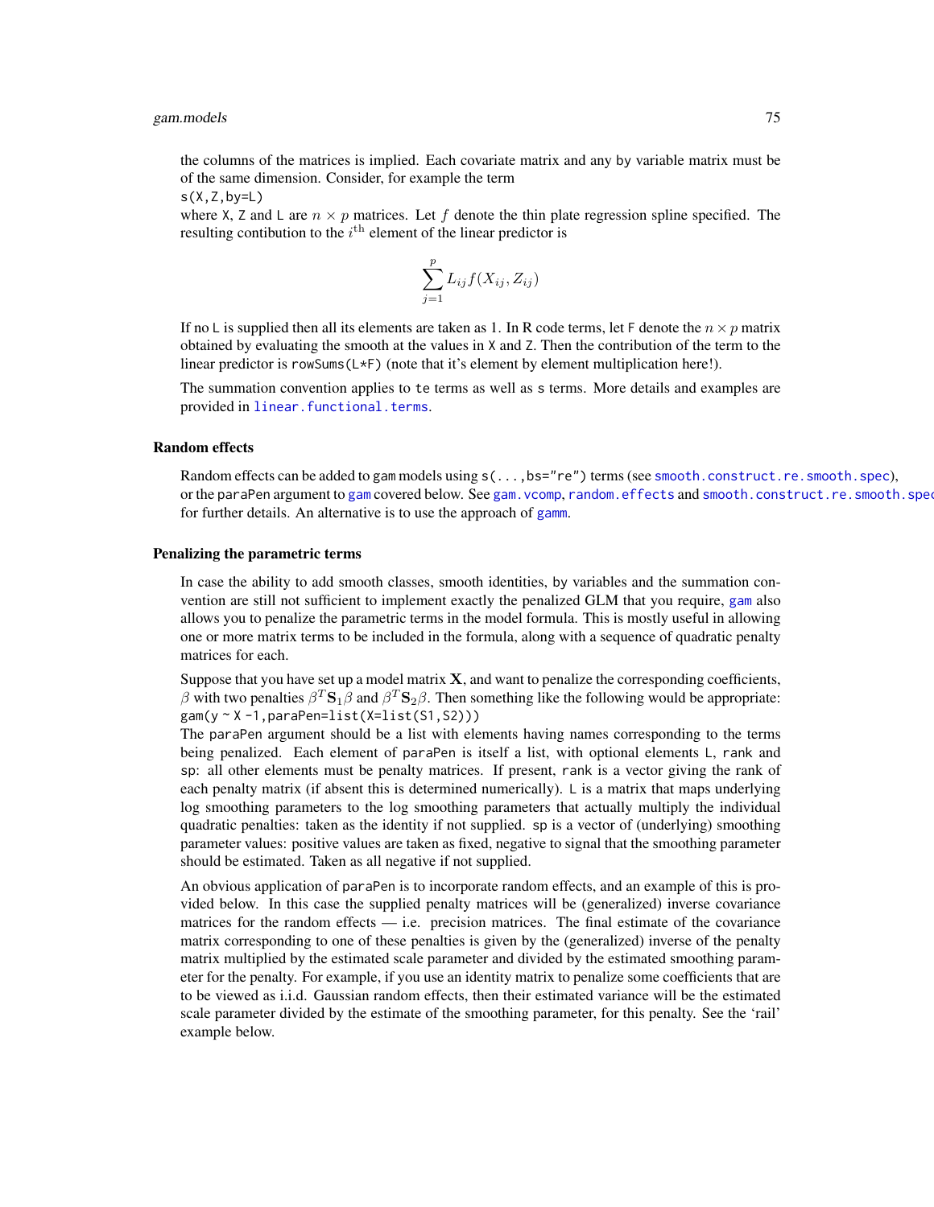the columns of the matrices is implied. Each covariate matrix and any by variable matrix must be of the same dimension. Consider, for example the term

`s(X,Z,by=L)`

where `X`, `Z` and `L` are $n \times p$ matrices. Let $f$ denote the thin plate regression spline specified. The resulting contibution to the $i^{\text{th}}$ element of the linear predictor is

$$\sum_{j=1}^{p} L_{ij} f(X_{ij}, Z_{ij})$$

If no `L` is supplied then all its elements are taken as 1. In R code terms, let `F` denote the $n \times p$ matrix obtained by evaluating the smooth at the values in `X` and `Z`. Then the contribution of the term to the linear predictor is `rowSums(L*F)` (note that it's element by element multiplication here!).

The summation convention applies to `te` terms as well as `s` terms. More details and examples are provided in `linear.functional.terms`.

### Random effects

Random effects can be added to `gam` models using `s(...,bs="re")` terms (see `smooth.construct.re.smooth.spec`), or the `paraPen` argument to `gam` covered below. See `gam.vcomp`, `random.effects` and `smooth.construct.re.smooth.spec` for further details. An alternative is to use the approach of `gamm`.

### Penalizing the parametric terms

In case the ability to add smooth classes, smooth identities, `by` variables and the summation convention are still not sufficient to implement exactly the penalized GLM that you require, `gam` also allows you to penalize the parametric terms in the model formula. This is mostly useful in allowing one or more matrix terms to be included in the formula, along with a sequence of quadratic penalty matrices for each.

Suppose that you have set up a model matrix $\mathbf{X}$, and want to penalize the corresponding coefficients, $\beta$ with two penalties $\beta^T \mathbf{S}_1 \beta$ and $\beta^T \mathbf{S}_2 \beta$. Then something like the following would be appropriate:

`gam(y ~ X -1,paraPen=list(X=list(S1,S2)))`

The `paraPen` argument should be a list with elements having names corresponding to the terms being penalized. Each element of `paraPen` is itself a list, with optional elements `L`, `rank` and `sp`: all other elements must be penalty matrices. If present, `rank` is a vector giving the rank of each penalty matrix (if absent this is determined numerically). `L` is a matrix that maps underlying log smoothing parameters to the log smoothing parameters that actually multiply the individual quadratic penalties: taken as the identity if not supplied. `sp` is a vector of (underlying) smoothing parameter values: positive values are taken as fixed, negative to signal that the smoothing parameter should be estimated. Taken as all negative if not supplied.

An obvious application of `paraPen` is to incorporate random effects, and an example of this is provided below. In this case the supplied penalty matrices will be (generalized) inverse covariance matrices for the random effects — i.e. precision matrices. The final estimate of the covariance matrix corresponding to one of these penalties is given by the (generalized) inverse of the penalty matrix multiplied by the estimated scale parameter and divided by the estimated smoothing parameter for the penalty. For example, if you use an identity matrix to penalize some coefficients that are to be viewed as i.i.d. Gaussian random effects, then their estimated variance will be the estimated scale parameter divided by the estimate of the smoothing parameter, for this penalty. See the 'rail' example below.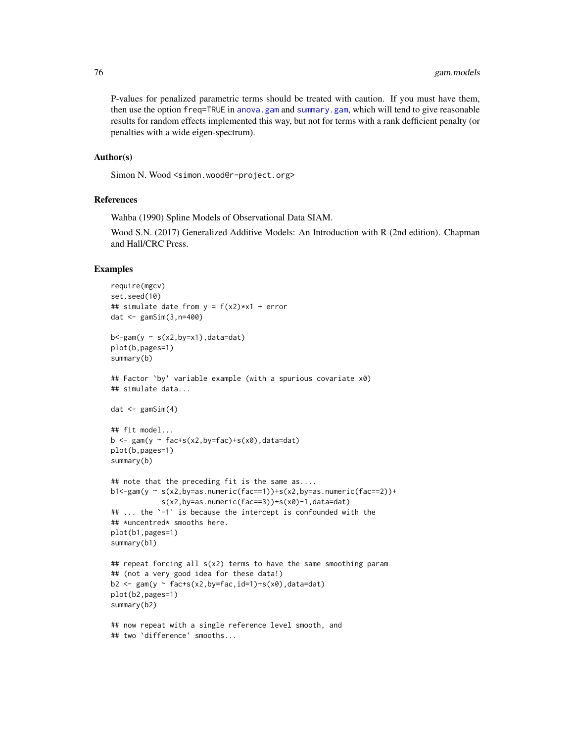P-values for penalized parametric terms should be treated with caution. If you must have them, then use the option freq=TRUE in anova.gam and summary.gam, which will tend to give reasonable results for random effects implemented this way, but not for terms with a rank defficient penalty (or penalties with a wide eigen-spectrum).

### Author(s)

Simon N. Wood <simon.wood@r-project.org>

### References

Wahba (1990) Spline Models of Observational Data SIAM.

Wood S.N. (2017) Generalized Additive Models: An Introduction with R (2nd edition). Chapman and Hall/CRC Press.

### Examples

```
require(mgcv)
set.seed(10)
## simulate date from y = f(x2)*x1 + error
dat <- gamSim(3,n=400)

b<-gam(y ~ s(x2,by=x1),data=dat)
plot(b,pages=1)
summary(b)

## Factor `by' variable example (with a spurious covariate x0)
## simulate data...

dat <- gamSim(4)

## fit model...
b <- gam(y ~ fac+s(x2,by=fac)+s(x0),data=dat)
plot(b,pages=1)
summary(b)

## note that the preceding fit is the same as....
b1<-gam(y ~ s(x2,by=as.numeric(fac==1))+s(x2,by=as.numeric(fac==2))+
            s(x2,by=as.numeric(fac==3))+s(x0)-1,data=dat)
## ... the `-1' is because the intercept is confounded with the
## *uncentred* smooths here.
plot(b1,pages=1)
summary(b1)

## repeat forcing all s(x2) terms to have the same smoothing param
## (not a very good idea for these data!)
b2 <- gam(y ~ fac+s(x2,by=fac,id=1)+s(x0),data=dat)
plot(b2,pages=1)
summary(b2)

## now repeat with a single reference level smooth, and
## two `difference' smooths...
```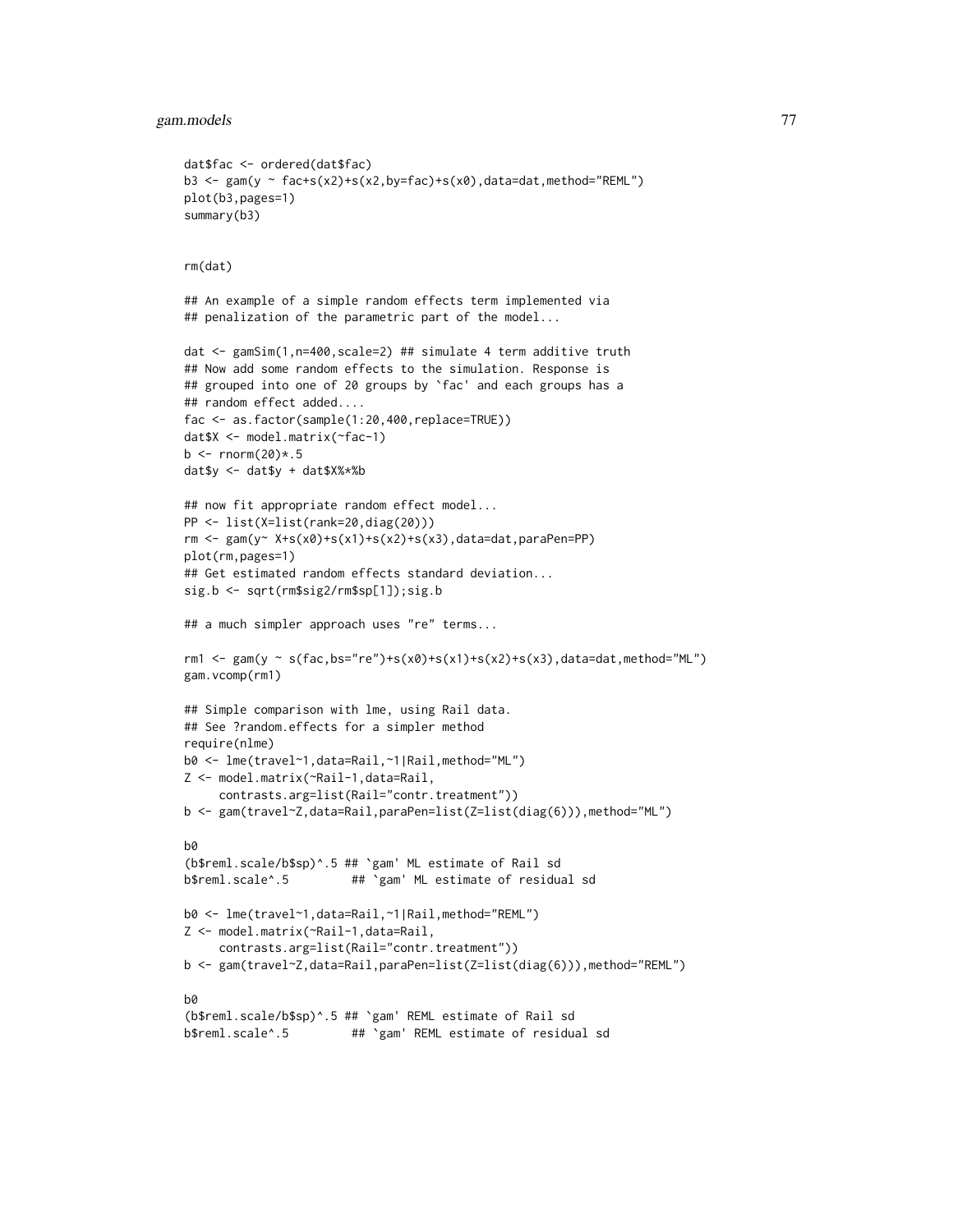```
dat$fac <- ordered(dat$fac)
b3 <- gam(y ~ fac+s(x2)+s(x2,by=fac)+s(x0),data=dat,method="REML")
plot(b3,pages=1)
summary(b3)


rm(dat)

## An example of a simple random effects term implemented via
## penalization of the parametric part of the model...

dat <- gamSim(1,n=400,scale=2) ## simulate 4 term additive truth
## Now add some random effects to the simulation. Response is
## grouped into one of 20 groups by `fac' and each groups has a
## random effect added....
fac <- as.factor(sample(1:20,400,replace=TRUE))
dat$X <- model.matrix(~fac-1)
b <- rnorm(20)*.5
dat$y <- dat$y + dat$X%*%b

## now fit appropriate random effect model...
PP <- list(X=list(rank=20,diag(20)))
rm <- gam(y~ X+s(x0)+s(x1)+s(x2)+s(x3),data=dat,paraPen=PP)
plot(rm,pages=1)
## Get estimated random effects standard deviation...
sig.b <- sqrt(rm$sig2/rm$sp[1]);sig.b

## a much simpler approach uses "re" terms...

rm1 <- gam(y ~ s(fac,bs="re")+s(x0)+s(x1)+s(x2)+s(x3),data=dat,method="ML")
gam.vcomp(rm1)

## Simple comparison with lme, using Rail data.
## See ?random.effects for a simpler method
require(nlme)
b0 <- lme(travel~1,data=Rail,~1|Rail,method="ML")
Z <- model.matrix(~Rail-1,data=Rail,
     contrasts.arg=list(Rail="contr.treatment"))
b <- gam(travel~Z,data=Rail,paraPen=list(Z=list(diag(6))),method="ML")

b0
(b$reml.scale/b$sp)^.5 ## `gam' ML estimate of Rail sd
b$reml.scale^.5         ## `gam' ML estimate of residual sd

b0 <- lme(travel~1,data=Rail,~1|Rail,method="REML")
Z <- model.matrix(~Rail-1,data=Rail,
     contrasts.arg=list(Rail="contr.treatment"))
b <- gam(travel~Z,data=Rail,paraPen=list(Z=list(diag(6))),method="REML")

b0
(b$reml.scale/b$sp)^.5 ## `gam' REML estimate of Rail sd
b$reml.scale^.5         ## `gam' REML estimate of residual sd
```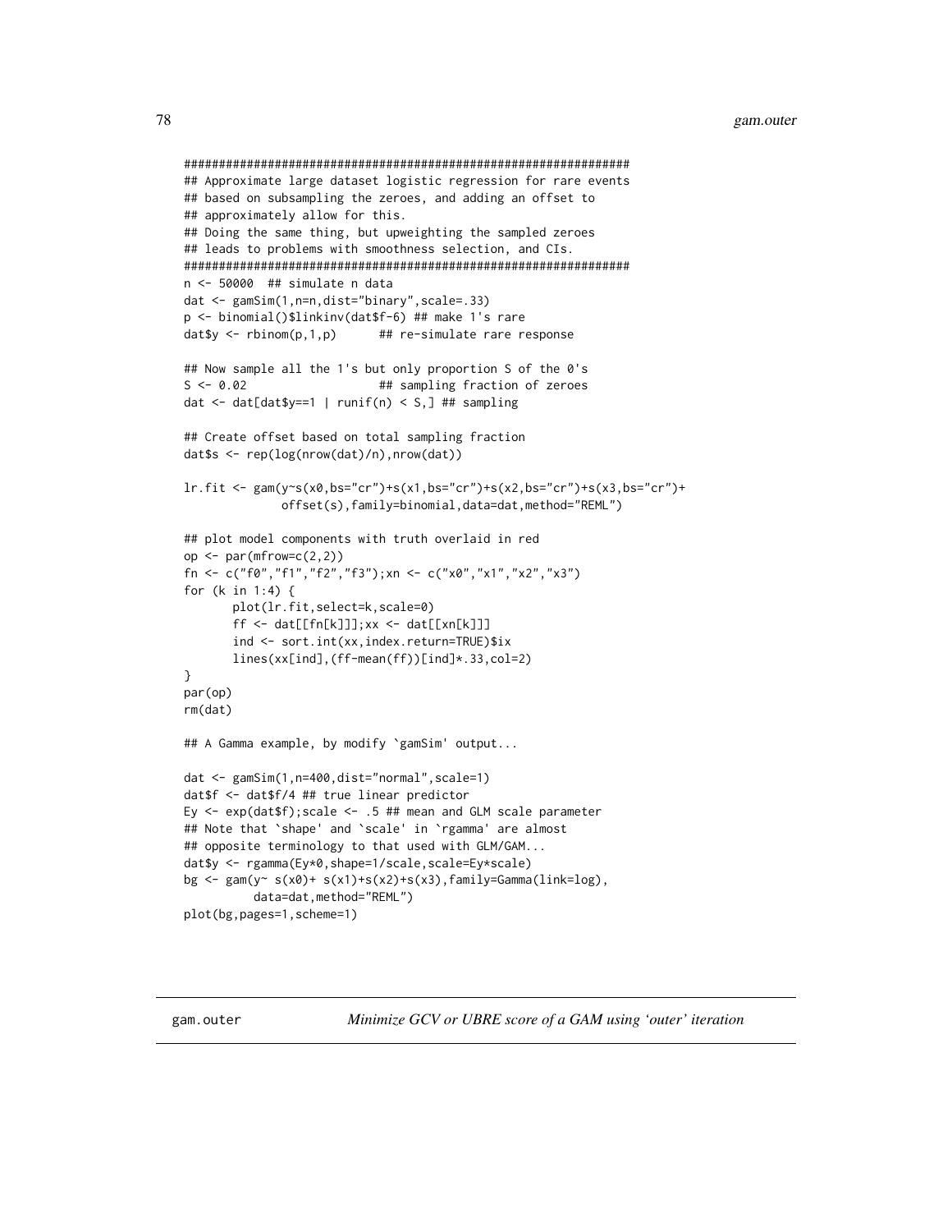```
################################################################
## Approximate large dataset logistic regression for rare events
## based on subsampling the zeroes, and adding an offset to
## approximately allow for this.
## Doing the same thing, but upweighting the sampled zeroes
## leads to problems with smoothness selection, and CIs.
################################################################
n <- 50000  ## simulate n data
dat <- gamSim(1,n=n,dist="binary",scale=.33)
p <- binomial()$linkinv(dat$f-6) ## make 1's rare
dat$y <- rbinom(p,1,p)      ## re-simulate rare response

## Now sample all the 1's but only proportion S of the 0's
S <- 0.02                   ## sampling fraction of zeroes
dat <- dat[dat$y==1 | runif(n) < S,] ## sampling

## Create offset based on total sampling fraction
dat$s <- rep(log(nrow(dat)/n),nrow(dat))

lr.fit <- gam(y~s(x0,bs="cr")+s(x1,bs="cr")+s(x2,bs="cr")+s(x3,bs="cr")+
              offset(s),family=binomial,data=dat,method="REML")

## plot model components with truth overlaid in red
op <- par(mfrow=c(2,2))
fn <- c("f0","f1","f2","f3");xn <- c("x0","x1","x2","x3")
for (k in 1:4) {
       plot(lr.fit,select=k,scale=0)
       ff <- dat[[fn[k]]];xx <- dat[[xn[k]]]
       ind <- sort.int(xx,index.return=TRUE)$ix
       lines(xx[ind],(ff-mean(ff))[ind]*.33,col=2)
}
par(op)
rm(dat)

## A Gamma example, by modify `gamSim' output...

dat <- gamSim(1,n=400,dist="normal",scale=1)
dat$f <- dat$f/4 ## true linear predictor
Ey <- exp(dat$f);scale <- .5 ## mean and GLM scale parameter
## Note that `shape' and `scale' in `rgamma' are almost
## opposite terminology to that used with GLM/GAM...
dat$y <- rgamma(Ey*0,shape=1/scale,scale=Ey*scale)
bg <- gam(y~ s(x0)+ s(x1)+s(x2)+s(x3),family=Gamma(link=log),
          data=dat,method="REML")
plot(bg,pages=1,scheme=1)
```

---

gam.outer — *Minimize GCV or UBRE score of a GAM using 'outer' iteration*

---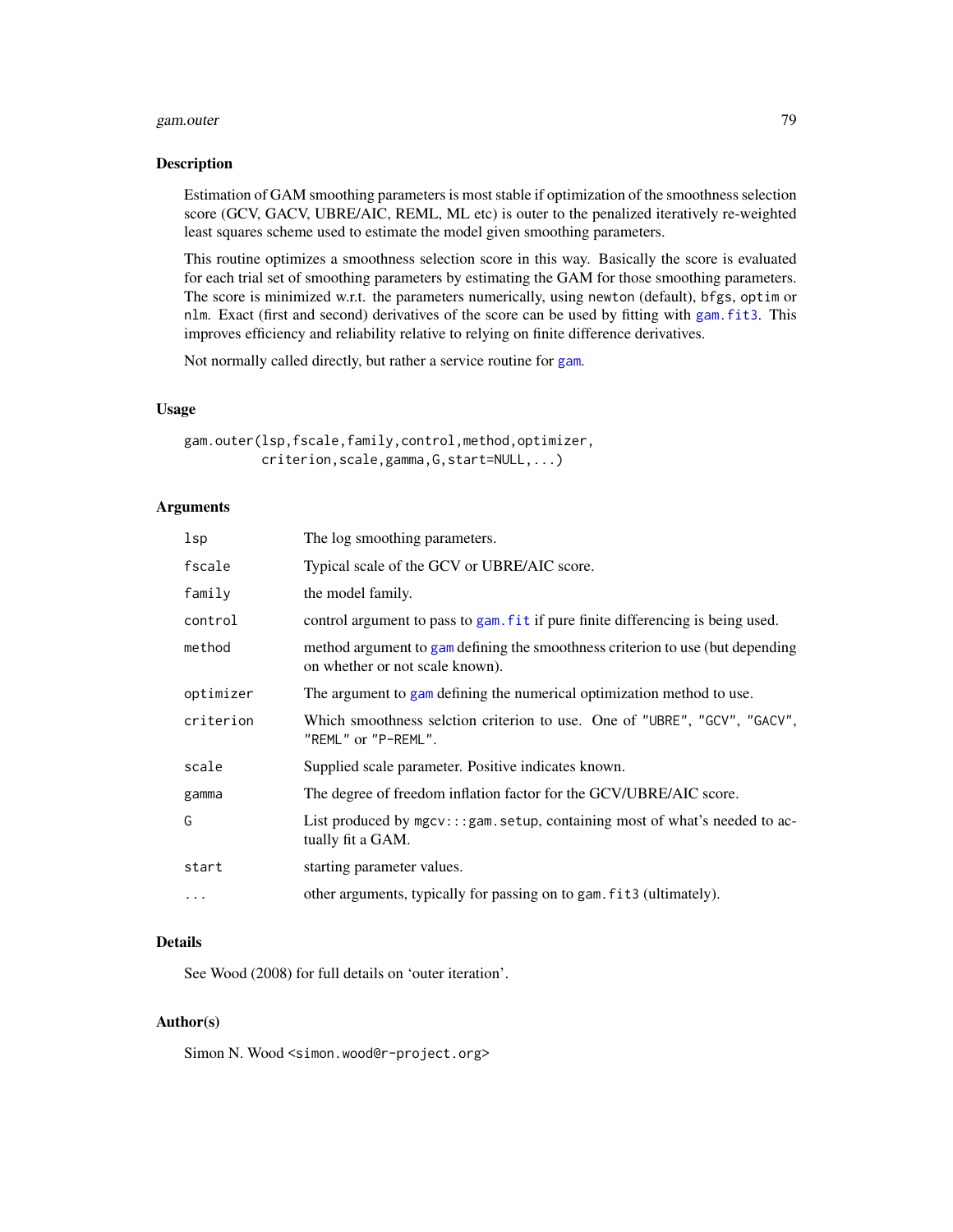## Description

Estimation of GAM smoothing parameters is most stable if optimization of the smoothness selection score (GCV, GACV, UBRE/AIC, REML, ML etc) is outer to the penalized iteratively re-weighted least squares scheme used to estimate the model given smoothing parameters.

This routine optimizes a smoothness selection score in this way. Basically the score is evaluated for each trial set of smoothing parameters by estimating the GAM for those smoothing parameters. The score is minimized w.r.t. the parameters numerically, using `newton` (default), `bfgs`, `optim` or `nlm`. Exact (first and second) derivatives of the score can be used by fitting with `gam.fit3`. This improves efficiency and reliability relative to relying on finite difference derivatives.

Not normally called directly, but rather a service routine for `gam`.

## Usage

```
gam.outer(lsp,fscale,family,control,method,optimizer,
          criterion,scale,gamma,G,start=NULL,...)
```

## Arguments

| | |
|---|---|
| `lsp` | The log smoothing parameters. |
| `fscale` | Typical scale of the GCV or UBRE/AIC score. |
| `family` | the model family. |
| `control` | control argument to pass to `gam.fit` if pure finite differencing is being used. |
| `method` | method argument to `gam` defining the smoothness criterion to use (but depending on whether or not scale known). |
| `optimizer` | The argument to `gam` defining the numerical optimization method to use. |
| `criterion` | Which smoothness selction criterion to use. One of `"UBRE"`, `"GCV"`, `"GACV"`, `"REML"` or `"P-REML"`. |
| `scale` | Supplied scale parameter. Positive indicates known. |
| `gamma` | The degree of freedom inflation factor for the GCV/UBRE/AIC score. |
| `G` | List produced by `mgcv:::gam.setup`, containing most of what's needed to actually fit a GAM. |
| `start` | starting parameter values. |
| `...` | other arguments, typically for passing on to `gam.fit3` (ultimately). |

## Details

See Wood (2008) for full details on 'outer iteration'.

## Author(s)

Simon N. Wood <simon.wood@r-project.org>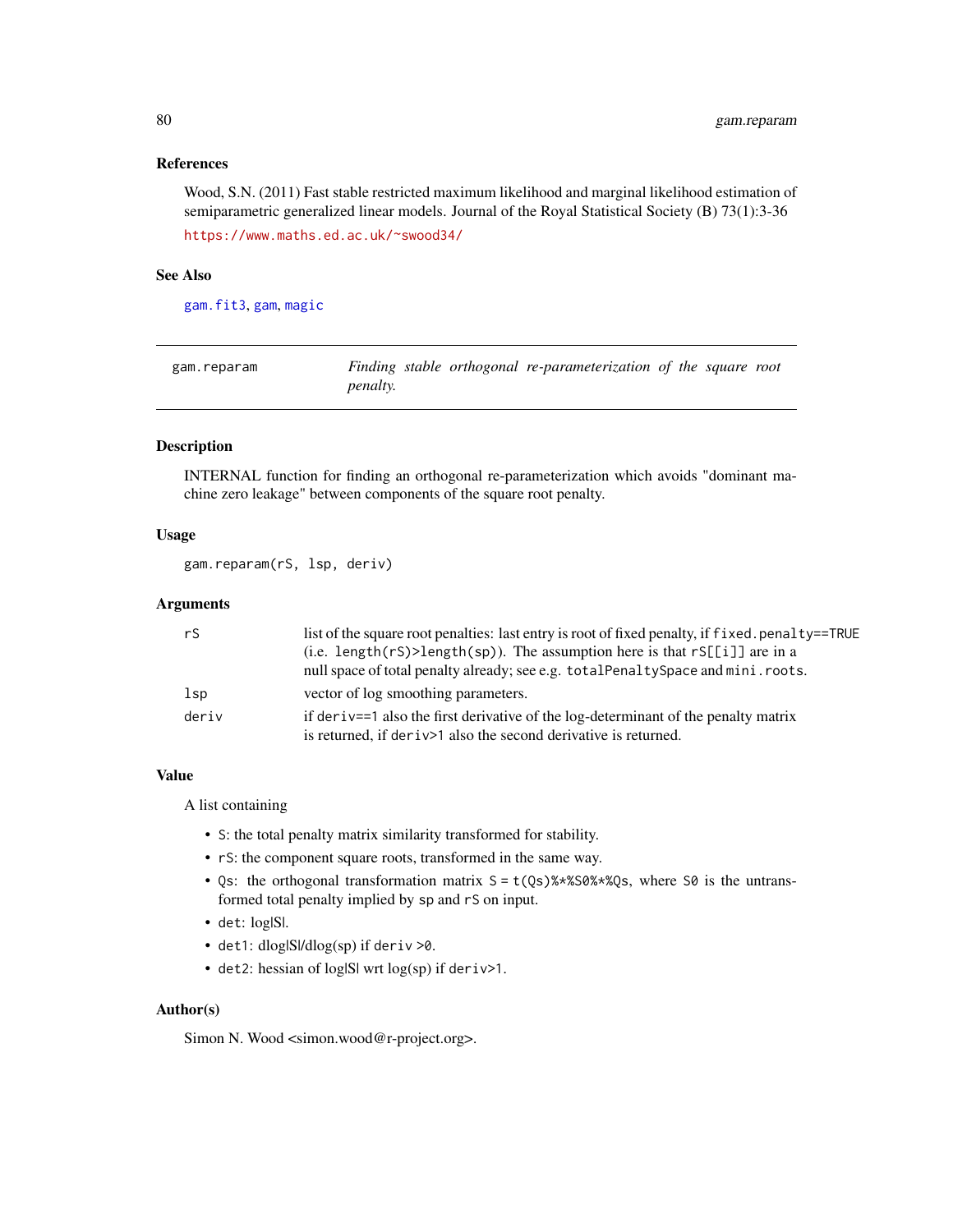### References

Wood, S.N. (2011) Fast stable restricted maximum likelihood and marginal likelihood estimation of semiparametric generalized linear models. Journal of the Royal Statistical Society (B) 73(1):3-36

https://www.maths.ed.ac.uk/~swood34/

### See Also

gam.fit3, gam, magic

---

## gam.reparam — *Finding stable orthogonal re-parameterization of the square root penalty.*

---

### Description

INTERNAL function for finding an orthogonal re-parameterization which avoids "dominant machine zero leakage" between components of the square root penalty.

### Usage

```
gam.reparam(rS, lsp, deriv)
```

### Arguments

| | |
|---|---|
| `rS` | list of the square root penalties: last entry is root of fixed penalty, if `fixed.penalty==TRUE` (i.e. `length(rS)>length(sp)`). The assumption here is that `rS[[i]]` are in a null space of total penalty already; see e.g. `totalPenaltySpace` and `mini.roots`. |
| `lsp` | vector of log smoothing parameters. |
| `deriv` | if `deriv==1` also the first derivative of the log-determinant of the penalty matrix is returned, if `deriv>1` also the second derivative is returned. |

### Value

A list containing

- `S`: the total penalty matrix similarity transformed for stability.
- `rS`: the component square roots, transformed in the same way.
- `Qs`: the orthogonal transformation matrix `S = t(Qs)%*%S0%*%Qs`, where `S0` is the untransformed total penalty implied by `sp` and `rS` on input.
- `det`: log|S|.
- `det1`: dlog|S|/dlog(sp) if `deriv >0`.
- `det2`: hessian of log|S| wrt log(sp) if `deriv>1`.

### Author(s)

Simon N. Wood <simon.wood@r-project.org>.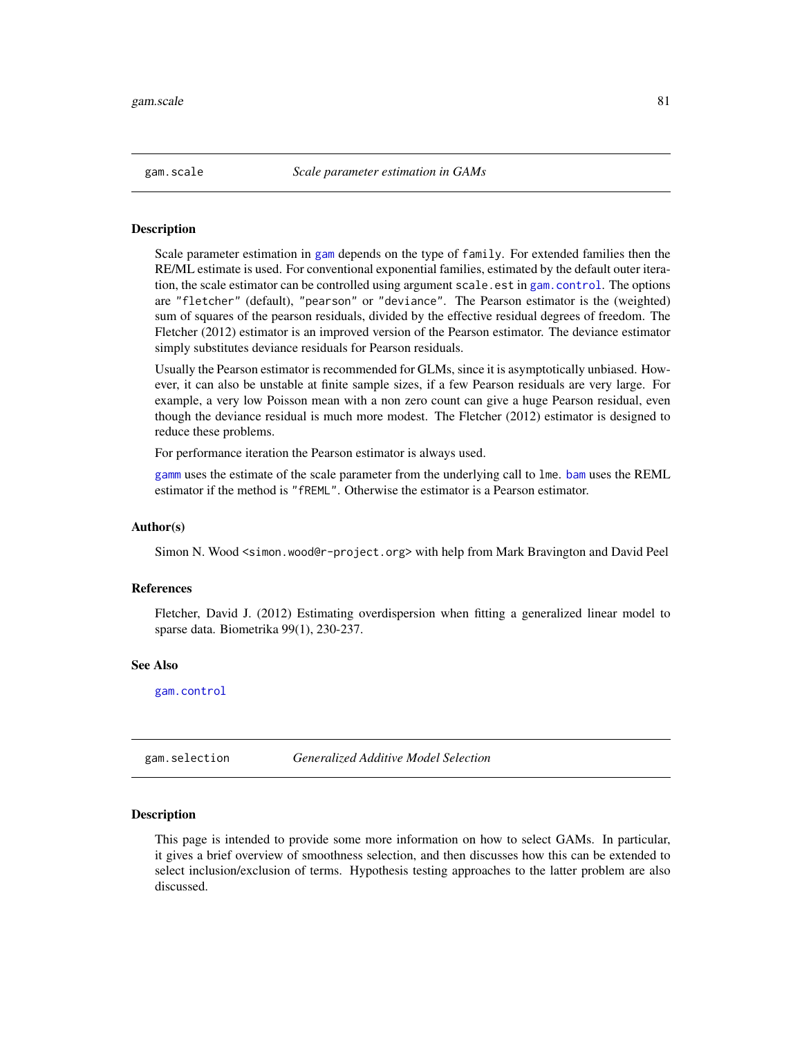## gam.scale — *Scale parameter estimation in GAMs*

### Description

Scale parameter estimation in `gam` depends on the type of `family`. For extended families then the RE/ML estimate is used. For conventional exponential families, estimated by the default outer iteration, the scale estimator can be controlled using argument `scale.est` in `gam.control`. The options are `"fletcher"` (default), `"pearson"` or `"deviance"`. The Pearson estimator is the (weighted) sum of squares of the pearson residuals, divided by the effective residual degrees of freedom. The Fletcher (2012) estimator is an improved version of the Pearson estimator. The deviance estimator simply substitutes deviance residuals for Pearson residuals.

Usually the Pearson estimator is recommended for GLMs, since it is asymptotically unbiased. However, it can also be unstable at finite sample sizes, if a few Pearson residuals are very large. For example, a very low Poisson mean with a non zero count can give a huge Pearson residual, even though the deviance residual is much more modest. The Fletcher (2012) estimator is designed to reduce these problems.

For performance iteration the Pearson estimator is always used.

`gamm` uses the estimate of the scale parameter from the underlying call to `lme`. `bam` uses the REML estimator if the method is `"fREML"`. Otherwise the estimator is a Pearson estimator.

### Author(s)

Simon N. Wood <simon.wood@r-project.org> with help from Mark Bravington and David Peel

### References

Fletcher, David J. (2012) Estimating overdispersion when fitting a generalized linear model to sparse data. Biometrika 99(1), 230-237.

### See Also

`gam.control`

## gam.selection — *Generalized Additive Model Selection*

### Description

This page is intended to provide some more information on how to select GAMs. In particular, it gives a brief overview of smoothness selection, and then discusses how this can be extended to select inclusion/exclusion of terms. Hypothesis testing approaches to the latter problem are also discussed.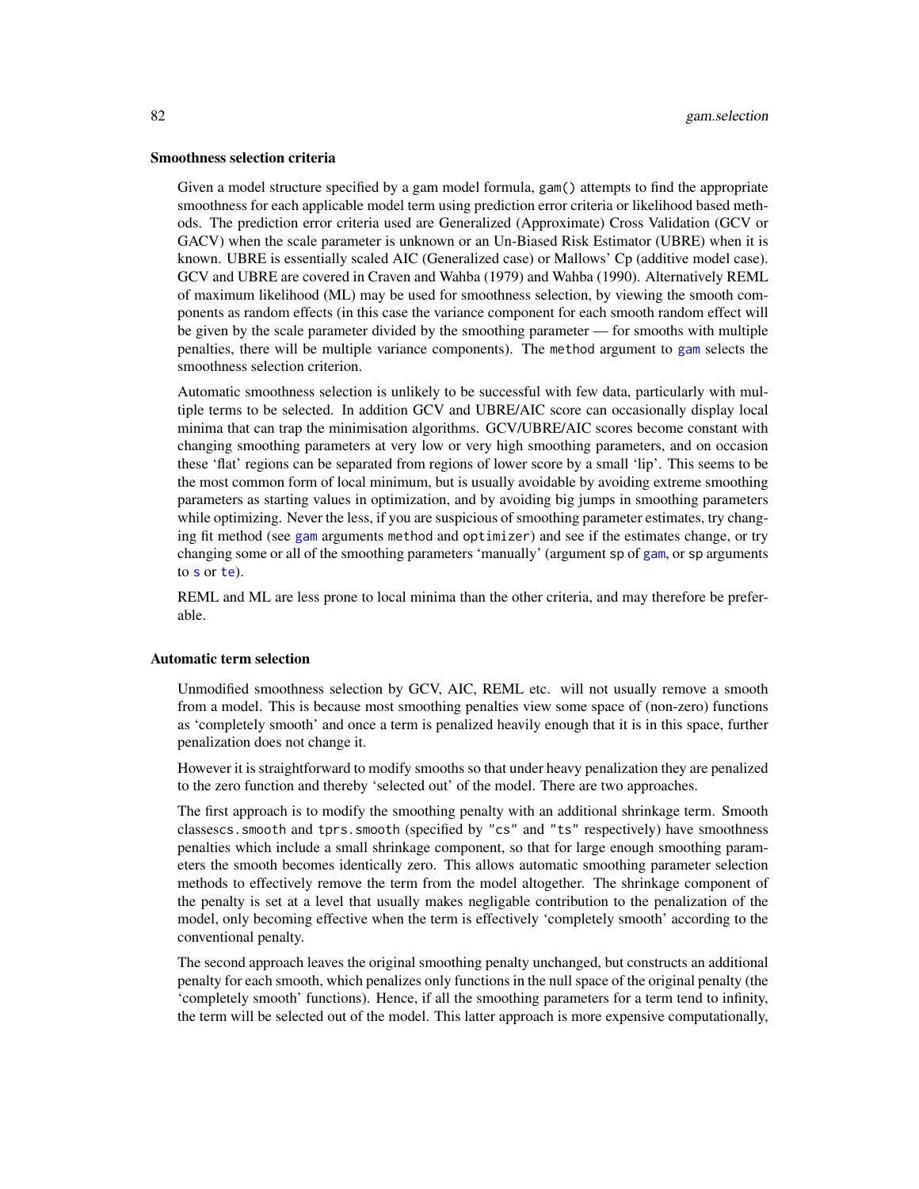### Smoothness selection criteria

Given a model structure specified by a gam model formula, `gam()` attempts to find the appropriate smoothness for each applicable model term using prediction error criteria or likelihood based methods. The prediction error criteria used are Generalized (Approximate) Cross Validation (GCV or GACV) when the scale parameter is unknown or an Un-Biased Risk Estimator (UBRE) when it is known. UBRE is essentially scaled AIC (Generalized case) or Mallows' Cp (additive model case). GCV and UBRE are covered in Craven and Wahba (1979) and Wahba (1990). Alternatively REML of maximum likelihood (ML) may be used for smoothness selection, by viewing the smooth components as random effects (in this case the variance component for each smooth random effect will be given by the scale parameter divided by the smoothing parameter — for smooths with multiple penalties, there will be multiple variance components). The `method` argument to `gam` selects the smoothness selection criterion.

Automatic smoothness selection is unlikely to be successful with few data, particularly with multiple terms to be selected. In addition GCV and UBRE/AIC score can occasionally display local minima that can trap the minimisation algorithms. GCV/UBRE/AIC scores become constant with changing smoothing parameters at very low or very high smoothing parameters, and on occasion these 'flat' regions can be separated from regions of lower score by a small 'lip'. This seems to be the most common form of local minimum, but is usually avoidable by avoiding extreme smoothing parameters as starting values in optimization, and by avoiding big jumps in smoothing parameters while optimizing. Never the less, if you are suspicious of smoothing parameter estimates, try changing fit method (see `gam` arguments `method` and `optimizer`) and see if the estimates change, or try changing some or all of the smoothing parameters 'manually' (argument `sp` of `gam`, or `sp` arguments to `s` or `te`).

REML and ML are less prone to local minima than the other criteria, and may therefore be preferable.

### Automatic term selection

Unmodified smoothness selection by GCV, AIC, REML etc. will not usually remove a smooth from a model. This is because most smoothing penalties view some space of (non-zero) functions as 'completely smooth' and once a term is penalized heavily enough that it is in this space, further penalization does not change it.

However it is straightforward to modify smooths so that under heavy penalization they are penalized to the zero function and thereby 'selected out' of the model. There are two approaches.

The first approach is to modify the smoothing penalty with an additional shrinkage term. Smooth classes`cs.smooth` and `tprs.smooth` (specified by `"cs"` and `"ts"` respectively) have smoothness penalties which include a small shrinkage component, so that for large enough smoothing parameters the smooth becomes identically zero. This allows automatic smoothing parameter selection methods to effectively remove the term from the model altogether. The shrinkage component of the penalty is set at a level that usually makes negligable contribution to the penalization of the model, only becoming effective when the term is effectively 'completely smooth' according to the conventional penalty.

The second approach leaves the original smoothing penalty unchanged, but constructs an additional penalty for each smooth, which penalizes only functions in the null space of the original penalty (the 'completely smooth' functions). Hence, if all the smoothing parameters for a term tend to infinity, the term will be selected out of the model. This latter approach is more expensive computationally,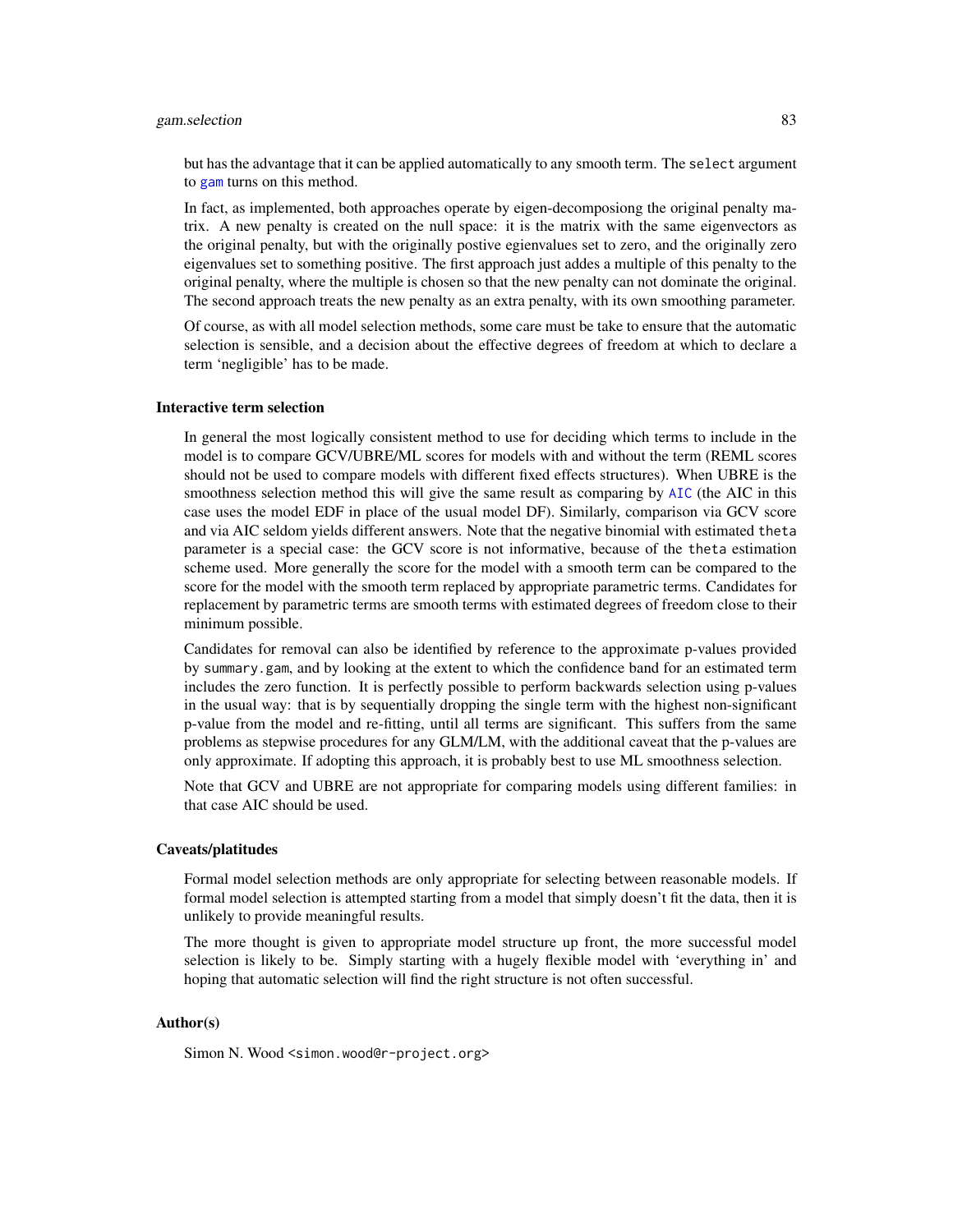but has the advantage that it can be applied automatically to any smooth term. The `select` argument to `gam` turns on this method.

In fact, as implemented, both approaches operate by eigen-decomposiong the original penalty matrix. A new penalty is created on the null space: it is the matrix with the same eigenvectors as the original penalty, but with the originally postive egienvalues set to zero, and the originally zero eigenvalues set to something positive. The first approach just addes a multiple of this penalty to the original penalty, where the multiple is chosen so that the new penalty can not dominate the original. The second approach treats the new penalty as an extra penalty, with its own smoothing parameter.

Of course, as with all model selection methods, some care must be take to ensure that the automatic selection is sensible, and a decision about the effective degrees of freedom at which to declare a term 'negligible' has to be made.

### Interactive term selection

In general the most logically consistent method to use for deciding which terms to include in the model is to compare GCV/UBRE/ML scores for models with and without the term (REML scores should not be used to compare models with different fixed effects structures). When UBRE is the smoothness selection method this will give the same result as comparing by `AIC` (the AIC in this case uses the model EDF in place of the usual model DF). Similarly, comparison via GCV score and via AIC seldom yields different answers. Note that the negative binomial with estimated `theta` parameter is a special case: the GCV score is not informative, because of the `theta` estimation scheme used. More generally the score for the model with a smooth term can be compared to the score for the model with the smooth term replaced by appropriate parametric terms. Candidates for replacement by parametric terms are smooth terms with estimated degrees of freedom close to their minimum possible.

Candidates for removal can also be identified by reference to the approximate p-values provided by `summary.gam`, and by looking at the extent to which the confidence band for an estimated term includes the zero function. It is perfectly possible to perform backwards selection using p-values in the usual way: that is by sequentially dropping the single term with the highest non-significant p-value from the model and re-fitting, until all terms are significant. This suffers from the same problems as stepwise procedures for any GLM/LM, with the additional caveat that the p-values are only approximate. If adopting this approach, it is probably best to use ML smoothness selection.

Note that GCV and UBRE are not appropriate for comparing models using different families: in that case AIC should be used.

### Caveats/platitudes

Formal model selection methods are only appropriate for selecting between reasonable models. If formal model selection is attempted starting from a model that simply doesn't fit the data, then it is unlikely to provide meaningful results.

The more thought is given to appropriate model structure up front, the more successful model selection is likely to be. Simply starting with a hugely flexible model with 'everything in' and hoping that automatic selection will find the right structure is not often successful.

### Author(s)

Simon N. Wood <simon.wood@r-project.org>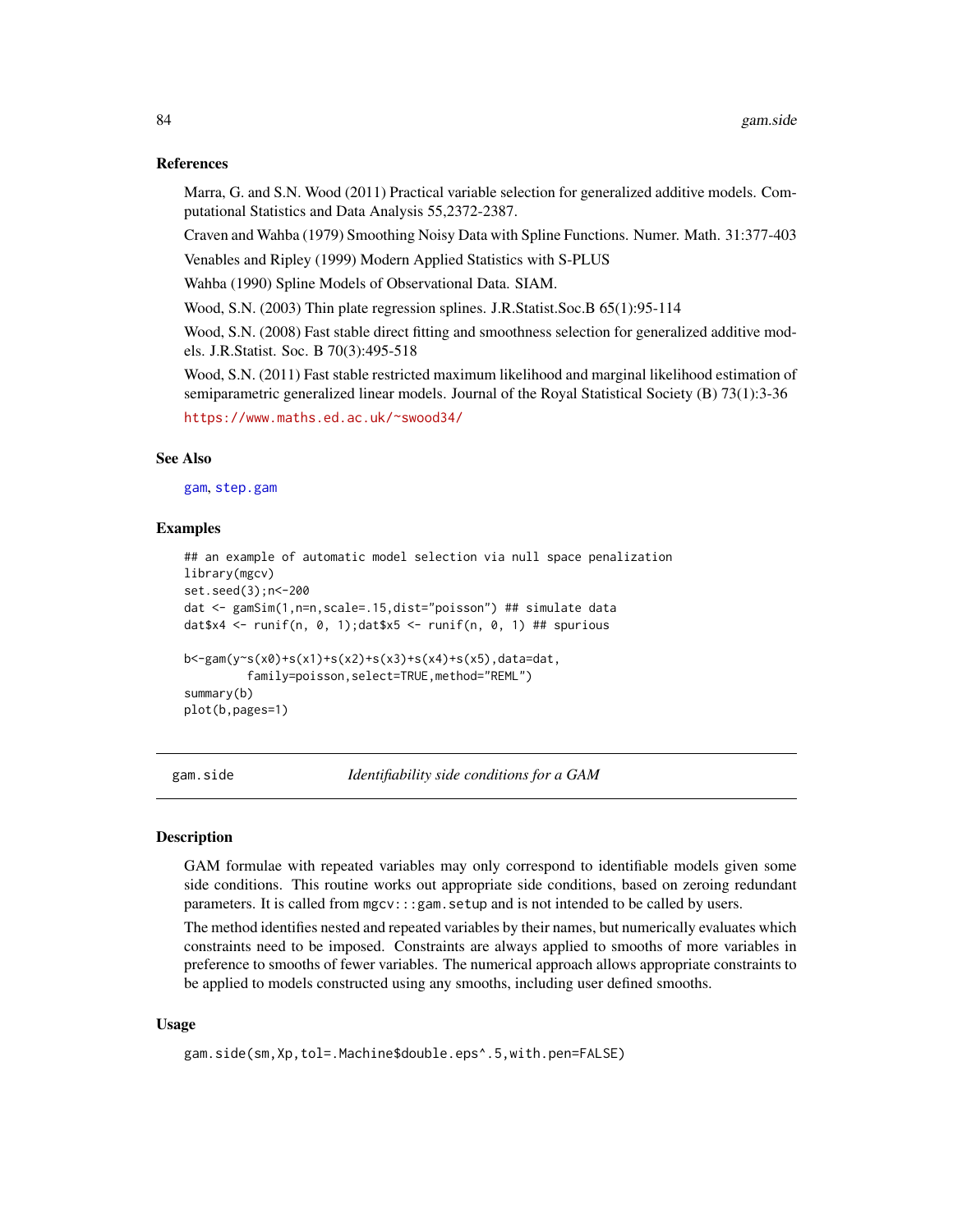### References

Marra, G. and S.N. Wood (2011) Practical variable selection for generalized additive models. Computational Statistics and Data Analysis 55,2372-2387.

Craven and Wahba (1979) Smoothing Noisy Data with Spline Functions. Numer. Math. 31:377-403

Venables and Ripley (1999) Modern Applied Statistics with S-PLUS

Wahba (1990) Spline Models of Observational Data. SIAM.

Wood, S.N. (2003) Thin plate regression splines. J.R.Statist.Soc.B 65(1):95-114

Wood, S.N. (2008) Fast stable direct fitting and smoothness selection for generalized additive models. J.R.Statist. Soc. B 70(3):495-518

Wood, S.N. (2011) Fast stable restricted maximum likelihood and marginal likelihood estimation of semiparametric generalized linear models. Journal of the Royal Statistical Society (B) 73(1):3-36

https://www.maths.ed.ac.uk/~swood34/

### See Also

gam, step.gam

### Examples

```
## an example of automatic model selection via null space penalization
library(mgcv)
set.seed(3);n<-200
dat <- gamSim(1,n=n,scale=.15,dist="poisson") ## simulate data
dat$x4 <- runif(n, 0, 1);dat$x5 <- runif(n, 0, 1) ## spurious

b<-gam(y~s(x0)+s(x1)+s(x2)+s(x3)+s(x4)+s(x5),data=dat,
         family=poisson,select=TRUE,method="REML")
summary(b)
plot(b,pages=1)
```

---

## gam.side — *Identifiability side conditions for a GAM*

### Description

GAM formulae with repeated variables may only correspond to identifiable models given some side conditions. This routine works out appropriate side conditions, based on zeroing redundant parameters. It is called from `mgcv:::gam.setup` and is not intended to be called by users.

The method identifies nested and repeated variables by their names, but numerically evaluates which constraints need to be imposed. Constraints are always applied to smooths of more variables in preference to smooths of fewer variables. The numerical approach allows appropriate constraints to be applied to models constructed using any smooths, including user defined smooths.

### Usage

```
gam.side(sm,Xp,tol=.Machine$double.eps^.5,with.pen=FALSE)
```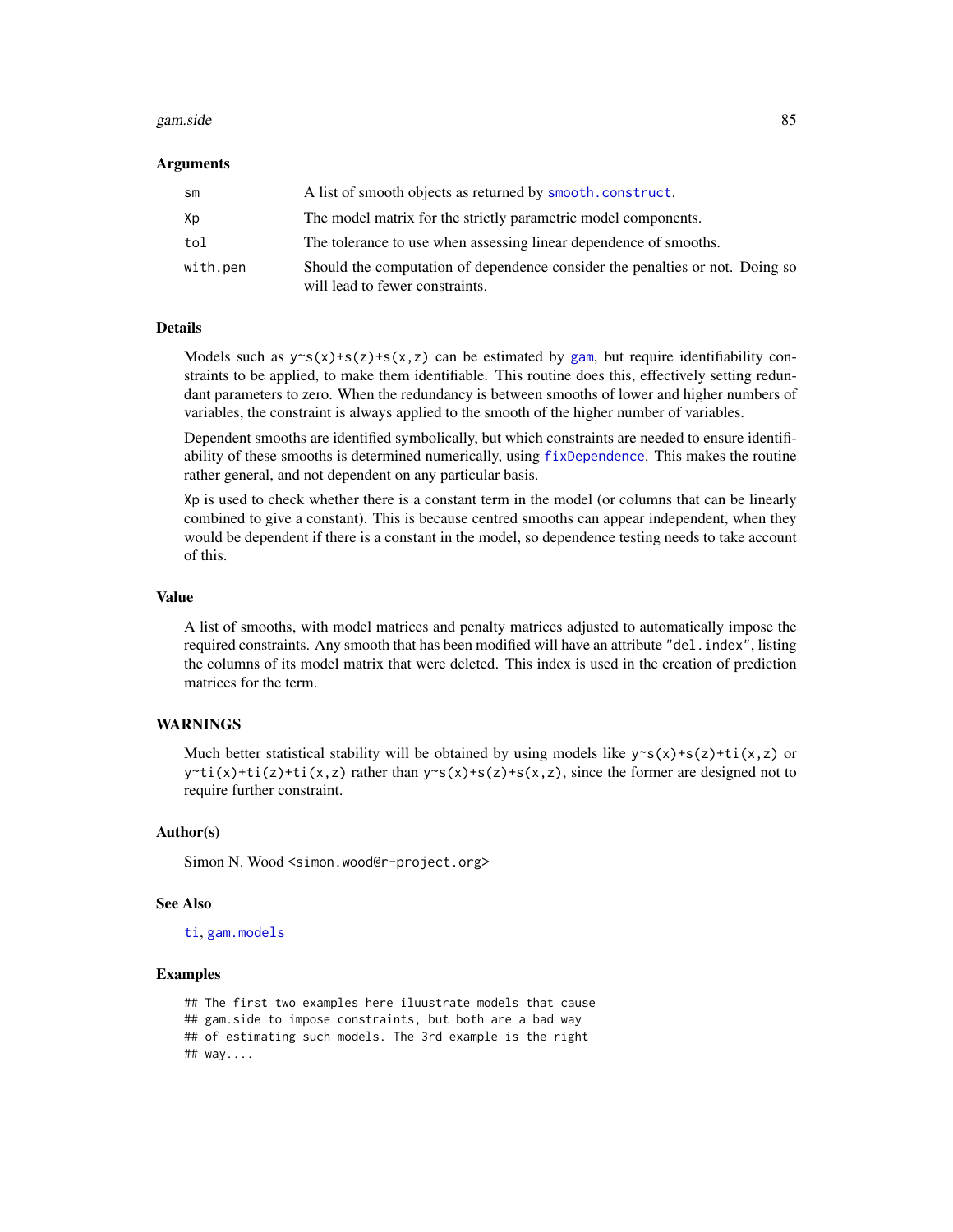### Arguments

| | |
|---|---|
| sm | A list of smooth objects as returned by `smooth.construct`. |
| Xp | The model matrix for the strictly parametric model components. |
| tol | The tolerance to use when assessing linear dependence of smooths. |
| with.pen | Should the computation of dependence consider the penalties or not. Doing so will lead to fewer constraints. |

### Details

Models such as `y~s(x)+s(z)+s(x,z)` can be estimated by `gam`, but require identifiability constraints to be applied, to make them identifiable. This routine does this, effectively setting redundant parameters to zero. When the redundancy is between smooths of lower and higher numbers of variables, the constraint is always applied to the smooth of the higher number of variables.

Dependent smooths are identified symbolically, but which constraints are needed to ensure identifiability of these smooths is determined numerically, using `fixDependence`. This makes the routine rather general, and not dependent on any particular basis.

`Xp` is used to check whether there is a constant term in the model (or columns that can be linearly combined to give a constant). This is because centred smooths can appear independent, when they would be dependent if there is a constant in the model, so dependence testing needs to take account of this.

### Value

A list of smooths, with model matrices and penalty matrices adjusted to automatically impose the required constraints. Any smooth that has been modified will have an attribute `"del.index"`, listing the columns of its model matrix that were deleted. This index is used in the creation of prediction matrices for the term.

### WARNINGS

Much better statistical stability will be obtained by using models like `y~s(x)+s(z)+ti(x,z)` or `y~ti(x)+ti(z)+ti(x,z)` rather than `y~s(x)+s(z)+s(x,z)`, since the former are designed not to require further constraint.

### Author(s)

Simon N. Wood <simon.wood@r-project.org>

### See Also

`ti`, `gam.models`

### Examples

```
## The first two examples here iluustrate models that cause
## gam.side to impose constraints, but both are a bad way
## of estimating such models. The 3rd example is the right
## way....
```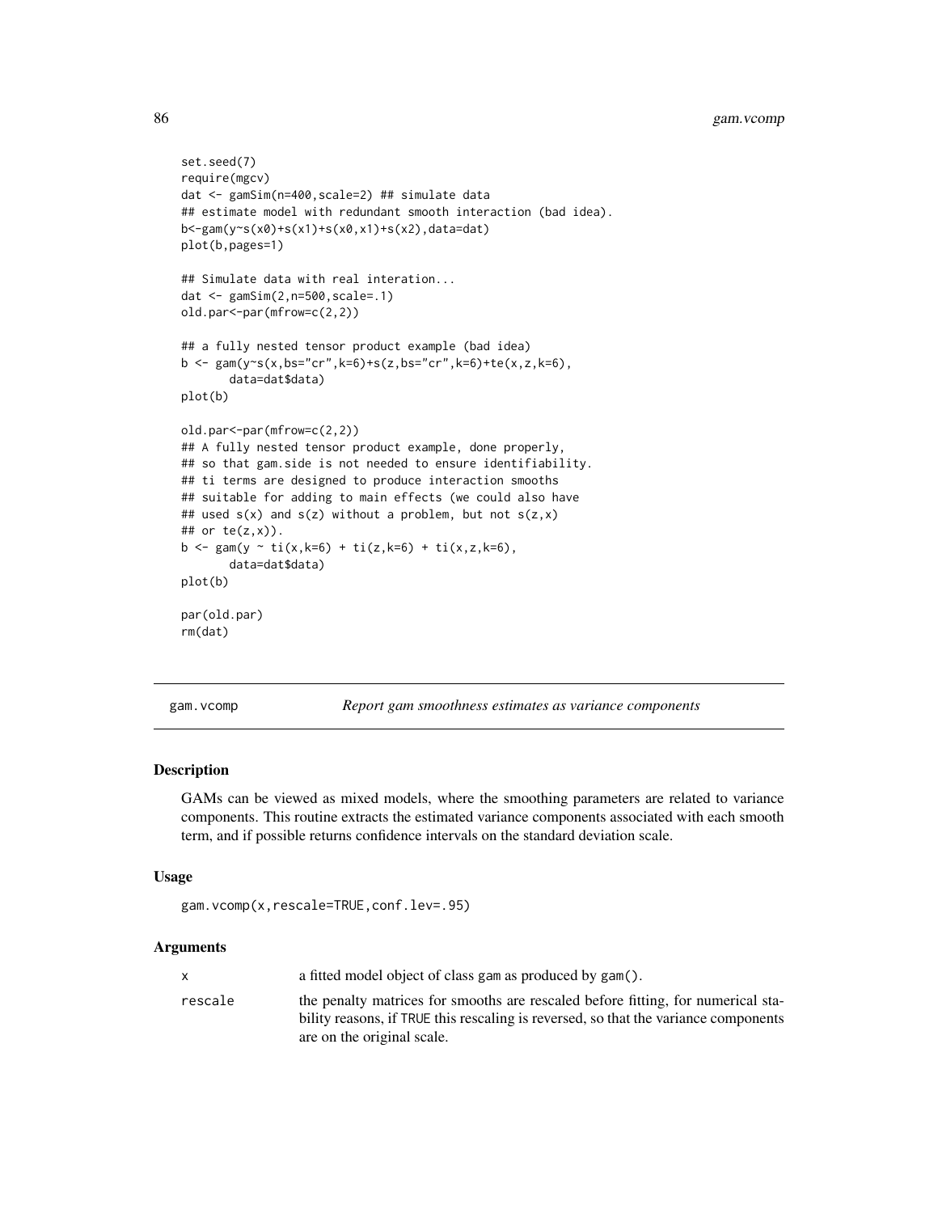```
set.seed(7)
require(mgcv)
dat <- gamSim(n=400,scale=2) ## simulate data
## estimate model with redundant smooth interaction (bad idea).
b<-gam(y~s(x0)+s(x1)+s(x0,x1)+s(x2),data=dat)
plot(b,pages=1)

## Simulate data with real interation...
dat <- gamSim(2,n=500,scale=.1)
old.par<-par(mfrow=c(2,2))

## a fully nested tensor product example (bad idea)
b <- gam(y~s(x,bs="cr",k=6)+s(z,bs="cr",k=6)+te(x,z,k=6),
       data=dat$data)
plot(b)

old.par<-par(mfrow=c(2,2))
## A fully nested tensor product example, done properly,
## so that gam.side is not needed to ensure identifiability.
## ti terms are designed to produce interaction smooths
## suitable for adding to main effects (we could also have
## used s(x) and s(z) without a problem, but not s(z,x)
## or te(z,x)).
b <- gam(y ~ ti(x,k=6) + ti(z,k=6) + ti(x,z,k=6),
       data=dat$data)
plot(b)

par(old.par)
rm(dat)
```

---

## gam.vcomp — *Report gam smoothness estimates as variance components*

### Description

GAMs can be viewed as mixed models, where the smoothing parameters are related to variance components. This routine extracts the estimated variance components associated with each smooth term, and if possible returns confidence intervals on the standard deviation scale.

### Usage

```
gam.vcomp(x,rescale=TRUE,conf.lev=.95)
```

### Arguments

| | |
|---|---|
| x | a fitted model object of class gam as produced by gam(). |
| rescale | the penalty matrices for smooths are rescaled before fitting, for numerical stability reasons, if TRUE this rescaling is reversed, so that the variance components are on the original scale. |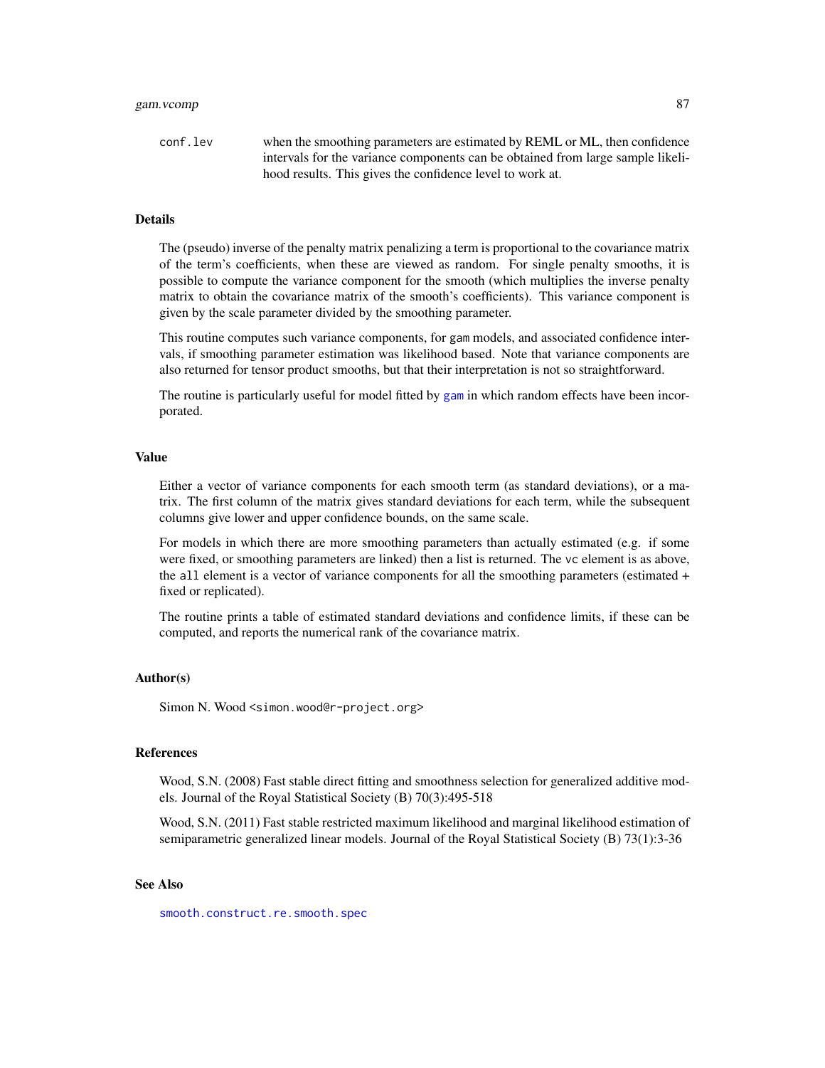conf.lev when the smoothing parameters are estimated by REML or ML, then confidence intervals for the variance components can be obtained from large sample likelihood results. This gives the confidence level to work at.

## Details

The (pseudo) inverse of the penalty matrix penalizing a term is proportional to the covariance matrix of the term's coefficients, when these are viewed as random. For single penalty smooths, it is possible to compute the variance component for the smooth (which multiplies the inverse penalty matrix to obtain the covariance matrix of the smooth's coefficients). This variance component is given by the scale parameter divided by the smoothing parameter.

This routine computes such variance components, for gam models, and associated confidence intervals, if smoothing parameter estimation was likelihood based. Note that variance components are also returned for tensor product smooths, but that their interpretation is not so straightforward.

The routine is particularly useful for model fitted by gam in which random effects have been incorporated.

## Value

Either a vector of variance components for each smooth term (as standard deviations), or a matrix. The first column of the matrix gives standard deviations for each term, while the subsequent columns give lower and upper confidence bounds, on the same scale.

For models in which there are more smoothing parameters than actually estimated (e.g. if some were fixed, or smoothing parameters are linked) then a list is returned. The vc element is as above, the all element is a vector of variance components for all the smoothing parameters (estimated + fixed or replicated).

The routine prints a table of estimated standard deviations and confidence limits, if these can be computed, and reports the numerical rank of the covariance matrix.

## Author(s)

Simon N. Wood <simon.wood@r-project.org>

## References

Wood, S.N. (2008) Fast stable direct fitting and smoothness selection for generalized additive models. Journal of the Royal Statistical Society (B) 70(3):495-518

Wood, S.N. (2011) Fast stable restricted maximum likelihood and marginal likelihood estimation of semiparametric generalized linear models. Journal of the Royal Statistical Society (B) 73(1):3-36

## See Also

smooth.construct.re.smooth.spec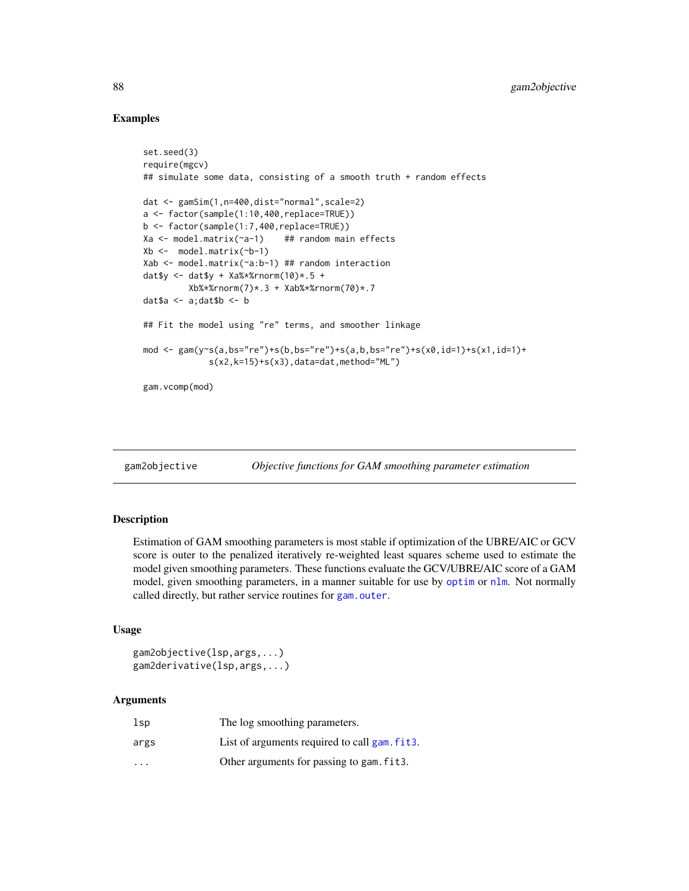### Examples

```
set.seed(3)
require(mgcv)
## simulate some data, consisting of a smooth truth + random effects

dat <- gamSim(1,n=400,dist="normal",scale=2)
a <- factor(sample(1:10,400,replace=TRUE))
b <- factor(sample(1:7,400,replace=TRUE))
Xa <- model.matrix(~a-1)    ## random main effects
Xb <-  model.matrix(~b-1)
Xab <- model.matrix(~a:b-1) ## random interaction
dat$y <- dat$y + Xa%*%rnorm(10)*.5 +
         Xb%*%rnorm(7)*.3 + Xab%*%rnorm(70)*.7
dat$a <- a;dat$b <- b

## Fit the model using "re" terms, and smoother linkage

mod <- gam(y~s(a,bs="re")+s(b,bs="re")+s(a,b,bs="re")+s(x0,id=1)+s(x1,id=1)+
             s(x2,k=15)+s(x3),data=dat,method="ML")

gam.vcomp(mod)
```

---

## gam2objective — *Objective functions for GAM smoothing parameter estimation*

### Description

Estimation of GAM smoothing parameters is most stable if optimization of the UBRE/AIC or GCV score is outer to the penalized iteratively re-weighted least squares scheme used to estimate the model given smoothing parameters. These functions evaluate the GCV/UBRE/AIC score of a GAM model, given smoothing parameters, in a manner suitable for use by `optim` or `nlm`. Not normally called directly, but rather service routines for `gam.outer`.

### Usage

```
gam2objective(lsp,args,...)
gam2derivative(lsp,args,...)
```

### Arguments

| | |
|---|---|
| `lsp` | The log smoothing parameters. |
| `args` | List of arguments required to call `gam.fit3`. |
| `...` | Other arguments for passing to `gam.fit3`. |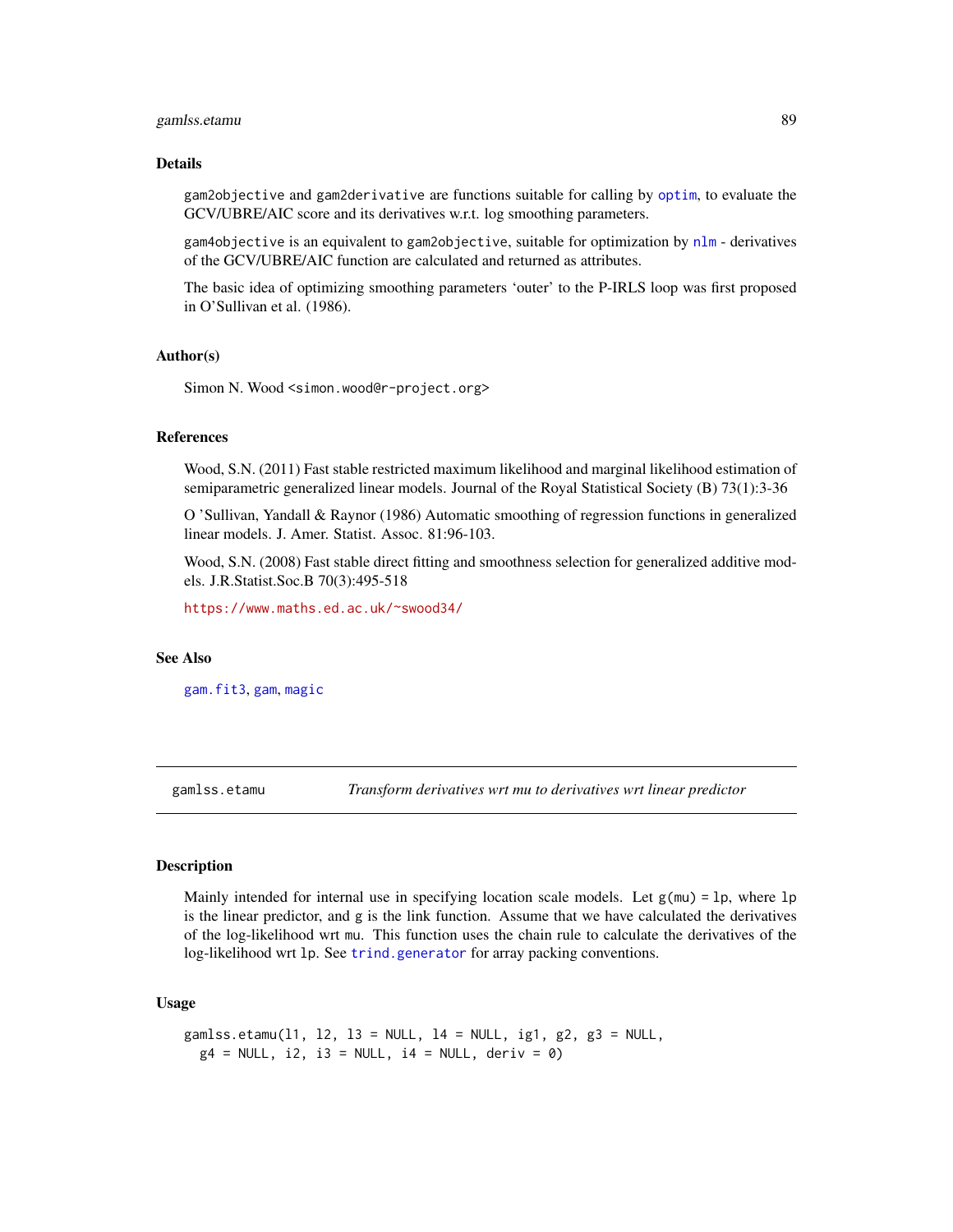## Details

gam2objective and gam2derivative are functions suitable for calling by optim, to evaluate the GCV/UBRE/AIC score and its derivatives w.r.t. log smoothing parameters.

gam4objective is an equivalent to gam2objective, suitable for optimization by nlm - derivatives of the GCV/UBRE/AIC function are calculated and returned as attributes.

The basic idea of optimizing smoothing parameters 'outer' to the P-IRLS loop was first proposed in O'Sullivan et al. (1986).

## Author(s)

Simon N. Wood <simon.wood@r-project.org>

## References

Wood, S.N. (2011) Fast stable restricted maximum likelihood and marginal likelihood estimation of semiparametric generalized linear models. Journal of the Royal Statistical Society (B) 73(1):3-36

O 'Sullivan, Yandall & Raynor (1986) Automatic smoothing of regression functions in generalized linear models. J. Amer. Statist. Assoc. 81:96-103.

Wood, S.N. (2008) Fast stable direct fitting and smoothness selection for generalized additive models. J.R.Statist.Soc.B 70(3):495-518

https://www.maths.ed.ac.uk/~swood34/

## See Also

gam.fit3, gam, magic

---

# gamlss.etamu — *Transform derivatives wrt mu to derivatives wrt linear predictor*

## Description

Mainly intended for internal use in specifying location scale models. Let g(mu) = lp, where lp is the linear predictor, and g is the link function. Assume that we have calculated the derivatives of the log-likelihood wrt mu. This function uses the chain rule to calculate the derivatives of the log-likelihood wrt lp. See trind.generator for array packing conventions.

## Usage

```
gamlss.etamu(l1, l2, l3 = NULL, l4 = NULL, ig1, g2, g3 = NULL,
  g4 = NULL, i2, i3 = NULL, i4 = NULL, deriv = 0)
```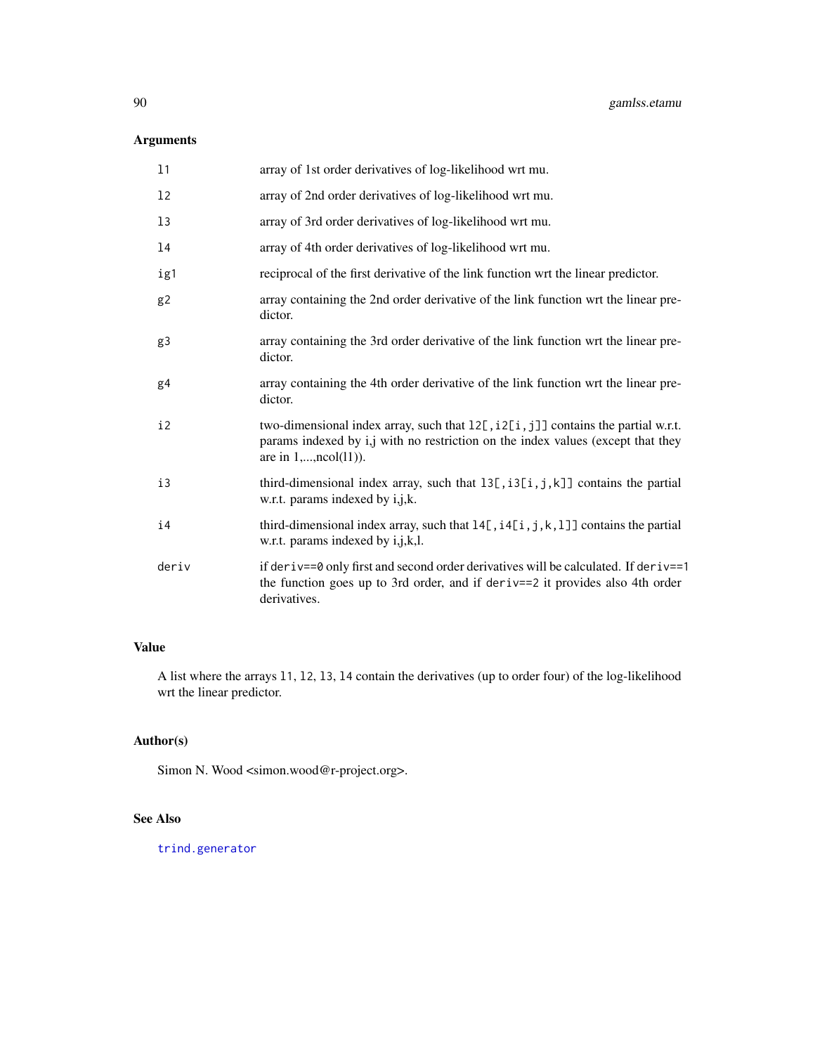## Arguments

| | |
|---|---|
| `l1` | array of 1st order derivatives of log-likelihood wrt mu. |
| `l2` | array of 2nd order derivatives of log-likelihood wrt mu. |
| `l3` | array of 3rd order derivatives of log-likelihood wrt mu. |
| `l4` | array of 4th order derivatives of log-likelihood wrt mu. |
| `ig1` | reciprocal of the first derivative of the link function wrt the linear predictor. |
| `g2` | array containing the 2nd order derivative of the link function wrt the linear predictor. |
| `g3` | array containing the 3rd order derivative of the link function wrt the linear predictor. |
| `g4` | array containing the 4th order derivative of the link function wrt the linear predictor. |
| `i2` | two-dimensional index array, such that `l2[,i2[i,j]]` contains the partial w.r.t. params indexed by i,j with no restriction on the index values (except that they are in 1,...,ncol(l1)). |
| `i3` | third-dimensional index array, such that `l3[,i3[i,j,k]]` contains the partial w.r.t. params indexed by i,j,k. |
| `i4` | third-dimensional index array, such that `l4[,i4[i,j,k,l]]` contains the partial w.r.t. params indexed by i,j,k,l. |
| `deriv` | if `deriv==0` only first and second order derivatives will be calculated. If `deriv==1` the function goes up to 3rd order, and if `deriv==2` it provides also 4th order derivatives. |

## Value

A list where the arrays `l1`, `l2`, `l3`, `l4` contain the derivatives (up to order four) of the log-likelihood wrt the linear predictor.

## Author(s)

Simon N. Wood <simon.wood@r-project.org>.

## See Also

`trind.generator`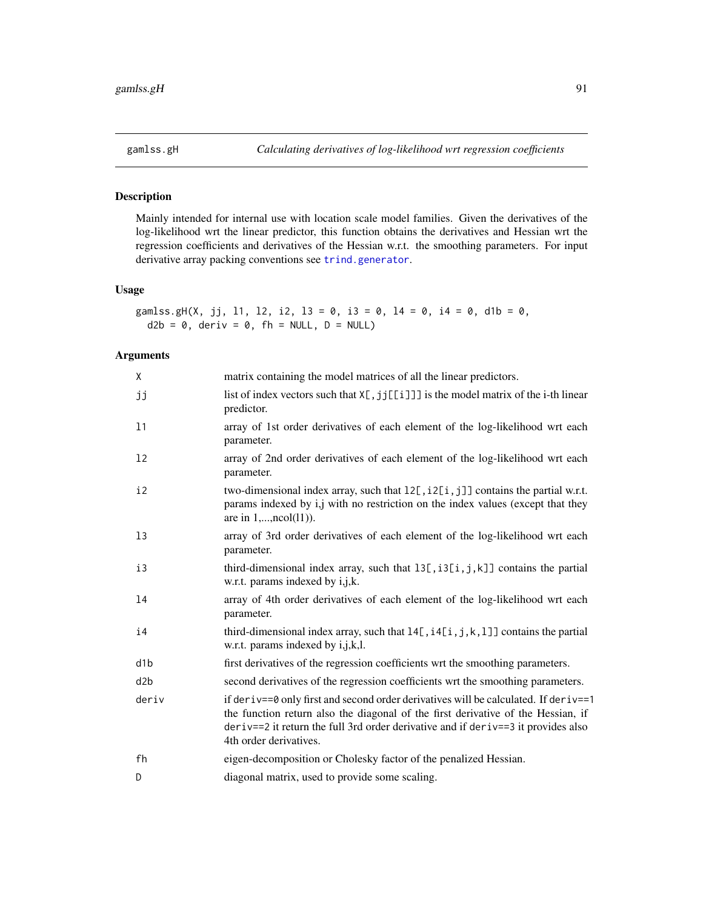# gamlss.gH    *Calculating derivatives of log-likelihood wrt regression coefficients*

## Description

Mainly intended for internal use with location scale model families. Given the derivatives of the log-likelihood wrt the linear predictor, this function obtains the derivatives and Hessian wrt the regression coefficients and derivatives of the Hessian w.r.t. the smoothing parameters. For input derivative array packing conventions see `trind.generator`.

## Usage

```
gamlss.gH(X, jj, l1, l2, i2, l3 = 0, i3 = 0, l4 = 0, i4 = 0, d1b = 0,
  d2b = 0, deriv = 0, fh = NULL, D = NULL)
```

## Arguments

| | |
|---|---|
| `X` | matrix containing the model matrices of all the linear predictors. |
| `jj` | list of index vectors such that `X[,jj[[i]]]` is the model matrix of the i-th linear predictor. |
| `l1` | array of 1st order derivatives of each element of the log-likelihood wrt each parameter. |
| `l2` | array of 2nd order derivatives of each element of the log-likelihood wrt each parameter. |
| `i2` | two-dimensional index array, such that `l2[,i2[i,j]]` contains the partial w.r.t. params indexed by i,j with no restriction on the index values (except that they are in 1,...,ncol(l1)). |
| `l3` | array of 3rd order derivatives of each element of the log-likelihood wrt each parameter. |
| `i3` | third-dimensional index array, such that `l3[,i3[i,j,k]]` contains the partial w.r.t. params indexed by i,j,k. |
| `l4` | array of 4th order derivatives of each element of the log-likelihood wrt each parameter. |
| `i4` | third-dimensional index array, such that `l4[,i4[i,j,k,l]]` contains the partial w.r.t. params indexed by i,j,k,l. |
| `d1b` | first derivatives of the regression coefficients wrt the smoothing parameters. |
| `d2b` | second derivatives of the regression coefficients wrt the smoothing parameters. |
| `deriv` | if `deriv==0` only first and second order derivatives will be calculated. If `deriv==1` the function return also the diagonal of the first derivative of the Hessian, if `deriv==2` it return the full 3rd order derivative and if `deriv==3` it provides also 4th order derivatives. |
| `fh` | eigen-decomposition or Cholesky factor of the penalized Hessian. |
| `D` | diagonal matrix, used to provide some scaling. |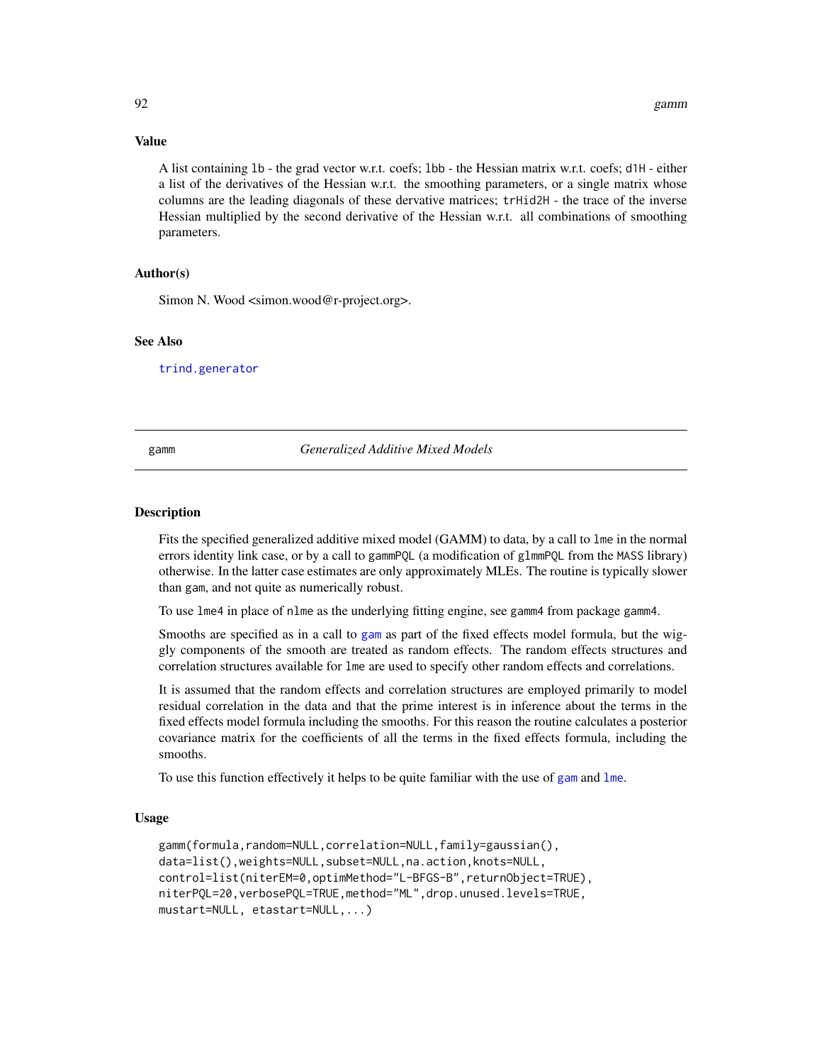### Value

A list containing lb - the grad vector w.r.t. coefs; lbb - the Hessian matrix w.r.t. coefs; d1H - either a list of the derivatives of the Hessian w.r.t. the smoothing parameters, or a single matrix whose columns are the leading diagonals of these dervative matrices; trHid2H - the trace of the inverse Hessian multiplied by the second derivative of the Hessian w.r.t. all combinations of smoothing parameters.

### Author(s)

Simon N. Wood <simon.wood@r-project.org>.

### See Also

trind.generator

## gamm *Generalized Additive Mixed Models*

### Description

Fits the specified generalized additive mixed model (GAMM) to data, by a call to lme in the normal errors identity link case, or by a call to gammPQL (a modification of glmmPQL from the MASS library) otherwise. In the latter case estimates are only approximately MLEs. The routine is typically slower than gam, and not quite as numerically robust.

To use lme4 in place of nlme as the underlying fitting engine, see gamm4 from package gamm4.

Smooths are specified as in a call to gam as part of the fixed effects model formula, but the wiggly components of the smooth are treated as random effects. The random effects structures and correlation structures available for lme are used to specify other random effects and correlations.

It is assumed that the random effects and correlation structures are employed primarily to model residual correlation in the data and that the prime interest is in inference about the terms in the fixed effects model formula including the smooths. For this reason the routine calculates a posterior covariance matrix for the coefficients of all the terms in the fixed effects formula, including the smooths.

To use this function effectively it helps to be quite familiar with the use of gam and lme.

### Usage

```
gamm(formula,random=NULL,correlation=NULL,family=gaussian(),
data=list(),weights=NULL,subset=NULL,na.action,knots=NULL,
control=list(niterEM=0,optimMethod="L-BFGS-B",returnObject=TRUE),
niterPQL=20,verbosePQL=TRUE,method="ML",drop.unused.levels=TRUE,
mustart=NULL, etastart=NULL,...)
```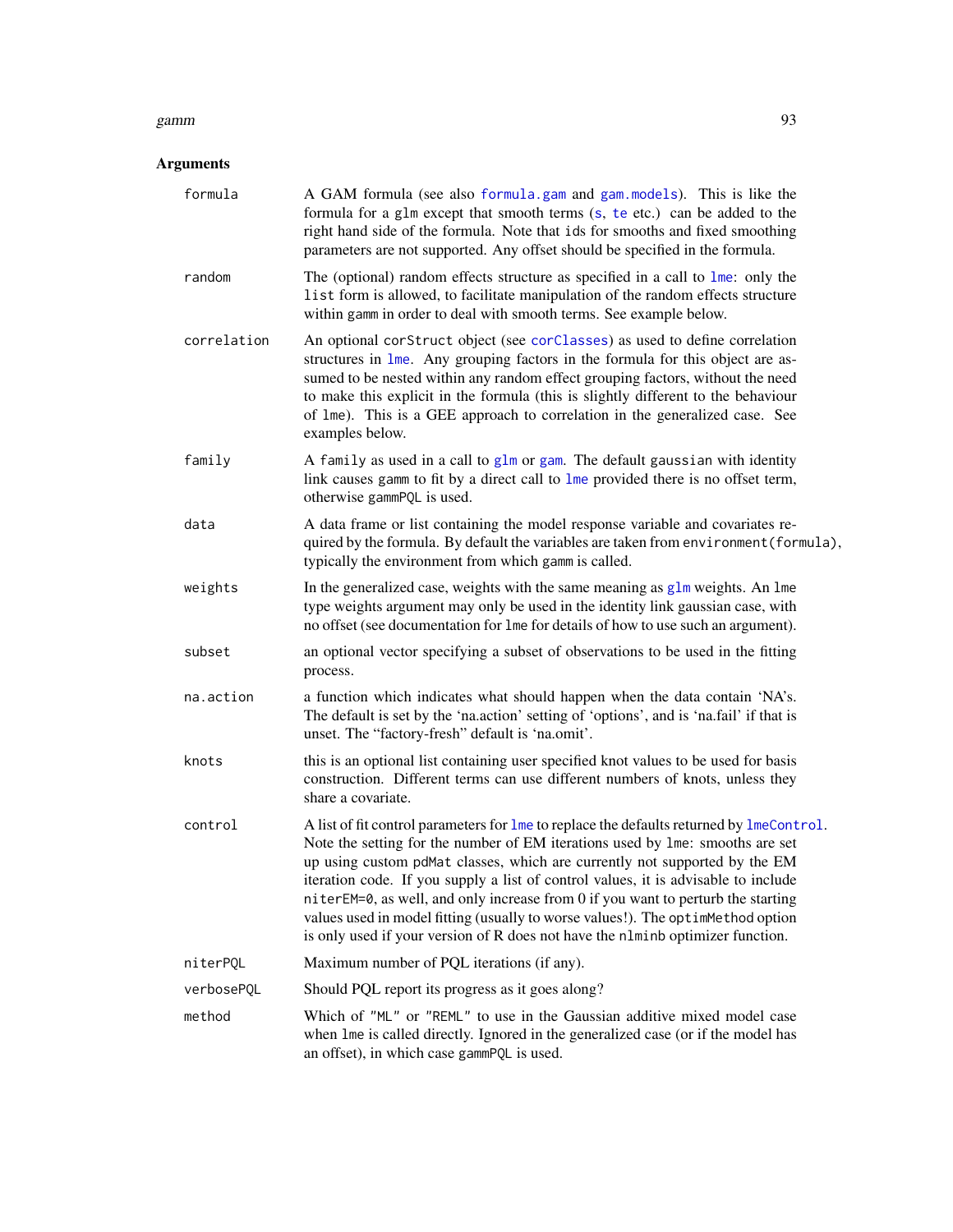## Arguments

**formula**
: A GAM formula (see also `formula.gam` and `gam.models`). This is like the formula for a `glm` except that smooth terms (`s`, `te` etc.) can be added to the right hand side of the formula. Note that ids for smooths and fixed smoothing parameters are not supported. Any offset should be specified in the formula.

**random**
: The (optional) random effects structure as specified in a call to `lme`: only the `list` form is allowed, to facilitate manipulation of the random effects structure within `gamm` in order to deal with smooth terms. See example below.

**correlation**
: An optional `corStruct` object (see `corClasses`) as used to define correlation structures in `lme`. Any grouping factors in the formula for this object are assumed to be nested within any random effect grouping factors, without the need to make this explicit in the formula (this is slightly different to the behaviour of `lme`). This is a GEE approach to correlation in the generalized case. See examples below.

**family**
: A `family` as used in a call to `glm` or `gam`. The default `gaussian` with identity link causes `gamm` to fit by a direct call to `lme` provided there is no offset term, otherwise `gammPQL` is used.

**data**
: A data frame or list containing the model response variable and covariates required by the formula. By default the variables are taken from `environment(formula)`, typically the environment from which `gamm` is called.

**weights**
: In the generalized case, weights with the same meaning as `glm` weights. An `lme` type weights argument may only be used in the identity link gaussian case, with no offset (see documentation for `lme` for details of how to use such an argument).

**subset**
: an optional vector specifying a subset of observations to be used in the fitting process.

**na.action**
: a function which indicates what should happen when the data contain 'NA's. The default is set by the 'na.action' setting of 'options', and is 'na.fail' if that is unset. The "factory-fresh" default is 'na.omit'.

**knots**
: this is an optional list containing user specified knot values to be used for basis construction. Different terms can use different numbers of knots, unless they share a covariate.

**control**
: A list of fit control parameters for `lme` to replace the defaults returned by `lmeControl`. Note the setting for the number of EM iterations used by `lme`: smooths are set up using custom `pdMat` classes, which are currently not supported by the EM iteration code. If you supply a list of control values, it is advisable to include `niterEM=0`, as well, and only increase from 0 if you want to perturb the starting values used in model fitting (usually to worse values!). The `optimMethod` option is only used if your version of R does not have the `nlminb` optimizer function.

**niterPQL**
: Maximum number of PQL iterations (if any).

**verbosePQL**
: Should PQL report its progress as it goes along?

**method**
: Which of `"ML"` or `"REML"` to use in the Gaussian additive mixed model case when `lme` is called directly. Ignored in the generalized case (or if the model has an offset), in which case `gammPQL` is used.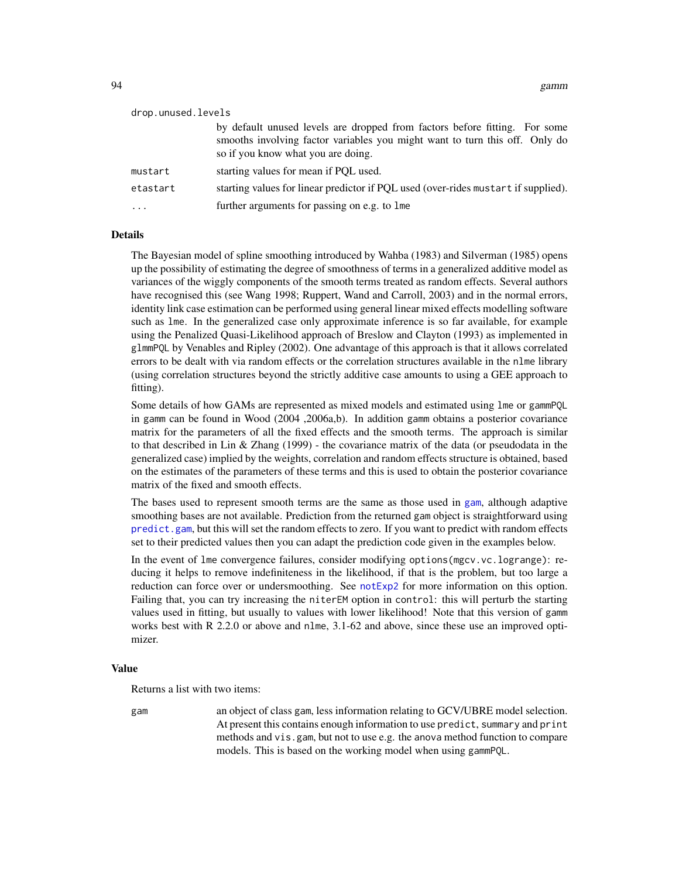drop.unused.levels
: by default unused levels are dropped from factors before fitting. For some smooths involving factor variables you might want to turn this off. Only do so if you know what you are doing.

mustart
: starting values for mean if PQL used.

etastart
: starting values for linear predictor if PQL used (over-rides mustart if supplied).

...
: further arguments for passing on e.g. to lme

## Details

The Bayesian model of spline smoothing introduced by Wahba (1983) and Silverman (1985) opens up the possibility of estimating the degree of smoothness of terms in a generalized additive model as variances of the wiggly components of the smooth terms treated as random effects. Several authors have recognised this (see Wang 1998; Ruppert, Wand and Carroll, 2003) and in the normal errors, identity link case estimation can be performed using general linear mixed effects modelling software such as lme. In the generalized case only approximate inference is so far available, for example using the Penalized Quasi-Likelihood approach of Breslow and Clayton (1993) as implemented in glmmPQL by Venables and Ripley (2002). One advantage of this approach is that it allows correlated errors to be dealt with via random effects or the correlation structures available in the nlme library (using correlation structures beyond the strictly additive case amounts to using a GEE approach to fitting).

Some details of how GAMs are represented as mixed models and estimated using lme or gammPQL in gamm can be found in Wood (2004 ,2006a,b). In addition gamm obtains a posterior covariance matrix for the parameters of all the fixed effects and the smooth terms. The approach is similar to that described in Lin & Zhang (1999) - the covariance matrix of the data (or pseudodata in the generalized case) implied by the weights, correlation and random effects structure is obtained, based on the estimates of the parameters of these terms and this is used to obtain the posterior covariance matrix of the fixed and smooth effects.

The bases used to represent smooth terms are the same as those used in gam, although adaptive smoothing bases are not available. Prediction from the returned gam object is straightforward using predict.gam, but this will set the random effects to zero. If you want to predict with random effects set to their predicted values then you can adapt the prediction code given in the examples below.

In the event of lme convergence failures, consider modifying options(mgcv.vc.logrange): reducing it helps to remove indefiniteness in the likelihood, if that is the problem, but too large a reduction can force over or undersmoothing. See notExp2 for more information on this option. Failing that, you can try increasing the niterEM option in control: this will perturb the starting values used in fitting, but usually to values with lower likelihood! Note that this version of gamm works best with R 2.2.0 or above and nlme, 3.1-62 and above, since these use an improved optimizer.

## Value

Returns a list with two items:

gam
: an object of class gam, less information relating to GCV/UBRE model selection. At present this contains enough information to use predict, summary and print methods and vis.gam, but not to use e.g. the anova method function to compare models. This is based on the working model when using gammPQL.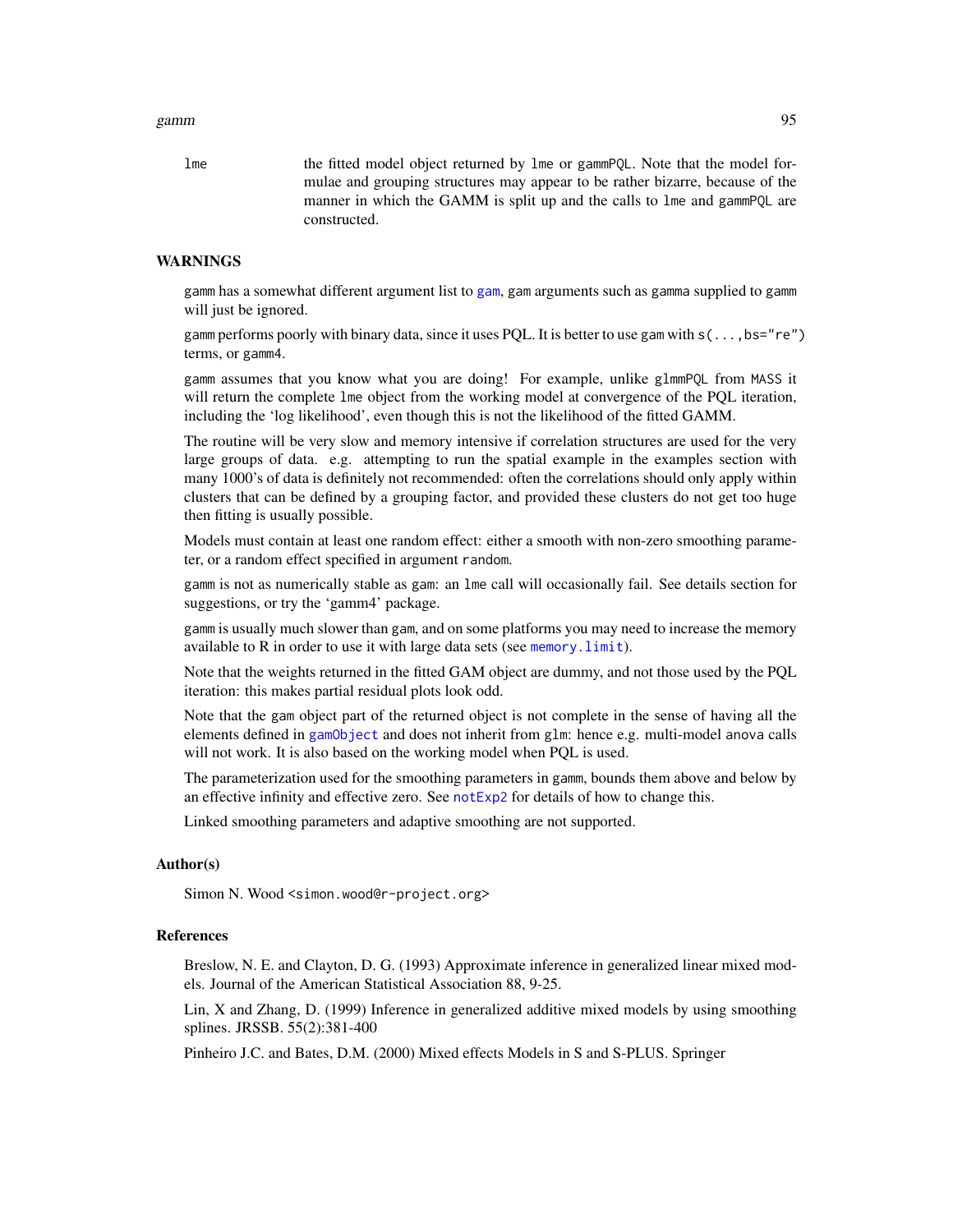lme the fitted model object returned by lme or gammPQL. Note that the model formulae and grouping structures may appear to be rather bizarre, because of the manner in which the GAMM is split up and the calls to lme and gammPQL are constructed.

## WARNINGS

gamm has a somewhat different argument list to gam, gam arguments such as gamma supplied to gamm will just be ignored.

gamm performs poorly with binary data, since it uses PQL. It is better to use gam with s(...,bs="re") terms, or gamm4.

gamm assumes that you know what you are doing! For example, unlike glmmPQL from MASS it will return the complete lme object from the working model at convergence of the PQL iteration, including the 'log likelihood', even though this is not the likelihood of the fitted GAMM.

The routine will be very slow and memory intensive if correlation structures are used for the very large groups of data. e.g. attempting to run the spatial example in the examples section with many 1000's of data is definitely not recommended: often the correlations should only apply within clusters that can be defined by a grouping factor, and provided these clusters do not get too huge then fitting is usually possible.

Models must contain at least one random effect: either a smooth with non-zero smoothing parameter, or a random effect specified in argument random.

gamm is not as numerically stable as gam: an lme call will occasionally fail. See details section for suggestions, or try the 'gamm4' package.

gamm is usually much slower than gam, and on some platforms you may need to increase the memory available to R in order to use it with large data sets (see memory.limit).

Note that the weights returned in the fitted GAM object are dummy, and not those used by the PQL iteration: this makes partial residual plots look odd.

Note that the gam object part of the returned object is not complete in the sense of having all the elements defined in gamObject and does not inherit from glm: hence e.g. multi-model anova calls will not work. It is also based on the working model when PQL is used.

The parameterization used for the smoothing parameters in gamm, bounds them above and below by an effective infinity and effective zero. See notExp2 for details of how to change this.

Linked smoothing parameters and adaptive smoothing are not supported.

## Author(s)

Simon N. Wood <simon.wood@r-project.org>

## References

Breslow, N. E. and Clayton, D. G. (1993) Approximate inference in generalized linear mixed models. Journal of the American Statistical Association 88, 9-25.

Lin, X and Zhang, D. (1999) Inference in generalized additive mixed models by using smoothing splines. JRSSB. 55(2):381-400

Pinheiro J.C. and Bates, D.M. (2000) Mixed effects Models in S and S-PLUS. Springer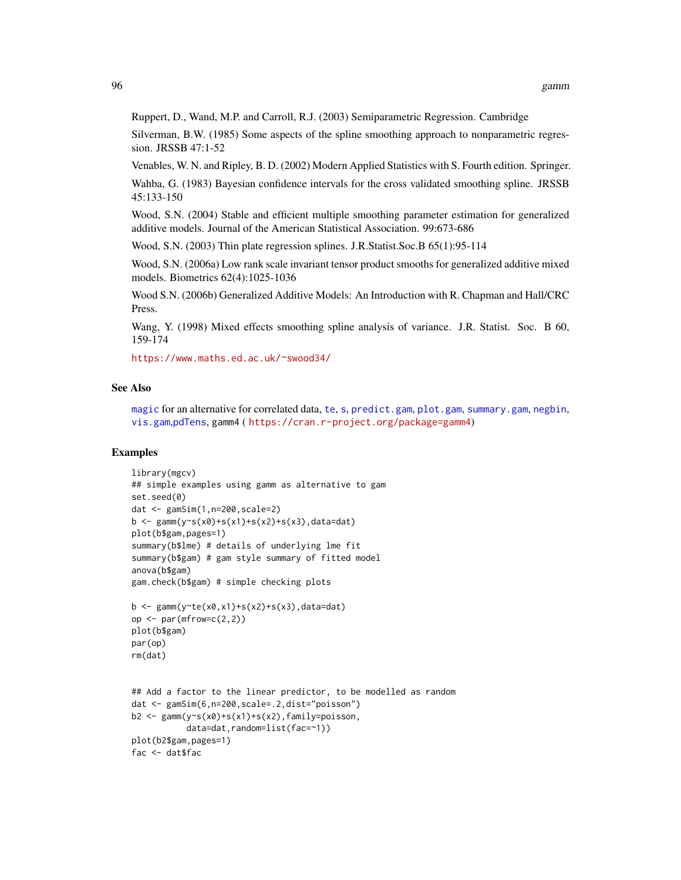Ruppert, D., Wand, M.P. and Carroll, R.J. (2003) Semiparametric Regression. Cambridge

Silverman, B.W. (1985) Some aspects of the spline smoothing approach to nonparametric regression. JRSSB 47:1-52

Venables, W. N. and Ripley, B. D. (2002) Modern Applied Statistics with S. Fourth edition. Springer.

Wahba, G. (1983) Bayesian confidence intervals for the cross validated smoothing spline. JRSSB 45:133-150

Wood, S.N. (2004) Stable and efficient multiple smoothing parameter estimation for generalized additive models. Journal of the American Statistical Association. 99:673-686

Wood, S.N. (2003) Thin plate regression splines. J.R.Statist.Soc.B 65(1):95-114

Wood, S.N. (2006a) Low rank scale invariant tensor product smooths for generalized additive mixed models. Biometrics 62(4):1025-1036

Wood S.N. (2006b) Generalized Additive Models: An Introduction with R. Chapman and Hall/CRC Press.

Wang, Y. (1998) Mixed effects smoothing spline analysis of variance. J.R. Statist. Soc. B 60, 159-174

https://www.maths.ed.ac.uk/~swood34/

## See Also

magic for an alternative for correlated data, te, s, predict.gam, plot.gam, summary.gam, negbin, vis.gam,pdTens, gamm4 ( https://cran.r-project.org/package=gamm4)

## Examples

```
library(mgcv)
## simple examples using gamm as alternative to gam
set.seed(0)
dat <- gamSim(1,n=200,scale=2)
b <- gamm(y~s(x0)+s(x1)+s(x2)+s(x3),data=dat)
plot(b$gam,pages=1)
summary(b$lme) # details of underlying lme fit
summary(b$gam) # gam style summary of fitted model
anova(b$gam)
gam.check(b$gam) # simple checking plots

b <- gamm(y~te(x0,x1)+s(x2)+s(x3),data=dat)
op <- par(mfrow=c(2,2))
plot(b$gam)
par(op)
rm(dat)


## Add a factor to the linear predictor, to be modelled as random
dat <- gamSim(6,n=200,scale=.2,dist="poisson")
b2 <- gamm(y~s(x0)+s(x1)+s(x2),family=poisson,
           data=dat,random=list(fac=~1))
plot(b2$gam,pages=1)
fac <- dat$fac
```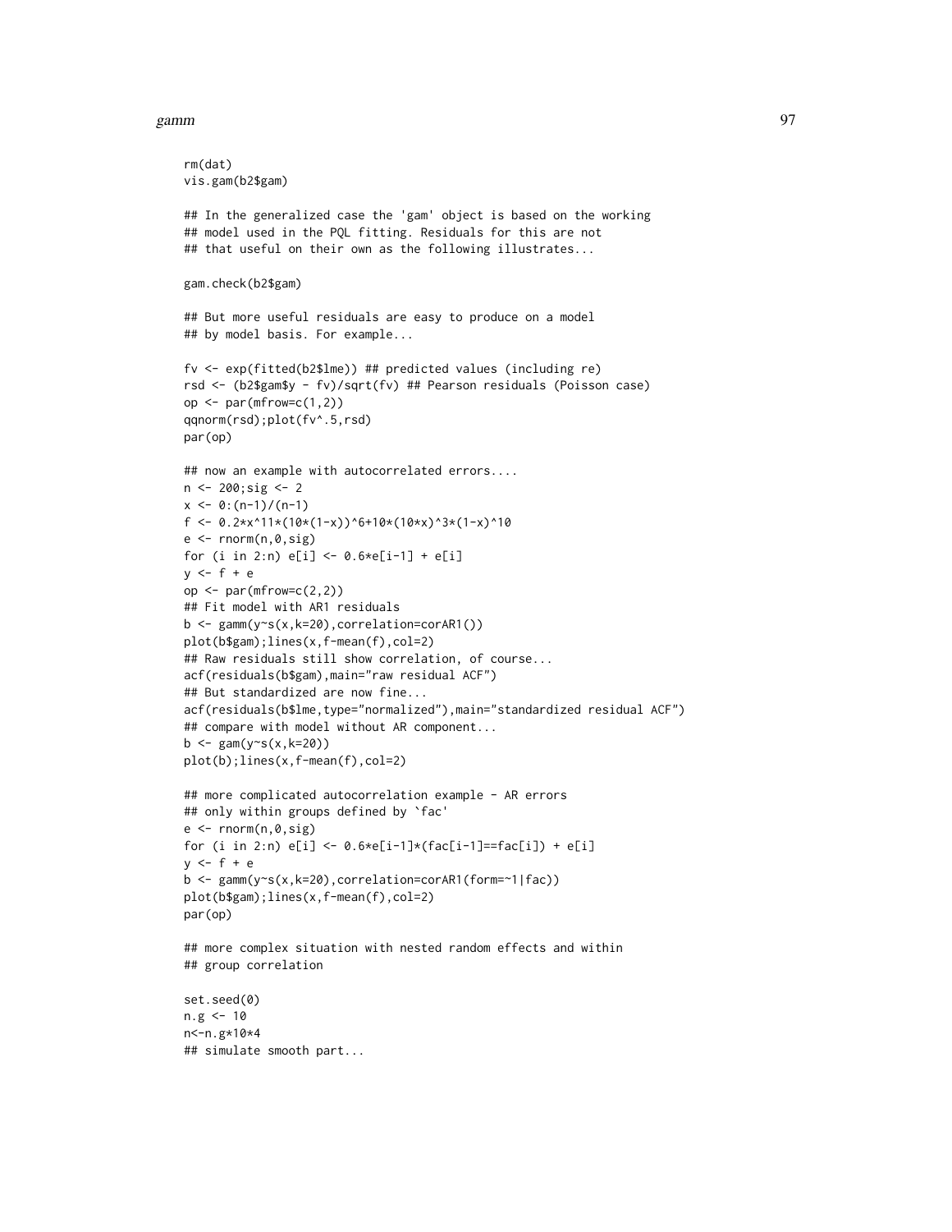```
rm(dat)
vis.gam(b2$gam)

## In the generalized case the 'gam' object is based on the working
## model used in the PQL fitting. Residuals for this are not
## that useful on their own as the following illustrates...

gam.check(b2$gam)

## But more useful residuals are easy to produce on a model
## by model basis. For example...

fv <- exp(fitted(b2$lme)) ## predicted values (including re)
rsd <- (b2$gam$y - fv)/sqrt(fv) ## Pearson residuals (Poisson case)
op <- par(mfrow=c(1,2))
qqnorm(rsd);plot(fv^.5,rsd)
par(op)

## now an example with autocorrelated errors....
n <- 200;sig <- 2
x <- 0:(n-1)/(n-1)
f <- 0.2*x^11*(10*(1-x))^6+10*(10*x)^3*(1-x)^10
e <- rnorm(n,0,sig)
for (i in 2:n) e[i] <- 0.6*e[i-1] + e[i]
y <- f + e
op <- par(mfrow=c(2,2))
## Fit model with AR1 residuals
b <- gamm(y~s(x,k=20),correlation=corAR1())
plot(b$gam);lines(x,f-mean(f),col=2)
## Raw residuals still show correlation, of course...
acf(residuals(b$gam),main="raw residual ACF")
## But standardized are now fine...
acf(residuals(b$lme,type="normalized"),main="standardized residual ACF")
## compare with model without AR component...
b <- gam(y~s(x,k=20))
plot(b);lines(x,f-mean(f),col=2)

## more complicated autocorrelation example - AR errors
## only within groups defined by `fac'
e <- rnorm(n,0,sig)
for (i in 2:n) e[i] <- 0.6*e[i-1]*(fac[i-1]==fac[i]) + e[i]
y <- f + e
b <- gamm(y~s(x,k=20),correlation=corAR1(form=~1|fac))
plot(b$gam);lines(x,f-mean(f),col=2)
par(op)

## more complex situation with nested random effects and within
## group correlation

set.seed(0)
n.g <- 10
n<-n.g*10*4
## simulate smooth part...
```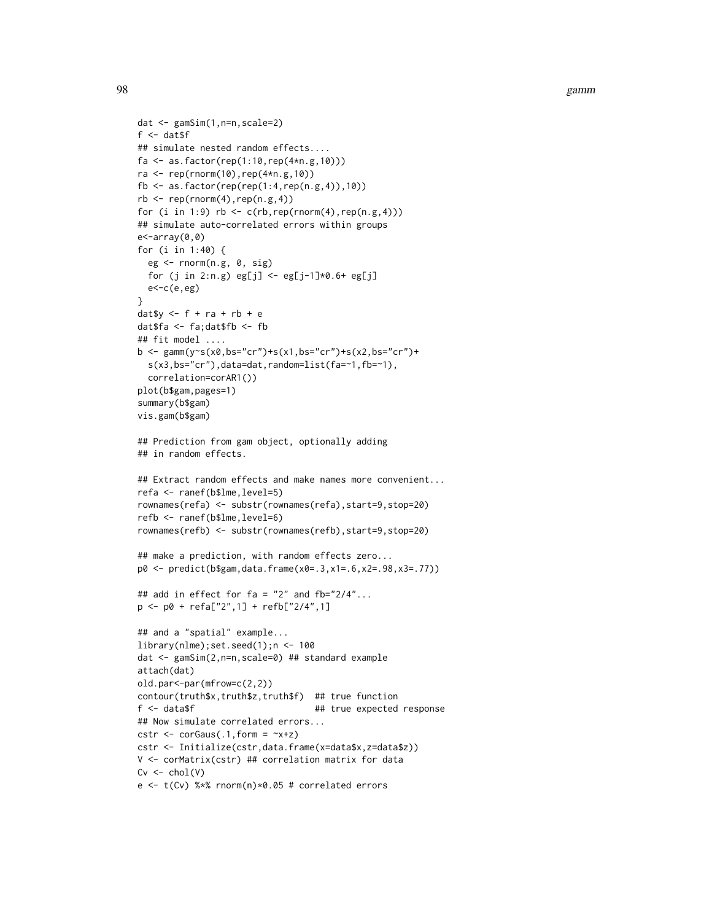```
dat <- gamSim(1,n=n,scale=2)
f <- dat$f
## simulate nested random effects....
fa <- as.factor(rep(1:10,rep(4*n.g,10)))
ra <- rep(rnorm(10),rep(4*n.g,10))
fb <- as.factor(rep(rep(1:4,rep(n.g,4)),10))
rb <- rep(rnorm(4),rep(n.g,4))
for (i in 1:9) rb <- c(rb,rep(rnorm(4),rep(n.g,4)))
## simulate auto-correlated errors within groups
e<-array(0,0)
for (i in 1:40) {
  eg <- rnorm(n.g, 0, sig)
  for (j in 2:n.g) eg[j] <- eg[j-1]*0.6+ eg[j]
  e<-c(e,eg)
}
dat$y <- f + ra + rb + e
dat$fa <- fa;dat$fb <- fb
## fit model ....
b <- gamm(y~s(x0,bs="cr")+s(x1,bs="cr")+s(x2,bs="cr")+
  s(x3,bs="cr"),data=dat,random=list(fa=~1,fb=~1),
  correlation=corAR1())
plot(b$gam,pages=1)
summary(b$gam)
vis.gam(b$gam)

## Prediction from gam object, optionally adding
## in random effects.

## Extract random effects and make names more convenient...
refa <- ranef(b$lme,level=5)
rownames(refa) <- substr(rownames(refa),start=9,stop=20)
refb <- ranef(b$lme,level=6)
rownames(refb) <- substr(rownames(refb),start=9,stop=20)

## make a prediction, with random effects zero...
p0 <- predict(b$gam,data.frame(x0=.3,x1=.6,x2=.98,x3=.77))

## add in effect for fa = "2" and fb="2/4"...
p <- p0 + refa["2",1] + refb["2/4",1]

## and a "spatial" example...
library(nlme);set.seed(1);n <- 100
dat <- gamSim(2,n=n,scale=0) ## standard example
attach(dat)
old.par<-par(mfrow=c(2,2))
contour(truth$x,truth$z,truth$f)  ## true function
f <- data$f                       ## true expected response
## Now simulate correlated errors...
cstr <- corGaus(.1,form = ~x+z)
cstr <- Initialize(cstr,data.frame(x=data$x,z=data$z))
V <- corMatrix(cstr) ## correlation matrix for data
Cv <- chol(V)
e <- t(Cv) %*% rnorm(n)*0.05 # correlated errors
```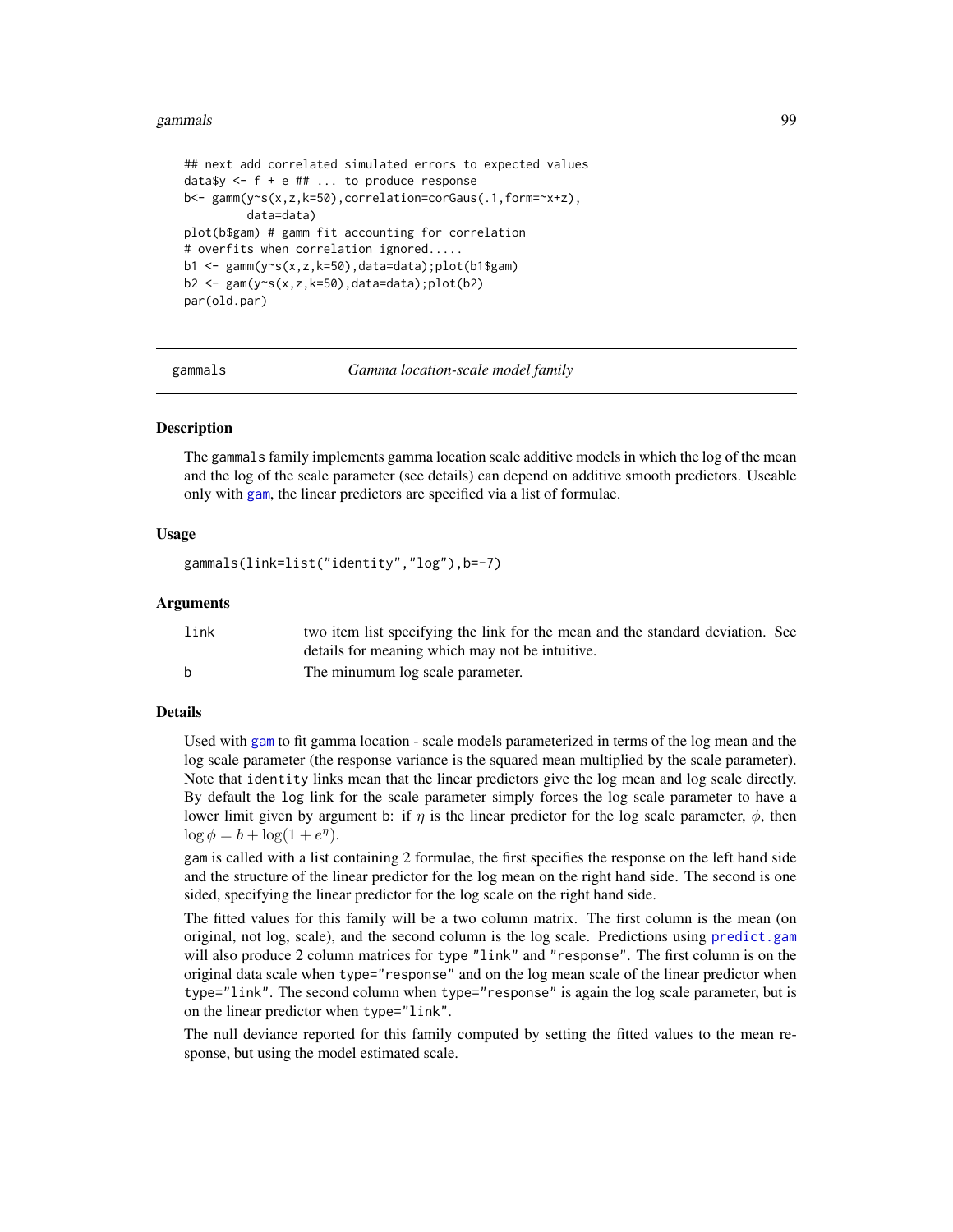```
## next add correlated simulated errors to expected values
data$y <- f + e ## ... to produce response
b<- gamm(y~s(x,z,k=50),correlation=corGaus(.1,form=~x+z),
         data=data)
plot(b$gam) # gamm fit accounting for correlation
# overfits when correlation ignored.....
b1 <- gamm(y~s(x,z,k=50),data=data);plot(b1$gam)
b2 <- gam(y~s(x,z,k=50),data=data);plot(b2)
par(old.par)
```

---

## gammals — *Gamma location-scale model family*

### Description

The gammals family implements gamma location scale additive models in which the log of the mean and the log of the scale parameter (see details) can depend on additive smooth predictors. Useable only with gam, the linear predictors are specified via a list of formulae.

### Usage

```
gammals(link=list("identity","log"),b=-7)
```

### Arguments

| | |
|---|---|
| link | two item list specifying the link for the mean and the standard deviation. See details for meaning which may not be intuitive. |
| b | The minumum log scale parameter. |

### Details

Used with gam to fit gamma location - scale models parameterized in terms of the log mean and the log scale parameter (the response variance is the squared mean multiplied by the scale parameter). Note that identity links mean that the linear predictors give the log mean and log scale directly. By default the log link for the scale parameter simply forces the log scale parameter to have a lower limit given by argument b: if $\eta$ is the linear predictor for the log scale parameter, $\phi$, then $\log \phi = b + \log(1 + e^{\eta})$.

gam is called with a list containing 2 formulae, the first specifies the response on the left hand side and the structure of the linear predictor for the log mean on the right hand side. The second is one sided, specifying the linear predictor for the log scale on the right hand side.

The fitted values for this family will be a two column matrix. The first column is the mean (on original, not log, scale), and the second column is the log scale. Predictions using predict.gam will also produce 2 column matrices for type "link" and "response". The first column is on the original data scale when type="response" and on the log mean scale of the linear predictor when type="link". The second column when type="response" is again the log scale parameter, but is on the linear predictor when type="link".

The null deviance reported for this family computed by setting the fitted values to the mean response, but using the model estimated scale.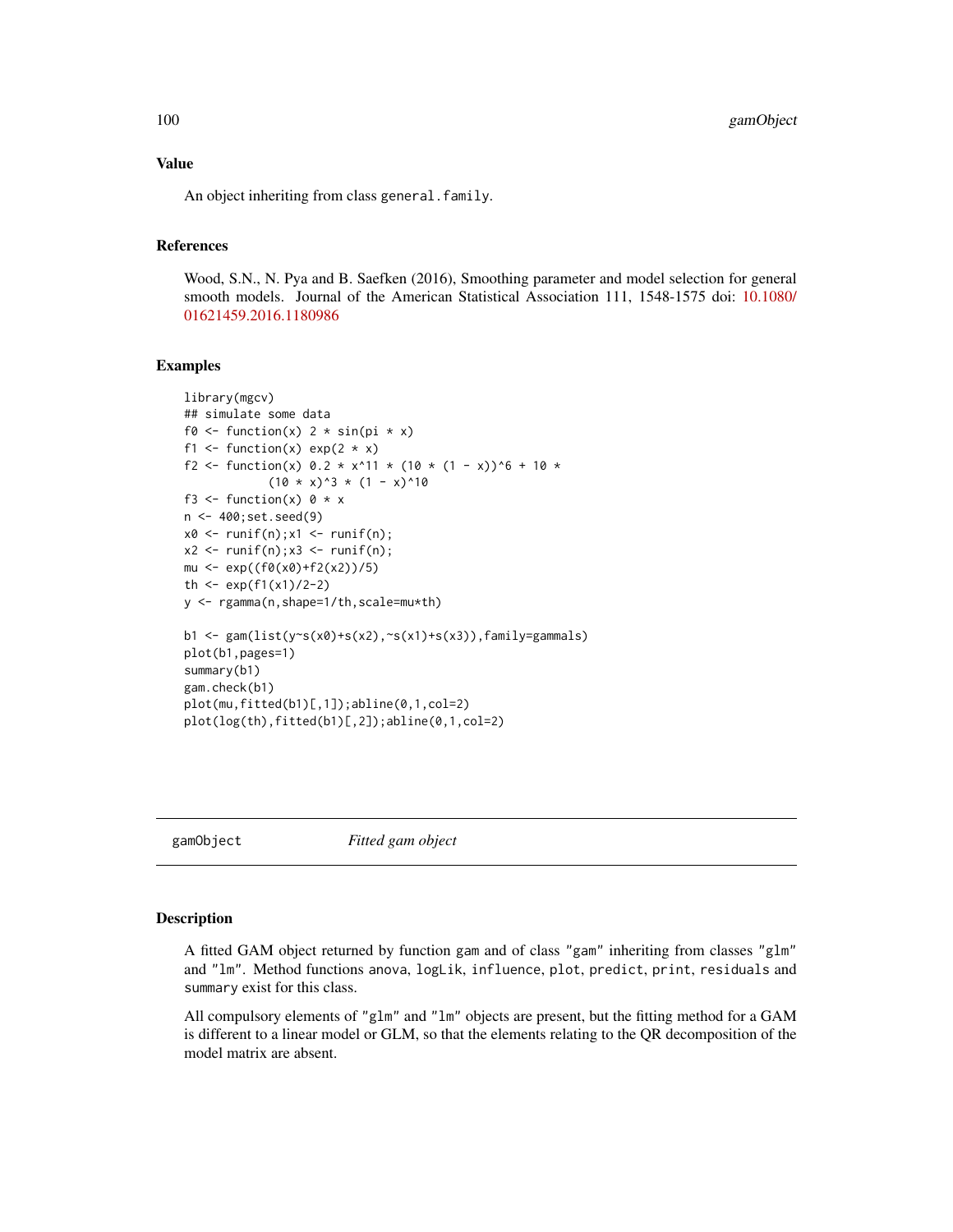## Value

An object inheriting from class `general.family`.

## References

Wood, S.N., N. Pya and B. Saefken (2016), Smoothing parameter and model selection for general smooth models. Journal of the American Statistical Association 111, 1548-1575 doi: 10.1080/01621459.2016.1180986

## Examples

```
library(mgcv)
## simulate some data
f0 <- function(x) 2 * sin(pi * x)
f1 <- function(x) exp(2 * x)
f2 <- function(x) 0.2 * x^11 * (10 * (1 - x))^6 + 10 *
            (10 * x)^3 * (1 - x)^10
f3 <- function(x) 0 * x
n <- 400;set.seed(9)
x0 <- runif(n);x1 <- runif(n);
x2 <- runif(n);x3 <- runif(n);
mu <- exp((f0(x0)+f2(x2))/5)
th <- exp(f1(x1)/2-2)
y <- rgamma(n,shape=1/th,scale=mu*th)

b1 <- gam(list(y~s(x0)+s(x2),~s(x1)+s(x3)),family=gammals)
plot(b1,pages=1)
summary(b1)
gam.check(b1)
plot(mu,fitted(b1)[,1]);abline(0,1,col=2)
plot(log(th),fitted(b1)[,2]);abline(0,1,col=2)
```

---

# gamObject — *Fitted gam object*

## Description

A fitted GAM object returned by function `gam` and of class `"gam"` inheriting from classes `"glm"` and `"lm"`. Method functions `anova`, `logLik`, `influence`, `plot`, `predict`, `print`, `residuals` and `summary` exist for this class.

All compulsory elements of `"glm"` and `"lm"` objects are present, but the fitting method for a GAM is different to a linear model or GLM, so that the elements relating to the QR decomposition of the model matrix are absent.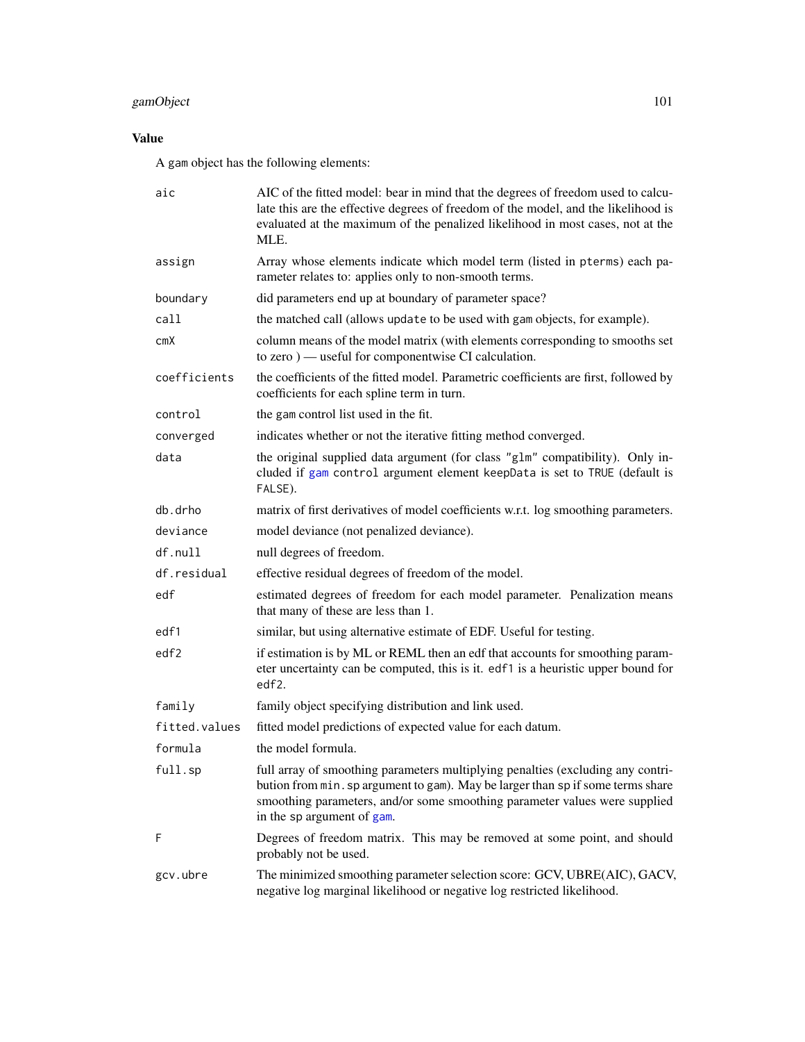## Value

A gam object has the following elements:

`aic` — AIC of the fitted model: bear in mind that the degrees of freedom used to calculate this are the effective degrees of freedom of the model, and the likelihood is evaluated at the maximum of the penalized likelihood in most cases, not at the MLE.

`assign` — Array whose elements indicate which model term (listed in `pterms`) each parameter relates to: applies only to non-smooth terms.

`boundary` — did parameters end up at boundary of parameter space?

`call` — the matched call (allows `update` to be used with `gam` objects, for example).

`cmX` — column means of the model matrix (with elements corresponding to smooths set to zero ) — useful for componentwise CI calculation.

`coefficients` — the coefficients of the fitted model. Parametric coefficients are first, followed by coefficients for each spline term in turn.

`control` — the `gam` control list used in the fit.

`converged` — indicates whether or not the iterative fitting method converged.

`data` — the original supplied data argument (for class `"glm"` compatibility). Only included if `gam` `control` argument element `keepData` is set to `TRUE` (default is `FALSE`).

`db.drho` — matrix of first derivatives of model coefficients w.r.t. log smoothing parameters.

`deviance` — model deviance (not penalized deviance).

`df.null` — null degrees of freedom.

`df.residual` — effective residual degrees of freedom of the model.

`edf` — estimated degrees of freedom for each model parameter. Penalization means that many of these are less than 1.

`edf1` — similar, but using alternative estimate of EDF. Useful for testing.

`edf2` — if estimation is by ML or REML then an edf that accounts for smoothing parameter uncertainty can be computed, this is it. `edf1` is a heuristic upper bound for `edf2`.

`family` — family object specifying distribution and link used.

`fitted.values` — fitted model predictions of expected value for each datum.

`formula` — the model formula.

`full.sp` — full array of smoothing parameters multiplying penalties (excluding any contribution from `min.sp` argument to `gam`). May be larger than `sp` if some terms share smoothing parameters, and/or some smoothing parameter values were supplied in the `sp` argument of `gam`.

`F` — Degrees of freedom matrix. This may be removed at some point, and should probably not be used.

`gcv.ubre` — The minimized smoothing parameter selection score: GCV, UBRE(AIC), GACV, negative log marginal likelihood or negative log restricted likelihood.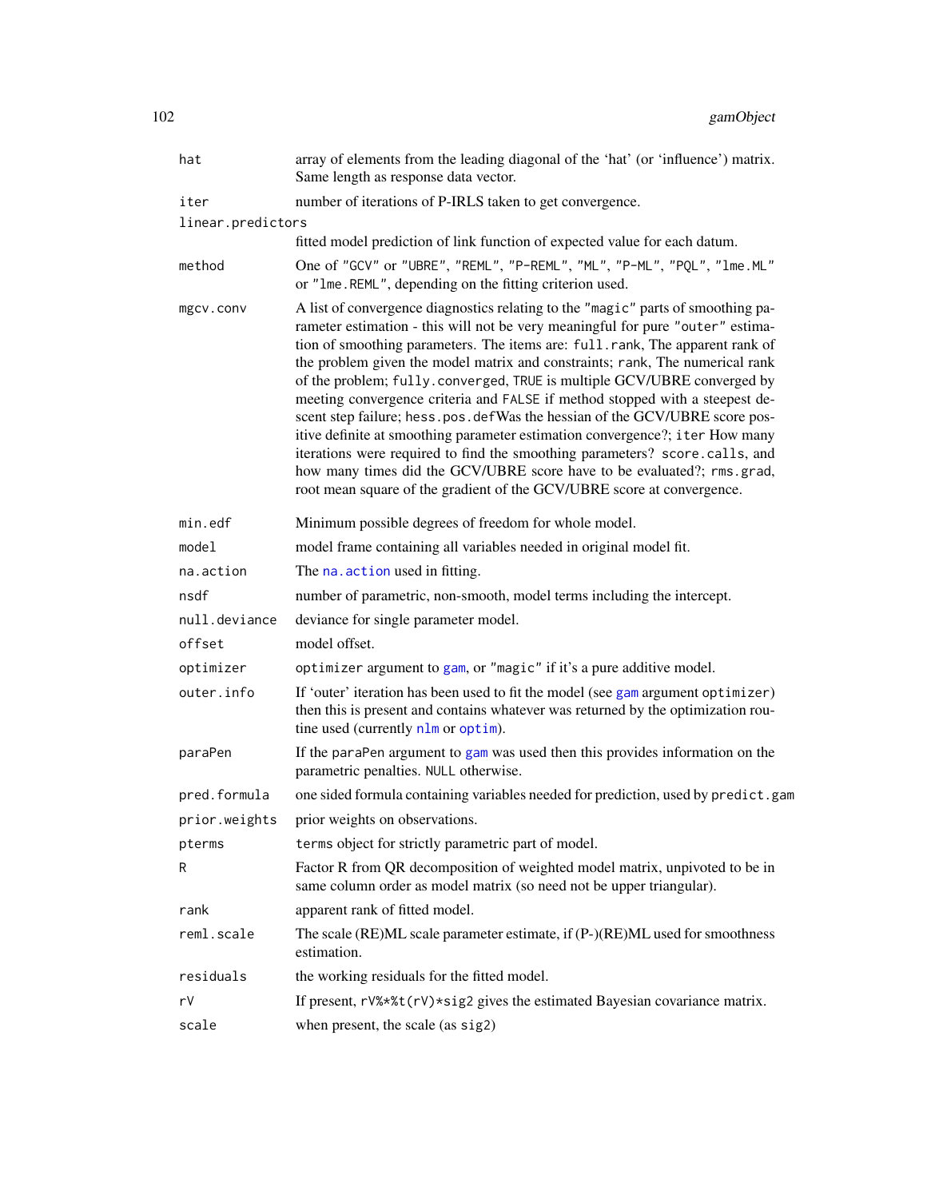| | |
|---|---|
| `hat` | array of elements from the leading diagonal of the 'hat' (or 'influence') matrix. Same length as response data vector. |
| `iter` | number of iterations of P-IRLS taken to get convergence. |
| `linear.predictors` | fitted model prediction of link function of expected value for each datum. |
| `method` | One of `"GCV"` or `"UBRE"`, `"REML"`, `"P-REML"`, `"ML"`, `"P-ML"`, `"PQL"`, `"lme.ML"` or `"lme.REML"`, depending on the fitting criterion used. |
| `mgcv.conv` | A list of convergence diagnostics relating to the `"magic"` parts of smoothing parameter estimation - this will not be very meaningful for pure `"outer"` estimation of smoothing parameters. The items are: `full.rank`, The apparent rank of the problem given the model matrix and constraints; `rank`, The numerical rank of the problem; `fully.converged`, `TRUE` is multiple GCV/UBRE converged by meeting convergence criteria and `FALSE` if method stopped with a steepest descent step failure; `hess.pos.def`Was the hessian of the GCV/UBRE score positive definite at smoothing parameter estimation convergence?; `iter` How many iterations were required to find the smoothing parameters? `score.calls`, and how many times did the GCV/UBRE score have to be evaluated?; `rms.grad`, root mean square of the gradient of the GCV/UBRE score at convergence. |
| `min.edf` | Minimum possible degrees of freedom for whole model. |
| `model` | model frame containing all variables needed in original model fit. |
| `na.action` | The `na.action` used in fitting. |
| `nsdf` | number of parametric, non-smooth, model terms including the intercept. |
| `null.deviance` | deviance for single parameter model. |
| `offset` | model offset. |
| `optimizer` | `optimizer` argument to `gam`, or `"magic"` if it's a pure additive model. |
| `outer.info` | If 'outer' iteration has been used to fit the model (see `gam` argument `optimizer`) then this is present and contains whatever was returned by the optimization routine used (currently `nlm` or `optim`). |
| `paraPen` | If the `paraPen` argument to `gam` was used then this provides information on the parametric penalties. `NULL` otherwise. |
| `pred.formula` | one sided formula containing variables needed for prediction, used by `predict.gam` |
| `prior.weights` | prior weights on observations. |
| `pterms` | `terms` object for strictly parametric part of model. |
| `R` | Factor R from QR decomposition of weighted model matrix, unpivoted to be in same column order as model matrix (so need not be upper triangular). |
| `rank` | apparent rank of fitted model. |
| `reml.scale` | The scale (RE)ML scale parameter estimate, if (P-)(RE)ML used for smoothness estimation. |
| `residuals` | the working residuals for the fitted model. |
| `rV` | If present, `rV%*%t(rV)*sig2` gives the estimated Bayesian covariance matrix. |
| `scale` | when present, the scale (as `sig2`) |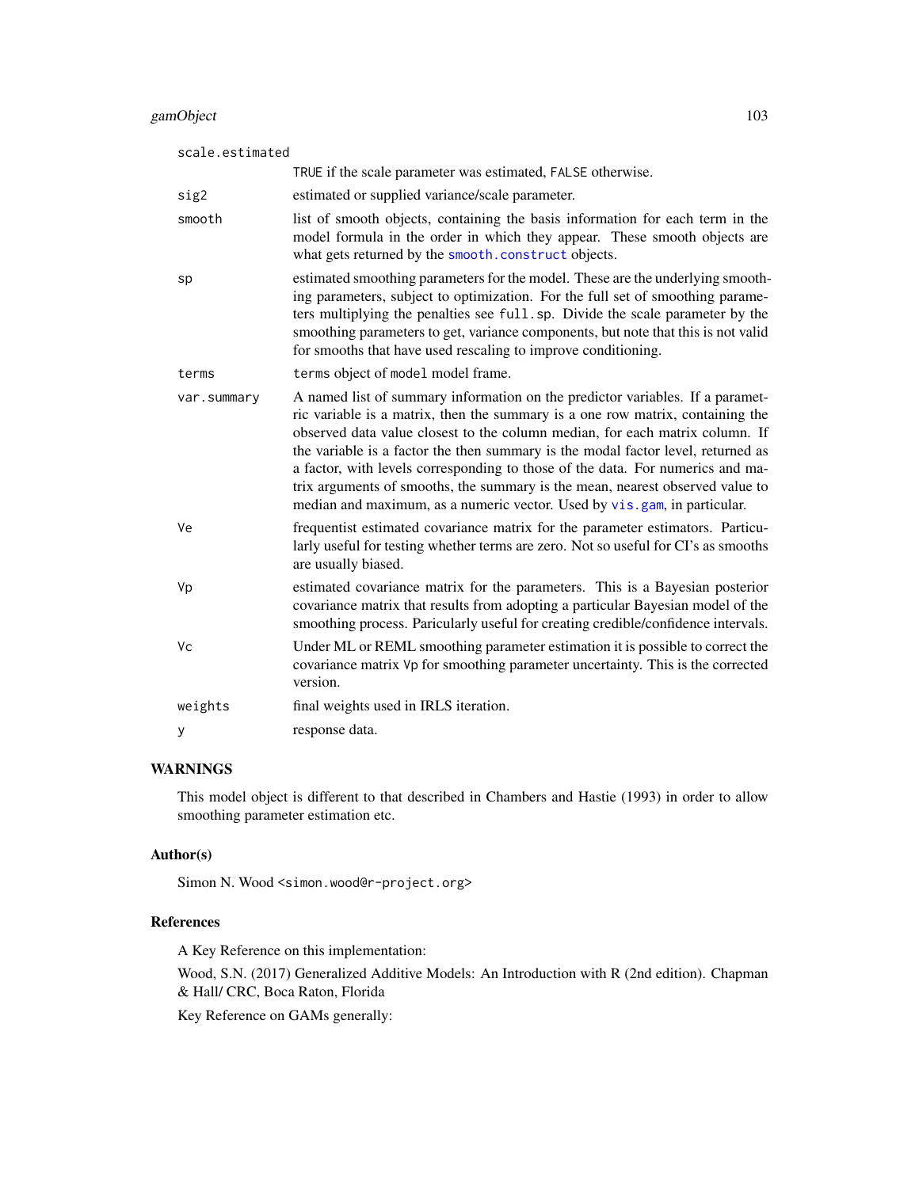scale.estimated
: TRUE if the scale parameter was estimated, FALSE otherwise.

sig2
: estimated or supplied variance/scale parameter.

smooth
: list of smooth objects, containing the basis information for each term in the model formula in the order in which they appear. These smooth objects are what gets returned by the `smooth.construct` objects.

sp
: estimated smoothing parameters for the model. These are the underlying smoothing parameters, subject to optimization. For the full set of smoothing parameters multiplying the penalties see `full.sp`. Divide the scale parameter by the smoothing parameters to get, variance components, but note that this is not valid for smooths that have used rescaling to improve conditioning.

terms
: `terms` object of `model` model frame.

var.summary
: A named list of summary information on the predictor variables. If a parametric variable is a matrix, then the summary is a one row matrix, containing the observed data value closest to the column median, for each matrix column. If the variable is a factor the then summary is the modal factor level, returned as a factor, with levels corresponding to those of the data. For numerics and matrix arguments of smooths, the summary is the mean, nearest observed value to median and maximum, as a numeric vector. Used by `vis.gam`, in particular.

Ve
: frequentist estimated covariance matrix for the parameter estimators. Particularly useful for testing whether terms are zero. Not so useful for CI's as smooths are usually biased.

Vp
: estimated covariance matrix for the parameters. This is a Bayesian posterior covariance matrix that results from adopting a particular Bayesian model of the smoothing process. Paricularly useful for creating credible/confidence intervals.

Vc
: Under ML or REML smoothing parameter estimation it is possible to correct the covariance matrix `Vp` for smoothing parameter uncertainty. This is the corrected version.

weights
: final weights used in IRLS iteration.

y
: response data.

## WARNINGS

This model object is different to that described in Chambers and Hastie (1993) in order to allow smoothing parameter estimation etc.

## Author(s)

Simon N. Wood <simon.wood@r-project.org>

## References

A Key Reference on this implementation:

Wood, S.N. (2017) Generalized Additive Models: An Introduction with R (2nd edition). Chapman & Hall/ CRC, Boca Raton, Florida

Key Reference on GAMs generally: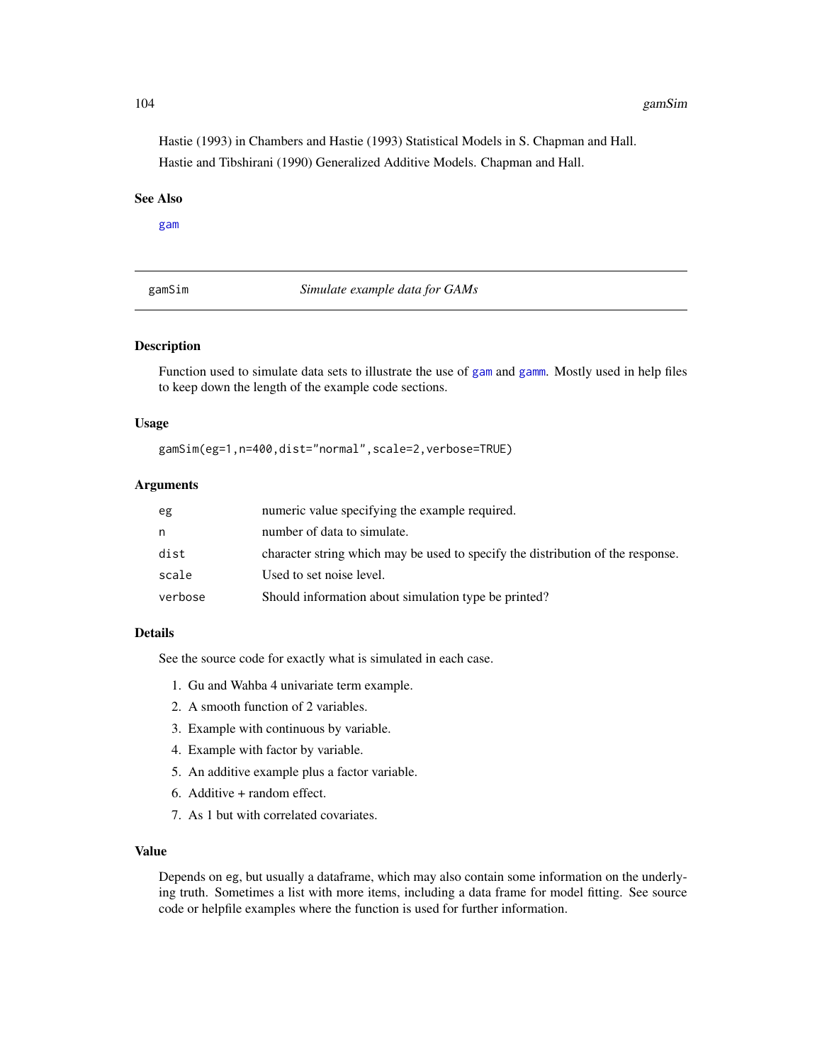Hastie (1993) in Chambers and Hastie (1993) Statistical Models in S. Chapman and Hall.

Hastie and Tibshirani (1990) Generalized Additive Models. Chapman and Hall.

### See Also

gam

---

## gamSim — *Simulate example data for GAMs*

### Description

Function used to simulate data sets to illustrate the use of gam and gamm. Mostly used in help files to keep down the length of the example code sections.

### Usage

```
gamSim(eg=1,n=400,dist="normal",scale=2,verbose=TRUE)
```

### Arguments

| | |
|---|---|
| eg | numeric value specifying the example required. |
| n | number of data to simulate. |
| dist | character string which may be used to specify the distribution of the response. |
| scale | Used to set noise level. |
| verbose | Should information about simulation type be printed? |

### Details

See the source code for exactly what is simulated in each case.

1. Gu and Wahba 4 univariate term example.
2. A smooth function of 2 variables.
3. Example with continuous by variable.
4. Example with factor by variable.
5. An additive example plus a factor variable.
6. Additive + random effect.
7. As 1 but with correlated covariates.

### Value

Depends on eg, but usually a dataframe, which may also contain some information on the underlying truth. Sometimes a list with more items, including a data frame for model fitting. See source code or helpfile examples where the function is used for further information.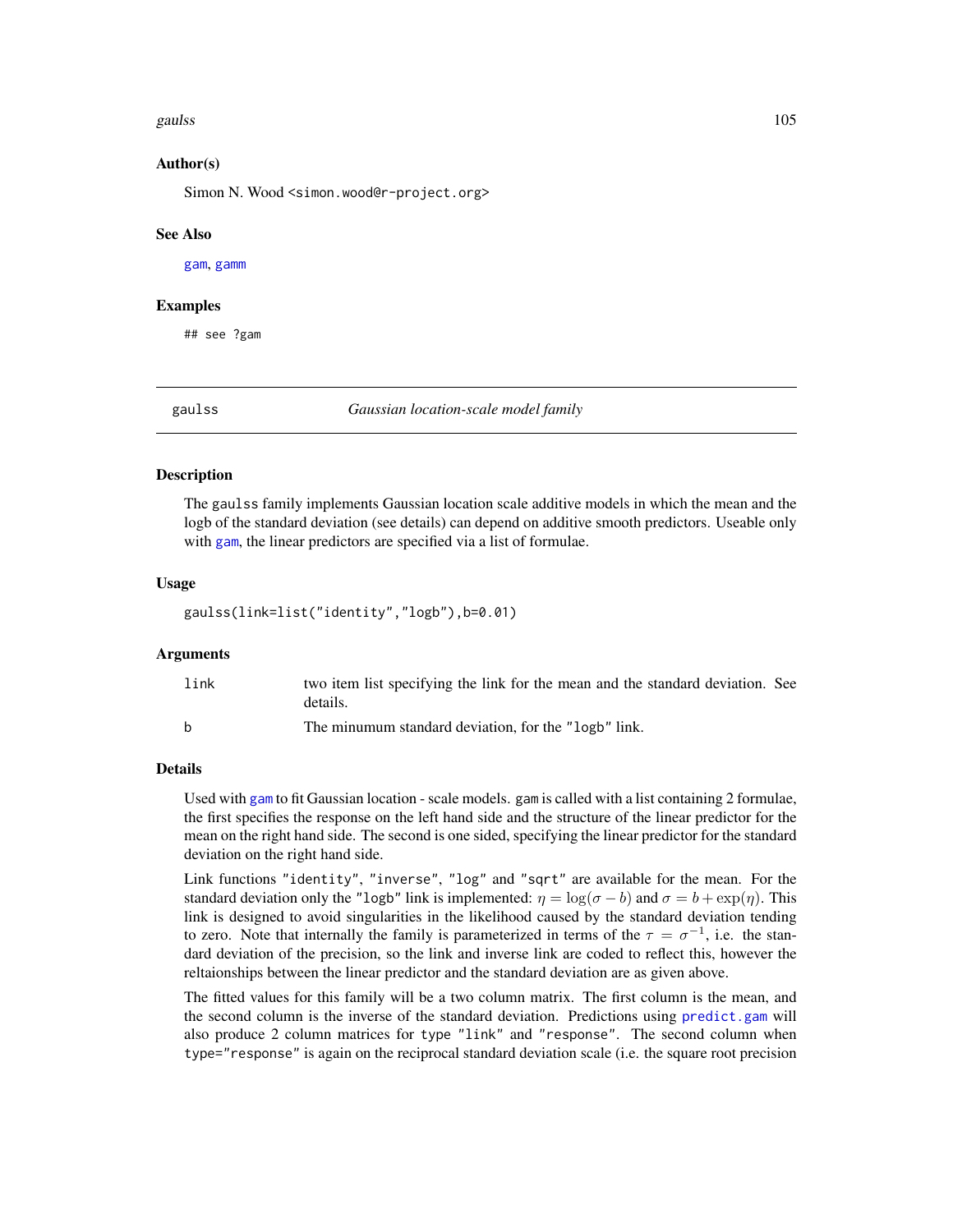### Author(s)

Simon N. Wood <simon.wood@r-project.org>

### See Also

gam, gamm

### Examples

```
## see ?gam
```

---

## gaulss — *Gaussian location-scale model family*

### Description

The gaulss family implements Gaussian location scale additive models in which the mean and the logb of the standard deviation (see details) can depend on additive smooth predictors. Useable only with gam, the linear predictors are specified via a list of formulae.

### Usage

```
gaulss(link=list("identity","logb"),b=0.01)
```

### Arguments

| | |
|---|---|
| link | two item list specifying the link for the mean and the standard deviation. See details. |
| b | The minumum standard deviation, for the "logb" link. |

### Details

Used with gam to fit Gaussian location - scale models. gam is called with a list containing 2 formulae, the first specifies the response on the left hand side and the structure of the linear predictor for the mean on the right hand side. The second is one sided, specifying the linear predictor for the standard deviation on the right hand side.

Link functions "identity", "inverse", "log" and "sqrt" are available for the mean. For the standard deviation only the "logb" link is implemented: $\eta = \log(\sigma - b)$ and $\sigma = b + \exp(\eta)$. This link is designed to avoid singularities in the likelihood caused by the standard deviation tending to zero. Note that internally the family is parameterized in terms of the $\tau = \sigma^{-1}$, i.e. the standard deviation of the precision, so the link and inverse link are coded to reflect this, however the reltaionships between the linear predictor and the standard deviation are as given above.

The fitted values for this family will be a two column matrix. The first column is the mean, and the second column is the inverse of the standard deviation. Predictions using predict.gam will also produce 2 column matrices for type "link" and "response". The second column when type="response" is again on the reciprocal standard deviation scale (i.e. the square root precision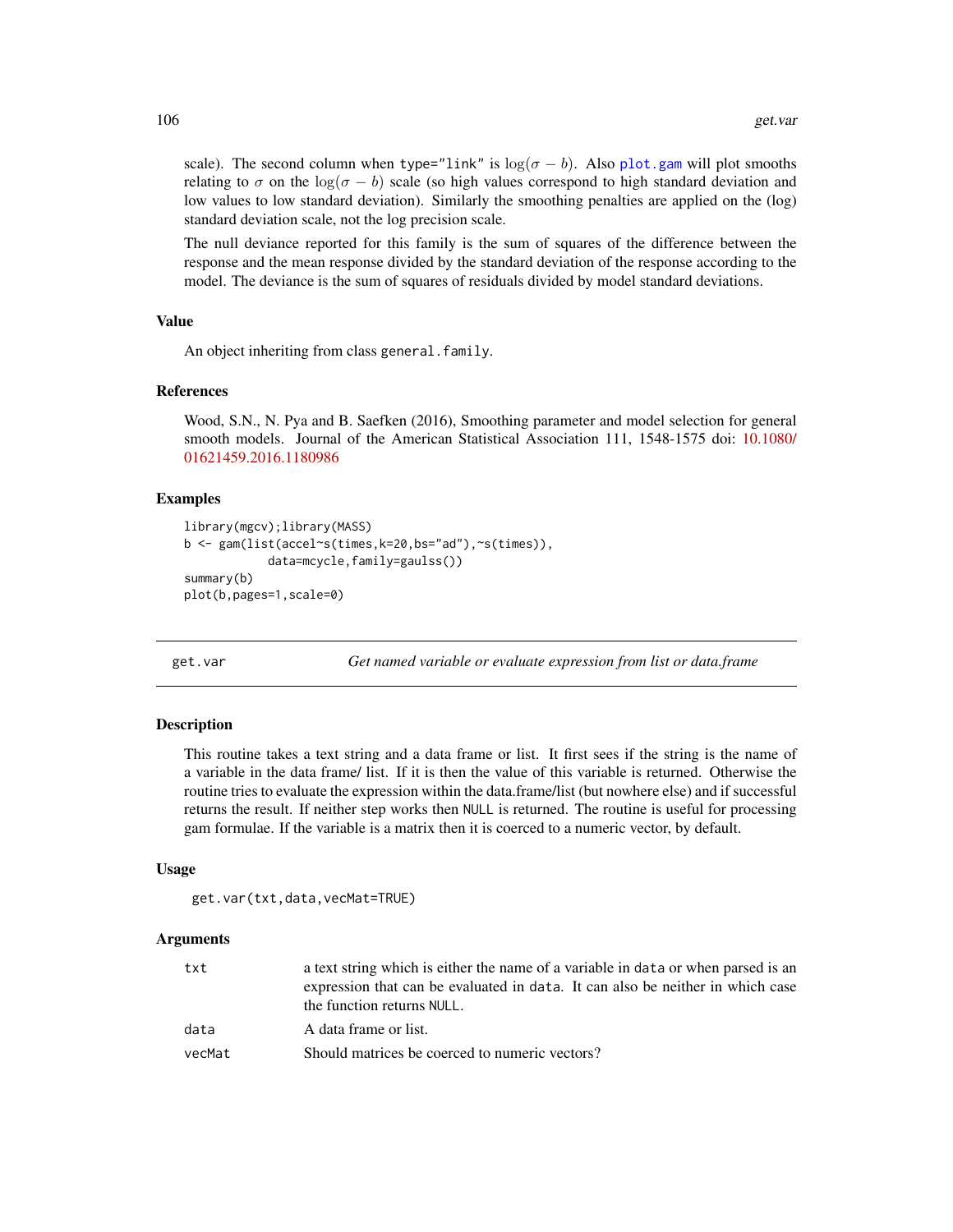scale). The second column when type="link" is $\log(\sigma - b)$. Also plot.gam will plot smooths relating to $\sigma$ on the $\log(\sigma - b)$ scale (so high values correspond to high standard deviation and low values to low standard deviation). Similarly the smoothing penalties are applied on the (log) standard deviation scale, not the log precision scale.

The null deviance reported for this family is the sum of squares of the difference between the response and the mean response divided by the standard deviation of the response according to the model. The deviance is the sum of squares of residuals divided by model standard deviations.

### Value

An object inheriting from class general.family.

### References

Wood, S.N., N. Pya and B. Saefken (2016), Smoothing parameter and model selection for general smooth models. Journal of the American Statistical Association 111, 1548-1575 doi: 10.1080/01621459.2016.1180986

### Examples

```
library(mgcv);library(MASS)
b <- gam(list(accel~s(times,k=20,bs="ad"),~s(times)),
         data=mcycle,family=gaulss())
summary(b)
plot(b,pages=1,scale=0)
```

---

## get.var — *Get named variable or evaluate expression from list or data.frame*

### Description

This routine takes a text string and a data frame or list. It first sees if the string is the name of a variable in the data frame/ list. If it is then the value of this variable is returned. Otherwise the routine tries to evaluate the expression within the data.frame/list (but nowhere else) and if successful returns the result. If neither step works then NULL is returned. The routine is useful for processing gam formulae. If the variable is a matrix then it is coerced to a numeric vector, by default.

### Usage

```
get.var(txt,data,vecMat=TRUE)
```

### Arguments

| | |
|---|---|
| txt | a text string which is either the name of a variable in data or when parsed is an expression that can be evaluated in data. It can also be neither in which case the function returns NULL. |
| data | A data frame or list. |
| vecMat | Should matrices be coerced to numeric vectors? |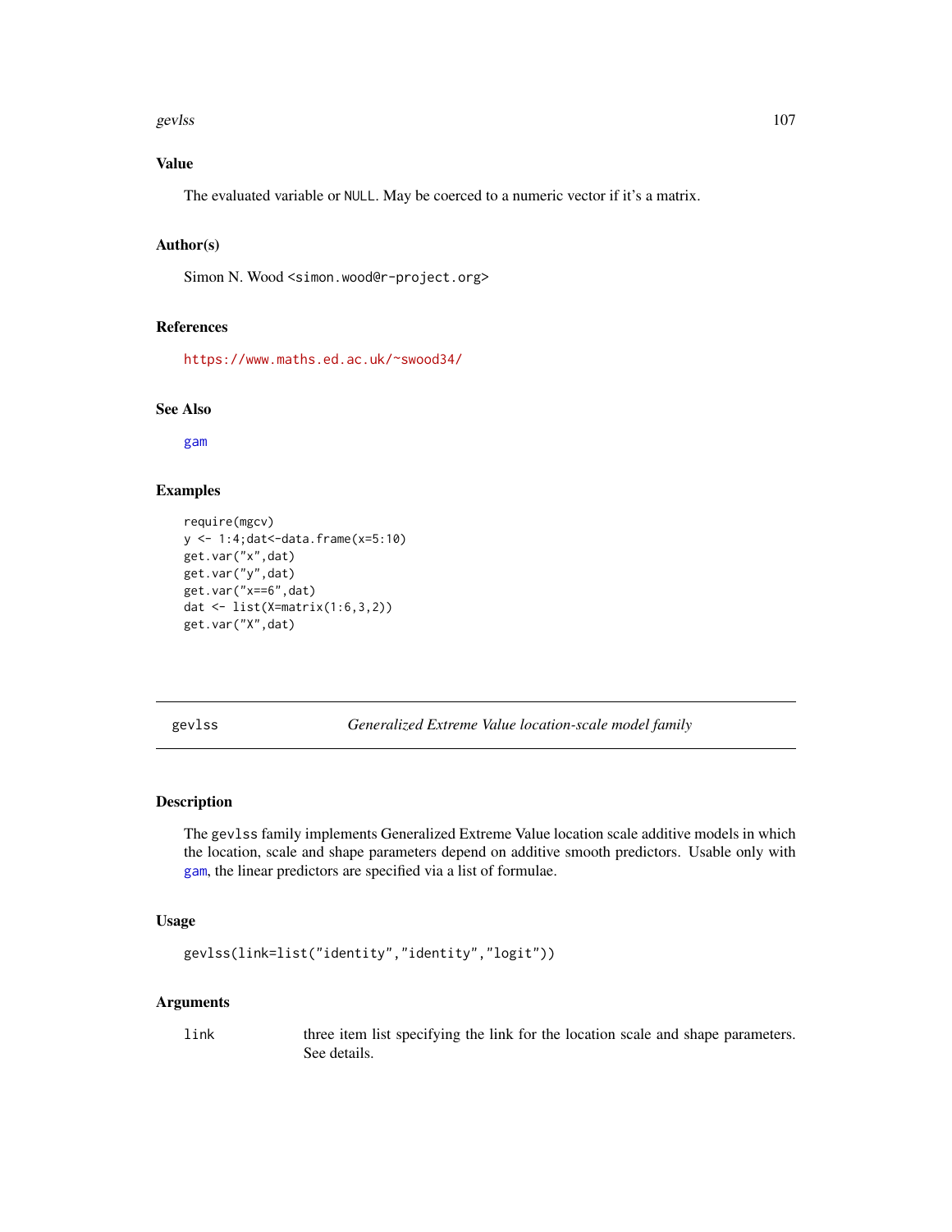## Value

The evaluated variable or NULL. May be coerced to a numeric vector if it's a matrix.

## Author(s)

Simon N. Wood <simon.wood@r-project.org>

## References

https://www.maths.ed.ac.uk/~swood34/

## See Also

gam

## Examples

```
require(mgcv)
y <- 1:4;dat<-data.frame(x=5:10)
get.var("x",dat)
get.var("y",dat)
get.var("x==6",dat)
dat <- list(X=matrix(1:6,3,2))
get.var("X",dat)
```

---

# gevlss — *Generalized Extreme Value location-scale model family*

## Description

The gevlss family implements Generalized Extreme Value location scale additive models in which the location, scale and shape parameters depend on additive smooth predictors. Usable only with gam, the linear predictors are specified via a list of formulae.

## Usage

```
gevlss(link=list("identity","identity","logit"))
```

## Arguments

| | |
|---|---|
| link | three item list specifying the link for the location scale and shape parameters. See details. |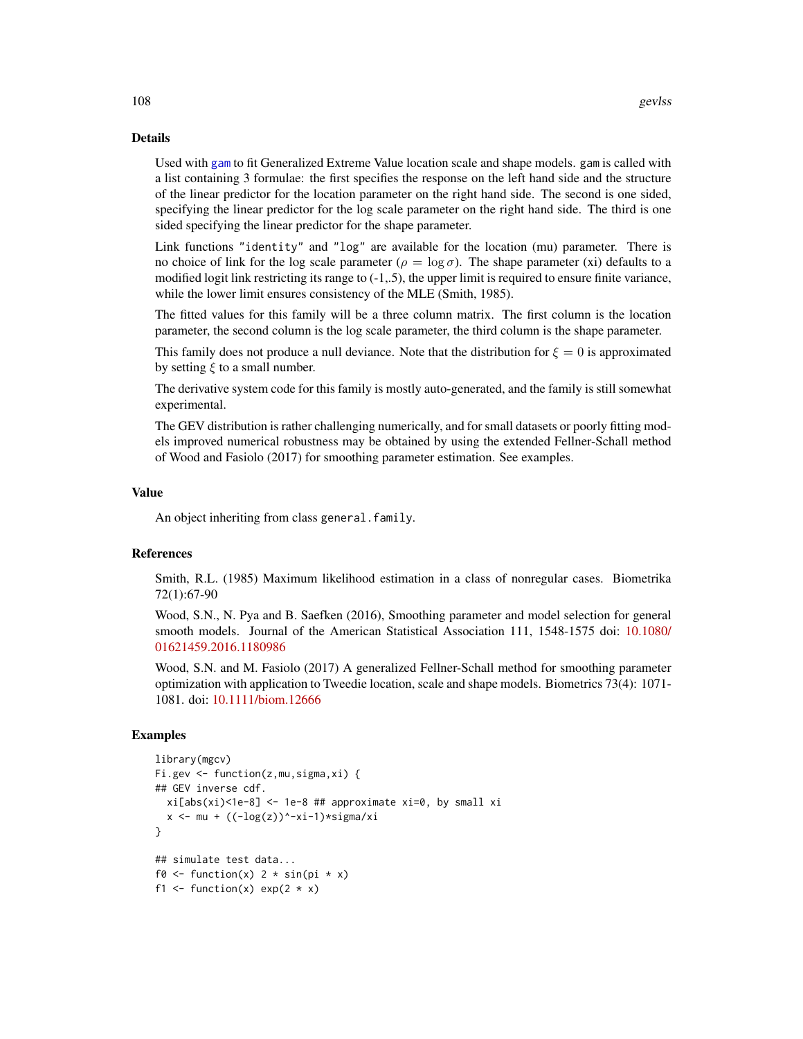## Details

Used with gam to fit Generalized Extreme Value location scale and shape models. gam is called with a list containing 3 formulae: the first specifies the response on the left hand side and the structure of the linear predictor for the location parameter on the right hand side. The second is one sided, specifying the linear predictor for the log scale parameter on the right hand side. The third is one sided specifying the linear predictor for the shape parameter.

Link functions "identity" and "log" are available for the location (mu) parameter. There is no choice of link for the log scale parameter ($\rho = \log \sigma$). The shape parameter (xi) defaults to a modified logit link restricting its range to (-1,.5), the upper limit is required to ensure finite variance, while the lower limit ensures consistency of the MLE (Smith, 1985).

The fitted values for this family will be a three column matrix. The first column is the location parameter, the second column is the log scale parameter, the third column is the shape parameter.

This family does not produce a null deviance. Note that the distribution for $\xi = 0$ is approximated by setting $\xi$ to a small number.

The derivative system code for this family is mostly auto-generated, and the family is still somewhat experimental.

The GEV distribution is rather challenging numerically, and for small datasets or poorly fitting models improved numerical robustness may be obtained by using the extended Fellner-Schall method of Wood and Fasiolo (2017) for smoothing parameter estimation. See examples.

## Value

An object inheriting from class general.family.

## References

Smith, R.L. (1985) Maximum likelihood estimation in a class of nonregular cases. Biometrika 72(1):67-90

Wood, S.N., N. Pya and B. Saefken (2016), Smoothing parameter and model selection for general smooth models. Journal of the American Statistical Association 111, 1548-1575 doi: 10.1080/01621459.2016.1180986

Wood, S.N. and M. Fasiolo (2017) A generalized Fellner-Schall method for smoothing parameter optimization with application to Tweedie location, scale and shape models. Biometrics 73(4): 1071-1081. doi: 10.1111/biom.12666

## Examples

```
library(mgcv)
Fi.gev <- function(z,mu,sigma,xi) {
## GEV inverse cdf.
  xi[abs(xi)<1e-8] <- 1e-8 ## approximate xi=0, by small xi
  x <- mu + ((-log(z))^-xi-1)*sigma/xi
}

## simulate test data...
f0 <- function(x) 2 * sin(pi * x)
f1 <- function(x) exp(2 * x)
```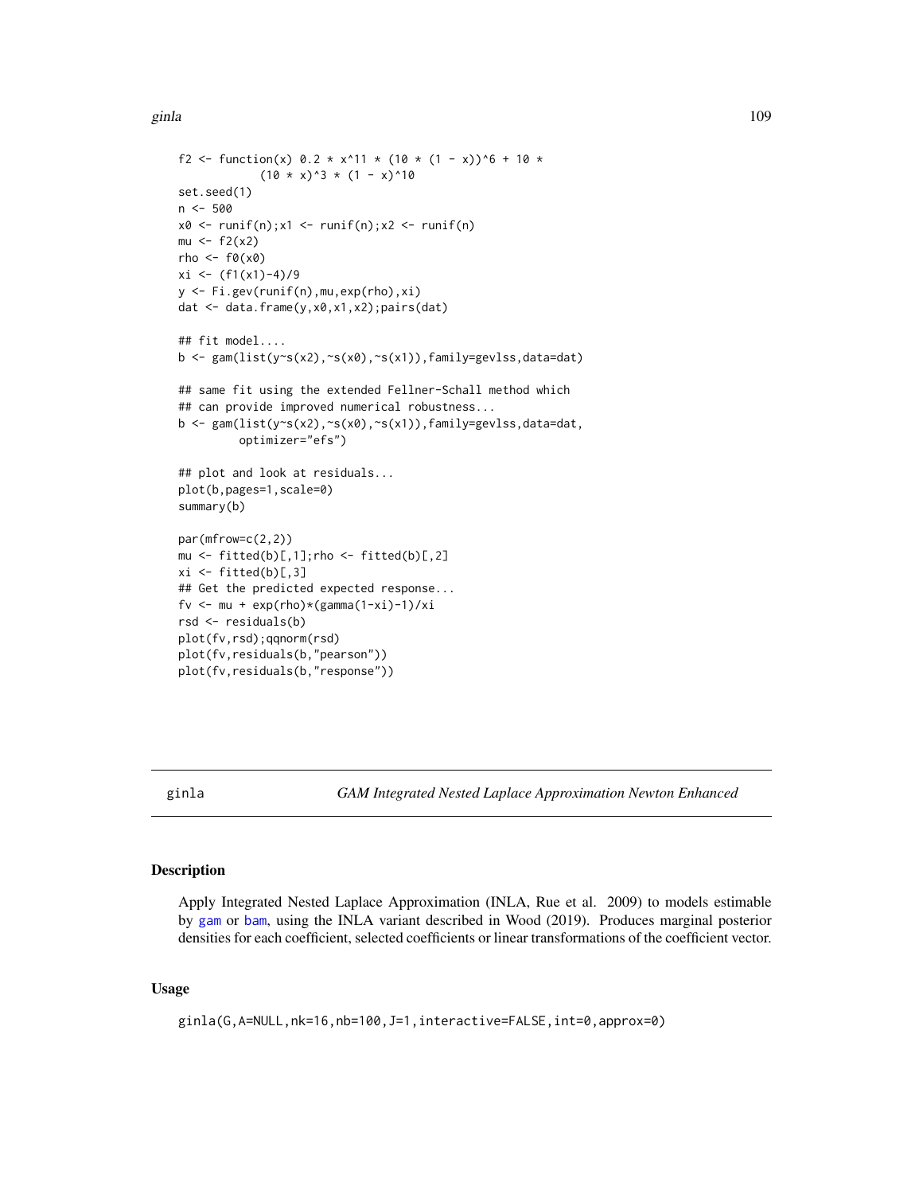```
f2 <- function(x) 0.2 * x^11 * (10 * (1 - x))^6 + 10 *
            (10 * x)^3 * (1 - x)^10
set.seed(1)
n <- 500
x0 <- runif(n);x1 <- runif(n);x2 <- runif(n)
mu <- f2(x2)
rho <- f0(x0)
xi <- (f1(x1)-4)/9
y <- Fi.gev(runif(n),mu,exp(rho),xi)
dat <- data.frame(y,x0,x1,x2);pairs(dat)

## fit model....
b <- gam(list(y~s(x2),~s(x0),~s(x1)),family=gevlss,data=dat)

## same fit using the extended Fellner-Schall method which
## can provide improved numerical robustness...
b <- gam(list(y~s(x2),~s(x0),~s(x1)),family=gevlss,data=dat,
         optimizer="efs")

## plot and look at residuals...
plot(b,pages=1,scale=0)
summary(b)

par(mfrow=c(2,2))
mu <- fitted(b)[,1];rho <- fitted(b)[,2]
xi <- fitted(b)[,3]
## Get the predicted expected response...
fv <- mu + exp(rho)*(gamma(1-xi)-1)/xi
rsd <- residuals(b)
plot(fv,rsd);qqnorm(rsd)
plot(fv,residuals(b,"pearson"))
plot(fv,residuals(b,"response"))
```

---

# ginla — *GAM Integrated Nested Laplace Approximation Newton Enhanced*

## Description

Apply Integrated Nested Laplace Approximation (INLA, Rue et al. 2009) to models estimable by gam or bam, using the INLA variant described in Wood (2019). Produces marginal posterior densities for each coefficient, selected coefficients or linear transformations of the coefficient vector.

## Usage

```
ginla(G,A=NULL,nk=16,nb=100,J=1,interactive=FALSE,int=0,approx=0)
```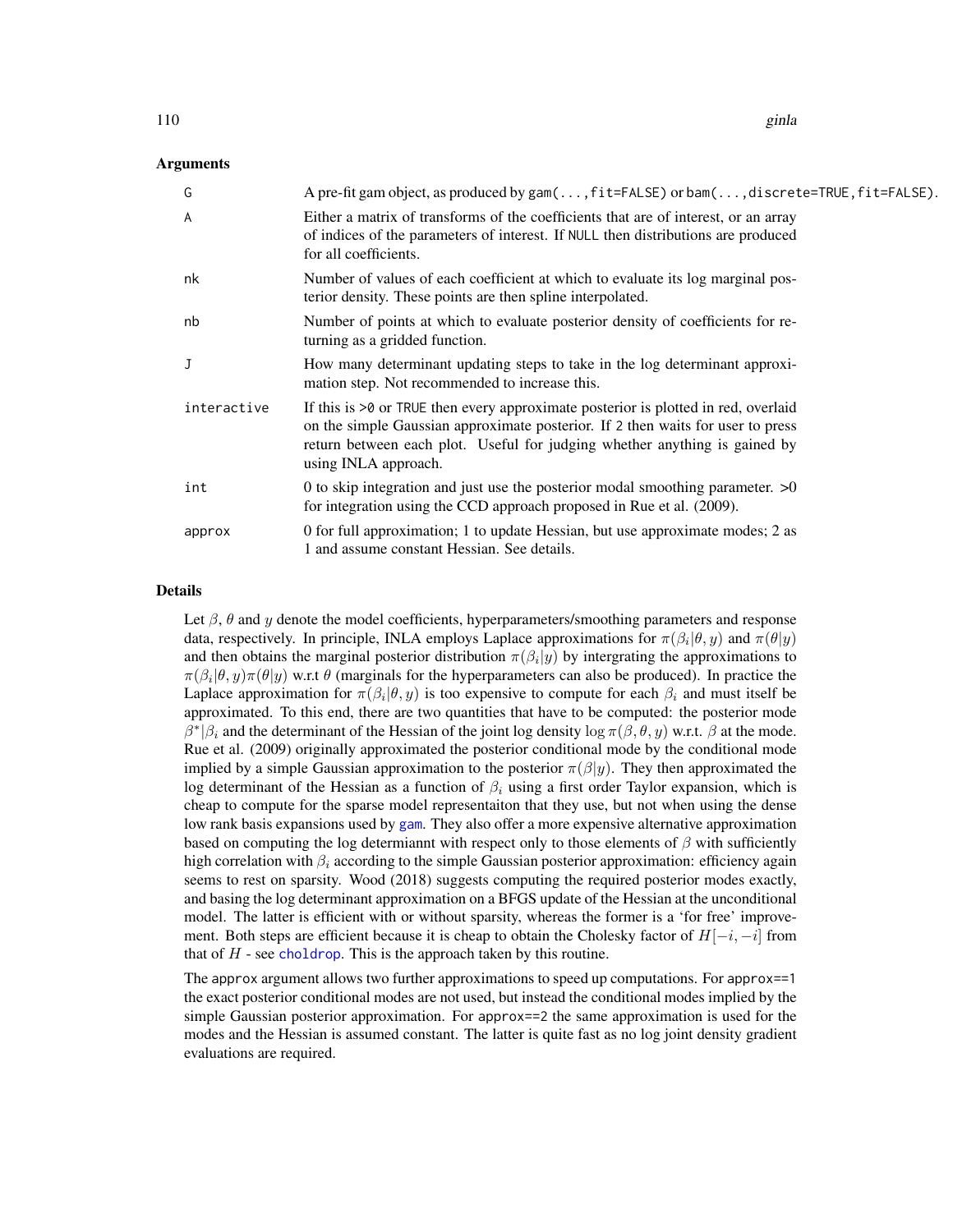## Arguments

| | |
|---|---|
| G | A pre-fit gam object, as produced by `gam(...,fit=FALSE)` or `bam(...,discrete=TRUE,fit=FALSE)`. |
| A | Either a matrix of transforms of the coefficients that are of interest, or an array of indices of the parameters of interest. If NULL then distributions are produced for all coefficients. |
| nk | Number of values of each coefficient at which to evaluate its log marginal posterior density. These points are then spline interpolated. |
| nb | Number of points at which to evaluate posterior density of coefficients for returning as a gridded function. |
| J | How many determinant updating steps to take in the log determinant approximation step. Not recommended to increase this. |
| interactive | If this is >0 or TRUE then every approximate posterior is plotted in red, overlaid on the simple Gaussian approximate posterior. If 2 then waits for user to press return between each plot. Useful for judging whether anything is gained by using INLA approach. |
| int | 0 to skip integration and just use the posterior modal smoothing parameter. >0 for integration using the CCD approach proposed in Rue et al. (2009). |
| approx | 0 for full approximation; 1 to update Hessian, but use approximate modes; 2 as 1 and assume constant Hessian. See details. |

## Details

Let $\beta$, $\theta$ and $y$ denote the model coefficients, hyperparameters/smoothing parameters and response data, respectively. In principle, INLA employs Laplace approximations for $\pi(\beta_i|\theta, y)$ and $\pi(\theta|y)$ and then obtains the marginal posterior distribution $\pi(\beta_i|y)$ by intergrating the approximations to $\pi(\beta_i|\theta, y)\pi(\theta|y)$ w.r.t $\theta$ (marginals for the hyperparameters can also be produced). In practice the Laplace approximation for $\pi(\beta_i|\theta, y)$ is too expensive to compute for each $\beta_i$ and must itself be approximated. To this end, there are two quantities that have to be computed: the posterior mode $\beta^*|\beta_i$ and the determinant of the Hessian of the joint log density $\log \pi(\beta, \theta, y)$ w.r.t. $\beta$ at the mode. Rue et al. (2009) originally approximated the posterior conditional mode by the conditional mode implied by a simple Gaussian approximation to the posterior $\pi(\beta|y)$. They then approximated the log determinant of the Hessian as a function of $\beta_i$ using a first order Taylor expansion, which is cheap to compute for the sparse model representaiton that they use, but not when using the dense low rank basis expansions used by gam. They also offer a more expensive alternative approximation based on computing the log determiannt with respect only to those elements of $\beta$ with sufficiently high correlation with $\beta_i$ according to the simple Gaussian posterior approximation: efficiency again seems to rest on sparsity. Wood (2018) suggests computing the required posterior modes exactly, and basing the log determinant approximation on a BFGS update of the Hessian at the unconditional model. The latter is efficient with or without sparsity, whereas the former is a 'for free' improvement. Both steps are efficient because it is cheap to obtain the Cholesky factor of $H[-i, -i]$ from that of $H$ - see choldrop. This is the approach taken by this routine.

The approx argument allows two further approximations to speed up computations. For approx==1 the exact posterior conditional modes are not used, but instead the conditional modes implied by the simple Gaussian posterior approximation. For approx==2 the same approximation is used for the modes and the Hessian is assumed constant. The latter is quite fast as no log joint density gradient evaluations are required.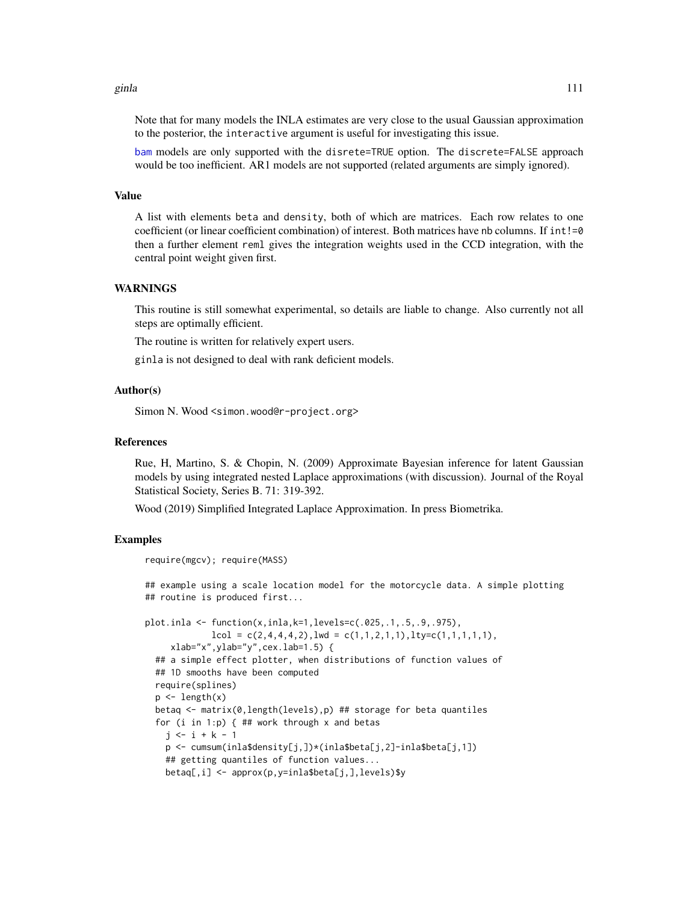Note that for many models the INLA estimates are very close to the usual Gaussian approximation to the posterior, the interactive argument is useful for investigating this issue.

bam models are only supported with the disrete=TRUE option. The discrete=FALSE approach would be too inefficient. AR1 models are not supported (related arguments are simply ignored).

## Value

A list with elements beta and density, both of which are matrices. Each row relates to one coefficient (or linear coefficient combination) of interest. Both matrices have nb columns. If int!=0 then a further element reml gives the integration weights used in the CCD integration, with the central point weight given first.

## WARNINGS

This routine is still somewhat experimental, so details are liable to change. Also currently not all steps are optimally efficient.

The routine is written for relatively expert users.

ginla is not designed to deal with rank deficient models.

## Author(s)

Simon N. Wood <simon.wood@r-project.org>

## References

Rue, H, Martino, S. & Chopin, N. (2009) Approximate Bayesian inference for latent Gaussian models by using integrated nested Laplace approximations (with discussion). Journal of the Royal Statistical Society, Series B. 71: 319-392.

Wood (2019) Simplified Integrated Laplace Approximation. In press Biometrika.

## Examples

```
require(mgcv); require(MASS)

## example using a scale location model for the motorcycle data. A simple plotting
## routine is produced first...

plot.inla <- function(x,inla,k=1,levels=c(.025,.1,.5,.9,.975),
             lcol = c(2,4,4,4,2),lwd = c(1,1,2,1,1),lty=c(1,1,1,1,1),
     xlab="x",ylab="y",cex.lab=1.5) {
  ## a simple effect plotter, when distributions of function values of
  ## 1D smooths have been computed
  require(splines)
  p <- length(x)
  betaq <- matrix(0,length(levels),p) ## storage for beta quantiles
  for (i in 1:p) { ## work through x and betas
    j <- i + k - 1
    p <- cumsum(inla$density[j,])*(inla$beta[j,2]-inla$beta[j,1])
    ## getting quantiles of function values...
    betaq[,i] <- approx(p,y=inla$beta[j,],levels)$y
```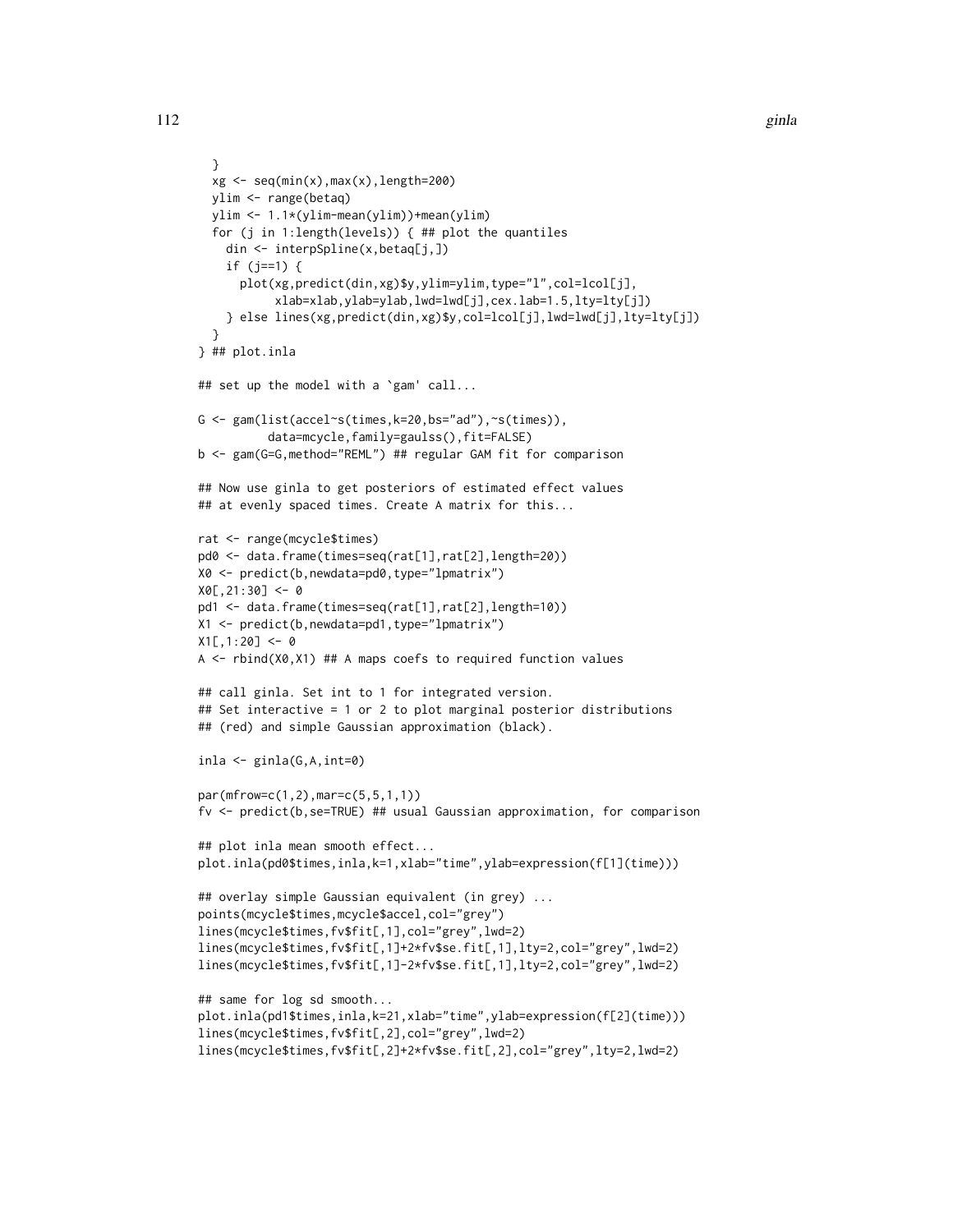```
  }
  xg <- seq(min(x),max(x),length=200)
  ylim <- range(betaq)
  ylim <- 1.1*(ylim-mean(ylim))+mean(ylim)
  for (j in 1:length(levels)) { ## plot the quantiles
    din <- interpSpline(x,betaq[j,])
    if (j==1) {
      plot(xg,predict(din,xg)$y,ylim=ylim,type="l",col=lcol[j],
           xlab=xlab,ylab=ylab,lwd=lwd[j],cex.lab=1.5,lty=lty[j])
    } else lines(xg,predict(din,xg)$y,col=lcol[j],lwd=lwd[j],lty=lty[j])
  }
} ## plot.inla

## set up the model with a `gam' call...

G <- gam(list(accel~s(times,k=20,bs="ad"),~s(times)),
         data=mcycle,family=gaulss(),fit=FALSE)
b <- gam(G=G,method="REML") ## regular GAM fit for comparison

## Now use ginla to get posteriors of estimated effect values
## at evenly spaced times. Create A matrix for this...

rat <- range(mcycle$times)
pd0 <- data.frame(times=seq(rat[1],rat[2],length=20))
X0 <- predict(b,newdata=pd0,type="lpmatrix")
X0[,21:30] <- 0
pd1 <- data.frame(times=seq(rat[1],rat[2],length=10))
X1 <- predict(b,newdata=pd1,type="lpmatrix")
X1[,1:20] <- 0
A <- rbind(X0,X1) ## A maps coefs to required function values

## call ginla. Set int to 1 for integrated version.
## Set interactive = 1 or 2 to plot marginal posterior distributions
## (red) and simple Gaussian approximation (black).

inla <- ginla(G,A,int=0)

par(mfrow=c(1,2),mar=c(5,5,1,1))
fv <- predict(b,se=TRUE) ## usual Gaussian approximation, for comparison

## plot inla mean smooth effect...
plot.inla(pd0$times,inla,k=1,xlab="time",ylab=expression(f[1](time)))

## overlay simple Gaussian equivalent (in grey) ...
points(mcycle$times,mcycle$accel,col="grey")
lines(mcycle$times,fv$fit[,1],col="grey",lwd=2)
lines(mcycle$times,fv$fit[,1]+2*fv$se.fit[,1],lty=2,col="grey",lwd=2)
lines(mcycle$times,fv$fit[,1]-2*fv$se.fit[,1],lty=2,col="grey",lwd=2)

## same for log sd smooth...
plot.inla(pd1$times,inla,k=21,xlab="time",ylab=expression(f[2](time)))
lines(mcycle$times,fv$fit[,2],col="grey",lwd=2)
lines(mcycle$times,fv$fit[,2]+2*fv$se.fit[,2],col="grey",lty=2,lwd=2)
```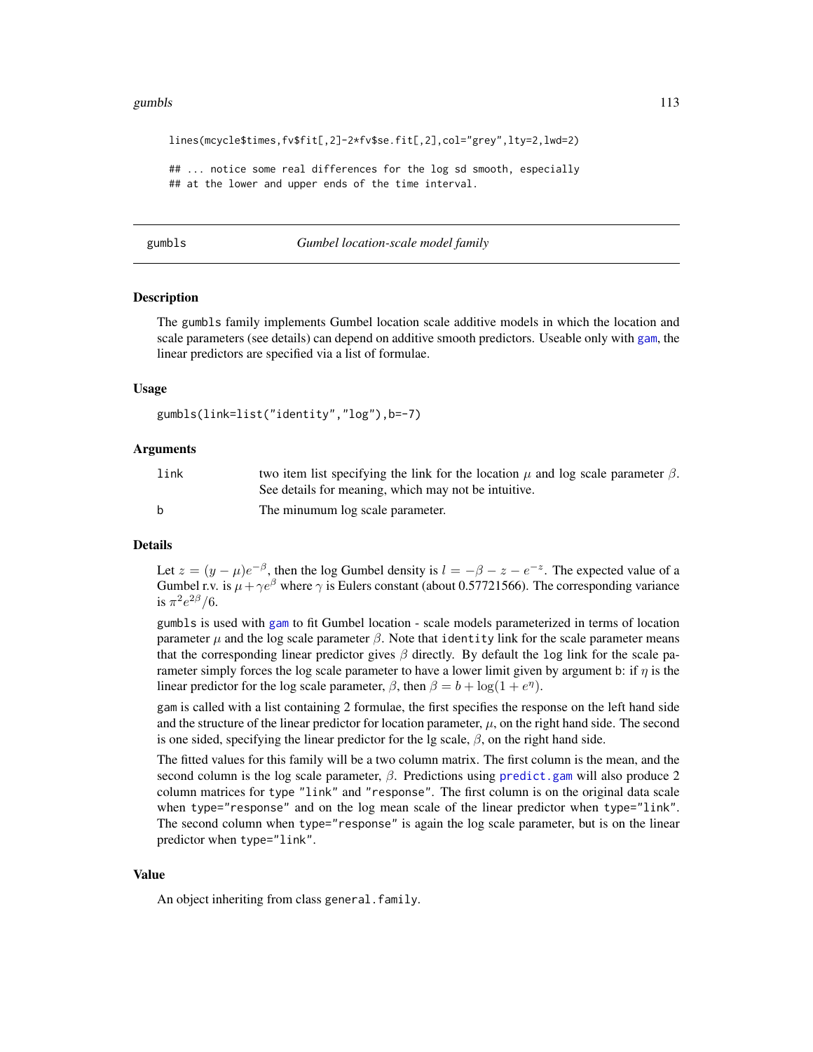```
lines(mcycle$times,fv$fit[,2]-2*fv$se.fit[,2],col="grey",lty=2,lwd=2)

## ... notice some real differences for the log sd smooth, especially
## at the lower and upper ends of the time interval.
```

---

gumbls *Gumbel location-scale model family*

---

## Description

The `gumbls` family implements Gumbel location scale additive models in which the location and scale parameters (see details) can depend on additive smooth predictors. Useable only with `gam`, the linear predictors are specified via a list of formulae.

## Usage

```
gumbls(link=list("identity","log"),b=-7)
```

## Arguments

| | |
|---|---|
| `link` | two item list specifying the link for the location $\mu$ and log scale parameter $\beta$. See details for meaning, which may not be intuitive. |
| `b` | The minumum log scale parameter. |

## Details

Let $z = (y - \mu)e^{-\beta}$, then the log Gumbel density is $l = -\beta - z - e^{-z}$. The expected value of a Gumbel r.v. is $\mu + \gamma e^{\beta}$ where $\gamma$ is Eulers constant (about 0.57721566). The corresponding variance is $\pi^2 e^{2\beta}/6$.

`gumbls` is used with `gam` to fit Gumbel location - scale models parameterized in terms of location parameter $\mu$ and the log scale parameter $\beta$. Note that `identity` link for the scale parameter means that the corresponding linear predictor gives $\beta$ directly. By default the `log` link for the scale parameter simply forces the log scale parameter to have a lower limit given by argument `b`: if $\eta$ is the linear predictor for the log scale parameter, $\beta$, then $\beta = b + \log(1 + e^{\eta})$.

`gam` is called with a list containing 2 formulae, the first specifies the response on the left hand side and the structure of the linear predictor for location parameter, $\mu$, on the right hand side. The second is one sided, specifying the linear predictor for the lg scale, $\beta$, on the right hand side.

The fitted values for this family will be a two column matrix. The first column is the mean, and the second column is the log scale parameter, $\beta$. Predictions using `predict.gam` will also produce 2 column matrices for `type` `"link"` and `"response"`. The first column is on the original data scale when `type="response"` and on the log mean scale of the linear predictor when `type="link"`. The second column when `type="response"` is again the log scale parameter, but is on the linear predictor when `type="link"`.

## Value

An object inheriting from class `general.family`.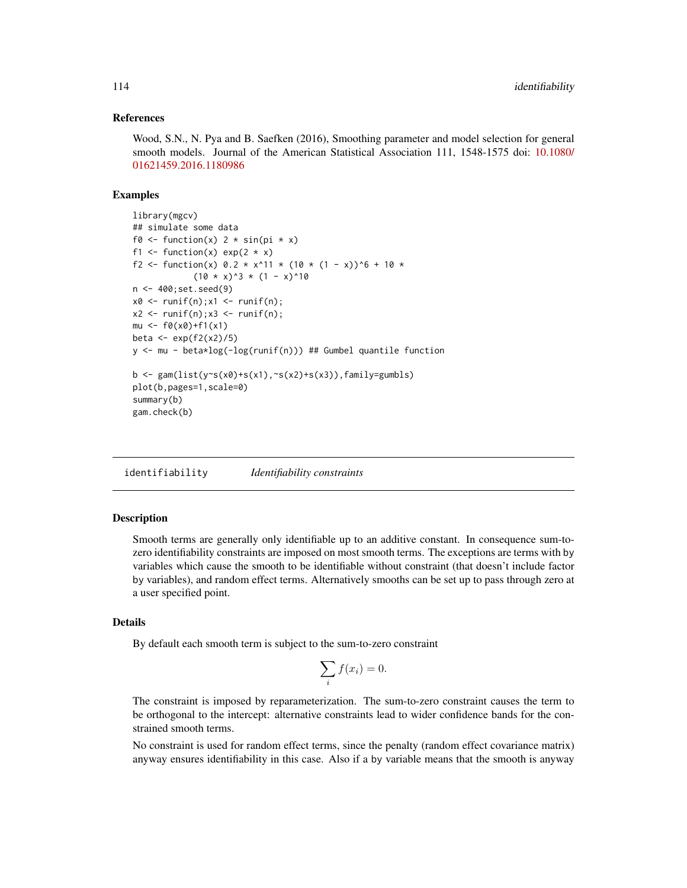### References

Wood, S.N., N. Pya and B. Saefken (2016), Smoothing parameter and model selection for general smooth models. Journal of the American Statistical Association 111, 1548-1575 doi: 10.1080/01621459.2016.1180986

### Examples

```
library(mgcv)
## simulate some data
f0 <- function(x) 2 * sin(pi * x)
f1 <- function(x) exp(2 * x)
f2 <- function(x) 0.2 * x^11 * (10 * (1 - x))^6 + 10 *
            (10 * x)^3 * (1 - x)^10
n <- 400;set.seed(9)
x0 <- runif(n);x1 <- runif(n);
x2 <- runif(n);x3 <- runif(n);
mu <- f0(x0)+f1(x1)
beta <- exp(f2(x2)/5)
y <- mu - beta*log(-log(runif(n))) ## Gumbel quantile function

b <- gam(list(y~s(x0)+s(x1),~s(x2)+s(x3)),family=gumbls)
plot(b,pages=1,scale=0)
summary(b)
gam.check(b)
```

---

## identifiability *Identifiability constraints*

### Description

Smooth terms are generally only identifiable up to an additive constant. In consequence sum-to-zero identifiability constraints are imposed on most smooth terms. The exceptions are terms with by variables which cause the smooth to be identifiable without constraint (that doesn't include factor by variables), and random effect terms. Alternatively smooths can be set up to pass through zero at a user specified point.

### Details

By default each smooth term is subject to the sum-to-zero constraint

$$\sum_i f(x_i) = 0.$$

The constraint is imposed by reparameterization. The sum-to-zero constraint causes the term to be orthogonal to the intercept: alternative constraints lead to wider confidence bands for the constrained smooth terms.

No constraint is used for random effect terms, since the penalty (random effect covariance matrix) anyway ensures identifiability in this case. Also if a by variable means that the smooth is anyway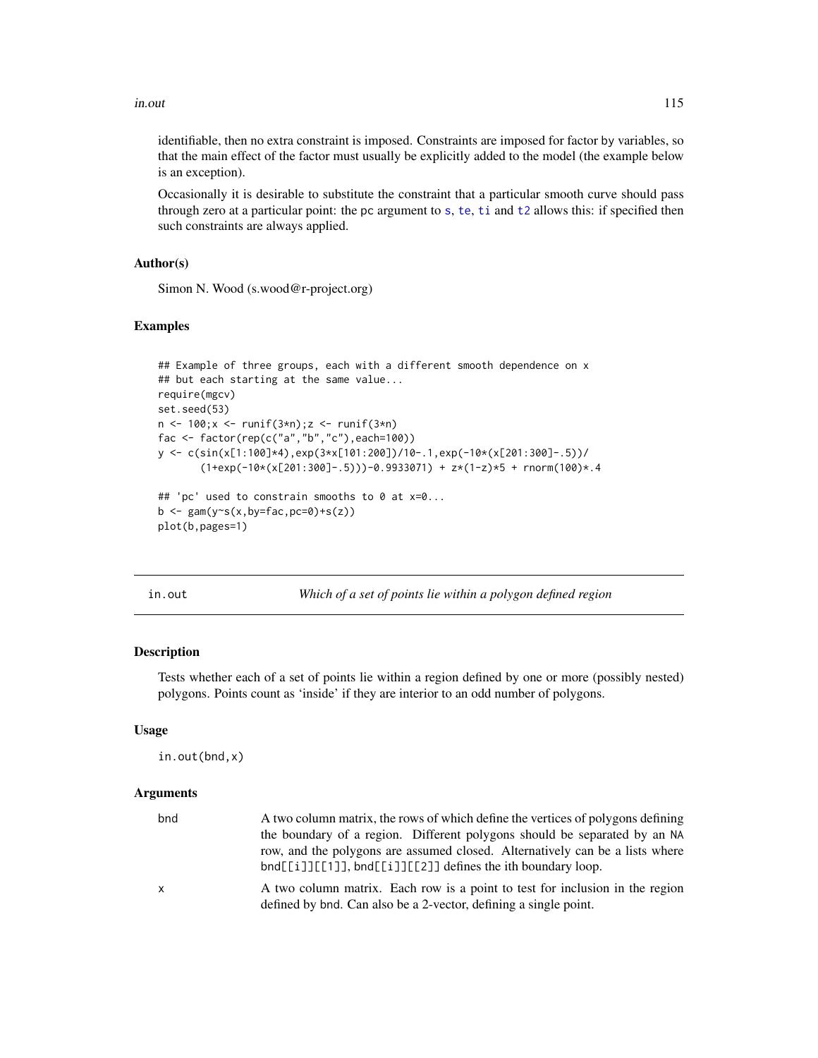identifiable, then no extra constraint is imposed. Constraints are imposed for factor by variables, so that the main effect of the factor must usually be explicitly added to the model (the example below is an exception).

Occasionally it is desirable to substitute the constraint that a particular smooth curve should pass through zero at a particular point: the pc argument to s, te, ti and t2 allows this: if specified then such constraints are always applied.

### Author(s)

Simon N. Wood (s.wood@r-project.org)

### Examples

```
## Example of three groups, each with a different smooth dependence on x
## but each starting at the same value...
require(mgcv)
set.seed(53)
n <- 100;x <- runif(3*n);z <- runif(3*n)
fac <- factor(rep(c("a","b","c"),each=100))
y <- c(sin(x[1:100]*4),exp(3*x[101:200])/10-.1,exp(-10*(x[201:300]-.5))/
       (1+exp(-10*(x[201:300]-.5)))-0.9933071) + z*(1-z)*5 + rnorm(100)*.4

## 'pc' used to constrain smooths to 0 at x=0...
b <- gam(y~s(x,by=fac,pc=0)+s(z))
plot(b,pages=1)
```

---

## in.out — *Which of a set of points lie within a polygon defined region*

### Description

Tests whether each of a set of points lie within a region defined by one or more (possibly nested) polygons. Points count as 'inside' if they are interior to an odd number of polygons.

### Usage

```
in.out(bnd,x)
```

### Arguments

| | |
|---|---|
| bnd | A two column matrix, the rows of which define the vertices of polygons defining the boundary of a region. Different polygons should be separated by an NA row, and the polygons are assumed closed. Alternatively can be a lists where bnd[[i]][[1]], bnd[[i]][[2]] defines the ith boundary loop. |
| x | A two column matrix. Each row is a point to test for inclusion in the region defined by bnd. Can also be a 2-vector, defining a single point. |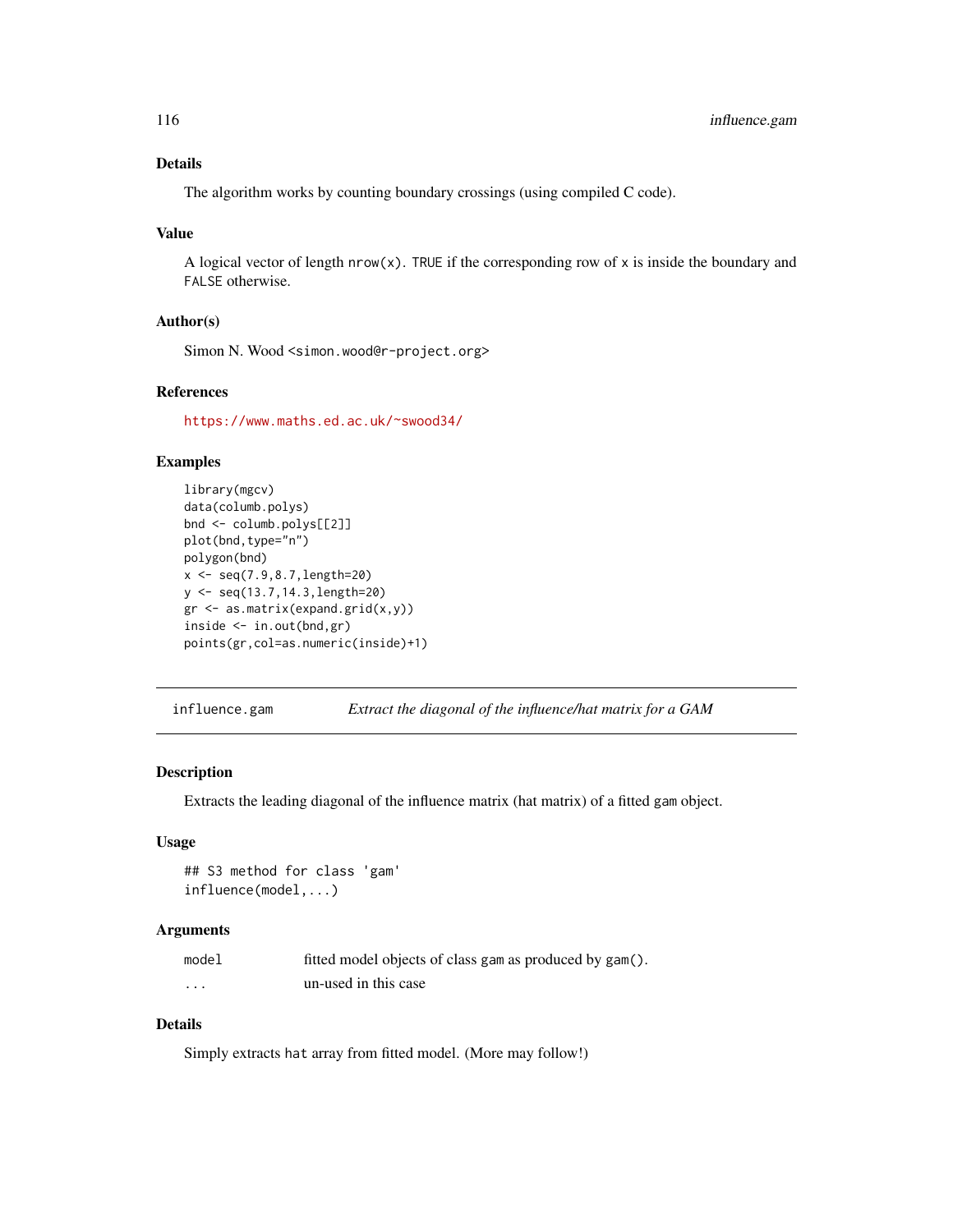### Details

The algorithm works by counting boundary crossings (using compiled C code).

### Value

A logical vector of length `nrow(x)`. `TRUE` if the corresponding row of `x` is inside the boundary and `FALSE` otherwise.

### Author(s)

Simon N. Wood <simon.wood@r-project.org>

### References

https://www.maths.ed.ac.uk/~swood34/

### Examples

```
library(mgcv)
data(columb.polys)
bnd <- columb.polys[[2]]
plot(bnd,type="n")
polygon(bnd)
x <- seq(7.9,8.7,length=20)
y <- seq(13.7,14.3,length=20)
gr <- as.matrix(expand.grid(x,y))
inside <- in.out(bnd,gr)
points(gr,col=as.numeric(inside)+1)
```

---

## influence.gam — *Extract the diagonal of the influence/hat matrix for a GAM*

### Description

Extracts the leading diagonal of the influence matrix (hat matrix) of a fitted `gam` object.

### Usage

```
## S3 method for class 'gam'
influence(model,...)
```

### Arguments

| | |
|---|---|
| `model` | fitted model objects of class `gam` as produced by `gam()`. |
| `...` | un-used in this case |

### Details

Simply extracts `hat` array from fitted model. (More may follow!)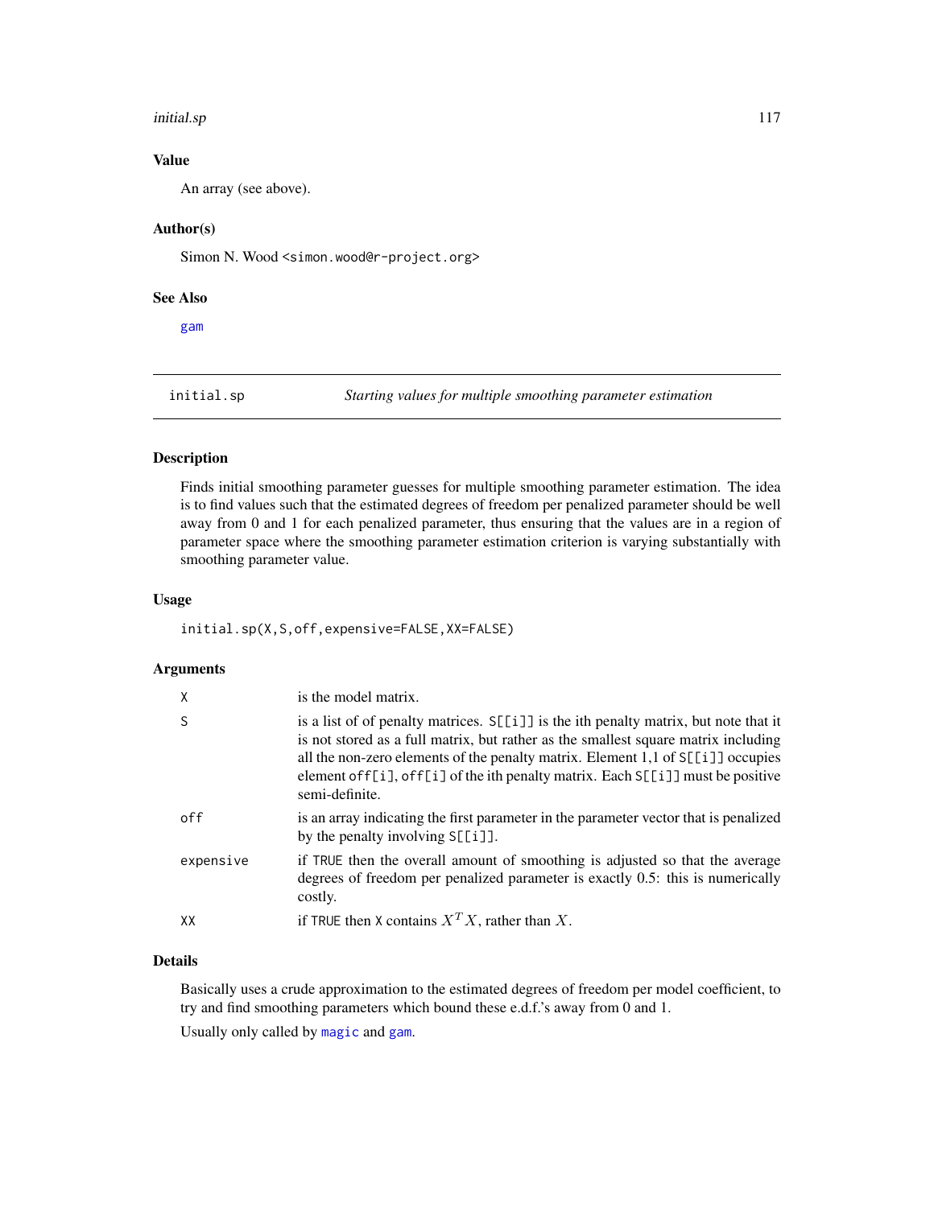## Value

An array (see above).

## Author(s)

Simon N. Wood <simon.wood@r-project.org>

## See Also

gam

---

# initial.sp — *Starting values for multiple smoothing parameter estimation*

---

## Description

Finds initial smoothing parameter guesses for multiple smoothing parameter estimation. The idea is to find values such that the estimated degrees of freedom per penalized parameter should be well away from 0 and 1 for each penalized parameter, thus ensuring that the values are in a region of parameter space where the smoothing parameter estimation criterion is varying substantially with smoothing parameter value.

## Usage

```
initial.sp(X,S,off,expensive=FALSE,XX=FALSE)
```

## Arguments

| | |
|---|---|
| X | is the model matrix. |
| S | is a list of of penalty matrices. S[[i]] is the ith penalty matrix, but note that it is not stored as a full matrix, but rather as the smallest square matrix including all the non-zero elements of the penalty matrix. Element 1,1 of S[[i]] occupies element off[i], off[i] of the ith penalty matrix. Each S[[i]] must be positive semi-definite. |
| off | is an array indicating the first parameter in the parameter vector that is penalized by the penalty involving S[[i]]. |
| expensive | if TRUE then the overall amount of smoothing is adjusted so that the average degrees of freedom per penalized parameter is exactly 0.5: this is numerically costly. |
| XX | if TRUE then X contains $X^T X$, rather than $X$. |

## Details

Basically uses a crude approximation to the estimated degrees of freedom per model coefficient, to try and find smoothing parameters which bound these e.d.f.'s away from 0 and 1.

Usually only called by magic and gam.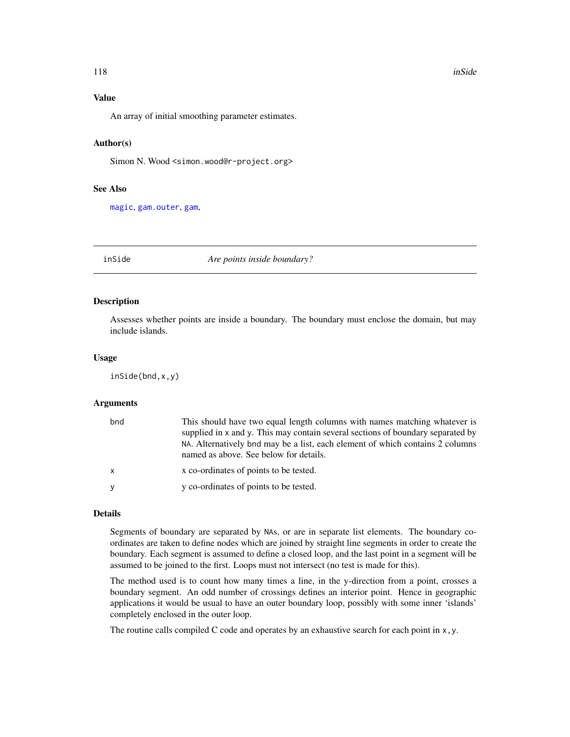### Value

An array of initial smoothing parameter estimates.

### Author(s)

Simon N. Wood <simon.wood@r-project.org>

### See Also

magic, gam.outer, gam,

---

## inSide — *Are points inside boundary?*

---

### Description

Assesses whether points are inside a boundary. The boundary must enclose the domain, but may include islands.

### Usage

```
inSide(bnd,x,y)
```

### Arguments

| | |
|---|---|
| bnd | This should have two equal length columns with names matching whatever is supplied in x and y. This may contain several sections of boundary separated by NA. Alternatively bnd may be a list, each element of which contains 2 columns named as above. See below for details. |
| x | x co-ordinates of points to be tested. |
| y | y co-ordinates of points to be tested. |

### Details

Segments of boundary are separated by NAs, or are in separate list elements. The boundary co-ordinates are taken to define nodes which are joined by straight line segments in order to create the boundary. Each segment is assumed to define a closed loop, and the last point in a segment will be assumed to be joined to the first. Loops must not intersect (no test is made for this).

The method used is to count how many times a line, in the y-direction from a point, crosses a boundary segment. An odd number of crossings defines an interior point. Hence in geographic applications it would be usual to have an outer boundary loop, possibly with some inner 'islands' completely enclosed in the outer loop.

The routine calls compiled C code and operates by an exhaustive search for each point in x,y.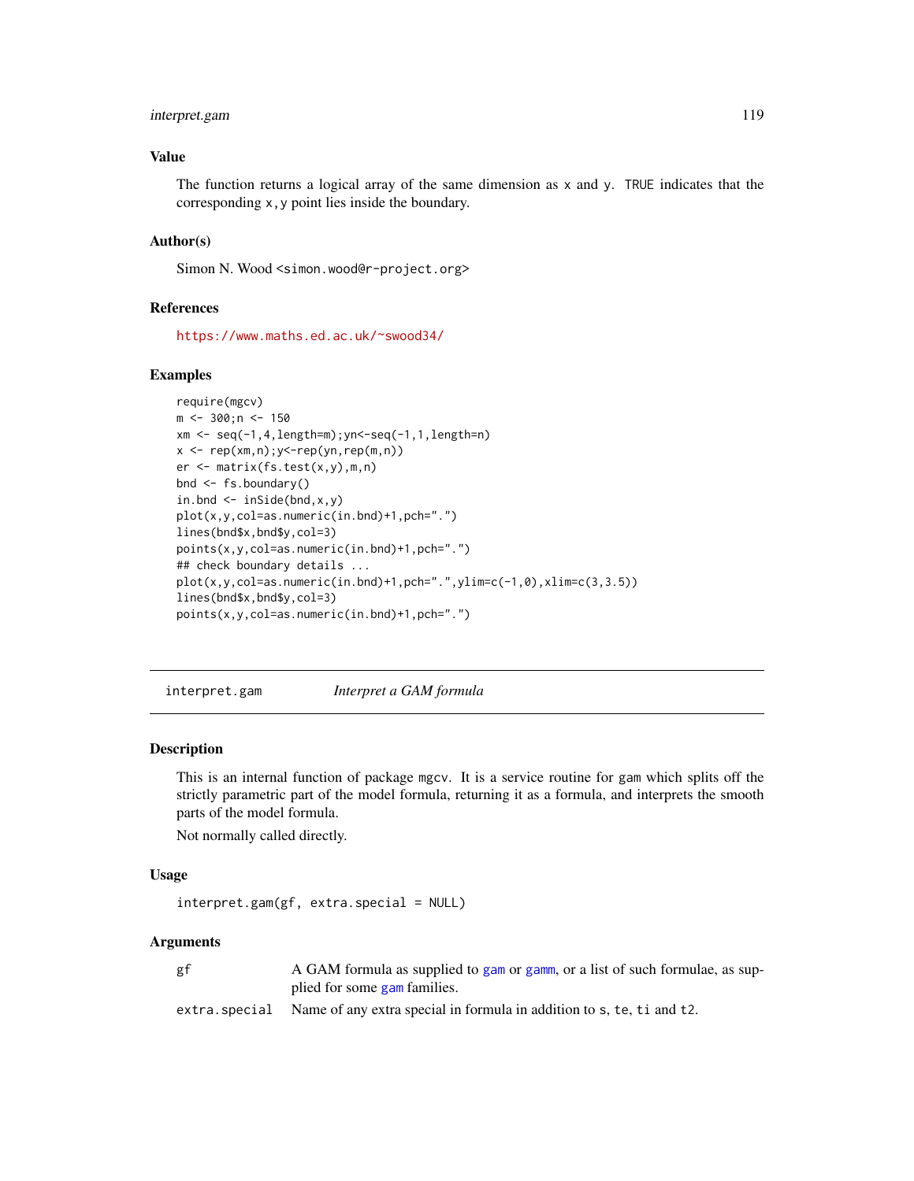## Value

The function returns a logical array of the same dimension as x and y. TRUE indicates that the corresponding x,y point lies inside the boundary.

## Author(s)

Simon N. Wood <simon.wood@r-project.org>

## References

https://www.maths.ed.ac.uk/~swood34/

## Examples

```
require(mgcv)
m <- 300;n <- 150
xm <- seq(-1,4,length=m);yn<-seq(-1,1,length=n)
x <- rep(xm,n);y<-rep(yn,rep(m,n))
er <- matrix(fs.test(x,y),m,n)
bnd <- fs.boundary()
in.bnd <- inSide(bnd,x,y)
plot(x,y,col=as.numeric(in.bnd)+1,pch=".")
lines(bnd$x,bnd$y,col=3)
points(x,y,col=as.numeric(in.bnd)+1,pch=".")
## check boundary details ...
plot(x,y,col=as.numeric(in.bnd)+1,pch=".",ylim=c(-1,0),xlim=c(3,3.5))
lines(bnd$x,bnd$y,col=3)
points(x,y,col=as.numeric(in.bnd)+1,pch=".")
```

---

# interpret.gam *Interpret a GAM formula*

## Description

This is an internal function of package mgcv. It is a service routine for gam which splits off the strictly parametric part of the model formula, returning it as a formula, and interprets the smooth parts of the model formula.

Not normally called directly.

## Usage

```
interpret.gam(gf, extra.special = NULL)
```

## Arguments

| | |
|---|---|
| gf | A GAM formula as supplied to gam or gamm, or a list of such formulae, as supplied for some gam families. |
| extra.special | Name of any extra special in formula in addition to s, te, ti and t2. |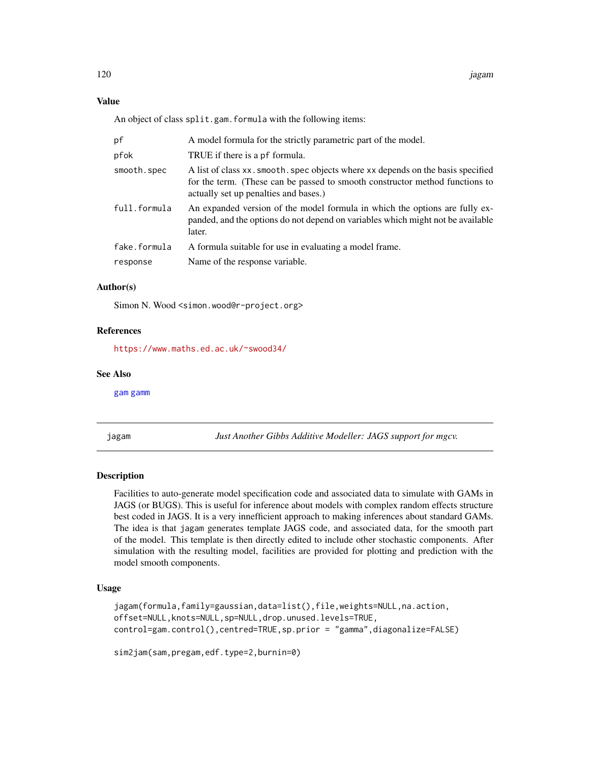### Value

An object of class `split.gam.formula` with the following items:

| | |
|---|---|
| `pf` | A model formula for the strictly parametric part of the model. |
| `pfok` | TRUE if there is a `pf` formula. |
| `smooth.spec` | A list of class `xx.smooth.spec` objects where `xx` depends on the basis specified for the term. (These can be passed to smooth constructor method functions to actually set up penalties and bases.) |
| `full.formula` | An expanded version of the model formula in which the options are fully expanded, and the options do not depend on variables which might not be available later. |
| `fake.formula` | A formula suitable for use in evaluating a model frame. |
| `response` | Name of the response variable. |

### Author(s)

Simon N. Wood <simon.wood@r-project.org>

### References

https://www.maths.ed.ac.uk/~swood34/

### See Also

gam gamm

---

## jagam — *Just Another Gibbs Additive Modeller: JAGS support for mgcv.*

### Description

Facilities to auto-generate model specification code and associated data to simulate with GAMs in JAGS (or BUGS). This is useful for inference about models with complex random effects structure best coded in JAGS. It is a very innefficient approach to making inferences about standard GAMs. The idea is that `jagam` generates template JAGS code, and associated data, for the smooth part of the model. This template is then directly edited to include other stochastic components. After simulation with the resulting model, facilities are provided for plotting and prediction with the model smooth components.

### Usage

```
jagam(formula,family=gaussian,data=list(),file,weights=NULL,na.action,
offset=NULL,knots=NULL,sp=NULL,drop.unused.levels=TRUE,
control=gam.control(),centred=TRUE,sp.prior = "gamma",diagonalize=FALSE)

sim2jam(sam,pregam,edf.type=2,burnin=0)
```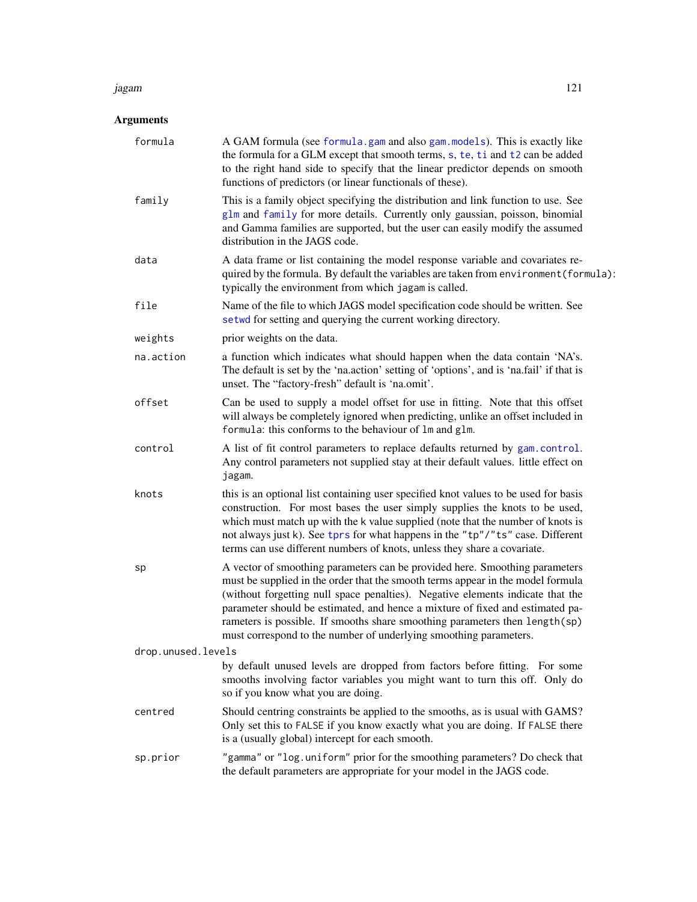## Arguments

**formula**
A GAM formula (see formula.gam and also gam.models). This is exactly like the formula for a GLM except that smooth terms, s, te, ti and t2 can be added to the right hand side to specify that the linear predictor depends on smooth functions of predictors (or linear functionals of these).

**family**
This is a family object specifying the distribution and link function to use. See glm and family for more details. Currently only gaussian, poisson, binomial and Gamma families are supported, but the user can easily modify the assumed distribution in the JAGS code.

**data**
A data frame or list containing the model response variable and covariates required by the formula. By default the variables are taken from `environment(formula)`: typically the environment from which `jagam` is called.

**file**
Name of the file to which JAGS model specification code should be written. See setwd for setting and querying the current working directory.

**weights**
prior weights on the data.

**na.action**
a function which indicates what should happen when the data contain 'NA's. The default is set by the 'na.action' setting of 'options', and is 'na.fail' if that is unset. The "factory-fresh" default is 'na.omit'.

**offset**
Can be used to supply a model offset for use in fitting. Note that this offset will always be completely ignored when predicting, unlike an offset included in `formula`: this conforms to the behaviour of `lm` and `glm`.

**control**
A list of fit control parameters to replace defaults returned by gam.control. Any control parameters not supplied stay at their default values. little effect on `jagam`.

**knots**
this is an optional list containing user specified knot values to be used for basis construction. For most bases the user simply supplies the knots to be used, which must match up with the `k` value supplied (note that the number of knots is not always just `k`). See tprs for what happens in the `"tp"`/`"ts"` case. Different terms can use different numbers of knots, unless they share a covariate.

**sp**
A vector of smoothing parameters can be provided here. Smoothing parameters must be supplied in the order that the smooth terms appear in the model formula (without forgetting null space penalties). Negative elements indicate that the parameter should be estimated, and hence a mixture of fixed and estimated parameters is possible. If smooths share smoothing parameters then `length(sp)` must correspond to the number of underlying smoothing parameters.

**drop.unused.levels**
by default unused levels are dropped from factors before fitting. For some smooths involving factor variables you might want to turn this off. Only do so if you know what you are doing.

**centred**
Should centring constraints be applied to the smooths, as is usual with GAMS? Only set this to `FALSE` if you know exactly what you are doing. If `FALSE` there is a (usually global) intercept for each smooth.

**sp.prior**
`"gamma"` or `"log.uniform"` prior for the smoothing parameters? Do check that the default parameters are appropriate for your model in the JAGS code.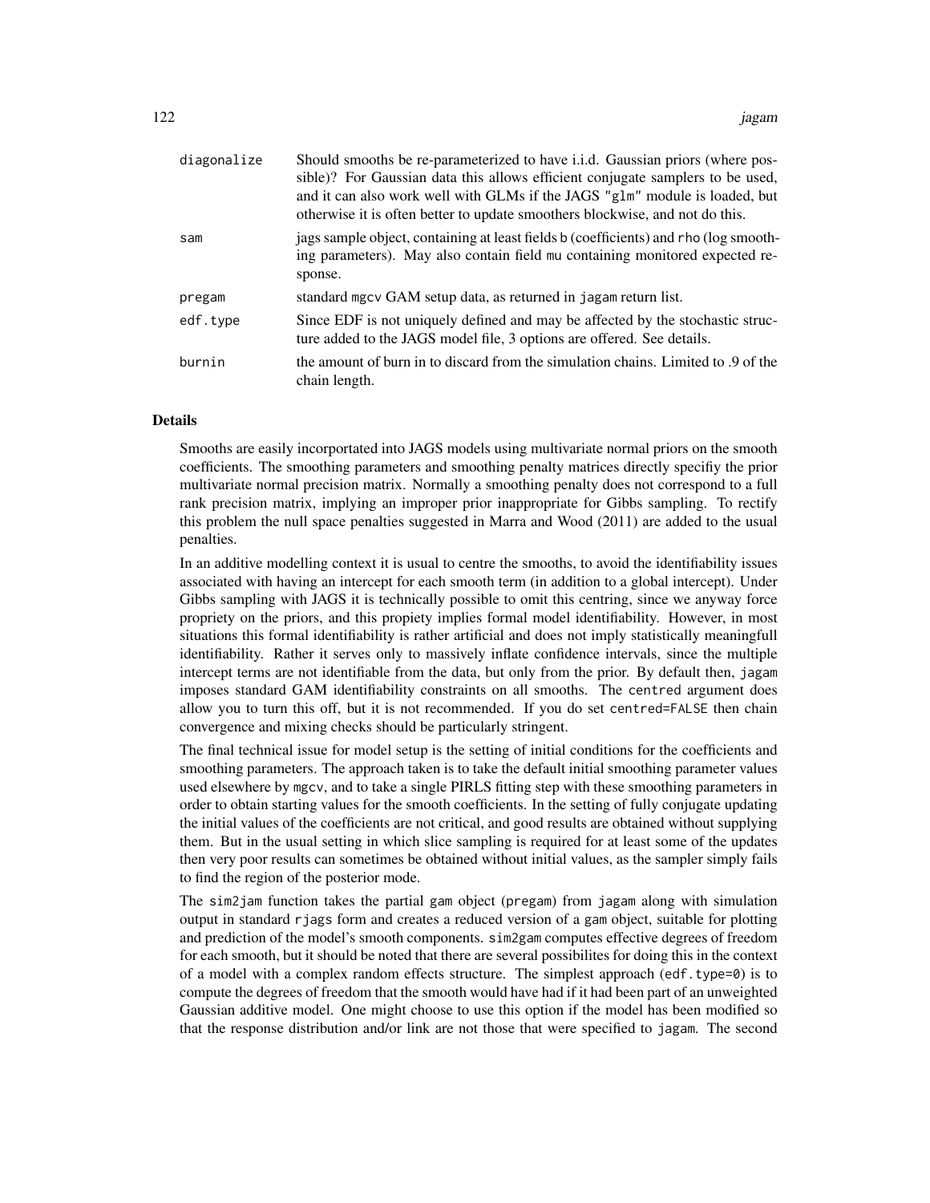| | |
|---|---|
| `diagonalize` | Should smooths be re-parameterized to have i.i.d. Gaussian priors (where possible)? For Gaussian data this allows efficient conjugate samplers to be used, and it can also work well with GLMs if the JAGS "glm" module is loaded, but otherwise it is often better to update smoothers blockwise, and not do this. |
| `sam` | jags sample object, containing at least fields `b` (coefficients) and `rho` (log smoothing parameters). May also contain field `mu` containing monitored expected response. |
| `pregam` | standard `mgcv` GAM setup data, as returned in `jagam` return list. |
| `edf.type` | Since EDF is not uniquely defined and may be affected by the stochastic structure added to the JAGS model file, 3 options are offered. See details. |
| `burnin` | the amount of burn in to discard from the simulation chains. Limited to .9 of the chain length. |

## Details

Smooths are easily incorportated into JAGS models using multivariate normal priors on the smooth coefficients. The smoothing parameters and smoothing penalty matrices directly specifiy the prior multivariate normal precision matrix. Normally a smoothing penalty does not correspond to a full rank precision matrix, implying an improper prior inappropriate for Gibbs sampling. To rectify this problem the null space penalties suggested in Marra and Wood (2011) are added to the usual penalties.

In an additive modelling context it is usual to centre the smooths, to avoid the identifiability issues associated with having an intercept for each smooth term (in addition to a global intercept). Under Gibbs sampling with JAGS it is technically possible to omit this centring, since we anyway force propriety on the priors, and this propiety implies formal model identifiability. However, in most situations this formal identifiability is rather artificial and does not imply statistically meaningfull identifiability. Rather it serves only to massively inflate confidence intervals, since the multiple intercept terms are not identifiable from the data, but only from the prior. By default then, `jagam` imposes standard GAM identifiability constraints on all smooths. The `centred` argument does allow you to turn this off, but it is not recommended. If you do set `centred=FALSE` then chain convergence and mixing checks should be particularly stringent.

The final technical issue for model setup is the setting of initial conditions for the coefficients and smoothing parameters. The approach taken is to take the default initial smoothing parameter values used elsewhere by `mgcv`, and to take a single PIRLS fitting step with these smoothing parameters in order to obtain starting values for the smooth coefficients. In the setting of fully conjugate updating the initial values of the coefficients are not critical, and good results are obtained without supplying them. But in the usual setting in which slice sampling is required for at least some of the updates then very poor results can sometimes be obtained without initial values, as the sampler simply fails to find the region of the posterior mode.

The `sim2jam` function takes the partial `gam` object (`pregam`) from `jagam` along with simulation output in standard `rjags` form and creates a reduced version of a `gam` object, suitable for plotting and prediction of the model's smooth components. `sim2gam` computes effective degrees of freedom for each smooth, but it should be noted that there are several possibilites for doing this in the context of a model with a complex random effects structure. The simplest approach (`edf.type=0`) is to compute the degrees of freedom that the smooth would have had if it had been part of an unweighted Gaussian additive model. One might choose to use this option if the model has been modified so that the response distribution and/or link are not those that were specified to `jagam`. The second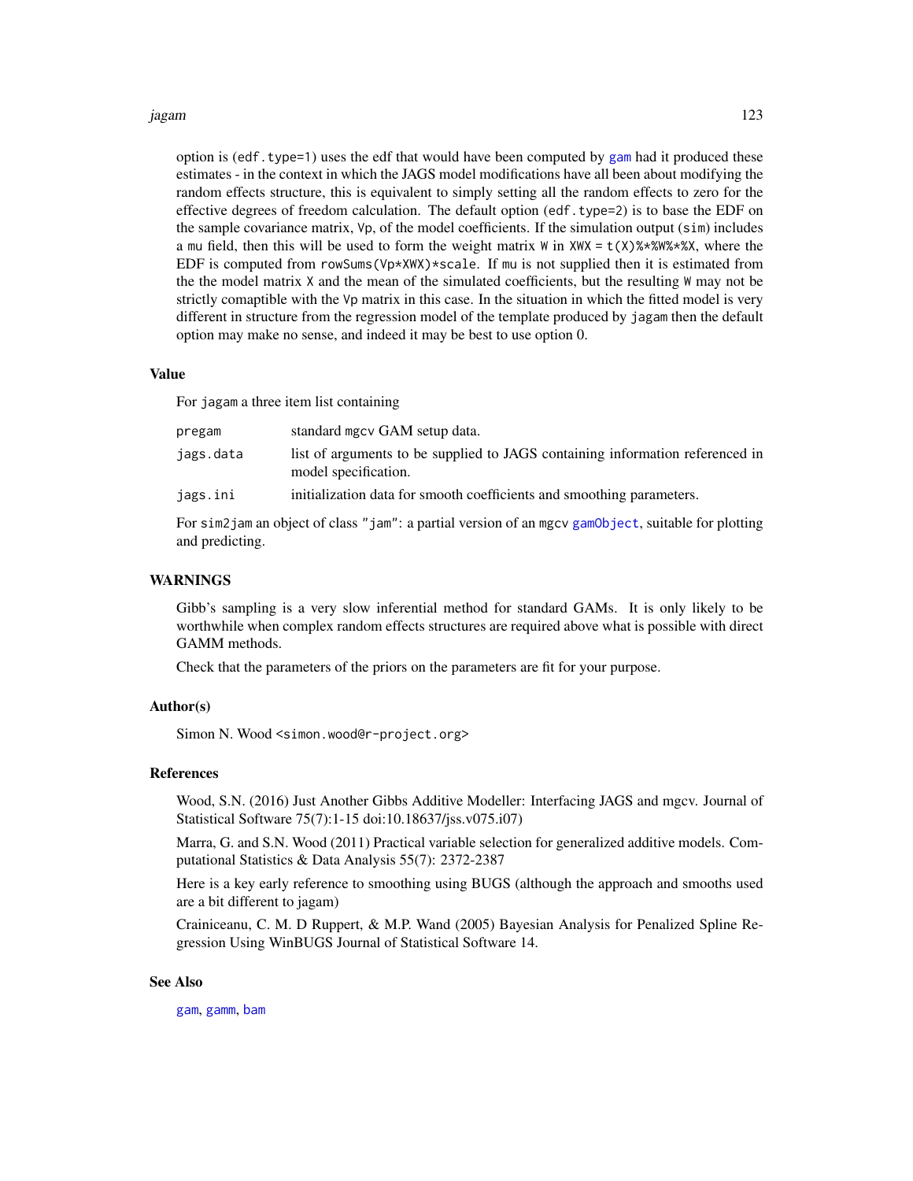option is (`edf.type=1`) uses the edf that would have been computed by `gam` had it produced these estimates - in the context in which the JAGS model modifications have all been about modifying the random effects structure, this is equivalent to simply setting all the random effects to zero for the effective degrees of freedom calculation. The default option (`edf.type=2`) is to base the EDF on the sample covariance matrix, `Vp`, of the model coefficients. If the simulation output (`sim`) includes a `mu` field, then this will be used to form the weight matrix `W` in `XWX = t(X)%*%W%*%X`, where the EDF is computed from `rowSums(Vp*XWX)*scale`. If `mu` is not supplied then it is estimated from the the model matrix `X` and the mean of the simulated coefficients, but the resulting `W` may not be strictly comaptible with the `Vp` matrix in this case. In the situation in which the fitted model is very different in structure from the regression model of the template produced by `jagam` then the default option may make no sense, and indeed it may be best to use option 0.

### Value

For `jagam` a three item list containing

| | |
|---|---|
| `pregam` | standard `mgcv` GAM setup data. |
| `jags.data` | list of arguments to be supplied to JAGS containing information referenced in model specification. |
| `jags.ini` | initialization data for smooth coefficients and smoothing parameters. |

For `sim2jam` an object of class `"jam"`: a partial version of an `mgcv` `gamObject`, suitable for plotting and predicting.

### WARNINGS

Gibb's sampling is a very slow inferential method for standard GAMs. It is only likely to be worthwhile when complex random effects structures are required above what is possible with direct GAMM methods.

Check that the parameters of the priors on the parameters are fit for your purpose.

### Author(s)

Simon N. Wood <simon.wood@r-project.org>

### References

Wood, S.N. (2016) Just Another Gibbs Additive Modeller: Interfacing JAGS and mgcv. Journal of Statistical Software 75(7):1-15 doi:10.18637/jss.v075.i07)

Marra, G. and S.N. Wood (2011) Practical variable selection for generalized additive models. Computational Statistics & Data Analysis 55(7): 2372-2387

Here is a key early reference to smoothing using BUGS (although the approach and smooths used are a bit different to jagam)

Crainiceanu, C. M. D Ruppert, & M.P. Wand (2005) Bayesian Analysis for Penalized Spline Regression Using WinBUGS Journal of Statistical Software 14.

### See Also

`gam`, `gamm`, `bam`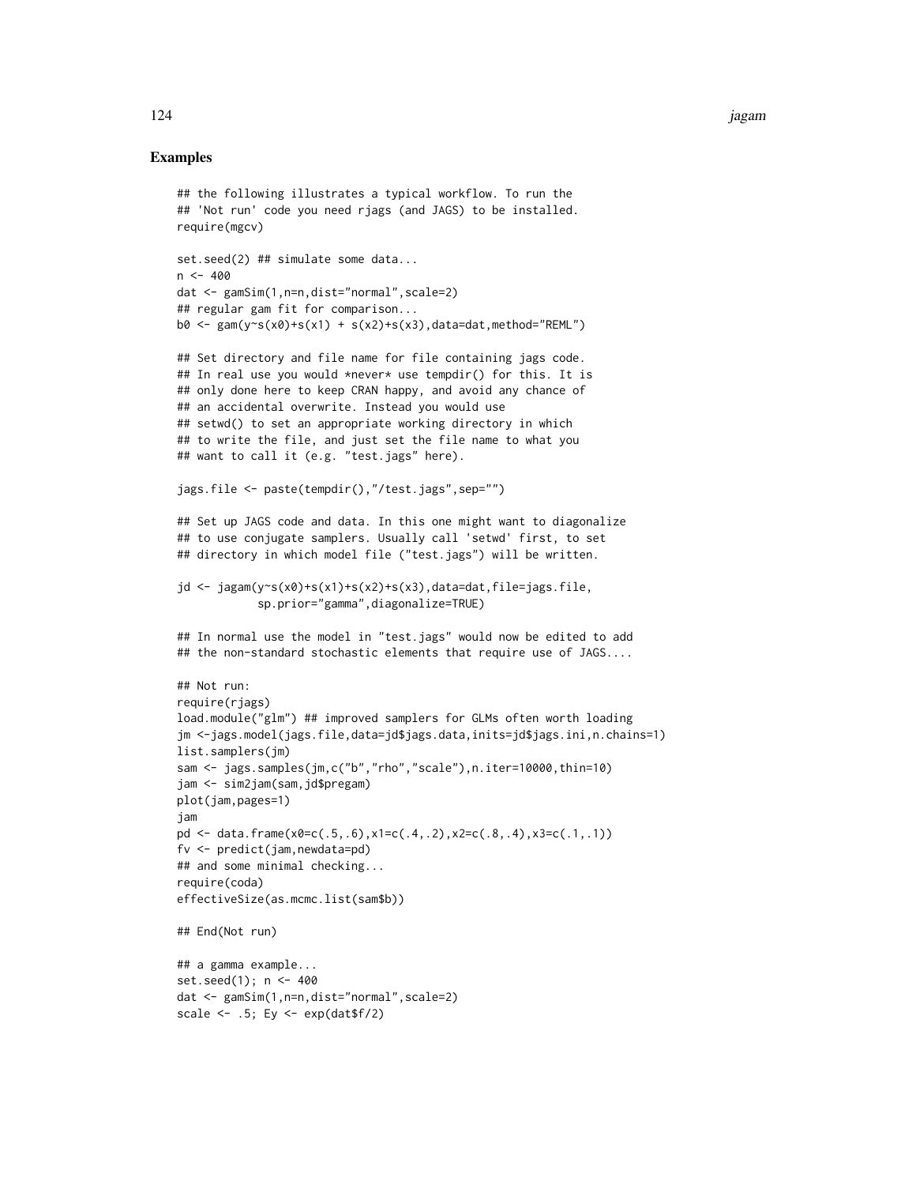## Examples

```
## the following illustrates a typical workflow. To run the
## 'Not run' code you need rjags (and JAGS) to be installed.
require(mgcv)

set.seed(2) ## simulate some data...
n <- 400
dat <- gamSim(1,n=n,dist="normal",scale=2)
## regular gam fit for comparison...
b0 <- gam(y~s(x0)+s(x1) + s(x2)+s(x3),data=dat,method="REML")

## Set directory and file name for file containing jags code.
## In real use you would *never* use tempdir() for this. It is
## only done here to keep CRAN happy, and avoid any chance of
## an accidental overwrite. Instead you would use
## setwd() to set an appropriate working directory in which
## to write the file, and just set the file name to what you
## want to call it (e.g. "test.jags" here).

jags.file <- paste(tempdir(),"/test.jags",sep="")

## Set up JAGS code and data. In this one might want to diagonalize
## to use conjugate samplers. Usually call 'setwd' first, to set
## directory in which model file ("test.jags") will be written.

jd <- jagam(y~s(x0)+s(x1)+s(x2)+s(x3),data=dat,file=jags.file,
            sp.prior="gamma",diagonalize=TRUE)

## In normal use the model in "test.jags" would now be edited to add
## the non-standard stochastic elements that require use of JAGS....

## Not run:
require(rjags)
load.module("glm") ## improved samplers for GLMs often worth loading
jm <-jags.model(jags.file,data=jd$jags.data,inits=jd$jags.ini,n.chains=1)
list.samplers(jm)
sam <- jags.samples(jm,c("b","rho","scale"),n.iter=10000,thin=10)
jam <- sim2jam(sam,jd$pregam)
plot(jam,pages=1)
jam
pd <- data.frame(x0=c(.5,.6),x1=c(.4,.2),x2=c(.8,.4),x3=c(.1,.1))
fv <- predict(jam,newdata=pd)
## and some minimal checking...
require(coda)
effectiveSize(as.mcmc.list(sam$b))

## End(Not run)

## a gamma example...
set.seed(1); n <- 400
dat <- gamSim(1,n=n,dist="normal",scale=2)
scale <- .5; Ey <- exp(dat$f/2)
```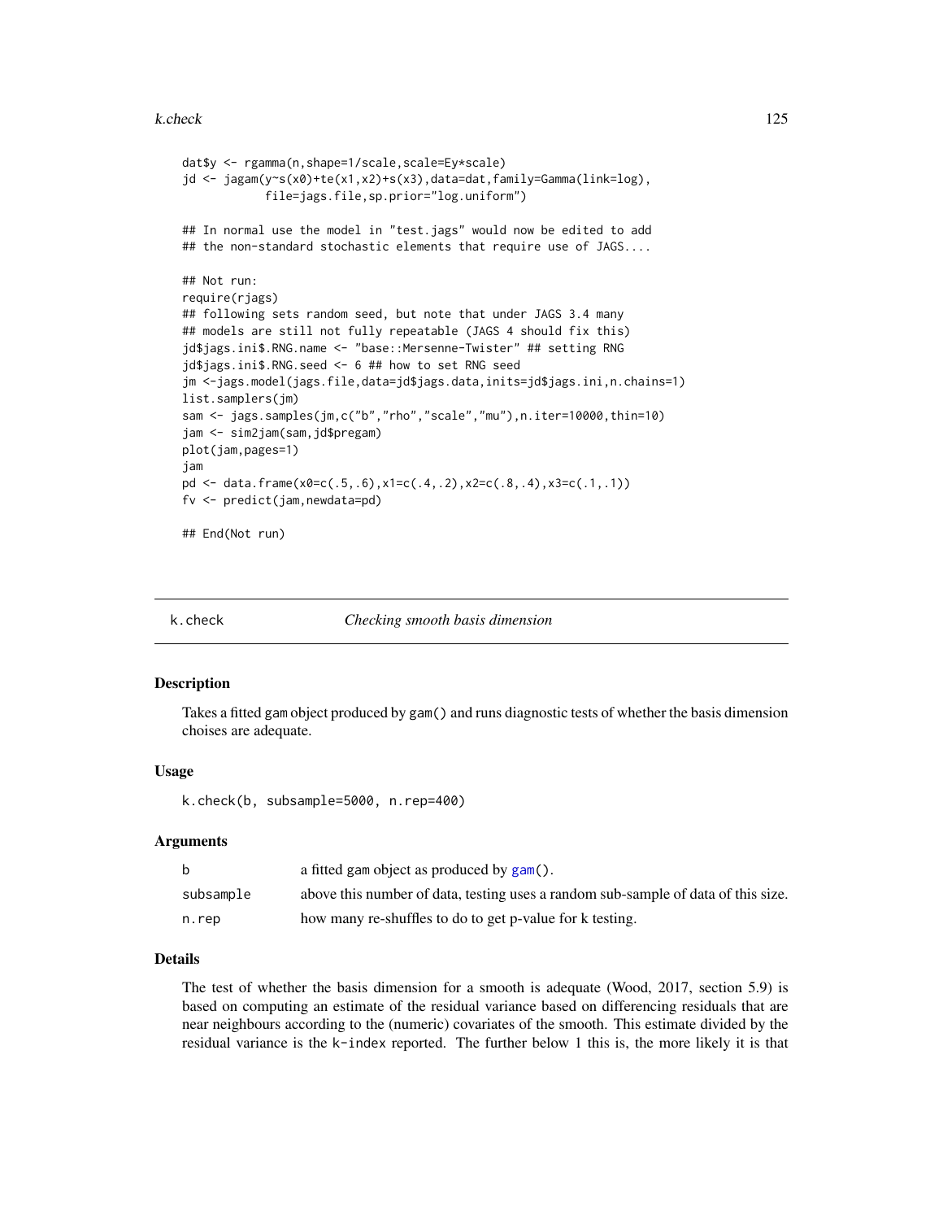```
dat$y <- rgamma(n,shape=1/scale,scale=Ey*scale)
jd <- jagam(y~s(x0)+te(x1,x2)+s(x3),data=dat,family=Gamma(link=log),
            file=jags.file,sp.prior="log.uniform")

## In normal use the model in "test.jags" would now be edited to add
## the non-standard stochastic elements that require use of JAGS....

## Not run:
require(rjags)
## following sets random seed, but note that under JAGS 3.4 many
## models are still not fully repeatable (JAGS 4 should fix this)
jd$jags.ini$.RNG.name <- "base::Mersenne-Twister" ## setting RNG
jd$jags.ini$.RNG.seed <- 6 ## how to set RNG seed
jm <-jags.model(jags.file,data=jd$jags.data,inits=jd$jags.ini,n.chains=1)
list.samplers(jm)
sam <- jags.samples(jm,c("b","rho","scale","mu"),n.iter=10000,thin=10)
jam <- sim2jam(sam,jd$pregam)
plot(jam,pages=1)
jam
pd <- data.frame(x0=c(.5,.6),x1=c(.4,.2),x2=c(.8,.4),x3=c(.1,.1))
fv <- predict(jam,newdata=pd)

## End(Not run)
```

---

## k.check *Checking smooth basis dimension*

### Description

Takes a fitted gam object produced by gam() and runs diagnostic tests of whether the basis dimension choises are adequate.

### Usage

```
k.check(b, subsample=5000, n.rep=400)
```

### Arguments

| | |
|---|---|
| b | a fitted gam object as produced by gam(). |
| subsample | above this number of data, testing uses a random sub-sample of data of this size. |
| n.rep | how many re-shuffles to do to get p-value for k testing. |

### Details

The test of whether the basis dimension for a smooth is adequate (Wood, 2017, section 5.9) is based on computing an estimate of the residual variance based on differencing residuals that are near neighbours according to the (numeric) covariates of the smooth. This estimate divided by the residual variance is the k-index reported. The further below 1 this is, the more likely it is that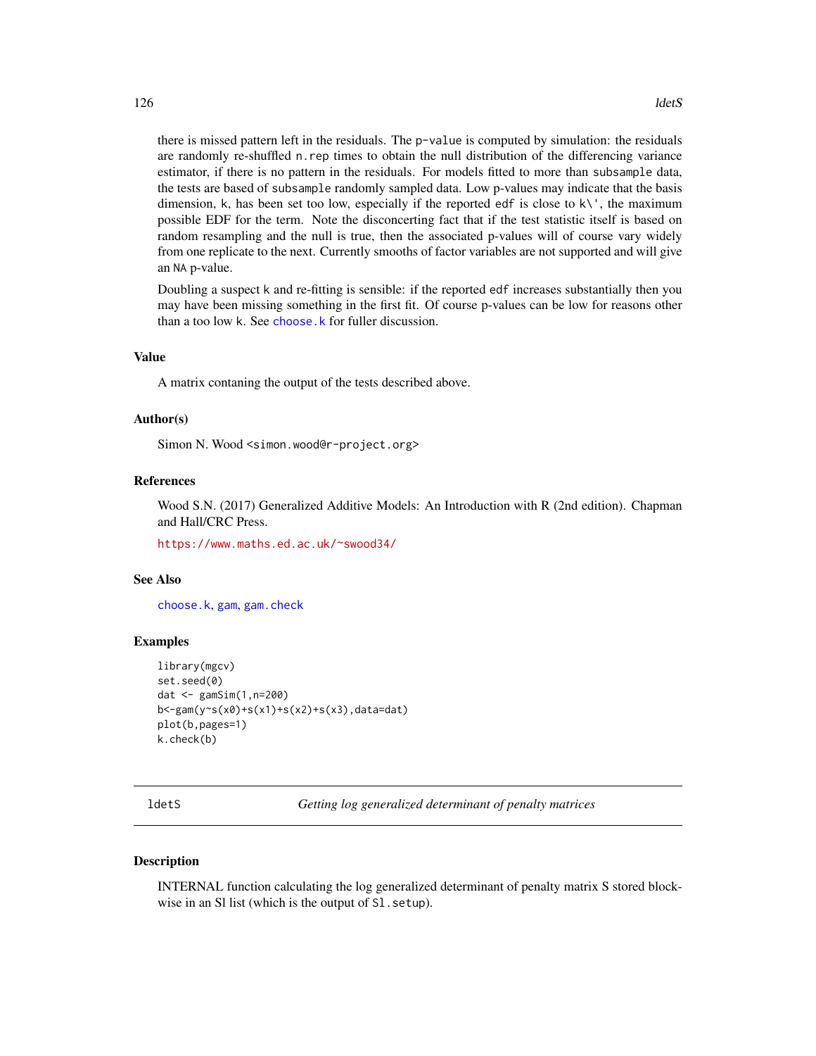there is missed pattern left in the residuals. The p-value is computed by simulation: the residuals are randomly re-shuffled n.rep times to obtain the null distribution of the differencing variance estimator, if there is no pattern in the residuals. For models fitted to more than subsample data, the tests are based of subsample randomly sampled data. Low p-values may indicate that the basis dimension, k, has been set too low, especially if the reported edf is close to k\', the maximum possible EDF for the term. Note the disconcerting fact that if the test statistic itself is based on random resampling and the null is true, then the associated p-values will of course vary widely from one replicate to the next. Currently smooths of factor variables are not supported and will give an NA p-value.

Doubling a suspect k and re-fitting is sensible: if the reported edf increases substantially then you may have been missing something in the first fit. Of course p-values can be low for reasons other than a too low k. See choose.k for fuller discussion.

## Value

A matrix contaning the output of the tests described above.

## Author(s)

Simon N. Wood <simon.wood@r-project.org>

## References

Wood S.N. (2017) Generalized Additive Models: An Introduction with R (2nd edition). Chapman and Hall/CRC Press.

https://www.maths.ed.ac.uk/~swood34/

## See Also

choose.k, gam, gam.check

## Examples

```
library(mgcv)
set.seed(0)
dat <- gamSim(1,n=200)
b<-gam(y~s(x0)+s(x1)+s(x2)+s(x3),data=dat)
plot(b,pages=1)
k.check(b)
```

---

# ldetS — *Getting log generalized determinant of penalty matrices*

## Description

INTERNAL function calculating the log generalized determinant of penalty matrix S stored blockwise in an Sl list (which is the output of Sl.setup).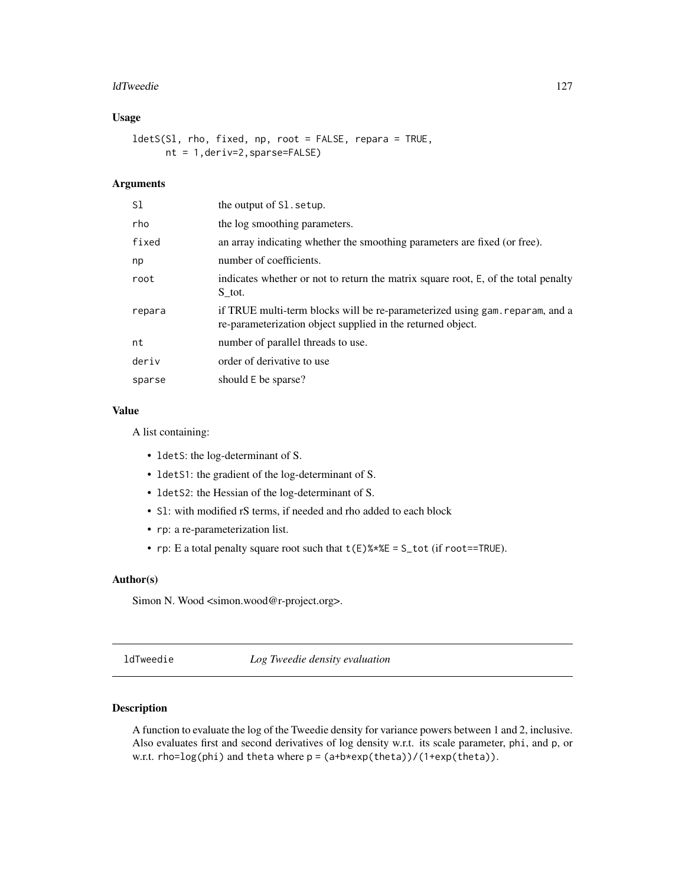## Usage

```
ldetS(Sl, rho, fixed, np, root = FALSE, repara = TRUE,
      nt = 1,deriv=2,sparse=FALSE)
```

## Arguments

| | |
|---|---|
| Sl | the output of Sl.setup. |
| rho | the log smoothing parameters. |
| fixed | an array indicating whether the smoothing parameters are fixed (or free). |
| np | number of coefficients. |
| root | indicates whether or not to return the matrix square root, E, of the total penalty S_tot. |
| repara | if TRUE multi-term blocks will be re-parameterized using gam.reparam, and a re-parameterization object supplied in the returned object. |
| nt | number of parallel threads to use. |
| deriv | order of derivative to use |
| sparse | should E be sparse? |

## Value

A list containing:

- ldetS: the log-determinant of S.
- ldetS1: the gradient of the log-determinant of S.
- ldetS2: the Hessian of the log-determinant of S.
- Sl: with modified rS terms, if needed and rho added to each block
- rp: a re-parameterization list.
- rp: E a total penalty square root such that t(E)%*%E = S_tot (if root==TRUE).

## Author(s)

Simon N. Wood <simon.wood@r-project.org>.

---

# ldTweedie *Log Tweedie density evaluation*

---

## Description

A function to evaluate the log of the Tweedie density for variance powers between 1 and 2, inclusive. Also evaluates first and second derivatives of log density w.r.t. its scale parameter, phi, and p, or w.r.t. rho=log(phi) and theta where p = (a+b*exp(theta))/(1+exp(theta)).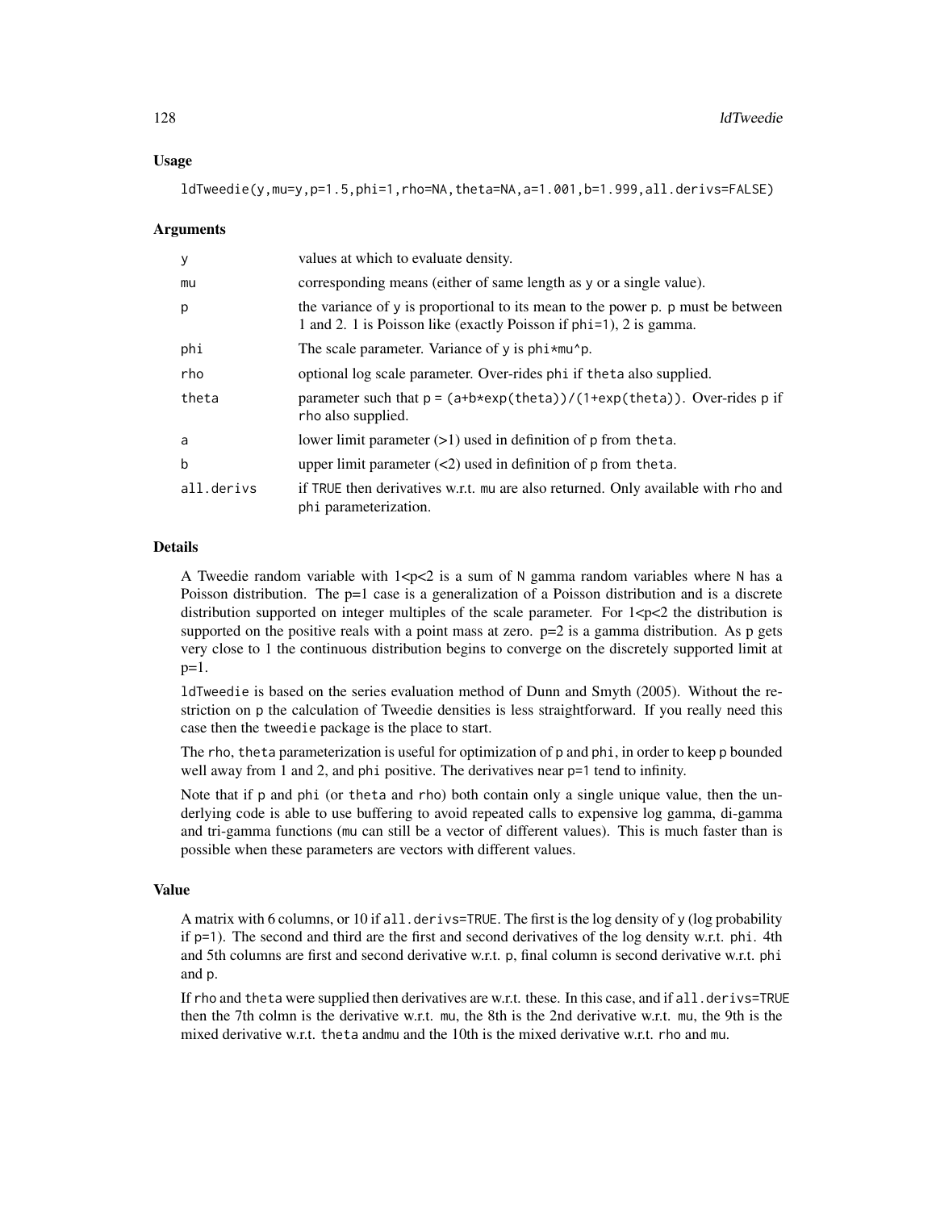## Usage

```
ldTweedie(y,mu=y,p=1.5,phi=1,rho=NA,theta=NA,a=1.001,b=1.999,all.derivs=FALSE)
```

## Arguments

| | |
|---|---|
| y | values at which to evaluate density. |
| mu | corresponding means (either of same length as y or a single value). |
| p | the variance of y is proportional to its mean to the power p. p must be between 1 and 2. 1 is Poisson like (exactly Poisson if phi=1), 2 is gamma. |
| phi | The scale parameter. Variance of y is phi*mu^p. |
| rho | optional log scale parameter. Over-rides phi if theta also supplied. |
| theta | parameter such that p = (a+b*exp(theta))/(1+exp(theta)). Over-rides p if rho also supplied. |
| a | lower limit parameter (>1) used in definition of p from theta. |
| b | upper limit parameter (<2) used in definition of p from theta. |
| all.derivs | if TRUE then derivatives w.r.t. mu are also returned. Only available with rho and phi parameterization. |

## Details

A Tweedie random variable with 1<p<2 is a sum of N gamma random variables where N has a Poisson distribution. The p=1 case is a generalization of a Poisson distribution and is a discrete distribution supported on integer multiples of the scale parameter. For 1<p<2 the distribution is supported on the positive reals with a point mass at zero. p=2 is a gamma distribution. As p gets very close to 1 the continuous distribution begins to converge on the discretely supported limit at p=1.

ldTweedie is based on the series evaluation method of Dunn and Smyth (2005). Without the restriction on p the calculation of Tweedie densities is less straightforward. If you really need this case then the tweedie package is the place to start.

The rho, theta parameterization is useful for optimization of p and phi, in order to keep p bounded well away from 1 and 2, and phi positive. The derivatives near p=1 tend to infinity.

Note that if p and phi (or theta and rho) both contain only a single unique value, then the underlying code is able to use buffering to avoid repeated calls to expensive log gamma, di-gamma and tri-gamma functions (mu can still be a vector of different values). This is much faster than is possible when these parameters are vectors with different values.

## Value

A matrix with 6 columns, or 10 if all.derivs=TRUE. The first is the log density of y (log probability if p=1). The second and third are the first and second derivatives of the log density w.r.t. phi. 4th and 5th columns are first and second derivative w.r.t. p, final column is second derivative w.r.t. phi and p.

If rho and theta were supplied then derivatives are w.r.t. these. In this case, and if all.derivs=TRUE then the 7th colmn is the derivative w.r.t. mu, the 8th is the 2nd derivative w.r.t. mu, the 9th is the mixed derivative w.r.t. theta andmu and the 10th is the mixed derivative w.r.t. rho and mu.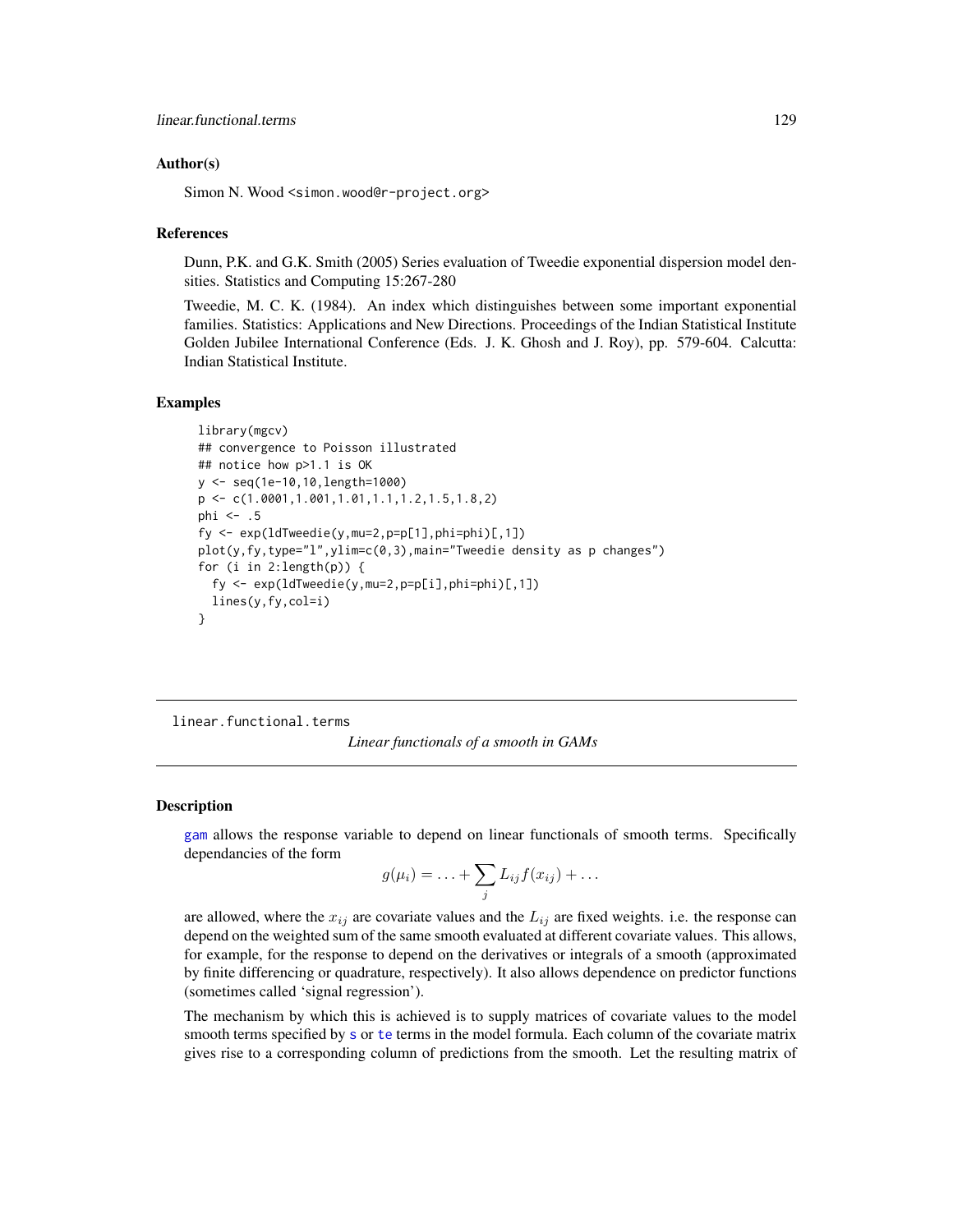### Author(s)

Simon N. Wood <simon.wood@r-project.org>

### References

Dunn, P.K. and G.K. Smith (2005) Series evaluation of Tweedie exponential dispersion model densities. Statistics and Computing 15:267-280

Tweedie, M. C. K. (1984). An index which distinguishes between some important exponential families. Statistics: Applications and New Directions. Proceedings of the Indian Statistical Institute Golden Jubilee International Conference (Eds. J. K. Ghosh and J. Roy), pp. 579-604. Calcutta: Indian Statistical Institute.

### Examples

```
library(mgcv)
## convergence to Poisson illustrated
## notice how p>1.1 is OK
y <- seq(1e-10,10,length=1000)
p <- c(1.0001,1.001,1.01,1.1,1.2,1.5,1.8,2)
phi <- .5
fy <- exp(ldTweedie(y,mu=2,p=p[1],phi=phi)[,1])
plot(y,fy,type="l",ylim=c(0,3),main="Tweedie density as p changes")
for (i in 2:length(p)) {
  fy <- exp(ldTweedie(y,mu=2,p=p[i],phi=phi)[,1])
  lines(y,fy,col=i)
}
```

---

## linear.functional.terms *Linear functionals of a smooth in GAMs*

### Description

gam allows the response variable to depend on linear functionals of smooth terms. Specifically dependancies of the form

$$g(\mu_i) = \ldots + \sum_j L_{ij} f(x_{ij}) + \ldots$$

are allowed, where the $x_{ij}$ are covariate values and the $L_{ij}$ are fixed weights. i.e. the response can depend on the weighted sum of the same smooth evaluated at different covariate values. This allows, for example, for the response to depend on the derivatives or integrals of a smooth (approximated by finite differencing or quadrature, respectively). It also allows dependence on predictor functions (sometimes called 'signal regression').

The mechanism by which this is achieved is to supply matrices of covariate values to the model smooth terms specified by s or te terms in the model formula. Each column of the covariate matrix gives rise to a corresponding column of predictions from the smooth. Let the resulting matrix of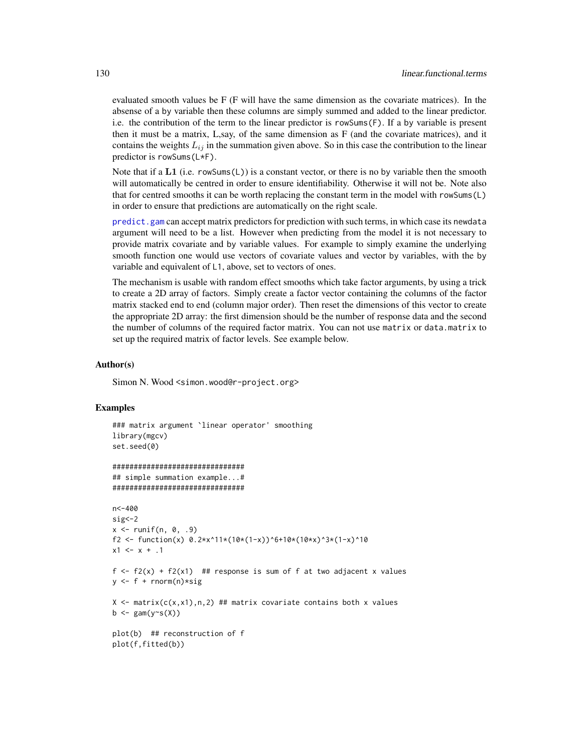evaluated smooth values be F (F will have the same dimension as the covariate matrices). In the absense of a by variable then these columns are simply summed and added to the linear predictor. i.e. the contribution of the term to the linear predictor is `rowSums(F)`. If a by variable is present then it must be a matrix, L,say, of the same dimension as F (and the covariate matrices), and it contains the weights $L_{ij}$ in the summation given above. So in this case the contribution to the linear predictor is `rowSums(L*F)`.

Note that if a **L1** (i.e. `rowSums(L)`) is a constant vector, or there is no by variable then the smooth will automatically be centred in order to ensure identifiability. Otherwise it will not be. Note also that for centred smooths it can be worth replacing the constant term in the model with `rowSums(L)` in order to ensure that predictions are automatically on the right scale.

`predict.gam` can accept matrix predictors for prediction with such terms, in which case its `newdata` argument will need to be a list. However when predicting from the model it is not necessary to provide matrix covariate and by variable values. For example to simply examine the underlying smooth function one would use vectors of covariate values and vector by variables, with the by variable and equivalent of L1, above, set to vectors of ones.

The mechanism is usable with random effect smooths which take factor arguments, by using a trick to create a 2D array of factors. Simply create a factor vector containing the columns of the factor matrix stacked end to end (column major order). Then reset the dimensions of this vector to create the appropriate 2D array: the first dimension should be the number of response data and the second the number of columns of the required factor matrix. You can not use `matrix` or `data.matrix` to set up the required matrix of factor levels. See example below.

## Author(s)

Simon N. Wood <simon.wood@r-project.org>

## Examples

```
### matrix argument `linear operator' smoothing
library(mgcv)
set.seed(0)

###############################
## simple summation example...#
###############################

n<-400
sig<-2
x <- runif(n, 0, .9)
f2 <- function(x) 0.2*x^11*(10*(1-x))^6+10*(10*x)^3*(1-x)^10
x1 <- x + .1

f <- f2(x) + f2(x1)  ## response is sum of f at two adjacent x values
y <- f + rnorm(n)*sig

X <- matrix(c(x,x1),n,2) ## matrix covariate contains both x values
b <- gam(y~s(X))

plot(b)  ## reconstruction of f
plot(f,fitted(b))
```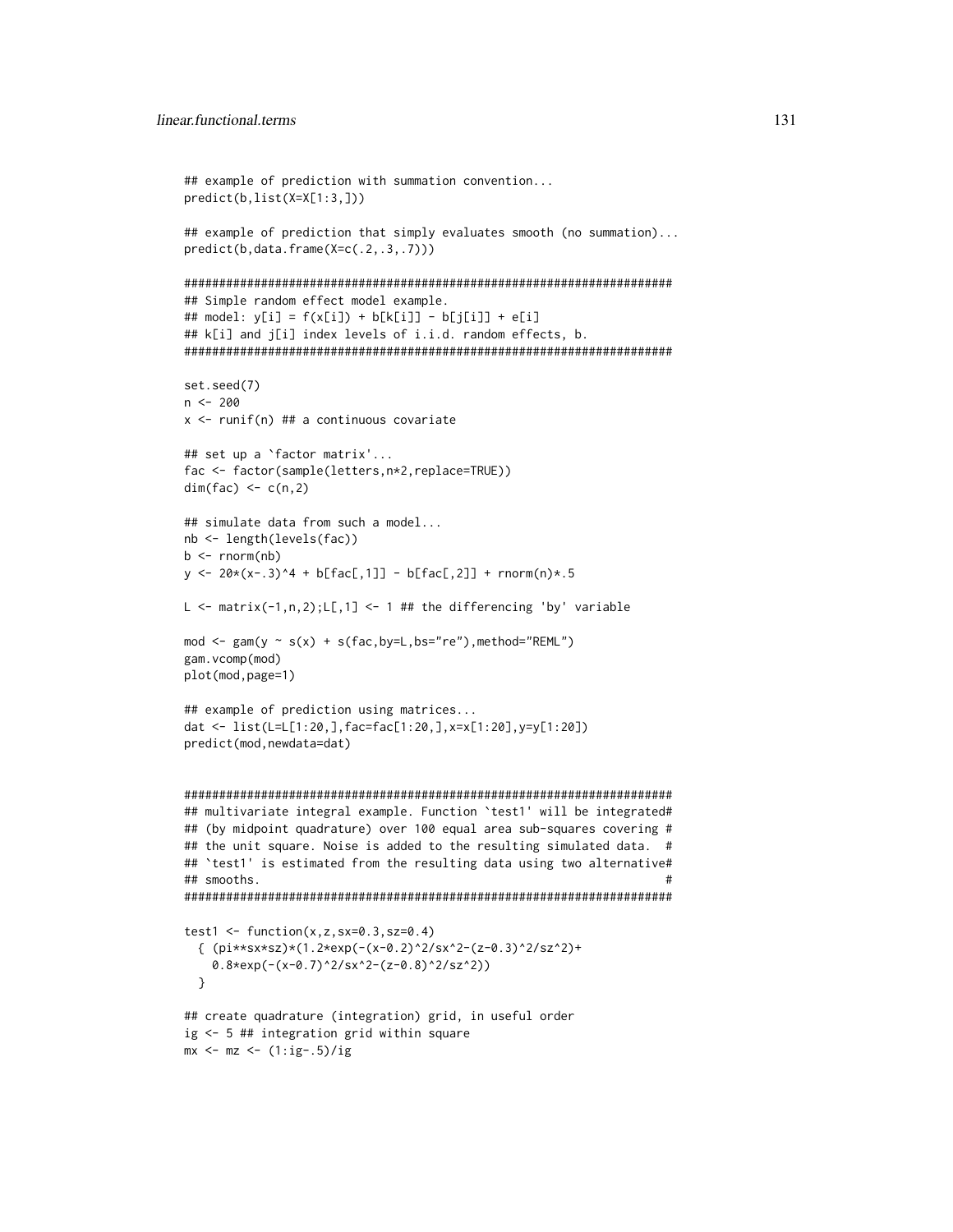```
## example of prediction with summation convention...
predict(b,list(X=X[1:3,]))

## example of prediction that simply evaluates smooth (no summation)...
predict(b,data.frame(X=c(.2,.3,.7)))

######################################################################
## Simple random effect model example.
## model: y[i] = f(x[i]) + b[k[i]] - b[j[i]] + e[i]
## k[i] and j[i] index levels of i.i.d. random effects, b.
######################################################################

set.seed(7)
n <- 200
x <- runif(n) ## a continuous covariate

## set up a `factor matrix'...
fac <- factor(sample(letters,n*2,replace=TRUE))
dim(fac) <- c(n,2)

## simulate data from such a model...
nb <- length(levels(fac))
b <- rnorm(nb)
y <- 20*(x-.3)^4 + b[fac[,1]] - b[fac[,2]] + rnorm(n)*.5

L <- matrix(-1,n,2);L[,1] <- 1 ## the differencing 'by' variable

mod <- gam(y ~ s(x) + s(fac,by=L,bs="re"),method="REML")
gam.vcomp(mod)
plot(mod,page=1)

## example of prediction using matrices...
dat <- list(L=L[1:20,],fac=fac[1:20,],x=x[1:20],y=y[1:20])
predict(mod,newdata=dat)


######################################################################
## multivariate integral example. Function `test1' will be integrated#
## (by midpoint quadrature) over 100 equal area sub-squares covering #
## the unit square. Noise is added to the resulting simulated data.  #
## `test1' is estimated from the resulting data using two alternative#
## smooths.                                                          #
######################################################################

test1 <- function(x,z,sx=0.3,sz=0.4)
  { (pi**sx*sz)*(1.2*exp(-(x-0.2)^2/sx^2-(z-0.3)^2/sz^2)+
    0.8*exp(-(x-0.7)^2/sx^2-(z-0.8)^2/sz^2))
  }

## create quadrature (integration) grid, in useful order
ig <- 5 ## integration grid within square
mx <- mz <- (1:ig-.5)/ig
```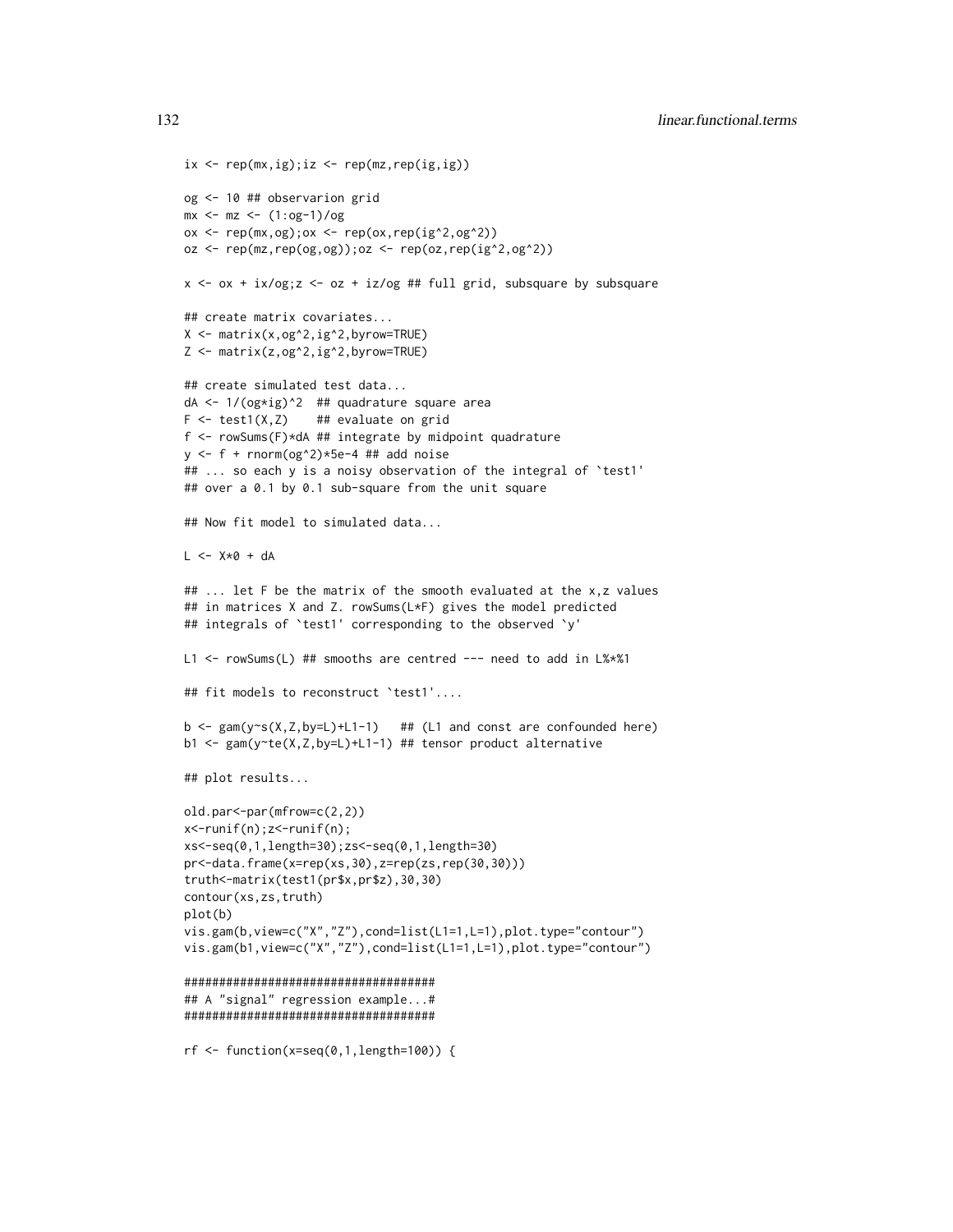```
ix <- rep(mx,ig);iz <- rep(mz,rep(ig,ig))

og <- 10 ## observarion grid
mx <- mz <- (1:og-1)/og
ox <- rep(mx,og);ox <- rep(ox,rep(ig^2,og^2))
oz <- rep(mz,rep(og,og));oz <- rep(oz,rep(ig^2,og^2))

x <- ox + ix/og;z <- oz + iz/og ## full grid, subsquare by subsquare

## create matrix covariates...
X <- matrix(x,og^2,ig^2,byrow=TRUE)
Z <- matrix(z,og^2,ig^2,byrow=TRUE)

## create simulated test data...
dA <- 1/(og*ig)^2  ## quadrature square area
F <- test1(X,Z)    ## evaluate on grid
f <- rowSums(F)*dA ## integrate by midpoint quadrature
y <- f + rnorm(og^2)*5e-4 ## add noise
## ... so each y is a noisy observation of the integral of `test1'
## over a 0.1 by 0.1 sub-square from the unit square

## Now fit model to simulated data...

L <- X*0 + dA

## ... let F be the matrix of the smooth evaluated at the x,z values
## in matrices X and Z. rowSums(L*F) gives the model predicted
## integrals of `test1' corresponding to the observed `y'

L1 <- rowSums(L) ## smooths are centred --- need to add in L%*%1

## fit models to reconstruct `test1'....

b <- gam(y~s(X,Z,by=L)+L1-1)   ## (L1 and const are confounded here)
b1 <- gam(y~te(X,Z,by=L)+L1-1) ## tensor product alternative

## plot results...

old.par<-par(mfrow=c(2,2))
x<-runif(n);z<-runif(n);
xs<-seq(0,1,length=30);zs<-seq(0,1,length=30)
pr<-data.frame(x=rep(xs,30),z=rep(zs,rep(30,30)))
truth<-matrix(test1(pr$x,pr$z),30,30)
contour(xs,zs,truth)
plot(b)
vis.gam(b,view=c("X","Z"),cond=list(L1=1,L=1),plot.type="contour")
vis.gam(b1,view=c("X","Z"),cond=list(L1=1,L=1),plot.type="contour")

####################################
## A "signal" regression example...#
####################################

rf <- function(x=seq(0,1,length=100)) {
```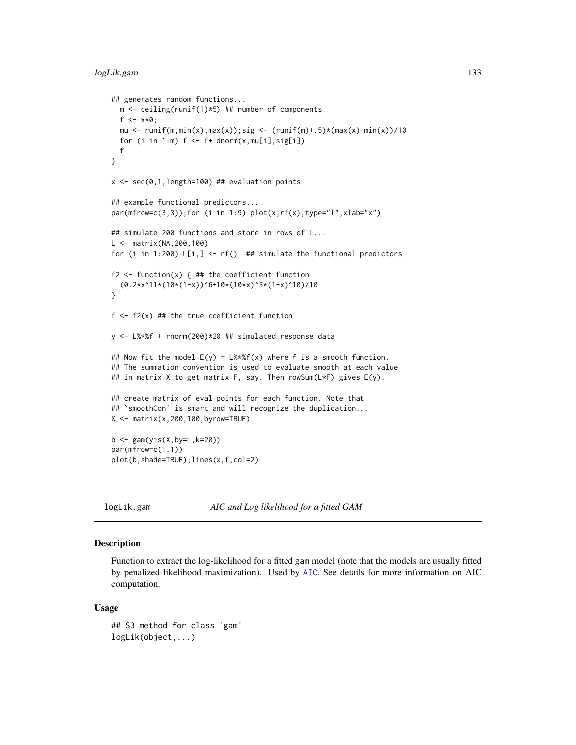```
## generates random functions...
  m <- ceiling(runif(1)*5) ## number of components
  f <- x*0;
  mu <- runif(m,min(x),max(x));sig <- (runif(m)+.5)*(max(x)-min(x))/10
  for (i in 1:m) f <- f+ dnorm(x,mu[i],sig[i])
  f
}

x <- seq(0,1,length=100) ## evaluation points

## example functional predictors...
par(mfrow=c(3,3));for (i in 1:9) plot(x,rf(x),type="l",xlab="x")

## simulate 200 functions and store in rows of L...
L <- matrix(NA,200,100)
for (i in 1:200) L[i,] <- rf()  ## simulate the functional predictors

f2 <- function(x) { ## the coefficient function
  (0.2*x^11*(10*(1-x))^6+10*(10*x)^3*(1-x)^10)/10
}

f <- f2(x) ## the true coefficient function

y <- L%*%f + rnorm(200)*20 ## simulated response data

## Now fit the model E(y) = L%*%f(x) where f is a smooth function.
## The summation convention is used to evaluate smooth at each value
## in matrix X to get matrix F, say. Then rowSum(L*F) gives E(y).

## create matrix of eval points for each function. Note that
## `smoothCon' is smart and will recognize the duplication...
X <- matrix(x,200,100,byrow=TRUE)

b <- gam(y~s(X,by=L,k=20))
par(mfrow=c(1,1))
plot(b,shade=TRUE);lines(x,f,col=2)
```

---

logLik.gam *AIC and Log likelihood for a fitted GAM*

---

## Description

Function to extract the log-likelihood for a fitted gam model (note that the models are usually fitted by penalized likelihood maximization). Used by AIC. See details for more information on AIC computation.

## Usage

```
## S3 method for class 'gam'
logLik(object,...)
```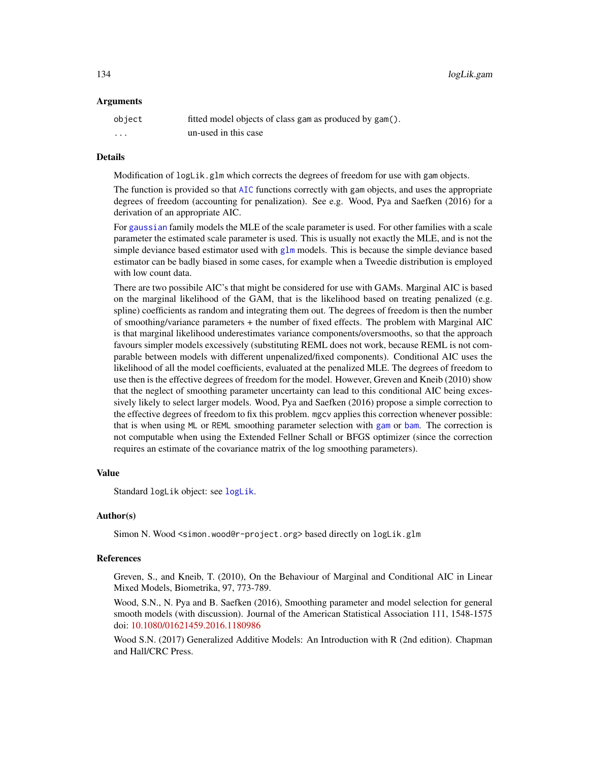### Arguments

| | |
|---|---|
| `object` | fitted model objects of class `gam` as produced by `gam()`. |
| `...` | un-used in this case |

### Details

Modification of `logLik.glm` which corrects the degrees of freedom for use with `gam` objects.

The function is provided so that `AIC` functions correctly with `gam` objects, and uses the appropriate degrees of freedom (accounting for penalization). See e.g. Wood, Pya and Saefken (2016) for a derivation of an appropriate AIC.

For `gaussian` family models the MLE of the scale parameter is used. For other families with a scale parameter the estimated scale parameter is used. This is usually not exactly the MLE, and is not the simple deviance based estimator used with `glm` models. This is because the simple deviance based estimator can be badly biased in some cases, for example when a Tweedie distribution is employed with low count data.

There are two possibile AIC's that might be considered for use with GAMs. Marginal AIC is based on the marginal likelihood of the GAM, that is the likelihood based on treating penalized (e.g. spline) coefficients as random and integrating them out. The degrees of freedom is then the number of smoothing/variance parameters + the number of fixed effects. The problem with Marginal AIC is that marginal likelihood underestimates variance components/oversmooths, so that the approach favours simpler models excessively (substituting REML does not work, because REML is not comparable between models with different unpenalized/fixed components). Conditional AIC uses the likelihood of all the model coefficients, evaluated at the penalized MLE. The degrees of freedom to use then is the effective degrees of freedom for the model. However, Greven and Kneib (2010) show that the neglect of smoothing parameter uncertainty can lead to this conditional AIC being excessively likely to select larger models. Wood, Pya and Saefken (2016) propose a simple correction to the effective degrees of freedom to fix this problem. `mgcv` applies this correction whenever possible: that is when using `ML` or `REML` smoothing parameter selection with `gam` or `bam`. The correction is not computable when using the Extended Fellner Schall or BFGS optimizer (since the correction requires an estimate of the covariance matrix of the log smoothing parameters).

### Value

Standard `logLik` object: see `logLik`.

### Author(s)

Simon N. Wood <simon.wood@r-project.org> based directly on `logLik.glm`

### References

Greven, S., and Kneib, T. (2010), On the Behaviour of Marginal and Conditional AIC in Linear Mixed Models, Biometrika, 97, 773-789.

Wood, S.N., N. Pya and B. Saefken (2016), Smoothing parameter and model selection for general smooth models (with discussion). Journal of the American Statistical Association 111, 1548-1575 doi: 10.1080/01621459.2016.1180986

Wood S.N. (2017) Generalized Additive Models: An Introduction with R (2nd edition). Chapman and Hall/CRC Press.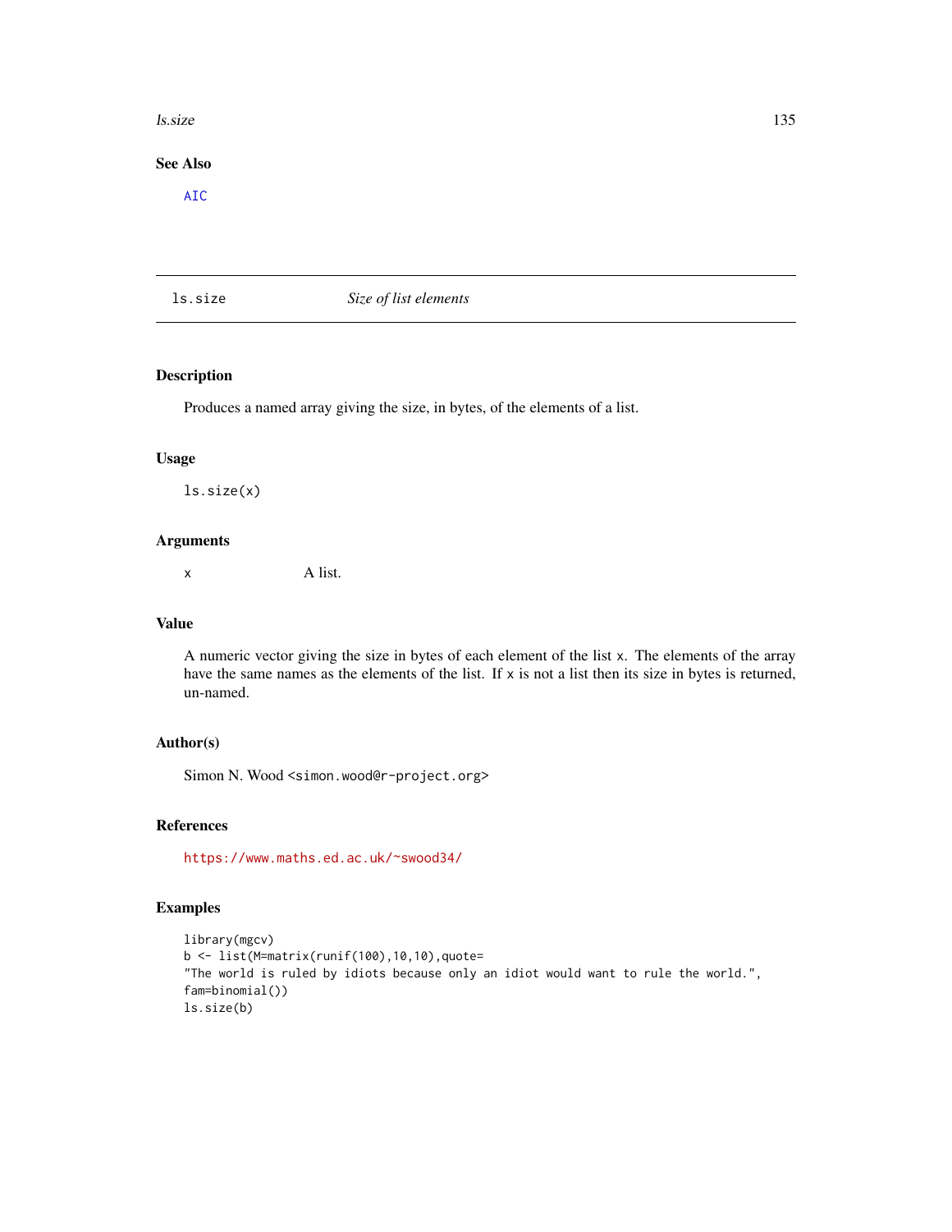## See Also

AIC

---

# ls.size — *Size of list elements*

## Description

Produces a named array giving the size, in bytes, of the elements of a list.

## Usage

```
ls.size(x)
```

## Arguments

| | |
|---|---|
| x | A list. |

## Value

A numeric vector giving the size in bytes of each element of the list x. The elements of the array have the same names as the elements of the list. If x is not a list then its size in bytes is returned, un-named.

## Author(s)

Simon N. Wood <simon.wood@r-project.org>

## References

https://www.maths.ed.ac.uk/~swood34/

## Examples

```
library(mgcv)
b <- list(M=matrix(runif(100),10,10),quote=
"The world is ruled by idiots because only an idiot would want to rule the world.",
fam=binomial())
ls.size(b)
```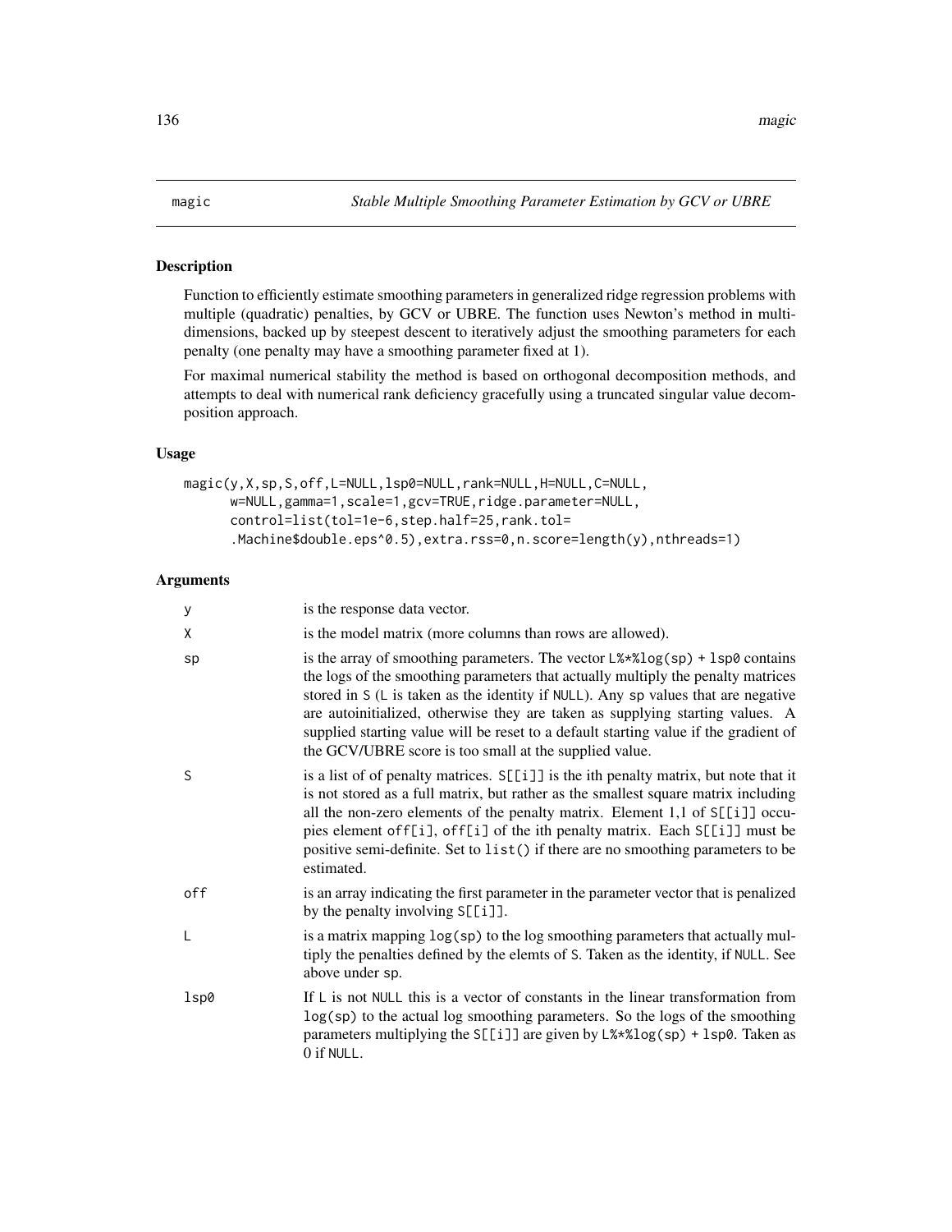magic *Stable Multiple Smoothing Parameter Estimation by GCV or UBRE*

## Description

Function to efficiently estimate smoothing parameters in generalized ridge regression problems with multiple (quadratic) penalties, by GCV or UBRE. The function uses Newton's method in multi-dimensions, backed up by steepest descent to iteratively adjust the smoothing parameters for each penalty (one penalty may have a smoothing parameter fixed at 1).

For maximal numerical stability the method is based on orthogonal decomposition methods, and attempts to deal with numerical rank deficiency gracefully using a truncated singular value decomposition approach.

## Usage

```
magic(y,X,sp,S,off,L=NULL,lsp0=NULL,rank=NULL,H=NULL,C=NULL,
      w=NULL,gamma=1,scale=1,gcv=TRUE,ridge.parameter=NULL,
      control=list(tol=1e-6,step.half=25,rank.tol=
      .Machine$double.eps^0.5),extra.rss=0,n.score=length(y),nthreads=1)
```

## Arguments

| | |
|---|---|
| y | is the response data vector. |
| X | is the model matrix (more columns than rows are allowed). |
| sp | is the array of smoothing parameters. The vector `L%*%log(sp) + lsp0` contains the logs of the smoothing parameters that actually multiply the penalty matrices stored in S (L is taken as the identity if NULL). Any sp values that are negative are autoinitialized, otherwise they are taken as supplying starting values. A supplied starting value will be reset to a default starting value if the gradient of the GCV/UBRE score is too small at the supplied value. |
| S | is a list of of penalty matrices. `S[[i]]` is the ith penalty matrix, but note that it is not stored as a full matrix, but rather as the smallest square matrix including all the non-zero elements of the penalty matrix. Element 1,1 of `S[[i]]` occupies element `off[i]`, `off[i]` of the ith penalty matrix. Each `S[[i]]` must be positive semi-definite. Set to `list()` if there are no smoothing parameters to be estimated. |
| off | is an array indicating the first parameter in the parameter vector that is penalized by the penalty involving `S[[i]]`. |
| L | is a matrix mapping `log(sp)` to the log smoothing parameters that actually multiply the penalties defined by the elemts of S. Taken as the identity, if NULL. See above under sp. |
| lsp0 | If L is not NULL this is a vector of constants in the linear transformation from `log(sp)` to the actual log smoothing parameters. So the logs of the smoothing parameters multiplying the `S[[i]]` are given by `L%*%log(sp) + lsp0`. Taken as 0 if NULL. |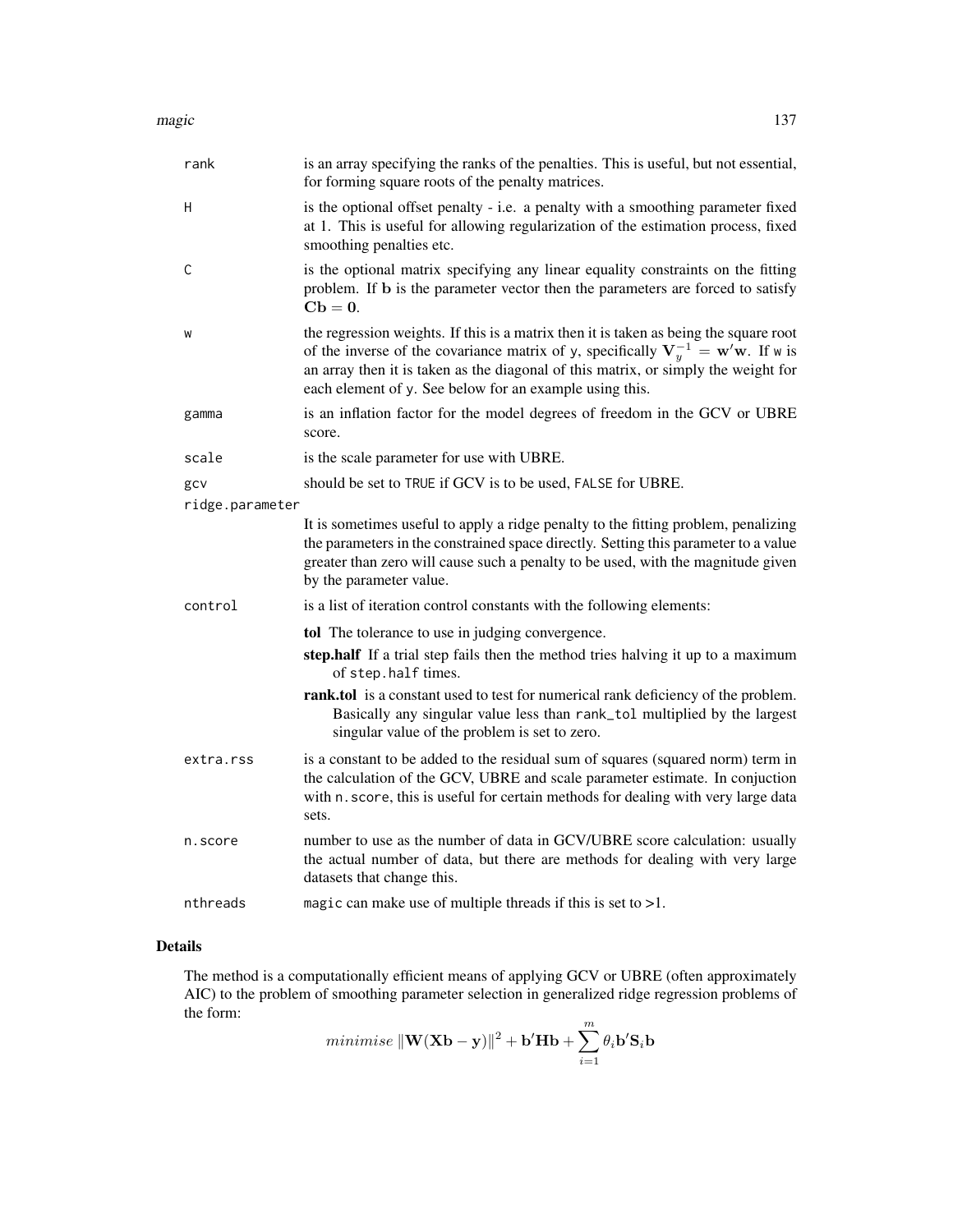| | |
|---|---|
| rank | is an array specifying the ranks of the penalties. This is useful, but not essential, for forming square roots of the penalty matrices. |
| H | is the optional offset penalty - i.e. a penalty with a smoothing parameter fixed at 1. This is useful for allowing regularization of the estimation process, fixed smoothing penalties etc. |
| C | is the optional matrix specifying any linear equality constraints on the fitting problem. If $\mathbf{b}$ is the parameter vector then the parameters are forced to satisfy $\mathbf{Cb} = \mathbf{0}$. |
| w | the regression weights. If this is a matrix then it is taken as being the square root of the inverse of the covariance matrix of y, specifically $\mathbf{V}_y^{-1} = \mathbf{w}'\mathbf{w}$. If w is an array then it is taken as the diagonal of this matrix, or simply the weight for each element of y. See below for an example using this. |
| gamma | is an inflation factor for the model degrees of freedom in the GCV or UBRE score. |
| scale | is the scale parameter for use with UBRE. |
| gcv | should be set to TRUE if GCV is to be used, FALSE for UBRE. |
| ridge.parameter | It is sometimes useful to apply a ridge penalty to the fitting problem, penalizing the parameters in the constrained space directly. Setting this parameter to a value greater than zero will cause such a penalty to be used, with the magnitude given by the parameter value. |
| control | is a list of iteration control constants with the following elements:<br>**tol** The tolerance to use in judging convergence.<br>**step.half** If a trial step fails then the method tries halving it up to a maximum of step.half times.<br>**rank.tol** is a constant used to test for numerical rank deficiency of the problem. Basically any singular value less than rank_tol multiplied by the largest singular value of the problem is set to zero. |
| extra.rss | is a constant to be added to the residual sum of squares (squared norm) term in the calculation of the GCV, UBRE and scale parameter estimate. In conjuction with n.score, this is useful for certain methods for dealing with very large data sets. |
| n.score | number to use as the number of data in GCV/UBRE score calculation: usually the actual number of data, but there are methods for dealing with very large datasets that change this. |
| nthreads | magic can make use of multiple threads if this is set to >1. |

## Details

The method is a computationally efficient means of applying GCV or UBRE (often approximately AIC) to the problem of smoothing parameter selection in generalized ridge regression problems of the form:

$$minimise \; \|\mathbf{W}(\mathbf{X}\mathbf{b} - \mathbf{y})\|^2 + \mathbf{b}'\mathbf{H}\mathbf{b} + \sum_{i=1}^{m} \theta_i \mathbf{b}'\mathbf{S}_i \mathbf{b}$$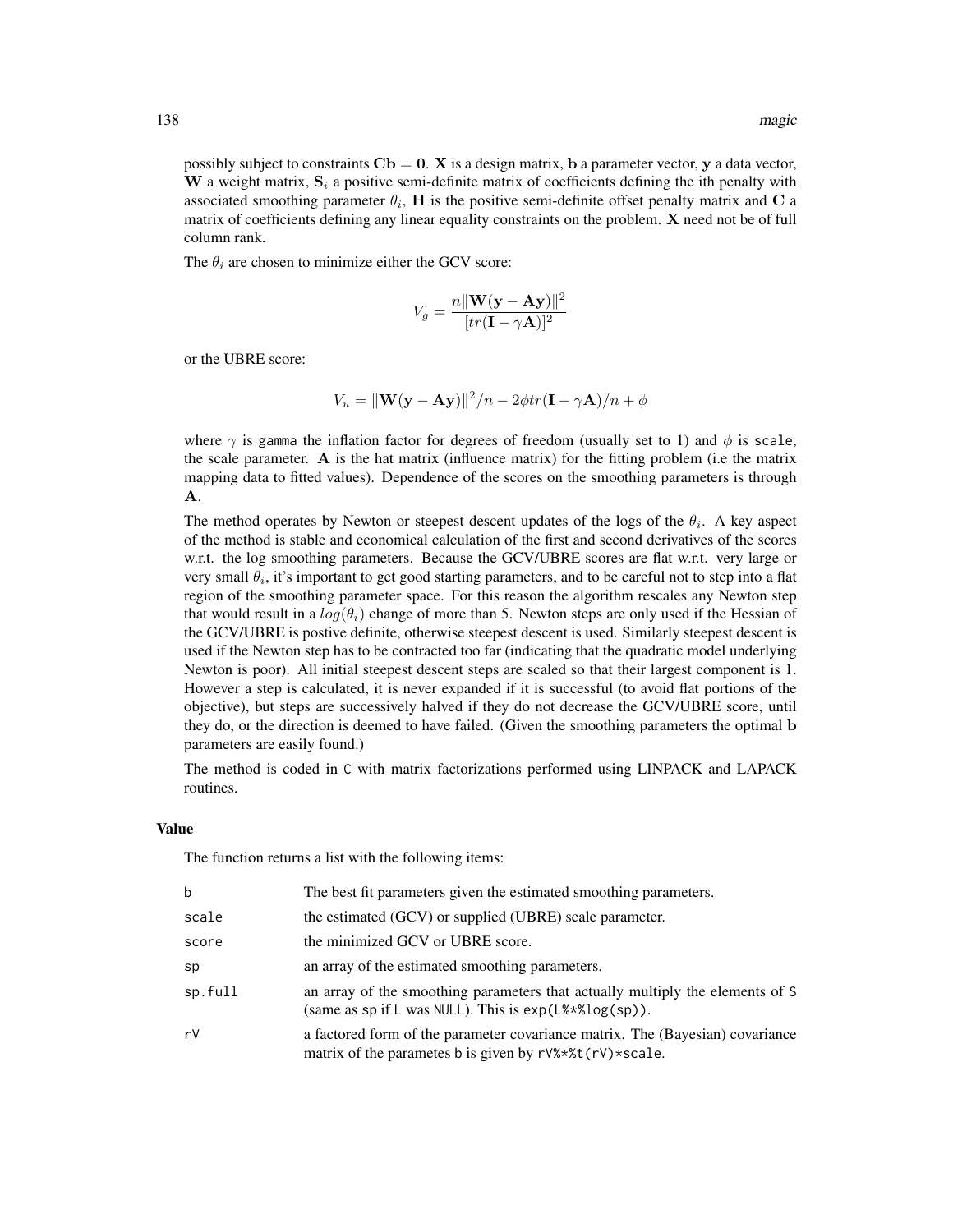possibly subject to constraints $\mathbf{Cb} = \mathbf{0}$. $\mathbf{X}$ is a design matrix, $\mathbf{b}$ a parameter vector, $\mathbf{y}$ a data vector, $\mathbf{W}$ a weight matrix, $\mathbf{S}_i$ a positive semi-definite matrix of coefficients defining the ith penalty with associated smoothing parameter $\theta_i$, $\mathbf{H}$ is the positive semi-definite offset penalty matrix and $\mathbf{C}$ a matrix of coefficients defining any linear equality constraints on the problem. $\mathbf{X}$ need not be of full column rank.

The $\theta_i$ are chosen to minimize either the GCV score:

$$V_g = \frac{n\|\mathbf{W}(\mathbf{y} - \mathbf{A}\mathbf{y})\|^2}{[tr(\mathbf{I} - \gamma\mathbf{A})]^2}$$

or the UBRE score:

$$V_u = \|\mathbf{W}(\mathbf{y} - \mathbf{A}\mathbf{y})\|^2/n - 2\phi tr(\mathbf{I} - \gamma\mathbf{A})/n + \phi$$

where $\gamma$ is `gamma` the inflation factor for degrees of freedom (usually set to 1) and $\phi$ is `scale`, the scale parameter. $\mathbf{A}$ is the hat matrix (influence matrix) for the fitting problem (i.e the matrix mapping data to fitted values). Dependence of the scores on the smoothing parameters is through $\mathbf{A}$.

The method operates by Newton or steepest descent updates of the logs of the $\theta_i$. A key aspect of the method is stable and economical calculation of the first and second derivatives of the scores w.r.t. the log smoothing parameters. Because the GCV/UBRE scores are flat w.r.t. very large or very small $\theta_i$, it's important to get good starting parameters, and to be careful not to step into a flat region of the smoothing parameter space. For this reason the algorithm rescales any Newton step that would result in a $log(\theta_i)$ change of more than 5. Newton steps are only used if the Hessian of the GCV/UBRE is postive definite, otherwise steepest descent is used. Similarly steepest descent is used if the Newton step has to be contracted too far (indicating that the quadratic model underlying Newton is poor). All initial steepest descent steps are scaled so that their largest component is 1. However a step is calculated, it is never expanded if it is successful (to avoid flat portions of the objective), but steps are successively halved if they do not decrease the GCV/UBRE score, until they do, or the direction is deemed to have failed. (Given the smoothing parameters the optimal $\mathbf{b}$ parameters are easily found.)

The method is coded in `C` with matrix factorizations performed using LINPACK and LAPACK routines.

## Value

The function returns a list with the following items:

| | |
|---|---|
| `b` | The best fit parameters given the estimated smoothing parameters. |
| `scale` | the estimated (GCV) or supplied (UBRE) scale parameter. |
| `score` | the minimized GCV or UBRE score. |
| `sp` | an array of the estimated smoothing parameters. |
| `sp.full` | an array of the smoothing parameters that actually multiply the elements of `S` (same as `sp` if `L` was `NULL`). This is `exp(L%*%log(sp))`. |
| `rV` | a factored form of the parameter covariance matrix. The (Bayesian) covariance matrix of the parametes `b` is given by `rV%*%t(rV)*scale`. |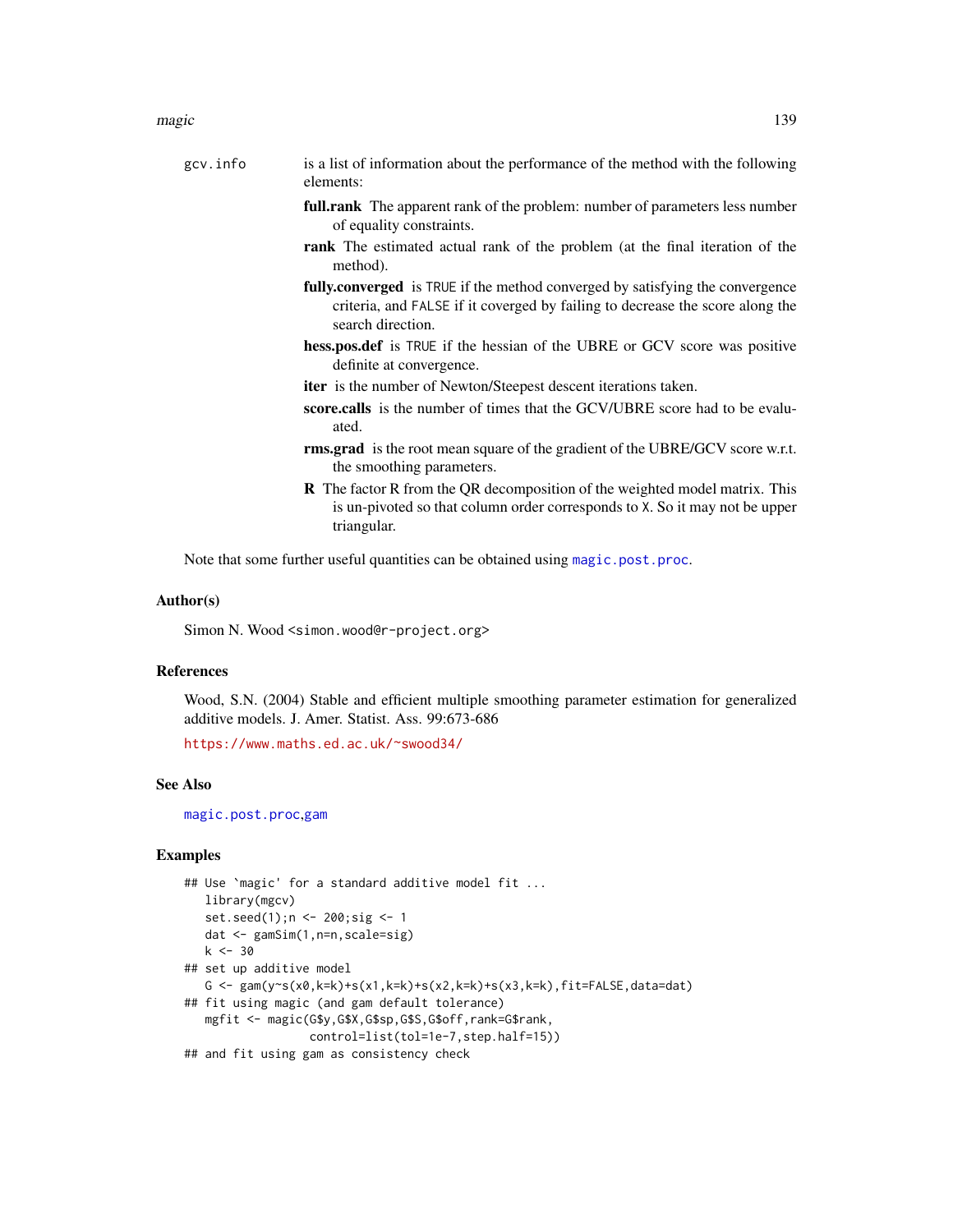`gcv.info` is a list of information about the performance of the method with the following elements:

- **full.rank** The apparent rank of the problem: number of parameters less number of equality constraints.
- **rank** The estimated actual rank of the problem (at the final iteration of the method).
- **fully.converged** is `TRUE` if the method converged by satisfying the convergence criteria, and `FALSE` if it coverged by failing to decrease the score along the search direction.
- **hess.pos.def** is `TRUE` if the hessian of the UBRE or GCV score was positive definite at convergence.
- **iter** is the number of Newton/Steepest descent iterations taken.
- **score.calls** is the number of times that the GCV/UBRE score had to be evaluated.
- **rms.grad** is the root mean square of the gradient of the UBRE/GCV score w.r.t. the smoothing parameters.
- **R** The factor R from the QR decomposition of the weighted model matrix. This is un-pivoted so that column order corresponds to `X`. So it may not be upper triangular.

Note that some further useful quantities can be obtained using `magic.post.proc`.

## Author(s)

Simon N. Wood <simon.wood@r-project.org>

## References

Wood, S.N. (2004) Stable and efficient multiple smoothing parameter estimation for generalized additive models. J. Amer. Statist. Ass. 99:673-686

https://www.maths.ed.ac.uk/~swood34/

## See Also

`magic.post.proc`,`gam`

## Examples

```
## Use `magic' for a standard additive model fit ...
   library(mgcv)
   set.seed(1);n <- 200;sig <- 1
   dat <- gamSim(1,n=n,scale=sig)
   k <- 30
## set up additive model
   G <- gam(y~s(x0,k=k)+s(x1,k=k)+s(x2,k=k)+s(x3,k=k),fit=FALSE,data=dat)
## fit using magic (and gam default tolerance)
   mgfit <- magic(G$y,G$X,G$sp,G$S,G$off,rank=G$rank,
                  control=list(tol=1e-7,step.half=15))
## and fit using gam as consistency check
```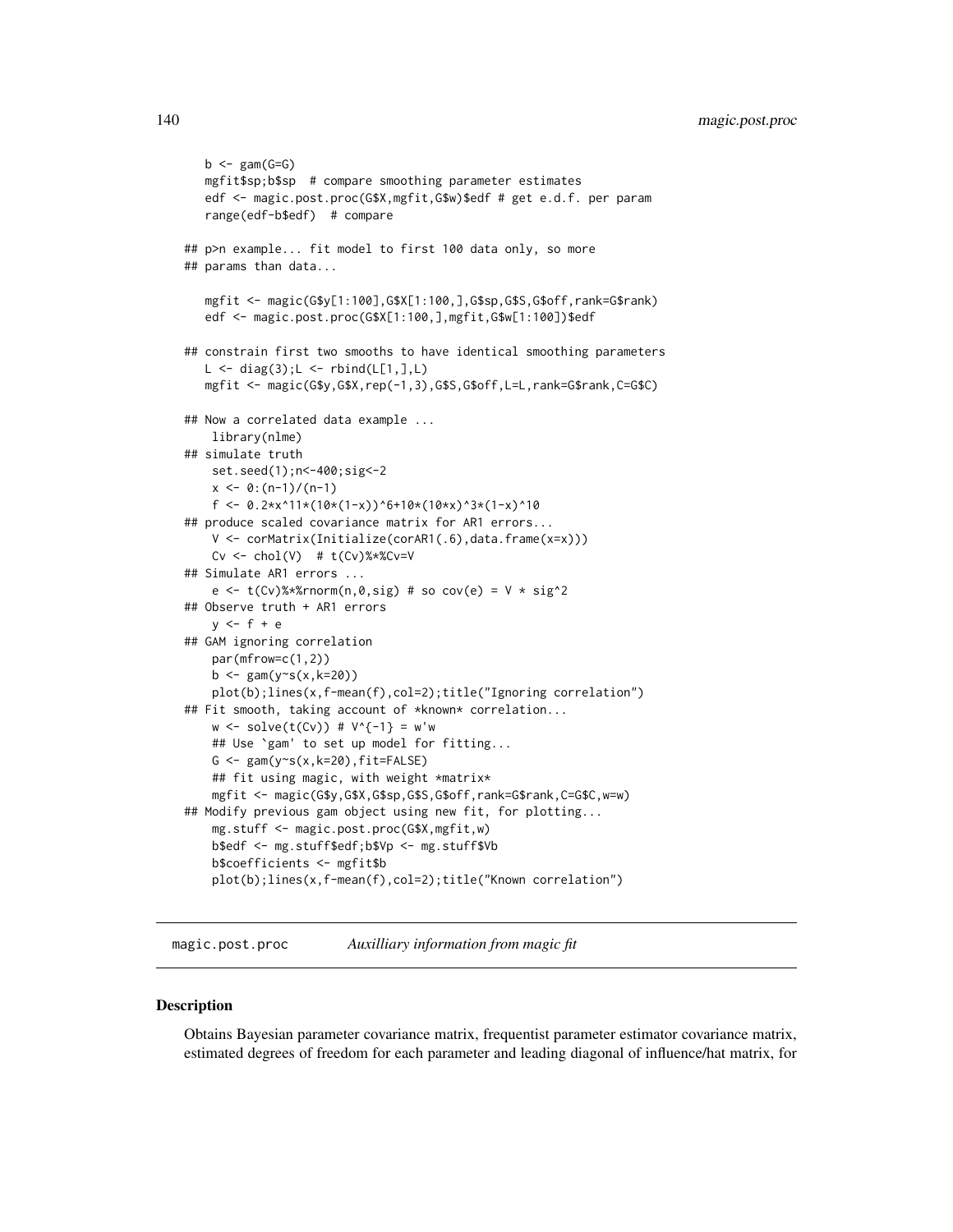```
   b <- gam(G=G)
   mgfit$sp;b$sp  # compare smoothing parameter estimates
   edf <- magic.post.proc(G$X,mgfit,G$w)$edf # get e.d.f. per param
   range(edf-b$edf)  # compare

## p>n example... fit model to first 100 data only, so more
## params than data...

   mgfit <- magic(G$y[1:100],G$X[1:100,],G$sp,G$S,G$off,rank=G$rank)
   edf <- magic.post.proc(G$X[1:100,],mgfit,G$w[1:100])$edf

## constrain first two smooths to have identical smoothing parameters
   L <- diag(3);L <- rbind(L[1,],L)
   mgfit <- magic(G$y,G$X,rep(-1,3),G$S,G$off,L=L,rank=G$rank,C=G$C)

## Now a correlated data example ...
    library(nlme)
## simulate truth
    set.seed(1);n<-400;sig<-2
    x <- 0:(n-1)/(n-1)
    f <- 0.2*x^11*(10*(1-x))^6+10*(10*x)^3*(1-x)^10
## produce scaled covariance matrix for AR1 errors...
    V <- corMatrix(Initialize(corAR1(.6),data.frame(x=x)))
    Cv <- chol(V)  # t(Cv)%*%Cv=V
## Simulate AR1 errors ...
    e <- t(Cv)%*%rnorm(n,0,sig) # so cov(e) = V * sig^2
## Observe truth + AR1 errors
    y <- f + e
## GAM ignoring correlation
    par(mfrow=c(1,2))
    b <- gam(y~s(x,k=20))
    plot(b);lines(x,f-mean(f),col=2);title("Ignoring correlation")
## Fit smooth, taking account of *known* correlation...
    w <- solve(t(Cv)) # V^{-1} = w'w
    ## Use `gam' to set up model for fitting...
    G <- gam(y~s(x,k=20),fit=FALSE)
    ## fit using magic, with weight *matrix*
    mgfit <- magic(G$y,G$X,G$sp,G$S,G$off,rank=G$rank,C=G$C,w=w)
## Modify previous gam object using new fit, for plotting...
    mg.stuff <- magic.post.proc(G$X,mgfit,w)
    b$edf <- mg.stuff$edf;b$Vp <- mg.stuff$Vb
    b$coefficients <- mgfit$b
    plot(b);lines(x,f-mean(f),col=2);title("Known correlation")
```

---

# magic.post.proc    *Auxilliary information from magic fit*

## Description

Obtains Bayesian parameter covariance matrix, frequentist parameter estimator covariance matrix, estimated degrees of freedom for each parameter and leading diagonal of influence/hat matrix, for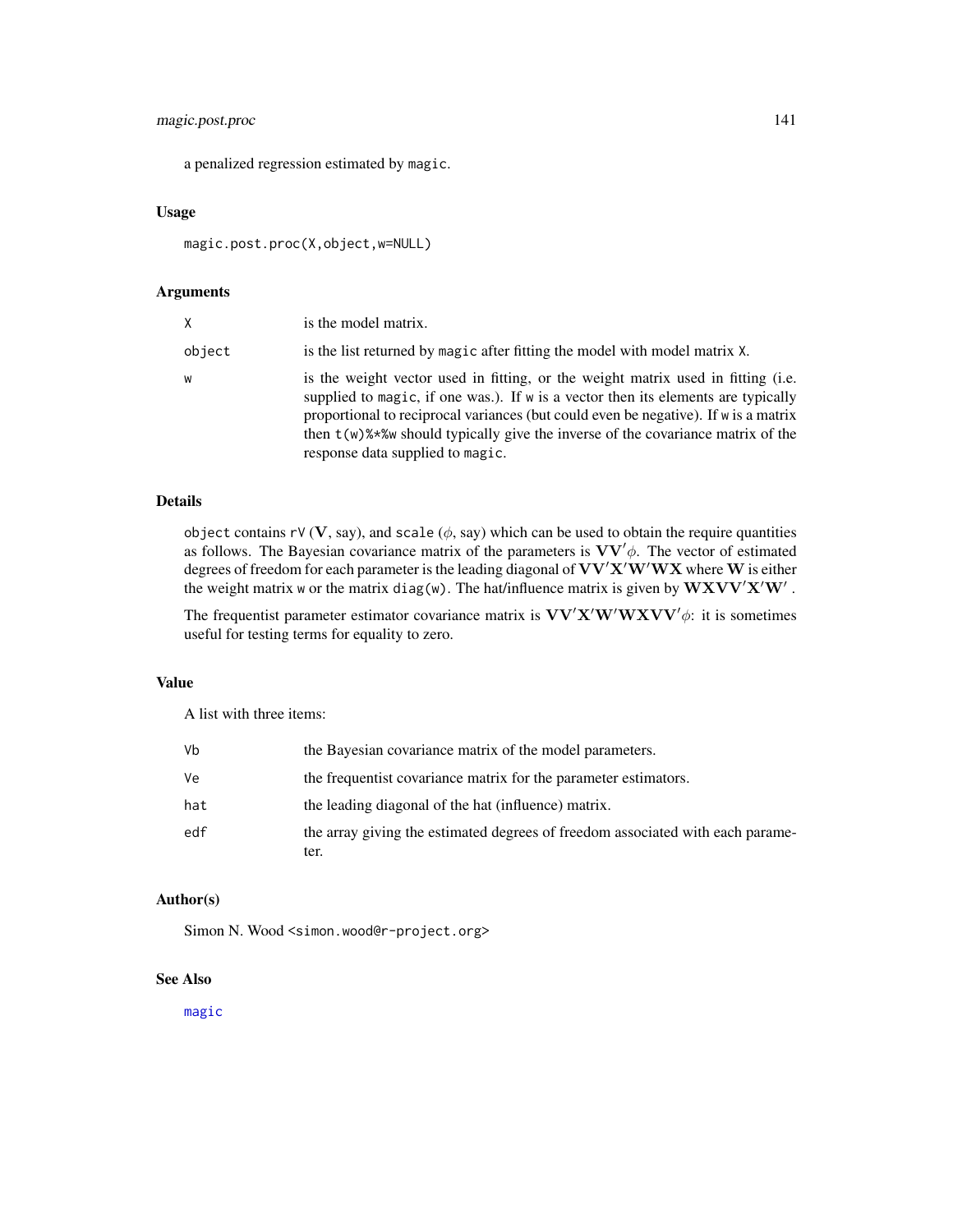a penalized regression estimated by `magic`.

### Usage

```
magic.post.proc(X,object,w=NULL)
```

### Arguments

| | |
|---|---|
| X | is the model matrix. |
| object | is the list returned by `magic` after fitting the model with model matrix X. |
| w | is the weight vector used in fitting, or the weight matrix used in fitting (i.e. supplied to `magic`, if one was.). If w is a vector then its elements are typically proportional to reciprocal variances (but could even be negative). If w is a matrix then `t(w)%*%w` should typically give the inverse of the covariance matrix of the response data supplied to `magic`. |

### Details

object contains rV ($\mathbf{V}$, say), and scale ($\phi$, say) which can be used to obtain the require quantities as follows. The Bayesian covariance matrix of the parameters is $\mathbf{V}\mathbf{V}'\phi$. The vector of estimated degrees of freedom for each parameter is the leading diagonal of $\mathbf{V}\mathbf{V}'\mathbf{X}'\mathbf{W}'\mathbf{W}\mathbf{X}$ where $\mathbf{W}$ is either the weight matrix w or the matrix diag(w). The hat/influence matrix is given by $\mathbf{W}\mathbf{X}\mathbf{V}\mathbf{V}'\mathbf{X}'\mathbf{W}'$ .

The frequentist parameter estimator covariance matrix is $\mathbf{V}\mathbf{V}'\mathbf{X}'\mathbf{W}'\mathbf{W}\mathbf{X}\mathbf{V}\mathbf{V}'\phi$: it is sometimes useful for testing terms for equality to zero.

### Value

A list with three items:

| | |
|---|---|
| Vb | the Bayesian covariance matrix of the model parameters. |
| Ve | the frequentist covariance matrix for the parameter estimators. |
| hat | the leading diagonal of the hat (influence) matrix. |
| edf | the array giving the estimated degrees of freedom associated with each parameter. |

### Author(s)

Simon N. Wood <simon.wood@r-project.org>

### See Also

magic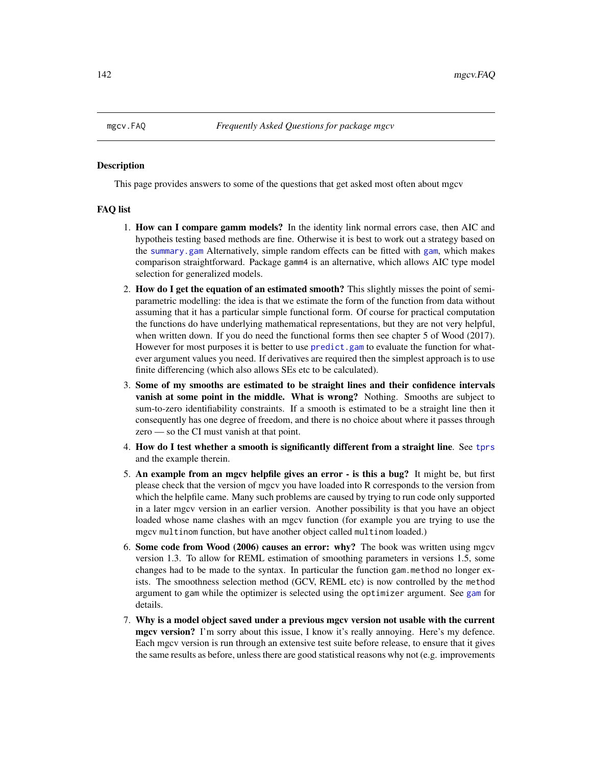mgcv.FAQ *Frequently Asked Questions for package mgcv*

## Description

This page provides answers to some of the questions that get asked most often about mgcv

## FAQ list

1. **How can I compare gamm models?** In the identity link normal errors case, then AIC and hypotheis testing based methods are fine. Otherwise it is best to work out a strategy based on the `summary.gam` Alternatively, simple random effects can be fitted with `gam`, which makes comparison straightforward. Package gamm4 is an alternative, which allows AIC type model selection for generalized models.

2. **How do I get the equation of an estimated smooth?** This slightly misses the point of semi-parametric modelling: the idea is that we estimate the form of the function from data without assuming that it has a particular simple functional form. Of course for practical computation the functions do have underlying mathematical representations, but they are not very helpful, when written down. If you do need the functional forms then see chapter 5 of Wood (2017). However for most purposes it is better to use `predict.gam` to evaluate the function for whatever argument values you need. If derivatives are required then the simplest approach is to use finite differencing (which also allows SEs etc to be calculated).

3. **Some of my smooths are estimated to be straight lines and their confidence intervals vanish at some point in the middle. What is wrong?** Nothing. Smooths are subject to sum-to-zero identifiability constraints. If a smooth is estimated to be a straight line then it consequently has one degree of freedom, and there is no choice about where it passes through zero — so the CI must vanish at that point.

4. **How do I test whether a smooth is significantly different from a straight line**. See `tprs` and the example therein.

5. **An example from an mgcv helpfile gives an error - is this a bug?** It might be, but first please check that the version of mgcv you have loaded into R corresponds to the version from which the helpfile came. Many such problems are caused by trying to run code only supported in a later mgcv version in an earlier version. Another possibility is that you have an object loaded whose name clashes with an mgcv function (for example you are trying to use the mgcv `multinom` function, but have another object called `multinom` loaded.)

6. **Some code from Wood (2006) causes an error: why?** The book was written using mgcv version 1.3. To allow for REML estimation of smoothing parameters in versions 1.5, some changes had to be made to the syntax. In particular the function `gam.method` no longer exists. The smoothness selection method (GCV, REML etc) is now controlled by the `method` argument to `gam` while the optimizer is selected using the `optimizer` argument. See `gam` for details.

7. **Why is a model object saved under a previous mgcv version not usable with the current mgcv version?** I'm sorry about this issue, I know it's really annoying. Here's my defence. Each mgcv version is run through an extensive test suite before release, to ensure that it gives the same results as before, unless there are good statistical reasons why not (e.g. improvements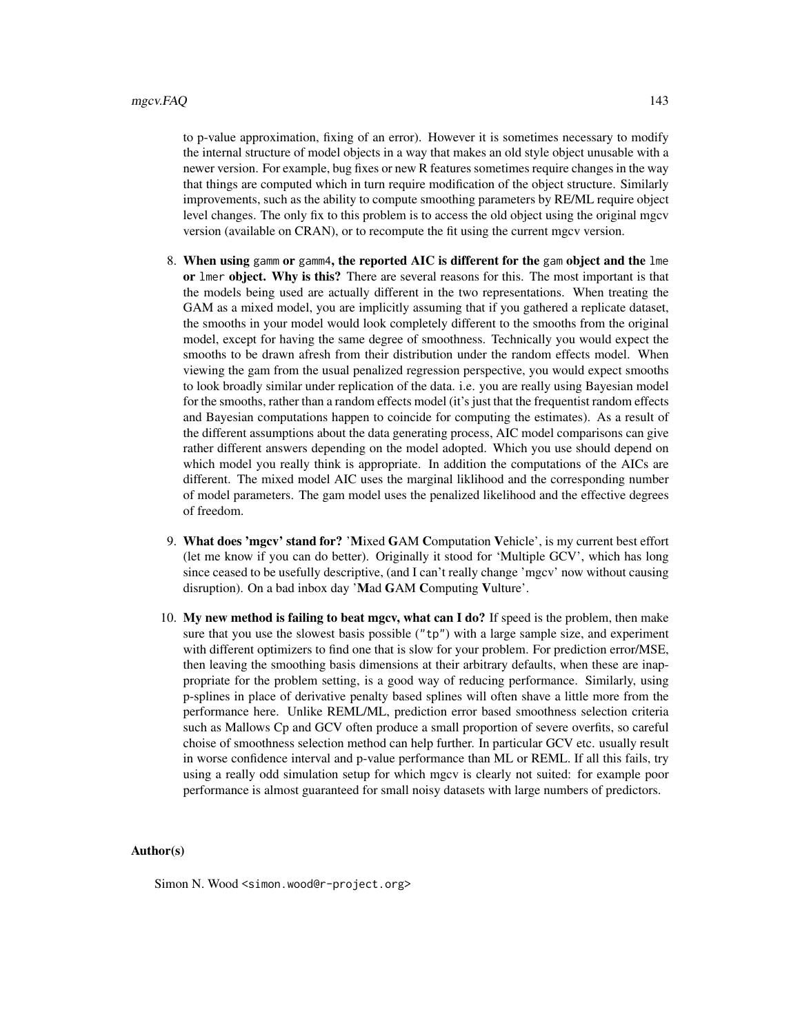to p-value approximation, fixing of an error). However it is sometimes necessary to modify the internal structure of model objects in a way that makes an old style object unusable with a newer version. For example, bug fixes or new R features sometimes require changes in the way that things are computed which in turn require modification of the object structure. Similarly improvements, such as the ability to compute smoothing parameters by RE/ML require object level changes. The only fix to this problem is to access the old object using the original mgcv version (available on CRAN), or to recompute the fit using the current mgcv version.

8. **When using `gamm` or `gamm4`, the reported AIC is different for the `gam` object and the `lme` or `lmer` object. Why is this?** There are several reasons for this. The most important is that the models being used are actually different in the two representations. When treating the GAM as a mixed model, you are implicitly assuming that if you gathered a replicate dataset, the smooths in your model would look completely different to the smooths from the original model, except for having the same degree of smoothness. Technically you would expect the smooths to be drawn afresh from their distribution under the random effects model. When viewing the gam from the usual penalized regression perspective, you would expect smooths to look broadly similar under replication of the data. i.e. you are really using Bayesian model for the smooths, rather than a random effects model (it's just that the frequentist random effects and Bayesian computations happen to coincide for computing the estimates). As a result of the different assumptions about the data generating process, AIC model comparisons can give rather different answers depending on the model adopted. Which you use should depend on which model you really think is appropriate. In addition the computations of the AICs are different. The mixed model AIC uses the marginal liklihood and the corresponding number of model parameters. The gam model uses the penalized likelihood and the effective degrees of freedom.

9. **What does 'mgcv' stand for?** '**M**ixed **G**AM **C**omputation **V**ehicle', is my current best effort (let me know if you can do better). Originally it stood for 'Multiple GCV', which has long since ceased to be usefully descriptive, (and I can't really change 'mgcv' now without causing disruption). On a bad inbox day '**M**ad **G**AM **C**omputing **V**ulture'.

10. **My new method is failing to beat mgcv, what can I do?** If speed is the problem, then make sure that you use the slowest basis possible (`"tp"`) with a large sample size, and experiment with different optimizers to find one that is slow for your problem. For prediction error/MSE, then leaving the smoothing basis dimensions at their arbitrary defaults, when these are inappropriate for the problem setting, is a good way of reducing performance. Similarly, using p-splines in place of derivative penalty based splines will often shave a little more from the performance here. Unlike REML/ML, prediction error based smoothness selection criteria such as Mallows Cp and GCV often produce a small proportion of severe overfits, so careful choise of smoothness selection method can help further. In particular GCV etc. usually result in worse confidence interval and p-value performance than ML or REML. If all this fails, try using a really odd simulation setup for which mgcv is clearly not suited: for example poor performance is almost guaranteed for small noisy datasets with large numbers of predictors.

## Author(s)

Simon N. Wood <simon.wood@r-project.org>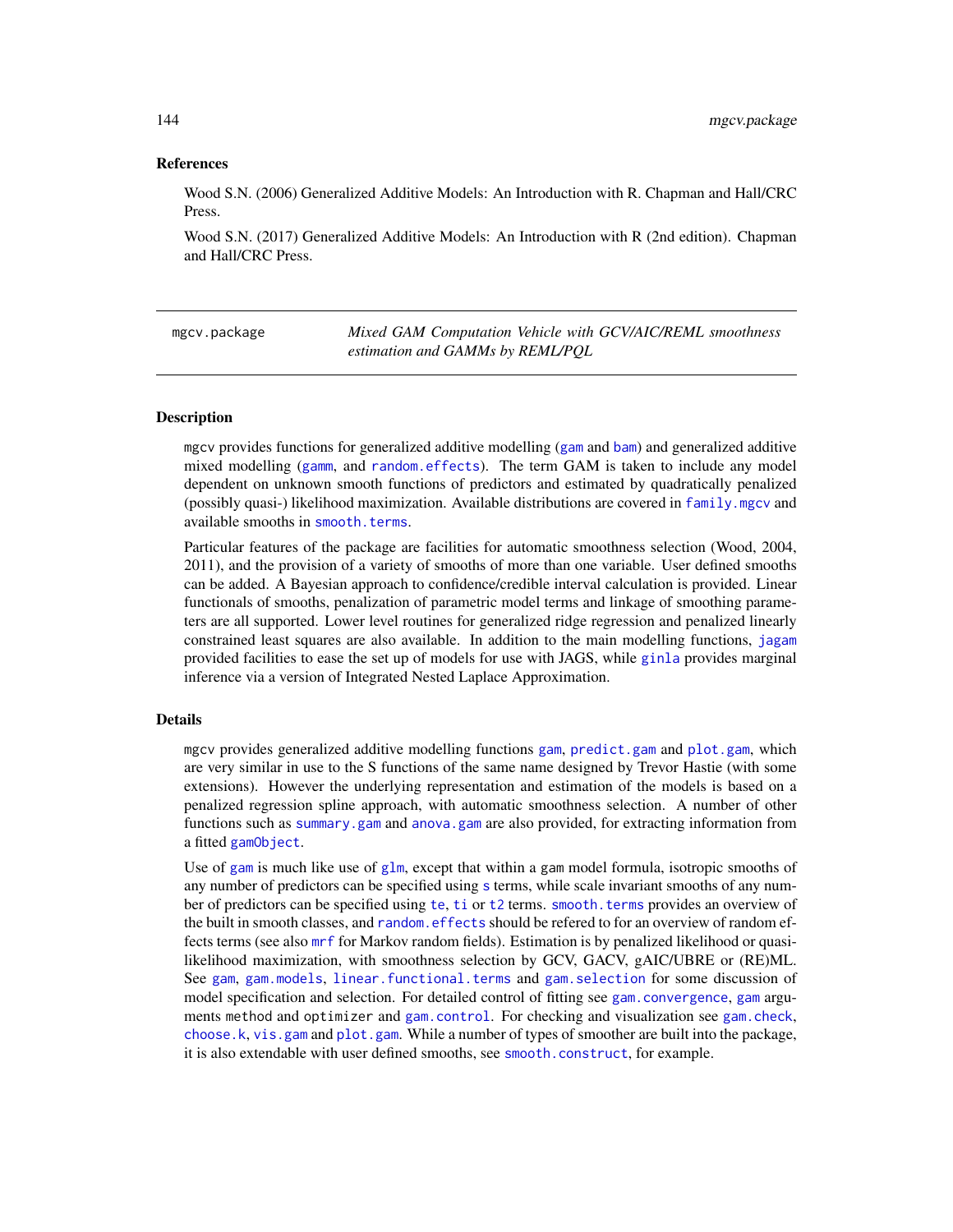## References

Wood S.N. (2006) Generalized Additive Models: An Introduction with R. Chapman and Hall/CRC Press.

Wood S.N. (2017) Generalized Additive Models: An Introduction with R (2nd edition). Chapman and Hall/CRC Press.

---

# mgcv.package *Mixed GAM Computation Vehicle with GCV/AIC/REML smoothness estimation and GAMMs by REML/PQL*

---

## Description

mgcv provides functions for generalized additive modelling (gam and bam) and generalized additive mixed modelling (gamm, and random.effects). The term GAM is taken to include any model dependent on unknown smooth functions of predictors and estimated by quadratically penalized (possibly quasi-) likelihood maximization. Available distributions are covered in family.mgcv and available smooths in smooth.terms.

Particular features of the package are facilities for automatic smoothness selection (Wood, 2004, 2011), and the provision of a variety of smooths of more than one variable. User defined smooths can be added. A Bayesian approach to confidence/credible interval calculation is provided. Linear functionals of smooths, penalization of parametric model terms and linkage of smoothing parameters are all supported. Lower level routines for generalized ridge regression and penalized linearly constrained least squares are also available. In addition to the main modelling functions, jagam provided facilities to ease the set up of models for use with JAGS, while ginla provides marginal inference via a version of Integrated Nested Laplace Approximation.

## Details

mgcv provides generalized additive modelling functions gam, predict.gam and plot.gam, which are very similar in use to the S functions of the same name designed by Trevor Hastie (with some extensions). However the underlying representation and estimation of the models is based on a penalized regression spline approach, with automatic smoothness selection. A number of other functions such as summary.gam and anova.gam are also provided, for extracting information from a fitted gamObject.

Use of gam is much like use of glm, except that within a gam model formula, isotropic smooths of any number of predictors can be specified using s terms, while scale invariant smooths of any number of predictors can be specified using te, ti or t2 terms. smooth.terms provides an overview of the built in smooth classes, and random.effects should be refered to for an overview of random effects terms (see also mrf for Markov random fields). Estimation is by penalized likelihood or quasi-likelihood maximization, with smoothness selection by GCV, GACV, gAIC/UBRE or (RE)ML. See gam, gam.models, linear.functional.terms and gam.selection for some discussion of model specification and selection. For detailed control of fitting see gam.convergence, gam arguments method and optimizer and gam.control. For checking and visualization see gam.check, choose.k, vis.gam and plot.gam. While a number of types of smoother are built into the package, it is also extendable with user defined smooths, see smooth.construct, for example.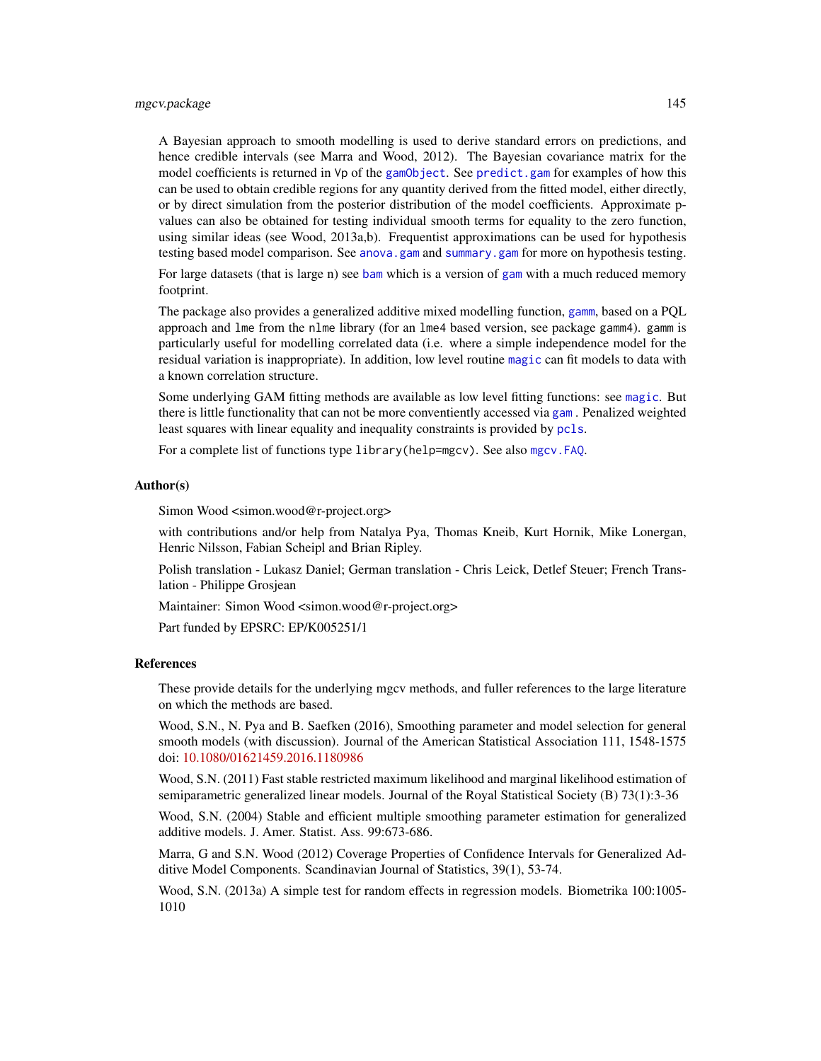A Bayesian approach to smooth modelling is used to derive standard errors on predictions, and hence credible intervals (see Marra and Wood, 2012). The Bayesian covariance matrix for the model coefficients is returned in `Vp` of the `gamObject`. See `predict.gam` for examples of how this can be used to obtain credible regions for any quantity derived from the fitted model, either directly, or by direct simulation from the posterior distribution of the model coefficients. Approximate p-values can also be obtained for testing individual smooth terms for equality to the zero function, using similar ideas (see Wood, 2013a,b). Frequentist approximations can be used for hypothesis testing based model comparison. See `anova.gam` and `summary.gam` for more on hypothesis testing.

For large datasets (that is large n) see `bam` which is a version of `gam` with a much reduced memory footprint.

The package also provides a generalized additive mixed modelling function, `gamm`, based on a PQL approach and `lme` from the `nlme` library (for an `lme4` based version, see package `gamm4`). `gamm` is particularly useful for modelling correlated data (i.e. where a simple independence model for the residual variation is inappropriate). In addition, low level routine `magic` can fit models to data with a known correlation structure.

Some underlying GAM fitting methods are available as low level fitting functions: see `magic`. But there is little functionality that can not be more conventiently accessed via `gam` . Penalized weighted least squares with linear equality and inequality constraints is provided by `pcls`.

For a complete list of functions type `library(help=mgcv)`. See also `mgcv.FAQ`.

## Author(s)

Simon Wood <simon.wood@r-project.org>

with contributions and/or help from Natalya Pya, Thomas Kneib, Kurt Hornik, Mike Lonergan, Henric Nilsson, Fabian Scheipl and Brian Ripley.

Polish translation - Lukasz Daniel; German translation - Chris Leick, Detlef Steuer; French Translation - Philippe Grosjean

Maintainer: Simon Wood <simon.wood@r-project.org>

Part funded by EPSRC: EP/K005251/1

## References

These provide details for the underlying mgcv methods, and fuller references to the large literature on which the methods are based.

Wood, S.N., N. Pya and B. Saefken (2016), Smoothing parameter and model selection for general smooth models (with discussion). Journal of the American Statistical Association 111, 1548-1575 doi: 10.1080/01621459.2016.1180986

Wood, S.N. (2011) Fast stable restricted maximum likelihood and marginal likelihood estimation of semiparametric generalized linear models. Journal of the Royal Statistical Society (B) 73(1):3-36

Wood, S.N. (2004) Stable and efficient multiple smoothing parameter estimation for generalized additive models. J. Amer. Statist. Ass. 99:673-686.

Marra, G and S.N. Wood (2012) Coverage Properties of Confidence Intervals for Generalized Additive Model Components. Scandinavian Journal of Statistics, 39(1), 53-74.

Wood, S.N. (2013a) A simple test for random effects in regression models. Biometrika 100:1005-1010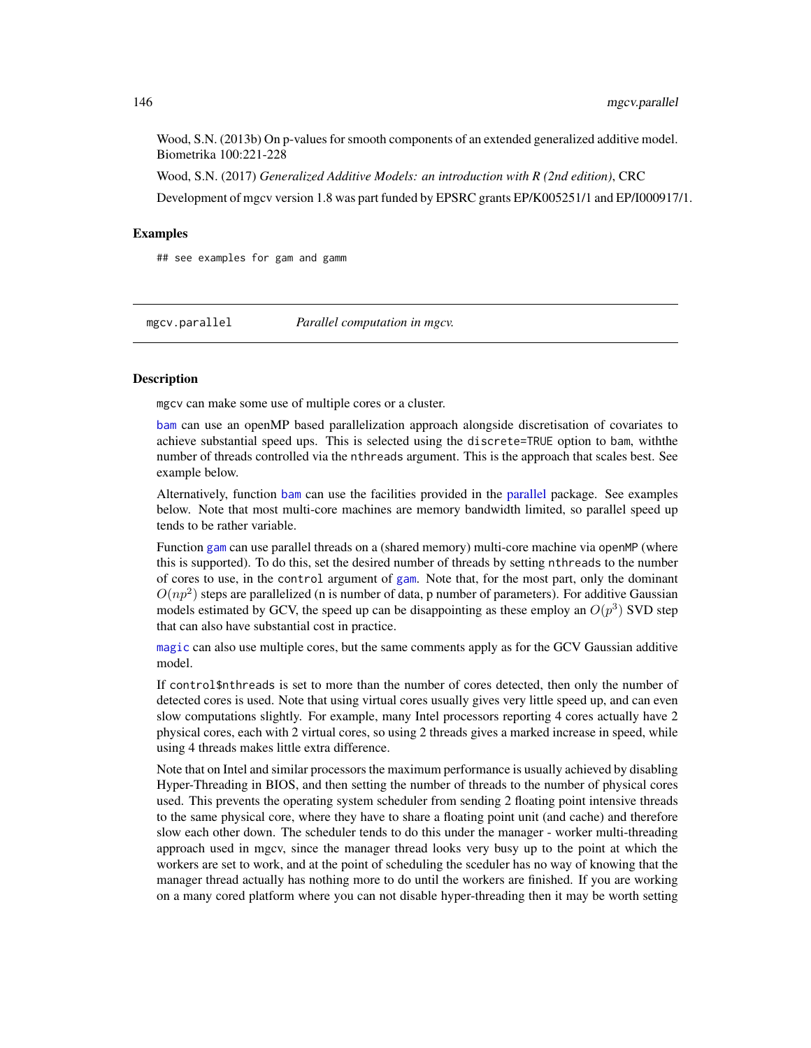Wood, S.N. (2013b) On p-values for smooth components of an extended generalized additive model. Biometrika 100:221-228

Wood, S.N. (2017) *Generalized Additive Models: an introduction with R (2nd edition)*, CRC

Development of mgcv version 1.8 was part funded by EPSRC grants EP/K005251/1 and EP/I000917/1.

### Examples

```
## see examples for gam and gamm
```

---

## mgcv.parallel — *Parallel computation in mgcv.*

### Description

mgcv can make some use of multiple cores or a cluster.

bam can use an openMP based parallelization approach alongside discretisation of covariates to achieve substantial speed ups. This is selected using the `discrete=TRUE` option to bam, withthe number of threads controlled via the `nthreads` argument. This is the approach that scales best. See example below.

Alternatively, function bam can use the facilities provided in the parallel package. See examples below. Note that most multi-core machines are memory bandwidth limited, so parallel speed up tends to be rather variable.

Function gam can use parallel threads on a (shared memory) multi-core machine via openMP (where this is supported). To do this, set the desired number of threads by setting `nthreads` to the number of cores to use, in the `control` argument of gam. Note that, for the most part, only the dominant $O(np^2)$ steps are parallelized (n is number of data, p number of parameters). For additive Gaussian models estimated by GCV, the speed up can be disappointing as these employ an $O(p^3)$ SVD step that can also have substantial cost in practice.

magic can also use multiple cores, but the same comments apply as for the GCV Gaussian additive model.

If `control$nthreads` is set to more than the number of cores detected, then only the number of detected cores is used. Note that using virtual cores usually gives very little speed up, and can even slow computations slightly. For example, many Intel processors reporting 4 cores actually have 2 physical cores, each with 2 virtual cores, so using 2 threads gives a marked increase in speed, while using 4 threads makes little extra difference.

Note that on Intel and similar processors the maximum performance is usually achieved by disabling Hyper-Threading in BIOS, and then setting the number of threads to the number of physical cores used. This prevents the operating system scheduler from sending 2 floating point intensive threads to the same physical core, where they have to share a floating point unit (and cache) and therefore slow each other down. The scheduler tends to do this under the manager - worker multi-threading approach used in mgcv, since the manager thread looks very busy up to the point at which the workers are set to work, and at the point of scheduling the sceduler has no way of knowing that the manager thread actually has nothing more to do until the workers are finished. If you are working on a many cored platform where you can not disable hyper-threading then it may be worth setting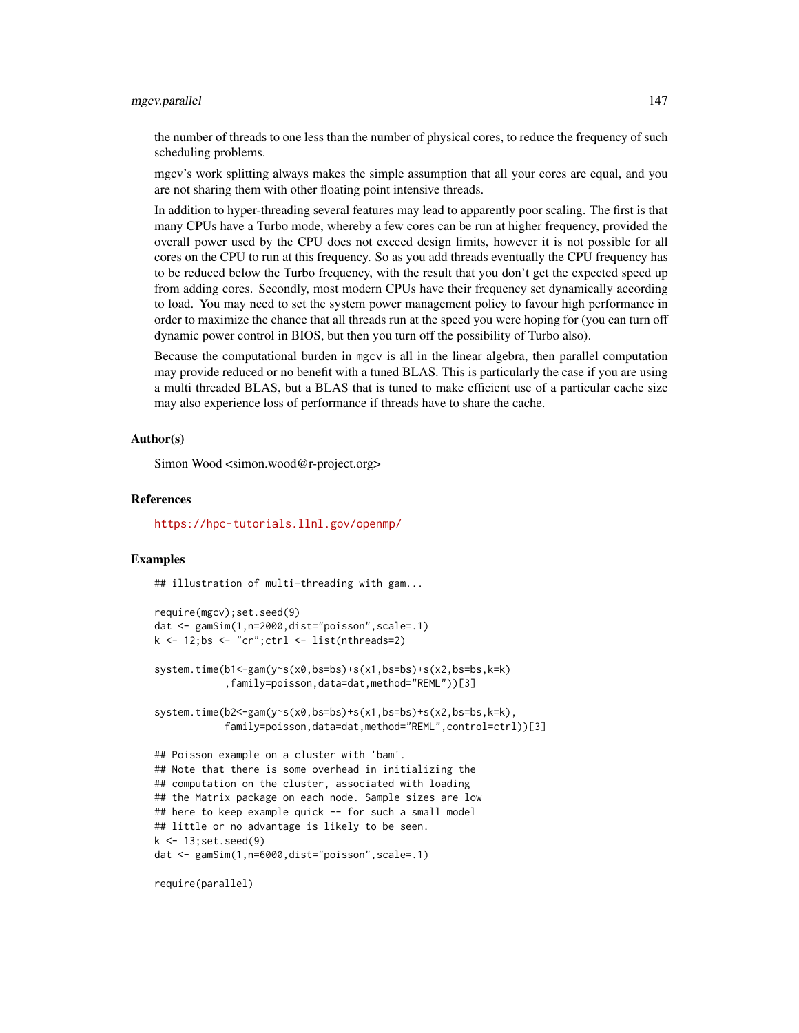the number of threads to one less than the number of physical cores, to reduce the frequency of such scheduling problems.

mgcv's work splitting always makes the simple assumption that all your cores are equal, and you are not sharing them with other floating point intensive threads.

In addition to hyper-threading several features may lead to apparently poor scaling. The first is that many CPUs have a Turbo mode, whereby a few cores can be run at higher frequency, provided the overall power used by the CPU does not exceed design limits, however it is not possible for all cores on the CPU to run at this frequency. So as you add threads eventually the CPU frequency has to be reduced below the Turbo frequency, with the result that you don't get the expected speed up from adding cores. Secondly, most modern CPUs have their frequency set dynamically according to load. You may need to set the system power management policy to favour high performance in order to maximize the chance that all threads run at the speed you were hoping for (you can turn off dynamic power control in BIOS, but then you turn off the possibility of Turbo also).

Because the computational burden in `mgcv` is all in the linear algebra, then parallel computation may provide reduced or no benefit with a tuned BLAS. This is particularly the case if you are using a multi threaded BLAS, but a BLAS that is tuned to make efficient use of a particular cache size may also experience loss of performance if threads have to share the cache.

## Author(s)

Simon Wood <simon.wood@r-project.org>

## References

https://hpc-tutorials.llnl.gov/openmp/

## Examples

```
## illustration of multi-threading with gam...

require(mgcv);set.seed(9)
dat <- gamSim(1,n=2000,dist="poisson",scale=.1)
k <- 12;bs <- "cr";ctrl <- list(nthreads=2)

system.time(b1<-gam(y~s(x0,bs=bs)+s(x1,bs=bs)+s(x2,bs=bs,k=k)
            ,family=poisson,data=dat,method="REML"))[3]

system.time(b2<-gam(y~s(x0,bs=bs)+s(x1,bs=bs)+s(x2,bs=bs,k=k),
            family=poisson,data=dat,method="REML",control=ctrl))[3]

## Poisson example on a cluster with 'bam'.
## Note that there is some overhead in initializing the
## computation on the cluster, associated with loading
## the Matrix package on each node. Sample sizes are low
## here to keep example quick -- for such a small model
## little or no advantage is likely to be seen.
k <- 13;set.seed(9)
dat <- gamSim(1,n=6000,dist="poisson",scale=.1)

require(parallel)
```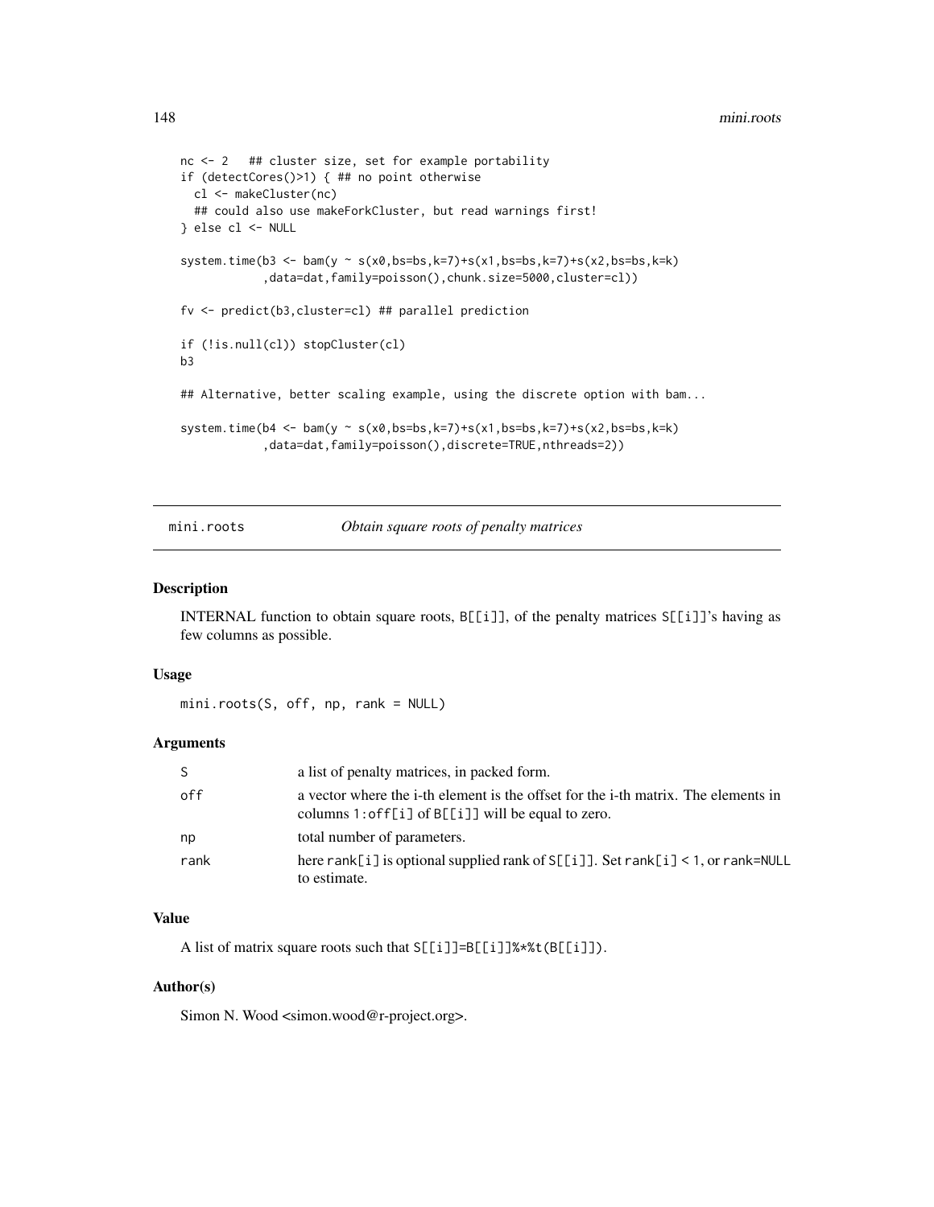```
nc <- 2   ## cluster size, set for example portability
if (detectCores()>1) { ## no point otherwise
  cl <- makeCluster(nc)
  ## could also use makeForkCluster, but read warnings first!
} else cl <- NULL

system.time(b3 <- bam(y ~ s(x0,bs=bs,k=7)+s(x1,bs=bs,k=7)+s(x2,bs=bs,k=k)
            ,data=dat,family=poisson(),chunk.size=5000,cluster=cl))

fv <- predict(b3,cluster=cl) ## parallel prediction

if (!is.null(cl)) stopCluster(cl)
b3

## Alternative, better scaling example, using the discrete option with bam...

system.time(b4 <- bam(y ~ s(x0,bs=bs,k=7)+s(x1,bs=bs,k=7)+s(x2,bs=bs,k=k)
            ,data=dat,family=poisson(),discrete=TRUE,nthreads=2))
```

---

## mini.roots — *Obtain square roots of penalty matrices*

### Description

INTERNAL function to obtain square roots, `B[[i]]`, of the penalty matrices `S[[i]]`'s having as few columns as possible.

### Usage

```
mini.roots(S, off, np, rank = NULL)
```

### Arguments

| | |
|---|---|
| `S` | a list of penalty matrices, in packed form. |
| `off` | a vector where the i-th element is the offset for the i-th matrix. The elements in columns `1:off[i]` of `B[[i]]` will be equal to zero. |
| `np` | total number of parameters. |
| `rank` | here `rank[i]` is optional supplied rank of `S[[i]]`. Set `rank[i] < 1`, or `rank=NULL` to estimate. |

### Value

A list of matrix square roots such that `S[[i]]=B[[i]]%*%t(B[[i]])`.

### Author(s)

Simon N. Wood <simon.wood@r-project.org>.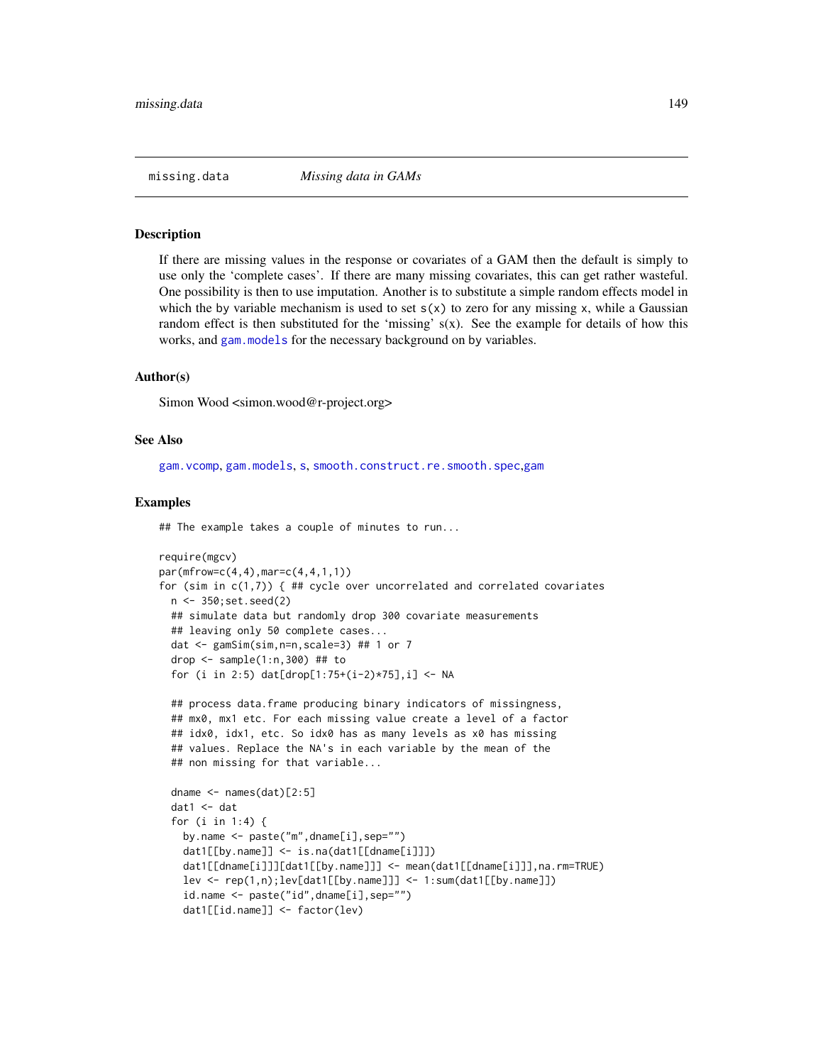missing.data *Missing data in GAMs*

## Description

If there are missing values in the response or covariates of a GAM then the default is simply to use only the 'complete cases'. If there are many missing covariates, this can get rather wasteful. One possibility is then to use imputation. Another is to substitute a simple random effects model in which the by variable mechanism is used to set `s(x)` to zero for any missing `x`, while a Gaussian random effect is then substituted for the 'missing' s(x). See the example for details of how this works, and `gam.models` for the necessary background on by variables.

## Author(s)

Simon Wood <simon.wood@r-project.org>

## See Also

`gam.vcomp`, `gam.models`, `s`, `smooth.construct.re.smooth.spec`, `gam`

## Examples

```
## The example takes a couple of minutes to run...

require(mgcv)
par(mfrow=c(4,4),mar=c(4,4,1,1))
for (sim in c(1,7)) { ## cycle over uncorrelated and correlated covariates
  n <- 350;set.seed(2)
  ## simulate data but randomly drop 300 covariate measurements
  ## leaving only 50 complete cases...
  dat <- gamSim(sim,n=n,scale=3) ## 1 or 7
  drop <- sample(1:n,300) ## to
  for (i in 2:5) dat[drop[1:75+(i-2)*75],i] <- NA

  ## process data.frame producing binary indicators of missingness,
  ## mx0, mx1 etc. For each missing value create a level of a factor
  ## idx0, idx1, etc. So idx0 has as many levels as x0 has missing
  ## values. Replace the NA's in each variable by the mean of the
  ## non missing for that variable...

  dname <- names(dat)[2:5]
  dat1 <- dat
  for (i in 1:4) {
    by.name <- paste("m",dname[i],sep="")
    dat1[[by.name]] <- is.na(dat1[[dname[i]]])
    dat1[[dname[i]]][dat1[[by.name]]] <- mean(dat1[[dname[i]]],na.rm=TRUE)
    lev <- rep(1,n);lev[dat1[[by.name]]] <- 1:sum(dat1[[by.name]])
    id.name <- paste("id",dname[i],sep="")
    dat1[[id.name]] <- factor(lev)
```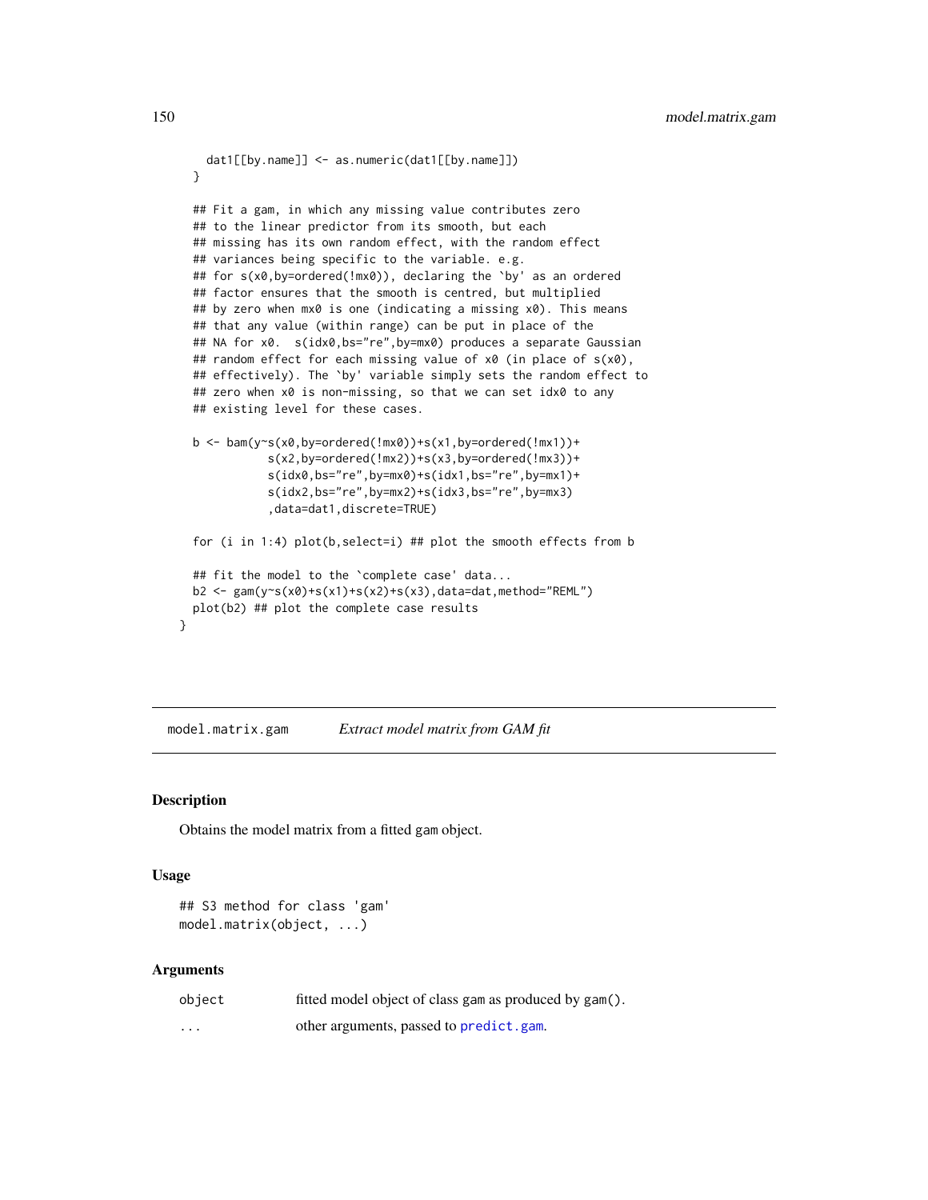```
    dat1[[by.name]] <- as.numeric(dat1[[by.name]])
  }

  ## Fit a gam, in which any missing value contributes zero
  ## to the linear predictor from its smooth, but each
  ## missing has its own random effect, with the random effect
  ## variances being specific to the variable. e.g.
  ## for s(x0,by=ordered(!mx0)), declaring the `by' as an ordered
  ## factor ensures that the smooth is centred, but multiplied
  ## by zero when mx0 is one (indicating a missing x0). This means
  ## that any value (within range) can be put in place of the
  ## NA for x0.  s(idx0,bs="re",by=mx0) produces a separate Gaussian
  ## random effect for each missing value of x0 (in place of s(x0),
  ## effectively). The `by' variable simply sets the random effect to
  ## zero when x0 is non-missing, so that we can set idx0 to any
  ## existing level for these cases.

  b <- bam(y~s(x0,by=ordered(!mx0))+s(x1,by=ordered(!mx1))+
             s(x2,by=ordered(!mx2))+s(x3,by=ordered(!mx3))+
             s(idx0,bs="re",by=mx0)+s(idx1,bs="re",by=mx1)+
             s(idx2,bs="re",by=mx2)+s(idx3,bs="re",by=mx3)
             ,data=dat1,discrete=TRUE)

  for (i in 1:4) plot(b,select=i) ## plot the smooth effects from b

  ## fit the model to the `complete case' data...
  b2 <- gam(y~s(x0)+s(x1)+s(x2)+s(x3),data=dat,method="REML")
  plot(b2) ## plot the complete case results
}
```

---

## model.matrix.gam — *Extract model matrix from GAM fit*

### Description

Obtains the model matrix from a fitted gam object.

### Usage

```
## S3 method for class 'gam'
model.matrix(object, ...)
```

### Arguments

| | |
|---|---|
| `object` | fitted model object of class gam as produced by `gam()`. |
| `...` | other arguments, passed to `predict.gam`. |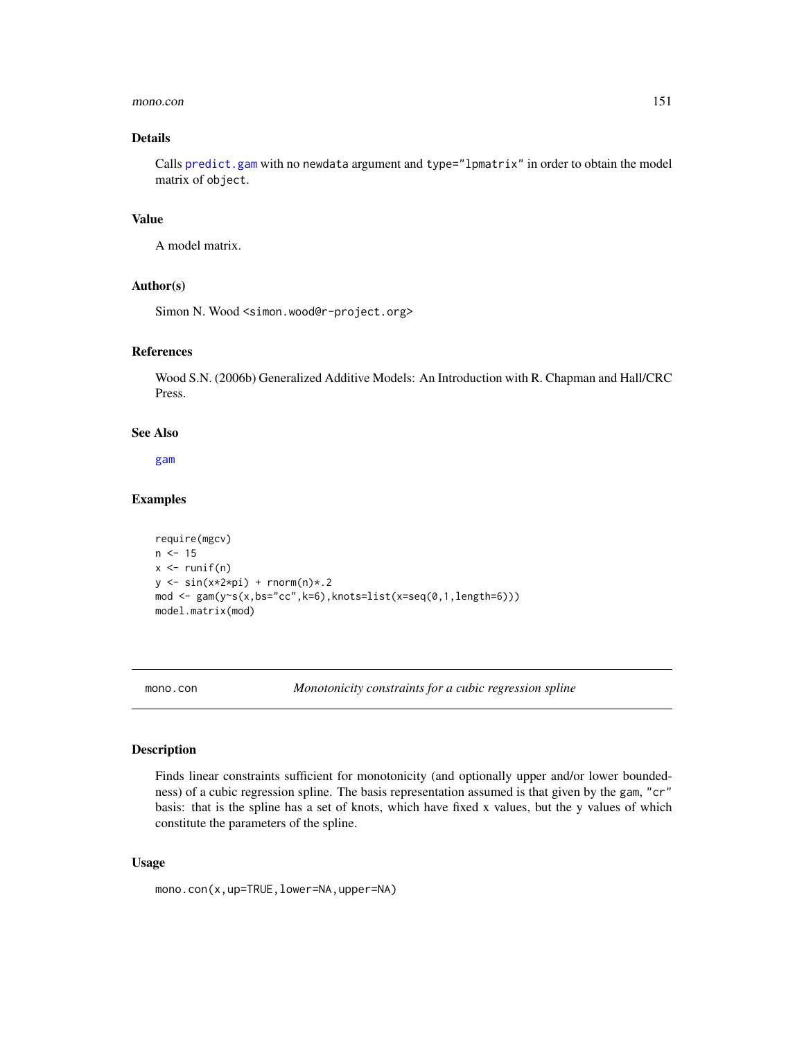### Details

Calls predict.gam with no newdata argument and type="lpmatrix" in order to obtain the model matrix of object.

### Value

A model matrix.

### Author(s)

Simon N. Wood <simon.wood@r-project.org>

### References

Wood S.N. (2006b) Generalized Additive Models: An Introduction with R. Chapman and Hall/CRC Press.

### See Also

gam

### Examples

```
require(mgcv)
n <- 15
x <- runif(n)
y <- sin(x*2*pi) + rnorm(n)*.2
mod <- gam(y~s(x,bs="cc",k=6),knots=list(x=seq(0,1,length=6)))
model.matrix(mod)
```

---

## mono.con — *Monotonicity constraints for a cubic regression spline*

### Description

Finds linear constraints sufficient for monotonicity (and optionally upper and/or lower boundedness) of a cubic regression spline. The basis representation assumed is that given by the gam, "cr" basis: that is the spline has a set of knots, which have fixed x values, but the y values of which constitute the parameters of the spline.

### Usage

```
mono.con(x,up=TRUE,lower=NA,upper=NA)
```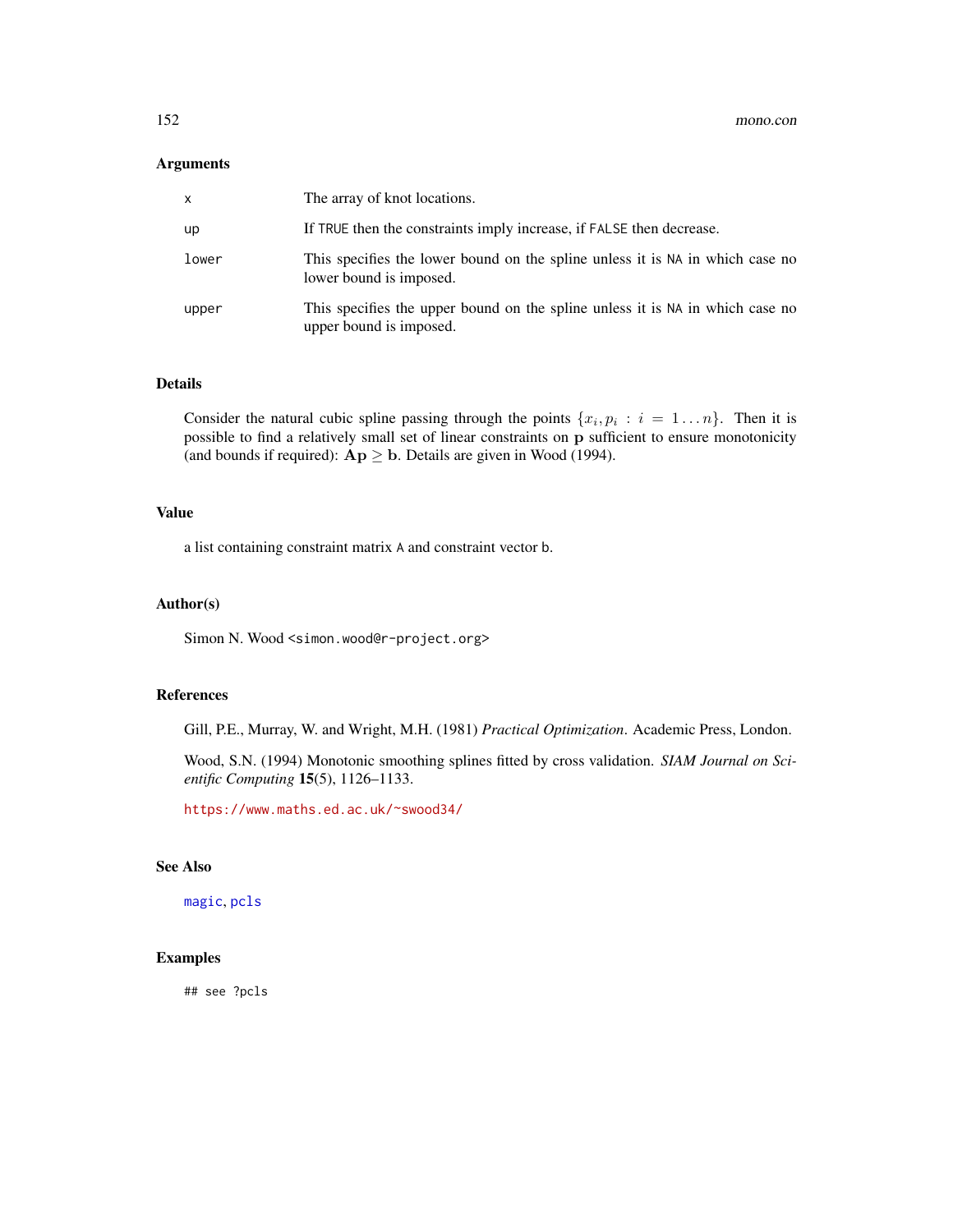## Arguments

| | |
|---|---|
| x | The array of knot locations. |
| up | If TRUE then the constraints imply increase, if FALSE then decrease. |
| lower | This specifies the lower bound on the spline unless it is NA in which case no lower bound is imposed. |
| upper | This specifies the upper bound on the spline unless it is NA in which case no upper bound is imposed. |

## Details

Consider the natural cubic spline passing through the points $\{x_i, p_i : i = 1 \ldots n\}$. Then it is possible to find a relatively small set of linear constraints on $\mathbf{p}$ sufficient to ensure monotonicity (and bounds if required): $\mathbf{Ap} \geq \mathbf{b}$. Details are given in Wood (1994).

## Value

a list containing constraint matrix A and constraint vector b.

## Author(s)

Simon N. Wood <simon.wood@r-project.org>

## References

Gill, P.E., Murray, W. and Wright, M.H. (1981) *Practical Optimization*. Academic Press, London.

Wood, S.N. (1994) Monotonic smoothing splines fitted by cross validation. *SIAM Journal on Scientific Computing* **15**(5), 1126–1133.

https://www.maths.ed.ac.uk/~swood34/

## See Also

magic, pcls

## Examples

```
## see ?pcls
```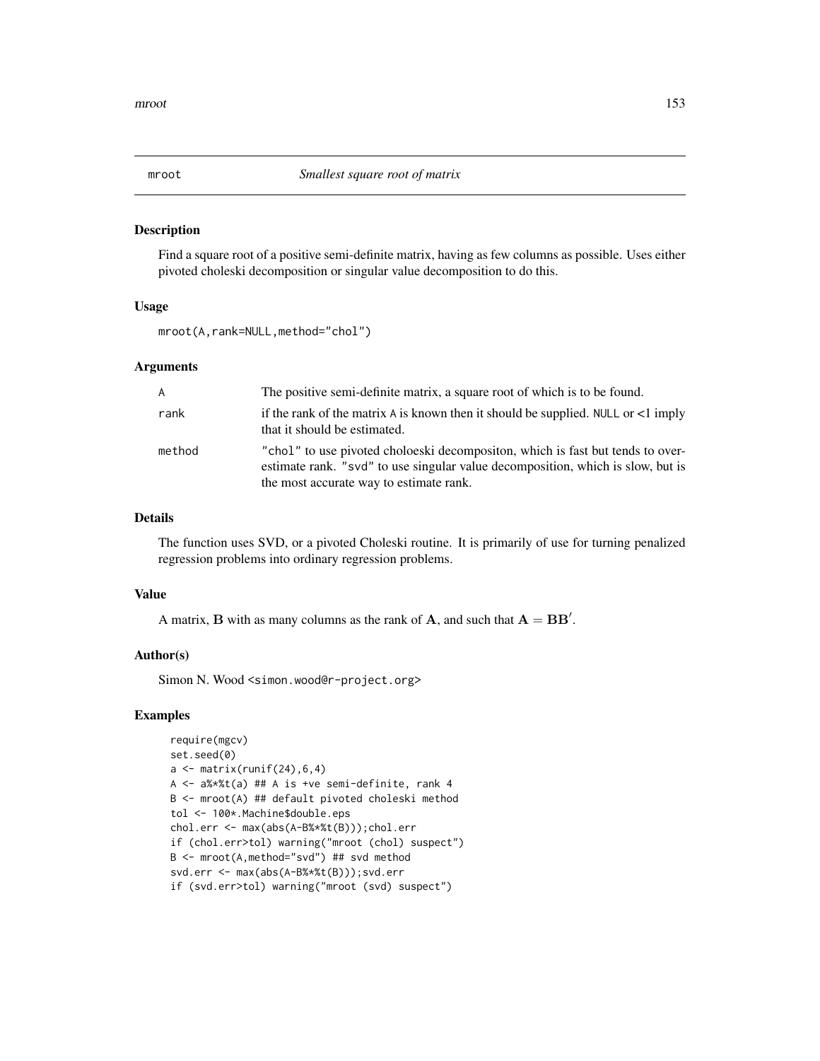# mroot — *Smallest square root of matrix*

## Description

Find a square root of a positive semi-definite matrix, having as few columns as possible. Uses either pivoted choleski decomposition or singular value decomposition to do this.

## Usage

```
mroot(A,rank=NULL,method="chol")
```

## Arguments

| | |
|---|---|
| A | The positive semi-definite matrix, a square root of which is to be found. |
| rank | if the rank of the matrix A is known then it should be supplied. NULL or <1 imply that it should be estimated. |
| method | "chol" to use pivoted choloeski decompositon, which is fast but tends to over-estimate rank. "svd" to use singular value decomposition, which is slow, but is the most accurate way to estimate rank. |

## Details

The function uses SVD, or a pivoted Choleski routine. It is primarily of use for turning penalized regression problems into ordinary regression problems.

## Value

A matrix, $\mathbf{B}$ with as many columns as the rank of $\mathbf{A}$, and such that $\mathbf{A} = \mathbf{B}\mathbf{B}'$.

## Author(s)

Simon N. Wood <simon.wood@r-project.org>

## Examples

```
require(mgcv)
set.seed(0)
a <- matrix(runif(24),6,4)
A <- a%*%t(a) ## A is +ve semi-definite, rank 4
B <- mroot(A) ## default pivoted choleski method
tol <- 100*.Machine$double.eps
chol.err <- max(abs(A-B%*%t(B)));chol.err
if (chol.err>tol) warning("mroot (chol) suspect")
B <- mroot(A,method="svd") ## svd method
svd.err <- max(abs(A-B%*%t(B)));svd.err
if (svd.err>tol) warning("mroot (svd) suspect")
```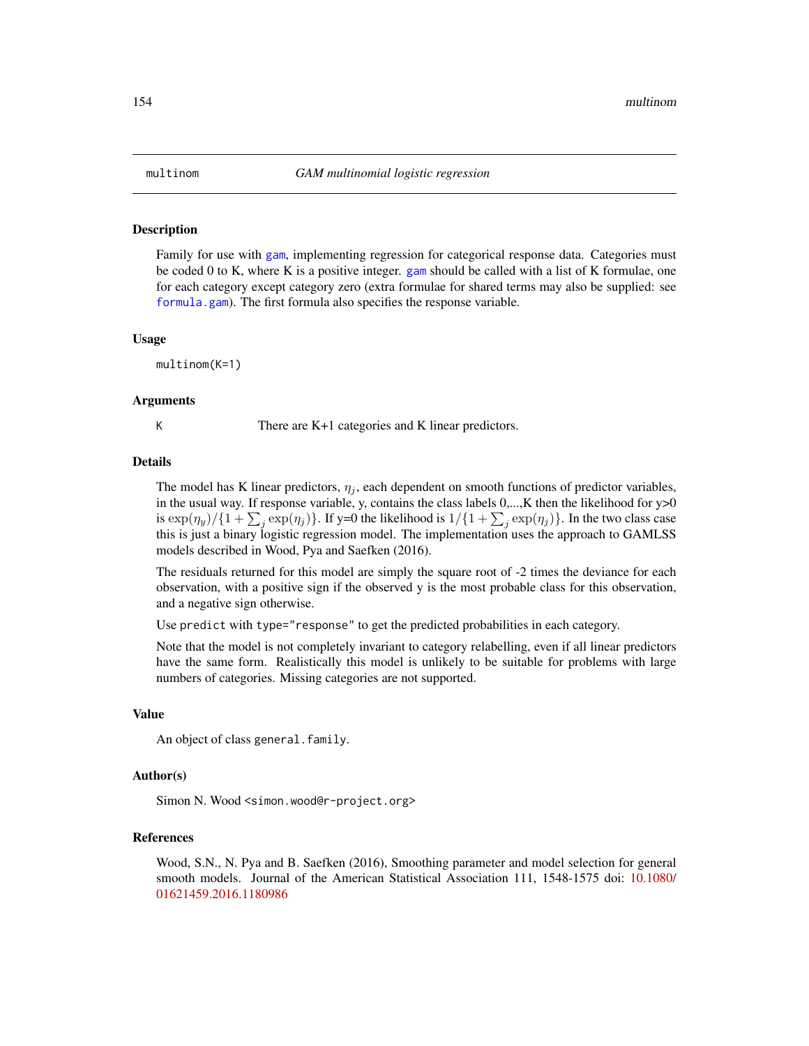# multinom — *GAM multinomial logistic regression*

## Description

Family for use with `gam`, implementing regression for categorical response data. Categories must be coded 0 to K, where K is a positive integer. `gam` should be called with a list of K formulae, one for each category except category zero (extra formulae for shared terms may also be supplied: see `formula.gam`). The first formula also specifies the response variable.

## Usage

```
multinom(K=1)
```

## Arguments

| | |
|---|---|
| `K` | There are K+1 categories and K linear predictors. |

## Details

The model has K linear predictors, $\eta_j$, each dependent on smooth functions of predictor variables, in the usual way. If response variable, y, contains the class labels 0,...,K then the likelihood for y>0 is $\exp(\eta_y)/\{1 + \sum_j \exp(\eta_j)\}$. If y=0 the likelihood is $1/\{1 + \sum_j \exp(\eta_j)\}$. In the two class case this is just a binary logistic regression model. The implementation uses the approach to GAMLSS models described in Wood, Pya and Saefken (2016).

The residuals returned for this model are simply the square root of -2 times the deviance for each observation, with a positive sign if the observed y is the most probable class for this observation, and a negative sign otherwise.

Use `predict` with `type="response"` to get the predicted probabilities in each category.

Note that the model is not completely invariant to category relabelling, even if all linear predictors have the same form. Realistically this model is unlikely to be suitable for problems with large numbers of categories. Missing categories are not supported.

## Value

An object of class `general.family`.

## Author(s)

Simon N. Wood <simon.wood@r-project.org>

## References

Wood, S.N., N. Pya and B. Saefken (2016), Smoothing parameter and model selection for general smooth models. Journal of the American Statistical Association 111, 1548-1575 doi: 10.1080/01621459.2016.1180986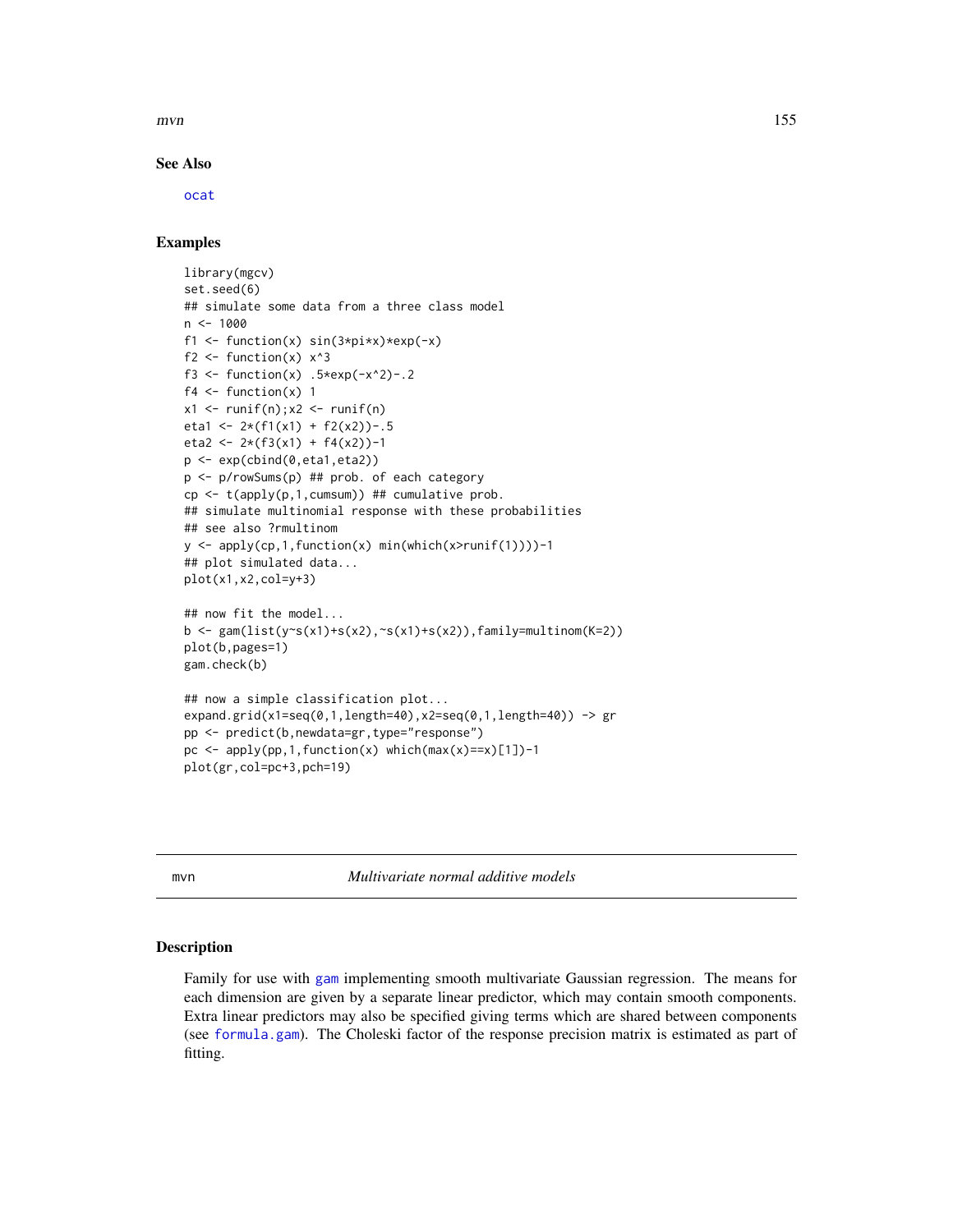### See Also

ocat

### Examples

```
library(mgcv)
set.seed(6)
## simulate some data from a three class model
n <- 1000
f1 <- function(x) sin(3*pi*x)*exp(-x)
f2 <- function(x) x^3
f3 <- function(x) .5*exp(-x^2)-.2
f4 <- function(x) 1
x1 <- runif(n);x2 <- runif(n)
eta1 <- 2*(f1(x1) + f2(x2))-.5
eta2 <- 2*(f3(x1) + f4(x2))-1
p <- exp(cbind(0,eta1,eta2))
p <- p/rowSums(p) ## prob. of each category
cp <- t(apply(p,1,cumsum)) ## cumulative prob.
## simulate multinomial response with these probabilities
## see also ?rmultinom
y <- apply(cp,1,function(x) min(which(x>runif(1))))-1
## plot simulated data...
plot(x1,x2,col=y+3)

## now fit the model...
b <- gam(list(y~s(x1)+s(x2),~s(x1)+s(x2)),family=multinom(K=2))
plot(b,pages=1)
gam.check(b)

## now a simple classification plot...
expand.grid(x1=seq(0,1,length=40),x2=seq(0,1,length=40)) -> gr
pp <- predict(b,newdata=gr,type="response")
pc <- apply(pp,1,function(x) which(max(x)==x)[1])-1
plot(gr,col=pc+3,pch=19)
```

---

## mvn *Multivariate normal additive models*

### Description

Family for use with gam implementing smooth multivariate Gaussian regression. The means for each dimension are given by a separate linear predictor, which may contain smooth components. Extra linear predictors may also be specified giving terms which are shared between components (see formula.gam). The Choleski factor of the response precision matrix is estimated as part of fitting.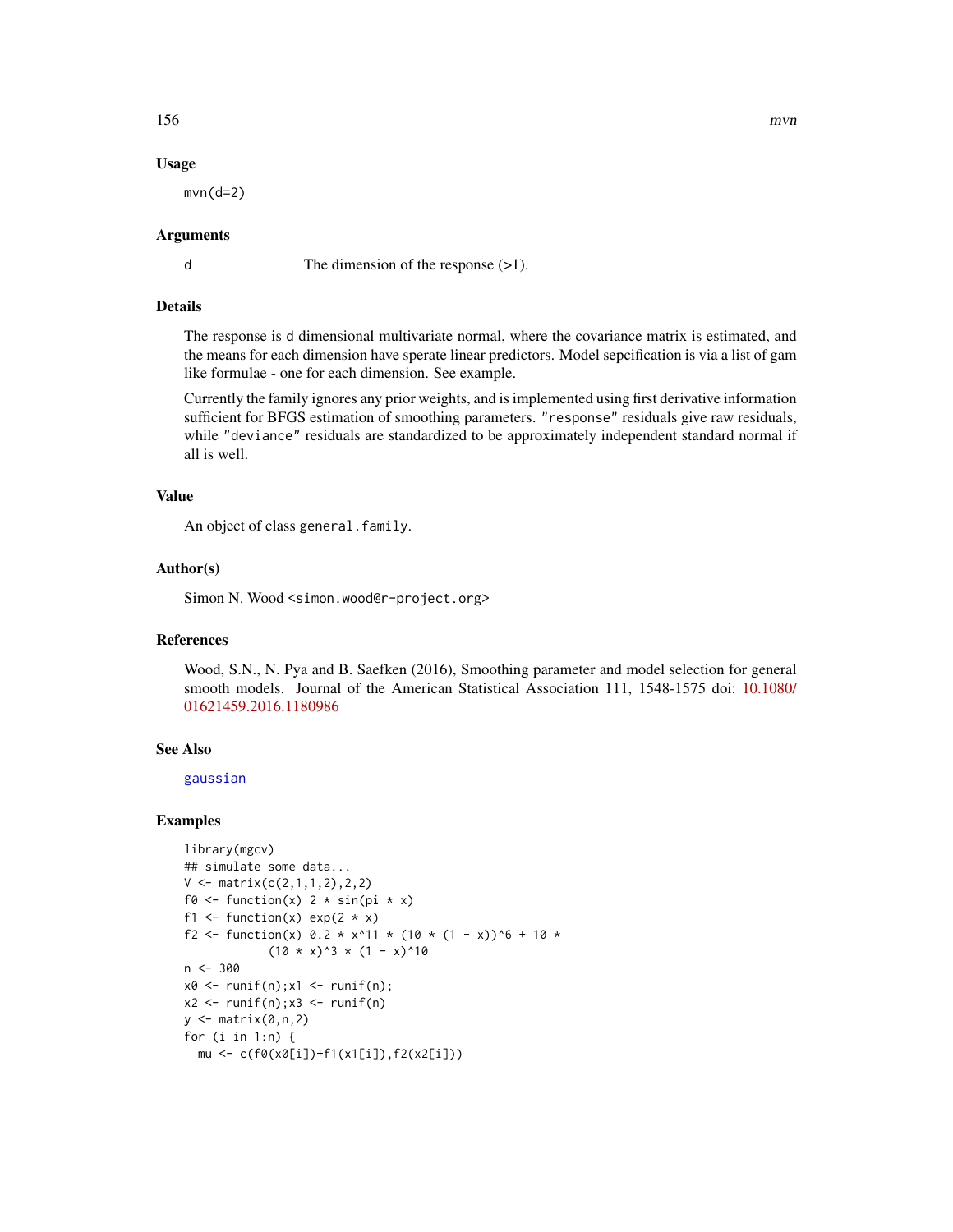### Usage

```
mvn(d=2)
```

### Arguments

| | |
|---|---|
| d | The dimension of the response (>1). |

### Details

The response is d dimensional multivariate normal, where the covariance matrix is estimated, and the means for each dimension have sperate linear predictors. Model sepcification is via a list of gam like formulae - one for each dimension. See example.

Currently the family ignores any prior weights, and is implemented using first derivative information sufficient for BFGS estimation of smoothing parameters. "response" residuals give raw residuals, while "deviance" residuals are standardized to be approximately independent standard normal if all is well.

### Value

An object of class general.family.

### Author(s)

Simon N. Wood <simon.wood@r-project.org>

### References

Wood, S.N., N. Pya and B. Saefken (2016), Smoothing parameter and model selection for general smooth models. Journal of the American Statistical Association 111, 1548-1575 doi: 10.1080/01621459.2016.1180986

### See Also

gaussian

### Examples

```
library(mgcv)
## simulate some data...
V <- matrix(c(2,1,1,2),2,2)
f0 <- function(x) 2 * sin(pi * x)
f1 <- function(x) exp(2 * x)
f2 <- function(x) 0.2 * x^11 * (10 * (1 - x))^6 + 10 *
            (10 * x)^3 * (1 - x)^10
n <- 300
x0 <- runif(n);x1 <- runif(n);
x2 <- runif(n);x3 <- runif(n)
y <- matrix(0,n,2)
for (i in 1:n) {
  mu <- c(f0(x0[i])+f1(x1[i]),f2(x2[i]))
```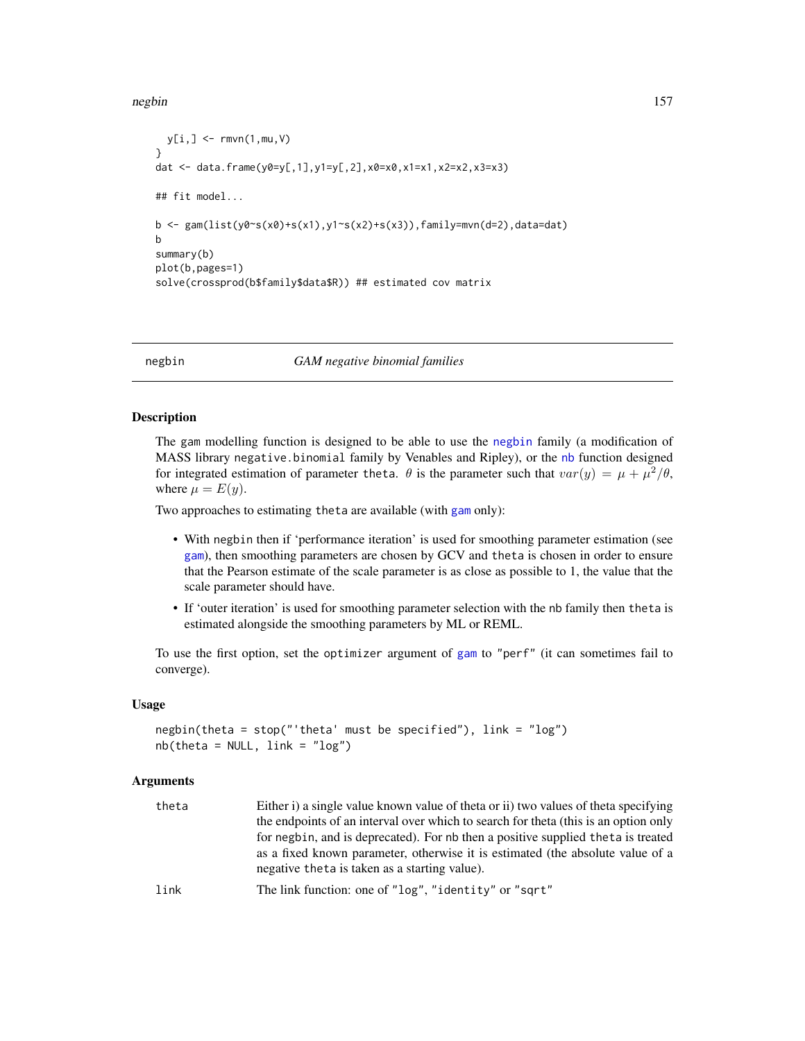```
  y[i,] <- rmvn(1,mu,V)
}
dat <- data.frame(y0=y[,1],y1=y[,2],x0=x0,x1=x1,x2=x2,x3=x3)

## fit model...

b <- gam(list(y0~s(x0)+s(x1),y1~s(x2)+s(x3)),family=mvn(d=2),data=dat)
b
summary(b)
plot(b,pages=1)
solve(crossprod(b$family$data$R)) ## estimated cov matrix
```

---

negbin *GAM negative binomial families*

---

## Description

The gam modelling function is designed to be able to use the negbin family (a modification of MASS library negative.binomial family by Venables and Ripley), or the nb function designed for integrated estimation of parameter theta. $\theta$ is the parameter such that $var(y) = \mu + \mu^2/\theta$, where $\mu = E(y)$.

Two approaches to estimating theta are available (with gam only):

- With negbin then if 'performance iteration' is used for smoothing parameter estimation (see gam), then smoothing parameters are chosen by GCV and theta is chosen in order to ensure that the Pearson estimate of the scale parameter is as close as possible to 1, the value that the scale parameter should have.
- If 'outer iteration' is used for smoothing parameter selection with the nb family then theta is estimated alongside the smoothing parameters by ML or REML.

To use the first option, set the optimizer argument of gam to "perf" (it can sometimes fail to converge).

## Usage

```
negbin(theta = stop("'theta' must be specified"), link = "log")
nb(theta = NULL, link = "log")
```

## Arguments

| | |
|---|---|
| theta | Either i) a single value known value of theta or ii) two values of theta specifying the endpoints of an interval over which to search for theta (this is an option only for negbin, and is deprecated). For nb then a positive supplied theta is treated as a fixed known parameter, otherwise it is estimated (the absolute value of a negative theta is taken as a starting value). |
| link | The link function: one of "log", "identity" or "sqrt" |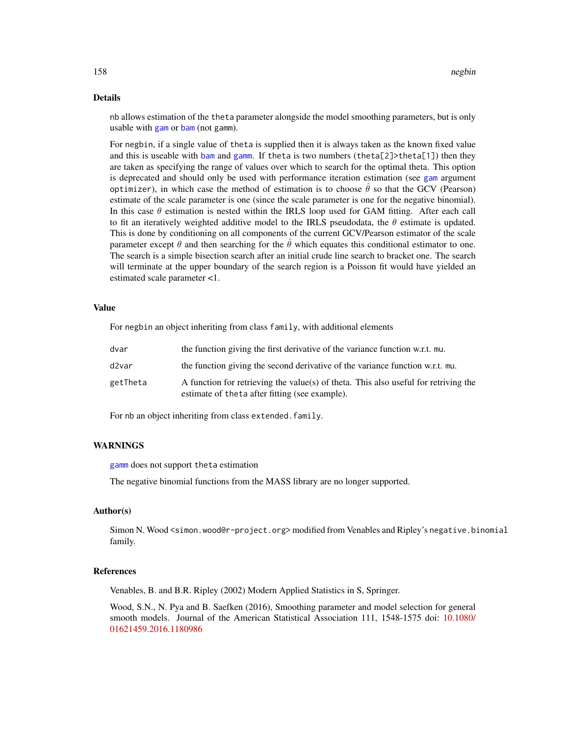## Details

nb allows estimation of the theta parameter alongside the model smoothing parameters, but is only usable with gam or bam (not gamm).

For negbin, if a single value of theta is supplied then it is always taken as the known fixed value and this is useable with bam and gamm. If theta is two numbers (theta[2]>theta[1]) then they are taken as specifying the range of values over which to search for the optimal theta. This option is deprecated and should only be used with performance iteration estimation (see gam argument optimizer), in which case the method of estimation is to choose $\hat{\theta}$ so that the GCV (Pearson) estimate of the scale parameter is one (since the scale parameter is one for the negative binomial). In this case $\theta$ estimation is nested within the IRLS loop used for GAM fitting. After each call to fit an iteratively weighted additive model to the IRLS pseudodata, the $\theta$ estimate is updated. This is done by conditioning on all components of the current GCV/Pearson estimator of the scale parameter except $\theta$ and then searching for the $\hat{\theta}$ which equates this conditional estimator to one. The search is a simple bisection search after an initial crude line search to bracket one. The search will terminate at the upper boundary of the search region is a Poisson fit would have yielded an estimated scale parameter <1.

## Value

For negbin an object inheriting from class family, with additional elements

| | |
|---|---|
| dvar | the function giving the first derivative of the variance function w.r.t. mu. |
| d2var | the function giving the second derivative of the variance function w.r.t. mu. |
| getTheta | A function for retrieving the value(s) of theta. This also useful for retriving the estimate of theta after fitting (see example). |

For nb an object inheriting from class extended.family.

## WARNINGS

gamm does not support theta estimation

The negative binomial functions from the MASS library are no longer supported.

## Author(s)

Simon N. Wood <simon.wood@r-project.org> modified from Venables and Ripley's negative.binomial family.

## References

Venables, B. and B.R. Ripley (2002) Modern Applied Statistics in S, Springer.

Wood, S.N., N. Pya and B. Saefken (2016), Smoothing parameter and model selection for general smooth models. Journal of the American Statistical Association 111, 1548-1575 doi: 10.1080/01621459.2016.1180986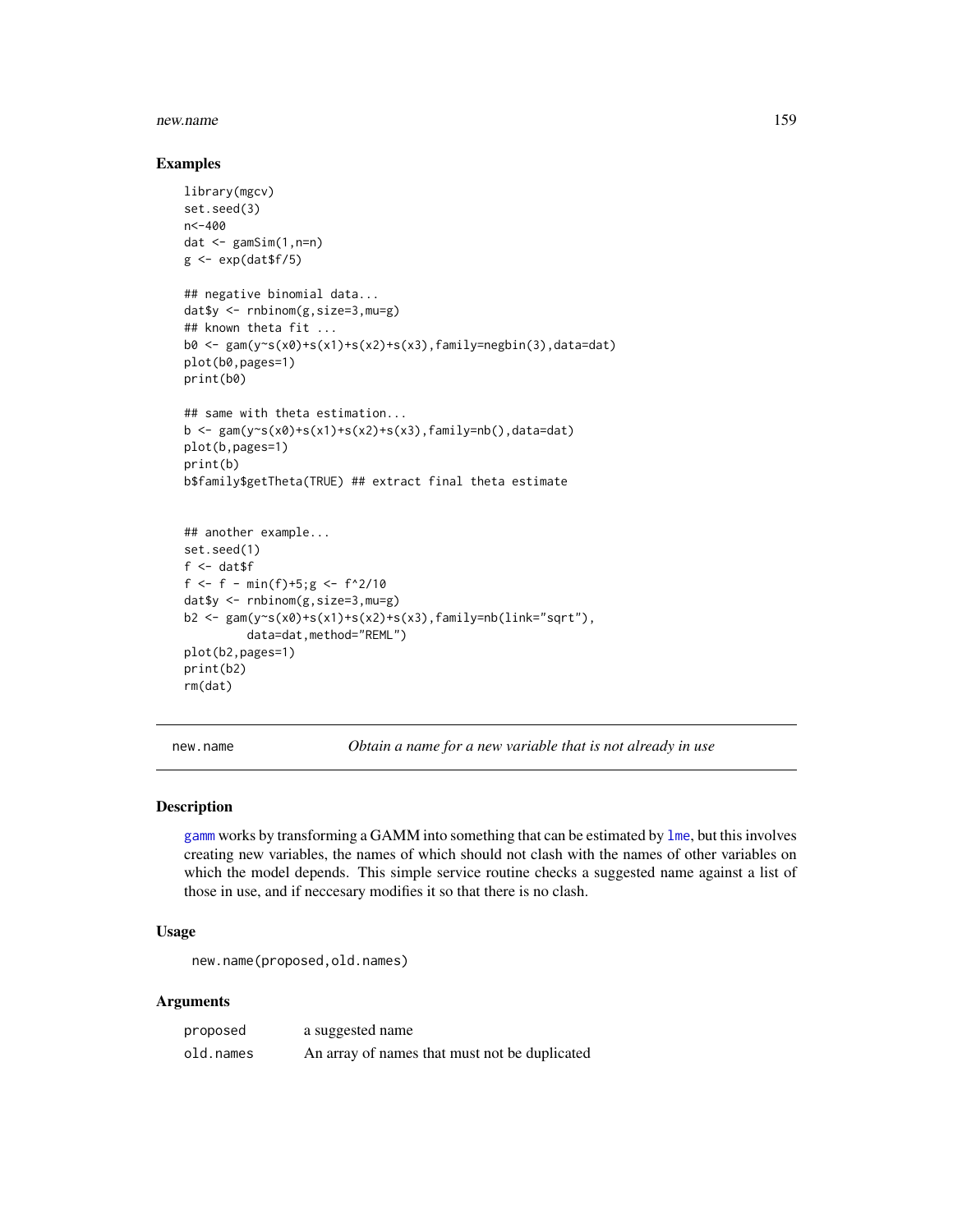## Examples

```
library(mgcv)
set.seed(3)
n<-400
dat <- gamSim(1,n=n)
g <- exp(dat$f/5)

## negative binomial data...
dat$y <- rnbinom(g,size=3,mu=g)
## known theta fit ...
b0 <- gam(y~s(x0)+s(x1)+s(x2)+s(x3),family=negbin(3),data=dat)
plot(b0,pages=1)
print(b0)

## same with theta estimation...
b <- gam(y~s(x0)+s(x1)+s(x2)+s(x3),family=nb(),data=dat)
plot(b,pages=1)
print(b)
b$family$getTheta(TRUE) ## extract final theta estimate


## another example...
set.seed(1)
f <- dat$f
f <- f - min(f)+5;g <- f^2/10
dat$y <- rnbinom(g,size=3,mu=g)
b2 <- gam(y~s(x0)+s(x1)+s(x2)+s(x3),family=nb(link="sqrt"),
         data=dat,method="REML")
plot(b2,pages=1)
print(b2)
rm(dat)
```

---

# new.name — *Obtain a name for a new variable that is not already in use*

## Description

gamm works by transforming a GAMM into something that can be estimated by lme, but this involves creating new variables, the names of which should not clash with the names of other variables on which the model depends. This simple service routine checks a suggested name against a list of those in use, and if neccesary modifies it so that there is no clash.

## Usage

```
new.name(proposed,old.names)
```

## Arguments

| | |
|---|---|
| proposed | a suggested name |
| old.names | An array of names that must not be duplicated |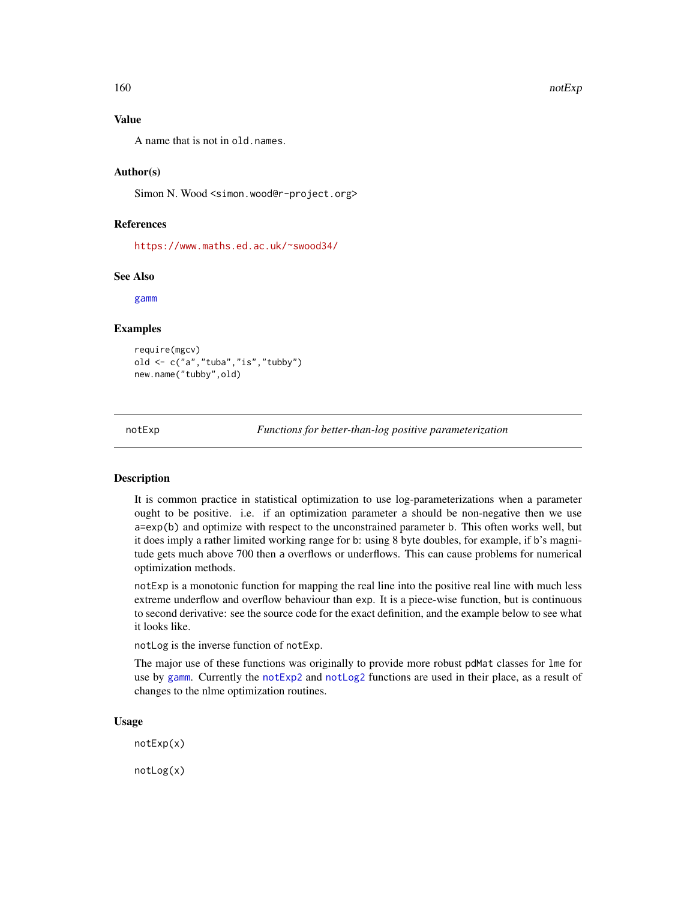## Value

A name that is not in `old.names`.

## Author(s)

Simon N. Wood <simon.wood@r-project.org>

## References

https://www.maths.ed.ac.uk/~swood34/

## See Also

gamm

## Examples

```
require(mgcv)
old <- c("a","tuba","is","tubby")
new.name("tubby",old)
```

---

# notExp — *Functions for better-than-log positive parameterization*

---

## Description

It is common practice in statistical optimization to use log-parameterizations when a parameter ought to be positive. i.e. if an optimization parameter `a` should be non-negative then we use `a=exp(b)` and optimize with respect to the unconstrained parameter `b`. This often works well, but it does imply a rather limited working range for `b`: using 8 byte doubles, for example, if `b`'s magnitude gets much above 700 then `a` overflows or underflows. This can cause problems for numerical optimization methods.

`notExp` is a monotonic function for mapping the real line into the positive real line with much less extreme underflow and overflow behaviour than `exp`. It is a piece-wise function, but is continuous to second derivative: see the source code for the exact definition, and the example below to see what it looks like.

`notLog` is the inverse function of `notExp`.

The major use of these functions was originally to provide more robust `pdMat` classes for `lme` for use by `gamm`. Currently the `notExp2` and `notLog2` functions are used in their place, as a result of changes to the nlme optimization routines.

## Usage

```
notExp(x)

notLog(x)
```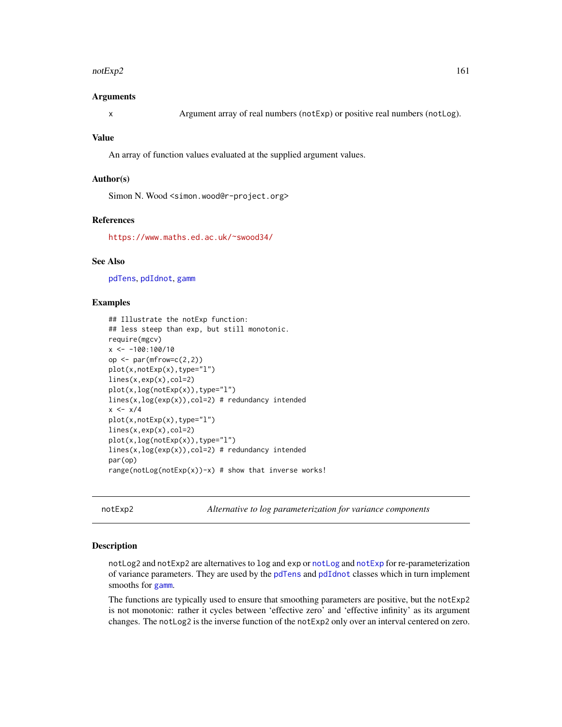### Arguments

x — Argument array of real numbers (notExp) or positive real numbers (notLog).

### Value

An array of function values evaluated at the supplied argument values.

### Author(s)

Simon N. Wood <simon.wood@r-project.org>

### References

https://www.maths.ed.ac.uk/~swood34/

### See Also

pdTens, pdIdnot, gamm

### Examples

```
## Illustrate the notExp function:
## less steep than exp, but still monotonic.
require(mgcv)
x <- -100:100/10
op <- par(mfrow=c(2,2))
plot(x,notExp(x),type="l")
lines(x,exp(x),col=2)
plot(x,log(notExp(x)),type="l")
lines(x,log(exp(x)),col=2) # redundancy intended
x <- x/4
plot(x,notExp(x),type="l")
lines(x,exp(x),col=2)
plot(x,log(notExp(x)),type="l")
lines(x,log(exp(x)),col=2) # redundancy intended
par(op)
range(notLog(notExp(x))-x) # show that inverse works!
```

---

## notExp2 — *Alternative to log parameterization for variance components*

### Description

notLog2 and notExp2 are alternatives to log and exp or notLog and notExp for re-parameterization of variance parameters. They are used by the pdTens and pdIdnot classes which in turn implement smooths for gamm.

The functions are typically used to ensure that smoothing parameters are positive, but the notExp2 is not monotonic: rather it cycles between 'effective zero' and 'effective infinity' as its argument changes. The notLog2 is the inverse function of the notExp2 only over an interval centered on zero.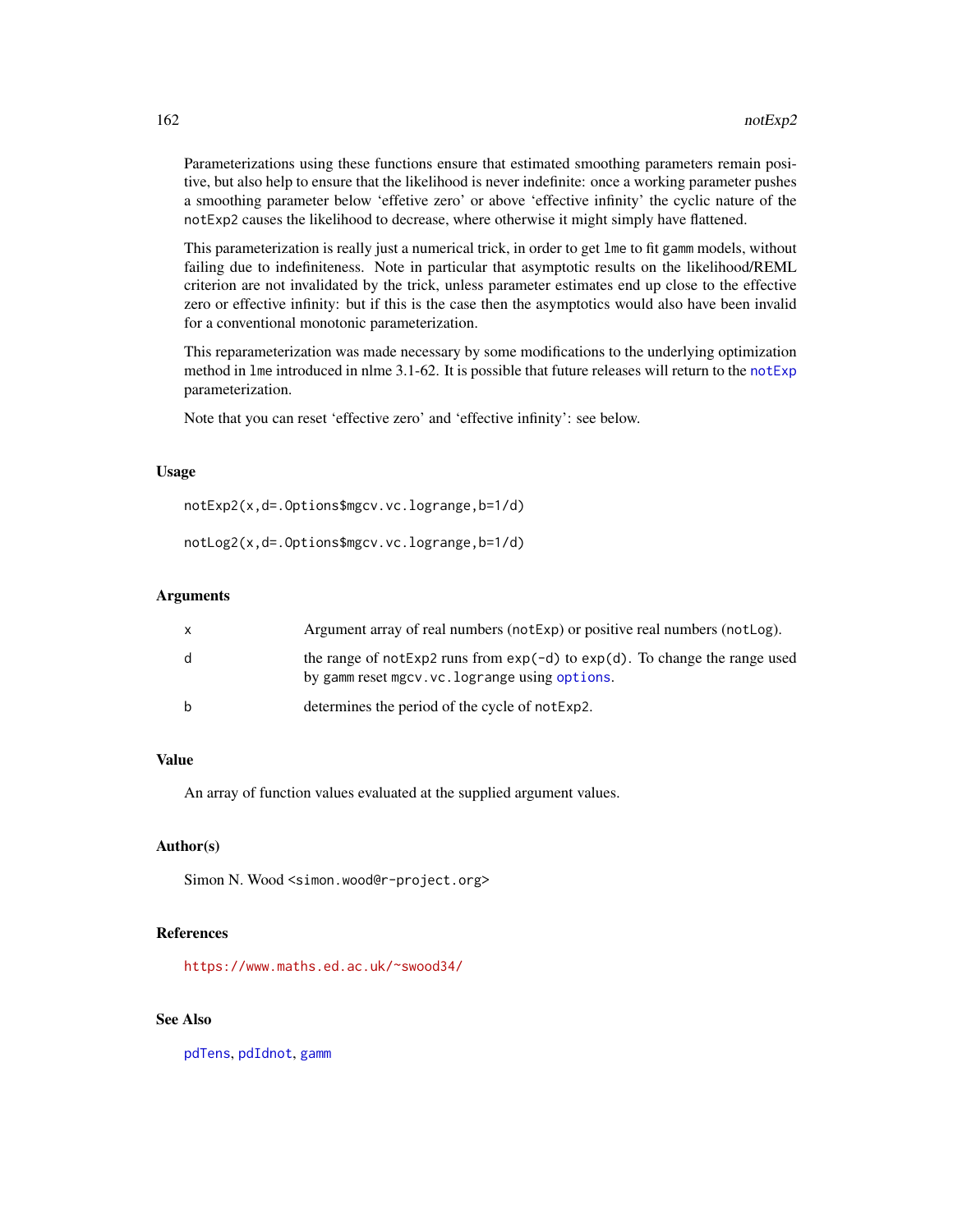Parameterizations using these functions ensure that estimated smoothing parameters remain positive, but also help to ensure that the likelihood is never indefinite: once a working parameter pushes a smoothing parameter below 'effetive zero' or above 'effective infinity' the cyclic nature of the notExp2 causes the likelihood to decrease, where otherwise it might simply have flattened.

This parameterization is really just a numerical trick, in order to get lme to fit gamm models, without failing due to indefiniteness. Note in particular that asymptotic results on the likelihood/REML criterion are not invalidated by the trick, unless parameter estimates end up close to the effective zero or effective infinity: but if this is the case then the asymptotics would also have been invalid for a conventional monotonic parameterization.

This reparameterization was made necessary by some modifications to the underlying optimization method in lme introduced in nlme 3.1-62. It is possible that future releases will return to the notExp parameterization.

Note that you can reset 'effective zero' and 'effective infinity': see below.

## Usage

```
notExp2(x,d=.Options$mgcv.vc.logrange,b=1/d)

notLog2(x,d=.Options$mgcv.vc.logrange,b=1/d)
```

## Arguments

| | |
|---|---|
| x | Argument array of real numbers (notExp) or positive real numbers (notLog). |
| d | the range of notExp2 runs from exp(-d) to exp(d). To change the range used by gamm reset mgcv.vc.logrange using options. |
| b | determines the period of the cycle of notExp2. |

## Value

An array of function values evaluated at the supplied argument values.

## Author(s)

Simon N. Wood <simon.wood@r-project.org>

## References

https://www.maths.ed.ac.uk/~swood34/

## See Also

pdTens, pdIdnot, gamm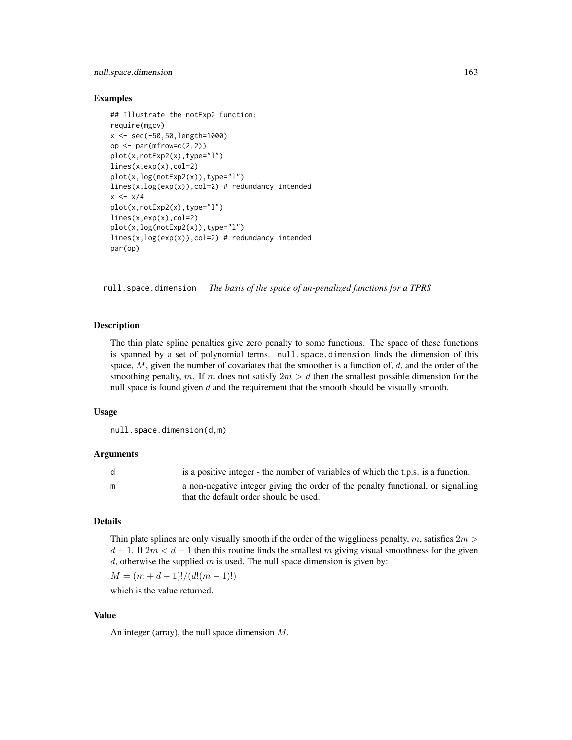### Examples

```
## Illustrate the notExp2 function:
require(mgcv)
x <- seq(-50,50,length=1000)
op <- par(mfrow=c(2,2))
plot(x,notExp2(x),type="l")
lines(x,exp(x),col=2)
plot(x,log(notExp2(x)),type="l")
lines(x,log(exp(x)),col=2) # redundancy intended
x <- x/4
plot(x,notExp2(x),type="l")
lines(x,exp(x),col=2)
plot(x,log(notExp2(x)),type="l")
lines(x,log(exp(x)),col=2) # redundancy intended
par(op)
```

---

## null.space.dimension *The basis of the space of un-penalized functions for a TPRS*

### Description

The thin plate spline penalties give zero penalty to some functions. The space of these functions is spanned by a set of polynomial terms. `null.space.dimension` finds the dimension of this space, $M$, given the number of covariates that the smoother is a function of, $d$, and the order of the smoothing penalty, $m$. If $m$ does not satisfy $2m > d$ then the smallest possible dimension for the null space is found given $d$ and the requirement that the smooth should be visually smooth.

### Usage

```
null.space.dimension(d,m)
```

### Arguments

| | |
|---|---|
| `d` | is a positive integer - the number of variables of which the t.p.s. is a function. |
| `m` | a non-negative integer giving the order of the penalty functional, or signalling that the default order should be used. |

### Details

Thin plate splines are only visually smooth if the order of the wiggliness penalty, $m$, satisfies $2m > d + 1$. If $2m < d + 1$ then this routine finds the smallest $m$ giving visual smoothness for the given $d$, otherwise the supplied $m$ is used. The null space dimension is given by:

$M = (m + d - 1)!/(d!(m - 1)!)$

which is the value returned.

### Value

An integer (array), the null space dimension $M$.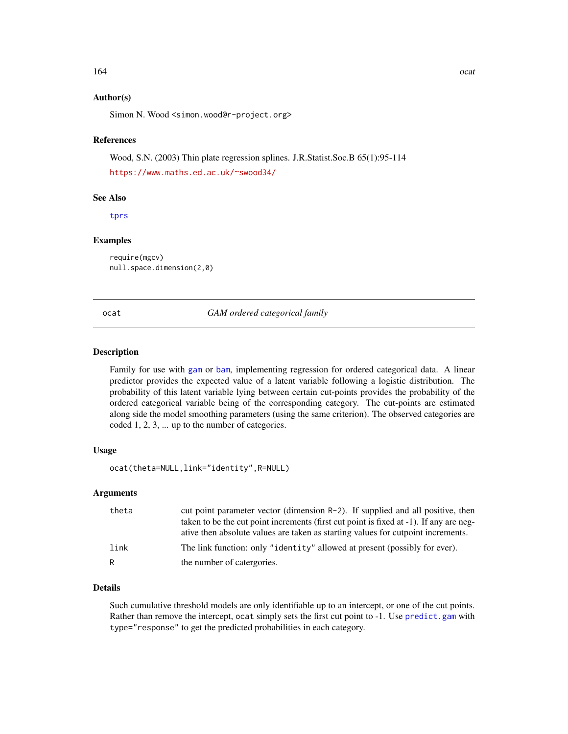### Author(s)

Simon N. Wood <simon.wood@r-project.org>

### References

Wood, S.N. (2003) Thin plate regression splines. J.R.Statist.Soc.B 65(1):95-114

https://www.maths.ed.ac.uk/~swood34/

### See Also

tprs

### Examples

```
require(mgcv)
null.space.dimension(2,0)
```

---

## ocat — *GAM ordered categorical family*

---

### Description

Family for use with gam or bam, implementing regression for ordered categorical data. A linear predictor provides the expected value of a latent variable following a logistic distribution. The probability of this latent variable lying between certain cut-points provides the probability of the ordered categorical variable being of the corresponding category. The cut-points are estimated along side the model smoothing parameters (using the same criterion). The observed categories are coded 1, 2, 3, ... up to the number of categories.

### Usage

```
ocat(theta=NULL,link="identity",R=NULL)
```

### Arguments

| | |
|---|---|
| theta | cut point parameter vector (dimension R-2). If supplied and all positive, then taken to be the cut point increments (first cut point is fixed at -1). If any are negative then absolute values are taken as starting values for cutpoint increments. |
| link | The link function: only "identity" allowed at present (possibly for ever). |
| R | the number of catergories. |

### Details

Such cumulative threshold models are only identifiable up to an intercept, or one of the cut points. Rather than remove the intercept, ocat simply sets the first cut point to -1. Use predict.gam with type="response" to get the predicted probabilities in each category.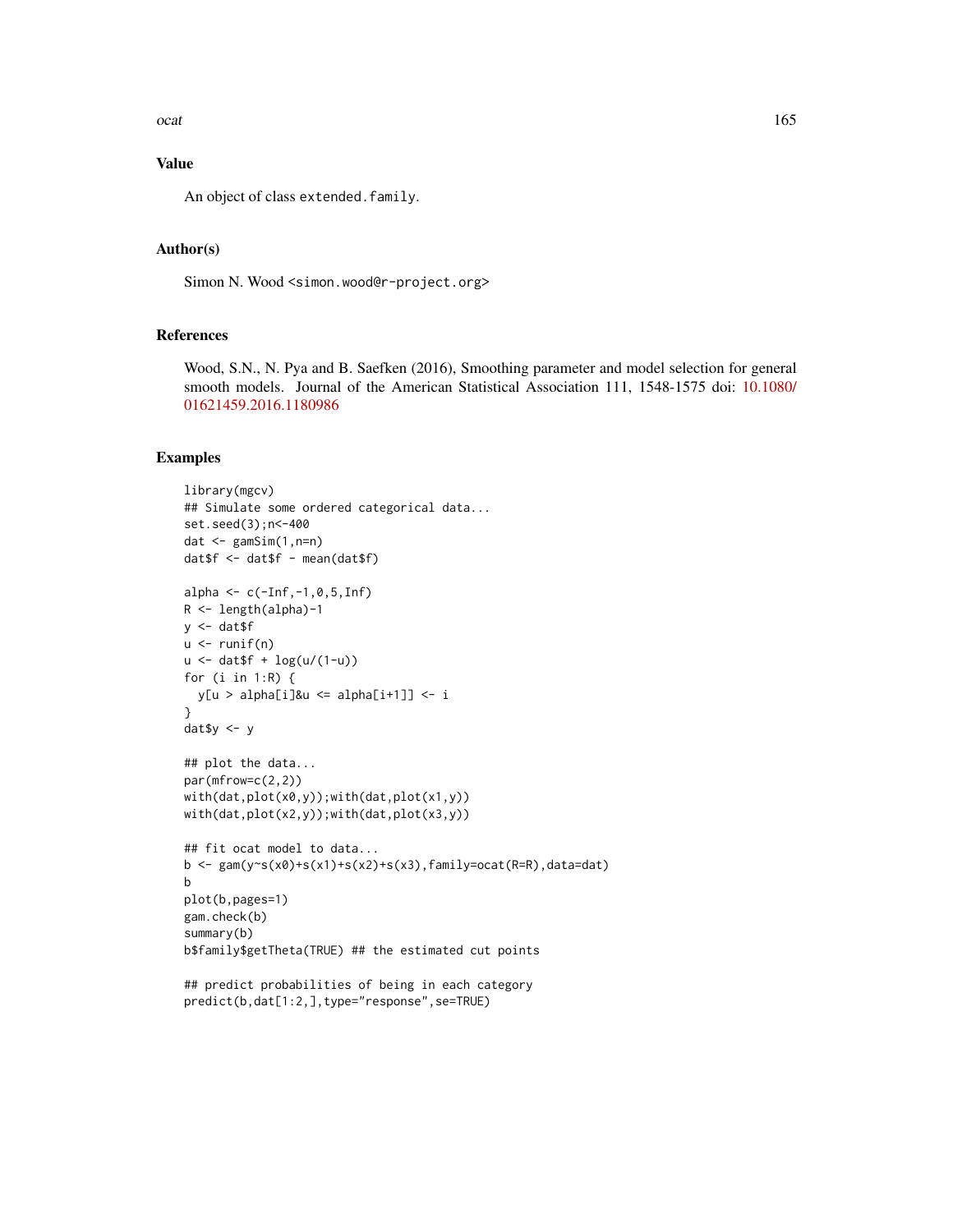## Value

An object of class `extended.family`.

## Author(s)

Simon N. Wood <simon.wood@r-project.org>

## References

Wood, S.N., N. Pya and B. Saefken (2016), Smoothing parameter and model selection for general smooth models. Journal of the American Statistical Association 111, 1548-1575 doi: 10.1080/01621459.2016.1180986

## Examples

```
library(mgcv)
## Simulate some ordered categorical data...
set.seed(3);n<-400
dat <- gamSim(1,n=n)
dat$f <- dat$f - mean(dat$f)

alpha <- c(-Inf,-1,0,5,Inf)
R <- length(alpha)-1
y <- dat$f
u <- runif(n)
u <- dat$f + log(u/(1-u))
for (i in 1:R) {
  y[u > alpha[i]&u <= alpha[i+1]] <- i
}
dat$y <- y

## plot the data...
par(mfrow=c(2,2))
with(dat,plot(x0,y));with(dat,plot(x1,y))
with(dat,plot(x2,y));with(dat,plot(x3,y))

## fit ocat model to data...
b <- gam(y~s(x0)+s(x1)+s(x2)+s(x3),family=ocat(R=R),data=dat)
b
plot(b,pages=1)
gam.check(b)
summary(b)
b$family$getTheta(TRUE) ## the estimated cut points

## predict probabilities of being in each category
predict(b,dat[1:2,],type="response",se=TRUE)
```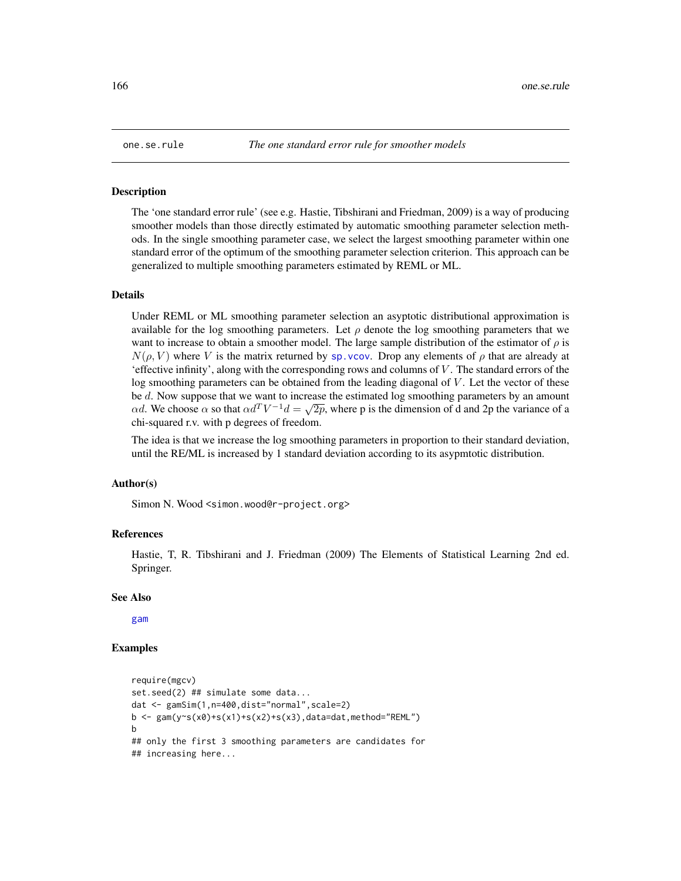# one.se.rule — *The one standard error rule for smoother models*

## Description

The 'one standard error rule' (see e.g. Hastie, Tibshirani and Friedman, 2009) is a way of producing smoother models than those directly estimated by automatic smoothing parameter selection methods. In the single smoothing parameter case, we select the largest smoothing parameter within one standard error of the optimum of the smoothing parameter selection criterion. This approach can be generalized to multiple smoothing parameters estimated by REML or ML.

## Details

Under REML or ML smoothing parameter selection an asyptotic distributional approximation is available for the log smoothing parameters. Let $\rho$ denote the log smoothing parameters that we want to increase to obtain a smoother model. The large sample distribution of the estimator of $\rho$ is $N(\rho, V)$ where $V$ is the matrix returned by sp.vcov. Drop any elements of $\rho$ that are already at 'effective infinity', along with the corresponding rows and columns of $V$. The standard errors of the log smoothing parameters can be obtained from the leading diagonal of $V$. Let the vector of these be $d$. Now suppose that we want to increase the estimated log smoothing parameters by an amount $\alpha d$. We choose $\alpha$ so that $\alpha d^T V^{-1} d = \sqrt{2p}$, where p is the dimension of d and 2p the variance of a chi-squared r.v. with p degrees of freedom.

The idea is that we increase the log smoothing parameters in proportion to their standard deviation, until the RE/ML is increased by 1 standard deviation according to its asypmtotic distribution.

## Author(s)

Simon N. Wood <simon.wood@r-project.org>

## References

Hastie, T, R. Tibshirani and J. Friedman (2009) The Elements of Statistical Learning 2nd ed. Springer.

## See Also

gam

## Examples

```
require(mgcv)
set.seed(2) ## simulate some data...
dat <- gamSim(1,n=400,dist="normal",scale=2)
b <- gam(y~s(x0)+s(x1)+s(x2)+s(x3),data=dat,method="REML")
b
## only the first 3 smoothing parameters are candidates for
## increasing here...
```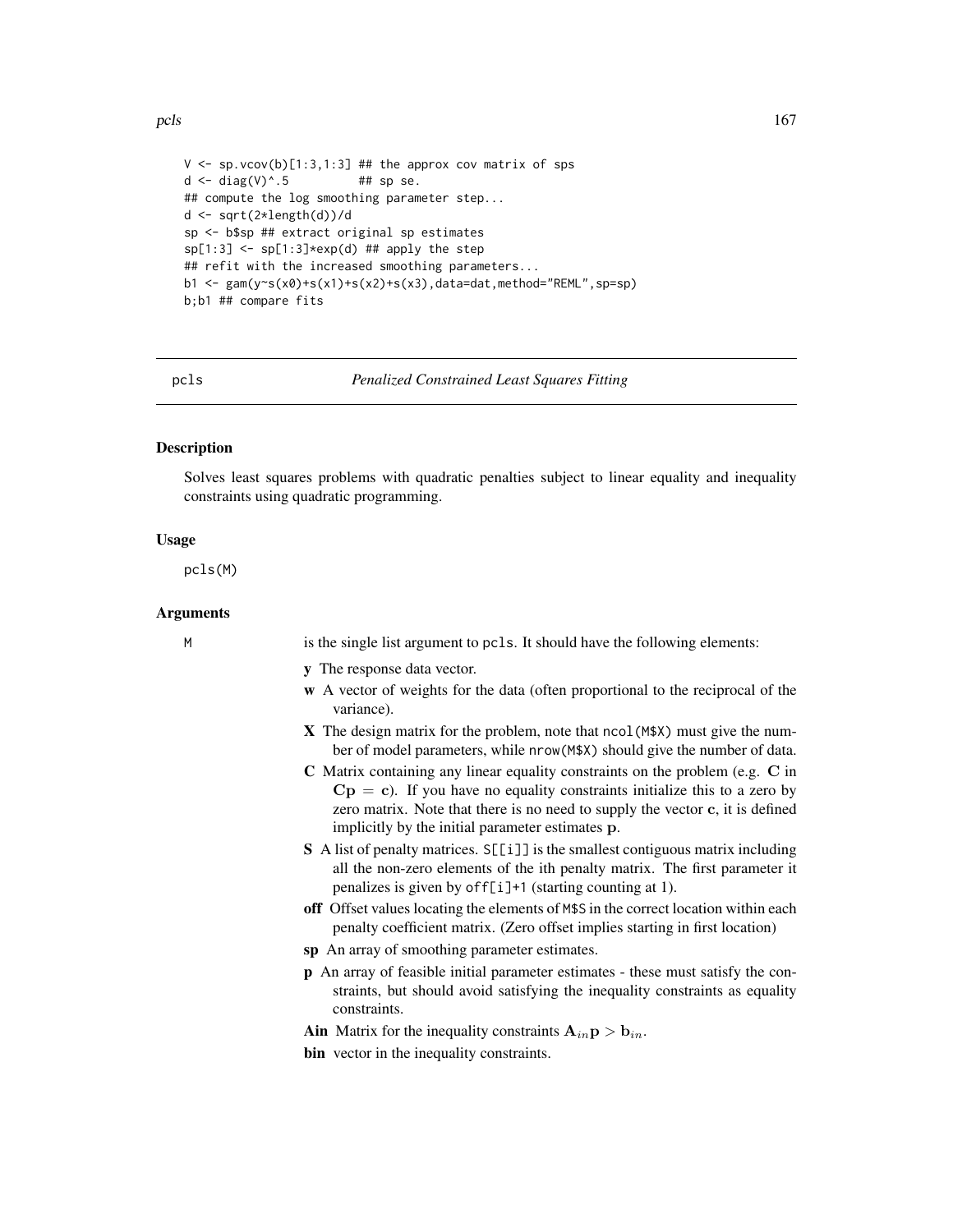```
V <- sp.vcov(b)[1:3,1:3] ## the approx cov matrix of sps
d <- diag(V)^.5          ## sp se.
## compute the log smoothing parameter step...
d <- sqrt(2*length(d))/d
sp <- b$sp ## extract original sp estimates
sp[1:3] <- sp[1:3]*exp(d) ## apply the step
## refit with the increased smoothing parameters...
b1 <- gam(y~s(x0)+s(x1)+s(x2)+s(x3),data=dat,method="REML",sp=sp)
b;b1 ## compare fits
```

---

pcls *Penalized Constrained Least Squares Fitting*

---

## Description

Solves least squares problems with quadratic penalties subject to linear equality and inequality constraints using quadratic programming.

## Usage

```
pcls(M)
```

## Arguments

M is the single list argument to pcls. It should have the following elements:

- **y** The response data vector.
- **w** A vector of weights for the data (often proportional to the reciprocal of the variance).
- **X** The design matrix for the problem, note that ncol(M$X) must give the number of model parameters, while nrow(M$X) should give the number of data.
- **C** Matrix containing any linear equality constraints on the problem (e.g. $\mathbf{C}$ in $\mathbf{Cp} = \mathbf{c}$). If you have no equality constraints initialize this to a zero by zero matrix. Note that there is no need to supply the vector $\mathbf{c}$, it is defined implicitly by the initial parameter estimates $\mathbf{p}$.
- **S** A list of penalty matrices. S[[i]] is the smallest contiguous matrix including all the non-zero elements of the ith penalty matrix. The first parameter it penalizes is given by off[i]+1 (starting counting at 1).
- **off** Offset values locating the elements of M$S in the correct location within each penalty coefficient matrix. (Zero offset implies starting in first location)
- **sp** An array of smoothing parameter estimates.
- **p** An array of feasible initial parameter estimates - these must satisfy the constraints, but should avoid satisfying the inequality constraints as equality constraints.
- **Ain** Matrix for the inequality constraints $\mathbf{A}_{in}\mathbf{p} > \mathbf{b}_{in}$.
- **bin** vector in the inequality constraints.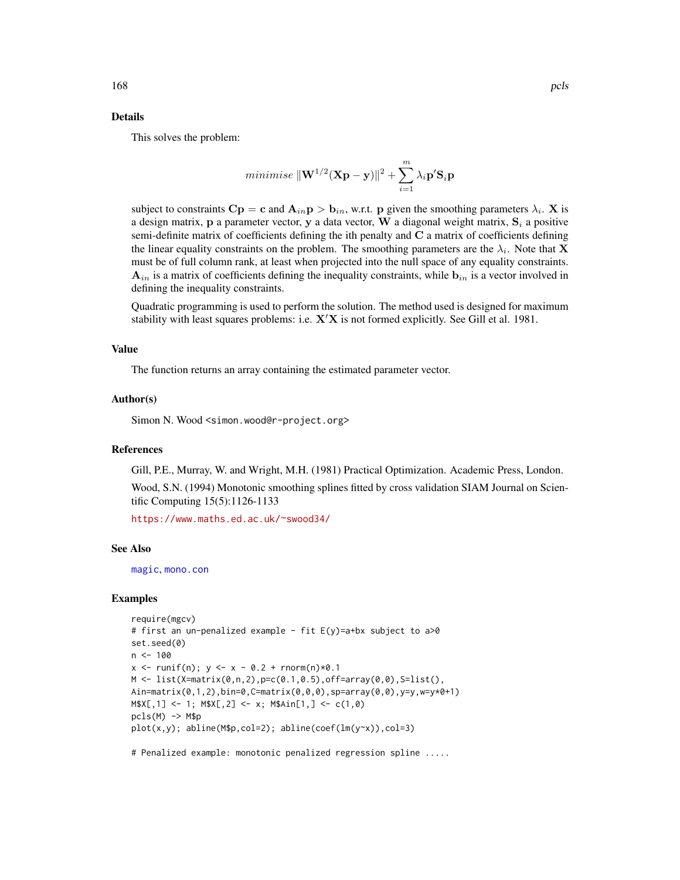## Details

This solves the problem:

$$minimise \; \|\mathbf{W}^{1/2}(\mathbf{Xp} - \mathbf{y})\|^2 + \sum_{i=1}^{m} \lambda_i \mathbf{p}'\mathbf{S}_i\mathbf{p}$$

subject to constraints $\mathbf{Cp} = \mathbf{c}$ and $\mathbf{A}_{in}\mathbf{p} > \mathbf{b}_{in}$, w.r.t. $\mathbf{p}$ given the smoothing parameters $\lambda_i$. $\mathbf{X}$ is a design matrix, $\mathbf{p}$ a parameter vector, $\mathbf{y}$ a data vector, $\mathbf{W}$ a diagonal weight matrix, $\mathbf{S}_i$ a positive semi-definite matrix of coefficients defining the ith penalty and $\mathbf{C}$ a matrix of coefficients defining the linear equality constraints on the problem. The smoothing parameters are the $\lambda_i$. Note that $\mathbf{X}$ must be of full column rank, at least when projected into the null space of any equality constraints. $\mathbf{A}_{in}$ is a matrix of coefficients defining the inequality constraints, while $\mathbf{b}_{in}$ is a vector involved in defining the inequality constraints.

Quadratic programming is used to perform the solution. The method used is designed for maximum stability with least squares problems: i.e. $\mathbf{X}'\mathbf{X}$ is not formed explicitly. See Gill et al. 1981.

## Value

The function returns an array containing the estimated parameter vector.

## Author(s)

Simon N. Wood <simon.wood@r-project.org>

## References

Gill, P.E., Murray, W. and Wright, M.H. (1981) Practical Optimization. Academic Press, London.

Wood, S.N. (1994) Monotonic smoothing splines fitted by cross validation SIAM Journal on Scientific Computing 15(5):1126-1133

https://www.maths.ed.ac.uk/~swood34/

## See Also

magic, mono.con

## Examples

```
require(mgcv)
# first an un-penalized example - fit E(y)=a+bx subject to a>0
set.seed(0)
n <- 100
x <- runif(n); y <- x - 0.2 + rnorm(n)*0.1
M <- list(X=matrix(0,n,2),p=c(0.1,0.5),off=array(0,0),S=list(),
Ain=matrix(0,1,2),bin=0,C=matrix(0,0,0),sp=array(0,0),y=y,w=y*0+1)
M$X[,1] <- 1; M$X[,2] <- x; M$Ain[1,] <- c(1,0)
pcls(M) -> M$p
plot(x,y); abline(M$p,col=2); abline(coef(lm(y~x)),col=3)

# Penalized example: monotonic penalized regression spline .....
```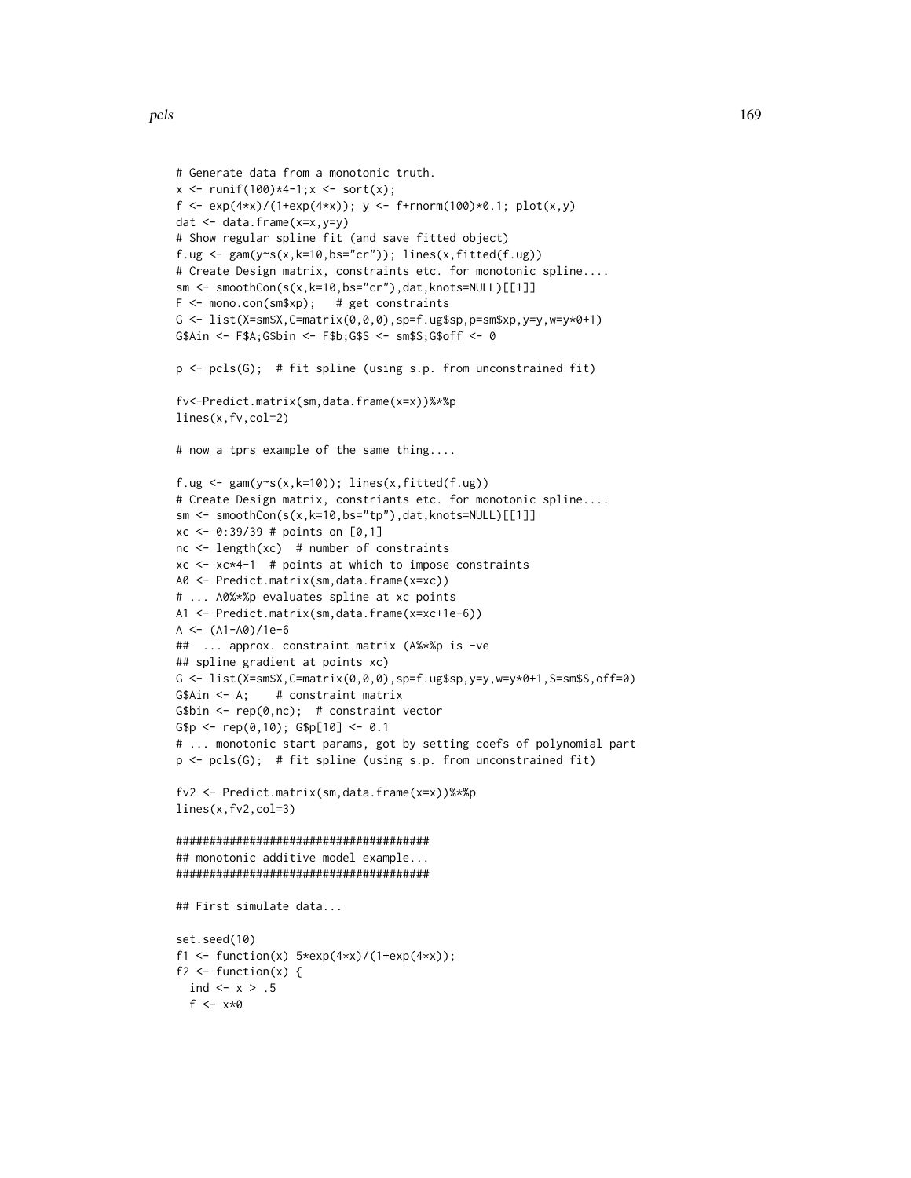```
# Generate data from a monotonic truth.
x <- runif(100)*4-1;x <- sort(x);
f <- exp(4*x)/(1+exp(4*x)); y <- f+rnorm(100)*0.1; plot(x,y)
dat <- data.frame(x=x,y=y)
# Show regular spline fit (and save fitted object)
f.ug <- gam(y~s(x,k=10,bs="cr")); lines(x,fitted(f.ug))
# Create Design matrix, constraints etc. for monotonic spline....
sm <- smoothCon(s(x,k=10,bs="cr"),dat,knots=NULL)[[1]]
F <- mono.con(sm$xp);   # get constraints
G <- list(X=sm$X,C=matrix(0,0,0),sp=f.ug$sp,p=sm$xp,y=y,w=y*0+1)
G$Ain <- F$A;G$bin <- F$b;G$S <- sm$S;G$off <- 0

p <- pcls(G);  # fit spline (using s.p. from unconstrained fit)

fv<-Predict.matrix(sm,data.frame(x=x))%*%p
lines(x,fv,col=2)

# now a tprs example of the same thing....

f.ug <- gam(y~s(x,k=10)); lines(x,fitted(f.ug))
# Create Design matrix, constriants etc. for monotonic spline....
sm <- smoothCon(s(x,k=10,bs="tp"),dat,knots=NULL)[[1]]
xc <- 0:39/39 # points on [0,1]
nc <- length(xc)  # number of constraints
xc <- xc*4-1  # points at which to impose constraints
A0 <- Predict.matrix(sm,data.frame(x=xc))
# ... A0%*%p evaluates spline at xc points
A1 <- Predict.matrix(sm,data.frame(x=xc+1e-6))
A <- (A1-A0)/1e-6
##  ... approx. constraint matrix (A%*%p is -ve
## spline gradient at points xc)
G <- list(X=sm$X,C=matrix(0,0,0),sp=f.ug$sp,y=y,w=y*0+1,S=sm$S,off=0)
G$Ain <- A;    # constraint matrix
G$bin <- rep(0,nc);  # constraint vector
G$p <- rep(0,10); G$p[10] <- 0.1
# ... monotonic start params, got by setting coefs of polynomial part
p <- pcls(G);  # fit spline (using s.p. from unconstrained fit)

fv2 <- Predict.matrix(sm,data.frame(x=x))%*%p
lines(x,fv2,col=3)

######################################
## monotonic additive model example...
######################################

## First simulate data...

set.seed(10)
f1 <- function(x) 5*exp(4*x)/(1+exp(4*x));
f2 <- function(x) {
  ind <- x > .5
  f <- x*0
```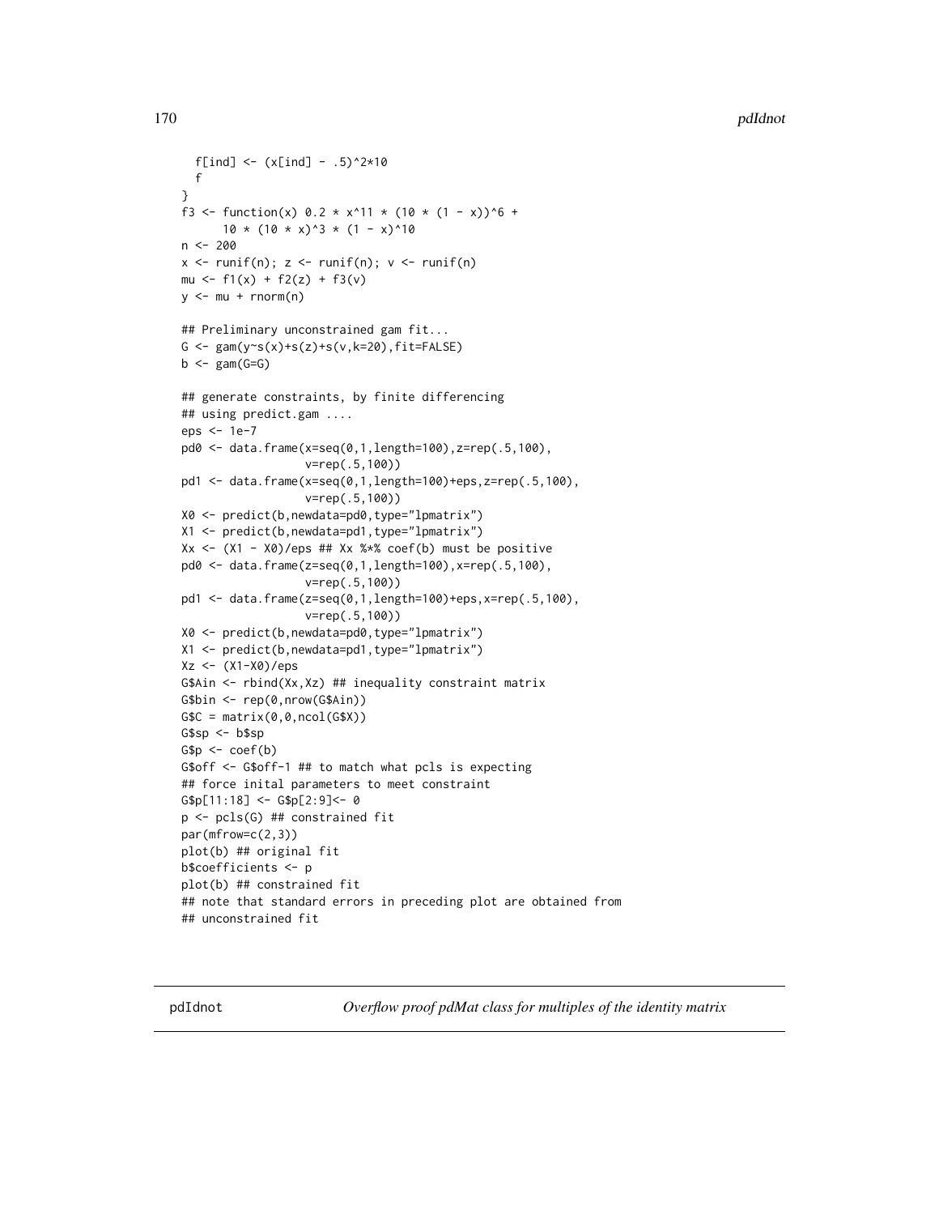```
  f[ind] <- (x[ind] - .5)^2*10
  f
}
f3 <- function(x) 0.2 * x^11 * (10 * (1 - x))^6 +
      10 * (10 * x)^3 * (1 - x)^10
n <- 200
x <- runif(n); z <- runif(n); v <- runif(n)
mu <- f1(x) + f2(z) + f3(v)
y <- mu + rnorm(n)

## Preliminary unconstrained gam fit...
G <- gam(y~s(x)+s(z)+s(v,k=20),fit=FALSE)
b <- gam(G=G)

## generate constraints, by finite differencing
## using predict.gam ....
eps <- 1e-7
pd0 <- data.frame(x=seq(0,1,length=100),z=rep(.5,100),
                  v=rep(.5,100))
pd1 <- data.frame(x=seq(0,1,length=100)+eps,z=rep(.5,100),
                  v=rep(.5,100))
X0 <- predict(b,newdata=pd0,type="lpmatrix")
X1 <- predict(b,newdata=pd1,type="lpmatrix")
Xx <- (X1 - X0)/eps ## Xx %*% coef(b) must be positive
pd0 <- data.frame(z=seq(0,1,length=100),x=rep(.5,100),
                  v=rep(.5,100))
pd1 <- data.frame(z=seq(0,1,length=100)+eps,x=rep(.5,100),
                  v=rep(.5,100))
X0 <- predict(b,newdata=pd0,type="lpmatrix")
X1 <- predict(b,newdata=pd1,type="lpmatrix")
Xz <- (X1-X0)/eps
G$Ain <- rbind(Xx,Xz) ## inequality constraint matrix
G$bin <- rep(0,nrow(G$Ain))
G$C = matrix(0,0,ncol(G$X))
G$sp <- b$sp
G$p <- coef(b)
G$off <- G$off-1 ## to match what pcls is expecting
## force inital parameters to meet constraint
G$p[11:18] <- G$p[2:9]<- 0
p <- pcls(G) ## constrained fit
par(mfrow=c(2,3))
plot(b) ## original fit
b$coefficients <- p
plot(b) ## constrained fit
## note that standard errors in preceding plot are obtained from
## unconstrained fit
```

## pdIdnot — *Overflow proof pdMat class for multiples of the identity matrix*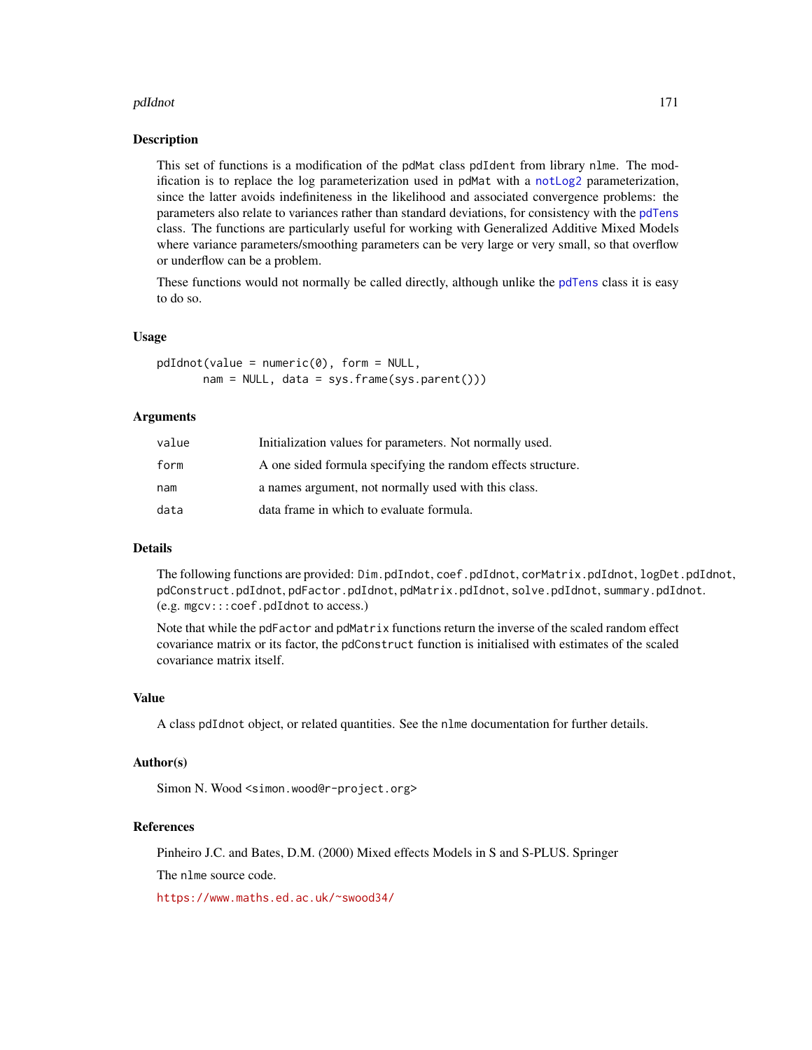## Description

This set of functions is a modification of the pdMat class pdIdent from library nlme. The modification is to replace the log parameterization used in pdMat with a notLog2 parameterization, since the latter avoids indefiniteness in the likelihood and associated convergence problems: the parameters also relate to variances rather than standard deviations, for consistency with the pdTens class. The functions are particularly useful for working with Generalized Additive Mixed Models where variance parameters/smoothing parameters can be very large or very small, so that overflow or underflow can be a problem.

These functions would not normally be called directly, although unlike the pdTens class it is easy to do so.

## Usage

```
pdIdnot(value = numeric(0), form = NULL,
       nam = NULL, data = sys.frame(sys.parent()))
```

## Arguments

| | |
|---|---|
| value | Initialization values for parameters. Not normally used. |
| form | A one sided formula specifying the random effects structure. |
| nam | a names argument, not normally used with this class. |
| data | data frame in which to evaluate formula. |

## Details

The following functions are provided: Dim.pdIndot, coef.pdIdnot, corMatrix.pdIdnot, logDet.pdIdnot, pdConstruct.pdIdnot, pdFactor.pdIdnot, pdMatrix.pdIdnot, solve.pdIdnot, summary.pdIdnot. (e.g. mgcv:::coef.pdIdnot to access.)

Note that while the pdFactor and pdMatrix functions return the inverse of the scaled random effect covariance matrix or its factor, the pdConstruct function is initialised with estimates of the scaled covariance matrix itself.

## Value

A class pdIdnot object, or related quantities. See the nlme documentation for further details.

## Author(s)

Simon N. Wood <simon.wood@r-project.org>

## References

Pinheiro J.C. and Bates, D.M. (2000) Mixed effects Models in S and S-PLUS. Springer

The nlme source code.

https://www.maths.ed.ac.uk/~swood34/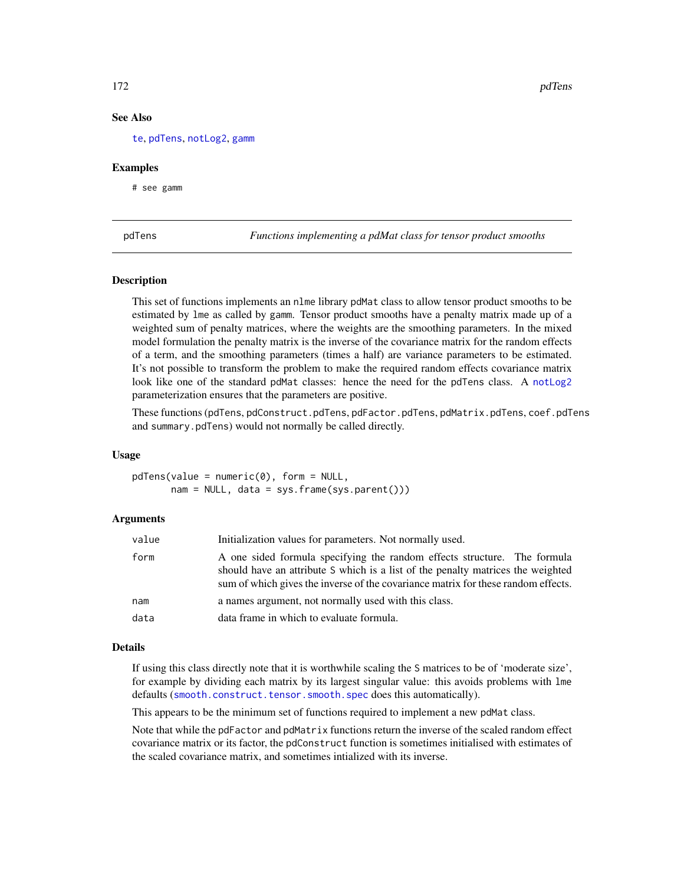### See Also

te, pdTens, notLog2, gamm

### Examples

```
# see gamm
```

---

## pdTens — *Functions implementing a pdMat class for tensor product smooths*

### Description

This set of functions implements an nlme library pdMat class to allow tensor product smooths to be estimated by lme as called by gamm. Tensor product smooths have a penalty matrix made up of a weighted sum of penalty matrices, where the weights are the smoothing parameters. In the mixed model formulation the penalty matrix is the inverse of the covariance matrix for the random effects of a term, and the smoothing parameters (times a half) are variance parameters to be estimated. It's not possible to transform the problem to make the required random effects covariance matrix look like one of the standard pdMat classes: hence the need for the pdTens class. A notLog2 parameterization ensures that the parameters are positive.

These functions (pdTens, pdConstruct.pdTens, pdFactor.pdTens, pdMatrix.pdTens, coef.pdTens and summary.pdTens) would not normally be called directly.

### Usage

```
pdTens(value = numeric(0), form = NULL,
       nam = NULL, data = sys.frame(sys.parent()))
```

### Arguments

| | |
|---|---|
| value | Initialization values for parameters. Not normally used. |
| form | A one sided formula specifying the random effects structure. The formula should have an attribute S which is a list of the penalty matrices the weighted sum of which gives the inverse of the covariance matrix for these random effects. |
| nam | a names argument, not normally used with this class. |
| data | data frame in which to evaluate formula. |

### Details

If using this class directly note that it is worthwhile scaling the S matrices to be of 'moderate size', for example by dividing each matrix by its largest singular value: this avoids problems with lme defaults (smooth.construct.tensor.smooth.spec does this automatically).

This appears to be the minimum set of functions required to implement a new pdMat class.

Note that while the pdFactor and pdMatrix functions return the inverse of the scaled random effect covariance matrix or its factor, the pdConstruct function is sometimes initialised with estimates of the scaled covariance matrix, and sometimes intialized with its inverse.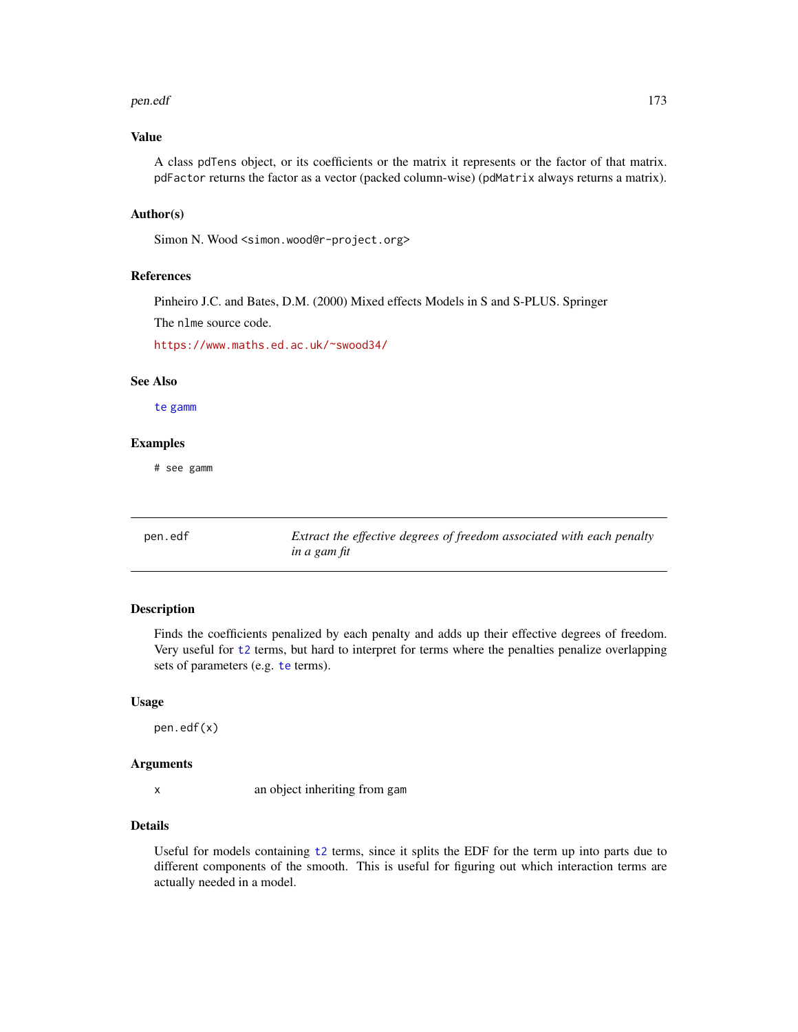### Value

A class `pdTens` object, or its coefficients or the matrix it represents or the factor of that matrix. `pdFactor` returns the factor as a vector (packed column-wise) (`pdMatrix` always returns a matrix).

### Author(s)

Simon N. Wood <simon.wood@r-project.org>

### References

Pinheiro J.C. and Bates, D.M. (2000) Mixed effects Models in S and S-PLUS. Springer

The `nlme` source code.

https://www.maths.ed.ac.uk/~swood34/

### See Also

`te` `gamm`

### Examples

```
# see gamm
```

---

## pen.edf — *Extract the effective degrees of freedom associated with each penalty in a gam fit*

---

### Description

Finds the coefficients penalized by each penalty and adds up their effective degrees of freedom. Very useful for `t2` terms, but hard to interpret for terms where the penalties penalize overlapping sets of parameters (e.g. `te` terms).

### Usage

```
pen.edf(x)
```

### Arguments

| | |
|---|---|
| `x` | an object inheriting from `gam` |

### Details

Useful for models containing `t2` terms, since it splits the EDF for the term up into parts due to different components of the smooth. This is useful for figuring out which interaction terms are actually needed in a model.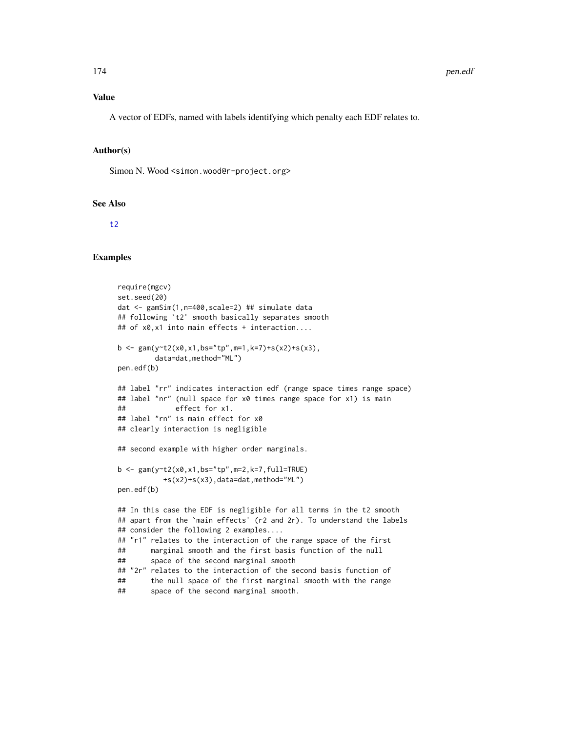## Value

A vector of EDFs, named with labels identifying which penalty each EDF relates to.

## Author(s)

Simon N. Wood <simon.wood@r-project.org>

## See Also

t2

## Examples

```
require(mgcv)
set.seed(20)
dat <- gamSim(1,n=400,scale=2) ## simulate data
## following `t2' smooth basically separates smooth
## of x0,x1 into main effects + interaction....

b <- gam(y~t2(x0,x1,bs="tp",m=1,k=7)+s(x2)+s(x3),
         data=dat,method="ML")
pen.edf(b)

## label "rr" indicates interaction edf (range space times range space)
## label "nr" (null space for x0 times range space for x1) is main
##            effect for x1.
## label "rn" is main effect for x0
## clearly interaction is negligible

## second example with higher order marginals.

b <- gam(y~t2(x0,x1,bs="tp",m=2,k=7,full=TRUE)
           +s(x2)+s(x3),data=dat,method="ML")
pen.edf(b)

## In this case the EDF is negligible for all terms in the t2 smooth
## apart from the `main effects' (r2 and 2r). To understand the labels
## consider the following 2 examples....
## "r1" relates to the interaction of the range space of the first
##      marginal smooth and the first basis function of the null
##      space of the second marginal smooth
## "2r" relates to the interaction of the second basis function of
##      the null space of the first marginal smooth with the range
##      space of the second marginal smooth.
```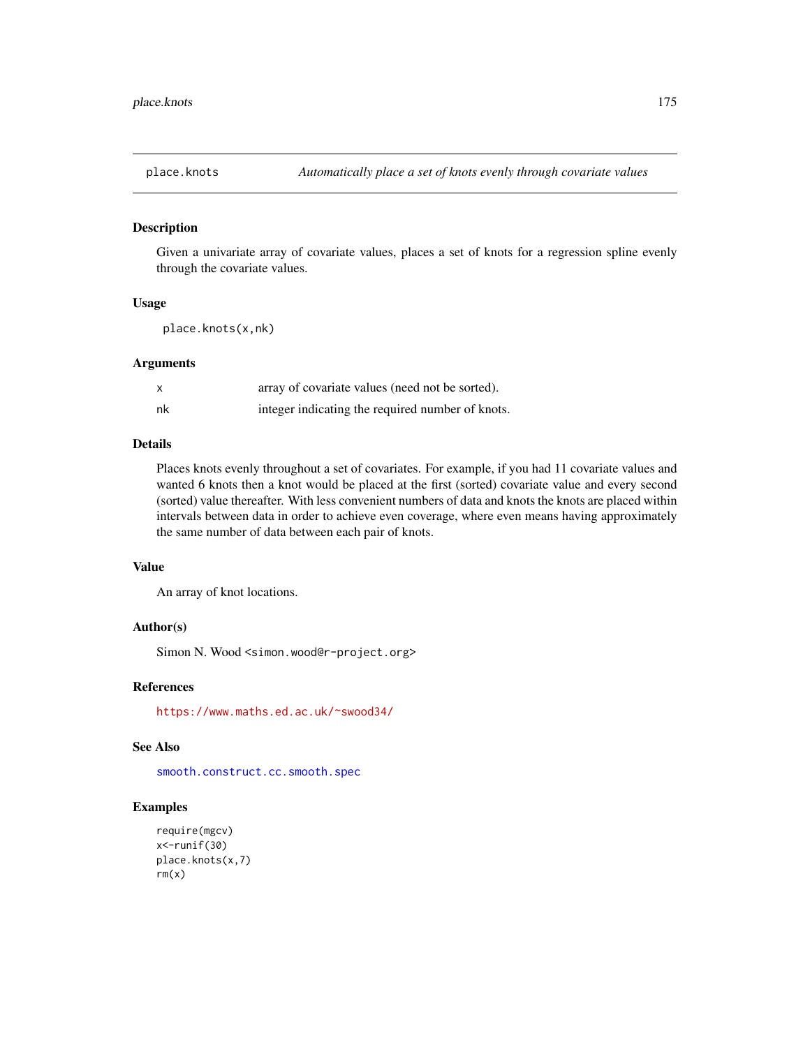# place.knots — *Automatically place a set of knots evenly through covariate values*

## Description

Given a univariate array of covariate values, places a set of knots for a regression spline evenly through the covariate values.

## Usage

```
place.knots(x,nk)
```

## Arguments

| | |
|---|---|
| x | array of covariate values (need not be sorted). |
| nk | integer indicating the required number of knots. |

## Details

Places knots evenly throughout a set of covariates. For example, if you had 11 covariate values and wanted 6 knots then a knot would be placed at the first (sorted) covariate value and every second (sorted) value thereafter. With less convenient numbers of data and knots the knots are placed within intervals between data in order to achieve even coverage, where even means having approximately the same number of data between each pair of knots.

## Value

An array of knot locations.

## Author(s)

Simon N. Wood <simon.wood@r-project.org>

## References

https://www.maths.ed.ac.uk/~swood34/

## See Also

smooth.construct.cc.smooth.spec

## Examples

```
require(mgcv)
x<-runif(30)
place.knots(x,7)
rm(x)
```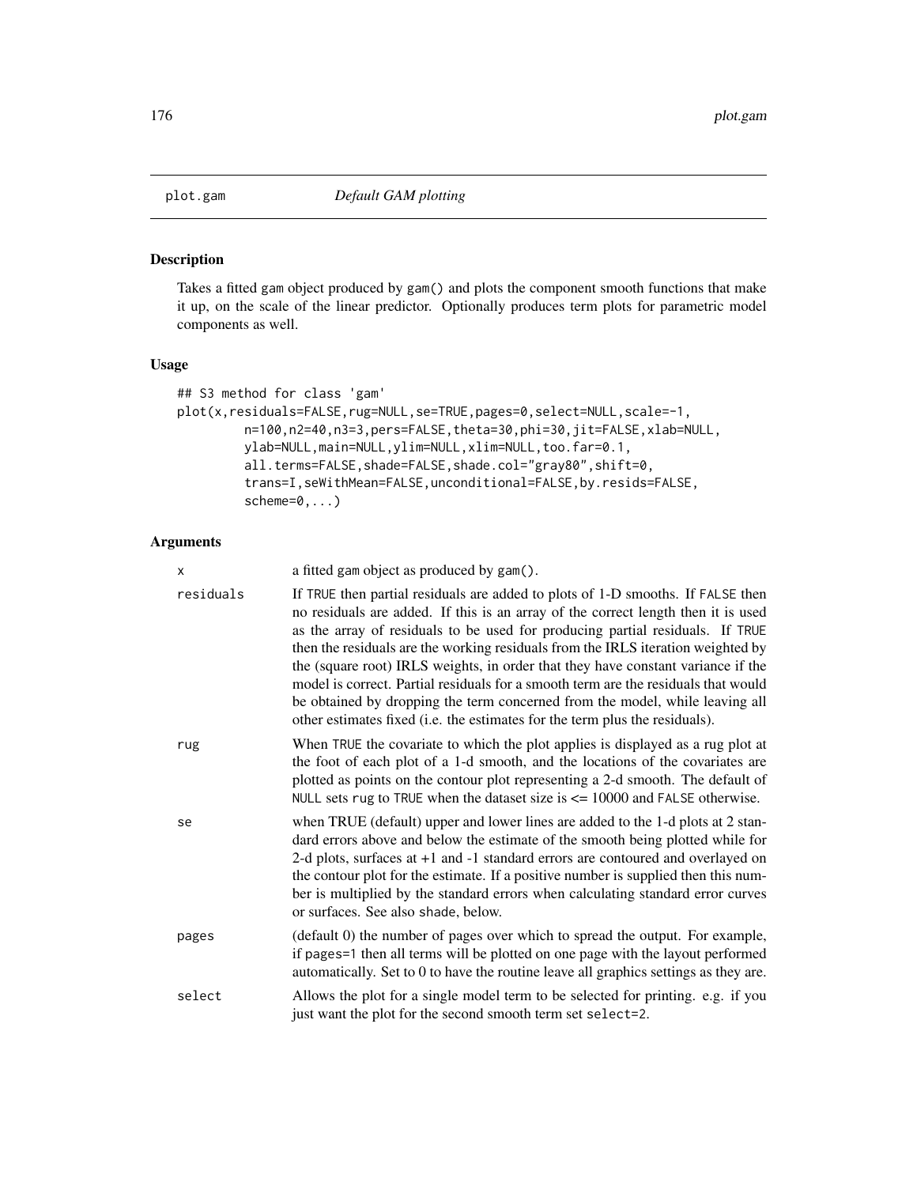# plot.gam *Default GAM plotting*

## Description

Takes a fitted gam object produced by gam() and plots the component smooth functions that make it up, on the scale of the linear predictor. Optionally produces term plots for parametric model components as well.

## Usage

```
## S3 method for class 'gam'
plot(x,residuals=FALSE,rug=NULL,se=TRUE,pages=0,select=NULL,scale=-1,
        n=100,n2=40,n3=3,pers=FALSE,theta=30,phi=30,jit=FALSE,xlab=NULL,
        ylab=NULL,main=NULL,ylim=NULL,xlim=NULL,too.far=0.1,
        all.terms=FALSE,shade=FALSE,shade.col="gray80",shift=0,
        trans=I,seWithMean=FALSE,unconditional=FALSE,by.resids=FALSE,
        scheme=0,...)
```

## Arguments

| | |
|---|---|
| x | a fitted gam object as produced by gam(). |
| residuals | If TRUE then partial residuals are added to plots of 1-D smooths. If FALSE then no residuals are added. If this is an array of the correct length then it is used as the array of residuals to be used for producing partial residuals. If TRUE then the residuals are the working residuals from the IRLS iteration weighted by the (square root) IRLS weights, in order that they have constant variance if the model is correct. Partial residuals for a smooth term are the residuals that would be obtained by dropping the term concerned from the model, while leaving all other estimates fixed (i.e. the estimates for the term plus the residuals). |
| rug | When TRUE the covariate to which the plot applies is displayed as a rug plot at the foot of each plot of a 1-d smooth, and the locations of the covariates are plotted as points on the contour plot representing a 2-d smooth. The default of NULL sets rug to TRUE when the dataset size is <= 10000 and FALSE otherwise. |
| se | when TRUE (default) upper and lower lines are added to the 1-d plots at 2 standard errors above and below the estimate of the smooth being plotted while for 2-d plots, surfaces at +1 and -1 standard errors are contoured and overlayed on the contour plot for the estimate. If a positive number is supplied then this number is multiplied by the standard errors when calculating standard error curves or surfaces. See also shade, below. |
| pages | (default 0) the number of pages over which to spread the output. For example, if pages=1 then all terms will be plotted on one page with the layout performed automatically. Set to 0 to have the routine leave all graphics settings as they are. |
| select | Allows the plot for a single model term to be selected for printing. e.g. if you just want the plot for the second smooth term set select=2. |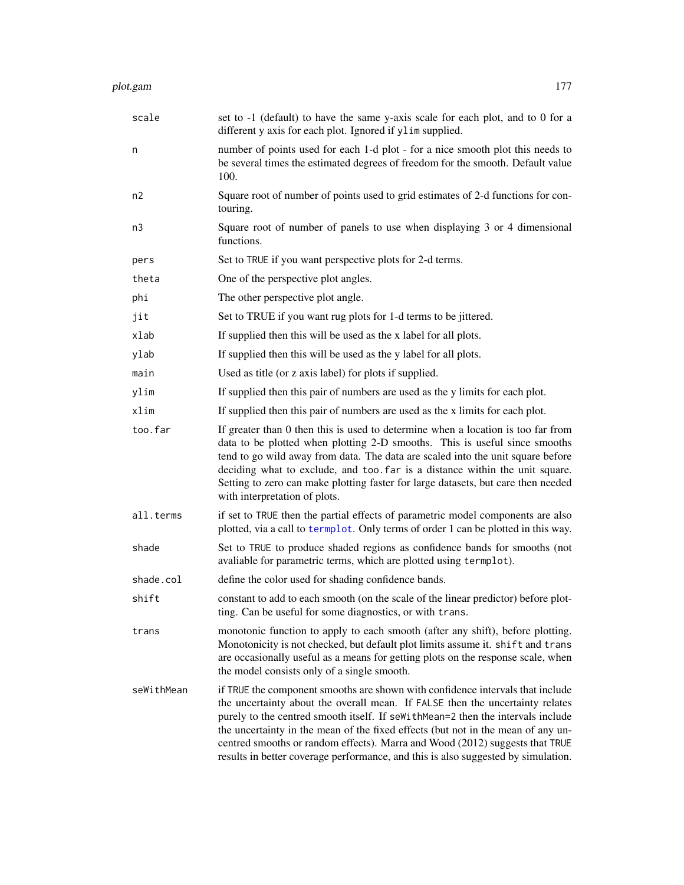| | |
|---|---|
| `scale` | set to -1 (default) to have the same y-axis scale for each plot, and to 0 for a different y axis for each plot. Ignored if `ylim` supplied. |
| `n` | number of points used for each 1-d plot - for a nice smooth plot this needs to be several times the estimated degrees of freedom for the smooth. Default value 100. |
| `n2` | Square root of number of points used to grid estimates of 2-d functions for contouring. |
| `n3` | Square root of number of panels to use when displaying 3 or 4 dimensional functions. |
| `pers` | Set to `TRUE` if you want perspective plots for 2-d terms. |
| `theta` | One of the perspective plot angles. |
| `phi` | The other perspective plot angle. |
| `jit` | Set to TRUE if you want rug plots for 1-d terms to be jittered. |
| `xlab` | If supplied then this will be used as the x label for all plots. |
| `ylab` | If supplied then this will be used as the y label for all plots. |
| `main` | Used as title (or z axis label) for plots if supplied. |
| `ylim` | If supplied then this pair of numbers are used as the y limits for each plot. |
| `xlim` | If supplied then this pair of numbers are used as the x limits for each plot. |
| `too.far` | If greater than 0 then this is used to determine when a location is too far from data to be plotted when plotting 2-D smooths. This is useful since smooths tend to go wild away from data. The data are scaled into the unit square before deciding what to exclude, and `too.far` is a distance within the unit square. Setting to zero can make plotting faster for large datasets, but care then needed with interpretation of plots. |
| `all.terms` | if set to `TRUE` then the partial effects of parametric model components are also plotted, via a call to `termplot`. Only terms of order 1 can be plotted in this way. |
| `shade` | Set to `TRUE` to produce shaded regions as confidence bands for smooths (not avaliable for parametric terms, which are plotted using `termplot`). |
| `shade.col` | define the color used for shading confidence bands. |
| `shift` | constant to add to each smooth (on the scale of the linear predictor) before plotting. Can be useful for some diagnostics, or with `trans`. |
| `trans` | monotonic function to apply to each smooth (after any shift), before plotting. Monotonicity is not checked, but default plot limits assume it. `shift` and `trans` are occasionally useful as a means for getting plots on the response scale, when the model consists only of a single smooth. |
| `seWithMean` | if `TRUE` the component smooths are shown with confidence intervals that include the uncertainty about the overall mean. If `FALSE` then the uncertainty relates purely to the centred smooth itself. If `seWithMean=2` then the intervals include the uncertainty in the mean of the fixed effects (but not in the mean of any uncentred smooths or random effects). Marra and Wood (2012) suggests that `TRUE` results in better coverage performance, and this is also suggested by simulation. |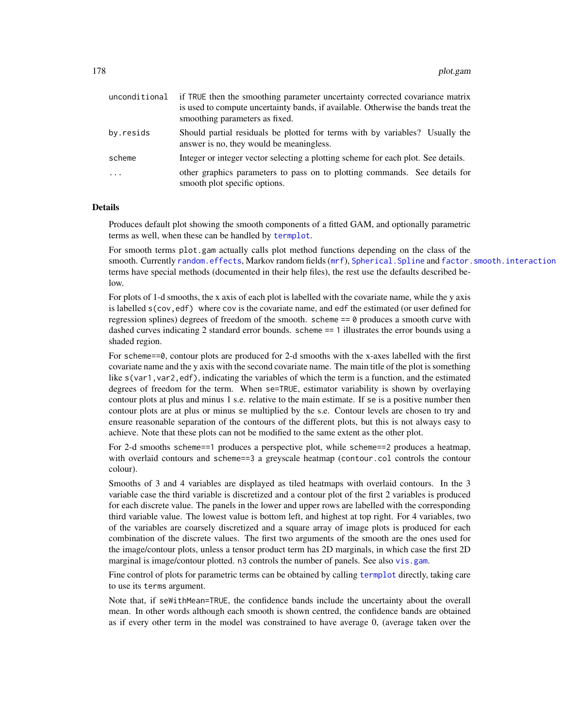| | |
|---|---|
| unconditional | if TRUE then the smoothing parameter uncertainty corrected covariance matrix is used to compute uncertainty bands, if available. Otherwise the bands treat the smoothing parameters as fixed. |
| by.resids | Should partial residuals be plotted for terms with by variables? Usually the answer is no, they would be meaningless. |
| scheme | Integer or integer vector selecting a plotting scheme for each plot. See details. |
| ... | other graphics parameters to pass on to plotting commands. See details for smooth plot specific options. |

## Details

Produces default plot showing the smooth components of a fitted GAM, and optionally parametric terms as well, when these can be handled by `termplot`.

For smooth terms `plot.gam` actually calls plot method functions depending on the class of the smooth. Currently `random.effects`, Markov random fields (`mrf`), `Spherical.Spline` and `factor.smooth.interaction` terms have special methods (documented in their help files), the rest use the defaults described below.

For plots of 1-d smooths, the x axis of each plot is labelled with the covariate name, while the y axis is labelled `s(cov,edf)` where `cov` is the covariate name, and `edf` the estimated (or user defined for regression splines) degrees of freedom of the smooth. `scheme == 0` produces a smooth curve with dashed curves indicating 2 standard error bounds. `scheme == 1` illustrates the error bounds using a shaded region.

For `scheme==0`, contour plots are produced for 2-d smooths with the x-axes labelled with the first covariate name and the y axis with the second covariate name. The main title of the plot is something like `s(var1,var2,edf)`, indicating the variables of which the term is a function, and the estimated degrees of freedom for the term. When `se=TRUE`, estimator variability is shown by overlaying contour plots at plus and minus 1 s.e. relative to the main estimate. If `se` is a positive number then contour plots are at plus or minus `se` multiplied by the s.e. Contour levels are chosen to try and ensure reasonable separation of the contours of the different plots, but this is not always easy to achieve. Note that these plots can not be modified to the same extent as the other plot.

For 2-d smooths `scheme==1` produces a perspective plot, while `scheme==2` produces a heatmap, with overlaid contours and `scheme==3` a greyscale heatmap (`contour.col` controls the contour colour).

Smooths of 3 and 4 variables are displayed as tiled heatmaps with overlaid contours. In the 3 variable case the third variable is discretized and a contour plot of the first 2 variables is produced for each discrete value. The panels in the lower and upper rows are labelled with the corresponding third variable value. The lowest value is bottom left, and highest at top right. For 4 variables, two of the variables are coarsely discretized and a square array of image plots is produced for each combination of the discrete values. The first two arguments of the smooth are the ones used for the image/contour plots, unless a tensor product term has 2D marginals, in which case the first 2D marginal is image/contour plotted. `n3` controls the number of panels. See also `vis.gam`.

Fine control of plots for parametric terms can be obtained by calling `termplot` directly, taking care to use its `terms` argument.

Note that, if `seWithMean=TRUE`, the confidence bands include the uncertainty about the overall mean. In other words although each smooth is shown centred, the confidence bands are obtained as if every other term in the model was constrained to have average 0, (average taken over the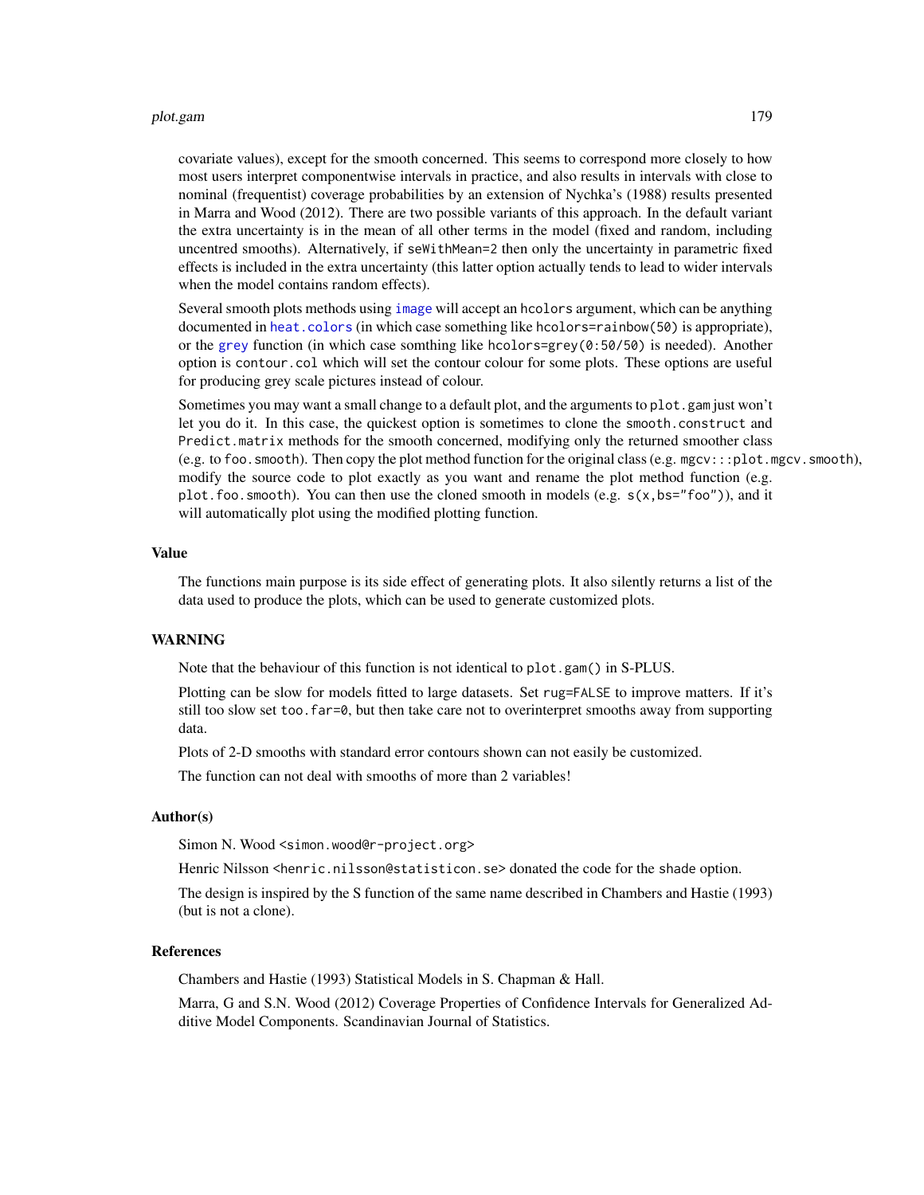covariate values), except for the smooth concerned. This seems to correspond more closely to how most users interpret componentwise intervals in practice, and also results in intervals with close to nominal (frequentist) coverage probabilities by an extension of Nychka's (1988) results presented in Marra and Wood (2012). There are two possible variants of this approach. In the default variant the extra uncertainty is in the mean of all other terms in the model (fixed and random, including uncentred smooths). Alternatively, if `seWithMean=2` then only the uncertainty in parametric fixed effects is included in the extra uncertainty (this latter option actually tends to lead to wider intervals when the model contains random effects).

Several smooth plots methods using `image` will accept an `hcolors` argument, which can be anything documented in `heat.colors` (in which case something like `hcolors=rainbow(50)` is appropriate), or the `grey` function (in which case somthing like `hcolors=grey(0:50/50)` is needed). Another option is `contour.col` which will set the contour colour for some plots. These options are useful for producing grey scale pictures instead of colour.

Sometimes you may want a small change to a default plot, and the arguments to `plot.gam` just won't let you do it. In this case, the quickest option is sometimes to clone the `smooth.construct` and `Predict.matrix` methods for the smooth concerned, modifying only the returned smoother class (e.g. to `foo.smooth`). Then copy the plot method function for the original class (e.g. `mgcv:::plot.mgcv.smooth`), modify the source code to plot exactly as you want and rename the plot method function (e.g. `plot.foo.smooth`). You can then use the cloned smooth in models (e.g. `s(x,bs="foo")`), and it will automatically plot using the modified plotting function.

## Value

The functions main purpose is its side effect of generating plots. It also silently returns a list of the data used to produce the plots, which can be used to generate customized plots.

## WARNING

Note that the behaviour of this function is not identical to `plot.gam()` in S-PLUS.

Plotting can be slow for models fitted to large datasets. Set `rug=FALSE` to improve matters. If it's still too slow set `too.far=0`, but then take care not to overinterpret smooths away from supporting data.

Plots of 2-D smooths with standard error contours shown can not easily be customized.

The function can not deal with smooths of more than 2 variables!

## Author(s)

Simon N. Wood <simon.wood@r-project.org>

Henric Nilsson <henric.nilsson@statisticon.se> donated the code for the `shade` option.

The design is inspired by the S function of the same name described in Chambers and Hastie (1993) (but is not a clone).

## References

Chambers and Hastie (1993) Statistical Models in S. Chapman & Hall.

Marra, G and S.N. Wood (2012) Coverage Properties of Confidence Intervals for Generalized Additive Model Components. Scandinavian Journal of Statistics.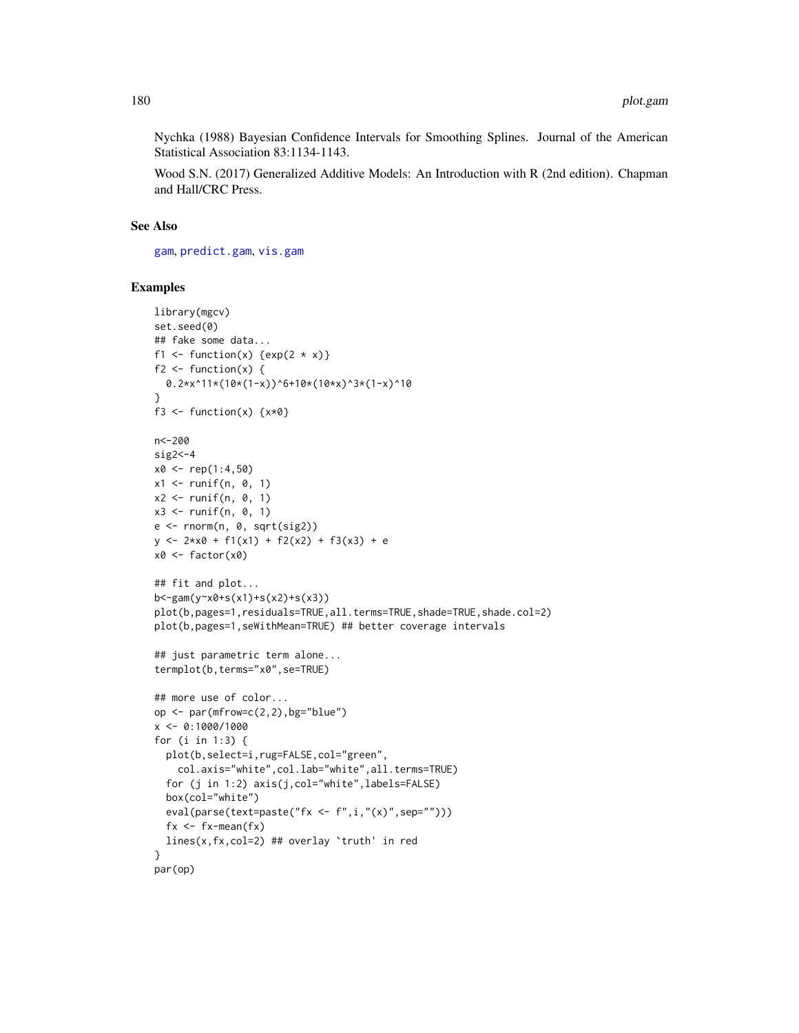Nychka (1988) Bayesian Confidence Intervals for Smoothing Splines. Journal of the American Statistical Association 83:1134-1143.

Wood S.N. (2017) Generalized Additive Models: An Introduction with R (2nd edition). Chapman and Hall/CRC Press.

## See Also

gam, predict.gam, vis.gam

## Examples

```
library(mgcv)
set.seed(0)
## fake some data...
f1 <- function(x) {exp(2 * x)}
f2 <- function(x) {
  0.2*x^11*(10*(1-x))^6+10*(10*x)^3*(1-x)^10
}
f3 <- function(x) {x*0}

n<-200
sig2<-4
x0 <- rep(1:4,50)
x1 <- runif(n, 0, 1)
x2 <- runif(n, 0, 1)
x3 <- runif(n, 0, 1)
e <- rnorm(n, 0, sqrt(sig2))
y <- 2*x0 + f1(x1) + f2(x2) + f3(x3) + e
x0 <- factor(x0)

## fit and plot...
b<-gam(y~x0+s(x1)+s(x2)+s(x3))
plot(b,pages=1,residuals=TRUE,all.terms=TRUE,shade=TRUE,shade.col=2)
plot(b,pages=1,seWithMean=TRUE) ## better coverage intervals

## just parametric term alone...
termplot(b,terms="x0",se=TRUE)

## more use of color...
op <- par(mfrow=c(2,2),bg="blue")
x <- 0:1000/1000
for (i in 1:3) {
  plot(b,select=i,rug=FALSE,col="green",
    col.axis="white",col.lab="white",all.terms=TRUE)
  for (j in 1:2) axis(j,col="white",labels=FALSE)
  box(col="white")
  eval(parse(text=paste("fx <- f",i,"(x)",sep="")))
  fx <- fx-mean(fx)
  lines(x,fx,col=2) ## overlay `truth' in red
}
par(op)
```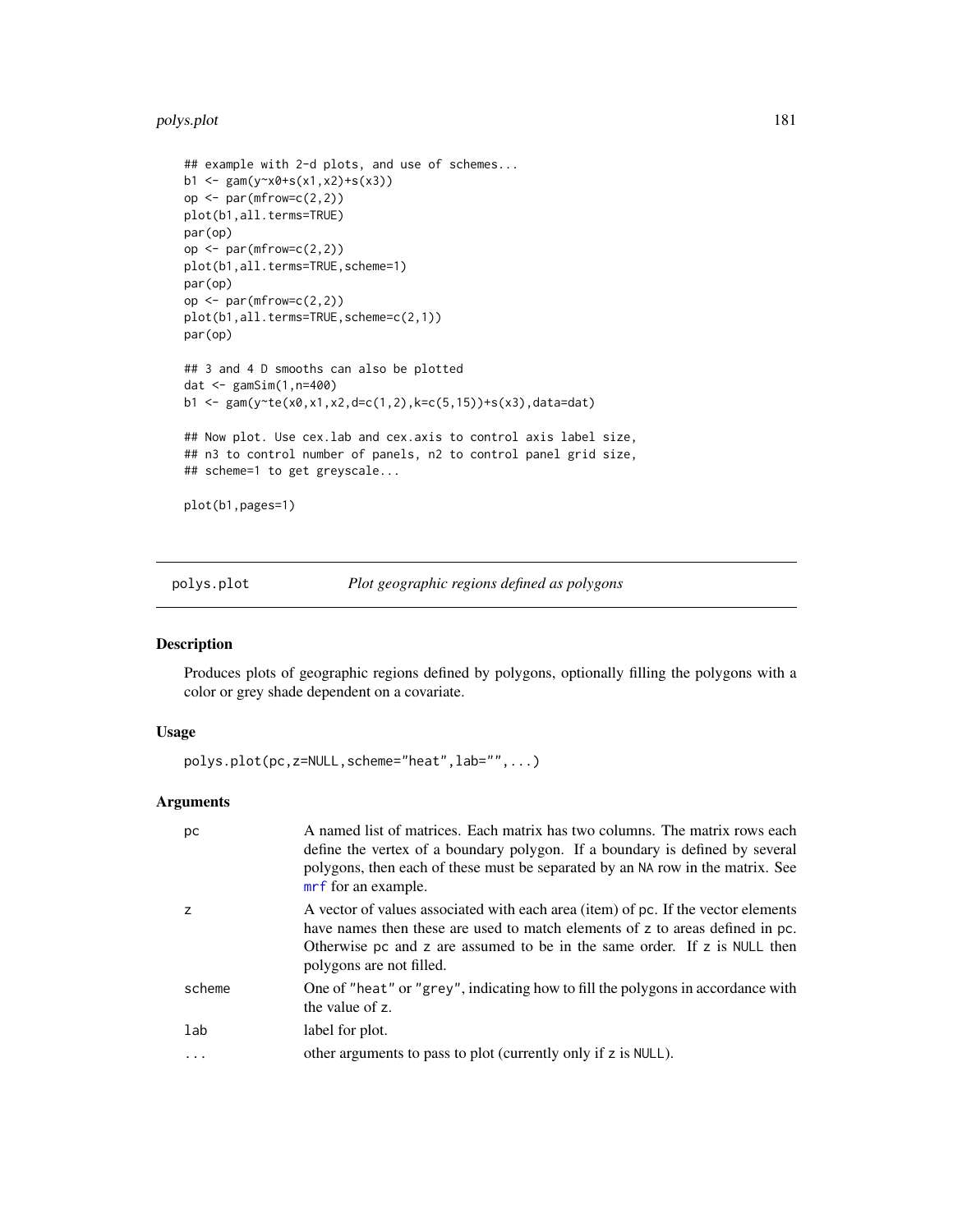```
## example with 2-d plots, and use of schemes...
b1 <- gam(y~x0+s(x1,x2)+s(x3))
op <- par(mfrow=c(2,2))
plot(b1,all.terms=TRUE)
par(op)
op <- par(mfrow=c(2,2))
plot(b1,all.terms=TRUE,scheme=1)
par(op)
op <- par(mfrow=c(2,2))
plot(b1,all.terms=TRUE,scheme=c(2,1))
par(op)

## 3 and 4 D smooths can also be plotted
dat <- gamSim(1,n=400)
b1 <- gam(y~te(x0,x1,x2,d=c(1,2),k=c(5,15))+s(x3),data=dat)

## Now plot. Use cex.lab and cex.axis to control axis label size,
## n3 to control number of panels, n2 to control panel grid size,
## scheme=1 to get greyscale...

plot(b1,pages=1)
```

---

## polys.plot — *Plot geographic regions defined as polygons*

### Description

Produces plots of geographic regions defined by polygons, optionally filling the polygons with a color or grey shade dependent on a covariate.

### Usage

```
polys.plot(pc,z=NULL,scheme="heat",lab="",...)
```

### Arguments

| | |
|---|---|
| `pc` | A named list of matrices. Each matrix has two columns. The matrix rows each define the vertex of a boundary polygon. If a boundary is defined by several polygons, then each of these must be separated by an `NA` row in the matrix. See `mrf` for an example. |
| `z` | A vector of values associated with each area (item) of `pc`. If the vector elements have names then these are used to match elements of `z` to areas defined in `pc`. Otherwise `pc` and `z` are assumed to be in the same order. If `z` is `NULL` then polygons are not filled. |
| `scheme` | One of `"heat"` or `"grey"`, indicating how to fill the polygons in accordance with the value of `z`. |
| `lab` | label for plot. |
| `...` | other arguments to pass to plot (currently only if `z` is `NULL`). |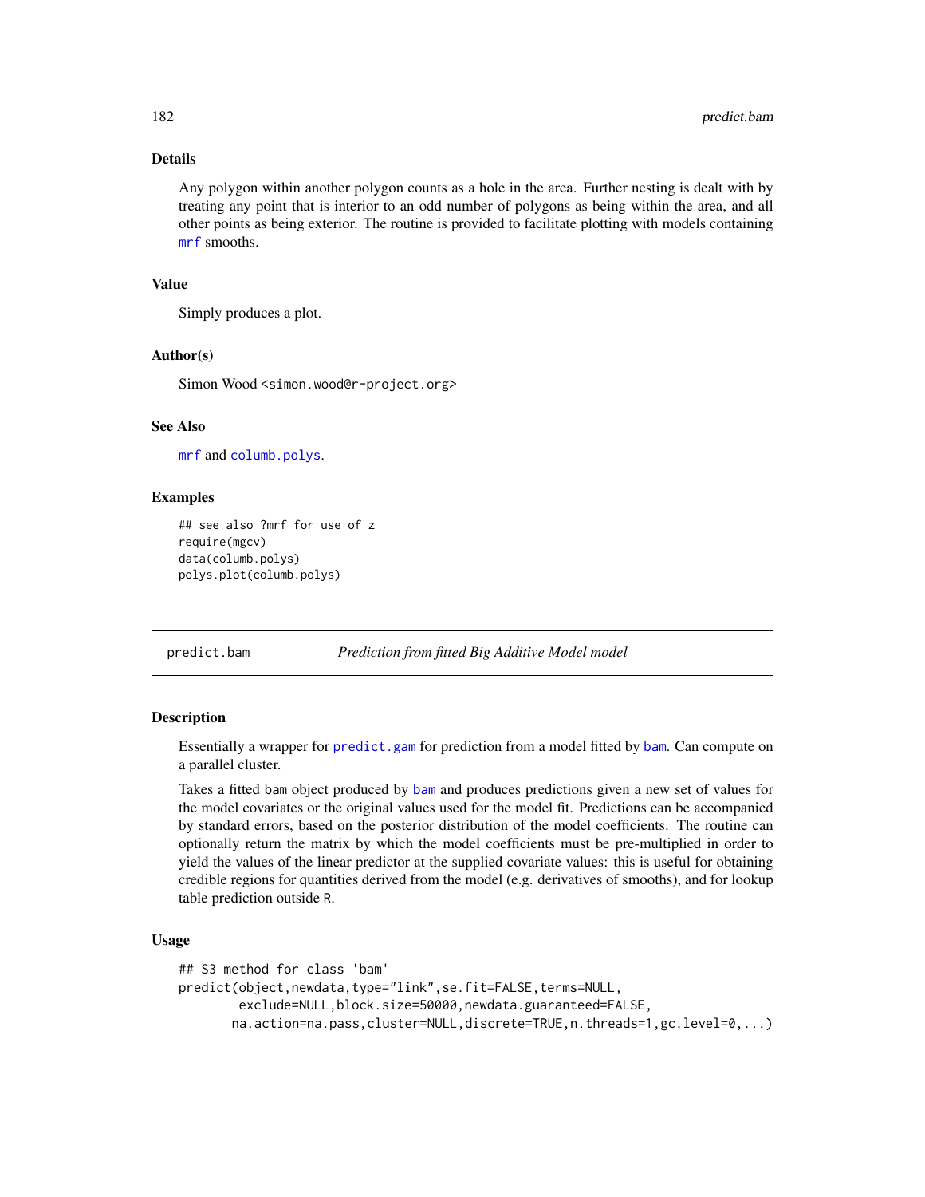### Details

Any polygon within another polygon counts as a hole in the area. Further nesting is dealt with by treating any point that is interior to an odd number of polygons as being within the area, and all other points as being exterior. The routine is provided to facilitate plotting with models containing mrf smooths.

### Value

Simply produces a plot.

### Author(s)

Simon Wood <simon.wood@r-project.org>

### See Also

mrf and columb.polys.

### Examples

```
## see also ?mrf for use of z
require(mgcv)
data(columb.polys)
polys.plot(columb.polys)
```

---

## predict.bam — *Prediction from fitted Big Additive Model model*

### Description

Essentially a wrapper for predict.gam for prediction from a model fitted by bam. Can compute on a parallel cluster.

Takes a fitted bam object produced by bam and produces predictions given a new set of values for the model covariates or the original values used for the model fit. Predictions can be accompanied by standard errors, based on the posterior distribution of the model coefficients. The routine can optionally return the matrix by which the model coefficients must be pre-multiplied in order to yield the values of the linear predictor at the supplied covariate values: this is useful for obtaining credible regions for quantities derived from the model (e.g. derivatives of smooths), and for lookup table prediction outside R.

### Usage

```
## S3 method for class 'bam'
predict(object,newdata,type="link",se.fit=FALSE,terms=NULL,
        exclude=NULL,block.size=50000,newdata.guaranteed=FALSE,
       na.action=na.pass,cluster=NULL,discrete=TRUE,n.threads=1,gc.level=0,...)
```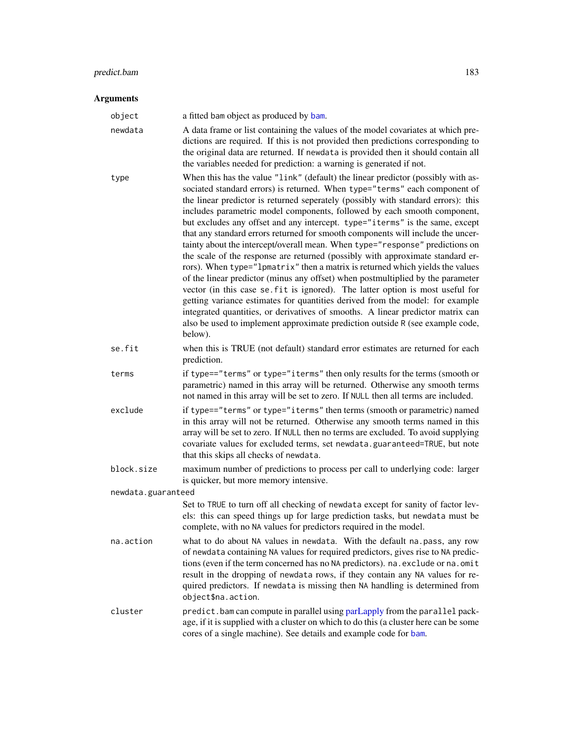## Arguments

object
: a fitted bam object as produced by `bam`.

newdata
: A data frame or list containing the values of the model covariates at which predictions are required. If this is not provided then predictions corresponding to the original data are returned. If `newdata` is provided then it should contain all the variables needed for prediction: a warning is generated if not.

type
: When this has the value `"link"` (default) the linear predictor (possibly with associated standard errors) is returned. When `type="terms"` each component of the linear predictor is returned seperately (possibly with standard errors): this includes parametric model components, followed by each smooth component, but excludes any offset and any intercept. `type="iterms"` is the same, except that any standard errors returned for smooth components will include the uncertainty about the intercept/overall mean. When `type="response"` predictions on the scale of the response are returned (possibly with approximate standard errors). When `type="lpmatrix"` then a matrix is returned which yields the values of the linear predictor (minus any offset) when postmultiplied by the parameter vector (in this case `se.fit` is ignored). The latter option is most useful for getting variance estimates for quantities derived from the model: for example integrated quantities, or derivatives of smooths. A linear predictor matrix can also be used to implement approximate prediction outside `R` (see example code, below).

se.fit
: when this is TRUE (not default) standard error estimates are returned for each prediction.

terms
: if `type=="terms"` or `type="iterms"` then only results for the terms (smooth or parametric) named in this array will be returned. Otherwise any smooth terms not named in this array will be set to zero. If `NULL` then all terms are included.

exclude
: if `type=="terms"` or `type="iterms"` then terms (smooth or parametric) named in this array will not be returned. Otherwise any smooth terms named in this array will be set to zero. If `NULL` then no terms are excluded. To avoid supplying covariate values for excluded terms, set `newdata.guaranteed=TRUE`, but note that this skips all checks of `newdata`.

block.size
: maximum number of predictions to process per call to underlying code: larger is quicker, but more memory intensive.

newdata.guaranteed
: Set to `TRUE` to turn off all checking of `newdata` except for sanity of factor levels: this can speed things up for large prediction tasks, but `newdata` must be complete, with no `NA` values for predictors required in the model.

na.action
: what to do about `NA` values in `newdata`. With the default `na.pass`, any row of `newdata` containing `NA` values for required predictors, gives rise to `NA` predictions (even if the term concerned has no `NA` predictors). `na.exclude` or `na.omit` result in the dropping of `newdata` rows, if they contain any `NA` values for required predictors. If `newdata` is missing then `NA` handling is determined from `object$na.action`.

cluster
: `predict.bam` can compute in parallel using parLapply from the `parallel` package, if it is supplied with a cluster on which to do this (a cluster here can be some cores of a single machine). See details and example code for `bam`.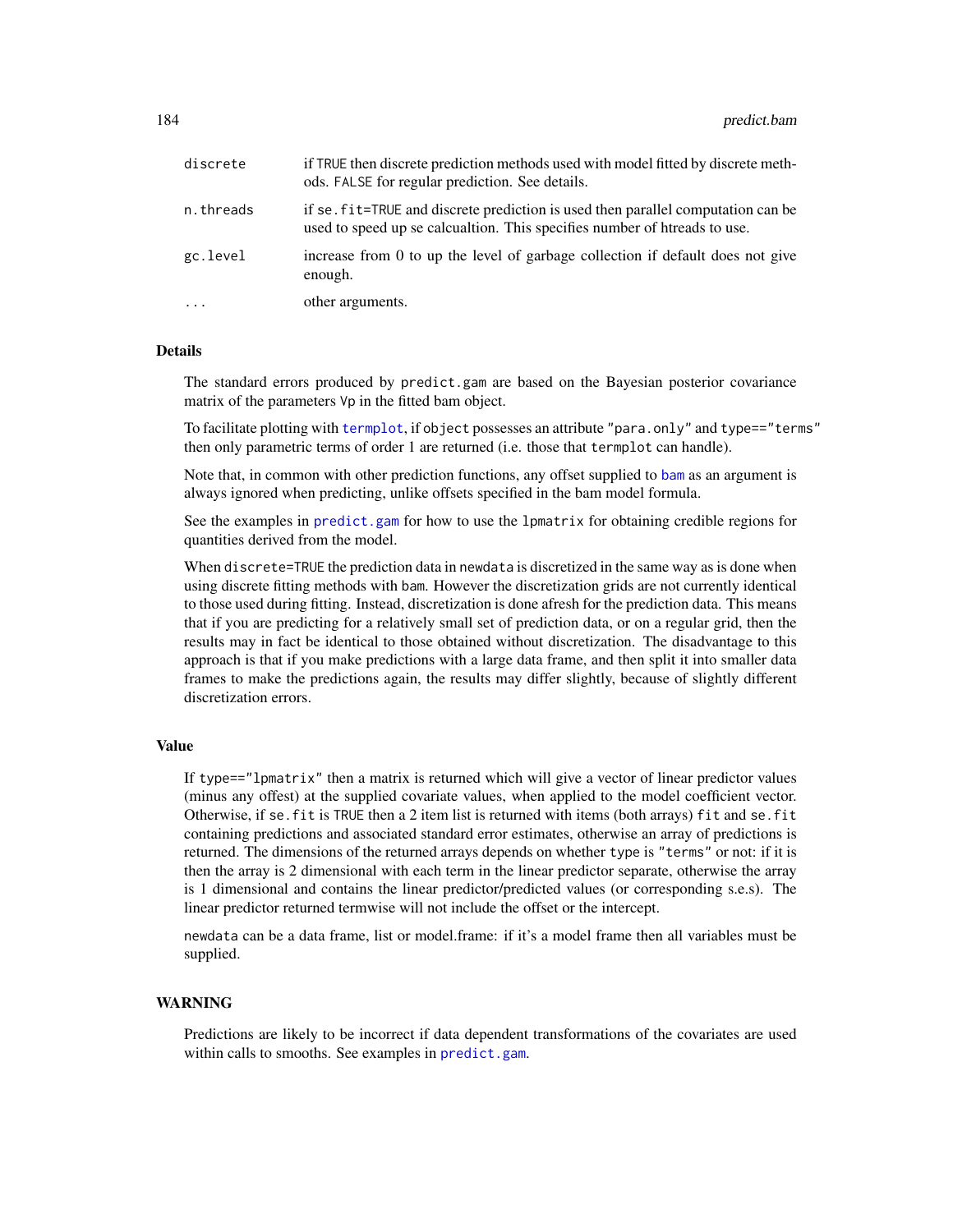| | |
|---|---|
| `discrete` | if `TRUE` then discrete prediction methods used with model fitted by discrete methods. `FALSE` for regular prediction. See details. |
| `n.threads` | if `se.fit=TRUE` and discrete prediction is used then parallel computation can be used to speed up se calcualtion. This specifies number of htreads to use. |
| `gc.level` | increase from 0 to up the level of garbage collection if default does not give enough. |
| `...` | other arguments. |

## Details

The standard errors produced by `predict.gam` are based on the Bayesian posterior covariance matrix of the parameters `Vp` in the fitted bam object.

To facilitate plotting with `termplot`, if `object` possesses an attribute `"para.only"` and `type=="terms"` then only parametric terms of order 1 are returned (i.e. those that `termplot` can handle).

Note that, in common with other prediction functions, any offset supplied to `bam` as an argument is always ignored when predicting, unlike offsets specified in the bam model formula.

See the examples in `predict.gam` for how to use the `lpmatrix` for obtaining credible regions for quantities derived from the model.

When `discrete=TRUE` the prediction data in `newdata` is discretized in the same way as is done when using discrete fitting methods with `bam`. However the discretization grids are not currently identical to those used during fitting. Instead, discretization is done afresh for the prediction data. This means that if you are predicting for a relatively small set of prediction data, or on a regular grid, then the results may in fact be identical to those obtained without discretization. The disadvantage to this approach is that if you make predictions with a large data frame, and then split it into smaller data frames to make the predictions again, the results may differ slightly, because of slightly different discretization errors.

## Value

If `type=="lpmatrix"` then a matrix is returned which will give a vector of linear predictor values (minus any offest) at the supplied covariate values, when applied to the model coefficient vector. Otherwise, if `se.fit` is `TRUE` then a 2 item list is returned with items (both arrays) `fit` and `se.fit` containing predictions and associated standard error estimates, otherwise an array of predictions is returned. The dimensions of the returned arrays depends on whether `type` is `"terms"` or not: if it is then the array is 2 dimensional with each term in the linear predictor separate, otherwise the array is 1 dimensional and contains the linear predictor/predicted values (or corresponding s.e.s). The linear predictor returned termwise will not include the offset or the intercept.

`newdata` can be a data frame, list or model.frame: if it's a model frame then all variables must be supplied.

## WARNING

Predictions are likely to be incorrect if data dependent transformations of the covariates are used within calls to smooths. See examples in `predict.gam`.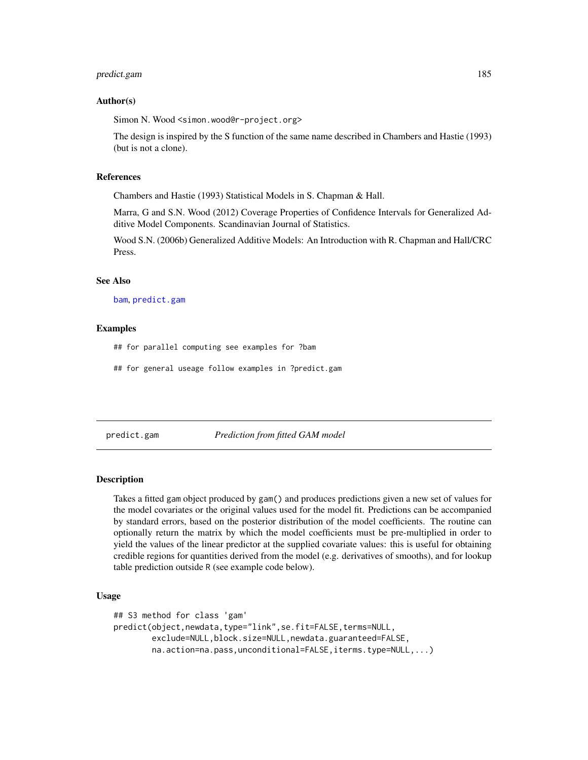### Author(s)

Simon N. Wood <simon.wood@r-project.org>

The design is inspired by the S function of the same name described in Chambers and Hastie (1993) (but is not a clone).

### References

Chambers and Hastie (1993) Statistical Models in S. Chapman & Hall.

Marra, G and S.N. Wood (2012) Coverage Properties of Confidence Intervals for Generalized Additive Model Components. Scandinavian Journal of Statistics.

Wood S.N. (2006b) Generalized Additive Models: An Introduction with R. Chapman and Hall/CRC Press.

### See Also

bam, predict.gam

### Examples

```
## for parallel computing see examples for ?bam

## for general useage follow examples in ?predict.gam
```

---

## predict.gam *Prediction from fitted GAM model*

### Description

Takes a fitted gam object produced by gam() and produces predictions given a new set of values for the model covariates or the original values used for the model fit. Predictions can be accompanied by standard errors, based on the posterior distribution of the model coefficients. The routine can optionally return the matrix by which the model coefficients must be pre-multiplied in order to yield the values of the linear predictor at the supplied covariate values: this is useful for obtaining credible regions for quantities derived from the model (e.g. derivatives of smooths), and for lookup table prediction outside R (see example code below).

### Usage

```
## S3 method for class 'gam'
predict(object,newdata,type="link",se.fit=FALSE,terms=NULL,
        exclude=NULL,block.size=NULL,newdata.guaranteed=FALSE,
        na.action=na.pass,unconditional=FALSE,iterms.type=NULL,...)
```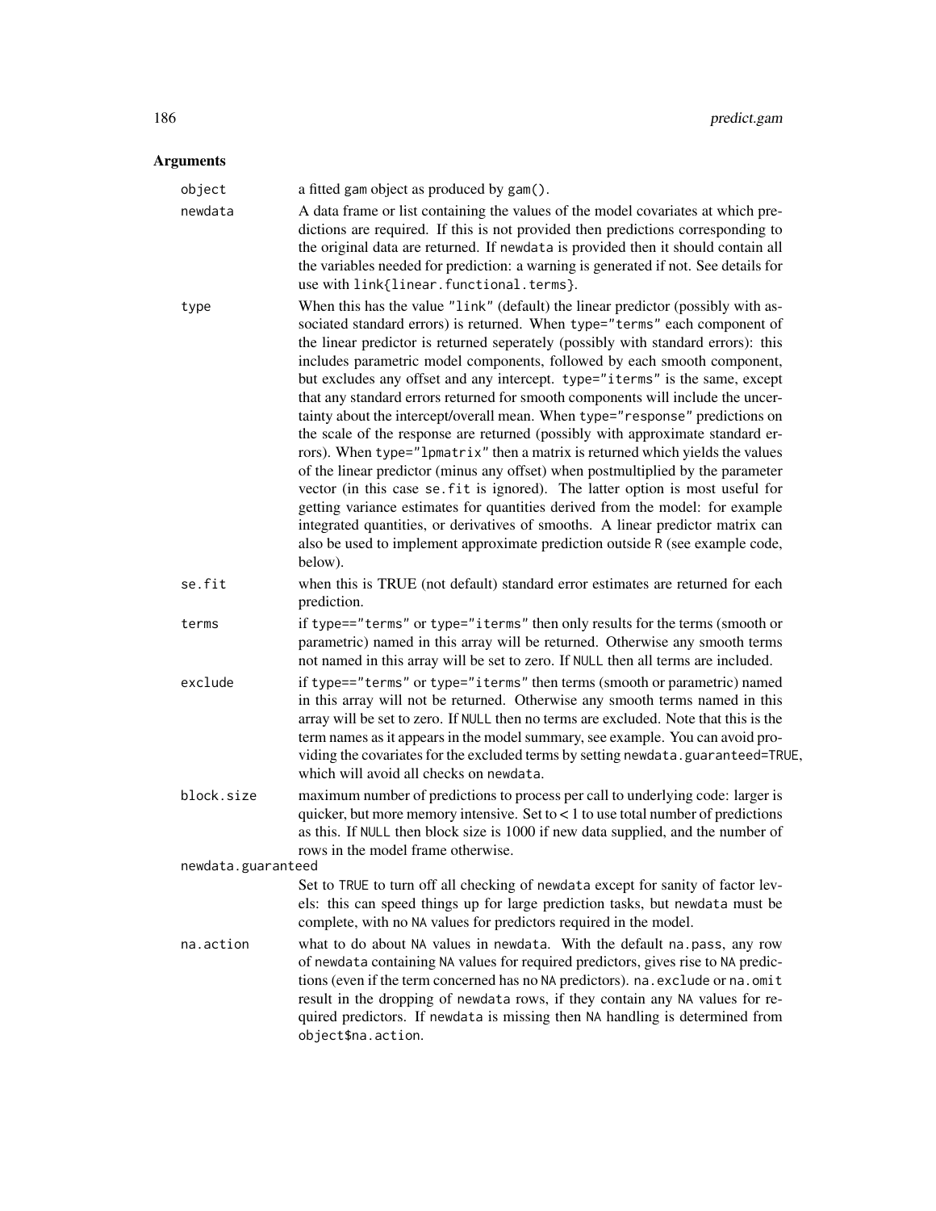## Arguments

**object** a fitted gam object as produced by `gam()`.

**newdata** A data frame or list containing the values of the model covariates at which predictions are required. If this is not provided then predictions corresponding to the original data are returned. If newdata is provided then it should contain all the variables needed for prediction: a warning is generated if not. See details for use with `link{linear.functional.terms}`.

**type** When this has the value "link" (default) the linear predictor (possibly with associated standard errors) is returned. When type="terms" each component of the linear predictor is returned seperately (possibly with standard errors): this includes parametric model components, followed by each smooth component, but excludes any offset and any intercept. type="iterms" is the same, except that any standard errors returned for smooth components will include the uncertainty about the intercept/overall mean. When type="response" predictions on the scale of the response are returned (possibly with approximate standard errors). When type="lpmatrix" then a matrix is returned which yields the values of the linear predictor (minus any offset) when postmultiplied by the parameter vector (in this case se.fit is ignored). The latter option is most useful for getting variance estimates for quantities derived from the model: for example integrated quantities, or derivatives of smooths. A linear predictor matrix can also be used to implement approximate prediction outside R (see example code, below).

**se.fit** when this is TRUE (not default) standard error estimates are returned for each prediction.

**terms** if type=="terms" or type="iterms" then only results for the terms (smooth or parametric) named in this array will be returned. Otherwise any smooth terms not named in this array will be set to zero. If NULL then all terms are included.

**exclude** if type=="terms" or type="iterms" then terms (smooth or parametric) named in this array will not be returned. Otherwise any smooth terms named in this array will be set to zero. If NULL then no terms are excluded. Note that this is the term names as it appears in the model summary, see example. You can avoid providing the covariates for the excluded terms by setting newdata.guaranteed=TRUE, which will avoid all checks on newdata.

**block.size** maximum number of predictions to process per call to underlying code: larger is quicker, but more memory intensive. Set to < 1 to use total number of predictions as this. If NULL then block size is 1000 if new data supplied, and the number of rows in the model frame otherwise.

**newdata.guaranteed** Set to TRUE to turn off all checking of newdata except for sanity of factor levels: this can speed things up for large prediction tasks, but newdata must be complete, with no NA values for predictors required in the model.

**na.action** what to do about NA values in newdata. With the default na.pass, any row of newdata containing NA values for required predictors, gives rise to NA predictions (even if the term concerned has no NA predictors). na.exclude or na.omit result in the dropping of newdata rows, if they contain any NA values for required predictors. If newdata is missing then NA handling is determined from object$na.action.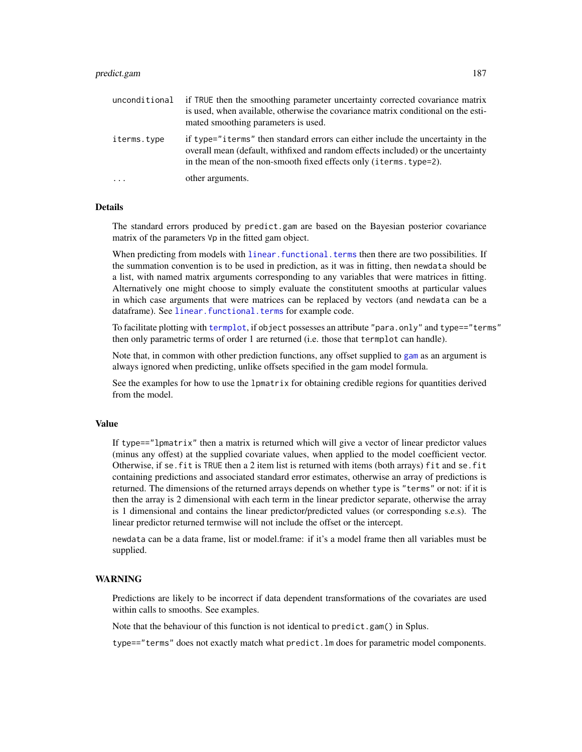`unconditional` if `TRUE` then the smoothing parameter uncertainty corrected covariance matrix is used, when available, otherwise the covariance matrix conditional on the estimated smoothing parameters is used.

`iterms.type` if `type="iterms"` then standard errors can either include the uncertainty in the overall mean (default, withfixed and random effects included) or the uncertainty in the mean of the non-smooth fixed effects only (`iterms.type=2`).

`...` other arguments.

## Details

The standard errors produced by `predict.gam` are based on the Bayesian posterior covariance matrix of the parameters `Vp` in the fitted gam object.

When predicting from models with `linear.functional.terms` then there are two possibilities. If the summation convention is to be used in prediction, as it was in fitting, then `newdata` should be a list, with named matrix arguments corresponding to any variables that were matrices in fitting. Alternatively one might choose to simply evaluate the constitutent smooths at particular values in which case arguments that were matrices can be replaced by vectors (and `newdata` can be a dataframe). See `linear.functional.terms` for example code.

To facilitate plotting with `termplot`, if `object` possesses an attribute `"para.only"` and `type=="terms"` then only parametric terms of order 1 are returned (i.e. those that `termplot` can handle).

Note that, in common with other prediction functions, any offset supplied to `gam` as an argument is always ignored when predicting, unlike offsets specified in the gam model formula.

See the examples for how to use the `lpmatrix` for obtaining credible regions for quantities derived from the model.

## Value

If `type=="lpmatrix"` then a matrix is returned which will give a vector of linear predictor values (minus any offest) at the supplied covariate values, when applied to the model coefficient vector. Otherwise, if `se.fit` is `TRUE` then a 2 item list is returned with items (both arrays) `fit` and `se.fit` containing predictions and associated standard error estimates, otherwise an array of predictions is returned. The dimensions of the returned arrays depends on whether `type` is `"terms"` or not: if it is then the array is 2 dimensional with each term in the linear predictor separate, otherwise the array is 1 dimensional and contains the linear predictor/predicted values (or corresponding s.e.s). The linear predictor returned termwise will not include the offset or the intercept.

`newdata` can be a data frame, list or model.frame: if it's a model frame then all variables must be supplied.

## WARNING

Predictions are likely to be incorrect if data dependent transformations of the covariates are used within calls to smooths. See examples.

Note that the behaviour of this function is not identical to `predict.gam()` in Splus.

`type=="terms"` does not exactly match what `predict.lm` does for parametric model components.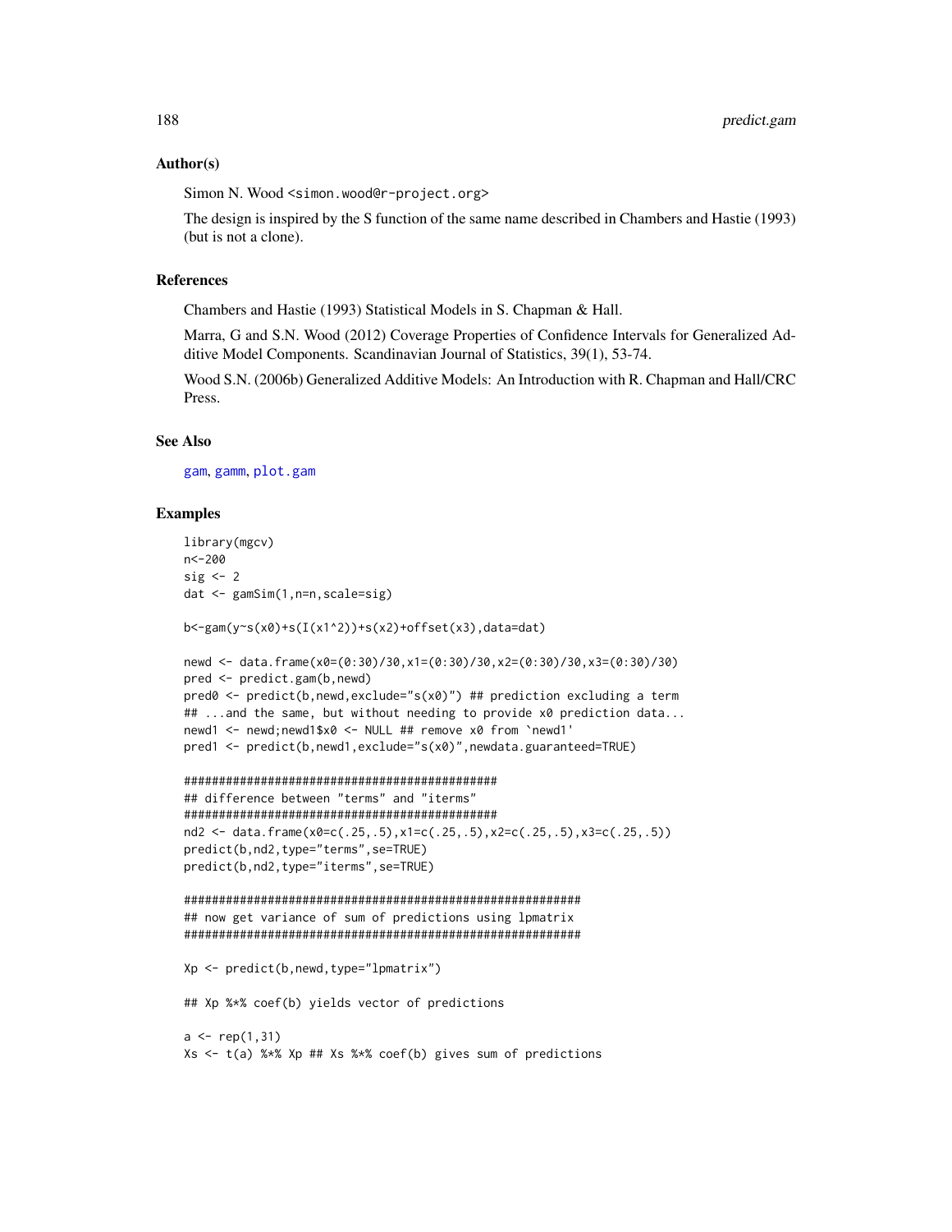## Author(s)

Simon N. Wood <simon.wood@r-project.org>

The design is inspired by the S function of the same name described in Chambers and Hastie (1993) (but is not a clone).

## References

Chambers and Hastie (1993) Statistical Models in S. Chapman & Hall.

Marra, G and S.N. Wood (2012) Coverage Properties of Confidence Intervals for Generalized Additive Model Components. Scandinavian Journal of Statistics, 39(1), 53-74.

Wood S.N. (2006b) Generalized Additive Models: An Introduction with R. Chapman and Hall/CRC Press.

## See Also

gam, gamm, plot.gam

## Examples

```
library(mgcv)
n<-200
sig <- 2
dat <- gamSim(1,n=n,scale=sig)

b<-gam(y~s(x0)+s(I(x1^2))+s(x2)+offset(x3),data=dat)

newd <- data.frame(x0=(0:30)/30,x1=(0:30)/30,x2=(0:30)/30,x3=(0:30)/30)
pred <- predict.gam(b,newd)
pred0 <- predict(b,newd,exclude="s(x0)") ## prediction excluding a term
## ...and the same, but without needing to provide x0 prediction data...
newd1 <- newd;newd1$x0 <- NULL ## remove x0 from `newd1'
pred1 <- predict(b,newd1,exclude="s(x0)",newdata.guaranteed=TRUE)

#############################################
## difference between "terms" and "iterms"
#############################################
nd2 <- data.frame(x0=c(.25,.5),x1=c(.25,.5),x2=c(.25,.5),x3=c(.25,.5))
predict(b,nd2,type="terms",se=TRUE)
predict(b,nd2,type="iterms",se=TRUE)

#########################################################
## now get variance of sum of predictions using lpmatrix
#########################################################

Xp <- predict(b,newd,type="lpmatrix")

## Xp %*% coef(b) yields vector of predictions

a <- rep(1,31)
Xs <- t(a) %*% Xp ## Xs %*% coef(b) gives sum of predictions
```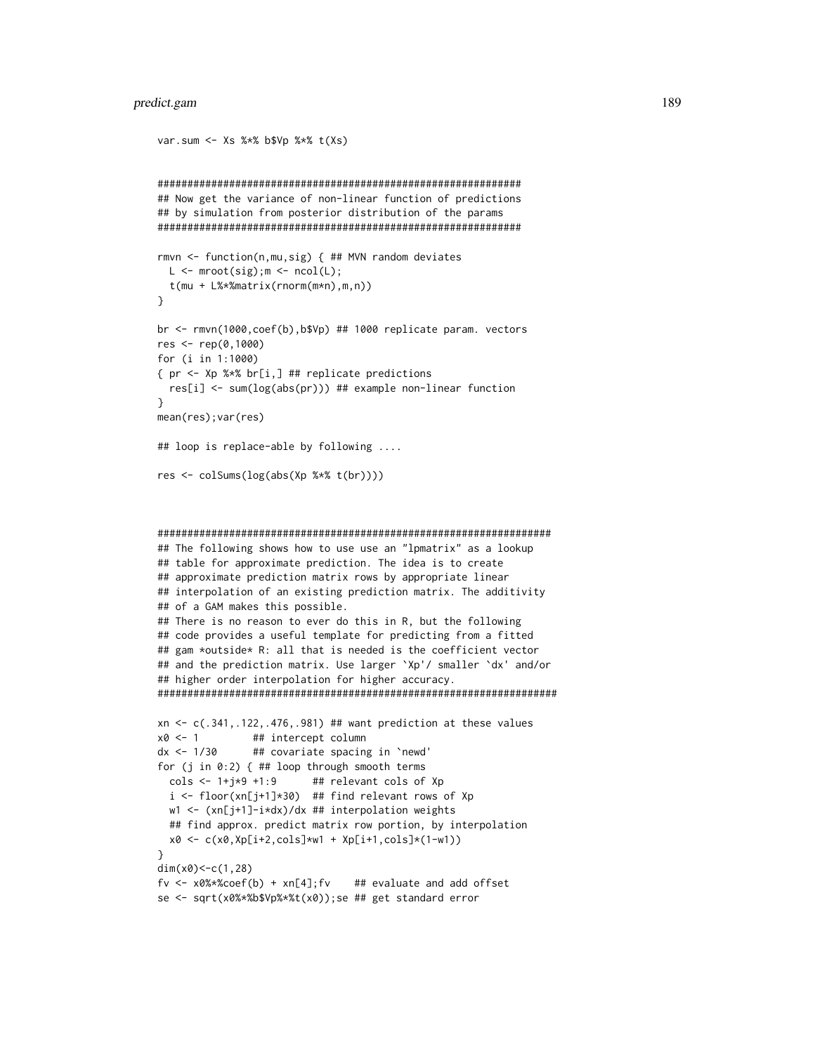```
var.sum <- Xs %*% b$Vp %*% t(Xs)


#############################################################
## Now get the variance of non-linear function of predictions
## by simulation from posterior distribution of the params
#############################################################

rmvn <- function(n,mu,sig) { ## MVN random deviates
  L <- mroot(sig);m <- ncol(L);
  t(mu + L%*%matrix(rnorm(m*n),m,n))
}

br <- rmvn(1000,coef(b),b$Vp) ## 1000 replicate param. vectors
res <- rep(0,1000)
for (i in 1:1000)
{ pr <- Xp %*% br[i,] ## replicate predictions
  res[i] <- sum(log(abs(pr))) ## example non-linear function
}
mean(res);var(res)

## loop is replace-able by following ....

res <- colSums(log(abs(Xp %*% t(br))))



##################################################################
## The following shows how to use use an "lpmatrix" as a lookup
## table for approximate prediction. The idea is to create
## approximate prediction matrix rows by appropriate linear
## interpolation of an existing prediction matrix. The additivity
## of a GAM makes this possible.
## There is no reason to ever do this in R, but the following
## code provides a useful template for predicting from a fitted
## gam *outside* R: all that is needed is the coefficient vector
## and the prediction matrix. Use larger `Xp'/ smaller `dx' and/or
## higher order interpolation for higher accuracy.
###################################################################

xn <- c(.341,.122,.476,.981) ## want prediction at these values
x0 <- 1         ## intercept column
dx <- 1/30      ## covariate spacing in `newd'
for (j in 0:2) { ## loop through smooth terms
  cols <- 1+j*9 +1:9      ## relevant cols of Xp
  i <- floor(xn[j+1]*30)  ## find relevant rows of Xp
  w1 <- (xn[j+1]-i*dx)/dx ## interpolation weights
  ## find approx. predict matrix row portion, by interpolation
  x0 <- c(x0,Xp[i+2,cols]*w1 + Xp[i+1,cols]*(1-w1))
}
dim(x0)<-c(1,28)
fv <- x0%*%coef(b) + xn[4];fv    ## evaluate and add offset
se <- sqrt(x0%*%b$Vp%*%t(x0));se ## get standard error
```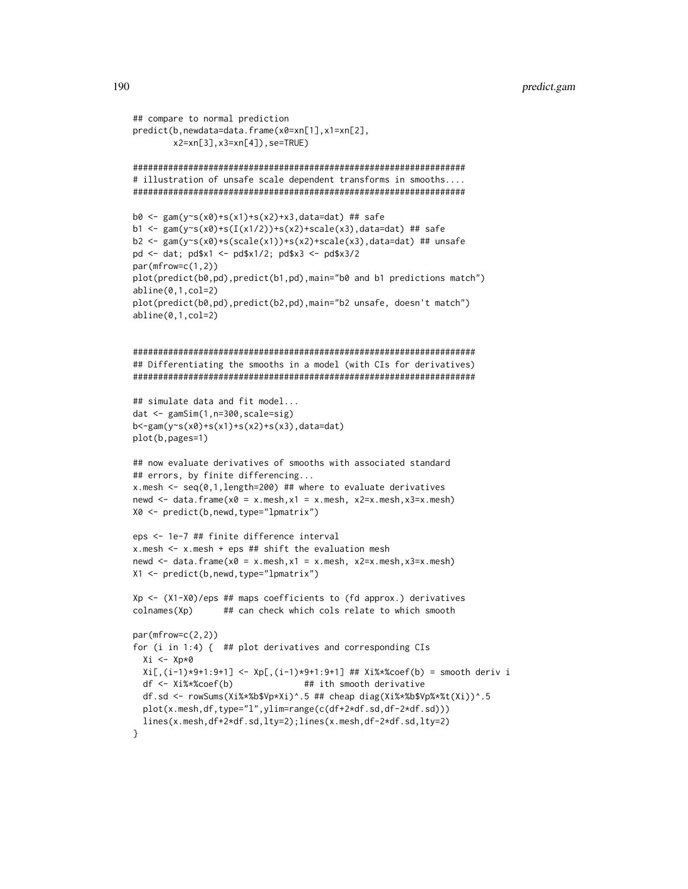```
## compare to normal prediction
predict(b,newdata=data.frame(x0=xn[1],x1=xn[2],
        x2=xn[3],x3=xn[4]),se=TRUE)

##################################################################
# illustration of unsafe scale dependent transforms in smooths....
##################################################################

b0 <- gam(y~s(x0)+s(x1)+s(x2)+x3,data=dat) ## safe
b1 <- gam(y~s(x0)+s(I(x1/2))+s(x2)+scale(x3),data=dat) ## safe
b2 <- gam(y~s(x0)+s(scale(x1))+s(x2)+scale(x3),data=dat) ## unsafe
pd <- dat; pd$x1 <- pd$x1/2; pd$x3 <- pd$x3/2
par(mfrow=c(1,2))
plot(predict(b0,pd),predict(b1,pd),main="b0 and b1 predictions match")
abline(0,1,col=2)
plot(predict(b0,pd),predict(b2,pd),main="b2 unsafe, doesn't match")
abline(0,1,col=2)


####################################################################
## Differentiating the smooths in a model (with CIs for derivatives)
####################################################################

## simulate data and fit model...
dat <- gamSim(1,n=300,scale=sig)
b<-gam(y~s(x0)+s(x1)+s(x2)+s(x3),data=dat)
plot(b,pages=1)

## now evaluate derivatives of smooths with associated standard
## errors, by finite differencing...
x.mesh <- seq(0,1,length=200) ## where to evaluate derivatives
newd <- data.frame(x0 = x.mesh,x1 = x.mesh, x2=x.mesh,x3=x.mesh)
X0 <- predict(b,newd,type="lpmatrix")

eps <- 1e-7 ## finite difference interval
x.mesh <- x.mesh + eps ## shift the evaluation mesh
newd <- data.frame(x0 = x.mesh,x1 = x.mesh, x2=x.mesh,x3=x.mesh)
X1 <- predict(b,newd,type="lpmatrix")

Xp <- (X1-X0)/eps ## maps coefficients to (fd approx.) derivatives
colnames(Xp)      ## can check which cols relate to which smooth

par(mfrow=c(2,2))
for (i in 1:4) {  ## plot derivatives and corresponding CIs
  Xi <- Xp*0
  Xi[,(i-1)*9+1:9+1] <- Xp[,(i-1)*9+1:9+1] ## Xi%*%coef(b) = smooth deriv i
  df <- Xi%*%coef(b)              ## ith smooth derivative
  df.sd <- rowSums(Xi%*%b$Vp*Xi)^.5 ## cheap diag(Xi%*%b$Vp%*%t(Xi))^.5
  plot(x.mesh,df,type="l",ylim=range(c(df+2*df.sd,df-2*df.sd)))
  lines(x.mesh,df+2*df.sd,lty=2);lines(x.mesh,df-2*df.sd,lty=2)
}
```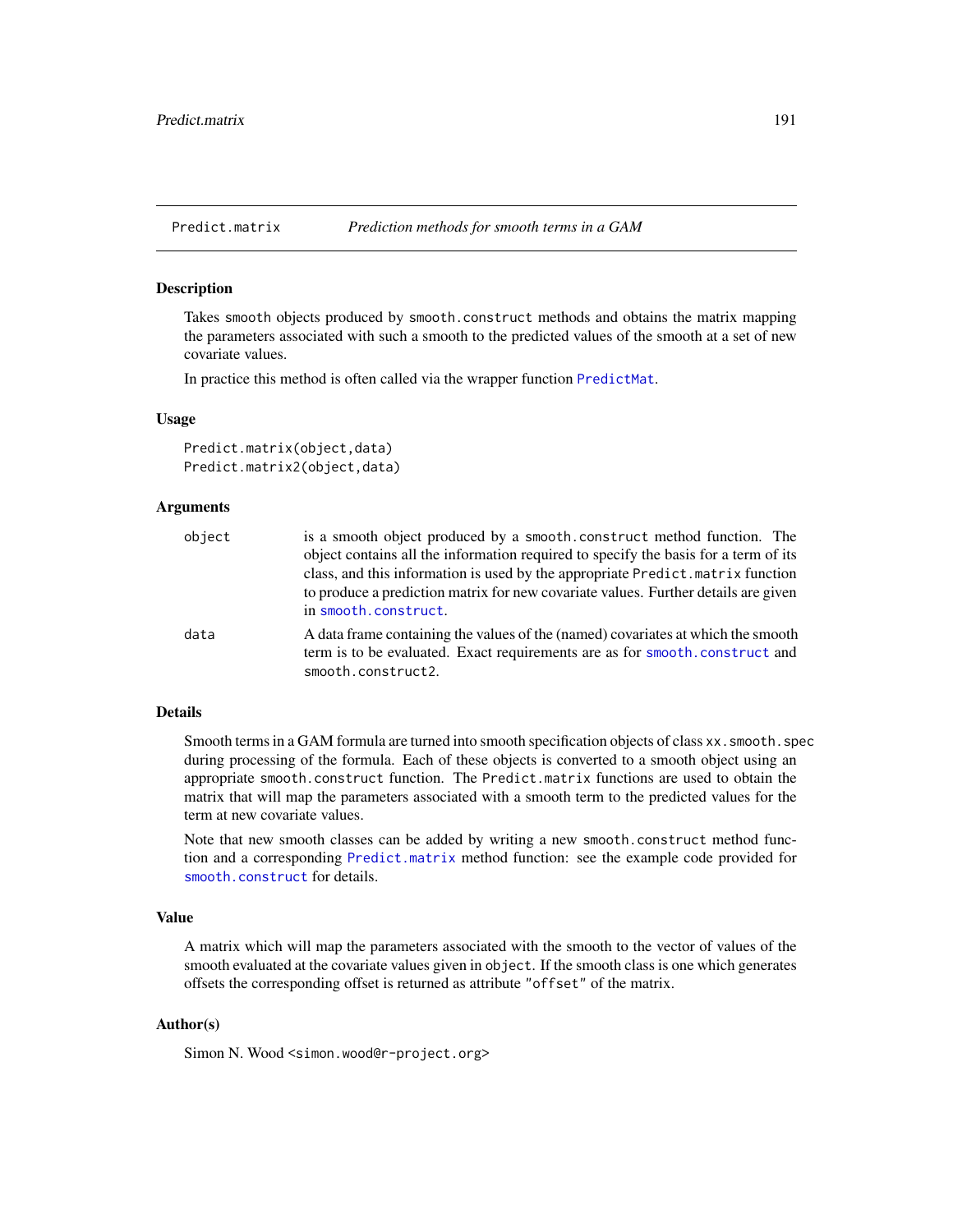Predict.matrix &nbsp;&nbsp;&nbsp;&nbsp; *Prediction methods for smooth terms in a GAM*

## Description

Takes smooth objects produced by smooth.construct methods and obtains the matrix mapping the parameters associated with such a smooth to the predicted values of the smooth at a set of new covariate values.

In practice this method is often called via the wrapper function PredictMat.

## Usage

```
Predict.matrix(object,data)
Predict.matrix2(object,data)
```

## Arguments

| | |
|---|---|
| object | is a smooth object produced by a smooth.construct method function. The object contains all the information required to specify the basis for a term of its class, and this information is used by the appropriate Predict.matrix function to produce a prediction matrix for new covariate values. Further details are given in smooth.construct. |
| data | A data frame containing the values of the (named) covariates at which the smooth term is to be evaluated. Exact requirements are as for smooth.construct and smooth.construct2. |

## Details

Smooth terms in a GAM formula are turned into smooth specification objects of class xx.smooth.spec during processing of the formula. Each of these objects is converted to a smooth object using an appropriate smooth.construct function. The Predict.matrix functions are used to obtain the matrix that will map the parameters associated with a smooth term to the predicted values for the term at new covariate values.

Note that new smooth classes can be added by writing a new smooth.construct method function and a corresponding Predict.matrix method function: see the example code provided for smooth.construct for details.

## Value

A matrix which will map the parameters associated with the smooth to the vector of values of the smooth evaluated at the covariate values given in object. If the smooth class is one which generates offsets the corresponding offset is returned as attribute "offset" of the matrix.

## Author(s)

Simon N. Wood <simon.wood@r-project.org>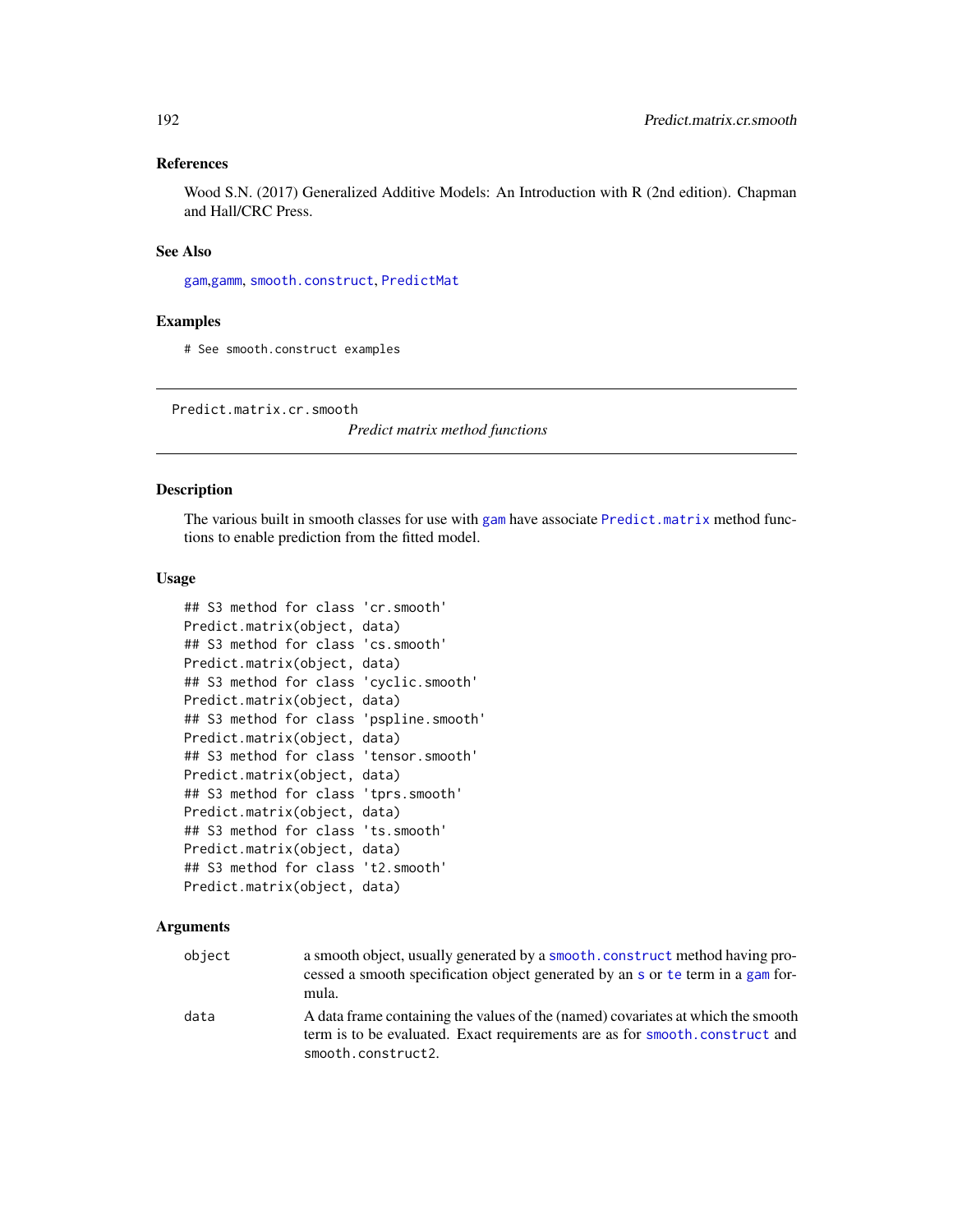## References

Wood S.N. (2017) Generalized Additive Models: An Introduction with R (2nd edition). Chapman and Hall/CRC Press.

## See Also

gam, gamm, smooth.construct, PredictMat

## Examples

```
# See smooth.construct examples
```

---

Predict.matrix.cr.smooth

*Predict matrix method functions*

---

## Description

The various built in smooth classes for use with gam have associate Predict.matrix method functions to enable prediction from the fitted model.

## Usage

```
## S3 method for class 'cr.smooth'
Predict.matrix(object, data)
## S3 method for class 'cs.smooth'
Predict.matrix(object, data)
## S3 method for class 'cyclic.smooth'
Predict.matrix(object, data)
## S3 method for class 'pspline.smooth'
Predict.matrix(object, data)
## S3 method for class 'tensor.smooth'
Predict.matrix(object, data)
## S3 method for class 'tprs.smooth'
Predict.matrix(object, data)
## S3 method for class 'ts.smooth'
Predict.matrix(object, data)
## S3 method for class 't2.smooth'
Predict.matrix(object, data)
```

## Arguments

| | |
|---|---|
| object | a smooth object, usually generated by a smooth.construct method having processed a smooth specification object generated by an s or te term in a gam formula. |
| data | A data frame containing the values of the (named) covariates at which the smooth term is to be evaluated. Exact requirements are as for smooth.construct and smooth.construct2. |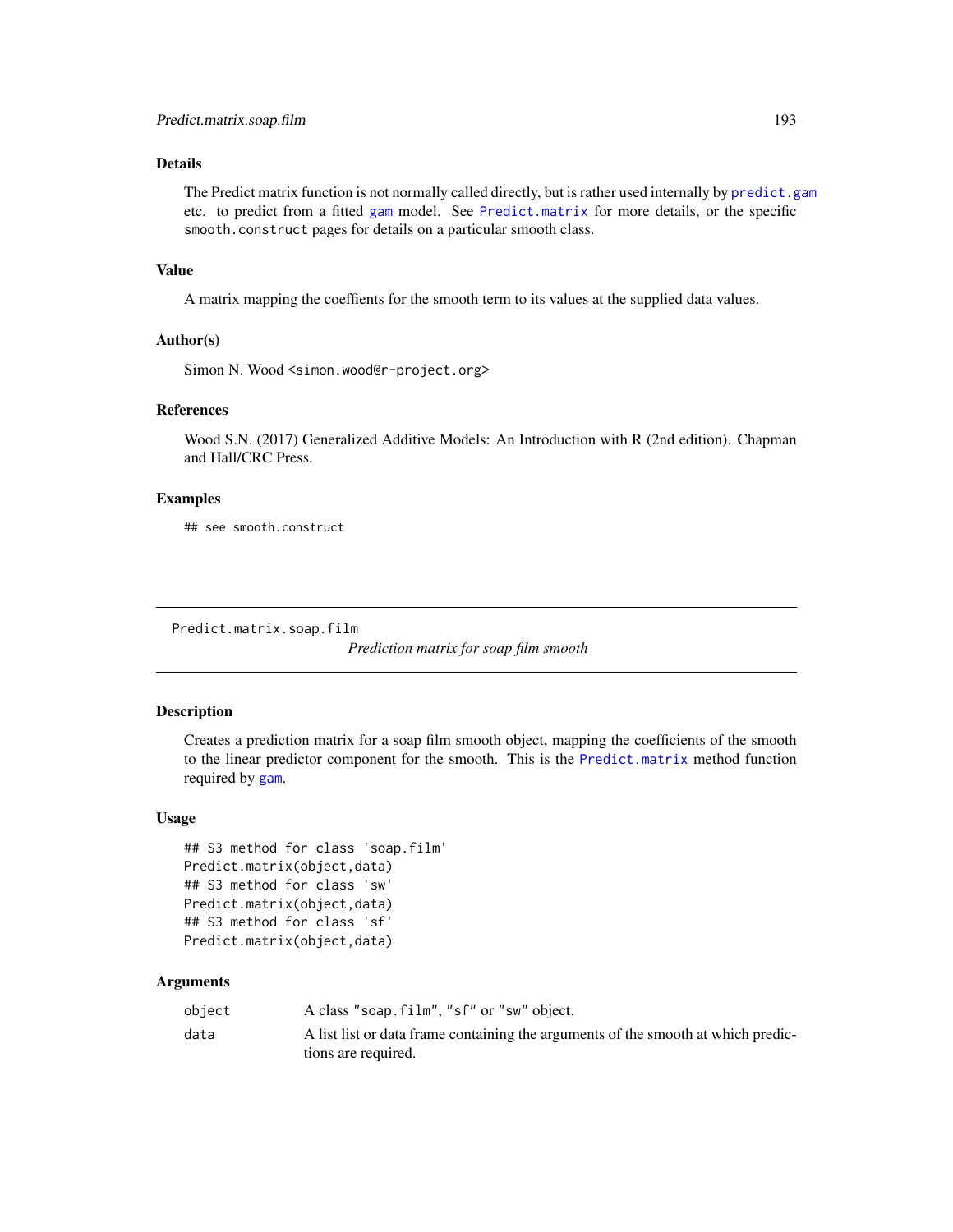## Details

The Predict matrix function is not normally called directly, but is rather used internally by predict.gam etc. to predict from a fitted gam model. See Predict.matrix for more details, or the specific smooth.construct pages for details on a particular smooth class.

## Value

A matrix mapping the coeffients for the smooth term to its values at the supplied data values.

## Author(s)

Simon N. Wood <simon.wood@r-project.org>

## References

Wood S.N. (2017) Generalized Additive Models: An Introduction with R (2nd edition). Chapman and Hall/CRC Press.

## Examples

```
## see smooth.construct
```

---

# Predict.matrix.soap.film

*Prediction matrix for soap film smooth*

---

## Description

Creates a prediction matrix for a soap film smooth object, mapping the coefficients of the smooth to the linear predictor component for the smooth. This is the Predict.matrix method function required by gam.

## Usage

```
## S3 method for class 'soap.film'
Predict.matrix(object,data)
## S3 method for class 'sw'
Predict.matrix(object,data)
## S3 method for class 'sf'
Predict.matrix(object,data)
```

## Arguments

| | |
|---|---|
| object | A class "soap.film", "sf" or "sw" object. |
| data | A list list or data frame containing the arguments of the smooth at which predictions are required. |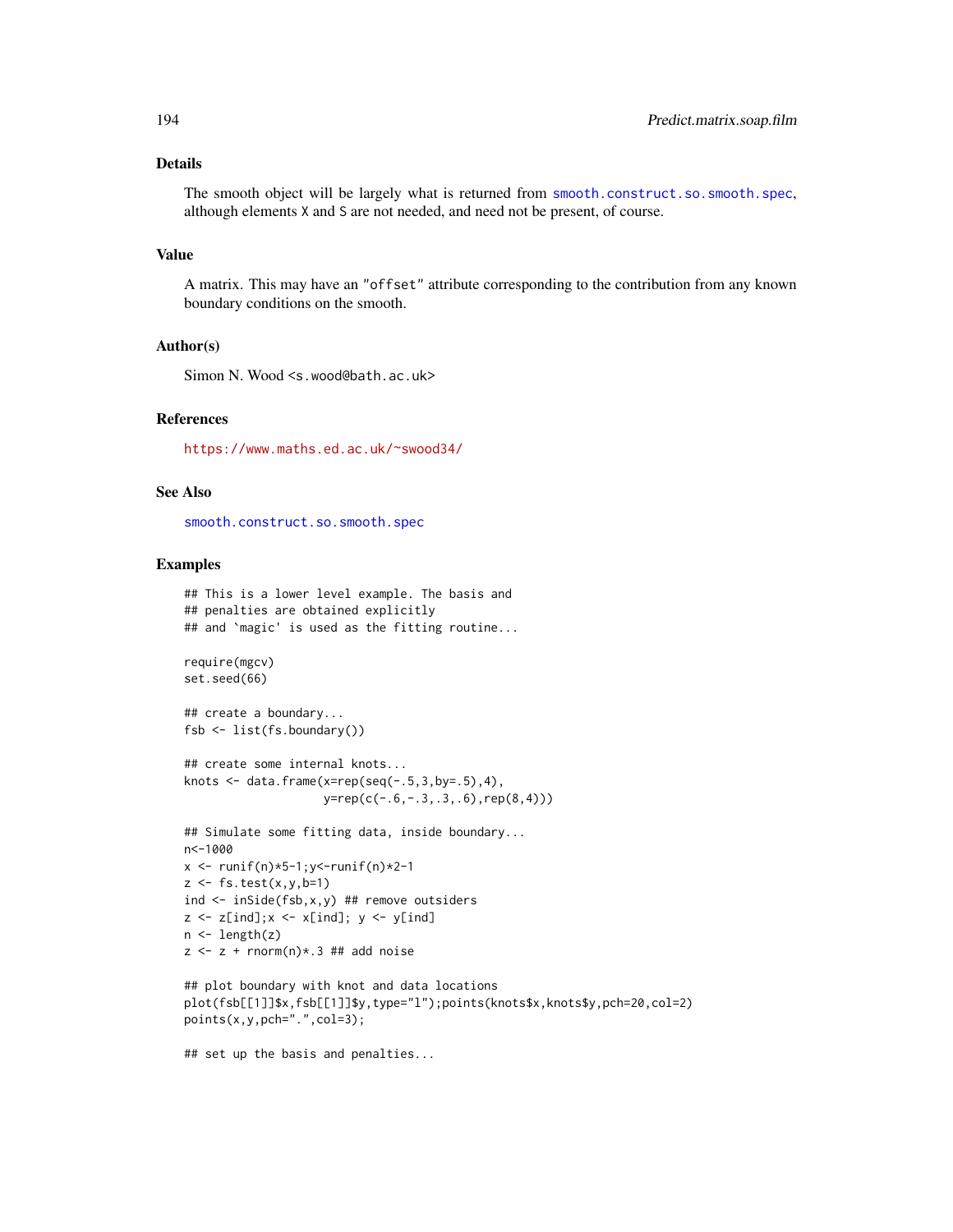## Details

The smooth object will be largely what is returned from `smooth.construct.so.smooth.spec`, although elements X and S are not needed, and need not be present, of course.

## Value

A matrix. This may have an "offset" attribute corresponding to the contribution from any known boundary conditions on the smooth.

## Author(s)

Simon N. Wood <s.wood@bath.ac.uk>

## References

https://www.maths.ed.ac.uk/~swood34/

## See Also

`smooth.construct.so.smooth.spec`

## Examples

```
## This is a lower level example. The basis and
## penalties are obtained explicitly
## and `magic' is used as the fitting routine...

require(mgcv)
set.seed(66)

## create a boundary...
fsb <- list(fs.boundary())

## create some internal knots...
knots <- data.frame(x=rep(seq(-.5,3,by=.5),4),
                    y=rep(c(-.6,-.3,.3,.6),rep(8,4)))

## Simulate some fitting data, inside boundary...
n<-1000
x <- runif(n)*5-1;y<-runif(n)*2-1
z <- fs.test(x,y,b=1)
ind <- inSide(fsb,x,y) ## remove outsiders
z <- z[ind];x <- x[ind]; y <- y[ind]
n <- length(z)
z <- z + rnorm(n)*.3 ## add noise

## plot boundary with knot and data locations
plot(fsb[[1]]$x,fsb[[1]]$y,type="l");points(knots$x,knots$y,pch=20,col=2)
points(x,y,pch=".",col=3);

## set up the basis and penalties...
```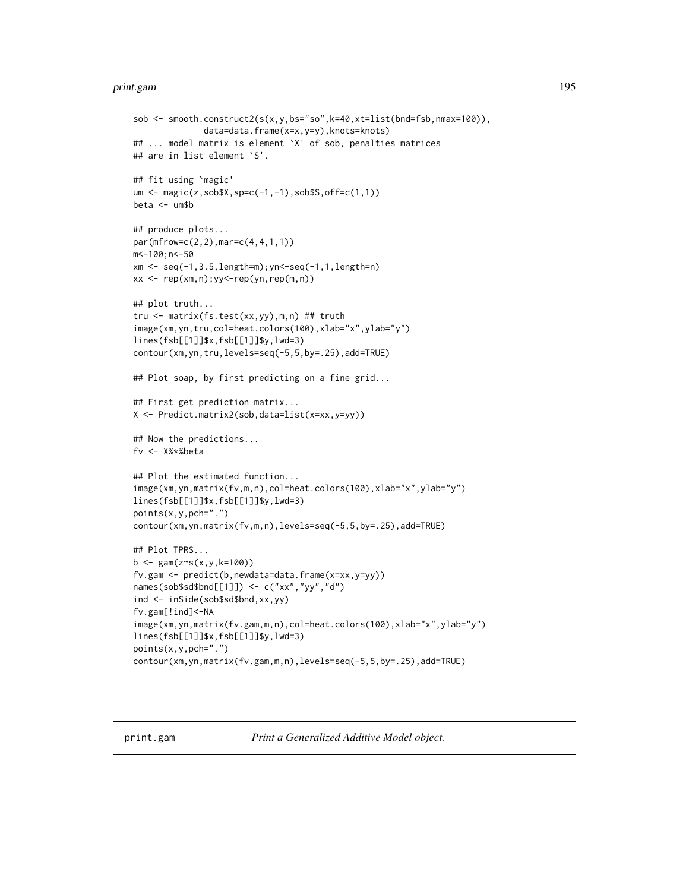```
sob <- smooth.construct2(s(x,y,bs="so",k=40,xt=list(bnd=fsb,nmax=100)),
             data=data.frame(x=x,y=y),knots=knots)
## ... model matrix is element `X' of sob, penalties matrices
## are in list element `S'.

## fit using `magic'
um <- magic(z,sob$X,sp=c(-1,-1),sob$S,off=c(1,1))
beta <- um$b

## produce plots...
par(mfrow=c(2,2),mar=c(4,4,1,1))
m<-100;n<-50
xm <- seq(-1,3.5,length=m);yn<-seq(-1,1,length=n)
xx <- rep(xm,n);yy<-rep(yn,rep(m,n))

## plot truth...
tru <- matrix(fs.test(xx,yy),m,n) ## truth
image(xm,yn,tru,col=heat.colors(100),xlab="x",ylab="y")
lines(fsb[[1]]$x,fsb[[1]]$y,lwd=3)
contour(xm,yn,tru,levels=seq(-5,5,by=.25),add=TRUE)

## Plot soap, by first predicting on a fine grid...

## First get prediction matrix...
X <- Predict.matrix2(sob,data=list(x=xx,y=yy))

## Now the predictions...
fv <- X%*%beta

## Plot the estimated function...
image(xm,yn,matrix(fv,m,n),col=heat.colors(100),xlab="x",ylab="y")
lines(fsb[[1]]$x,fsb[[1]]$y,lwd=3)
points(x,y,pch=".")
contour(xm,yn,matrix(fv,m,n),levels=seq(-5,5,by=.25),add=TRUE)

## Plot TPRS...
b <- gam(z~s(x,y,k=100))
fv.gam <- predict(b,newdata=data.frame(x=xx,y=yy))
names(sob$sd$bnd[[1]]) <- c("xx","yy","d")
ind <- inSide(sob$sd$bnd,xx,yy)
fv.gam[!ind]<-NA
image(xm,yn,matrix(fv.gam,m,n),col=heat.colors(100),xlab="x",ylab="y")
lines(fsb[[1]]$x,fsb[[1]]$y,lwd=3)
points(x,y,pch=".")
contour(xm,yn,matrix(fv.gam,m,n),levels=seq(-5,5,by=.25),add=TRUE)
```

---

## print.gam *Print a Generalized Additive Model object.*

---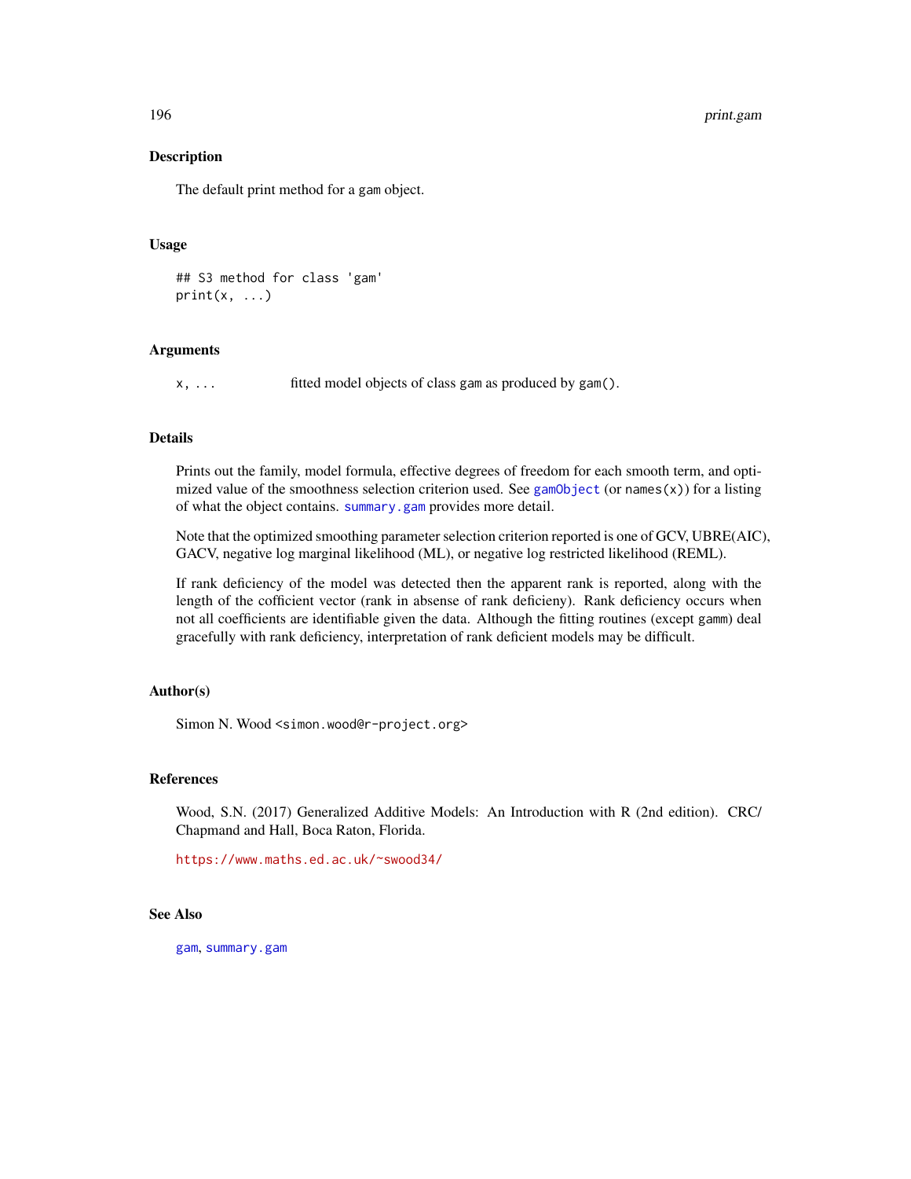## Description

The default print method for a gam object.

## Usage

```
## S3 method for class 'gam'
print(x, ...)
```

## Arguments

x, ... fitted model objects of class gam as produced by gam().

## Details

Prints out the family, model formula, effective degrees of freedom for each smooth term, and optimized value of the smoothness selection criterion used. See gamObject (or names(x)) for a listing of what the object contains. summary.gam provides more detail.

Note that the optimized smoothing parameter selection criterion reported is one of GCV, UBRE(AIC), GACV, negative log marginal likelihood (ML), or negative log restricted likelihood (REML).

If rank deficiency of the model was detected then the apparent rank is reported, along with the length of the cofficient vector (rank in absense of rank deficieny). Rank deficiency occurs when not all coefficients are identifiable given the data. Although the fitting routines (except gamm) deal gracefully with rank deficiency, interpretation of rank deficient models may be difficult.

## Author(s)

Simon N. Wood <simon.wood@r-project.org>

## References

Wood, S.N. (2017) Generalized Additive Models: An Introduction with R (2nd edition). CRC/ Chapmand and Hall, Boca Raton, Florida.

https://www.maths.ed.ac.uk/~swood34/

## See Also

gam, summary.gam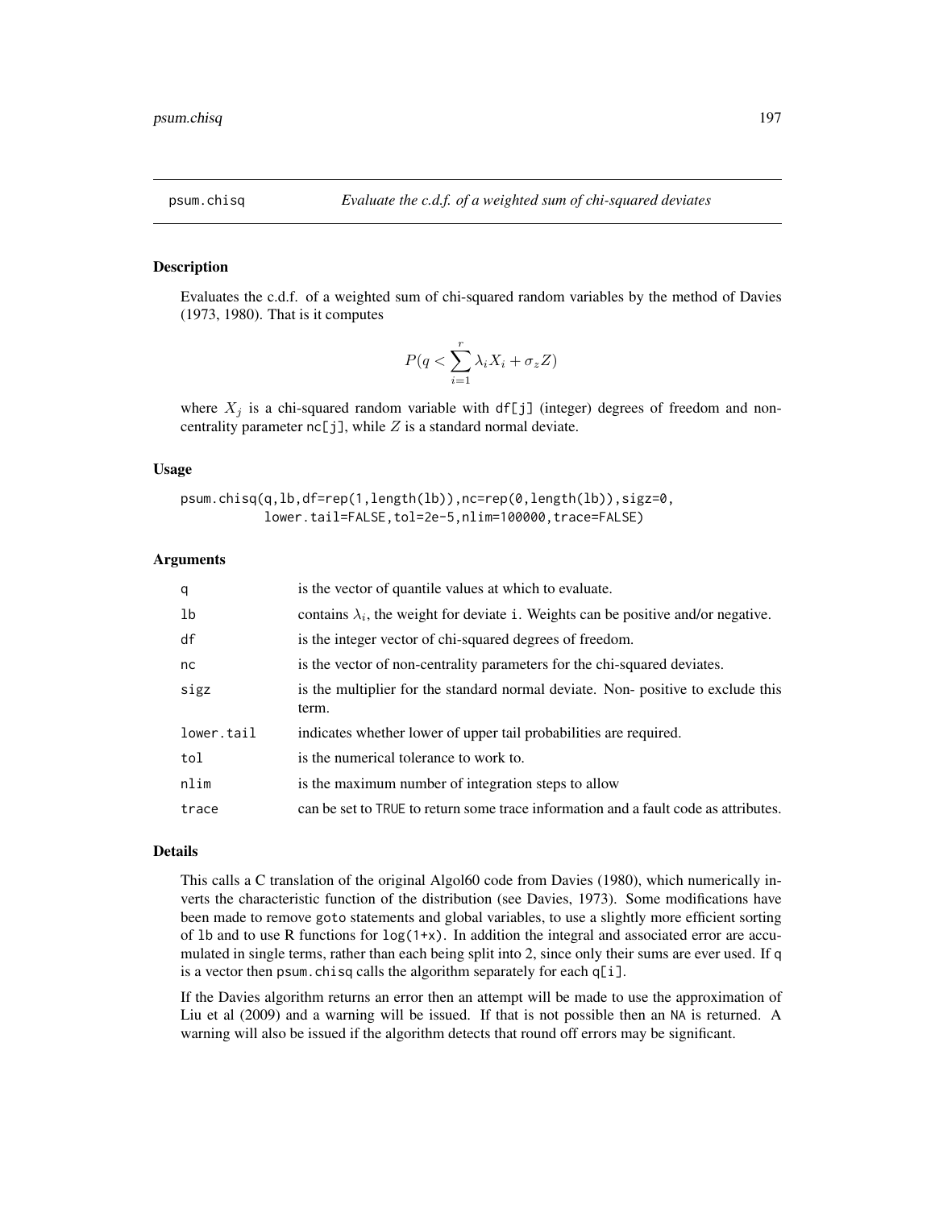## psum.chisq — *Evaluate the c.d.f. of a weighted sum of chi-squared deviates*

### Description

Evaluates the c.d.f. of a weighted sum of chi-squared random variables by the method of Davies (1973, 1980). That is it computes

$$P(q < \sum_{i=1}^{r} \lambda_i X_i + \sigma_z Z)$$

where $X_j$ is a chi-squared random variable with df[j] (integer) degrees of freedom and non-centrality parameter nc[j], while $Z$ is a standard normal deviate.

### Usage

```
psum.chisq(q,lb,df=rep(1,length(lb)),nc=rep(0,length(lb)),sigz=0,
           lower.tail=FALSE,tol=2e-5,nlim=100000,trace=FALSE)
```

### Arguments

| | |
|---|---|
| q | is the vector of quantile values at which to evaluate. |
| lb | contains $\lambda_i$, the weight for deviate i. Weights can be positive and/or negative. |
| df | is the integer vector of chi-squared degrees of freedom. |
| nc | is the vector of non-centrality parameters for the chi-squared deviates. |
| sigz | is the multiplier for the standard normal deviate. Non- positive to exclude this term. |
| lower.tail | indicates whether lower of upper tail probabilities are required. |
| tol | is the numerical tolerance to work to. |
| nlim | is the maximum number of integration steps to allow |
| trace | can be set to TRUE to return some trace information and a fault code as attributes. |

### Details

This calls a C translation of the original Algol60 code from Davies (1980), which numerically inverts the characteristic function of the distribution (see Davies, 1973). Some modifications have been made to remove goto statements and global variables, to use a slightly more efficient sorting of lb and to use R functions for log(1+x). In addition the integral and associated error are accumulated in single terms, rather than each being split into 2, since only their sums are ever used. If q is a vector then psum.chisq calls the algorithm separately for each q[i].

If the Davies algorithm returns an error then an attempt will be made to use the approximation of Liu et al (2009) and a warning will be issued. If that is not possible then an NA is returned. A warning will also be issued if the algorithm detects that round off errors may be significant.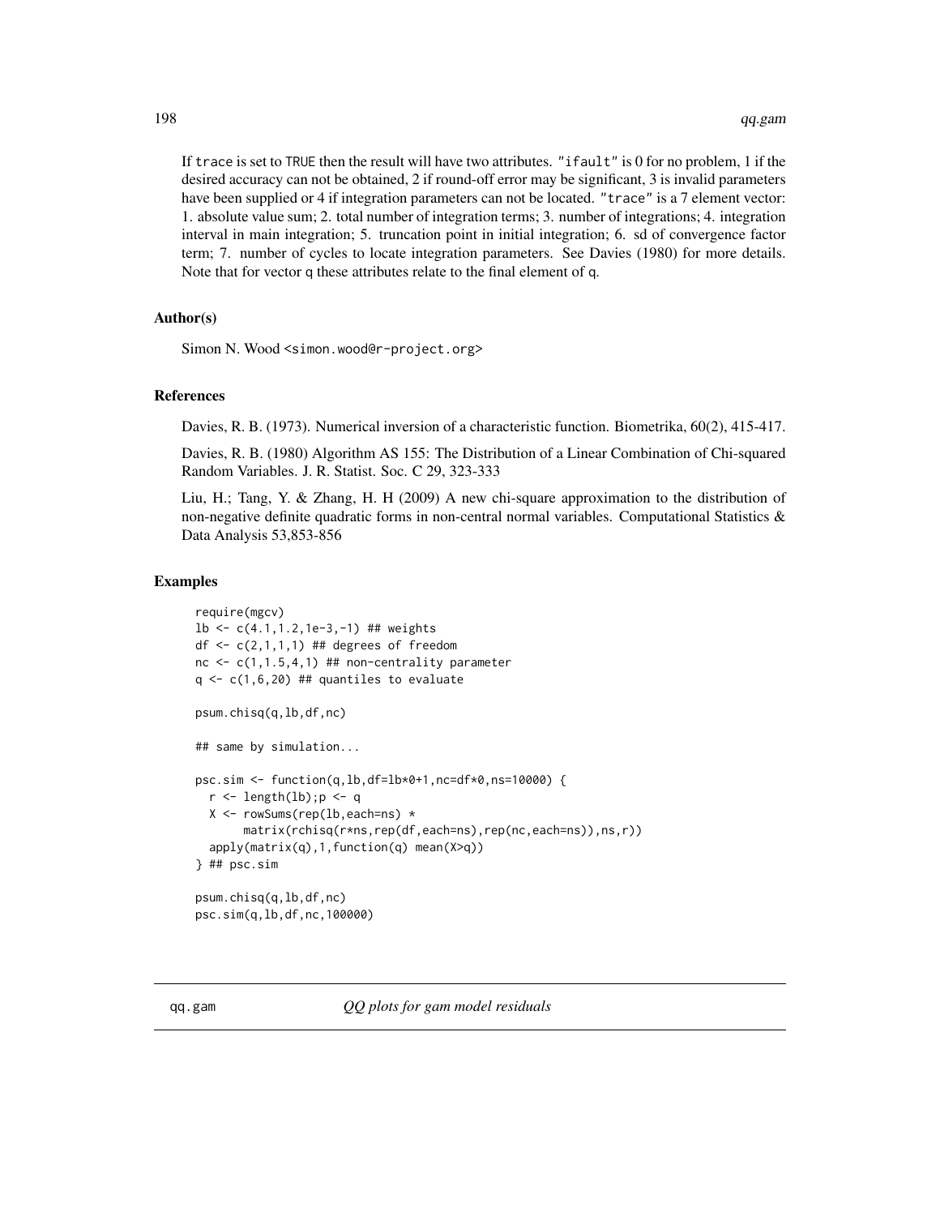If `trace` is set to `TRUE` then the result will have two attributes. `"ifault"` is 0 for no problem, 1 if the desired accuracy can not be obtained, 2 if round-off error may be significant, 3 is invalid parameters have been supplied or 4 if integration parameters can not be located. `"trace"` is a 7 element vector: 1. absolute value sum; 2. total number of integration terms; 3. number of integrations; 4. integration interval in main integration; 5. truncation point in initial integration; 6. sd of convergence factor term; 7. number of cycles to locate integration parameters. See Davies (1980) for more details. Note that for vector `q` these attributes relate to the final element of `q`.

### Author(s)

Simon N. Wood <simon.wood@r-project.org>

### References

Davies, R. B. (1973). Numerical inversion of a characteristic function. Biometrika, 60(2), 415-417.

Davies, R. B. (1980) Algorithm AS 155: The Distribution of a Linear Combination of Chi-squared Random Variables. J. R. Statist. Soc. C 29, 323-333

Liu, H.; Tang, Y. & Zhang, H. H (2009) A new chi-square approximation to the distribution of non-negative definite quadratic forms in non-central normal variables. Computational Statistics & Data Analysis 53,853-856

### Examples

```
require(mgcv)
lb <- c(4.1,1.2,1e-3,-1) ## weights
df <- c(2,1,1,1) ## degrees of freedom
nc <- c(1,1.5,4,1) ## non-centrality parameter
q <- c(1,6,20) ## quantiles to evaluate

psum.chisq(q,lb,df,nc)

## same by simulation...

psc.sim <- function(q,lb,df=lb*0+1,nc=df*0,ns=10000) {
  r <- length(lb);p <- q
  X <- rowSums(rep(lb,each=ns) *
       matrix(rchisq(r*ns,rep(df,each=ns),rep(nc,each=ns)),ns,r))
  apply(matrix(q),1,function(q) mean(X>q))
} ## psc.sim

psum.chisq(q,lb,df,nc)
psc.sim(q,lb,df,nc,100000)
```

---

## qq.gam — *QQ plots for gam model residuals*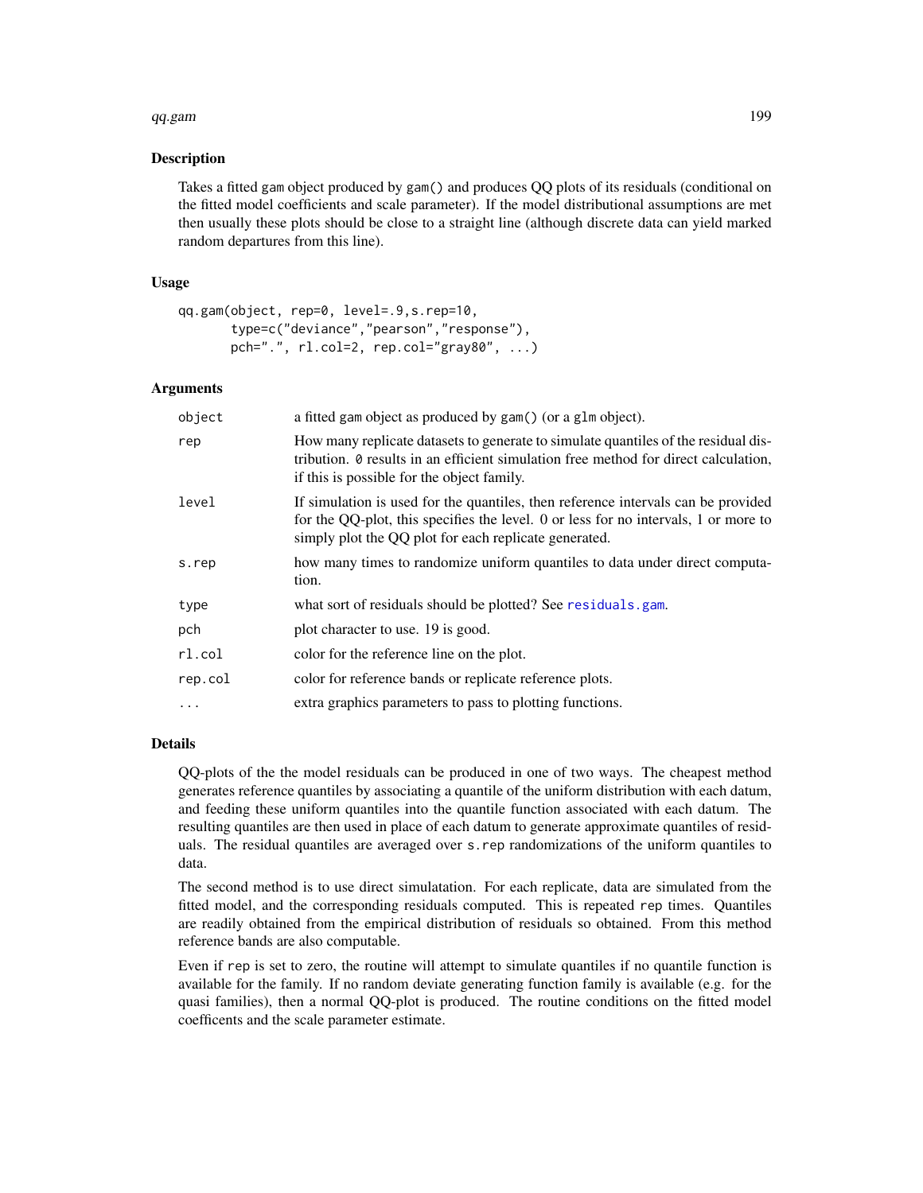## Description

Takes a fitted gam object produced by gam() and produces QQ plots of its residuals (conditional on the fitted model coefficients and scale parameter). If the model distributional assumptions are met then usually these plots should be close to a straight line (although discrete data can yield marked random departures from this line).

## Usage

```
qq.gam(object, rep=0, level=.9,s.rep=10,
       type=c("deviance","pearson","response"),
       pch=".", rl.col=2, rep.col="gray80", ...)
```

## Arguments

| | |
|---|---|
| object | a fitted gam object as produced by gam() (or a glm object). |
| rep | How many replicate datasets to generate to simulate quantiles of the residual distribution. 0 results in an efficient simulation free method for direct calculation, if this is possible for the object family. |
| level | If simulation is used for the quantiles, then reference intervals can be provided for the QQ-plot, this specifies the level. 0 or less for no intervals, 1 or more to simply plot the QQ plot for each replicate generated. |
| s.rep | how many times to randomize uniform quantiles to data under direct computation. |
| type | what sort of residuals should be plotted? See residuals.gam. |
| pch | plot character to use. 19 is good. |
| rl.col | color for the reference line on the plot. |
| rep.col | color for reference bands or replicate reference plots. |
| ... | extra graphics parameters to pass to plotting functions. |

## Details

QQ-plots of the the model residuals can be produced in one of two ways. The cheapest method generates reference quantiles by associating a quantile of the uniform distribution with each datum, and feeding these uniform quantiles into the quantile function associated with each datum. The resulting quantiles are then used in place of each datum to generate approximate quantiles of residuals. The residual quantiles are averaged over s.rep randomizations of the uniform quantiles to data.

The second method is to use direct simulatation. For each replicate, data are simulated from the fitted model, and the corresponding residuals computed. This is repeated rep times. Quantiles are readily obtained from the empirical distribution of residuals so obtained. From this method reference bands are also computable.

Even if rep is set to zero, the routine will attempt to simulate quantiles if no quantile function is available for the family. If no random deviate generating function family is available (e.g. for the quasi families), then a normal QQ-plot is produced. The routine conditions on the fitted model coefficents and the scale parameter estimate.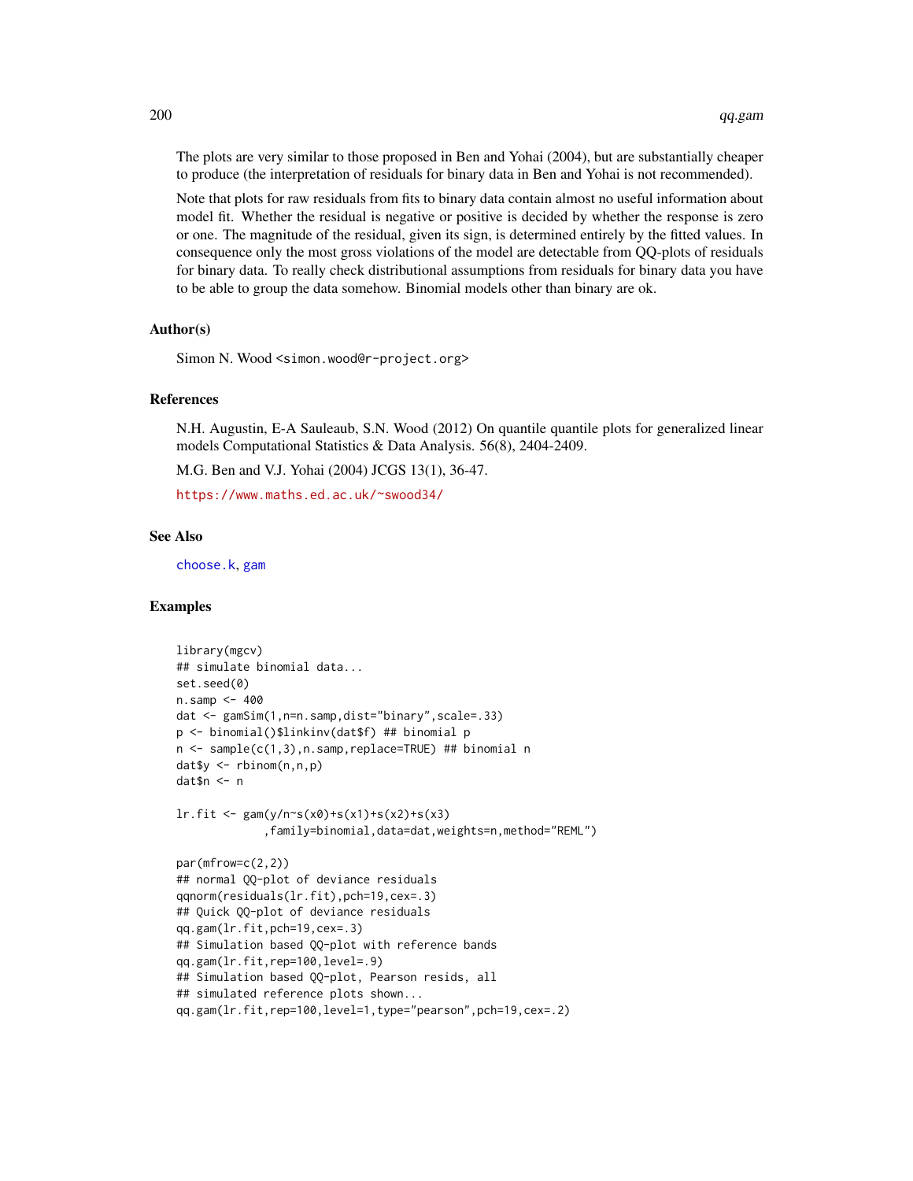The plots are very similar to those proposed in Ben and Yohai (2004), but are substantially cheaper to produce (the interpretation of residuals for binary data in Ben and Yohai is not recommended).

Note that plots for raw residuals from fits to binary data contain almost no useful information about model fit. Whether the residual is negative or positive is decided by whether the response is zero or one. The magnitude of the residual, given its sign, is determined entirely by the fitted values. In consequence only the most gross violations of the model are detectable from QQ-plots of residuals for binary data. To really check distributional assumptions from residuals for binary data you have to be able to group the data somehow. Binomial models other than binary are ok.

### Author(s)

Simon N. Wood <simon.wood@r-project.org>

### References

N.H. Augustin, E-A Sauleaub, S.N. Wood (2012) On quantile quantile plots for generalized linear models Computational Statistics & Data Analysis. 56(8), 2404-2409.

M.G. Ben and V.J. Yohai (2004) JCGS 13(1), 36-47.

https://www.maths.ed.ac.uk/~swood34/

### See Also

choose.k, gam

### Examples

```
library(mgcv)
## simulate binomial data...
set.seed(0)
n.samp <- 400
dat <- gamSim(1,n=n.samp,dist="binary",scale=.33)
p <- binomial()$linkinv(dat$f) ## binomial p
n <- sample(c(1,3),n.samp,replace=TRUE) ## binomial n
dat$y <- rbinom(n,n,p)
dat$n <- n

lr.fit <- gam(y/n~s(x0)+s(x1)+s(x2)+s(x3)
              ,family=binomial,data=dat,weights=n,method="REML")

par(mfrow=c(2,2))
## normal QQ-plot of deviance residuals
qqnorm(residuals(lr.fit),pch=19,cex=.3)
## Quick QQ-plot of deviance residuals
qq.gam(lr.fit,pch=19,cex=.3)
## Simulation based QQ-plot with reference bands
qq.gam(lr.fit,rep=100,level=.9)
## Simulation based QQ-plot, Pearson resids, all
## simulated reference plots shown...
qq.gam(lr.fit,rep=100,level=1,type="pearson",pch=19,cex=.2)
```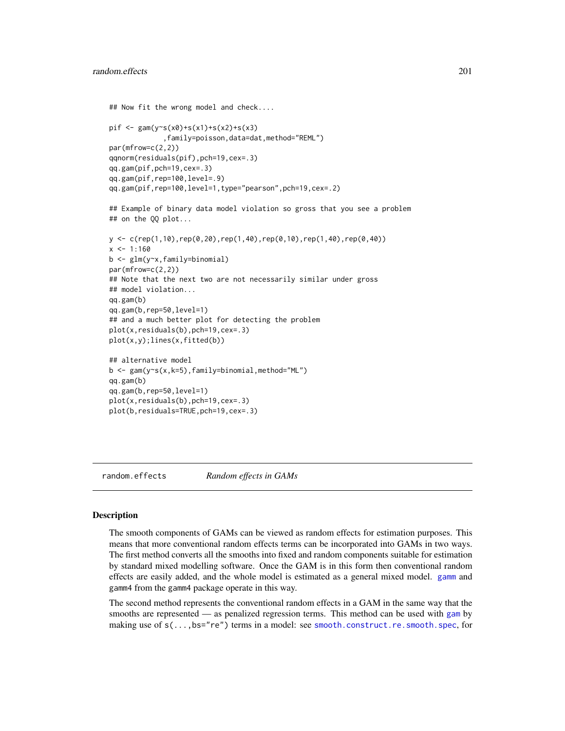```
## Now fit the wrong model and check....

pif <- gam(y~s(x0)+s(x1)+s(x2)+s(x3)
             ,family=poisson,data=dat,method="REML")
par(mfrow=c(2,2))
qqnorm(residuals(pif),pch=19,cex=.3)
qq.gam(pif,pch=19,cex=.3)
qq.gam(pif,rep=100,level=.9)
qq.gam(pif,rep=100,level=1,type="pearson",pch=19,cex=.2)

## Example of binary data model violation so gross that you see a problem
## on the QQ plot...

y <- c(rep(1,10),rep(0,20),rep(1,40),rep(0,10),rep(1,40),rep(0,40))
x <- 1:160
b <- glm(y~x,family=binomial)
par(mfrow=c(2,2))
## Note that the next two are not necessarily similar under gross
## model violation...
qq.gam(b)
qq.gam(b,rep=50,level=1)
## and a much better plot for detecting the problem
plot(x,residuals(b),pch=19,cex=.3)
plot(x,y);lines(x,fitted(b))

## alternative model
b <- gam(y~s(x,k=5),family=binomial,method="ML")
qq.gam(b)
qq.gam(b,rep=50,level=1)
plot(x,residuals(b),pch=19,cex=.3)
plot(b,residuals=TRUE,pch=19,cex=.3)
```

---

random.effects    *Random effects in GAMs*

---

## Description

The smooth components of GAMs can be viewed as random effects for estimation purposes. This means that more conventional random effects terms can be incorporated into GAMs in two ways. The first method converts all the smooths into fixed and random components suitable for estimation by standard mixed modelling software. Once the GAM is in this form then conventional random effects are easily added, and the whole model is estimated as a general mixed model. `gamm` and `gamm4` from the `gamm4` package operate in this way.

The second method represents the conventional random effects in a GAM in the same way that the smooths are represented — as penalized regression terms. This method can be used with `gam` by making use of `s(...,bs="re")` terms in a model: see `smooth.construct.re.smooth.spec`, for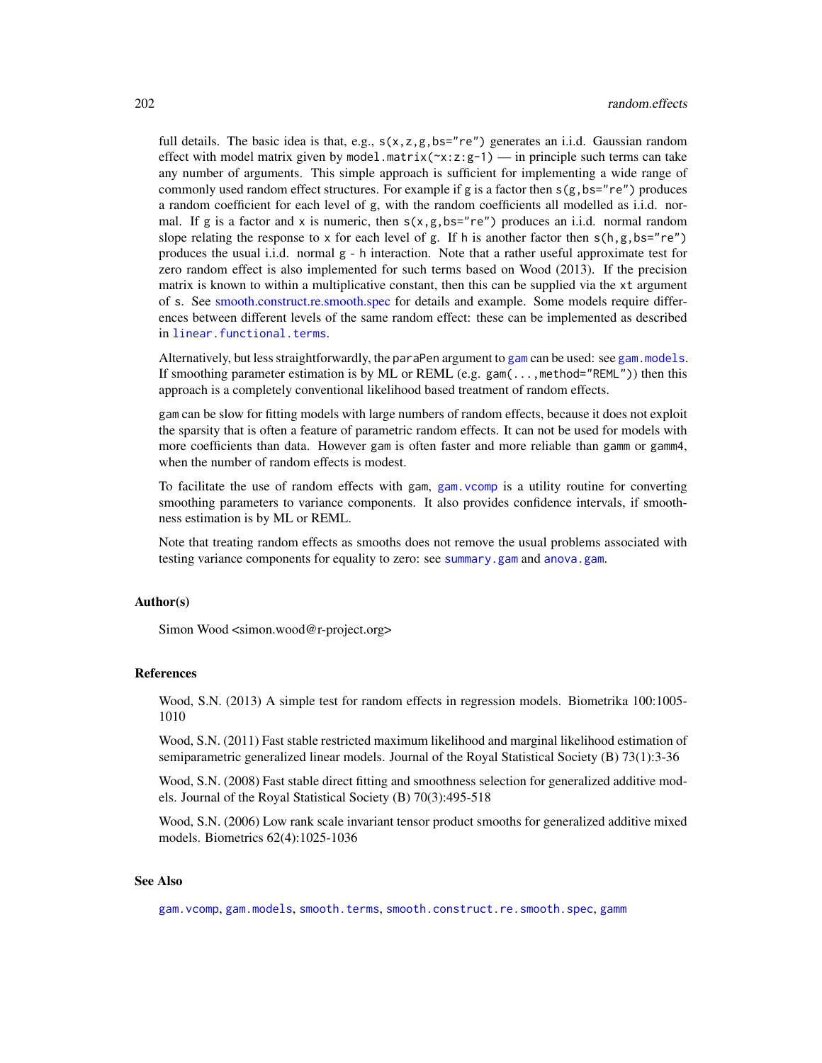full details. The basic idea is that, e.g., `s(x,z,g,bs="re")` generates an i.i.d. Gaussian random effect with model matrix given by `model.matrix(~x:z:g-1)` — in principle such terms can take any number of arguments. This simple approach is sufficient for implementing a wide range of commonly used random effect structures. For example if g is a factor then `s(g,bs="re")` produces a random coefficient for each level of g, with the random coefficients all modelled as i.i.d. normal. If g is a factor and x is numeric, then `s(x,g,bs="re")` produces an i.i.d. normal random slope relating the response to x for each level of g. If h is another factor then `s(h,g,bs="re")` produces the usual i.i.d. normal g - h interaction. Note that a rather useful approximate test for zero random effect is also implemented for such terms based on Wood (2013). If the precision matrix is known to within a multiplicative constant, then this can be supplied via the `xt` argument of s. See smooth.construct.re.smooth.spec for details and example. Some models require differences between different levels of the same random effect: these can be implemented as described in `linear.functional.terms`.

Alternatively, but less straightforwardly, the `paraPen` argument to `gam` can be used: see `gam.models`. If smoothing parameter estimation is by ML or REML (e.g. `gam(...,method="REML")`) then this approach is a completely conventional likelihood based treatment of random effects.

`gam` can be slow for fitting models with large numbers of random effects, because it does not exploit the sparsity that is often a feature of parametric random effects. It can not be used for models with more coefficients than data. However `gam` is often faster and more reliable than `gamm` or `gamm4`, when the number of random effects is modest.

To facilitate the use of random effects with `gam`, `gam.vcomp` is a utility routine for converting smoothing parameters to variance components. It also provides confidence intervals, if smoothness estimation is by ML or REML.

Note that treating random effects as smooths does not remove the usual problems associated with testing variance components for equality to zero: see `summary.gam` and `anova.gam`.

## Author(s)

Simon Wood <simon.wood@r-project.org>

## References

Wood, S.N. (2013) A simple test for random effects in regression models. Biometrika 100:1005-1010

Wood, S.N. (2011) Fast stable restricted maximum likelihood and marginal likelihood estimation of semiparametric generalized linear models. Journal of the Royal Statistical Society (B) 73(1):3-36

Wood, S.N. (2008) Fast stable direct fitting and smoothness selection for generalized additive models. Journal of the Royal Statistical Society (B) 70(3):495-518

Wood, S.N. (2006) Low rank scale invariant tensor product smooths for generalized additive mixed models. Biometrics 62(4):1025-1036

## See Also

`gam.vcomp`, `gam.models`, `smooth.terms`, `smooth.construct.re.smooth.spec`, `gamm`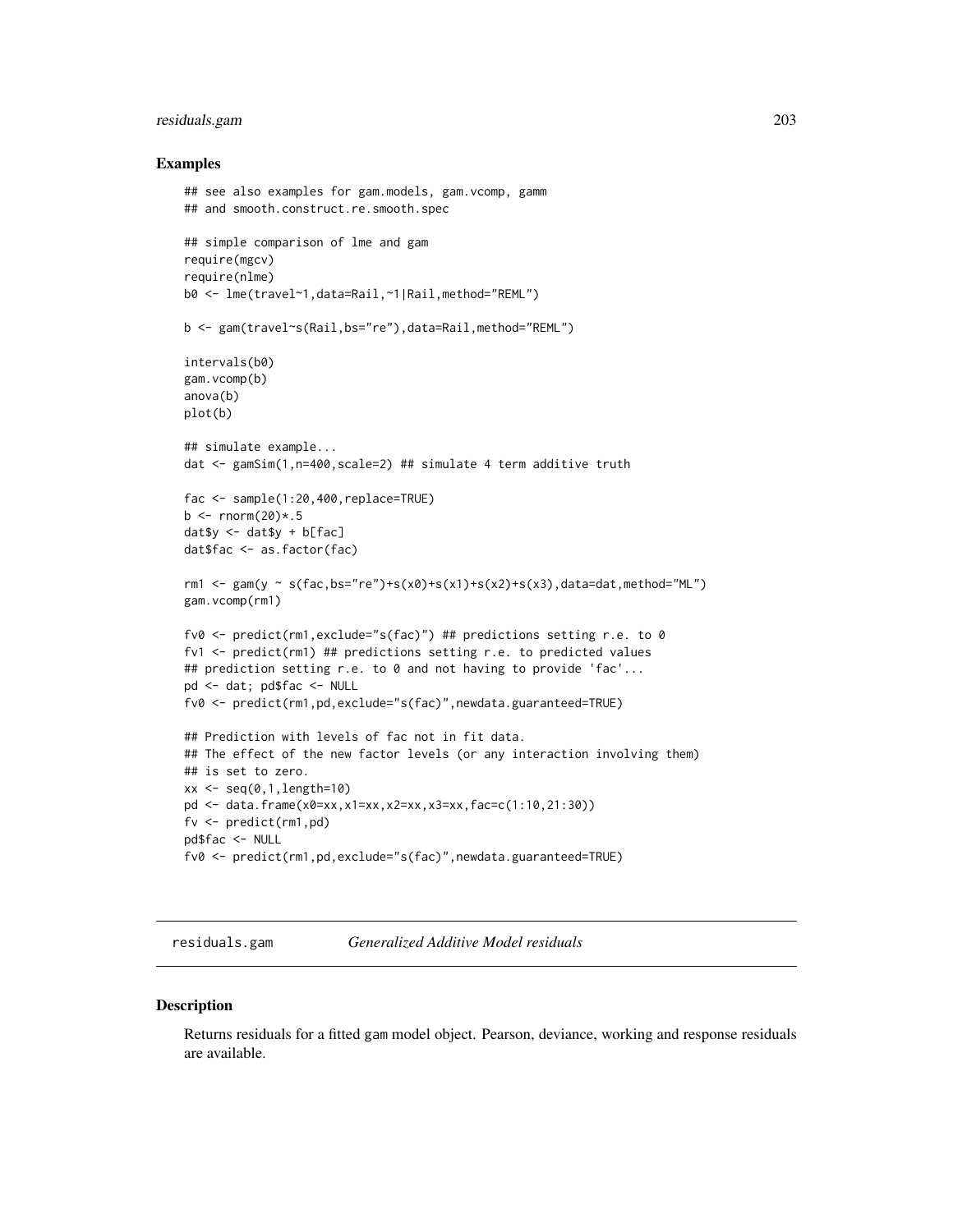### Examples

```
## see also examples for gam.models, gam.vcomp, gamm
## and smooth.construct.re.smooth.spec

## simple comparison of lme and gam
require(mgcv)
require(nlme)
b0 <- lme(travel~1,data=Rail,~1|Rail,method="REML")

b <- gam(travel~s(Rail,bs="re"),data=Rail,method="REML")

intervals(b0)
gam.vcomp(b)
anova(b)
plot(b)

## simulate example...
dat <- gamSim(1,n=400,scale=2) ## simulate 4 term additive truth

fac <- sample(1:20,400,replace=TRUE)
b <- rnorm(20)*.5
dat$y <- dat$y + b[fac]
dat$fac <- as.factor(fac)

rm1 <- gam(y ~ s(fac,bs="re")+s(x0)+s(x1)+s(x2)+s(x3),data=dat,method="ML")
gam.vcomp(rm1)

fv0 <- predict(rm1,exclude="s(fac)") ## predictions setting r.e. to 0
fv1 <- predict(rm1) ## predictions setting r.e. to predicted values
## prediction setting r.e. to 0 and not having to provide 'fac'...
pd <- dat; pd$fac <- NULL
fv0 <- predict(rm1,pd,exclude="s(fac)",newdata.guaranteed=TRUE)

## Prediction with levels of fac not in fit data.
## The effect of the new factor levels (or any interaction involving them)
## is set to zero.
xx <- seq(0,1,length=10)
pd <- data.frame(x0=xx,x1=xx,x2=xx,x3=xx,fac=c(1:10,21:30))
fv <- predict(rm1,pd)
pd$fac <- NULL
fv0 <- predict(rm1,pd,exclude="s(fac)",newdata.guaranteed=TRUE)
```

---

## residuals.gam — *Generalized Additive Model residuals*

### Description

Returns residuals for a fitted gam model object. Pearson, deviance, working and response residuals are available.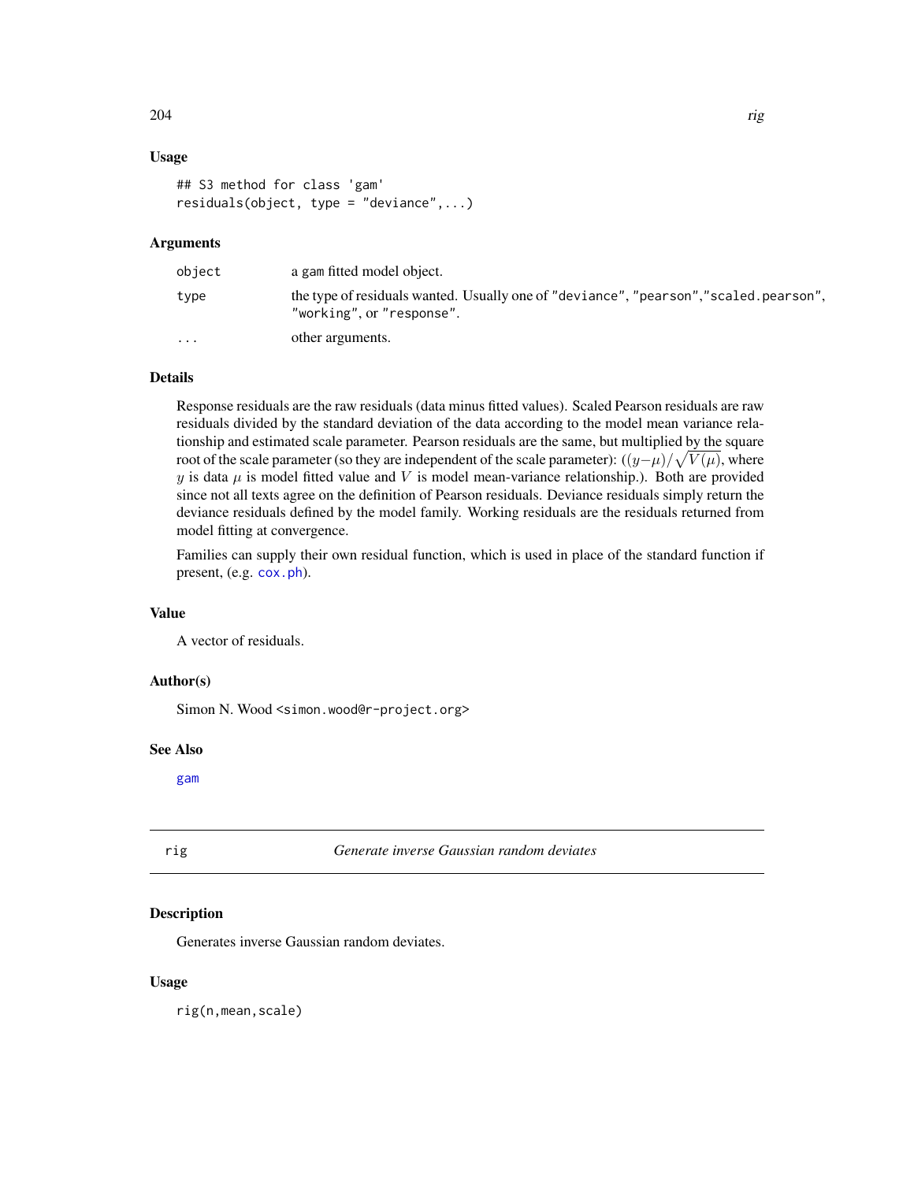### Usage

```
## S3 method for class 'gam'
residuals(object, type = "deviance",...)
```

### Arguments

| | |
|---|---|
| `object` | a gam fitted model object. |
| `type` | the type of residuals wanted. Usually one of "deviance", "pearson","scaled.pearson", "working", or "response". |
| `...` | other arguments. |

### Details

Response residuals are the raw residuals (data minus fitted values). Scaled Pearson residuals are raw residuals divided by the standard deviation of the data according to the model mean variance relationship and estimated scale parameter. Pearson residuals are the same, but multiplied by the square root of the scale parameter (so they are independent of the scale parameter): $((y-\mu)/\sqrt{V(\mu)}$, where $y$ is data $\mu$ is model fitted value and $V$ is model mean-variance relationship.). Both are provided since not all texts agree on the definition of Pearson residuals. Deviance residuals simply return the deviance residuals defined by the model family. Working residuals are the residuals returned from model fitting at convergence.

Families can supply their own residual function, which is used in place of the standard function if present, (e.g. `cox.ph`).

### Value

A vector of residuals.

### Author(s)

Simon N. Wood <simon.wood@r-project.org>

### See Also

`gam`

---

## rig — *Generate inverse Gaussian random deviates*

### Description

Generates inverse Gaussian random deviates.

### Usage

```
rig(n,mean,scale)
```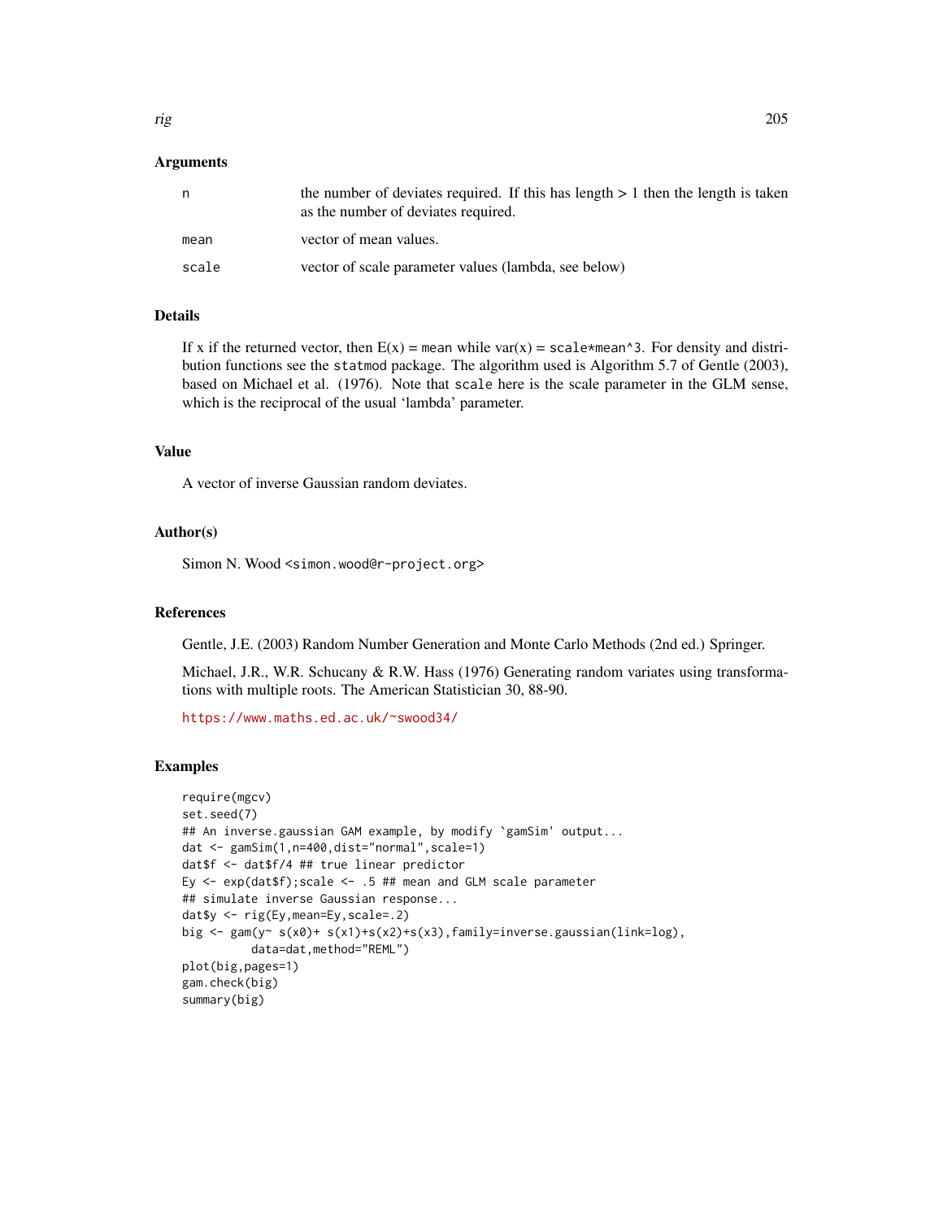### Arguments

| | |
|---|---|
| n | the number of deviates required. If this has length > 1 then the length is taken as the number of deviates required. |
| mean | vector of mean values. |
| scale | vector of scale parameter values (lambda, see below) |

### Details

If x if the returned vector, then E(x) = `mean` while var(x) = `scale*mean^3`. For density and distribution functions see the `statmod` package. The algorithm used is Algorithm 5.7 of Gentle (2003), based on Michael et al. (1976). Note that `scale` here is the scale parameter in the GLM sense, which is the reciprocal of the usual 'lambda' parameter.

### Value

A vector of inverse Gaussian random deviates.

### Author(s)

Simon N. Wood <simon.wood@r-project.org>

### References

Gentle, J.E. (2003) Random Number Generation and Monte Carlo Methods (2nd ed.) Springer.

Michael, J.R., W.R. Schucany & R.W. Hass (1976) Generating random variates using transformations with multiple roots. The American Statistician 30, 88-90.

https://www.maths.ed.ac.uk/~swood34/

### Examples

```
require(mgcv)
set.seed(7)
## An inverse.gaussian GAM example, by modify `gamSim' output...
dat <- gamSim(1,n=400,dist="normal",scale=1)
dat$f <- dat$f/4 ## true linear predictor
Ey <- exp(dat$f);scale <- .5 ## mean and GLM scale parameter
## simulate inverse Gaussian response...
dat$y <- rig(Ey,mean=Ey,scale=.2)
big <- gam(y~ s(x0)+ s(x1)+s(x2)+s(x3),family=inverse.gaussian(link=log),
          data=dat,method="REML")
plot(big,pages=1)
gam.check(big)
summary(big)
```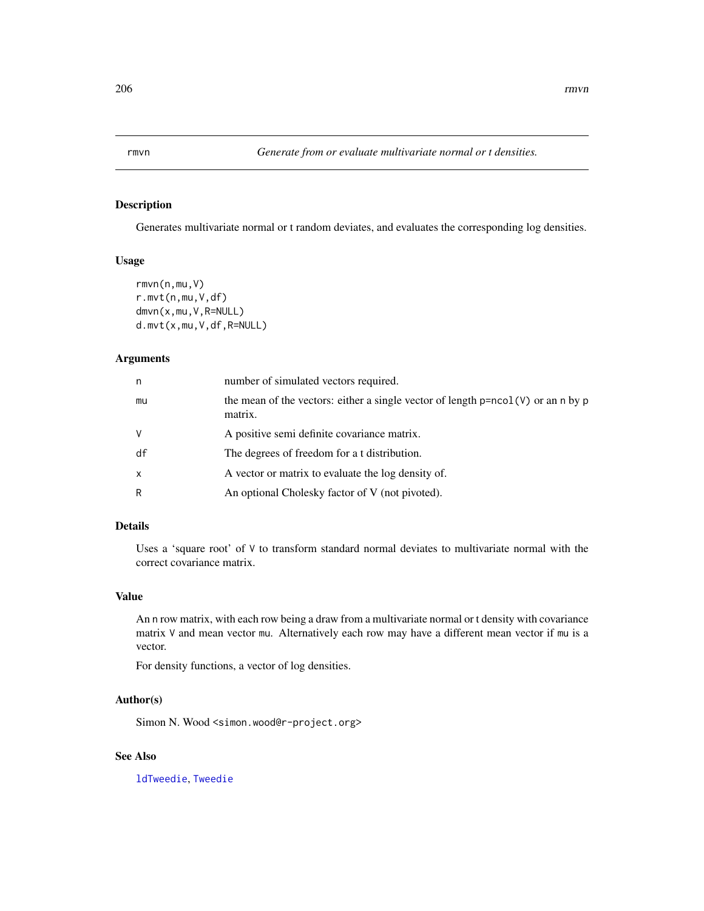# rmvn — *Generate from or evaluate multivariate normal or t densities.*

## Description

Generates multivariate normal or t random deviates, and evaluates the corresponding log densities.

## Usage

```
rmvn(n,mu,V)
r.mvt(n,mu,V,df)
dmvn(x,mu,V,R=NULL)
d.mvt(x,mu,V,df,R=NULL)
```

## Arguments

| | |
|---|---|
| n | number of simulated vectors required. |
| mu | the mean of the vectors: either a single vector of length p=ncol(V) or an n by p matrix. |
| V | A positive semi definite covariance matrix. |
| df | The degrees of freedom for a t distribution. |
| x | A vector or matrix to evaluate the log density of. |
| R | An optional Cholesky factor of V (not pivoted). |

## Details

Uses a 'square root' of V to transform standard normal deviates to multivariate normal with the correct covariance matrix.

## Value

An n row matrix, with each row being a draw from a multivariate normal or t density with covariance matrix V and mean vector mu. Alternatively each row may have a different mean vector if mu is a vector.

For density functions, a vector of log densities.

## Author(s)

Simon N. Wood <simon.wood@r-project.org>

## See Also

ldTweedie, Tweedie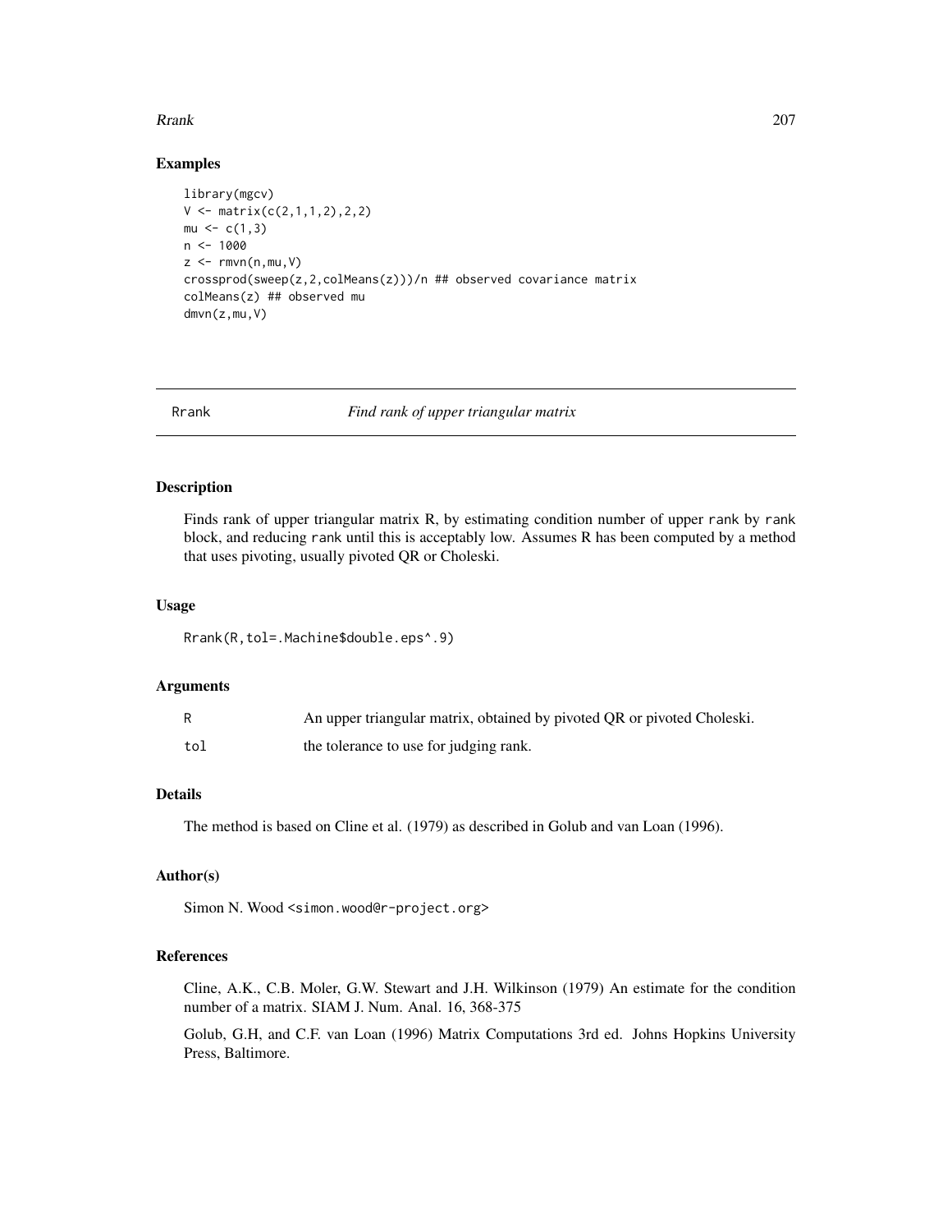## Examples

```
library(mgcv)
V <- matrix(c(2,1,1,2),2,2)
mu <- c(1,3)
n <- 1000
z <- rmvn(n,mu,V)
crossprod(sweep(z,2,colMeans(z)))/n ## observed covariance matrix
colMeans(z) ## observed mu
dmvn(z,mu,V)
```

---

# Rrank *Find rank of upper triangular matrix*

---

## Description

Finds rank of upper triangular matrix R, by estimating condition number of upper `rank` by `rank` block, and reducing `rank` until this is acceptably low. Assumes R has been computed by a method that uses pivoting, usually pivoted QR or Choleski.

## Usage

```
Rrank(R,tol=.Machine$double.eps^.9)
```

## Arguments

| | |
|---|---|
| R | An upper triangular matrix, obtained by pivoted QR or pivoted Choleski. |
| tol | the tolerance to use for judging rank. |

## Details

The method is based on Cline et al. (1979) as described in Golub and van Loan (1996).

## Author(s)

Simon N. Wood <simon.wood@r-project.org>

## References

Cline, A.K., C.B. Moler, G.W. Stewart and J.H. Wilkinson (1979) An estimate for the condition number of a matrix. SIAM J. Num. Anal. 16, 368-375

Golub, G.H, and C.F. van Loan (1996) Matrix Computations 3rd ed. Johns Hopkins University Press, Baltimore.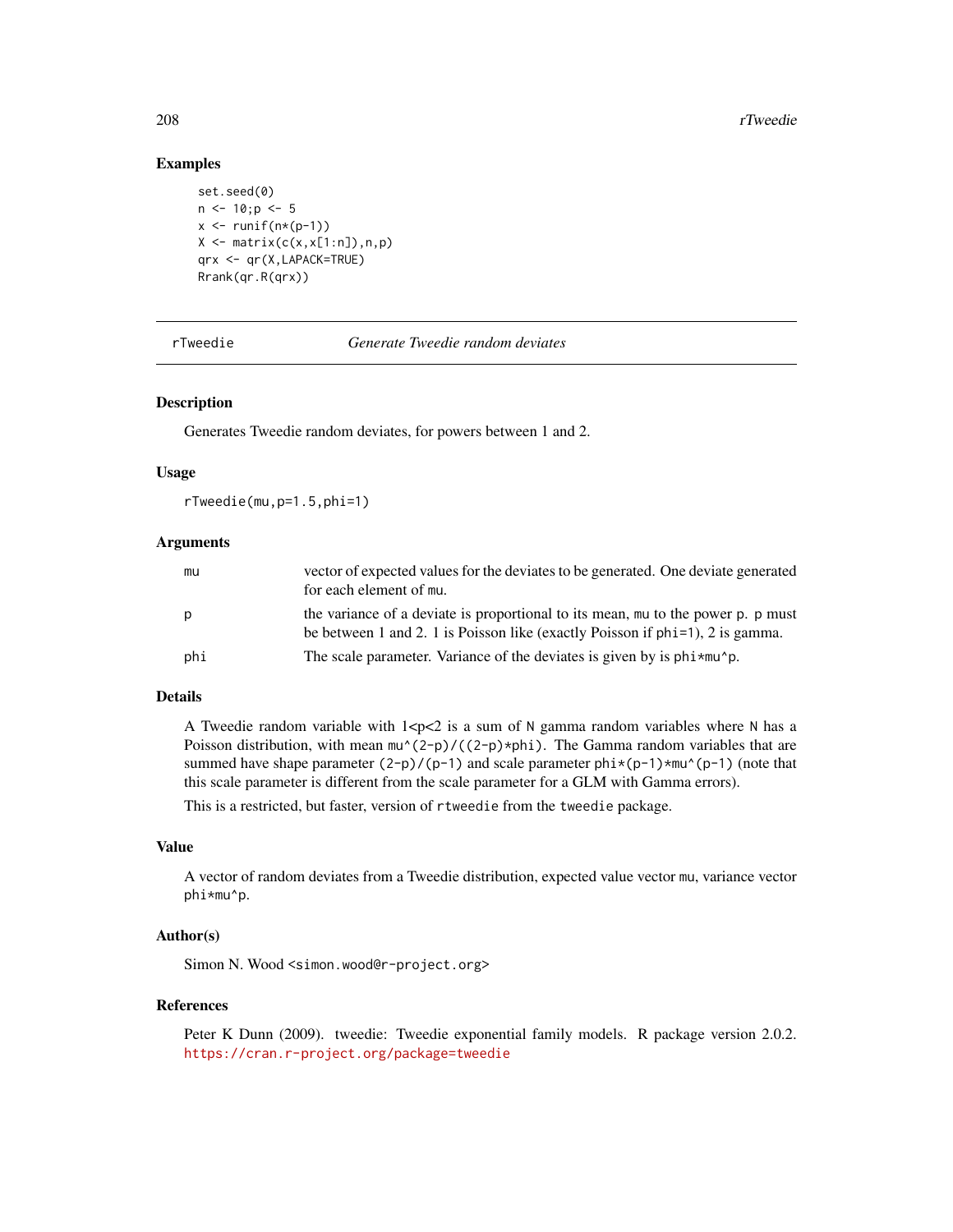## Examples

```
set.seed(0)
n <- 10;p <- 5
x <- runif(n*(p-1))
X <- matrix(c(x,x[1:n]),n,p)
qrx <- qr(X,LAPACK=TRUE)
Rrank(qr.R(qrx))
```

---

# rTweedie *Generate Tweedie random deviates*

---

## Description

Generates Tweedie random deviates, for powers between 1 and 2.

## Usage

```
rTweedie(mu,p=1.5,phi=1)
```

## Arguments

| | |
|---|---|
| `mu` | vector of expected values for the deviates to be generated. One deviate generated for each element of `mu`. |
| `p` | the variance of a deviate is proportional to its mean, `mu` to the power `p`. `p` must be between 1 and 2. 1 is Poisson like (exactly Poisson if `phi=1`), 2 is gamma. |
| `phi` | The scale parameter. Variance of the deviates is given by is `phi*mu^p`. |

## Details

A Tweedie random variable with 1<p<2 is a sum of `N` gamma random variables where `N` has a Poisson distribution, with mean `mu^(2-p)/((2-p)*phi)`. The Gamma random variables that are summed have shape parameter `(2-p)/(p-1)` and scale parameter `phi*(p-1)*mu^(p-1)` (note that this scale parameter is different from the scale parameter for a GLM with Gamma errors).

This is a restricted, but faster, version of `rtweedie` from the `tweedie` package.

## Value

A vector of random deviates from a Tweedie distribution, expected value vector `mu`, variance vector `phi*mu^p`.

## Author(s)

Simon N. Wood <simon.wood@r-project.org>

## References

Peter K Dunn (2009). tweedie: Tweedie exponential family models. R package version 2.0.2. https://cran.r-project.org/package=tweedie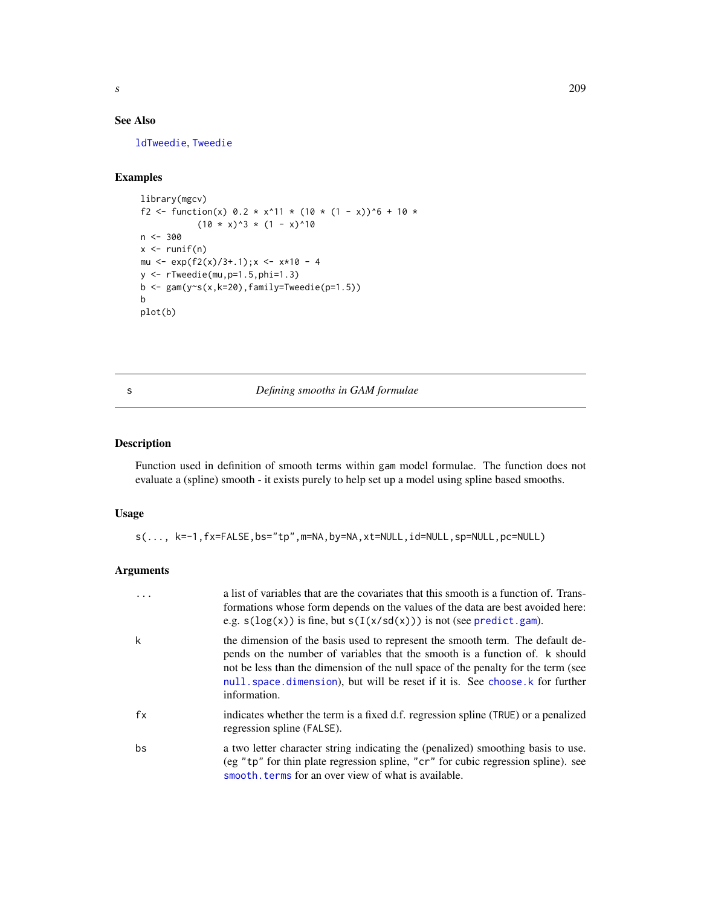## See Also

ldTweedie, Tweedie

## Examples

```
library(mgcv)
f2 <- function(x) 0.2 * x^11 * (10 * (1 - x))^6 + 10 *
          (10 * x)^3 * (1 - x)^10
n <- 300
x <- runif(n)
mu <- exp(f2(x)/3+.1);x <- x*10 - 4
y <- rTweedie(mu,p=1.5,phi=1.3)
b <- gam(y~s(x,k=20),family=Tweedie(p=1.5))
b
plot(b)
```

---

# s — *Defining smooths in GAM formulae*

## Description

Function used in definition of smooth terms within gam model formulae. The function does not evaluate a (spline) smooth - it exists purely to help set up a model using spline based smooths.

## Usage

```
s(..., k=-1,fx=FALSE,bs="tp",m=NA,by=NA,xt=NULL,id=NULL,sp=NULL,pc=NULL)
```

## Arguments

| | |
|---|---|
| `...` | a list of variables that are the covariates that this smooth is a function of. Transformations whose form depends on the values of the data are best avoided here: e.g. `s(log(x))` is fine, but `s(I(x/sd(x)))` is not (see `predict.gam`). |
| `k` | the dimension of the basis used to represent the smooth term. The default depends on the number of variables that the smooth is a function of. `k` should not be less than the dimension of the null space of the penalty for the term (see `null.space.dimension`), but will be reset if it is. See `choose.k` for further information. |
| `fx` | indicates whether the term is a fixed d.f. regression spline (`TRUE`) or a penalized regression spline (`FALSE`). |
| `bs` | a two letter character string indicating the (penalized) smoothing basis to use. (eg `"tp"` for thin plate regression spline, `"cr"` for cubic regression spline). see `smooth.terms` for an over view of what is available. |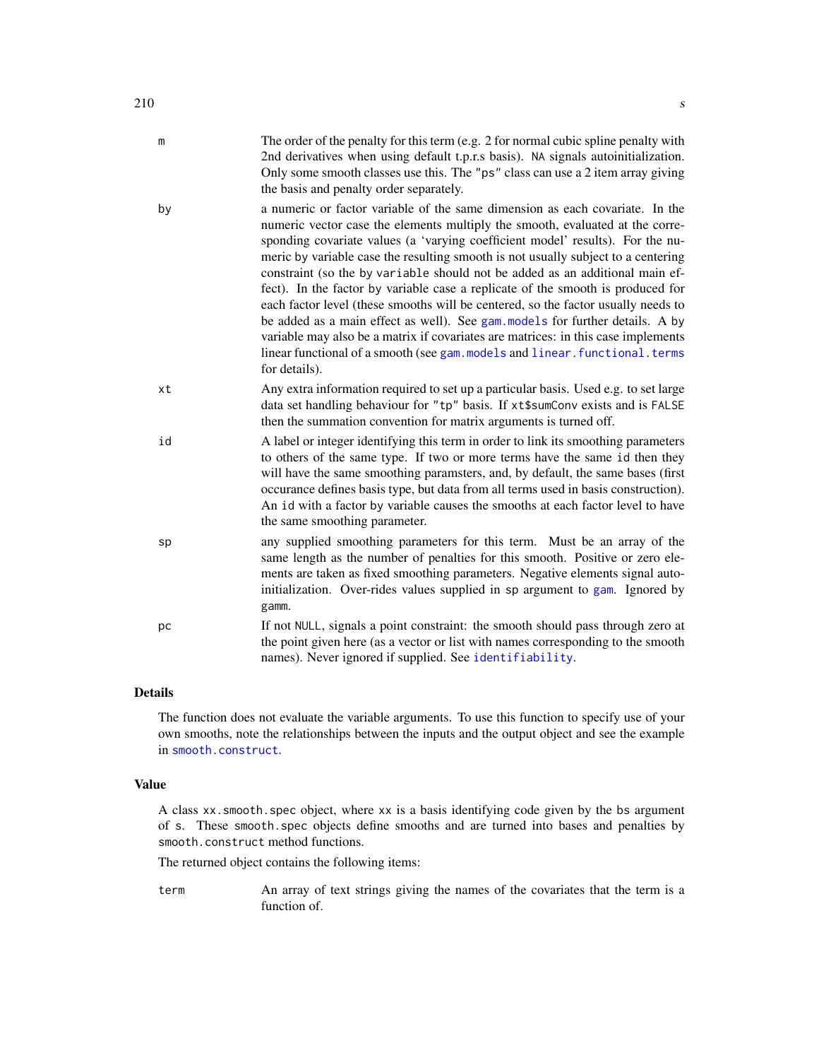`m` The order of the penalty for this term (e.g. 2 for normal cubic spline penalty with 2nd derivatives when using default t.p.r.s basis). `NA` signals autoinitialization. Only some smooth classes use this. The `"ps"` class can use a 2 item array giving the basis and penalty order separately.

`by` a numeric or factor variable of the same dimension as each covariate. In the numeric vector case the elements multiply the smooth, evaluated at the corresponding covariate values (a 'varying coefficient model' results). For the numeric `by` variable case the resulting smooth is not usually subject to a centering constraint (so the `by variable` should not be added as an additional main effect). In the factor `by` variable case a replicate of the smooth is produced for each factor level (these smooths will be centered, so the factor usually needs to be added as a main effect as well). See `gam.models` for further details. A `by` variable may also be a matrix if covariates are matrices: in this case implements linear functional of a smooth (see `gam.models` and `linear.functional.terms` for details).

`xt` Any extra information required to set up a particular basis. Used e.g. to set large data set handling behaviour for `"tp"` basis. If `xt$sumConv` exists and is `FALSE` then the summation convention for matrix arguments is turned off.

`id` A label or integer identifying this term in order to link its smoothing parameters to others of the same type. If two or more terms have the same `id` then they will have the same smoothing paramsters, and, by default, the same bases (first occurance defines basis type, but data from all terms used in basis construction). An `id` with a factor `by` variable causes the smooths at each factor level to have the same smoothing parameter.

`sp` any supplied smoothing parameters for this term. Must be an array of the same length as the number of penalties for this smooth. Positive or zero elements are taken as fixed smoothing parameters. Negative elements signal auto-initialization. Over-rides values supplied in `sp` argument to `gam`. Ignored by `gamm`.

`pc` If not `NULL`, signals a point constraint: the smooth should pass through zero at the point given here (as a vector or list with names corresponding to the smooth names). Never ignored if supplied. See `identifiability`.

## Details

The function does not evaluate the variable arguments. To use this function to specify use of your own smooths, note the relationships between the inputs and the output object and see the example in `smooth.construct`.

## Value

A class `xx.smooth.spec` object, where `xx` is a basis identifying code given by the `bs` argument of `s`. These `smooth.spec` objects define smooths and are turned into bases and penalties by `smooth.construct` method functions.

The returned object contains the following items:

`term` An array of text strings giving the names of the covariates that the term is a function of.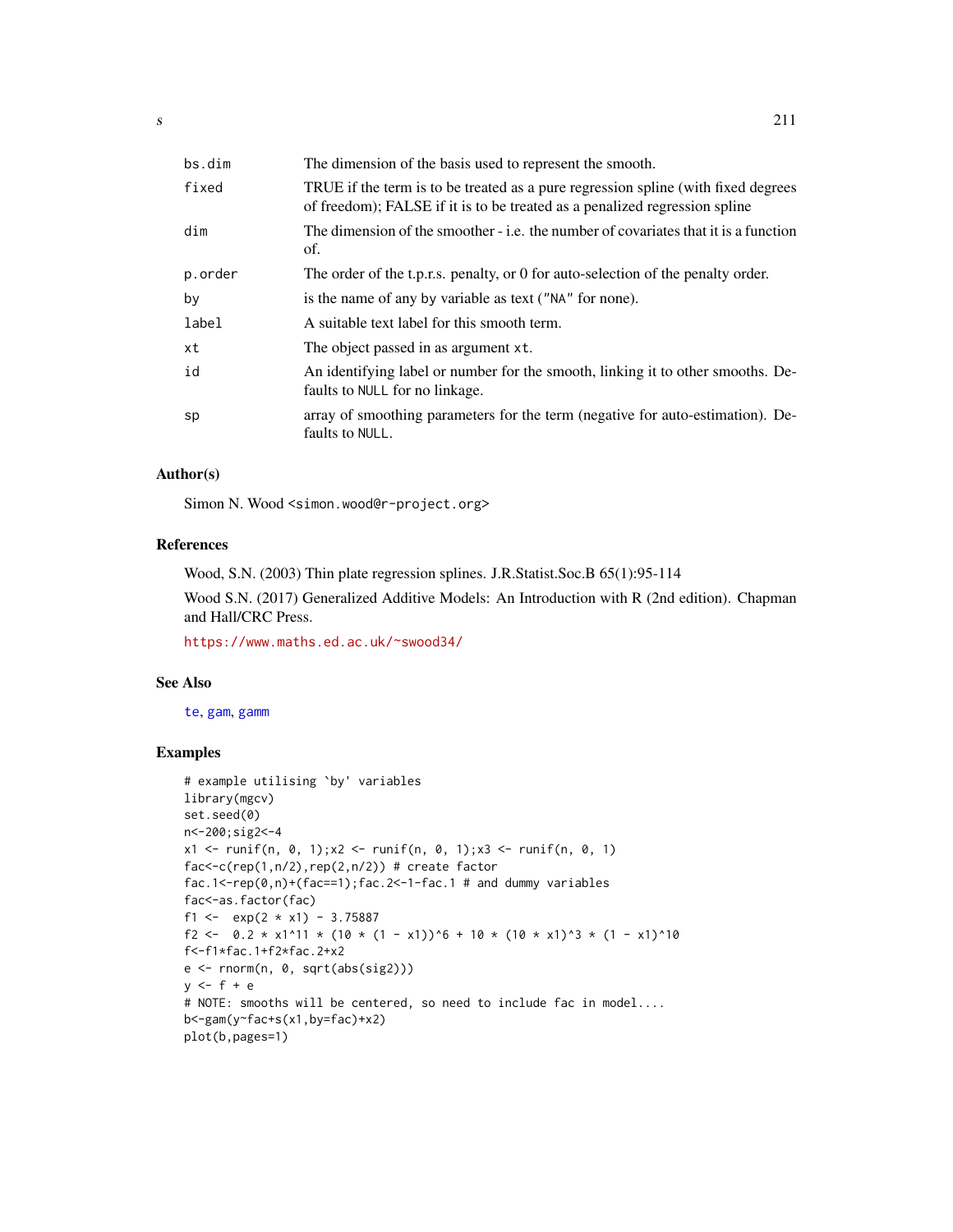| | |
|---|---|
| bs.dim | The dimension of the basis used to represent the smooth. |
| fixed | TRUE if the term is to be treated as a pure regression spline (with fixed degrees of freedom); FALSE if it is to be treated as a penalized regression spline |
| dim | The dimension of the smoother - i.e. the number of covariates that it is a function of. |
| p.order | The order of the t.p.r.s. penalty, or 0 for auto-selection of the penalty order. |
| by | is the name of any by variable as text ("NA" for none). |
| label | A suitable text label for this smooth term. |
| xt | The object passed in as argument xt. |
| id | An identifying label or number for the smooth, linking it to other smooths. Defaults to NULL for no linkage. |
| sp | array of smoothing parameters for the term (negative for auto-estimation). Defaults to NULL. |

### Author(s)

Simon N. Wood <simon.wood@r-project.org>

### References

Wood, S.N. (2003) Thin plate regression splines. J.R.Statist.Soc.B 65(1):95-114

Wood S.N. (2017) Generalized Additive Models: An Introduction with R (2nd edition). Chapman and Hall/CRC Press.

https://www.maths.ed.ac.uk/~swood34/

### See Also

te, gam, gamm

### Examples

```
# example utilising `by' variables
library(mgcv)
set.seed(0)
n<-200;sig2<-4
x1 <- runif(n, 0, 1);x2 <- runif(n, 0, 1);x3 <- runif(n, 0, 1)
fac<-c(rep(1,n/2),rep(2,n/2)) # create factor
fac.1<-rep(0,n)+(fac==1);fac.2<-1-fac.1 # and dummy variables
fac<-as.factor(fac)
f1 <-  exp(2 * x1) - 3.75887
f2 <-  0.2 * x1^11 * (10 * (1 - x1))^6 + 10 * (10 * x1)^3 * (1 - x1)^10
f<-f1*fac.1+f2*fac.2+x2
e <- rnorm(n, 0, sqrt(abs(sig2)))
y <- f + e
# NOTE: smooths will be centered, so need to include fac in model....
b<-gam(y~fac+s(x1,by=fac)+x2)
plot(b,pages=1)
```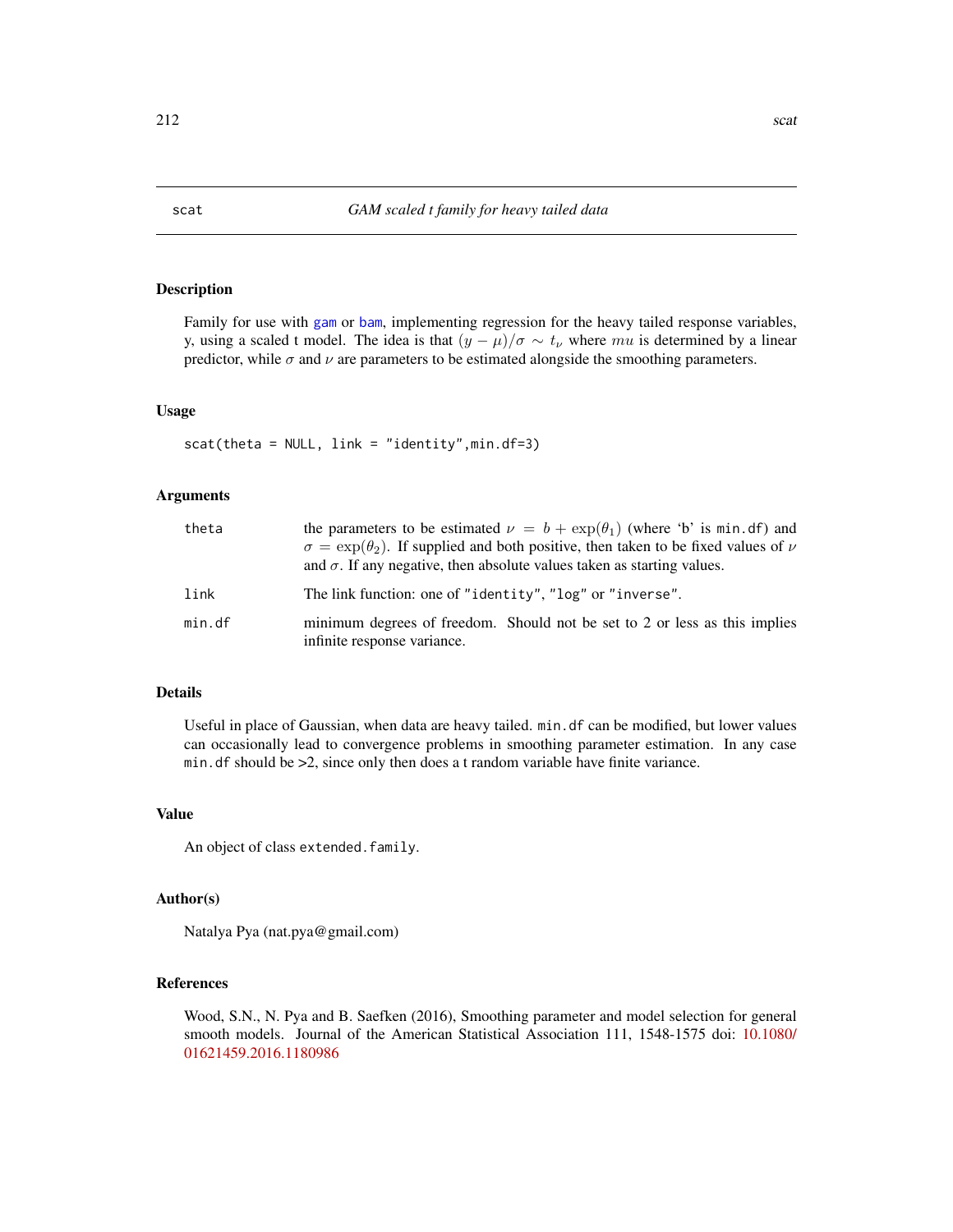scat *GAM scaled t family for heavy tailed data*

## Description

Family for use with gam or bam, implementing regression for the heavy tailed response variables, y, using a scaled t model. The idea is that $(y - \mu)/\sigma \sim t_\nu$ where $mu$ is determined by a linear predictor, while $\sigma$ and $\nu$ are parameters to be estimated alongside the smoothing parameters.

## Usage

```
scat(theta = NULL, link = "identity",min.df=3)
```

## Arguments

| | |
|---|---|
| theta | the parameters to be estimated $\nu = b + \exp(\theta_1)$ (where 'b' is min.df) and $\sigma = \exp(\theta_2)$. If supplied and both positive, then taken to be fixed values of $\nu$ and $\sigma$. If any negative, then absolute values taken as starting values. |
| link | The link function: one of "identity", "log" or "inverse". |
| min.df | minimum degrees of freedom. Should not be set to 2 or less as this implies infinite response variance. |

## Details

Useful in place of Gaussian, when data are heavy tailed. min.df can be modified, but lower values can occasionally lead to convergence problems in smoothing parameter estimation. In any case min.df should be >2, since only then does a t random variable have finite variance.

## Value

An object of class extended.family.

## Author(s)

Natalya Pya (nat.pya@gmail.com)

## References

Wood, S.N., N. Pya and B. Saefken (2016), Smoothing parameter and model selection for general smooth models. Journal of the American Statistical Association 111, 1548-1575 doi: 10.1080/01621459.2016.1180986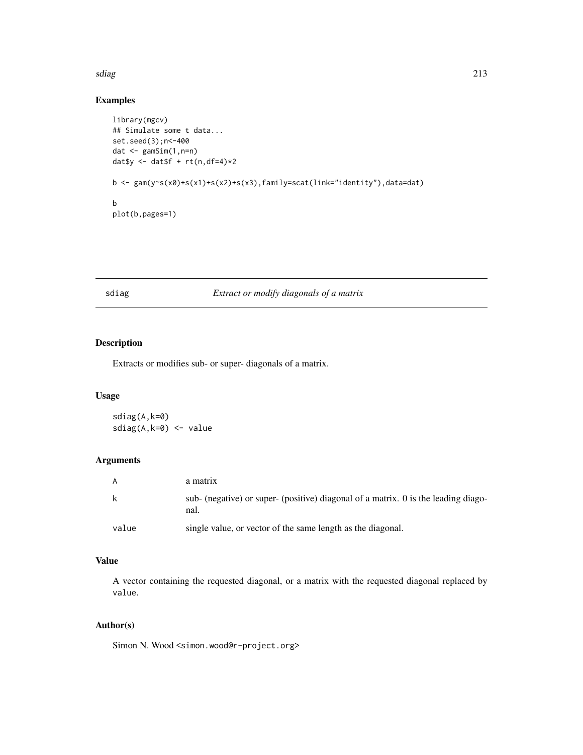## Examples

```
library(mgcv)
## Simulate some t data...
set.seed(3);n<-400
dat <- gamSim(1,n=n)
dat$y <- dat$f + rt(n,df=4)*2

b <- gam(y~s(x0)+s(x1)+s(x2)+s(x3),family=scat(link="identity"),data=dat)

b
plot(b,pages=1)
```

---

# sdiag — *Extract or modify diagonals of a matrix*

---

## Description

Extracts or modifies sub- or super- diagonals of a matrix.

## Usage

```
sdiag(A,k=0)
sdiag(A,k=0) <- value
```

## Arguments

| | |
|---|---|
| A | a matrix |
| k | sub- (negative) or super- (positive) diagonal of a matrix. 0 is the leading diagonal. |
| value | single value, or vector of the same length as the diagonal. |

## Value

A vector containing the requested diagonal, or a matrix with the requested diagonal replaced by `value`.

## Author(s)

Simon N. Wood <simon.wood@r-project.org>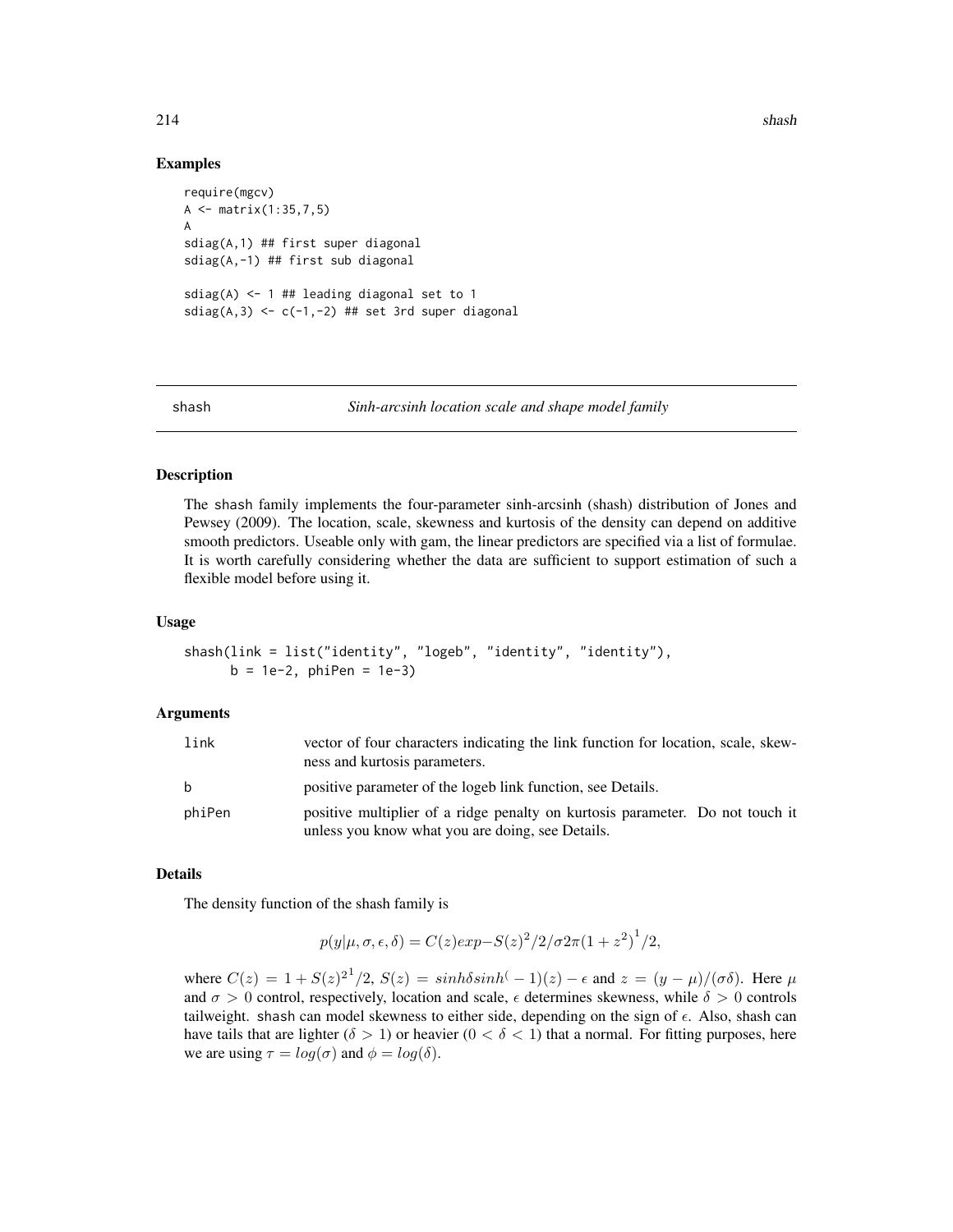## Examples

```
require(mgcv)
A <- matrix(1:35,7,5)
A
sdiag(A,1) ## first super diagonal
sdiag(A,-1) ## first sub diagonal

sdiag(A) <- 1 ## leading diagonal set to 1
sdiag(A,3) <- c(-1,-2) ## set 3rd super diagonal
```

---

# shash — *Sinh-arcsinh location scale and shape model family*

## Description

The shash family implements the four-parameter sinh-arcsinh (shash) distribution of Jones and Pewsey (2009). The location, scale, skewness and kurtosis of the density can depend on additive smooth predictors. Useable only with gam, the linear predictors are specified via a list of formulae. It is worth carefully considering whether the data are sufficient to support estimation of such a flexible model before using it.

## Usage

```
shash(link = list("identity", "logeb", "identity", "identity"),
      b = 1e-2, phiPen = 1e-3)
```

## Arguments

| | |
|---|---|
| link | vector of four characters indicating the link function for location, scale, skewness and kurtosis parameters. |
| b | positive parameter of the logeb link function, see Details. |
| phiPen | positive multiplier of a ridge penalty on kurtosis parameter. Do not touch it unless you know what you are doing, see Details. |

## Details

The density function of the shash family is

$$p(y|\mu, \sigma, \epsilon, \delta) = C(z) exp{-S(z)^2/2}/{\sigma 2\pi(1+z^2)}^1/2,$$

where $C(z) = {1 + S(z)^2}^1/2$, $S(z) = sinh{\delta sinh^(-1)(z) - \epsilon}$ and $z = (y - \mu)/(\sigma\delta)$. Here $\mu$ and $\sigma > 0$ control, respectively, location and scale, $\epsilon$ determines skewness, while $\delta > 0$ controls tailweight. shash can model skewness to either side, depending on the sign of $\epsilon$. Also, shash can have tails that are lighter ($\delta > 1$) or heavier ($0 < \delta < 1$) that a normal. For fitting purposes, here we are using $\tau = log(\sigma)$ and $\phi = log(\delta)$.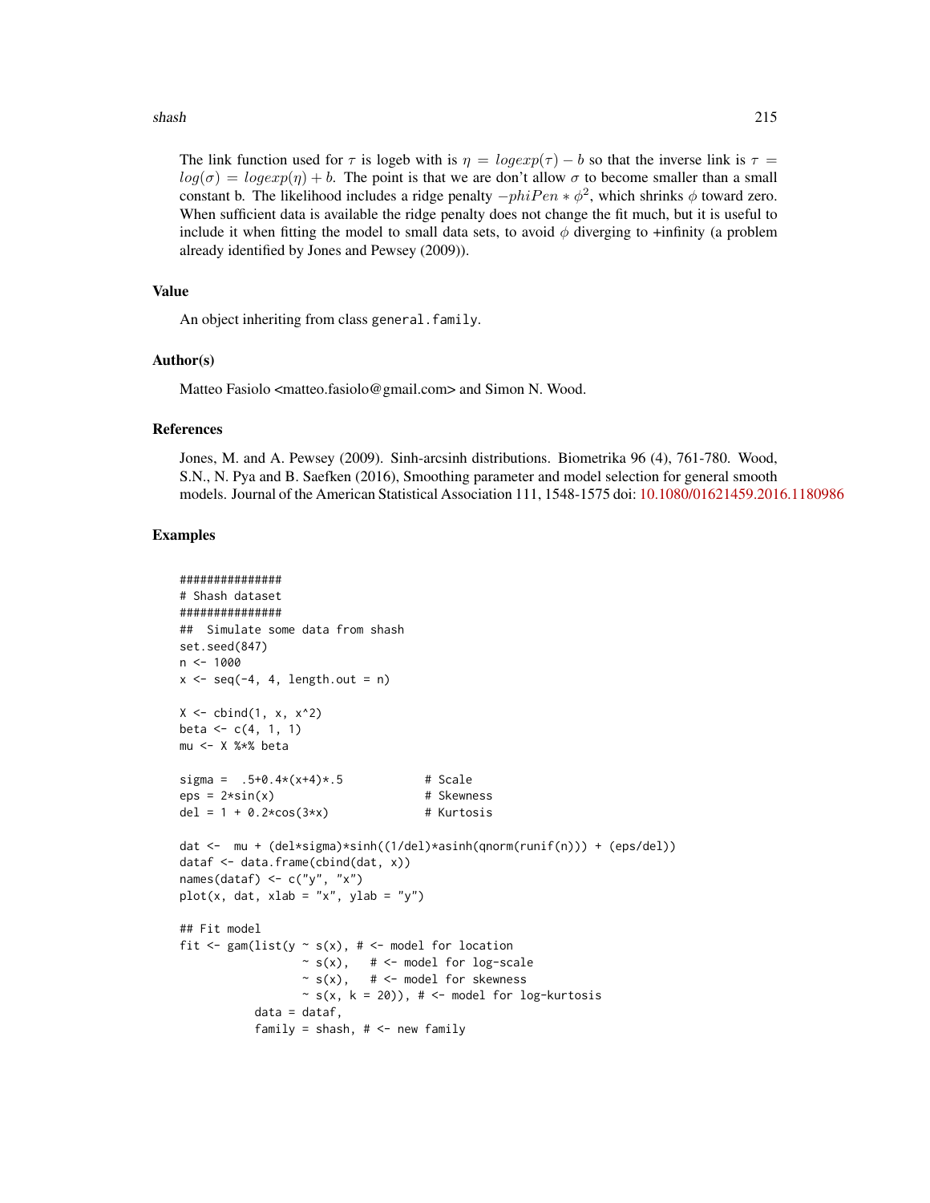The link function used for $\tau$ is logeb with is $\eta = logexp(\tau) - b$ so that the inverse link is $\tau = log(\sigma) = logexp(\eta) + b$. The point is that we are don't allow $\sigma$ to become smaller than a small constant b. The likelihood includes a ridge penalty $-phiPen * \phi^2$, which shrinks $\phi$ toward zero. When sufficient data is available the ridge penalty does not change the fit much, but it is useful to include it when fitting the model to small data sets, to avoid $\phi$ diverging to +infinity (a problem already identified by Jones and Pewsey (2009)).

## Value

An object inheriting from class `general.family`.

## Author(s)

Matteo Fasiolo <matteo.fasiolo@gmail.com> and Simon N. Wood.

## References

Jones, M. and A. Pewsey (2009). Sinh-arcsinh distributions. Biometrika 96 (4), 761-780. Wood, S.N., N. Pya and B. Saefken (2016), Smoothing parameter and model selection for general smooth models. Journal of the American Statistical Association 111, 1548-1575 doi: 10.1080/01621459.2016.1180986

## Examples

```
###############
# Shash dataset
###############
##  Simulate some data from shash
set.seed(847)
n <- 1000
x <- seq(-4, 4, length.out = n)

X <- cbind(1, x, x^2)
beta <- c(4, 1, 1)
mu <- X %*% beta

sigma =  .5+0.4*(x+4)*.5            # Scale
eps = 2*sin(x)                      # Skewness
del = 1 + 0.2*cos(3*x)              # Kurtosis

dat <-  mu + (del*sigma)*sinh((1/del)*asinh(qnorm(runif(n))) + (eps/del))
dataf <- data.frame(cbind(dat, x))
names(dataf) <- c("y", "x")
plot(x, dat, xlab = "x", ylab = "y")

## Fit model
fit <- gam(list(y ~ s(x), # <- model for location
                  ~ s(x),   # <- model for log-scale
                  ~ s(x),   # <- model for skewness
                  ~ s(x, k = 20)), # <- model for log-kurtosis
           data = dataf,
           family = shash, # <- new family
```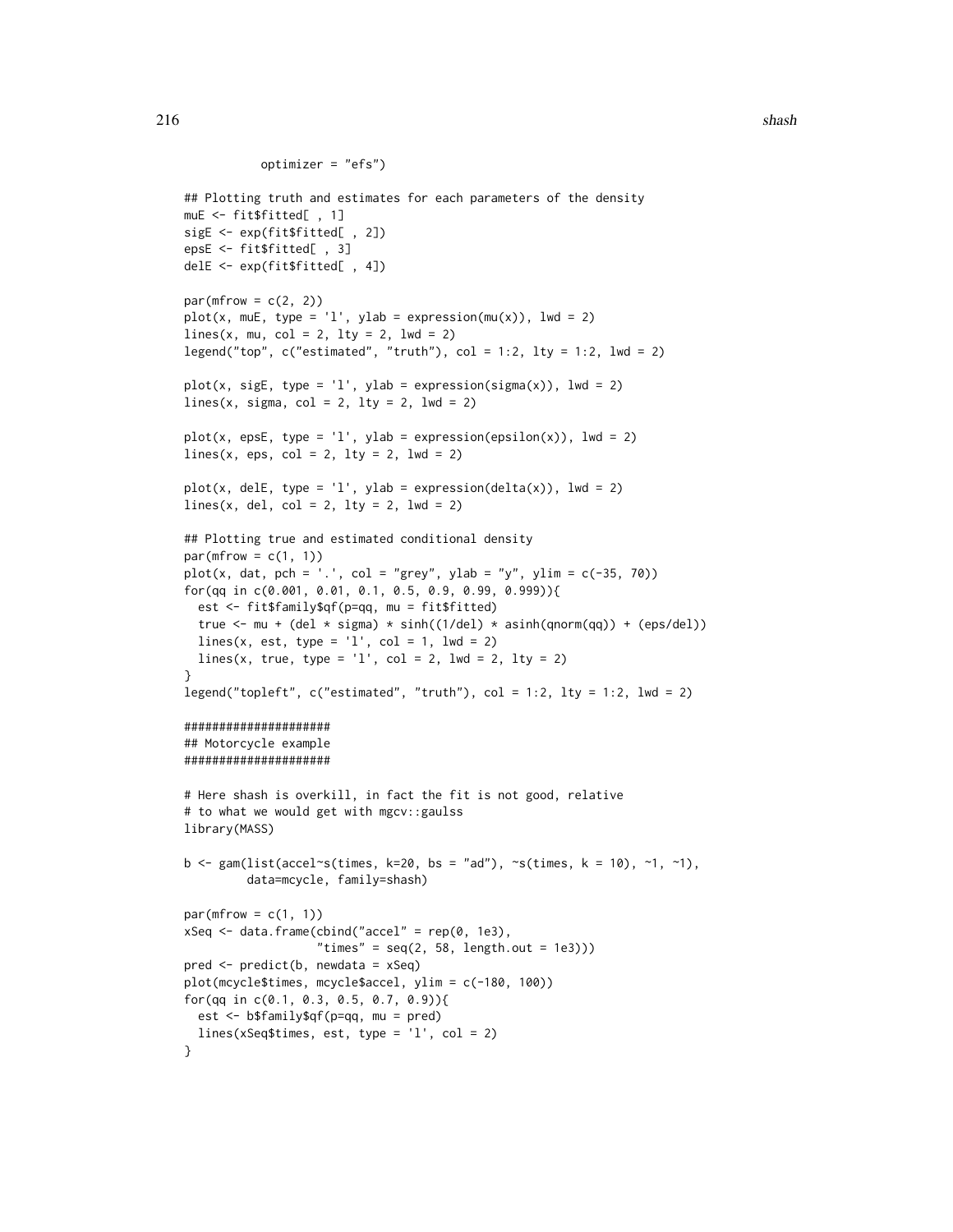```
            optimizer = "efs")

## Plotting truth and estimates for each parameters of the density
muE <- fit$fitted[ , 1]
sigE <- exp(fit$fitted[ , 2])
epsE <- fit$fitted[ , 3]
delE <- exp(fit$fitted[ , 4])

par(mfrow = c(2, 2))
plot(x, muE, type = 'l', ylab = expression(mu(x)), lwd = 2)
lines(x, mu, col = 2, lty = 2, lwd = 2)
legend("top", c("estimated", "truth"), col = 1:2, lty = 1:2, lwd = 2)

plot(x, sigE, type = 'l', ylab = expression(sigma(x)), lwd = 2)
lines(x, sigma, col = 2, lty = 2, lwd = 2)

plot(x, epsE, type = 'l', ylab = expression(epsilon(x)), lwd = 2)
lines(x, eps, col = 2, lty = 2, lwd = 2)

plot(x, delE, type = 'l', ylab = expression(delta(x)), lwd = 2)
lines(x, del, col = 2, lty = 2, lwd = 2)

## Plotting true and estimated conditional density
par(mfrow = c(1, 1))
plot(x, dat, pch = '.', col = "grey", ylab = "y", ylim = c(-35, 70))
for(qq in c(0.001, 0.01, 0.1, 0.5, 0.9, 0.99, 0.999)){
  est <- fit$family$qf(p=qq, mu = fit$fitted)
  true <- mu + (del * sigma) * sinh((1/del) * asinh(qnorm(qq)) + (eps/del))
  lines(x, est, type = 'l', col = 1, lwd = 2)
  lines(x, true, type = 'l', col = 2, lwd = 2, lty = 2)
}
legend("topleft", c("estimated", "truth"), col = 1:2, lty = 1:2, lwd = 2)

####################
## Motorcycle example
####################

# Here shash is overkill, in fact the fit is not good, relative
# to what we would get with mgcv::gaulss
library(MASS)

b <- gam(list(accel~s(times, k=20, bs = "ad"), ~s(times, k = 10), ~1, ~1),
         data=mcycle, family=shash)

par(mfrow = c(1, 1))
xSeq <- data.frame(cbind("accel" = rep(0, 1e3),
                   "times" = seq(2, 58, length.out = 1e3)))
pred <- predict(b, newdata = xSeq)
plot(mcycle$times, mcycle$accel, ylim = c(-180, 100))
for(qq in c(0.1, 0.3, 0.5, 0.7, 0.9)){
  est <- b$family$qf(p=qq, mu = pred)
  lines(xSeq$times, est, type = 'l', col = 2)
}
```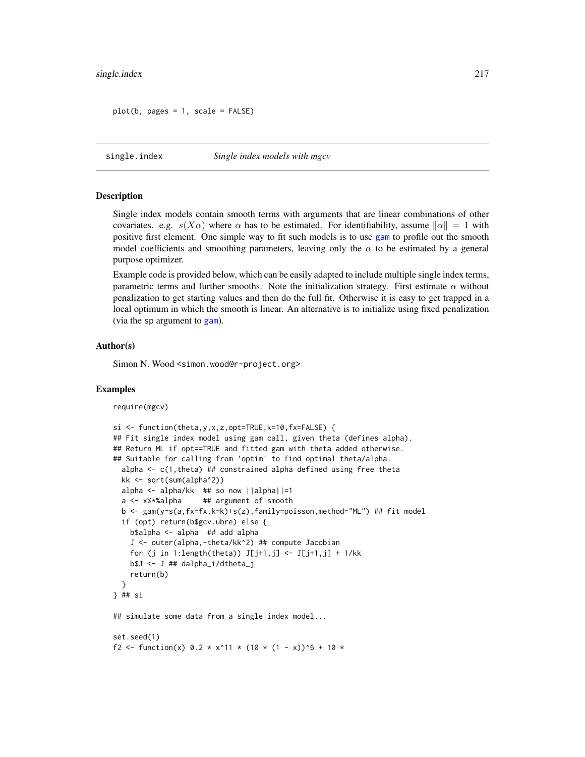```
plot(b, pages = 1, scale = FALSE)
```

## single.index — *Single index models with mgcv*

### Description

Single index models contain smooth terms with arguments that are linear combinations of other covariates. e.g. $s(X\alpha)$ where $\alpha$ has to be estimated. For identifiability, assume $\|\alpha\| = 1$ with positive first element. One simple way to fit such models is to use gam to profile out the smooth model coefficients and smoothing parameters, leaving only the $\alpha$ to be estimated by a general purpose optimizer.

Example code is provided below, which can be easily adapted to include multiple single index terms, parametric terms and further smooths. Note the initialization strategy. First estimate $\alpha$ without penalization to get starting values and then do the full fit. Otherwise it is easy to get trapped in a local optimum in which the smooth is linear. An alternative is to initialize using fixed penalization (via the sp argument to gam).

### Author(s)

Simon N. Wood <simon.wood@r-project.org>

### Examples

```
require(mgcv)

si <- function(theta,y,x,z,opt=TRUE,k=10,fx=FALSE) {
## Fit single index model using gam call, given theta (defines alpha).
## Return ML if opt==TRUE and fitted gam with theta added otherwise.
## Suitable for calling from 'optim' to find optimal theta/alpha.
  alpha <- c(1,theta) ## constrained alpha defined using free theta
  kk <- sqrt(sum(alpha^2))
  alpha <- alpha/kk  ## so now ||alpha||=1
  a <- x%*%alpha     ## argument of smooth
  b <- gam(y~s(a,fx=fx,k=k)+s(z),family=poisson,method="ML") ## fit model
  if (opt) return(b$gcv.ubre) else {
    b$alpha <- alpha  ## add alpha
    J <- outer(alpha,-theta/kk^2) ## compute Jacobian
    for (j in 1:length(theta)) J[j+1,j] <- J[j+1,j] + 1/kk
    b$J <- J ## dalpha_i/dtheta_j
    return(b)
  }
} ## si

## simulate some data from a single index model...

set.seed(1)
f2 <- function(x) 0.2 * x^11 * (10 * (1 - x))^6 + 10 *
```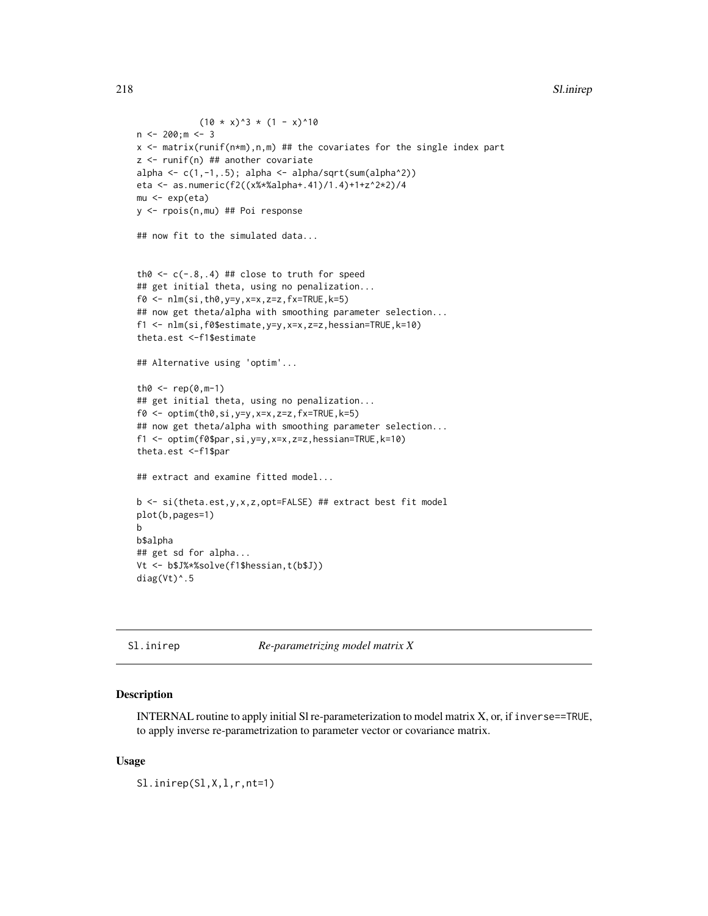```
            (10 * x)^3 * (1 - x)^10
n <- 200;m <- 3
x <- matrix(runif(n*m),n,m) ## the covariates for the single index part
z <- runif(n) ## another covariate
alpha <- c(1,-1,.5); alpha <- alpha/sqrt(sum(alpha^2))
eta <- as.numeric(f2((x%*%alpha+.41)/1.4)+1+z^2*2)/4
mu <- exp(eta)
y <- rpois(n,mu) ## Poi response

## now fit to the simulated data...


th0 <- c(-.8,.4) ## close to truth for speed
## get initial theta, using no penalization...
f0 <- nlm(si,th0,y=y,x=x,z=z,fx=TRUE,k=5)
## now get theta/alpha with smoothing parameter selection...
f1 <- nlm(si,f0$estimate,y=y,x=x,z=z,hessian=TRUE,k=10)
theta.est <-f1$estimate

## Alternative using 'optim'...

th0 <- rep(0,m-1)
## get initial theta, using no penalization...
f0 <- optim(th0,si,y=y,x=x,z=z,fx=TRUE,k=5)
## now get theta/alpha with smoothing parameter selection...
f1 <- optim(f0$par,si,y=y,x=x,z=z,hessian=TRUE,k=10)
theta.est <-f1$par

## extract and examine fitted model...

b <- si(theta.est,y,x,z,opt=FALSE) ## extract best fit model
plot(b,pages=1)
b
b$alpha
## get sd for alpha...
Vt <- b$J%*%solve(f1$hessian,t(b$J))
diag(Vt)^.5
```

---

## Sl.inirep *Re-parametrizing model matrix X*

### Description

INTERNAL routine to apply initial Sl re-parameterization to model matrix X, or, if `inverse==TRUE`, to apply inverse re-parametrization to parameter vector or covariance matrix.

### Usage

```
Sl.inirep(Sl,X,l,r,nt=1)
```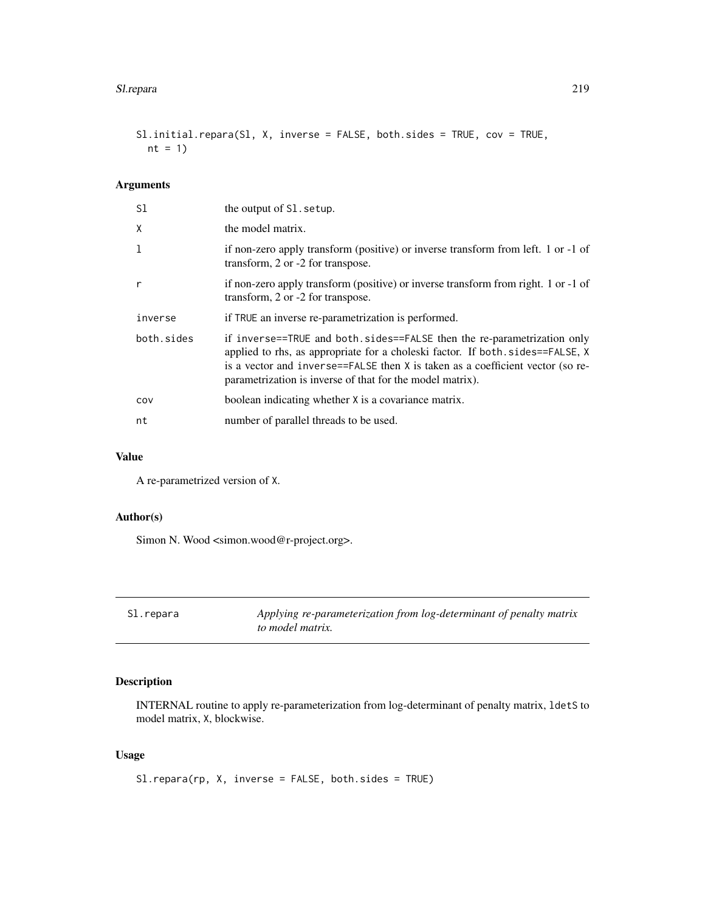```
Sl.initial.repara(Sl, X, inverse = FALSE, both.sides = TRUE, cov = TRUE,
  nt = 1)
```

### Arguments

| | |
|---|---|
| Sl | the output of `Sl.setup`. |
| X | the model matrix. |
| l | if non-zero apply transform (positive) or inverse transform from left. 1 or -1 of transform, 2 or -2 for transpose. |
| r | if non-zero apply transform (positive) or inverse transform from right. 1 or -1 of transform, 2 or -2 for transpose. |
| inverse | if `TRUE` an inverse re-parametrization is performed. |
| both.sides | if `inverse==TRUE` and `both.sides==FALSE` then the re-parametrization only applied to rhs, as appropriate for a choleski factor. If `both.sides==FALSE`, `X` is a vector and `inverse==FALSE` then `X` is taken as a coefficient vector (so re-parametrization is inverse of that for the model matrix). |
| cov | boolean indicating whether `X` is a covariance matrix. |
| nt | number of parallel threads to be used. |

### Value

A re-parametrized version of `X`.

### Author(s)

Simon N. Wood <simon.wood@r-project.org>.

---

## Sl.repara — *Applying re-parameterization from log-determinant of penalty matrix to model matrix.*

---

### Description

INTERNAL routine to apply re-parameterization from log-determinant of penalty matrix, `ldetS` to model matrix, `X`, blockwise.

### Usage

```
Sl.repara(rp, X, inverse = FALSE, both.sides = TRUE)
```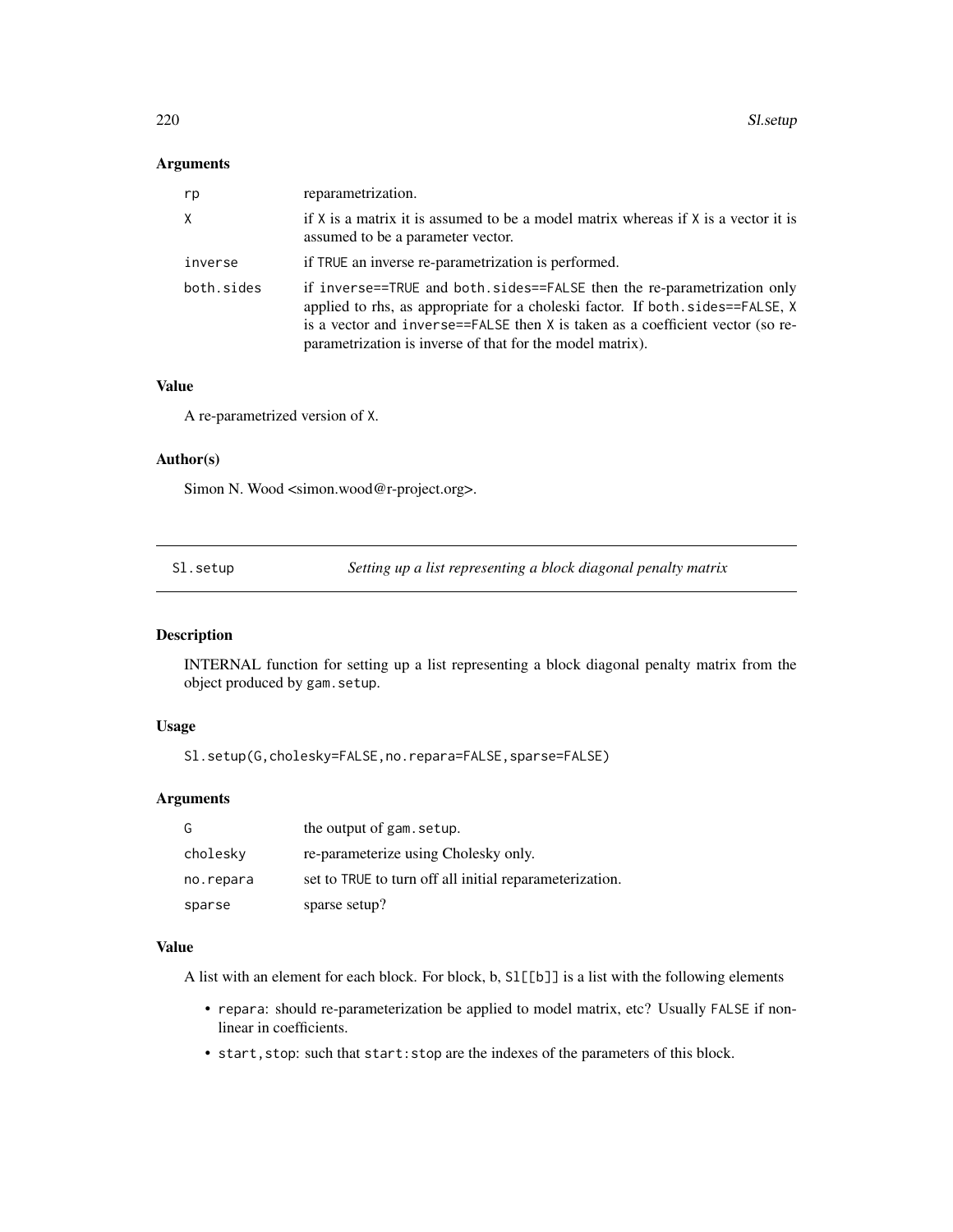### Arguments

| | |
|---|---|
| `rp` | reparametrization. |
| `X` | if `X` is a matrix it is assumed to be a model matrix whereas if `X` is a vector it is assumed to be a parameter vector. |
| `inverse` | if `TRUE` an inverse re-parametrization is performed. |
| `both.sides` | if `inverse==TRUE` and `both.sides==FALSE` then the re-parametrization only applied to rhs, as appropriate for a choleski factor. If `both.sides==FALSE`, `X` is a vector and `inverse==FALSE` then `X` is taken as a coefficient vector (so re-parametrization is inverse of that for the model matrix). |

### Value

A re-parametrized version of `X`.

### Author(s)

Simon N. Wood <simon.wood@r-project.org>.

---

## Sl.setup — *Setting up a list representing a block diagonal penalty matrix*

---

### Description

INTERNAL function for setting up a list representing a block diagonal penalty matrix from the object produced by `gam.setup`.

### Usage

```
Sl.setup(G,cholesky=FALSE,no.repara=FALSE,sparse=FALSE)
```

### Arguments

| | |
|---|---|
| `G` | the output of `gam.setup`. |
| `cholesky` | re-parameterize using Cholesky only. |
| `no.repara` | set to `TRUE` to turn off all initial reparameterization. |
| `sparse` | sparse setup? |

### Value

A list with an element for each block. For block, b, `Sl[[b]]` is a list with the following elements

- `repara`: should re-parameterization be applied to model matrix, etc? Usually `FALSE` if non-linear in coefficients.
- `start,stop`: such that `start:stop` are the indexes of the parameters of this block.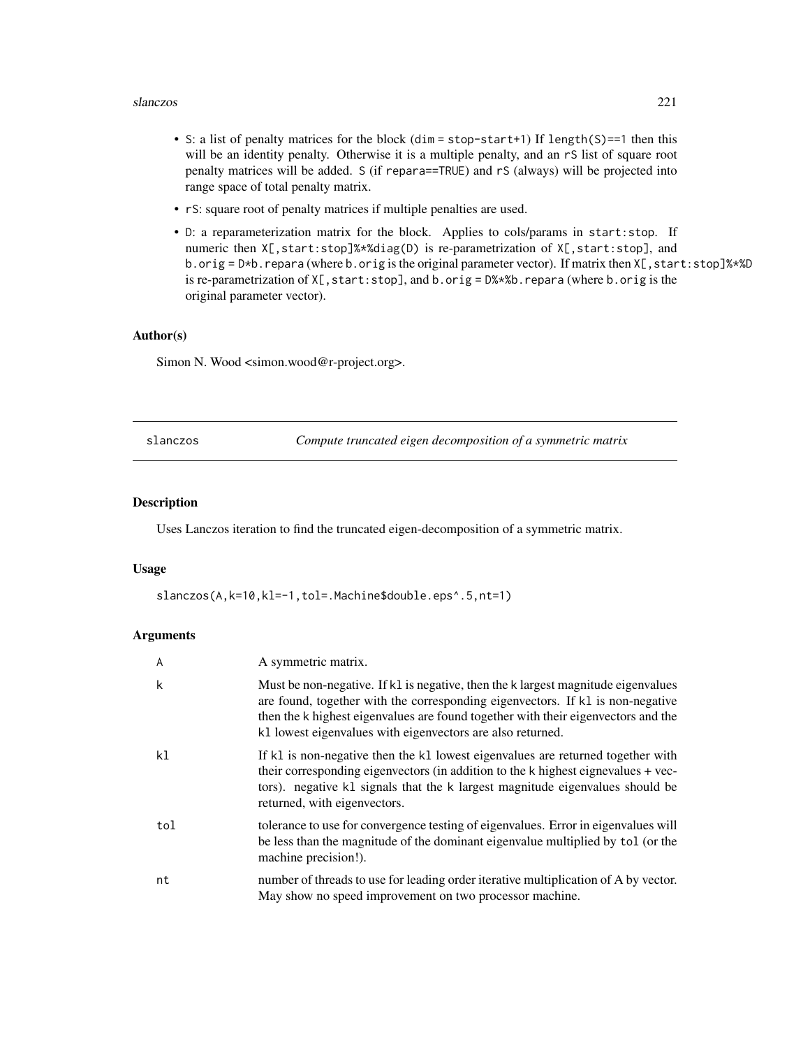- S: a list of penalty matrices for the block (dim = stop-start+1) If length(S)==1 then this will be an identity penalty. Otherwise it is a multiple penalty, and an rS list of square root penalty matrices will be added. S (if repara==TRUE) and rS (always) will be projected into range space of total penalty matrix.
- rS: square root of penalty matrices if multiple penalties are used.
- D: a reparameterization matrix for the block. Applies to cols/params in start:stop. If numeric then X[,start:stop]%*%diag(D) is re-parametrization of X[,start:stop], and b.orig = D*b.repara (where b.orig is the original parameter vector). If matrix then X[,start:stop]%*%D is re-parametrization of X[,start:stop], and b.orig = D%*%b.repara (where b.orig is the original parameter vector).

### Author(s)

Simon N. Wood <simon.wood@r-project.org>.

---

## slanczos — *Compute truncated eigen decomposition of a symmetric matrix*

### Description

Uses Lanczos iteration to find the truncated eigen-decomposition of a symmetric matrix.

### Usage

```
slanczos(A,k=10,kl=-1,tol=.Machine$double.eps^.5,nt=1)
```

### Arguments

| | |
|---|---|
| A | A symmetric matrix. |
| k | Must be non-negative. If kl is negative, then the k largest magnitude eigenvalues are found, together with the corresponding eigenvectors. If kl is non-negative then the k highest eigenvalues are found together with their eigenvectors and the kl lowest eigenvalues with eigenvectors are also returned. |
| kl | If kl is non-negative then the kl lowest eigenvalues are returned together with their corresponding eigenvectors (in addition to the k highest eignevalues + vectors). negative kl signals that the k largest magnitude eigenvalues should be returned, with eigenvectors. |
| tol | tolerance to use for convergence testing of eigenvalues. Error in eigenvalues will be less than the magnitude of the dominant eigenvalue multiplied by tol (or the machine precision!). |
| nt | number of threads to use for leading order iterative multiplication of A by vector. May show no speed improvement on two processor machine. |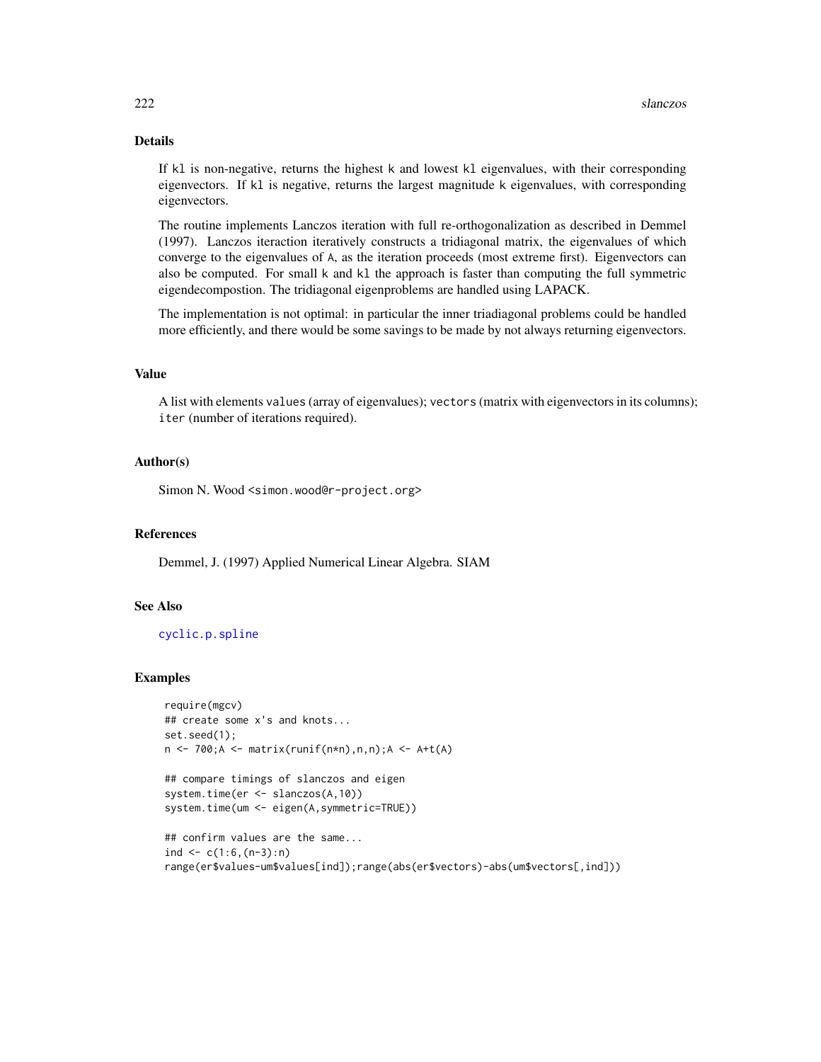## Details

If `kl` is non-negative, returns the highest `k` and lowest `kl` eigenvalues, with their corresponding eigenvectors. If `kl` is negative, returns the largest magnitude `k` eigenvalues, with corresponding eigenvectors.

The routine implements Lanczos iteration with full re-orthogonalization as described in Demmel (1997). Lanczos iteraction iteratively constructs a tridiagonal matrix, the eigenvalues of which converge to the eigenvalues of `A`, as the iteration proceeds (most extreme first). Eigenvectors can also be computed. For small `k` and `kl` the approach is faster than computing the full symmetric eigendecompostion. The tridiagonal eigenproblems are handled using LAPACK.

The implementation is not optimal: in particular the inner triadiagonal problems could be handled more efficiently, and there would be some savings to be made by not always returning eigenvectors.

## Value

A list with elements `values` (array of eigenvalues); `vectors` (matrix with eigenvectors in its columns); `iter` (number of iterations required).

## Author(s)

Simon N. Wood <simon.wood@r-project.org>

## References

Demmel, J. (1997) Applied Numerical Linear Algebra. SIAM

## See Also

cyclic.p.spline

## Examples

```
require(mgcv)
## create some x's and knots...
set.seed(1);
n <- 700;A <- matrix(runif(n*n),n,n);A <- A+t(A)

## compare timings of slanczos and eigen
system.time(er <- slanczos(A,10))
system.time(um <- eigen(A,symmetric=TRUE))

## confirm values are the same...
ind <- c(1:6,(n-3):n)
range(er$values-um$values[ind]);range(abs(er$vectors)-abs(um$vectors[,ind]))
```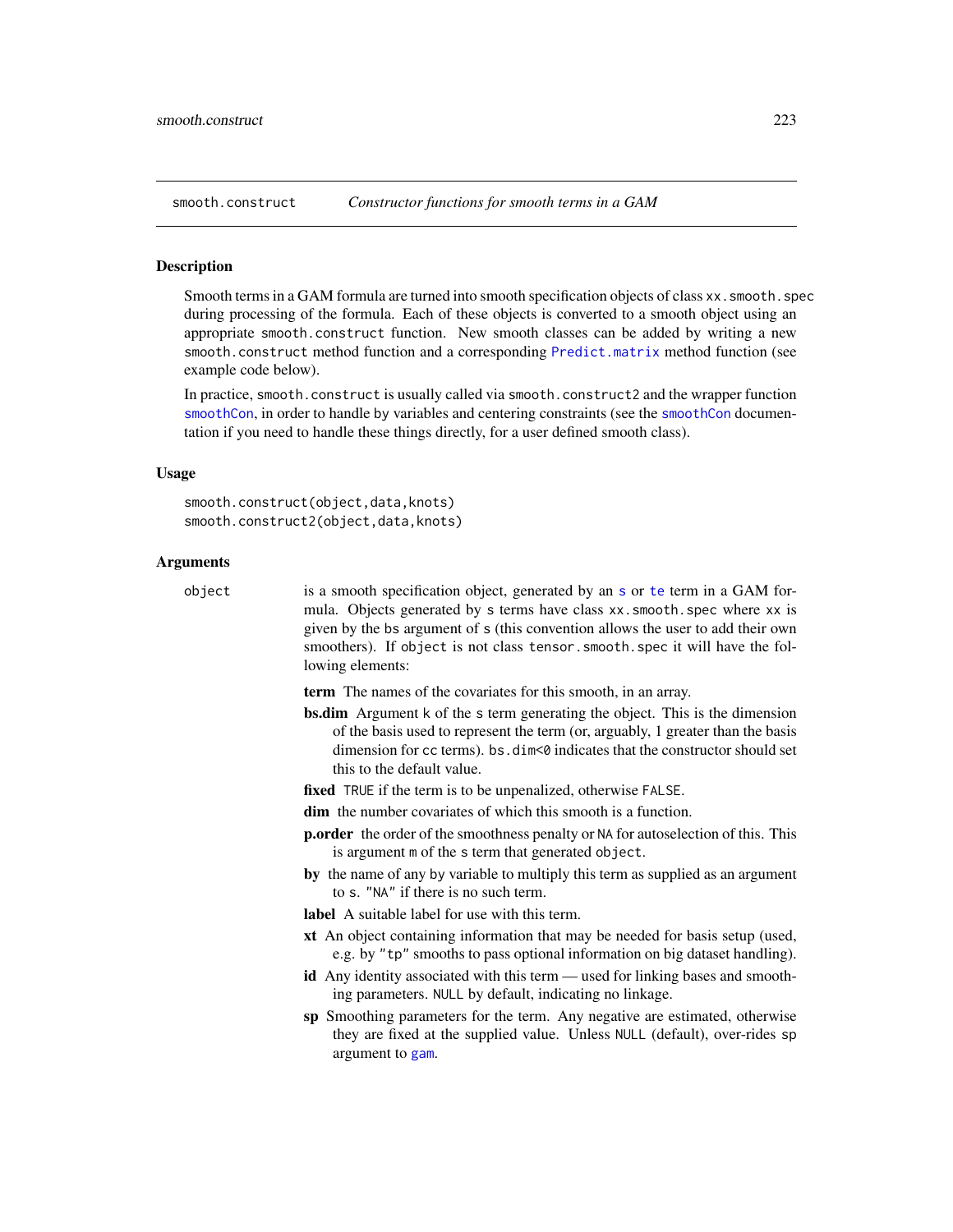smooth.construct *Constructor functions for smooth terms in a GAM*

## Description

Smooth terms in a GAM formula are turned into smooth specification objects of class `xx.smooth.spec` during processing of the formula. Each of these objects is converted to a smooth object using an appropriate `smooth.construct` function. New smooth classes can be added by writing a new `smooth.construct` method function and a corresponding `Predict.matrix` method function (see example code below).

In practice, `smooth.construct` is usually called via `smooth.construct2` and the wrapper function `smoothCon`, in order to handle `by` variables and centering constraints (see the `smoothCon` documentation if you need to handle these things directly, for a user defined smooth class).

## Usage

```
smooth.construct(object,data,knots)
smooth.construct2(object,data,knots)
```

## Arguments

`object` is a smooth specification object, generated by an `s` or `te` term in a GAM formula. Objects generated by `s` terms have class `xx.smooth.spec` where `xx` is given by the `bs` argument of `s` (this convention allows the user to add their own smoothers). If `object` is not class `tensor.smooth.spec` it will have the following elements:

- **term** The names of the covariates for this smooth, in an array.
- **bs.dim** Argument `k` of the `s` term generating the object. This is the dimension of the basis used to represent the term (or, arguably, 1 greater than the basis dimension for `cc` terms). `bs.dim<0` indicates that the constructor should set this to the default value.
- **fixed** `TRUE` if the term is to be unpenalized, otherwise `FALSE`.
- **dim** the number covariates of which this smooth is a function.
- **p.order** the order of the smoothness penalty or `NA` for autoselection of this. This is argument `m` of the `s` term that generated `object`.
- **by** the name of any `by` variable to multiply this term as supplied as an argument to `s`. `"NA"` if there is no such term.
- **label** A suitable label for use with this term.
- **xt** An object containing information that may be needed for basis setup (used, e.g. by `"tp"` smooths to pass optional information on big dataset handling).
- **id** Any identity associated with this term — used for linking bases and smoothing parameters. `NULL` by default, indicating no linkage.
- **sp** Smoothing parameters for the term. Any negative are estimated, otherwise they are fixed at the supplied value. Unless `NULL` (default), over-rides `sp` argument to `gam`.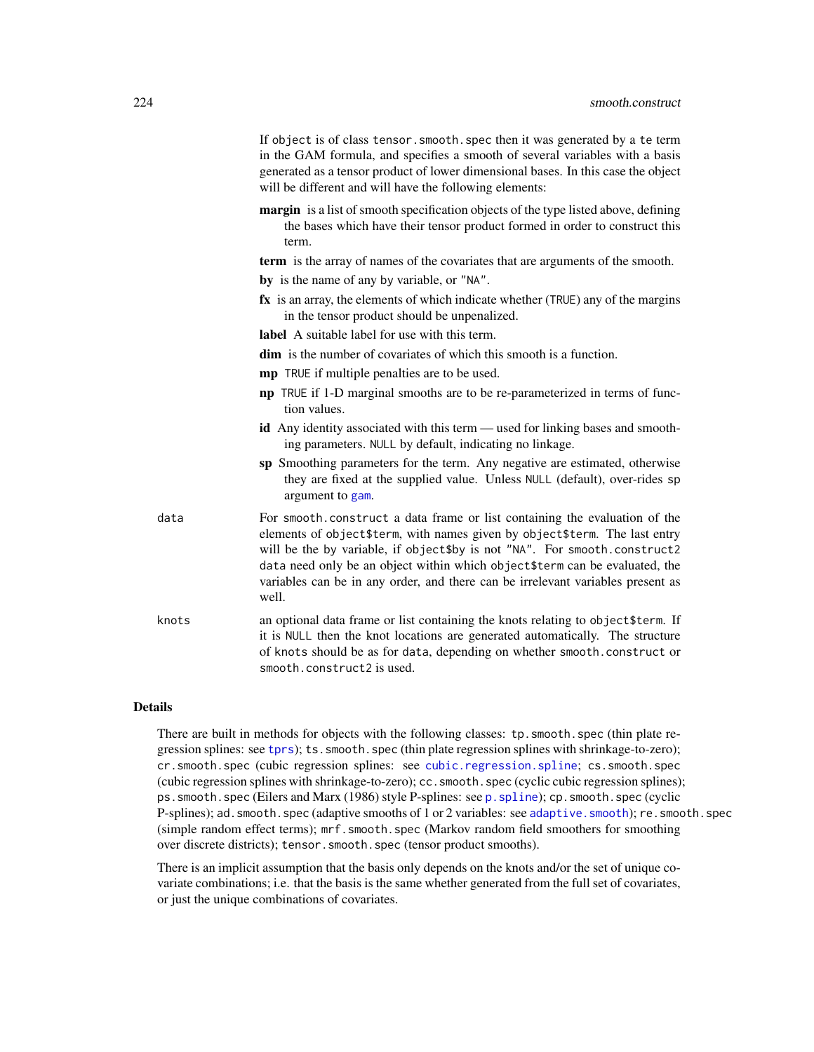If object is of class `tensor.smooth.spec` then it was generated by a `te` term in the GAM formula, and specifies a smooth of several variables with a basis generated as a tensor product of lower dimensional bases. In this case the object will be different and will have the following elements:

**margin** is a list of smooth specification objects of the type listed above, defining the bases which have their tensor product formed in order to construct this term.

**term** is the array of names of the covariates that are arguments of the smooth.

**by** is the name of any by variable, or `"NA"`.

**fx** is an array, the elements of which indicate whether (`TRUE`) any of the margins in the tensor product should be unpenalized.

**label** A suitable label for use with this term.

**dim** is the number of covariates of which this smooth is a function.

**mp** `TRUE` if multiple penalties are to be used.

**np** `TRUE` if 1-D marginal smooths are to be re-parameterized in terms of function values.

**id** Any identity associated with this term — used for linking bases and smoothing parameters. `NULL` by default, indicating no linkage.

**sp** Smoothing parameters for the term. Any negative are estimated, otherwise they are fixed at the supplied value. Unless `NULL` (default), over-rides `sp` argument to `gam`.

`data` For `smooth.construct` a data frame or list containing the evaluation of the elements of `object$term`, with names given by `object$term`. The last entry will be the `by` variable, if `object$by` is not `"NA"`. For `smooth.construct2` `data` need only be an object within which `object$term` can be evaluated, the variables can be in any order, and there can be irrelevant variables present as well.

`knots` an optional data frame or list containing the knots relating to `object$term`. If it is `NULL` then the knot locations are generated automatically. The structure of `knots` should be as for `data`, depending on whether `smooth.construct` or `smooth.construct2` is used.

## Details

There are built in methods for objects with the following classes: `tp.smooth.spec` (thin plate regression splines: see `tprs`); `ts.smooth.spec` (thin plate regression splines with shrinkage-to-zero); `cr.smooth.spec` (cubic regression splines: see `cubic.regression.spline`; `cs.smooth.spec` (cubic regression splines with shrinkage-to-zero); `cc.smooth.spec` (cyclic cubic regression splines); `ps.smooth.spec` (Eilers and Marx (1986) style P-splines: see `p.spline`); `cp.smooth.spec` (cyclic P-splines); `ad.smooth.spec` (adaptive smooths of 1 or 2 variables: see `adaptive.smooth`); `re.smooth.spec` (simple random effect terms); `mrf.smooth.spec` (Markov random field smoothers for smoothing over discrete districts); `tensor.smooth.spec` (tensor product smooths).

There is an implicit assumption that the basis only depends on the knots and/or the set of unique covariate combinations; i.e. that the basis is the same whether generated from the full set of covariates, or just the unique combinations of covariates.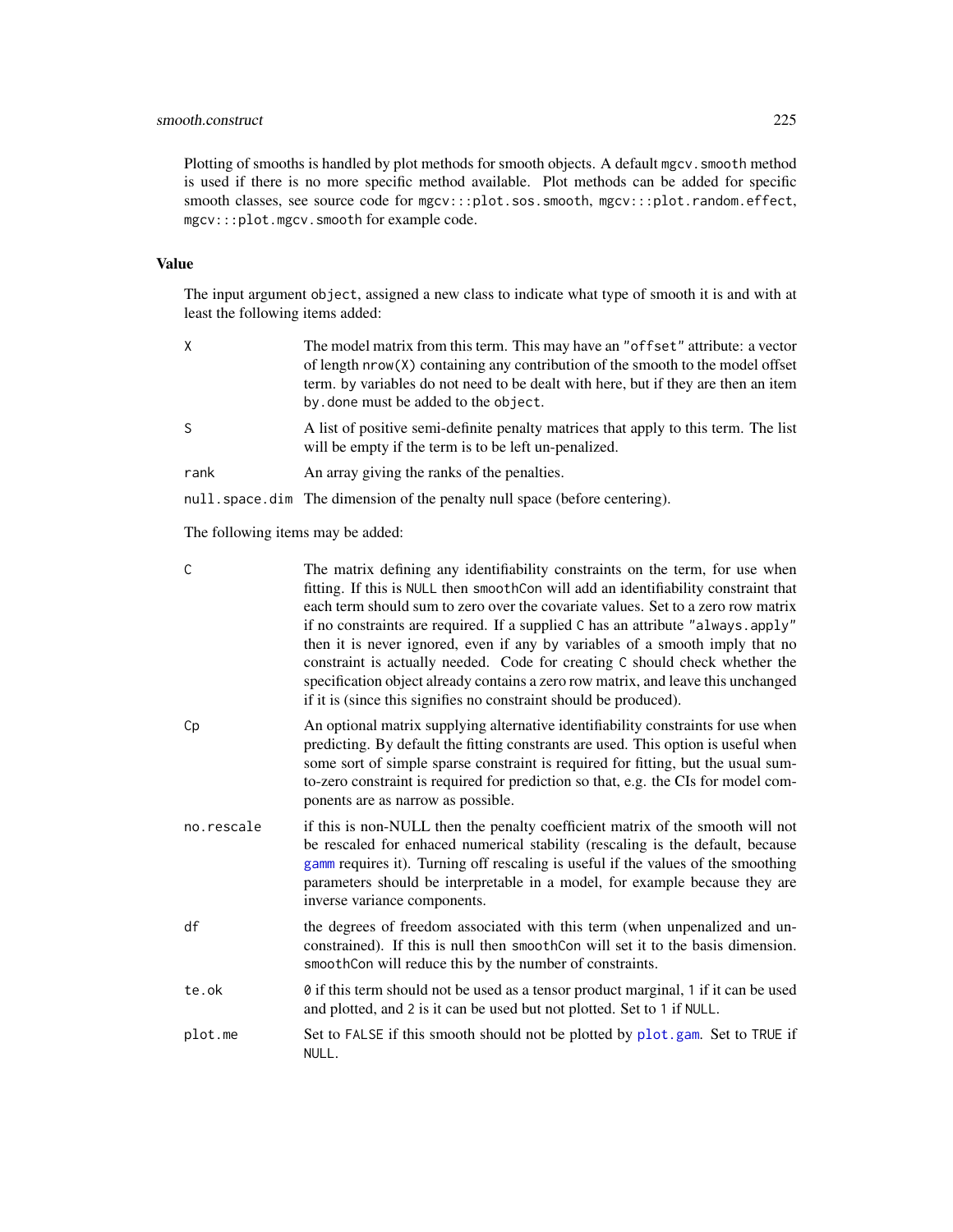Plotting of smooths is handled by plot methods for smooth objects. A default `mgcv.smooth` method is used if there is no more specific method available. Plot methods can be added for specific smooth classes, see source code for `mgcv:::plot.sos.smooth`, `mgcv:::plot.random.effect`, `mgcv:::plot.mgcv.smooth` for example code.

## Value

The input argument `object`, assigned a new class to indicate what type of smooth it is and with at least the following items added:

- `X` — The model matrix from this term. This may have an `"offset"` attribute: a vector of length `nrow(X)` containing any contribution of the smooth to the model offset term. `by` variables do not need to be dealt with here, but if they are then an item `by.done` must be added to the `object`.
- `S` — A list of positive semi-definite penalty matrices that apply to this term. The list will be empty if the term is to be left un-penalized.
- `rank` — An array giving the ranks of the penalties.
- `null.space.dim` — The dimension of the penalty null space (before centering).

The following items may be added:

- `C` — The matrix defining any identifiability constraints on the term, for use when fitting. If this is `NULL` then `smoothCon` will add an identifiability constraint that each term should sum to zero over the covariate values. Set to a zero row matrix if no constraints are required. If a supplied `C` has an attribute `"always.apply"` then it is never ignored, even if any `by` variables of a smooth imply that no constraint is actually needed. Code for creating `C` should check whether the specification object already contains a zero row matrix, and leave this unchanged if it is (since this signifies no constraint should be produced).
- `Cp` — An optional matrix supplying alternative identifiability constraints for use when predicting. By default the fitting constrants are used. This option is useful when some sort of simple sparse constraint is required for fitting, but the usual sum-to-zero constraint is required for prediction so that, e.g. the CIs for model components are as narrow as possible.
- `no.rescale` — if this is non-NULL then the penalty coefficient matrix of the smooth will not be rescaled for enhaced numerical stability (rescaling is the default, because `gamm` requires it). Turning off rescaling is useful if the values of the smoothing parameters should be interpretable in a model, for example because they are inverse variance components.
- `df` — the degrees of freedom associated with this term (when unpenalized and unconstrained). If this is null then `smoothCon` will set it to the basis dimension. `smoothCon` will reduce this by the number of constraints.
- `te.ok` — `0` if this term should not be used as a tensor product marginal, `1` if it can be used and plotted, and `2` is it can be used but not plotted. Set to `1` if `NULL`.
- `plot.me` — Set to `FALSE` if this smooth should not be plotted by `plot.gam`. Set to `TRUE` if `NULL`.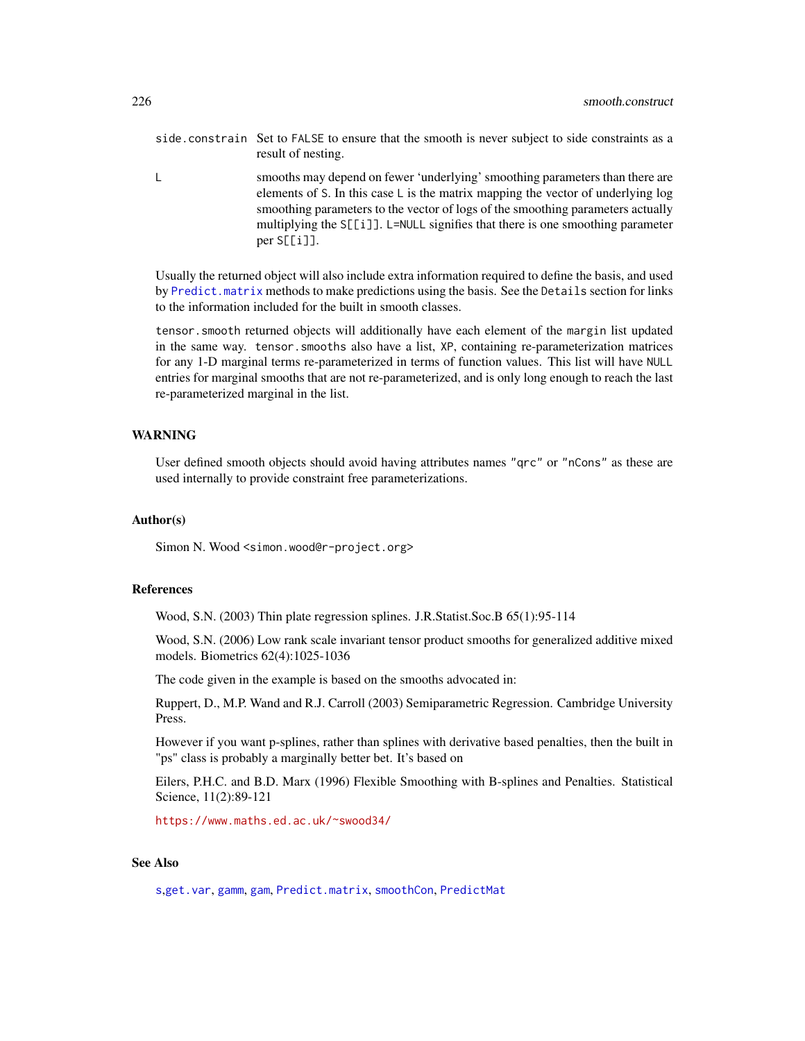side.constrain
: Set to FALSE to ensure that the smooth is never subject to side constraints as a result of nesting.

L
: smooths may depend on fewer 'underlying' smoothing parameters than there are elements of S. In this case L is the matrix mapping the vector of underlying log smoothing parameters to the vector of logs of the smoothing parameters actually multiplying the S[[i]]. L=NULL signifies that there is one smoothing parameter per S[[i]].

Usually the returned object will also include extra information required to define the basis, and used by Predict.matrix methods to make predictions using the basis. See the Details section for links to the information included for the built in smooth classes.

tensor.smooth returned objects will additionally have each element of the margin list updated in the same way. tensor.smooths also have a list, XP, containing re-parameterization matrices for any 1-D marginal terms re-parameterized in terms of function values. This list will have NULL entries for marginal smooths that are not re-parameterized, and is only long enough to reach the last re-parameterized marginal in the list.

## WARNING

User defined smooth objects should avoid having attributes names "qrc" or "nCons" as these are used internally to provide constraint free parameterizations.

## Author(s)

Simon N. Wood <simon.wood@r-project.org>

## References

Wood, S.N. (2003) Thin plate regression splines. J.R.Statist.Soc.B 65(1):95-114

Wood, S.N. (2006) Low rank scale invariant tensor product smooths for generalized additive mixed models. Biometrics 62(4):1025-1036

The code given in the example is based on the smooths advocated in:

Ruppert, D., M.P. Wand and R.J. Carroll (2003) Semiparametric Regression. Cambridge University Press.

However if you want p-splines, rather than splines with derivative based penalties, then the built in "ps" class is probably a marginally better bet. It's based on

Eilers, P.H.C. and B.D. Marx (1996) Flexible Smoothing with B-splines and Penalties. Statistical Science, 11(2):89-121

https://www.maths.ed.ac.uk/~swood34/

## See Also

s, get.var, gamm, gam, Predict.matrix, smoothCon, PredictMat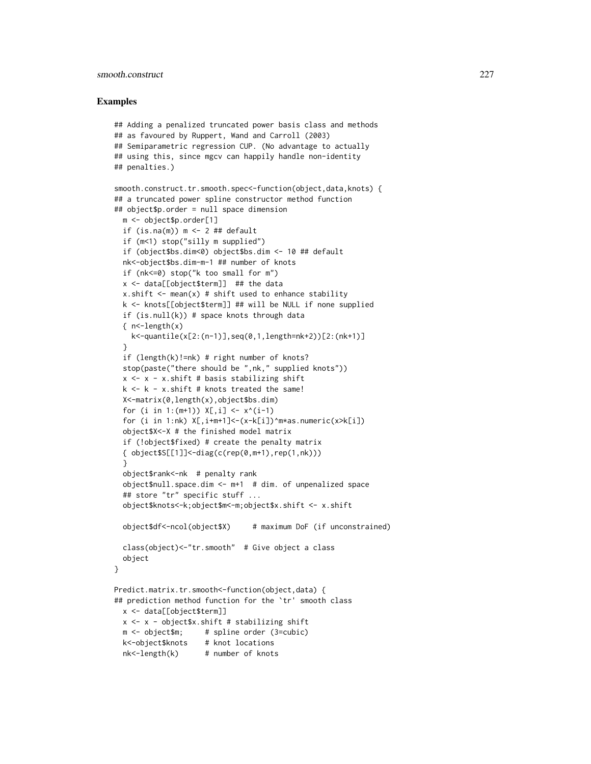## Examples

```
## Adding a penalized truncated power basis class and methods
## as favoured by Ruppert, Wand and Carroll (2003)
## Semiparametric regression CUP. (No advantage to actually
## using this, since mgcv can happily handle non-identity
## penalties.)

smooth.construct.tr.smooth.spec<-function(object,data,knots) {
## a truncated power spline constructor method function
## object$p.order = null space dimension
  m <- object$p.order[1]
  if (is.na(m)) m <- 2 ## default
  if (m<1) stop("silly m supplied")
  if (object$bs.dim<0) object$bs.dim <- 10 ## default
  nk<-object$bs.dim-m-1 ## number of knots
  if (nk<=0) stop("k too small for m")
  x <- data[[object$term]]  ## the data
  x.shift <- mean(x) # shift used to enhance stability
  k <- knots[[object$term]] ## will be NULL if none supplied
  if (is.null(k)) # space knots through data
  { n<-length(x)
    k<-quantile(x[2:(n-1)],seq(0,1,length=nk+2))[2:(nk+1)]
  }
  if (length(k)!=nk) # right number of knots?
  stop(paste("there should be ",nk," supplied knots"))
  x <- x - x.shift # basis stabilizing shift
  k <- k - x.shift # knots treated the same!
  X<-matrix(0,length(x),object$bs.dim)
  for (i in 1:(m+1)) X[,i] <- x^(i-1)
  for (i in 1:nk) X[,i+m+1]<-(x-k[i])^m*as.numeric(x>k[i])
  object$X<-X # the finished model matrix
  if (!object$fixed) # create the penalty matrix
  { object$S[[1]]<-diag(c(rep(0,m+1),rep(1,nk)))
  }
  object$rank<-nk  # penalty rank
  object$null.space.dim <- m+1  # dim. of unpenalized space
  ## store "tr" specific stuff ...
  object$knots<-k;object$m<-m;object$x.shift <- x.shift

  object$df<-ncol(object$X)     # maximum DoF (if unconstrained)

  class(object)<-"tr.smooth"  # Give object a class
  object
}

Predict.matrix.tr.smooth<-function(object,data) {
## prediction method function for the `tr' smooth class
  x <- data[[object$term]]
  x <- x - object$x.shift # stabilizing shift
  m <- object$m;     # spline order (3=cubic)
  k<-object$knots    # knot locations
  nk<-length(k)      # number of knots
```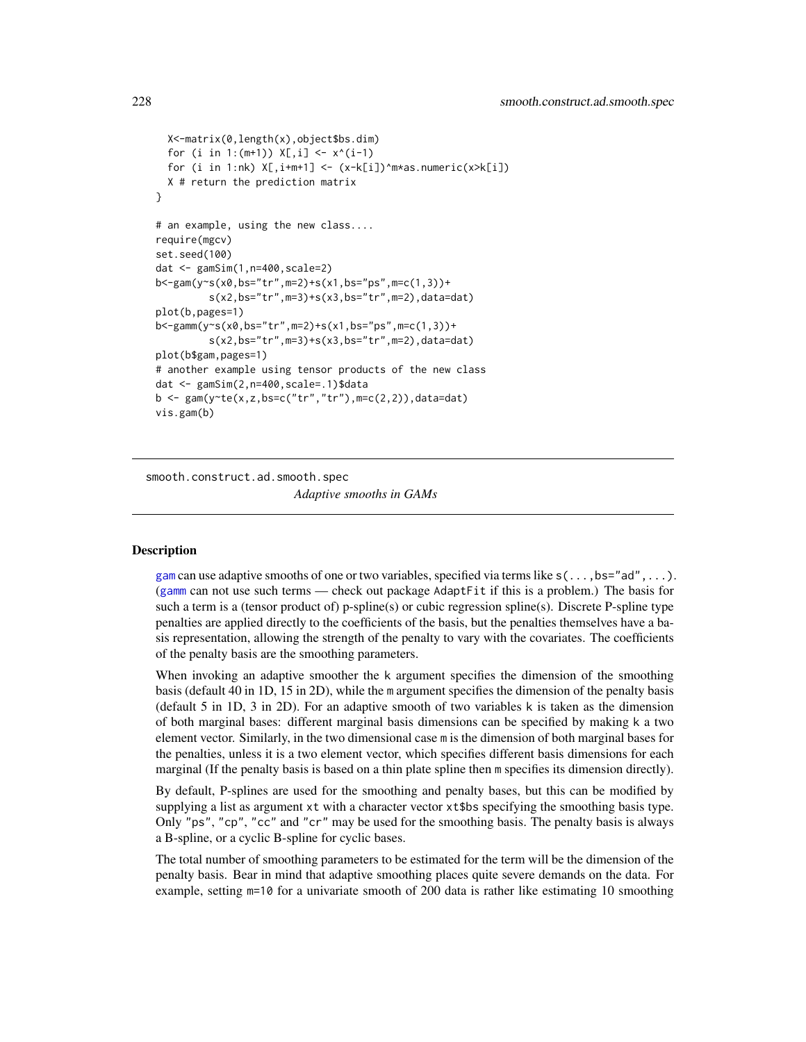```
  X<-matrix(0,length(x),object$bs.dim)
  for (i in 1:(m+1)) X[,i] <- x^(i-1)
  for (i in 1:nk) X[,i+m+1] <- (x-k[i])^m*as.numeric(x>k[i])
  X # return the prediction matrix
}

# an example, using the new class....
require(mgcv)
set.seed(100)
dat <- gamSim(1,n=400,scale=2)
b<-gam(y~s(x0,bs="tr",m=2)+s(x1,bs="ps",m=c(1,3))+
         s(x2,bs="tr",m=3)+s(x3,bs="tr",m=2),data=dat)
plot(b,pages=1)
b<-gamm(y~s(x0,bs="tr",m=2)+s(x1,bs="ps",m=c(1,3))+
         s(x2,bs="tr",m=3)+s(x3,bs="tr",m=2),data=dat)
plot(b$gam,pages=1)
# another example using tensor products of the new class
dat <- gamSim(2,n=400,scale=.1)$data
b <- gam(y~te(x,z,bs=c("tr","tr"),m=c(2,2)),data=dat)
vis.gam(b)
```

---

## smooth.construct.ad.smooth.spec

*Adaptive smooths in GAMs*

---

### Description

gam can use adaptive smooths of one or two variables, specified via terms like `s(...,bs="ad",...)`. (gamm can not use such terms — check out package AdaptFit if this is a problem.) The basis for such a term is a (tensor product of) p-spline(s) or cubic regression spline(s). Discrete P-spline type penalties are applied directly to the coefficients of the basis, but the penalties themselves have a basis representation, allowing the strength of the penalty to vary with the covariates. The coefficients of the penalty basis are the smoothing parameters.

When invoking an adaptive smoother the `k` argument specifies the dimension of the smoothing basis (default 40 in 1D, 15 in 2D), while the `m` argument specifies the dimension of the penalty basis (default 5 in 1D, 3 in 2D). For an adaptive smooth of two variables `k` is taken as the dimension of both marginal bases: different marginal basis dimensions can be specified by making `k` a two element vector. Similarly, in the two dimensional case `m` is the dimension of both marginal bases for the penalties, unless it is a two element vector, which specifies different basis dimensions for each marginal (If the penalty basis is based on a thin plate spline then `m` specifies its dimension directly).

By default, P-splines are used for the smoothing and penalty bases, but this can be modified by supplying a list as argument `xt` with a character vector `xt$bs` specifying the smoothing basis type. Only `"ps"`, `"cp"`, `"cc"` and `"cr"` may be used for the smoothing basis. The penalty basis is always a B-spline, or a cyclic B-spline for cyclic bases.

The total number of smoothing parameters to be estimated for the term will be the dimension of the penalty basis. Bear in mind that adaptive smoothing places quite severe demands on the data. For example, setting `m=10` for a univariate smooth of 200 data is rather like estimating 10 smoothing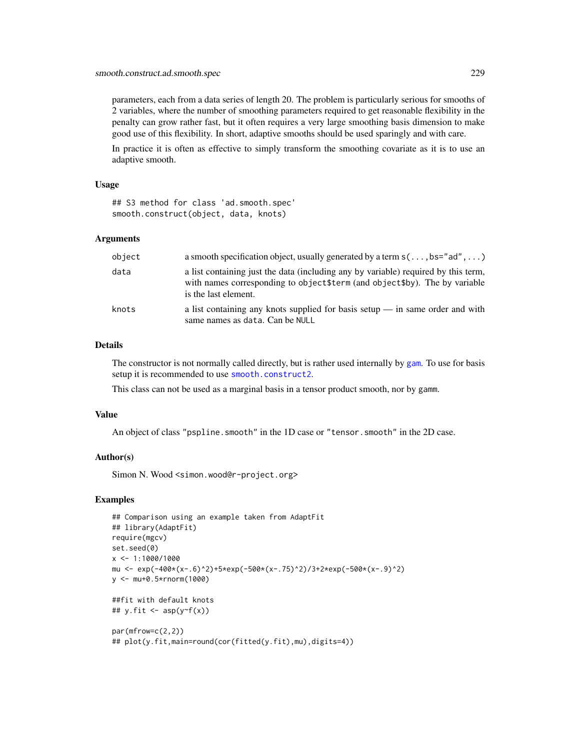parameters, each from a data series of length 20. The problem is particularly serious for smooths of 2 variables, where the number of smoothing parameters required to get reasonable flexibility in the penalty can grow rather fast, but it often requires a very large smoothing basis dimension to make good use of this flexibility. In short, adaptive smooths should be used sparingly and with care.

In practice it is often as effective to simply transform the smoothing covariate as it is to use an adaptive smooth.

## Usage

```
## S3 method for class 'ad.smooth.spec'
smooth.construct(object, data, knots)
```

## Arguments

| | |
|---|---|
| `object` | a smooth specification object, usually generated by a term `s(...,bs="ad",...)` |
| `data` | a list containing just the data (including any by variable) required by this term, with names corresponding to `object$term` (and `object$by`). The by variable is the last element. |
| `knots` | a list containing any knots supplied for basis setup — in same order and with same names as `data`. Can be `NULL` |

## Details

The constructor is not normally called directly, but is rather used internally by `gam`. To use for basis setup it is recommended to use `smooth.construct2`.

This class can not be used as a marginal basis in a tensor product smooth, nor by `gamm`.

## Value

An object of class `"pspline.smooth"` in the 1D case or `"tensor.smooth"` in the 2D case.

## Author(s)

Simon N. Wood <simon.wood@r-project.org>

## Examples

```
## Comparison using an example taken from AdaptFit
## library(AdaptFit)
require(mgcv)
set.seed(0)
x <- 1:1000/1000
mu <- exp(-400*(x-.6)^2)+5*exp(-500*(x-.75)^2)/3+2*exp(-500*(x-.9)^2)
y <- mu+0.5*rnorm(1000)

##fit with default knots
## y.fit <- asp(y~f(x))

par(mfrow=c(2,2))
## plot(y.fit,main=round(cor(fitted(y.fit),mu),digits=4))
```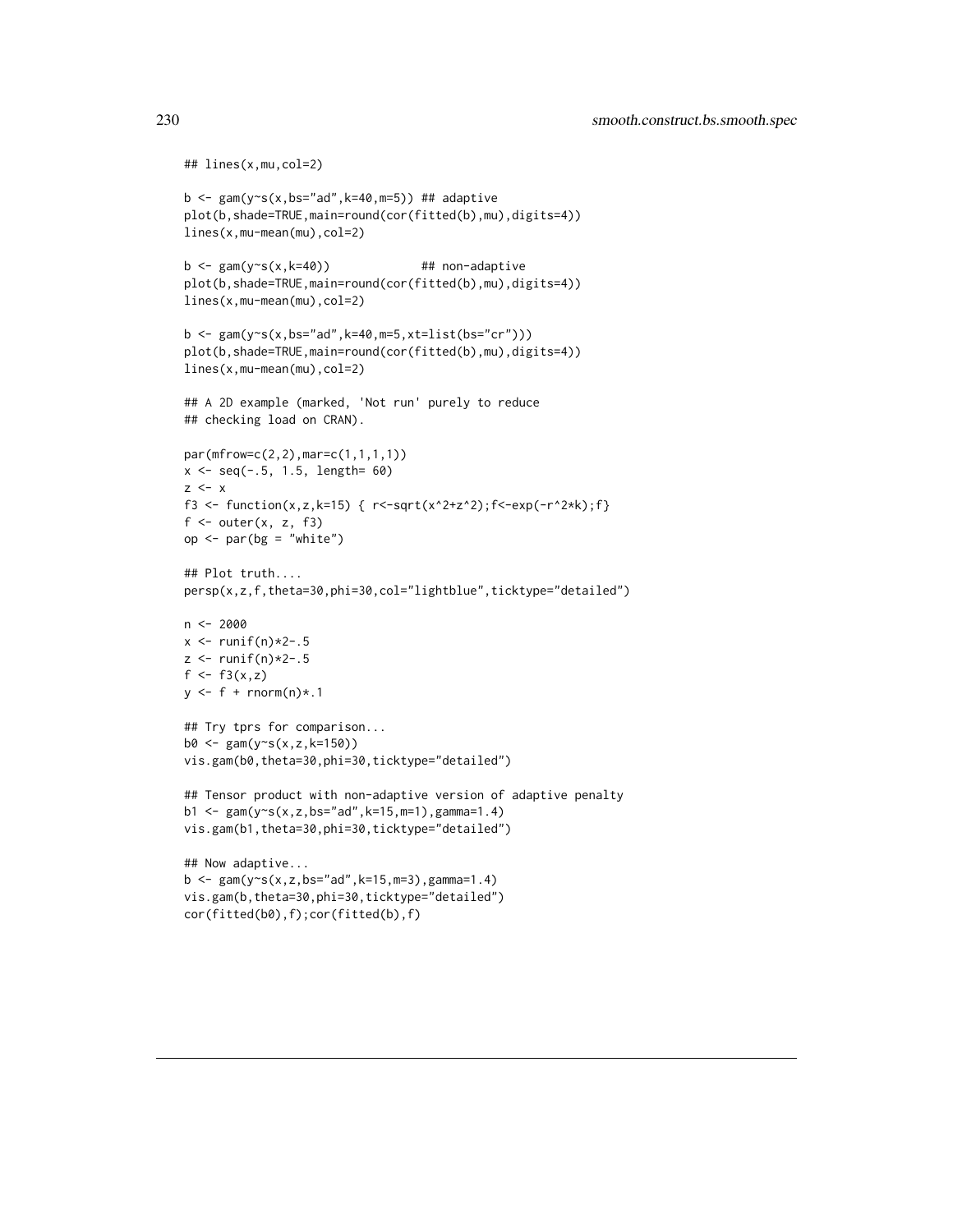```
## lines(x,mu,col=2)

b <- gam(y~s(x,bs="ad",k=40,m=5)) ## adaptive
plot(b,shade=TRUE,main=round(cor(fitted(b),mu),digits=4))
lines(x,mu-mean(mu),col=2)

b <- gam(y~s(x,k=40))              ## non-adaptive
plot(b,shade=TRUE,main=round(cor(fitted(b),mu),digits=4))
lines(x,mu-mean(mu),col=2)

b <- gam(y~s(x,bs="ad",k=40,m=5,xt=list(bs="cr")))
plot(b,shade=TRUE,main=round(cor(fitted(b),mu),digits=4))
lines(x,mu-mean(mu),col=2)

## A 2D example (marked, 'Not run' purely to reduce
## checking load on CRAN).

par(mfrow=c(2,2),mar=c(1,1,1,1))
x <- seq(-.5, 1.5, length= 60)
z <- x
f3 <- function(x,z,k=15) { r<-sqrt(x^2+z^2);f<-exp(-r^2*k);f}
f <- outer(x, z, f3)
op <- par(bg = "white")

## Plot truth....
persp(x,z,f,theta=30,phi=30,col="lightblue",ticktype="detailed")

n <- 2000
x <- runif(n)*2-.5
z <- runif(n)*2-.5
f <- f3(x,z)
y <- f + rnorm(n)*.1

## Try tprs for comparison...
b0 <- gam(y~s(x,z,k=150))
vis.gam(b0,theta=30,phi=30,ticktype="detailed")

## Tensor product with non-adaptive version of adaptive penalty
b1 <- gam(y~s(x,z,bs="ad",k=15,m=1),gamma=1.4)
vis.gam(b1,theta=30,phi=30,ticktype="detailed")

## Now adaptive...
b <- gam(y~s(x,z,bs="ad",k=15,m=3),gamma=1.4)
vis.gam(b,theta=30,phi=30,ticktype="detailed")
cor(fitted(b0),f);cor(fitted(b),f)
```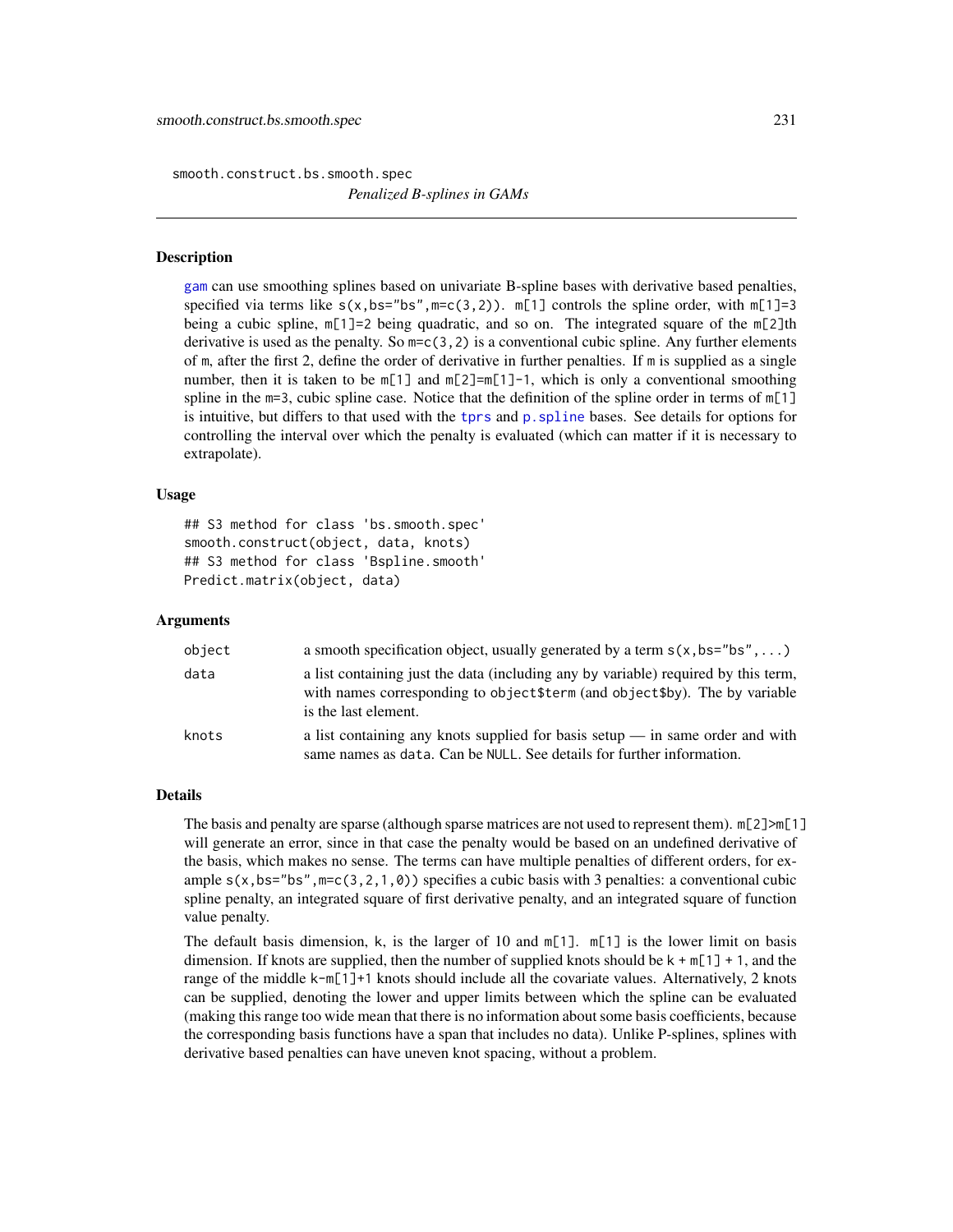smooth.construct.bs.smooth.spec

*Penalized B-splines in GAMs*

### Description

gam can use smoothing splines based on univariate B-spline bases with derivative based penalties, specified via terms like `s(x,bs="bs",m=c(3,2))`. `m[1]` controls the spline order, with `m[1]=3` being a cubic spline, `m[1]=2` being quadratic, and so on. The integrated square of the `m[2]`th derivative is used as the penalty. So `m=c(3,2)` is a conventional cubic spline. Any further elements of `m`, after the first 2, define the order of derivative in further penalties. If `m` is supplied as a single number, then it is taken to be `m[1]` and `m[2]=m[1]-1`, which is only a conventional smoothing spline in the `m=3`, cubic spline case. Notice that the definition of the spline order in terms of `m[1]` is intuitive, but differs to that used with the tprs and p.spline bases. See details for options for controlling the interval over which the penalty is evaluated (which can matter if it is necessary to extrapolate).

### Usage

```
## S3 method for class 'bs.smooth.spec'
smooth.construct(object, data, knots)
## S3 method for class 'Bspline.smooth'
Predict.matrix(object, data)
```

### Arguments

| | |
|---|---|
| `object` | a smooth specification object, usually generated by a term `s(x,bs="bs",...)` |
| `data` | a list containing just the data (including any by variable) required by this term, with names corresponding to `object$term` (and `object$by`). The by variable is the last element. |
| `knots` | a list containing any knots supplied for basis setup — in same order and with same names as `data`. Can be `NULL`. See details for further information. |

### Details

The basis and penalty are sparse (although sparse matrices are not used to represent them). `m[2]>m[1]` will generate an error, since in that case the penalty would be based on an undefined derivative of the basis, which makes no sense. The terms can have multiple penalties of different orders, for example `s(x,bs="bs",m=c(3,2,1,0))` specifies a cubic basis with 3 penalties: a conventional cubic spline penalty, an integrated square of first derivative penalty, and an integrated square of function value penalty.

The default basis dimension, `k`, is the larger of 10 and `m[1]`. `m[1]` is the lower limit on basis dimension. If knots are supplied, then the number of supplied knots should be `k + m[1] + 1`, and the range of the middle `k-m[1]+1` knots should include all the covariate values. Alternatively, 2 knots can be supplied, denoting the lower and upper limits between which the spline can be evaluated (making this range too wide mean that there is no information about some basis coefficients, because the corresponding basis functions have a span that includes no data). Unlike P-splines, splines with derivative based penalties can have uneven knot spacing, without a problem.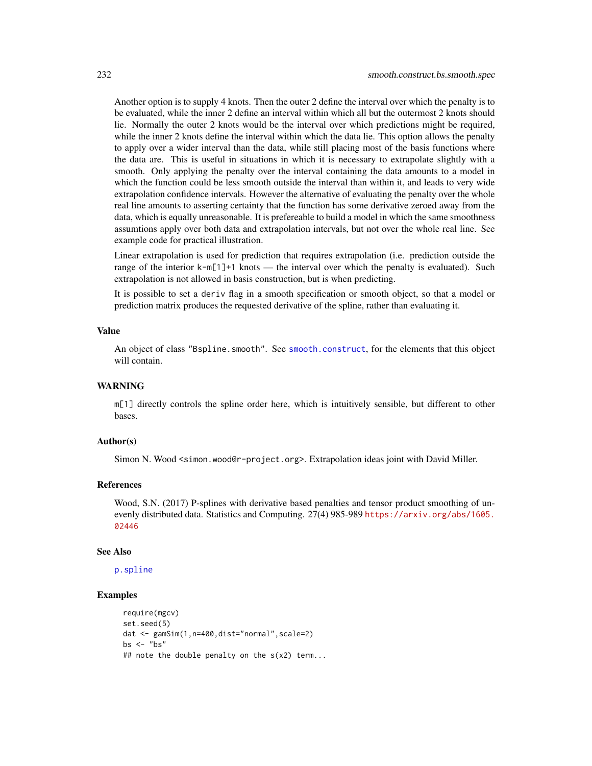Another option is to supply 4 knots. Then the outer 2 define the interval over which the penalty is to be evaluated, while the inner 2 define an interval within which all but the outermost 2 knots should lie. Normally the outer 2 knots would be the interval over which predictions might be required, while the inner 2 knots define the interval within which the data lie. This option allows the penalty to apply over a wider interval than the data, while still placing most of the basis functions where the data are. This is useful in situations in which it is necessary to extrapolate slightly with a smooth. Only applying the penalty over the interval containing the data amounts to a model in which the function could be less smooth outside the interval than within it, and leads to very wide extrapolation confidence intervals. However the alternative of evaluating the penalty over the whole real line amounts to asserting certainty that the function has some derivative zeroed away from the data, which is equally unreasonable. It is prefereable to build a model in which the same smoothness assumtions apply over both data and extrapolation intervals, but not over the whole real line. See example code for practical illustration.

Linear extrapolation is used for prediction that requires extrapolation (i.e. prediction outside the range of the interior `k-m[1]+1` knots — the interval over which the penalty is evaluated). Such extrapolation is not allowed in basis construction, but is when predicting.

It is possible to set a `deriv` flag in a smooth specification or smooth object, so that a model or prediction matrix produces the requested derivative of the spline, rather than evaluating it.

## Value

An object of class `"Bspline.smooth"`. See `smooth.construct`, for the elements that this object will contain.

## WARNING

`m[1]` directly controls the spline order here, which is intuitively sensible, but different to other bases.

## Author(s)

Simon N. Wood <simon.wood@r-project.org>. Extrapolation ideas joint with David Miller.

## References

Wood, S.N. (2017) P-splines with derivative based penalties and tensor product smoothing of unevenly distributed data. Statistics and Computing. 27(4) 985-989 https://arxiv.org/abs/1605.02446

## See Also

`p.spline`

## Examples

```
require(mgcv)
set.seed(5)
dat <- gamSim(1,n=400,dist="normal",scale=2)
bs <- "bs"
## note the double penalty on the s(x2) term...
```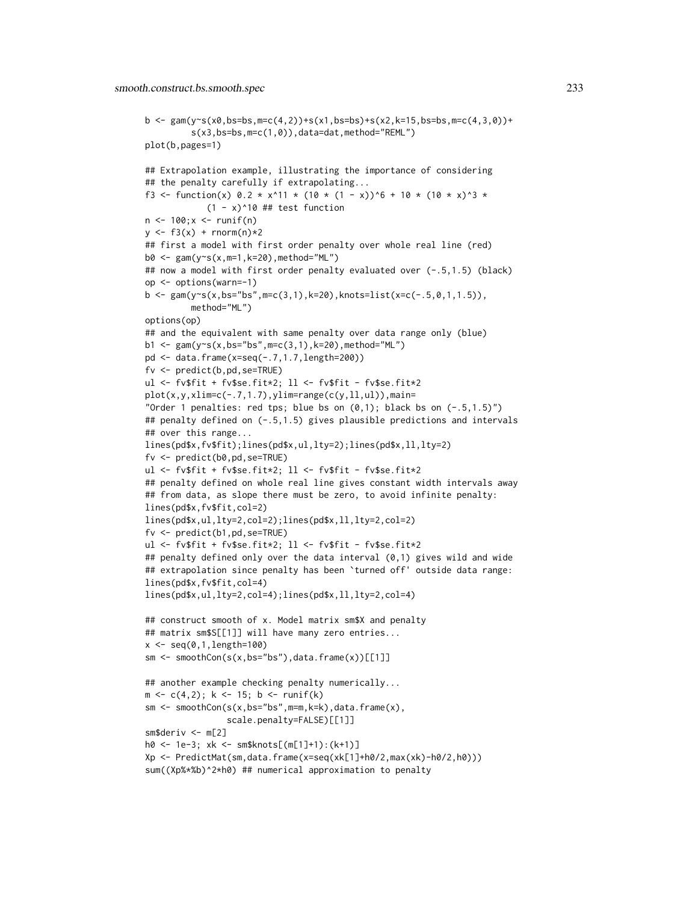```
b <- gam(y~s(x0,bs=bs,m=c(4,2))+s(x1,bs=bs)+s(x2,k=15,bs=bs,m=c(4,3,0))+
         s(x3,bs=bs,m=c(1,0)),data=dat,method="REML")
plot(b,pages=1)

## Extrapolation example, illustrating the importance of considering
## the penalty carefully if extrapolating...
f3 <- function(x) 0.2 * x^11 * (10 * (1 - x))^6 + 10 * (10 * x)^3 *
            (1 - x)^10 ## test function
n <- 100;x <- runif(n)
y <- f3(x) + rnorm(n)*2
## first a model with first order penalty over whole real line (red)
b0 <- gam(y~s(x,m=1,k=20),method="ML")
## now a model with first order penalty evaluated over (-.5,1.5) (black)
op <- options(warn=-1)
b <- gam(y~s(x,bs="bs",m=c(3,1),k=20),knots=list(x=c(-.5,0,1,1.5)),
         method="ML")
options(op)
## and the equivalent with same penalty over data range only (blue)
b1 <- gam(y~s(x,bs="bs",m=c(3,1),k=20),method="ML")
pd <- data.frame(x=seq(-.7,1.7,length=200))
fv <- predict(b,pd,se=TRUE)
ul <- fv$fit + fv$se.fit*2; ll <- fv$fit - fv$se.fit*2
plot(x,y,xlim=c(-.7,1.7),ylim=range(c(y,ll,ul)),main=
"Order 1 penalties: red tps; blue bs on (0,1); black bs on (-.5,1.5)")
## penalty defined on (-.5,1.5) gives plausible predictions and intervals
## over this range...
lines(pd$x,fv$fit);lines(pd$x,ul,lty=2);lines(pd$x,ll,lty=2)
fv <- predict(b0,pd,se=TRUE)
ul <- fv$fit + fv$se.fit*2; ll <- fv$fit - fv$se.fit*2
## penalty defined on whole real line gives constant width intervals away
## from data, as slope there must be zero, to avoid infinite penalty:
lines(pd$x,fv$fit,col=2)
lines(pd$x,ul,lty=2,col=2);lines(pd$x,ll,lty=2,col=2)
fv <- predict(b1,pd,se=TRUE)
ul <- fv$fit + fv$se.fit*2; ll <- fv$fit - fv$se.fit*2
## penalty defined only over the data interval (0,1) gives wild and wide
## extrapolation since penalty has been `turned off' outside data range:
lines(pd$x,fv$fit,col=4)
lines(pd$x,ul,lty=2,col=4);lines(pd$x,ll,lty=2,col=4)

## construct smooth of x. Model matrix sm$X and penalty
## matrix sm$S[[1]] will have many zero entries...
x <- seq(0,1,length=100)
sm <- smoothCon(s(x,bs="bs"),data.frame(x))[[1]]

## another example checking penalty numerically...
m <- c(4,2); k <- 15; b <- runif(k)
sm <- smoothCon(s(x,bs="bs",m=m,k=k),data.frame(x),
                scale.penalty=FALSE)[[1]]
sm$deriv <- m[2]
h0 <- 1e-3; xk <- sm$knots[(m[1]+1):(k+1)]
Xp <- PredictMat(sm,data.frame(x=seq(xk[1]+h0/2,max(xk)-h0/2,h0)))
sum((Xp%*%b)^2*h0) ## numerical approximation to penalty
```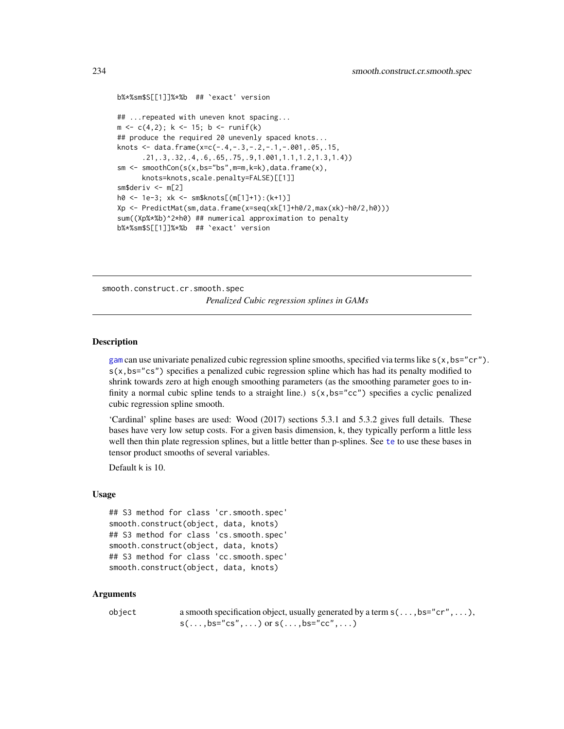```
b%*%sm$S[[1]]%*%b  ## `exact' version

## ...repeated with uneven knot spacing...
m <- c(4,2); k <- 15; b <- runif(k)
## produce the required 20 unevenly spaced knots...
knots <- data.frame(x=c(-.4,-.3,-.2,-.1,-.001,.05,.15,
      .21,.3,.32,.4,.6,.65,.75,.9,1.001,1.1,1.2,1.3,1.4))
sm <- smoothCon(s(x,bs="bs",m=m,k=k),data.frame(x),
      knots=knots,scale.penalty=FALSE)[[1]]
sm$deriv <- m[2]
h0 <- 1e-3; xk <- sm$knots[(m[1]+1):(k+1)]
Xp <- PredictMat(sm,data.frame(x=seq(xk[1]+h0/2,max(xk)-h0/2,h0)))
sum((Xp%*%b)^2*h0) ## numerical approximation to penalty
b%*%sm$S[[1]]%*%b  ## `exact' version
```

---

smooth.construct.cr.smooth.spec

*Penalized Cubic regression splines in GAMs*

---

## Description

gam can use univariate penalized cubic regression spline smooths, specified via terms like `s(x,bs="cr")`. `s(x,bs="cs")` specifies a penalized cubic regression spline which has had its penalty modified to shrink towards zero at high enough smoothing parameters (as the smoothing parameter goes to infinity a normal cubic spline tends to a straight line.) `s(x,bs="cc")` specifies a cyclic penalized cubic regression spline smooth.

'Cardinal' spline bases are used: Wood (2017) sections 5.3.1 and 5.3.2 gives full details. These bases have very low setup costs. For a given basis dimension, k, they typically perform a little less well then thin plate regression splines, but a little better than p-splines. See te to use these bases in tensor product smooths of several variables.

Default k is 10.

## Usage

```
## S3 method for class 'cr.smooth.spec'
smooth.construct(object, data, knots)
## S3 method for class 'cs.smooth.spec'
smooth.construct(object, data, knots)
## S3 method for class 'cc.smooth.spec'
smooth.construct(object, data, knots)
```

## Arguments

| | |
|---|---|
| object | a smooth specification object, usually generated by a term `s(...,bs="cr",...)`, `s(...,bs="cs",...)` or `s(...,bs="cc",...)` |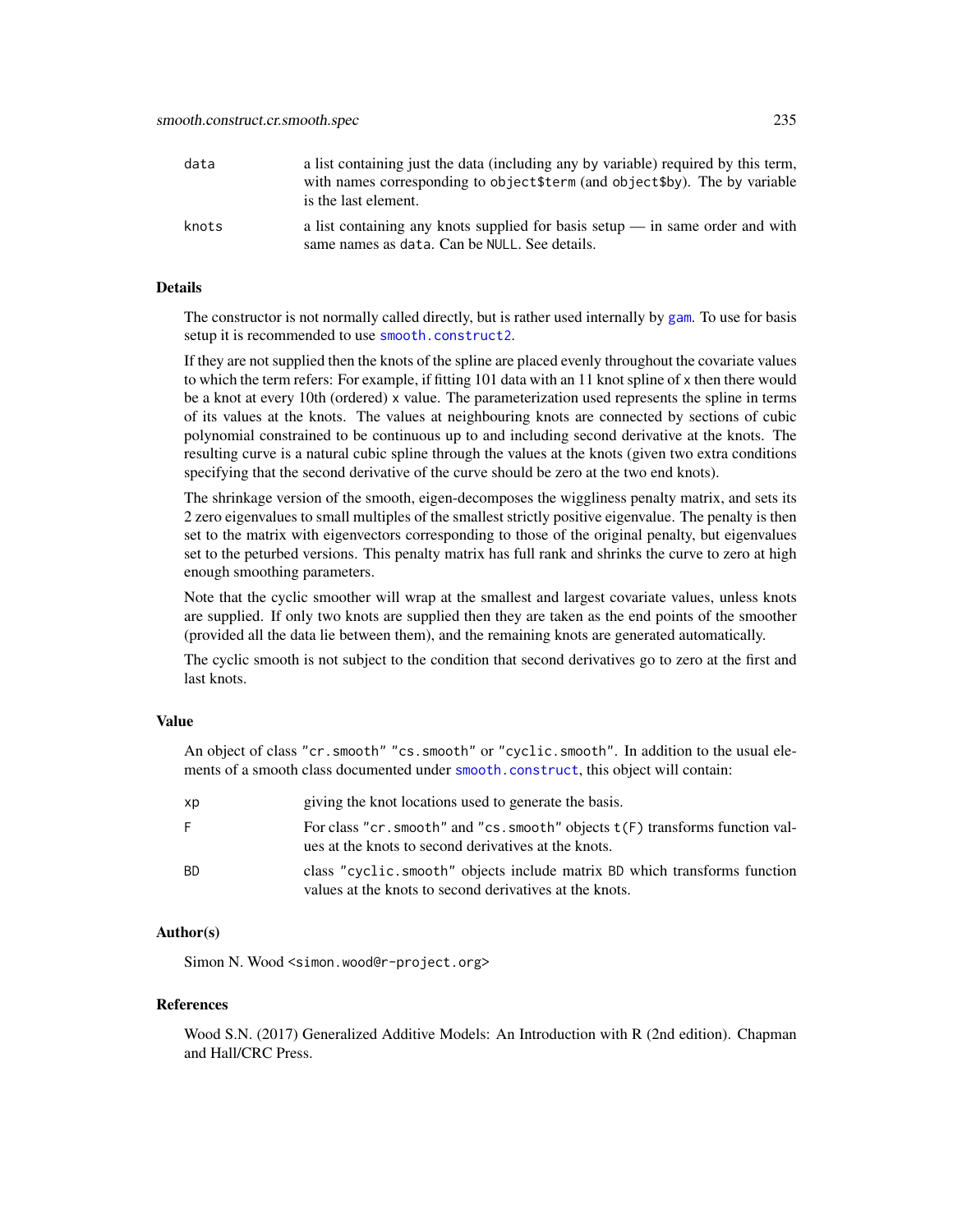| | |
|---|---|
| data | a list containing just the data (including any by variable) required by this term, with names corresponding to object$term (and object$by). The by variable is the last element. |
| knots | a list containing any knots supplied for basis setup — in same order and with same names as data. Can be NULL. See details. |

## Details

The constructor is not normally called directly, but is rather used internally by `gam`. To use for basis setup it is recommended to use `smooth.construct2`.

If they are not supplied then the knots of the spline are placed evenly throughout the covariate values to which the term refers: For example, if fitting 101 data with an 11 knot spline of x then there would be a knot at every 10th (ordered) x value. The parameterization used represents the spline in terms of its values at the knots. The values at neighbouring knots are connected by sections of cubic polynomial constrained to be continuous up to and including second derivative at the knots. The resulting curve is a natural cubic spline through the values at the knots (given two extra conditions specifying that the second derivative of the curve should be zero at the two end knots).

The shrinkage version of the smooth, eigen-decomposes the wiggliness penalty matrix, and sets its 2 zero eigenvalues to small multiples of the smallest strictly positive eigenvalue. The penalty is then set to the matrix with eigenvectors corresponding to those of the original penalty, but eigenvalues set to the peturbed versions. This penalty matrix has full rank and shrinks the curve to zero at high enough smoothing parameters.

Note that the cyclic smoother will wrap at the smallest and largest covariate values, unless knots are supplied. If only two knots are supplied then they are taken as the end points of the smoother (provided all the data lie between them), and the remaining knots are generated automatically.

The cyclic smooth is not subject to the condition that second derivatives go to zero at the first and last knots.

## Value

An object of class "cr.smooth" "cs.smooth" or "cyclic.smooth". In addition to the usual elements of a smooth class documented under `smooth.construct`, this object will contain:

| | |
|---|---|
| xp | giving the knot locations used to generate the basis. |
| F | For class "cr.smooth" and "cs.smooth" objects t(F) transforms function values at the knots to second derivatives at the knots. |
| BD | class "cyclic.smooth" objects include matrix BD which transforms function values at the knots to second derivatives at the knots. |

## Author(s)

Simon N. Wood <simon.wood@r-project.org>

## References

Wood S.N. (2017) Generalized Additive Models: An Introduction with R (2nd edition). Chapman and Hall/CRC Press.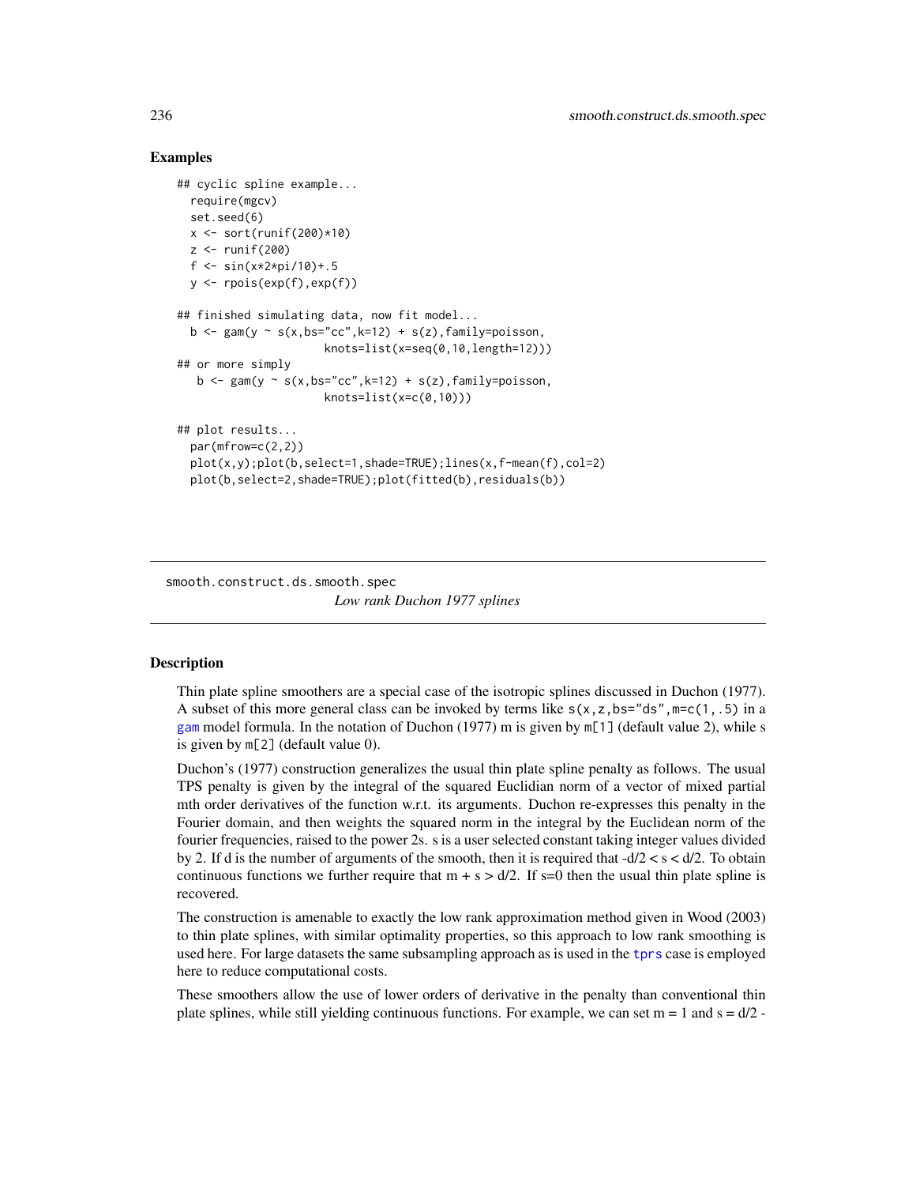## Examples

```
## cyclic spline example...
  require(mgcv)
  set.seed(6)
  x <- sort(runif(200)*10)
  z <- runif(200)
  f <- sin(x*2*pi/10)+.5
  y <- rpois(exp(f),exp(f))

## finished simulating data, now fit model...
  b <- gam(y ~ s(x,bs="cc",k=12) + s(z),family=poisson,
                      knots=list(x=seq(0,10,length=12)))
## or more simply
   b <- gam(y ~ s(x,bs="cc",k=12) + s(z),family=poisson,
                      knots=list(x=c(0,10)))

## plot results...
  par(mfrow=c(2,2))
  plot(x,y);plot(b,select=1,shade=TRUE);lines(x,f-mean(f),col=2)
  plot(b,select=2,shade=TRUE);plot(fitted(b),residuals(b))
```

---

smooth.construct.ds.smooth.spec &nbsp;&nbsp;&nbsp; *Low rank Duchon 1977 splines*

---

## Description

Thin plate spline smoothers are a special case of the isotropic splines discussed in Duchon (1977). A subset of this more general class can be invoked by terms like `s(x,z,bs="ds",m=c(1,.5)` in a `gam` model formula. In the notation of Duchon (1977) m is given by `m[1]` (default value 2), while s is given by `m[2]` (default value 0).

Duchon's (1977) construction generalizes the usual thin plate spline penalty as follows. The usual TPS penalty is given by the integral of the squared Euclidian norm of a vector of mixed partial mth order derivatives of the function w.r.t. its arguments. Duchon re-expresses this penalty in the Fourier domain, and then weights the squared norm in the integral by the Euclidean norm of the fourier frequencies, raised to the power 2s. s is a user selected constant taking integer values divided by 2. If d is the number of arguments of the smooth, then it is required that $-d/2 < s < d/2$. To obtain continuous functions we further require that $m + s > d/2$. If s=0 then the usual thin plate spline is recovered.

The construction is amenable to exactly the low rank approximation method given in Wood (2003) to thin plate splines, with similar optimality properties, so this approach to low rank smoothing is used here. For large datasets the same subsampling approach as is used in the `tprs` case is employed here to reduce computational costs.

These smoothers allow the use of lower orders of derivative in the penalty than conventional thin plate splines, while still yielding continuous functions. For example, we can set m = 1 and s = d/2 -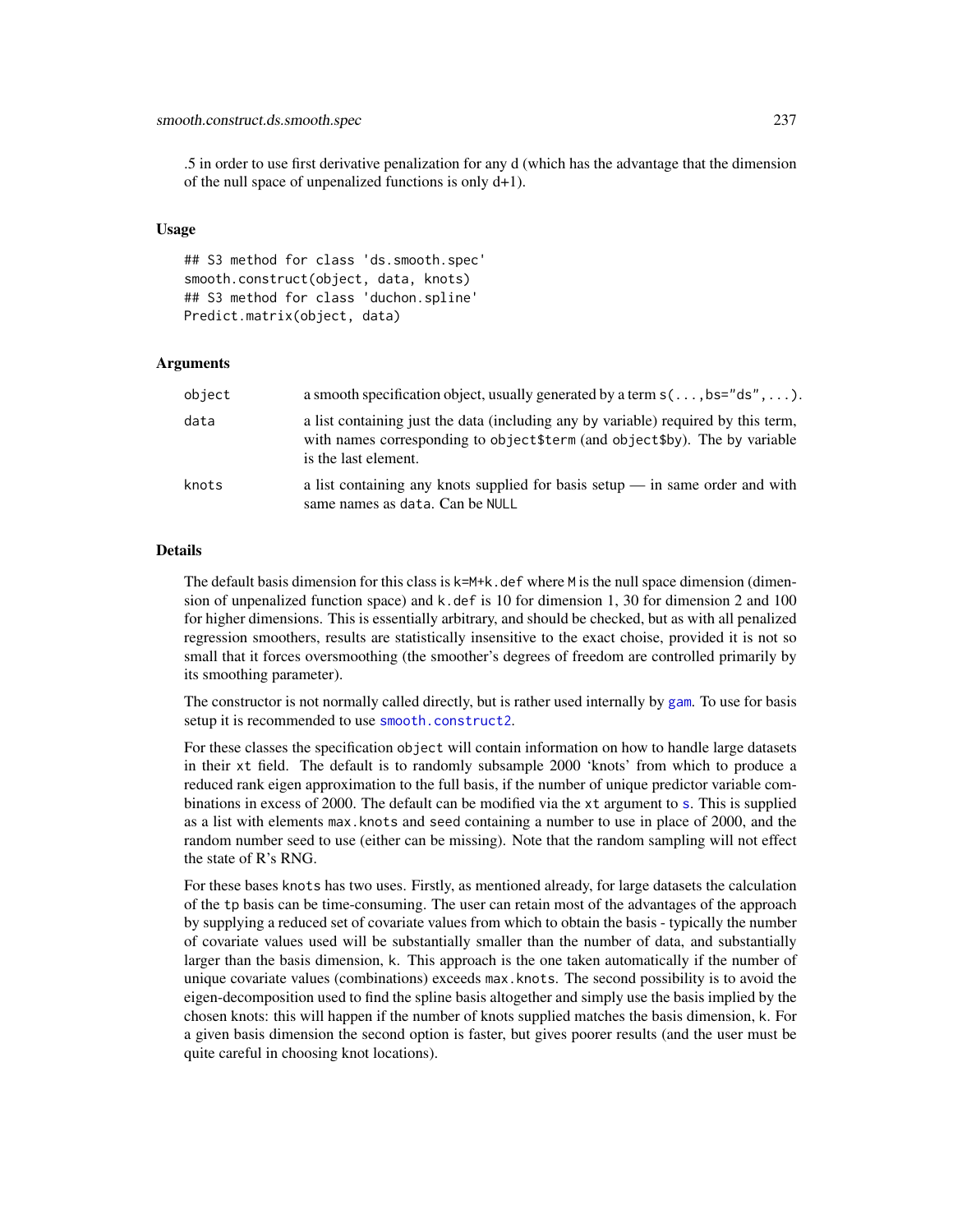.5 in order to use first derivative penalization for any d (which has the advantage that the dimension of the null space of unpenalized functions is only d+1).

### Usage

```
## S3 method for class 'ds.smooth.spec'
smooth.construct(object, data, knots)
## S3 method for class 'duchon.spline'
Predict.matrix(object, data)
```

### Arguments

| | |
|---|---|
| `object` | a smooth specification object, usually generated by a term `s(...,bs="ds",...)`. |
| `data` | a list containing just the data (including any `by` variable) required by this term, with names corresponding to `object$term` (and `object$by`). The `by` variable is the last element. |
| `knots` | a list containing any knots supplied for basis setup — in same order and with same names as `data`. Can be `NULL` |

### Details

The default basis dimension for this class is `k=M+k.def` where `M` is the null space dimension (dimension of unpenalized function space) and `k.def` is 10 for dimension 1, 30 for dimension 2 and 100 for higher dimensions. This is essentially arbitrary, and should be checked, but as with all penalized regression smoothers, results are statistically insensitive to the exact choise, provided it is not so small that it forces oversmoothing (the smoother's degrees of freedom are controlled primarily by its smoothing parameter).

The constructor is not normally called directly, but is rather used internally by `gam`. To use for basis setup it is recommended to use `smooth.construct2`.

For these classes the specification `object` will contain information on how to handle large datasets in their `xt` field. The default is to randomly subsample 2000 'knots' from which to produce a reduced rank eigen approximation to the full basis, if the number of unique predictor variable combinations in excess of 2000. The default can be modified via the `xt` argument to `s`. This is supplied as a list with elements `max.knots` and `seed` containing a number to use in place of 2000, and the random number seed to use (either can be missing). Note that the random sampling will not effect the state of R's RNG.

For these bases `knots` has two uses. Firstly, as mentioned already, for large datasets the calculation of the `tp` basis can be time-consuming. The user can retain most of the advantages of the approach by supplying a reduced set of covariate values from which to obtain the basis - typically the number of covariate values used will be substantially smaller than the number of data, and substantially larger than the basis dimension, `k`. This approach is the one taken automatically if the number of unique covariate values (combinations) exceeds `max.knots`. The second possibility is to avoid the eigen-decomposition used to find the spline basis altogether and simply use the basis implied by the chosen knots: this will happen if the number of knots supplied matches the basis dimension, `k`. For a given basis dimension the second option is faster, but gives poorer results (and the user must be quite careful in choosing knot locations).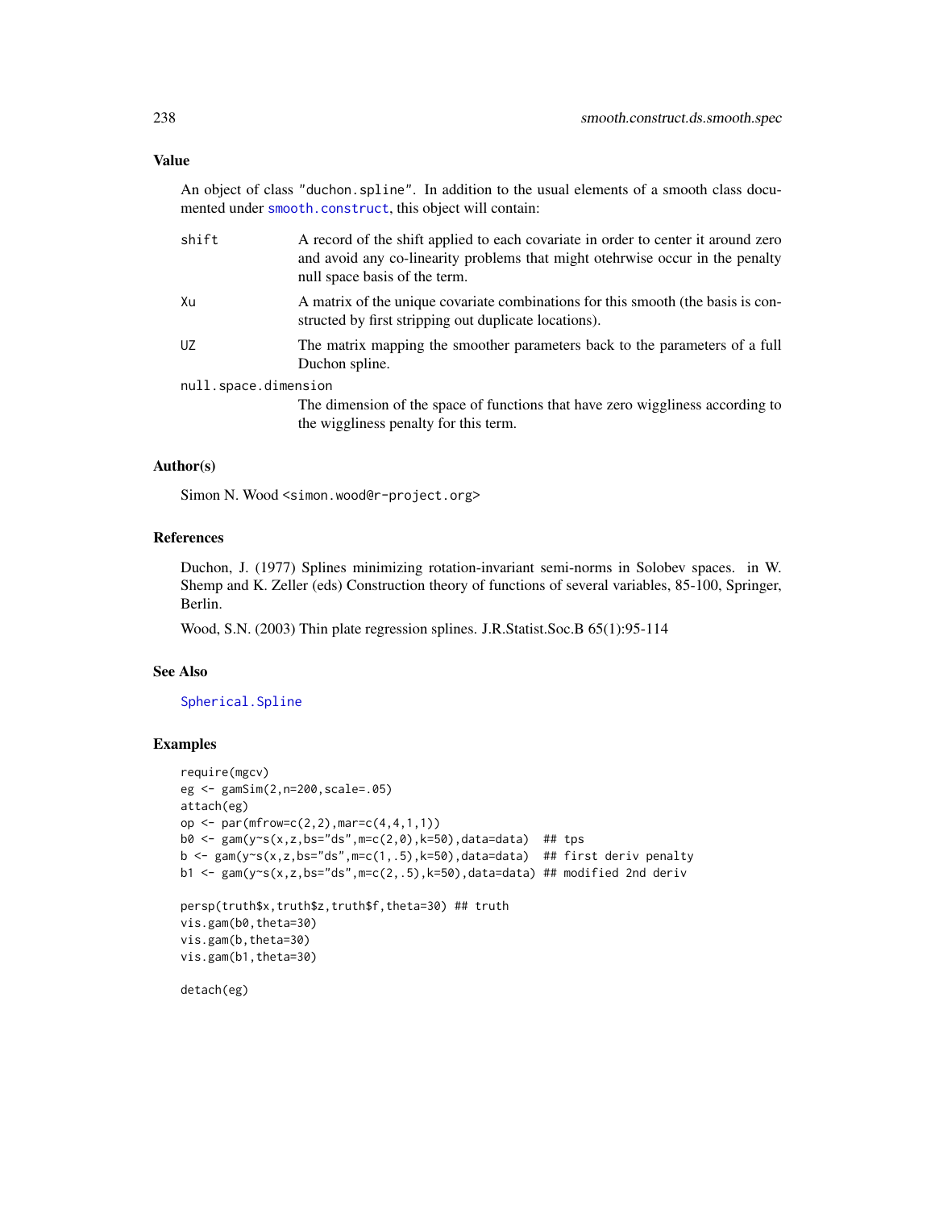## Value

An object of class "duchon.spline". In addition to the usual elements of a smooth class documented under smooth.construct, this object will contain:

- **shift**: A record of the shift applied to each covariate in order to center it around zero and avoid any co-linearity problems that might otehrwise occur in the penalty null space basis of the term.
- **Xu**: A matrix of the unique covariate combinations for this smooth (the basis is constructed by first stripping out duplicate locations).
- **UZ**: The matrix mapping the smoother parameters back to the parameters of a full Duchon spline.
- **null.space.dimension**: The dimension of the space of functions that have zero wiggliness according to the wiggliness penalty for this term.

## Author(s)

Simon N. Wood <simon.wood@r-project.org>

## References

Duchon, J. (1977) Splines minimizing rotation-invariant semi-norms in Solobev spaces. in W. Shemp and K. Zeller (eds) Construction theory of functions of several variables, 85-100, Springer, Berlin.

Wood, S.N. (2003) Thin plate regression splines. J.R.Statist.Soc.B 65(1):95-114

## See Also

Spherical.Spline

## Examples

```
require(mgcv)
eg <- gamSim(2,n=200,scale=.05)
attach(eg)
op <- par(mfrow=c(2,2),mar=c(4,4,1,1))
b0 <- gam(y~s(x,z,bs="ds",m=c(2,0),k=50),data=data)  ## tps
b <- gam(y~s(x,z,bs="ds",m=c(1,.5),k=50),data=data)  ## first deriv penalty
b1 <- gam(y~s(x,z,bs="ds",m=c(2,.5),k=50),data=data) ## modified 2nd deriv

persp(truth$x,truth$z,truth$f,theta=30) ## truth
vis.gam(b0,theta=30)
vis.gam(b,theta=30)
vis.gam(b1,theta=30)

detach(eg)
```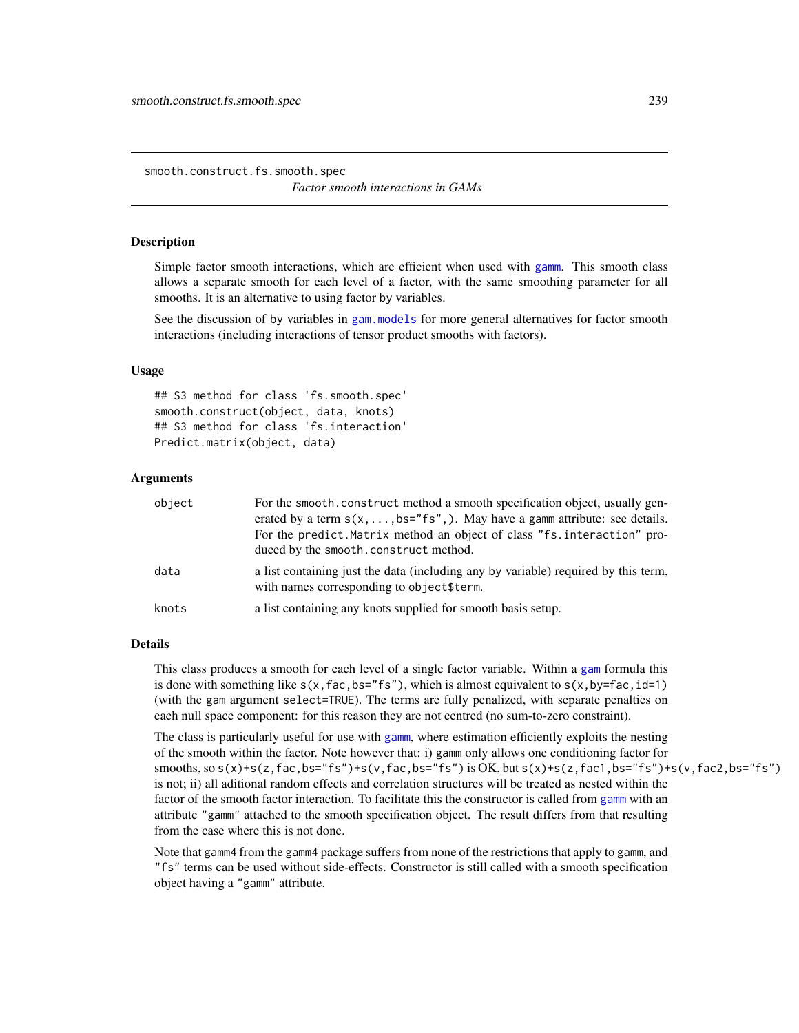smooth.construct.fs.smooth.spec

*Factor smooth interactions in GAMs*

## Description

Simple factor smooth interactions, which are efficient when used with `gamm`. This smooth class allows a separate smooth for each level of a factor, with the same smoothing parameter for all smooths. It is an alternative to using factor by variables.

See the discussion of by variables in `gam.models` for more general alternatives for factor smooth interactions (including interactions of tensor product smooths with factors).

## Usage

```
## S3 method for class 'fs.smooth.spec'
smooth.construct(object, data, knots)
## S3 method for class 'fs.interaction'
Predict.matrix(object, data)
```

## Arguments

| | |
|---|---|
| object | For the `smooth.construct` method a smooth specification object, usually generated by a term `s(x,...,bs="fs",)`. May have a `gamm` attribute: see details. For the `predict.Matrix` method an object of class `"fs.interaction"` produced by the `smooth.construct` method. |
| data | a list containing just the data (including any by variable) required by this term, with names corresponding to `object$term`. |
| knots | a list containing any knots supplied for smooth basis setup. |

## Details

This class produces a smooth for each level of a single factor variable. Within a `gam` formula this is done with something like `s(x,fac,bs="fs")`, which is almost equivalent to `s(x,by=fac,id=1)` (with the `gam` argument `select=TRUE`). The terms are fully penalized, with separate penalties on each null space component: for this reason they are not centred (no sum-to-zero constraint).

The class is particularly useful for use with `gamm`, where estimation efficiently exploits the nesting of the smooth within the factor. Note however that: i) `gamm` only allows one conditioning factor for smooths, so `s(x)+s(z,fac,bs="fs")+s(v,fac,bs="fs")` is OK, but `s(x)+s(z,fac1,bs="fs")+s(v,fac2,bs="fs")` is not; ii) all aditional random effects and correlation structures will be treated as nested within the factor of the smooth factor interaction. To facilitate this the constructor is called from `gamm` with an attribute `"gamm"` attached to the smooth specification object. The result differs from that resulting from the case where this is not done.

Note that `gamm4` from the `gamm4` package suffers from none of the restrictions that apply to `gamm`, and `"fs"` terms can be used without side-effects. Constructor is still called with a smooth specification object having a `"gamm"` attribute.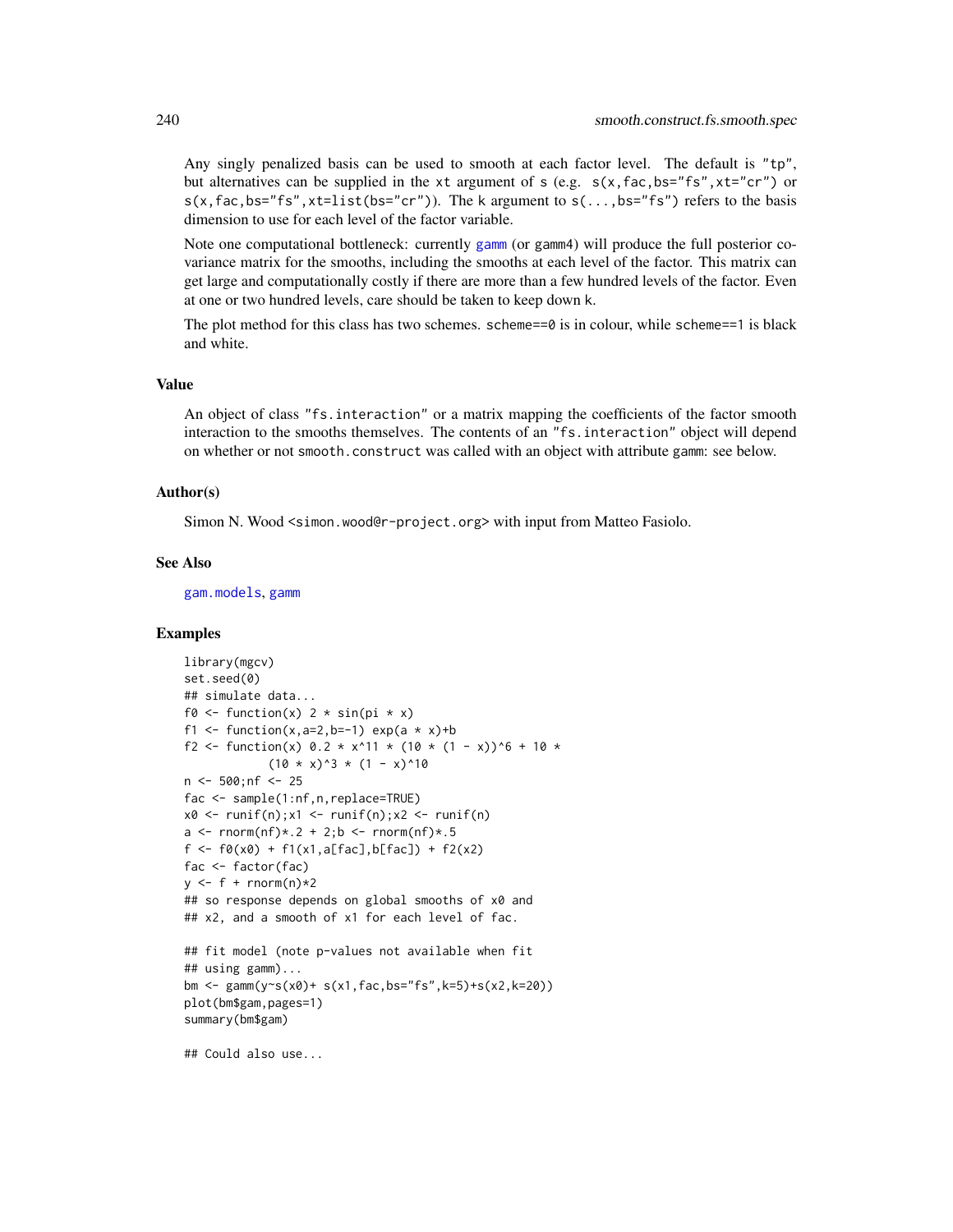Any singly penalized basis can be used to smooth at each factor level. The default is "tp", but alternatives can be supplied in the xt argument of s (e.g. s(x,fac,bs="fs",xt="cr") or s(x,fac,bs="fs",xt=list(bs="cr")). The k argument to s(...,bs="fs") refers to the basis dimension to use for each level of the factor variable.

Note one computational bottleneck: currently gamm (or gamm4) will produce the full posterior covariance matrix for the smooths, including the smooths at each level of the factor. This matrix can get large and computationally costly if there are more than a few hundred levels of the factor. Even at one or two hundred levels, care should be taken to keep down k.

The plot method for this class has two schemes. scheme==0 is in colour, while scheme==1 is black and white.

## Value

An object of class "fs.interaction" or a matrix mapping the coefficients of the factor smooth interaction to the smooths themselves. The contents of an "fs.interaction" object will depend on whether or not smooth.construct was called with an object with attribute gamm: see below.

## Author(s)

Simon N. Wood <simon.wood@r-project.org> with input from Matteo Fasiolo.

## See Also

gam.models, gamm

## Examples

```
library(mgcv)
set.seed(0)
## simulate data...
f0 <- function(x) 2 * sin(pi * x)
f1 <- function(x,a=2,b=-1) exp(a * x)+b
f2 <- function(x) 0.2 * x^11 * (10 * (1 - x))^6 + 10 *
            (10 * x)^3 * (1 - x)^10
n <- 500;nf <- 25
fac <- sample(1:nf,n,replace=TRUE)
x0 <- runif(n);x1 <- runif(n);x2 <- runif(n)
a <- rnorm(nf)*.2 + 2;b <- rnorm(nf)*.5
f <- f0(x0) + f1(x1,a[fac],b[fac]) + f2(x2)
fac <- factor(fac)
y <- f + rnorm(n)*2
## so response depends on global smooths of x0 and
## x2, and a smooth of x1 for each level of fac.

## fit model (note p-values not available when fit
## using gamm)...
bm <- gamm(y~s(x0)+ s(x1,fac,bs="fs",k=5)+s(x2,k=20))
plot(bm$gam,pages=1)
summary(bm$gam)

## Could also use...
```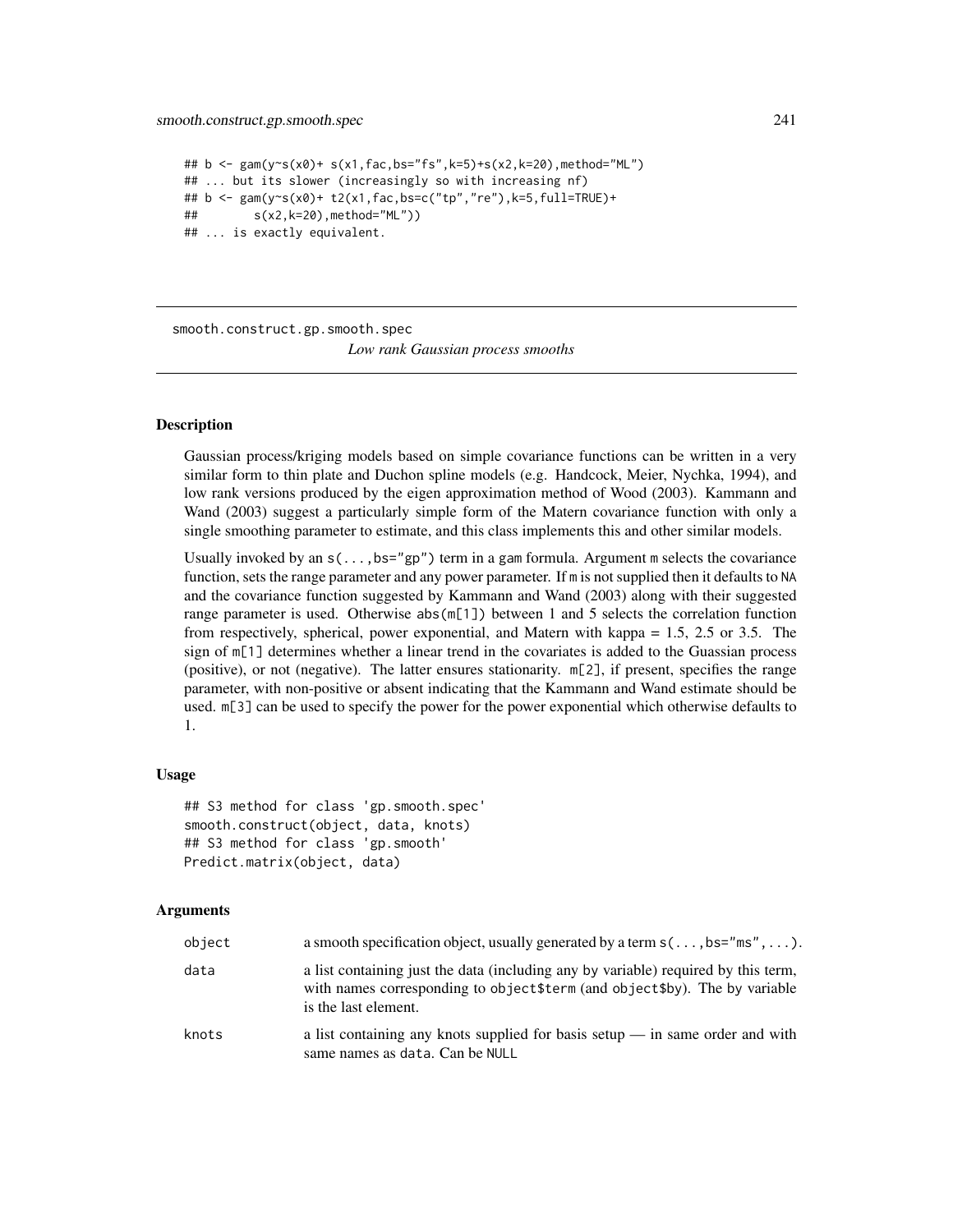```
## b <- gam(y~s(x0)+ s(x1,fac,bs="fs",k=5)+s(x2,k=20),method="ML")
## ... but its slower (increasingly so with increasing nf)
## b <- gam(y~s(x0)+ t2(x1,fac,bs=c("tp","re"),k=5,full=TRUE)+
##        s(x2,k=20),method="ML"))
## ... is exactly equivalent.
```

---

smooth.construct.gp.smooth.spec

*Low rank Gaussian process smooths*

---

### Description

Gaussian process/kriging models based on simple covariance functions can be written in a very similar form to thin plate and Duchon spline models (e.g. Handcock, Meier, Nychka, 1994), and low rank versions produced by the eigen approximation method of Wood (2003). Kammann and Wand (2003) suggest a particularly simple form of the Matern covariance function with only a single smoothing parameter to estimate, and this class implements this and other similar models.

Usually invoked by an `s(...,bs="gp")` term in a `gam` formula. Argument `m` selects the covariance function, sets the range parameter and any power parameter. If `m` is not supplied then it defaults to `NA` and the covariance function suggested by Kammann and Wand (2003) along with their suggested range parameter is used. Otherwise `abs(m[1])` between 1 and 5 selects the correlation function from respectively, spherical, power exponential, and Matern with kappa = 1.5, 2.5 or 3.5. The sign of `m[1]` determines whether a linear trend in the covariates is added to the Guassian process (positive), or not (negative). The latter ensures stationarity. `m[2]`, if present, specifies the range parameter, with non-positive or absent indicating that the Kammann and Wand estimate should be used. `m[3]` can be used to specify the power for the power exponential which otherwise defaults to 1.

### Usage

```
## S3 method for class 'gp.smooth.spec'
smooth.construct(object, data, knots)
## S3 method for class 'gp.smooth'
Predict.matrix(object, data)
```

### Arguments

| | |
|---|---|
| `object` | a smooth specification object, usually generated by a term `s(...,bs="ms",...)`. |
| `data` | a list containing just the data (including any `by` variable) required by this term, with names corresponding to `object$term` (and `object$by`). The `by` variable is the last element. |
| `knots` | a list containing any knots supplied for basis setup — in same order and with same names as `data`. Can be `NULL` |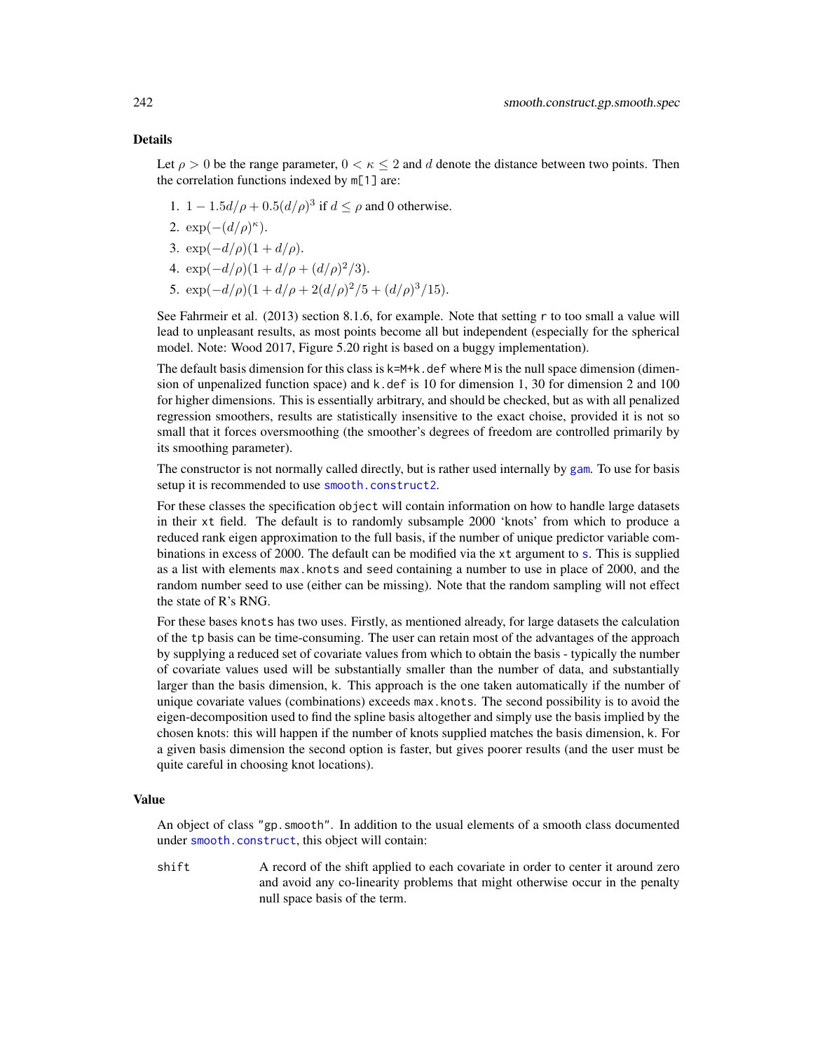## Details

Let $\rho > 0$ be the range parameter, $0 < \kappa \leq 2$ and $d$ denote the distance between two points. Then the correlation functions indexed by `m[1]` are:

1. $1 - 1.5d/\rho + 0.5(d/\rho)^3$ if $d \leq \rho$ and 0 otherwise.
2. $\exp(-(d/\rho)^\kappa)$.
3. $\exp(-d/\rho)(1 + d/\rho)$.
4. $\exp(-d/\rho)(1 + d/\rho + (d/\rho)^2/3)$.
5. $\exp(-d/\rho)(1 + d/\rho + 2(d/\rho)^2/5 + (d/\rho)^3/15)$.

See Fahrmeir et al. (2013) section 8.1.6, for example. Note that setting `r` to too small a value will lead to unpleasant results, as most points become all but independent (especially for the spherical model. Note: Wood 2017, Figure 5.20 right is based on a buggy implementation).

The default basis dimension for this class is `k=M+k.def` where `M` is the null space dimension (dimension of unpenalized function space) and `k.def` is 10 for dimension 1, 30 for dimension 2 and 100 for higher dimensions. This is essentially arbitrary, and should be checked, but as with all penalized regression smoothers, results are statistically insensitive to the exact choise, provided it is not so small that it forces oversmoothing (the smoother's degrees of freedom are controlled primarily by its smoothing parameter).

The constructor is not normally called directly, but is rather used internally by `gam`. To use for basis setup it is recommended to use `smooth.construct2`.

For these classes the specification `object` will contain information on how to handle large datasets in their `xt` field. The default is to randomly subsample 2000 'knots' from which to produce a reduced rank eigen approximation to the full basis, if the number of unique predictor variable combinations in excess of 2000. The default can be modified via the `xt` argument to `s`. This is supplied as a list with elements `max.knots` and `seed` containing a number to use in place of 2000, and the random number seed to use (either can be missing). Note that the random sampling will not effect the state of R's RNG.

For these bases `knots` has two uses. Firstly, as mentioned already, for large datasets the calculation of the `tp` basis can be time-consuming. The user can retain most of the advantages of the approach by supplying a reduced set of covariate values from which to obtain the basis - typically the number of covariate values used will be substantially smaller than the number of data, and substantially larger than the basis dimension, `k`. This approach is the one taken automatically if the number of unique covariate values (combinations) exceeds `max.knots`. The second possibility is to avoid the eigen-decomposition used to find the spline basis altogether and simply use the basis implied by the chosen knots: this will happen if the number of knots supplied matches the basis dimension, `k`. For a given basis dimension the second option is faster, but gives poorer results (and the user must be quite careful in choosing knot locations).

## Value

An object of class `"gp.smooth"`. In addition to the usual elements of a smooth class documented under `smooth.construct`, this object will contain:

`shift` A record of the shift applied to each covariate in order to center it around zero and avoid any co-linearity problems that might otherwise occur in the penalty null space basis of the term.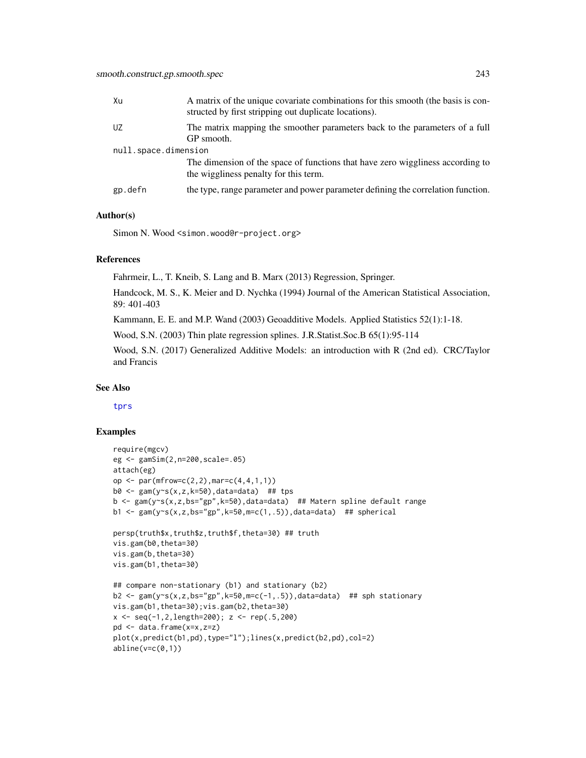Xu
: A matrix of the unique covariate combinations for this smooth (the basis is constructed by first stripping out duplicate locations).

UZ
: The matrix mapping the smoother parameters back to the parameters of a full GP smooth.

null.space.dimension
: The dimension of the space of functions that have zero wiggliness according to the wiggliness penalty for this term.

gp.defn
: the type, range parameter and power parameter defining the correlation function.

## Author(s)

Simon N. Wood <simon.wood@r-project.org>

## References

Fahrmeir, L., T. Kneib, S. Lang and B. Marx (2013) Regression, Springer.

Handcock, M. S., K. Meier and D. Nychka (1994) Journal of the American Statistical Association, 89: 401-403

Kammann, E. E. and M.P. Wand (2003) Geoadditive Models. Applied Statistics 52(1):1-18.

Wood, S.N. (2003) Thin plate regression splines. J.R.Statist.Soc.B 65(1):95-114

Wood, S.N. (2017) Generalized Additive Models: an introduction with R (2nd ed). CRC/Taylor and Francis

## See Also

tprs

## Examples

```
require(mgcv)
eg <- gamSim(2,n=200,scale=.05)
attach(eg)
op <- par(mfrow=c(2,2),mar=c(4,4,1,1))
b0 <- gam(y~s(x,z,k=50),data=data)  ## tps
b <- gam(y~s(x,z,bs="gp",k=50),data=data)  ## Matern spline default range
b1 <- gam(y~s(x,z,bs="gp",k=50,m=c(1,.5)),data=data)  ## spherical

persp(truth$x,truth$z,truth$f,theta=30) ## truth
vis.gam(b0,theta=30)
vis.gam(b,theta=30)
vis.gam(b1,theta=30)

## compare non-stationary (b1) and stationary (b2)
b2 <- gam(y~s(x,z,bs="gp",k=50,m=c(-1,.5)),data=data)  ## sph stationary
vis.gam(b1,theta=30);vis.gam(b2,theta=30)
x <- seq(-1,2,length=200); z <- rep(.5,200)
pd <- data.frame(x=x,z=z)
plot(x,predict(b1,pd),type="l");lines(x,predict(b2,pd),col=2)
abline(v=c(0,1))
```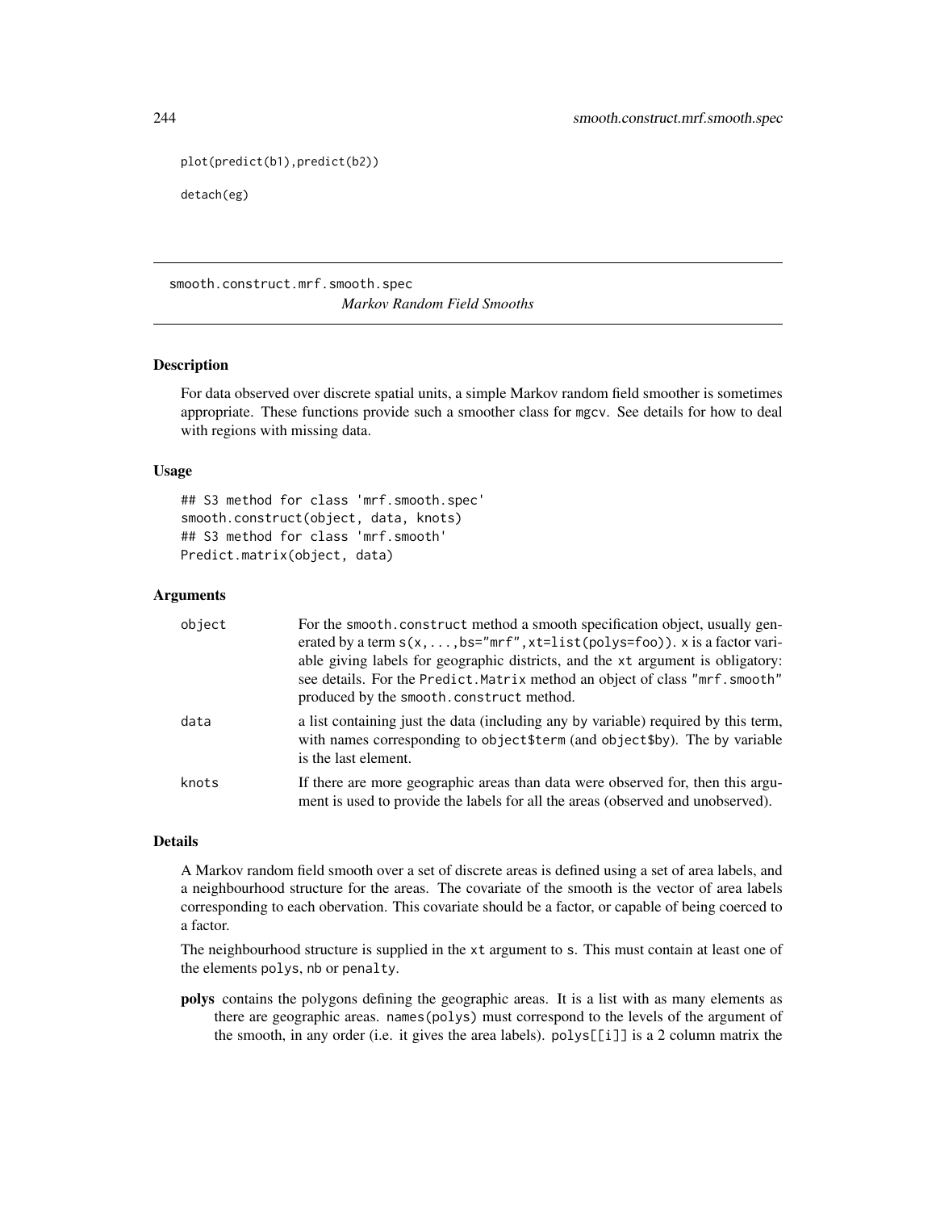```
plot(predict(b1),predict(b2))

detach(eg)
```

## smooth.construct.mrf.smooth.spec

*Markov Random Field Smooths*

### Description

For data observed over discrete spatial units, a simple Markov random field smoother is sometimes appropriate. These functions provide such a smoother class for mgcv. See details for how to deal with regions with missing data.

### Usage

```
## S3 method for class 'mrf.smooth.spec'
smooth.construct(object, data, knots)
## S3 method for class 'mrf.smooth'
Predict.matrix(object, data)
```

### Arguments

| | |
|---|---|
| object | For the smooth.construct method a smooth specification object, usually generated by a term s(x,...,bs="mrf",xt=list(polys=foo)). x is a factor variable giving labels for geographic districts, and the xt argument is obligatory: see details. For the Predict.Matrix method an object of class "mrf.smooth" produced by the smooth.construct method. |
| data | a list containing just the data (including any by variable) required by this term, with names corresponding to object$term (and object$by). The by variable is the last element. |
| knots | If there are more geographic areas than data were observed for, then this argument is used to provide the labels for all the areas (observed and unobserved). |

### Details

A Markov random field smooth over a set of discrete areas is defined using a set of area labels, and a neighbourhood structure for the areas. The covariate of the smooth is the vector of area labels corresponding to each obervation. This covariate should be a factor, or capable of being coerced to a factor.

The neighbourhood structure is supplied in the xt argument to s. This must contain at least one of the elements polys, nb or penalty.

**polys** contains the polygons defining the geographic areas. It is a list with as many elements as there are geographic areas. names(polys) must correspond to the levels of the argument of the smooth, in any order (i.e. it gives the area labels). polys[[i]] is a 2 column matrix the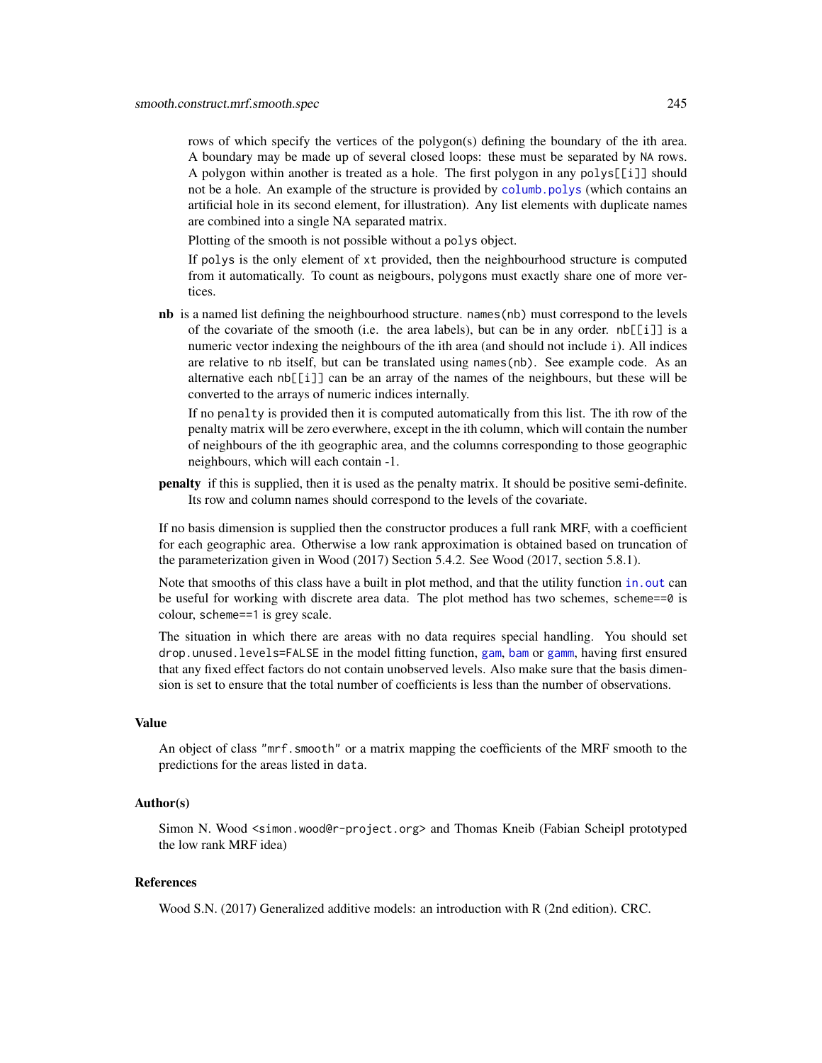rows of which specify the vertices of the polygon(s) defining the boundary of the ith area. A boundary may be made up of several closed loops: these must be separated by NA rows. A polygon within another is treated as a hole. The first polygon in any polys[[i]] should not be a hole. An example of the structure is provided by columb.polys (which contains an artificial hole in its second element, for illustration). Any list elements with duplicate names are combined into a single NA separated matrix.

Plotting of the smooth is not possible without a polys object.

If polys is the only element of xt provided, then the neighbourhood structure is computed from it automatically. To count as neigbours, polygons must exactly share one of more vertices.

**nb** is a named list defining the neighbourhood structure. names(nb) must correspond to the levels of the covariate of the smooth (i.e. the area labels), but can be in any order. nb[[i]] is a numeric vector indexing the neighbours of the ith area (and should not include i). All indices are relative to nb itself, but can be translated using names(nb). See example code. As an alternative each nb[[i]] can be an array of the names of the neighbours, but these will be converted to the arrays of numeric indices internally.

If no penalty is provided then it is computed automatically from this list. The ith row of the penalty matrix will be zero everwhere, except in the ith column, which will contain the number of neighbours of the ith geographic area, and the columns corresponding to those geographic neighbours, which will each contain -1.

**penalty** if this is supplied, then it is used as the penalty matrix. It should be positive semi-definite. Its row and column names should correspond to the levels of the covariate.

If no basis dimension is supplied then the constructor produces a full rank MRF, with a coefficient for each geographic area. Otherwise a low rank approximation is obtained based on truncation of the parameterization given in Wood (2017) Section 5.4.2. See Wood (2017, section 5.8.1).

Note that smooths of this class have a built in plot method, and that the utility function in.out can be useful for working with discrete area data. The plot method has two schemes, scheme==0 is colour, scheme==1 is grey scale.

The situation in which there are areas with no data requires special handling. You should set drop.unused.levels=FALSE in the model fitting function, gam, bam or gamm, having first ensured that any fixed effect factors do not contain unobserved levels. Also make sure that the basis dimension is set to ensure that the total number of coefficients is less than the number of observations.

## Value

An object of class "mrf.smooth" or a matrix mapping the coefficients of the MRF smooth to the predictions for the areas listed in data.

## Author(s)

Simon N. Wood <simon.wood@r-project.org> and Thomas Kneib (Fabian Scheipl prototyped the low rank MRF idea)

## References

Wood S.N. (2017) Generalized additive models: an introduction with R (2nd edition). CRC.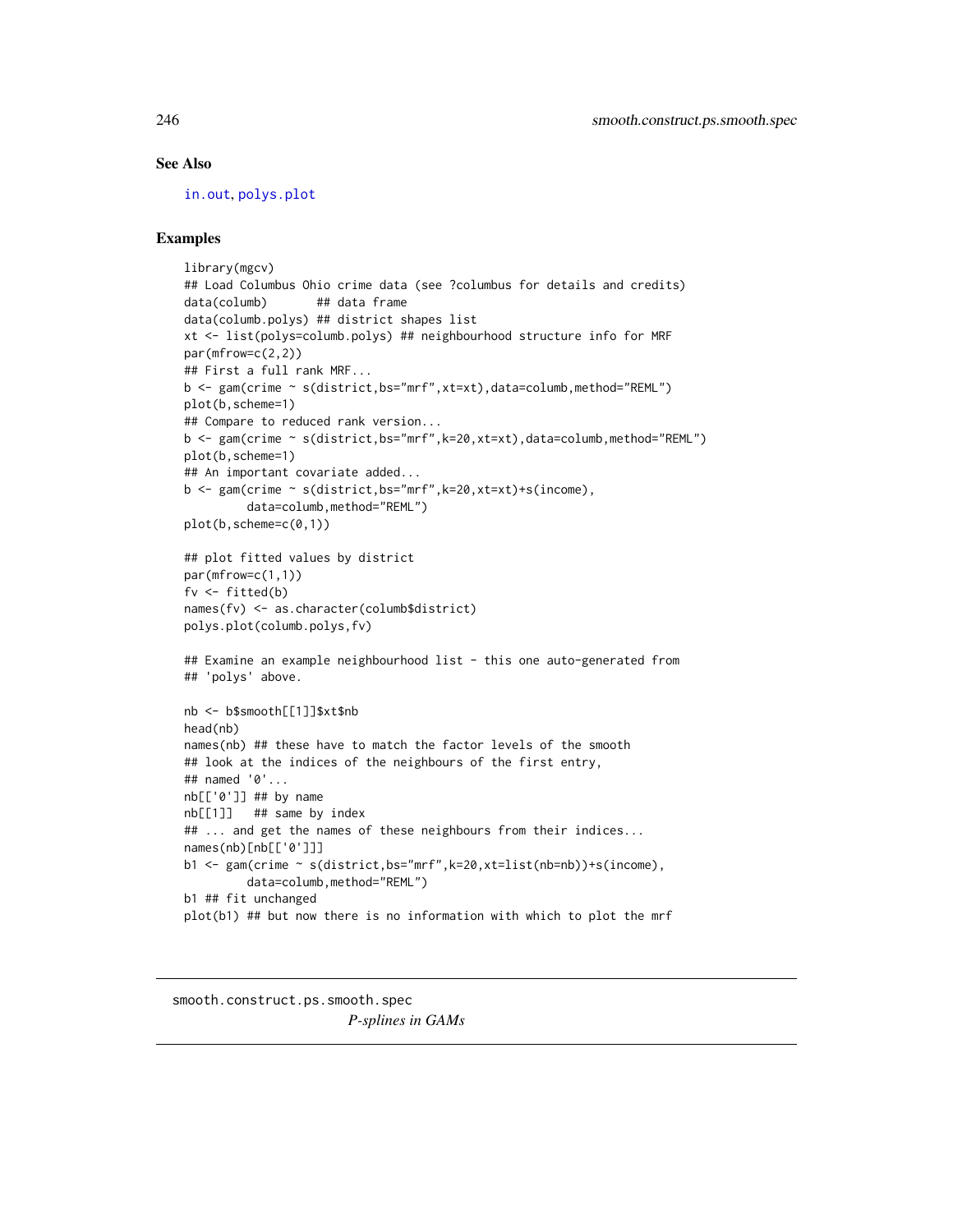## See Also

in.out, polys.plot

## Examples

```
library(mgcv)
## Load Columbus Ohio crime data (see ?columbus for details and credits)
data(columb)       ## data frame
data(columb.polys) ## district shapes list
xt <- list(polys=columb.polys) ## neighbourhood structure info for MRF
par(mfrow=c(2,2))
## First a full rank MRF...
b <- gam(crime ~ s(district,bs="mrf",xt=xt),data=columb,method="REML")
plot(b,scheme=1)
## Compare to reduced rank version...
b <- gam(crime ~ s(district,bs="mrf",k=20,xt=xt),data=columb,method="REML")
plot(b,scheme=1)
## An important covariate added...
b <- gam(crime ~ s(district,bs="mrf",k=20,xt=xt)+s(income),
         data=columb,method="REML")
plot(b,scheme=c(0,1))

## plot fitted values by district
par(mfrow=c(1,1))
fv <- fitted(b)
names(fv) <- as.character(columb$district)
polys.plot(columb.polys,fv)

## Examine an example neighbourhood list - this one auto-generated from
## 'polys' above.

nb <- b$smooth[[1]]$xt$nb
head(nb)
names(nb) ## these have to match the factor levels of the smooth
## look at the indices of the neighbours of the first entry,
## named '0'...
nb[['0']] ## by name
nb[[1]]   ## same by index
## ... and get the names of these neighbours from their indices...
names(nb)[nb[['0']]]
b1 <- gam(crime ~ s(district,bs="mrf",k=20,xt=list(nb=nb))+s(income),
         data=columb,method="REML")
b1 ## fit unchanged
plot(b1) ## but now there is no information with which to plot the mrf
```

---

smooth.construct.ps.smooth.spec    *P-splines in GAMs*

---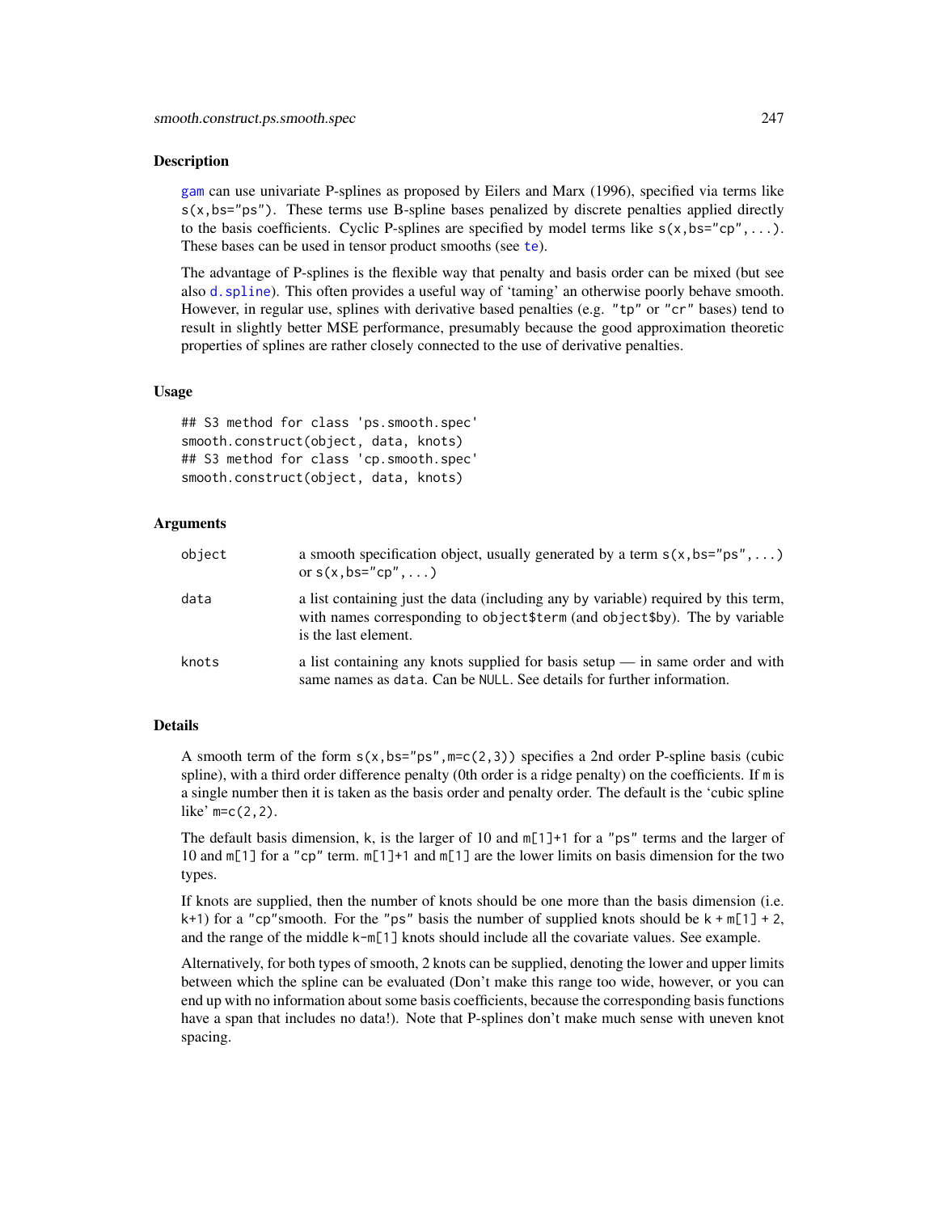## Description

gam can use univariate P-splines as proposed by Eilers and Marx (1996), specified via terms like `s(x,bs="ps")`. These terms use B-spline bases penalized by discrete penalties applied directly to the basis coefficients. Cyclic P-splines are specified by model terms like `s(x,bs="cp",...)`. These bases can be used in tensor product smooths (see te).

The advantage of P-splines is the flexible way that penalty and basis order can be mixed (but see also d.spline). This often provides a useful way of 'taming' an otherwise poorly behave smooth. However, in regular use, splines with derivative based penalties (e.g. "tp" or "cr" bases) tend to result in slightly better MSE performance, presumably because the good approximation theoretic properties of splines are rather closely connected to the use of derivative penalties.

## Usage

```
## S3 method for class 'ps.smooth.spec'
smooth.construct(object, data, knots)
## S3 method for class 'cp.smooth.spec'
smooth.construct(object, data, knots)
```

## Arguments

| | |
|---|---|
| `object` | a smooth specification object, usually generated by a term `s(x,bs="ps",...)` or `s(x,bs="cp",...)` |
| `data` | a list containing just the data (including any by variable) required by this term, with names corresponding to `object$term` (and `object$by`). The by variable is the last element. |
| `knots` | a list containing any knots supplied for basis setup — in same order and with same names as `data`. Can be `NULL`. See details for further information. |

## Details

A smooth term of the form `s(x,bs="ps",m=c(2,3))` specifies a 2nd order P-spline basis (cubic spline), with a third order difference penalty (0th order is a ridge penalty) on the coefficients. If `m` is a single number then it is taken as the basis order and penalty order. The default is the 'cubic spline like' `m=c(2,2)`.

The default basis dimension, `k`, is the larger of 10 and `m[1]+1` for a "ps" terms and the larger of 10 and `m[1]` for a "cp" term. `m[1]+1` and `m[1]` are the lower limits on basis dimension for the two types.

If knots are supplied, then the number of knots should be one more than the basis dimension (i.e. `k+1`) for a "cp"smooth. For the "ps" basis the number of supplied knots should be `k + m[1] + 2`, and the range of the middle `k-m[1]` knots should include all the covariate values. See example.

Alternatively, for both types of smooth, 2 knots can be supplied, denoting the lower and upper limits between which the spline can be evaluated (Don't make this range too wide, however, or you can end up with no information about some basis coefficients, because the corresponding basis functions have a span that includes no data!). Note that P-splines don't make much sense with uneven knot spacing.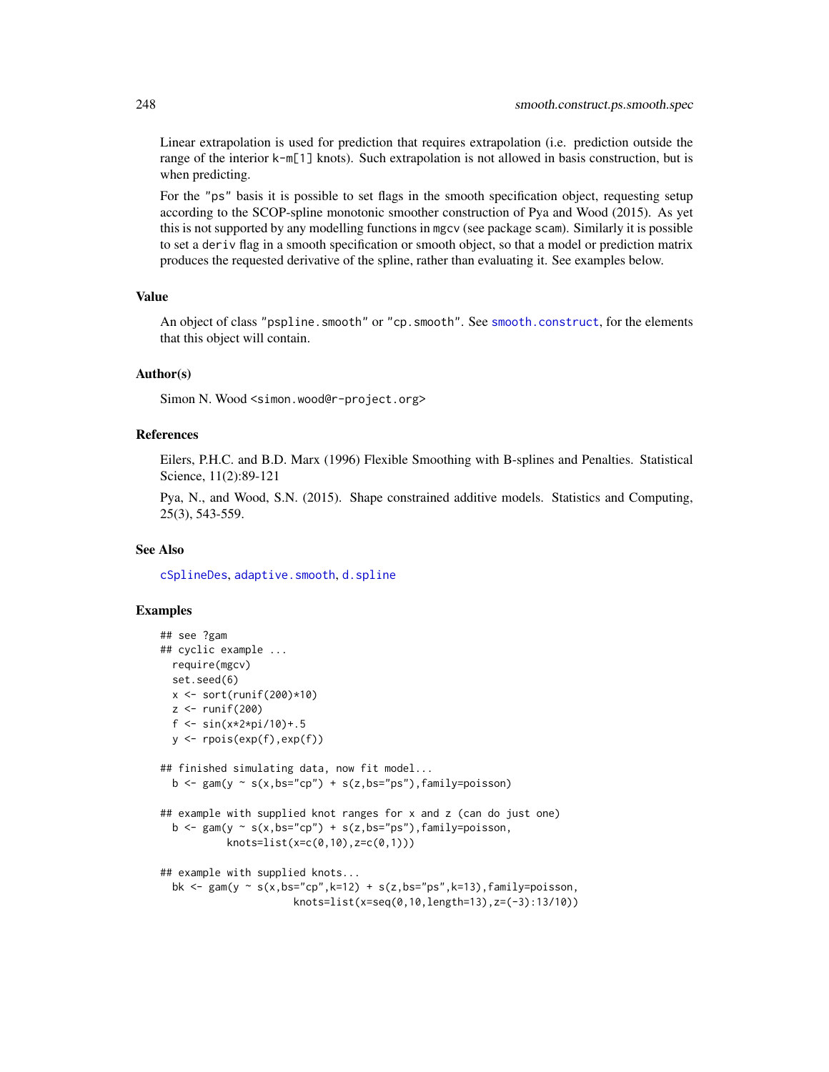Linear extrapolation is used for prediction that requires extrapolation (i.e. prediction outside the range of the interior k-m[1] knots). Such extrapolation is not allowed in basis construction, but is when predicting.

For the "ps" basis it is possible to set flags in the smooth specification object, requesting setup according to the SCOP-spline monotonic smoother construction of Pya and Wood (2015). As yet this is not supported by any modelling functions in mgcv (see package scam). Similarly it is possible to set a deriv flag in a smooth specification or smooth object, so that a model or prediction matrix produces the requested derivative of the spline, rather than evaluating it. See examples below.

## Value

An object of class "pspline.smooth" or "cp.smooth". See smooth.construct, for the elements that this object will contain.

## Author(s)

Simon N. Wood <simon.wood@r-project.org>

## References

Eilers, P.H.C. and B.D. Marx (1996) Flexible Smoothing with B-splines and Penalties. Statistical Science, 11(2):89-121

Pya, N., and Wood, S.N. (2015). Shape constrained additive models. Statistics and Computing, 25(3), 543-559.

## See Also

cSplineDes, adaptive.smooth, d.spline

## Examples

```
## see ?gam
## cyclic example ...
  require(mgcv)
  set.seed(6)
  x <- sort(runif(200)*10)
  z <- runif(200)
  f <- sin(x*2*pi/10)+.5
  y <- rpois(exp(f),exp(f))

## finished simulating data, now fit model...
  b <- gam(y ~ s(x,bs="cp") + s(z,bs="ps"),family=poisson)

## example with supplied knot ranges for x and z (can do just one)
  b <- gam(y ~ s(x,bs="cp") + s(z,bs="ps"),family=poisson,
           knots=list(x=c(0,10),z=c(0,1)))

## example with supplied knots...
  bk <- gam(y ~ s(x,bs="cp",k=12) + s(z,bs="ps",k=13),family=poisson,
                      knots=list(x=seq(0,10,length=13),z=(-3):13/10))
```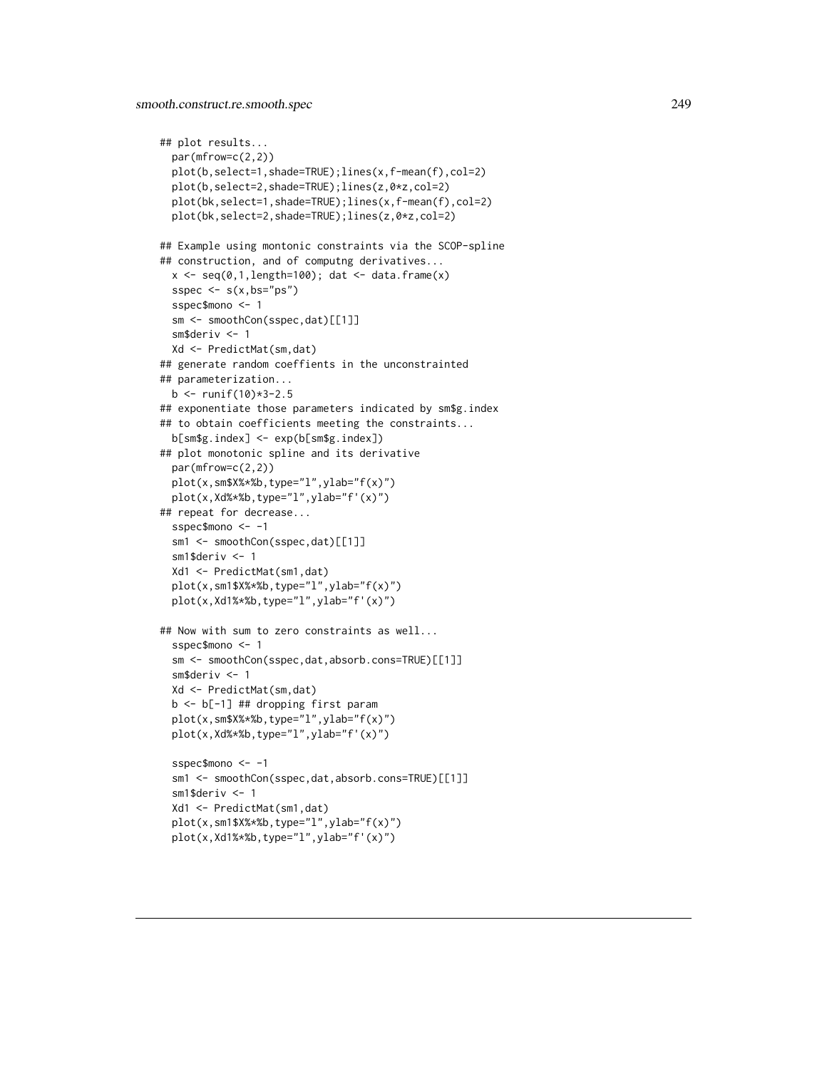```
## plot results...
  par(mfrow=c(2,2))
  plot(b,select=1,shade=TRUE);lines(x,f-mean(f),col=2)
  plot(b,select=2,shade=TRUE);lines(z,0*z,col=2)
  plot(bk,select=1,shade=TRUE);lines(x,f-mean(f),col=2)
  plot(bk,select=2,shade=TRUE);lines(z,0*z,col=2)

## Example using montonic constraints via the SCOP-spline
## construction, and of computng derivatives...
  x <- seq(0,1,length=100); dat <- data.frame(x)
  sspec <- s(x,bs="ps")
  sspec$mono <- 1
  sm <- smoothCon(sspec,dat)[[1]]
  sm$deriv <- 1
  Xd <- PredictMat(sm,dat)
## generate random coeffients in the unconstrainted
## parameterization...
  b <- runif(10)*3-2.5
## exponentiate those parameters indicated by sm$g.index
## to obtain coefficients meeting the constraints...
  b[sm$g.index] <- exp(b[sm$g.index])
## plot monotonic spline and its derivative
  par(mfrow=c(2,2))
  plot(x,sm$X%*%b,type="l",ylab="f(x)")
  plot(x,Xd%*%b,type="l",ylab="f'(x)")
## repeat for decrease...
  sspec$mono <- -1
  sm1 <- smoothCon(sspec,dat)[[1]]
  sm1$deriv <- 1
  Xd1 <- PredictMat(sm1,dat)
  plot(x,sm1$X%*%b,type="l",ylab="f(x)")
  plot(x,Xd1%*%b,type="l",ylab="f'(x)")

## Now with sum to zero constraints as well...
  sspec$mono <- 1
  sm <- smoothCon(sspec,dat,absorb.cons=TRUE)[[1]]
  sm$deriv <- 1
  Xd <- PredictMat(sm,dat)
  b <- b[-1] ## dropping first param
  plot(x,sm$X%*%b,type="l",ylab="f(x)")
  plot(x,Xd%*%b,type="l",ylab="f'(x)")

  sspec$mono <- -1
  sm1 <- smoothCon(sspec,dat,absorb.cons=TRUE)[[1]]
  sm1$deriv <- 1
  Xd1 <- PredictMat(sm1,dat)
  plot(x,sm1$X%*%b,type="l",ylab="f(x)")
  plot(x,Xd1%*%b,type="l",ylab="f'(x)")
```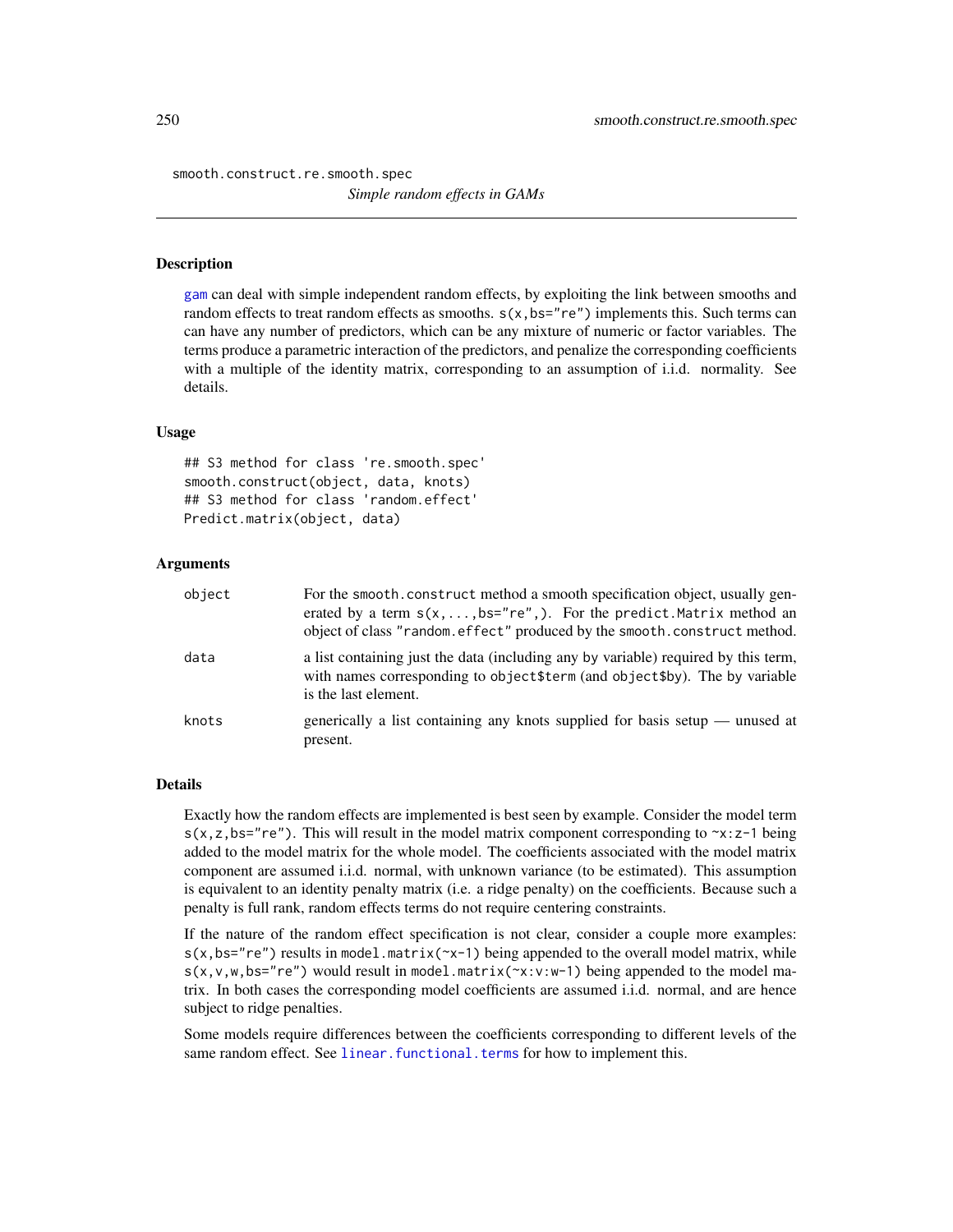smooth.construct.re.smooth.spec

*Simple random effects in GAMs*

## Description

gam can deal with simple independent random effects, by exploiting the link between smooths and random effects to treat random effects as smooths. `s(x,bs="re")` implements this. Such terms can can have any number of predictors, which can be any mixture of numeric or factor variables. The terms produce a parametric interaction of the predictors, and penalize the corresponding coefficients with a multiple of the identity matrix, corresponding to an assumption of i.i.d. normality. See details.

## Usage

```
## S3 method for class 're.smooth.spec'
smooth.construct(object, data, knots)
## S3 method for class 'random.effect'
Predict.matrix(object, data)
```

## Arguments

| | |
|---|---|
| object | For the `smooth.construct` method a smooth specification object, usually generated by a term `s(x,...,bs="re",)`. For the `predict.Matrix` method an object of class `"random.effect"` produced by the `smooth.construct` method. |
| data | a list containing just the data (including any by variable) required by this term, with names corresponding to `object$term` (and `object$by`). The by variable is the last element. |
| knots | generically a list containing any knots supplied for basis setup — unused at present. |

## Details

Exactly how the random effects are implemented is best seen by example. Consider the model term `s(x,z,bs="re")`. This will result in the model matrix component corresponding to `~x:z-1` being added to the model matrix for the whole model. The coefficients associated with the model matrix component are assumed i.i.d. normal, with unknown variance (to be estimated). This assumption is equivalent to an identity penalty matrix (i.e. a ridge penalty) on the coefficients. Because such a penalty is full rank, random effects terms do not require centering constraints.

If the nature of the random effect specification is not clear, consider a couple more examples: `s(x,bs="re")` results in `model.matrix(~x-1)` being appended to the overall model matrix, while `s(x,v,w,bs="re")` would result in `model.matrix(~x:v:w-1)` being appended to the model matrix. In both cases the corresponding model coefficients are assumed i.i.d. normal, and are hence subject to ridge penalties.

Some models require differences between the coefficients corresponding to different levels of the same random effect. See `linear.functional.terms` for how to implement this.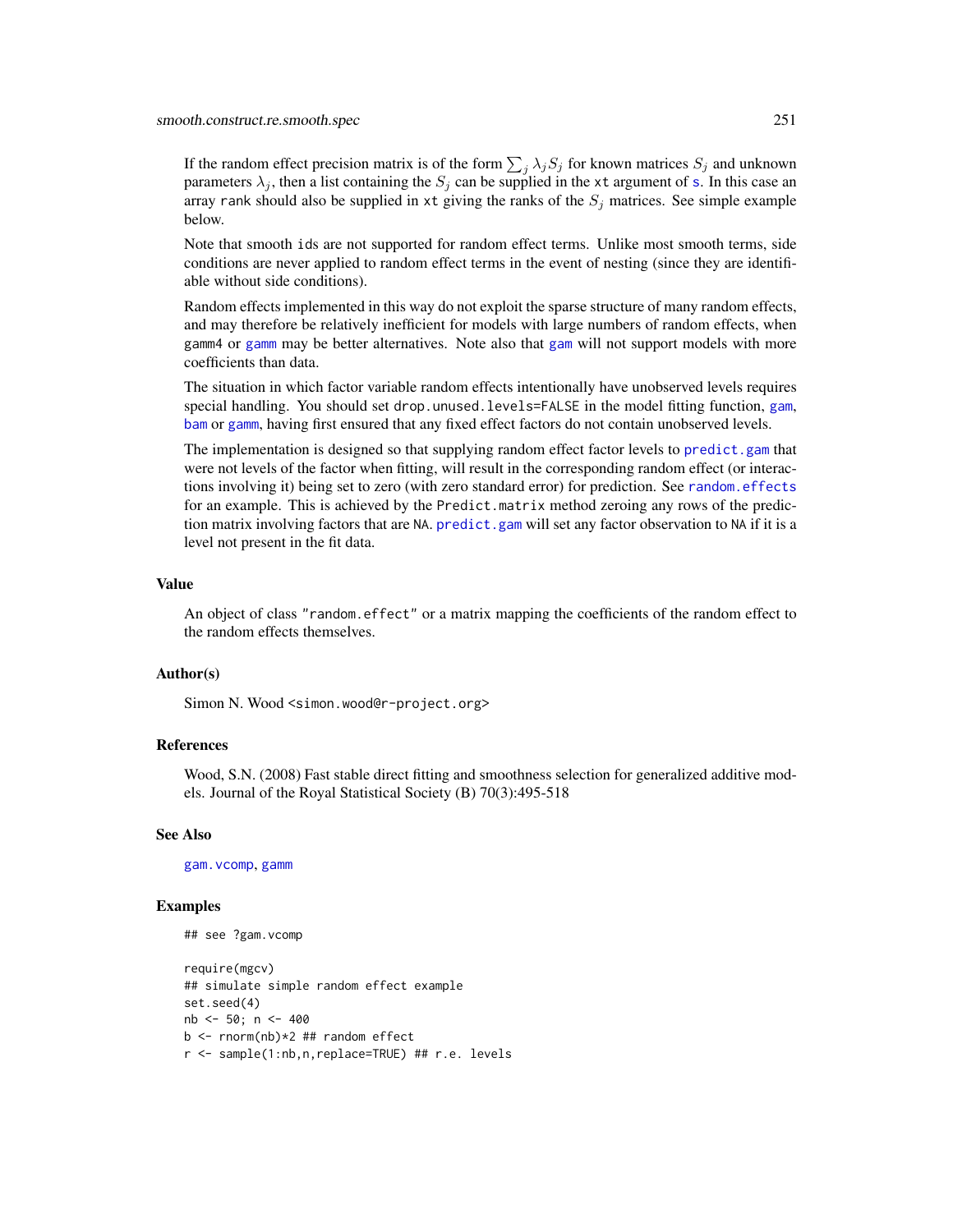If the random effect precision matrix is of the form $\sum_j \lambda_j S_j$ for known matrices $S_j$ and unknown parameters $\lambda_j$, then a list containing the $S_j$ can be supplied in the `xt` argument of `s`. In this case an array `rank` should also be supplied in `xt` giving the ranks of the $S_j$ matrices. See simple example below.

Note that smooth `id`s are not supported for random effect terms. Unlike most smooth terms, side conditions are never applied to random effect terms in the event of nesting (since they are identifiable without side conditions).

Random effects implemented in this way do not exploit the sparse structure of many random effects, and may therefore be relatively inefficient for models with large numbers of random effects, when `gamm4` or `gamm` may be better alternatives. Note also that `gam` will not support models with more coefficients than data.

The situation in which factor variable random effects intentionally have unobserved levels requires special handling. You should set `drop.unused.levels=FALSE` in the model fitting function, `gam`, `bam` or `gamm`, having first ensured that any fixed effect factors do not contain unobserved levels.

The implementation is designed so that supplying random effect factor levels to `predict.gam` that were not levels of the factor when fitting, will result in the corresponding random effect (or interactions involving it) being set to zero (with zero standard error) for prediction. See `random.effects` for an example. This is achieved by the `Predict.matrix` method zeroing any rows of the prediction matrix involving factors that are `NA`. `predict.gam` will set any factor observation to `NA` if it is a level not present in the fit data.

## Value

An object of class `"random.effect"` or a matrix mapping the coefficients of the random effect to the random effects themselves.

## Author(s)

Simon N. Wood <simon.wood@r-project.org>

## References

Wood, S.N. (2008) Fast stable direct fitting and smoothness selection for generalized additive models. Journal of the Royal Statistical Society (B) 70(3):495-518

## See Also

`gam.vcomp`, `gamm`

## Examples

```
## see ?gam.vcomp

require(mgcv)
## simulate simple random effect example
set.seed(4)
nb <- 50; n <- 400
b <- rnorm(nb)*2 ## random effect
r <- sample(1:nb,n,replace=TRUE) ## r.e. levels
```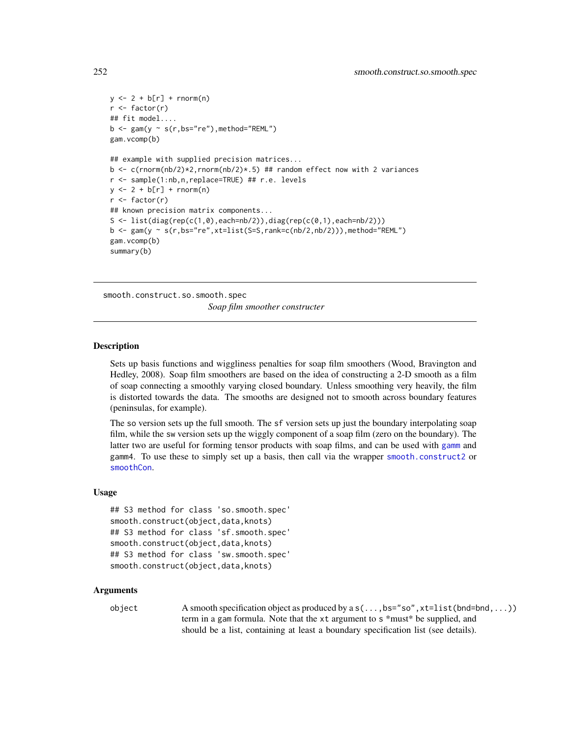```
y <- 2 + b[r] + rnorm(n)
r <- factor(r)
## fit model....
b <- gam(y ~ s(r,bs="re"),method="REML")
gam.vcomp(b)

## example with supplied precision matrices...
b <- c(rnorm(nb/2)*2,rnorm(nb/2)*.5) ## random effect now with 2 variances
r <- sample(1:nb,n,replace=TRUE) ## r.e. levels
y <- 2 + b[r] + rnorm(n)
r <- factor(r)
## known precision matrix components...
S <- list(diag(rep(c(1,0),each=nb/2)),diag(rep(c(0,1),each=nb/2)))
b <- gam(y ~ s(r,bs="re",xt=list(S=S,rank=c(nb/2,nb/2))),method="REML")
gam.vcomp(b)
summary(b)
```

---

## smooth.construct.so.smooth.spec

*Soap film smoother constructer*

---

### Description

Sets up basis functions and wiggliness penalties for soap film smoothers (Wood, Bravington and Hedley, 2008). Soap film smoothers are based on the idea of constructing a 2-D smooth as a film of soap connecting a smoothly varying closed boundary. Unless smoothing very heavily, the film is distorted towards the data. The smooths are designed not to smooth across boundary features (peninsulas, for example).

The `so` version sets up the full smooth. The `sf` version sets up just the boundary interpolating soap film, while the `sw` version sets up the wiggly component of a soap film (zero on the boundary). The latter two are useful for forming tensor products with soap films, and can be used with `gamm` and `gamm4`. To use these to simply set up a basis, then call via the wrapper `smooth.construct2` or `smoothCon`.

### Usage

```
## S3 method for class 'so.smooth.spec'
smooth.construct(object,data,knots)
## S3 method for class 'sf.smooth.spec'
smooth.construct(object,data,knots)
## S3 method for class 'sw.smooth.spec'
smooth.construct(object,data,knots)
```

### Arguments

`object` A smooth specification object as produced by a `s(...,bs="so",xt=list(bnd=bnd,...))` term in a `gam` formula. Note that the `xt` argument to `s` *must* be supplied, and should be a list, containing at least a boundary specification list (see details).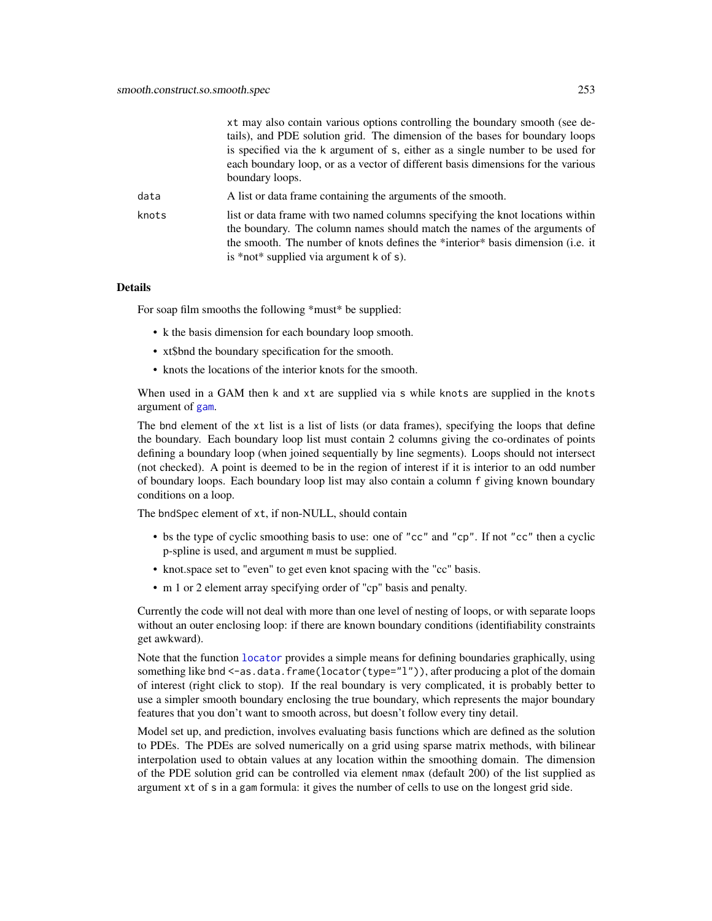xt may also contain various options controlling the boundary smooth (see details), and PDE solution grid. The dimension of the bases for boundary loops is specified via the k argument of s, either as a single number to be used for each boundary loop, or as a vector of different basis dimensions for the various boundary loops.

data
: A list or data frame containing the arguments of the smooth.

knots
: list or data frame with two named columns specifying the knot locations within the boundary. The column names should match the names of the arguments of the smooth. The number of knots defines the *interior* basis dimension (i.e. it is *not* supplied via argument k of s).

## Details

For soap film smooths the following *must* be supplied:

- k the basis dimension for each boundary loop smooth.
- xt$bnd the boundary specification for the smooth.
- knots the locations of the interior knots for the smooth.

When used in a GAM then k and xt are supplied via s while knots are supplied in the knots argument of gam.

The bnd element of the xt list is a list of lists (or data frames), specifying the loops that define the boundary. Each boundary loop list must contain 2 columns giving the co-ordinates of points defining a boundary loop (when joined sequentially by line segments). Loops should not intersect (not checked). A point is deemed to be in the region of interest if it is interior to an odd number of boundary loops. Each boundary loop list may also contain a column f giving known boundary conditions on a loop.

The bndSpec element of xt, if non-NULL, should contain

- bs the type of cyclic smoothing basis to use: one of "cc" and "cp". If not "cc" then a cyclic p-spline is used, and argument m must be supplied.
- knot.space set to "even" to get even knot spacing with the "cc" basis.
- m 1 or 2 element array specifying order of "cp" basis and penalty.

Currently the code will not deal with more than one level of nesting of loops, or with separate loops without an outer enclosing loop: if there are known boundary conditions (identifiability constraints get awkward).

Note that the function locator provides a simple means for defining boundaries graphically, using something like bnd <-as.data.frame(locator(type="l")), after producing a plot of the domain of interest (right click to stop). If the real boundary is very complicated, it is probably better to use a simpler smooth boundary enclosing the true boundary, which represents the major boundary features that you don't want to smooth across, but doesn't follow every tiny detail.

Model set up, and prediction, involves evaluating basis functions which are defined as the solution to PDEs. The PDEs are solved numerically on a grid using sparse matrix methods, with bilinear interpolation used to obtain values at any location within the smoothing domain. The dimension of the PDE solution grid can be controlled via element nmax (default 200) of the list supplied as argument xt of s in a gam formula: it gives the number of cells to use on the longest grid side.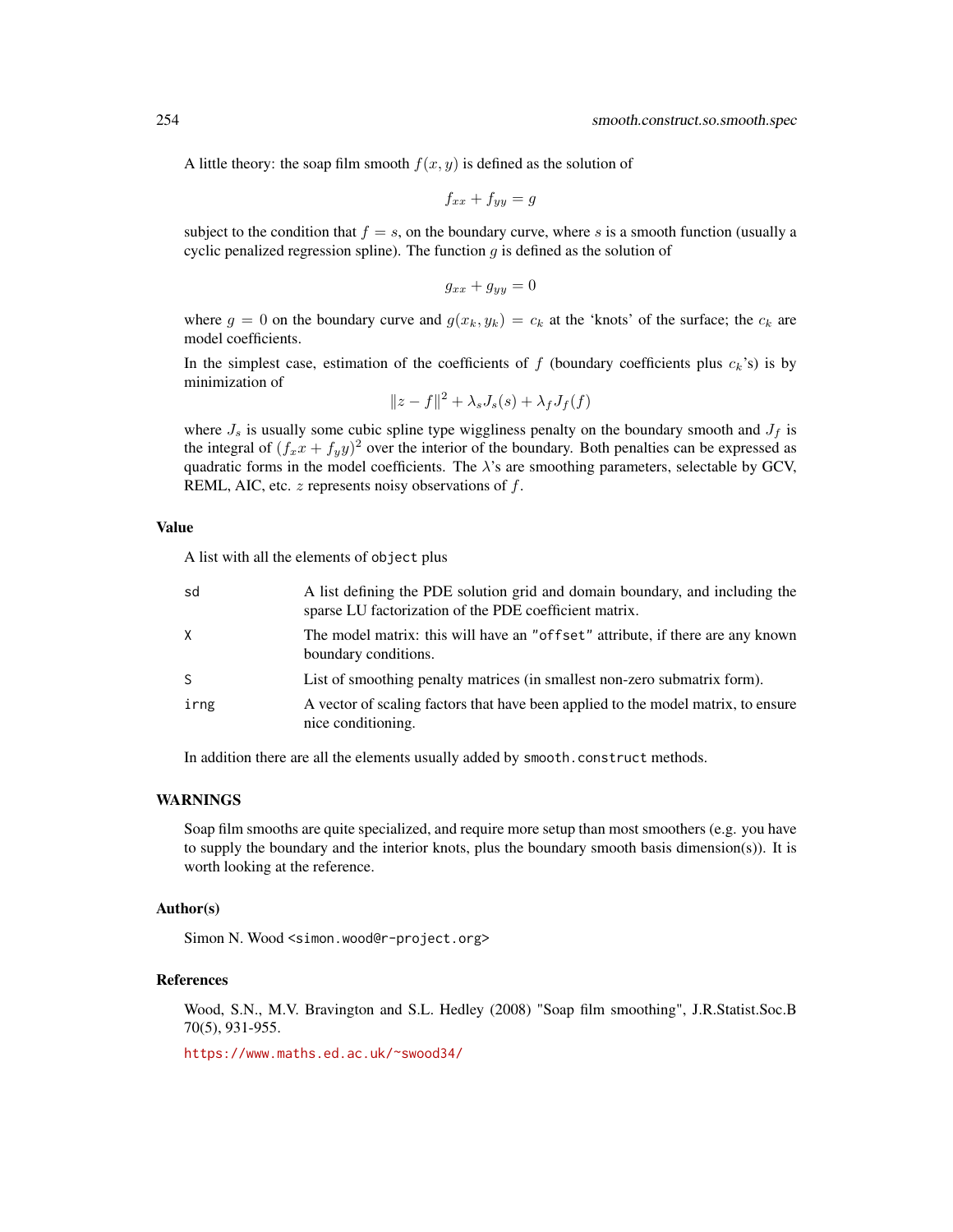A little theory: the soap film smooth $f(x, y)$ is defined as the solution of

$$f_{xx} + f_{yy} = g$$

subject to the condition that $f = s$, on the boundary curve, where $s$ is a smooth function (usually a cyclic penalized regression spline). The function $g$ is defined as the solution of

$$g_{xx} + g_{yy} = 0$$

where $g = 0$ on the boundary curve and $g(x_k, y_k) = c_k$ at the 'knots' of the surface; the $c_k$ are model coefficients.

In the simplest case, estimation of the coefficients of $f$ (boundary coefficients plus $c_k$'s) is by minimization of

$$\|z - f\|^2 + \lambda_s J_s(s) + \lambda_f J_f(f)$$

where $J_s$ is usually some cubic spline type wiggliness penalty on the boundary smooth and $J_f$ is the integral of $(f_x x + f_y y)^2$ over the interior of the boundary. Both penalties can be expressed as quadratic forms in the model coefficients. The $\lambda$'s are smoothing parameters, selectable by GCV, REML, AIC, etc. $z$ represents noisy observations of $f$.

## Value

A list with all the elements of `object` plus

| | |
|---|---|
| `sd` | A list defining the PDE solution grid and domain boundary, and including the sparse LU factorization of the PDE coefficient matrix. |
| `X` | The model matrix: this will have an `"offset"` attribute, if there are any known boundary conditions. |
| `S` | List of smoothing penalty matrices (in smallest non-zero submatrix form). |
| `irng` | A vector of scaling factors that have been applied to the model matrix, to ensure nice conditioning. |

In addition there are all the elements usually added by `smooth.construct` methods.

## WARNINGS

Soap film smooths are quite specialized, and require more setup than most smoothers (e.g. you have to supply the boundary and the interior knots, plus the boundary smooth basis dimension(s)). It is worth looking at the reference.

## Author(s)

Simon N. Wood <simon.wood@r-project.org>

## References

Wood, S.N., M.V. Bravington and S.L. Hedley (2008) "Soap film smoothing", J.R.Statist.Soc.B 70(5), 931-955.

https://www.maths.ed.ac.uk/~swood34/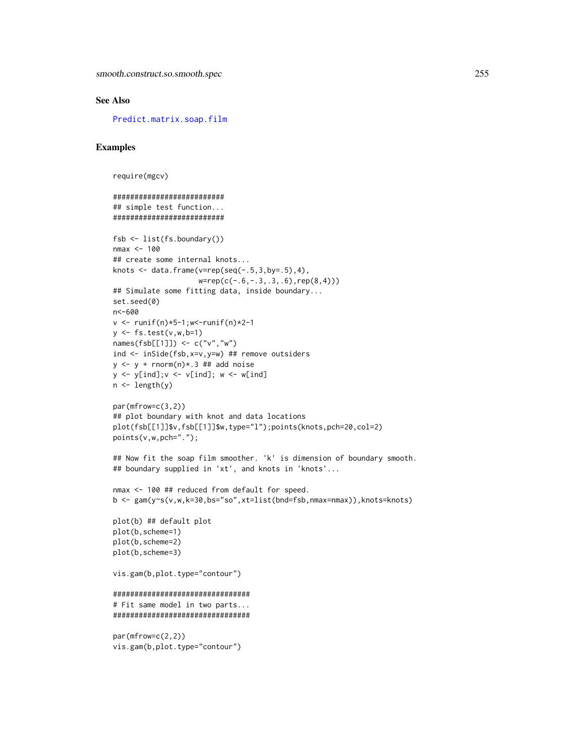## See Also

Predict.matrix.soap.film

## Examples

```
require(mgcv)

##########################
## simple test function...
##########################

fsb <- list(fs.boundary())
nmax <- 100
## create some internal knots...
knots <- data.frame(v=rep(seq(-.5,3,by=.5),4),
                    w=rep(c(-.6,-.3,.3,.6),rep(8,4)))
## Simulate some fitting data, inside boundary...
set.seed(0)
n<-600
v <- runif(n)*5-1;w<-runif(n)*2-1
y <- fs.test(v,w,b=1)
names(fsb[[1]]) <- c("v","w")
ind <- inSide(fsb,x=v,y=w) ## remove outsiders
y <- y + rnorm(n)*.3 ## add noise
y <- y[ind];v <- v[ind]; w <- w[ind]
n <- length(y)

par(mfrow=c(3,2))
## plot boundary with knot and data locations
plot(fsb[[1]]$v,fsb[[1]]$w,type="l");points(knots,pch=20,col=2)
points(v,w,pch=".");

## Now fit the soap film smoother. 'k' is dimension of boundary smooth.
## boundary supplied in 'xt', and knots in 'knots'...

nmax <- 100 ## reduced from default for speed.
b <- gam(y~s(v,w,k=30,bs="so",xt=list(bnd=fsb,nmax=nmax)),knots=knots)

plot(b) ## default plot
plot(b,scheme=1)
plot(b,scheme=2)
plot(b,scheme=3)

vis.gam(b,plot.type="contour")

################################
# Fit same model in two parts...
################################

par(mfrow=c(2,2))
vis.gam(b,plot.type="contour")
```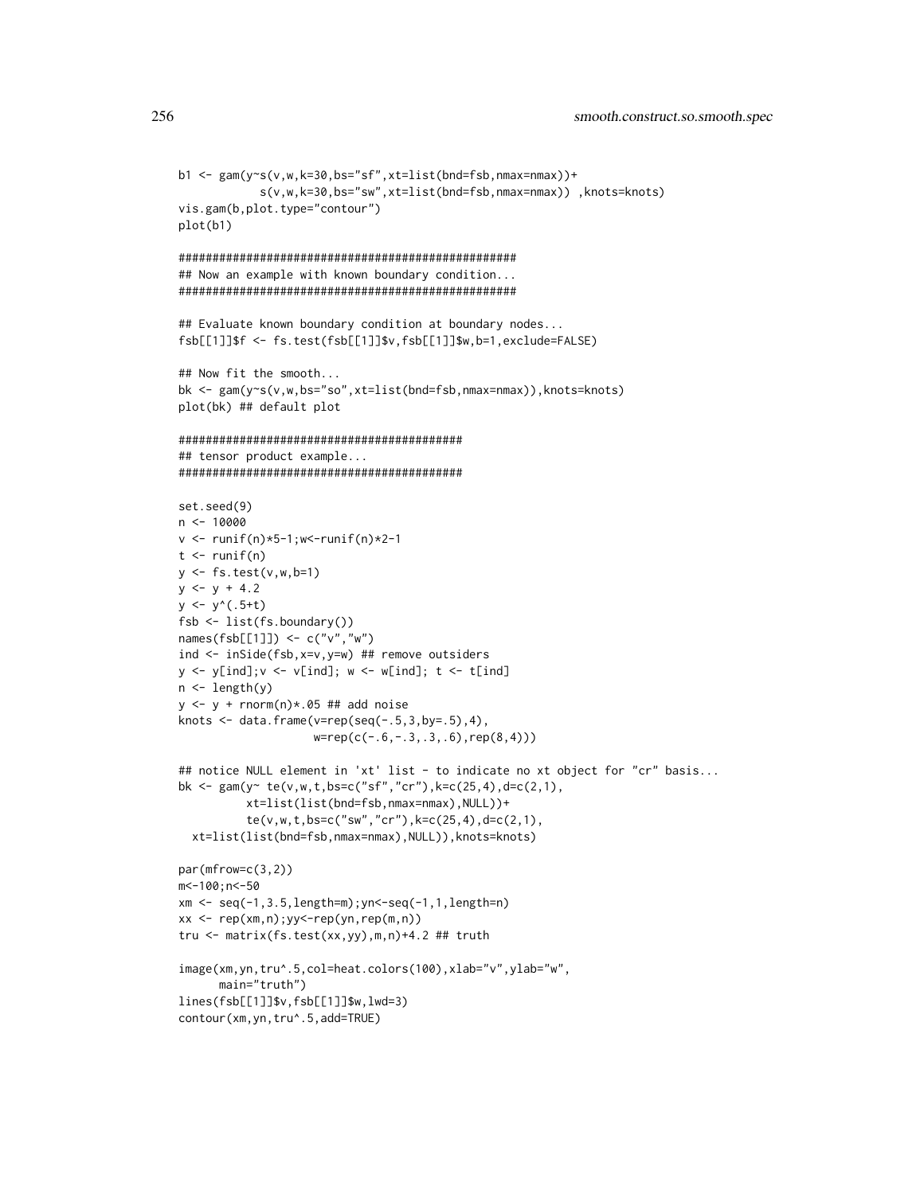```
b1 <- gam(y~s(v,w,k=30,bs="sf",xt=list(bnd=fsb,nmax=nmax))+
            s(v,w,k=30,bs="sw",xt=list(bnd=fsb,nmax=nmax)) ,knots=knots)
vis.gam(b,plot.type="contour")
plot(b1)

##################################################
## Now an example with known boundary condition...
##################################################

## Evaluate known boundary condition at boundary nodes...
fsb[[1]]$f <- fs.test(fsb[[1]]$v,fsb[[1]]$w,b=1,exclude=FALSE)

## Now fit the smooth...
bk <- gam(y~s(v,w,bs="so",xt=list(bnd=fsb,nmax=nmax)),knots=knots)
plot(bk) ## default plot

##########################################
## tensor product example...
##########################################

set.seed(9)
n <- 10000
v <- runif(n)*5-1;w<-runif(n)*2-1
t <- runif(n)
y <- fs.test(v,w,b=1)
y <- y + 4.2
y <- y^(.5+t)
fsb <- list(fs.boundary())
names(fsb[[1]]) <- c("v","w")
ind <- inSide(fsb,x=v,y=w) ## remove outsiders
y <- y[ind];v <- v[ind]; w <- w[ind]; t <- t[ind]
n <- length(y)
y <- y + rnorm(n)*.05 ## add noise
knots <- data.frame(v=rep(seq(-.5,3,by=.5),4),
                    w=rep(c(-.6,-.3,.3,.6),rep(8,4)))

## notice NULL element in 'xt' list - to indicate no xt object for "cr" basis...
bk <- gam(y~ te(v,w,t,bs=c("sf","cr"),k=c(25,4),d=c(2,1),
          xt=list(list(bnd=fsb,nmax=nmax),NULL))+
          te(v,w,t,bs=c("sw","cr"),k=c(25,4),d=c(2,1),
  xt=list(list(bnd=fsb,nmax=nmax),NULL)),knots=knots)

par(mfrow=c(3,2))
m<-100;n<-50
xm <- seq(-1,3.5,length=m);yn<-seq(-1,1,length=n)
xx <- rep(xm,n);yy<-rep(yn,rep(m,n))
tru <- matrix(fs.test(xx,yy),m,n)+4.2 ## truth

image(xm,yn,tru^.5,col=heat.colors(100),xlab="v",ylab="w",
      main="truth")
lines(fsb[[1]]$v,fsb[[1]]$w,lwd=3)
contour(xm,yn,tru^.5,add=TRUE)
```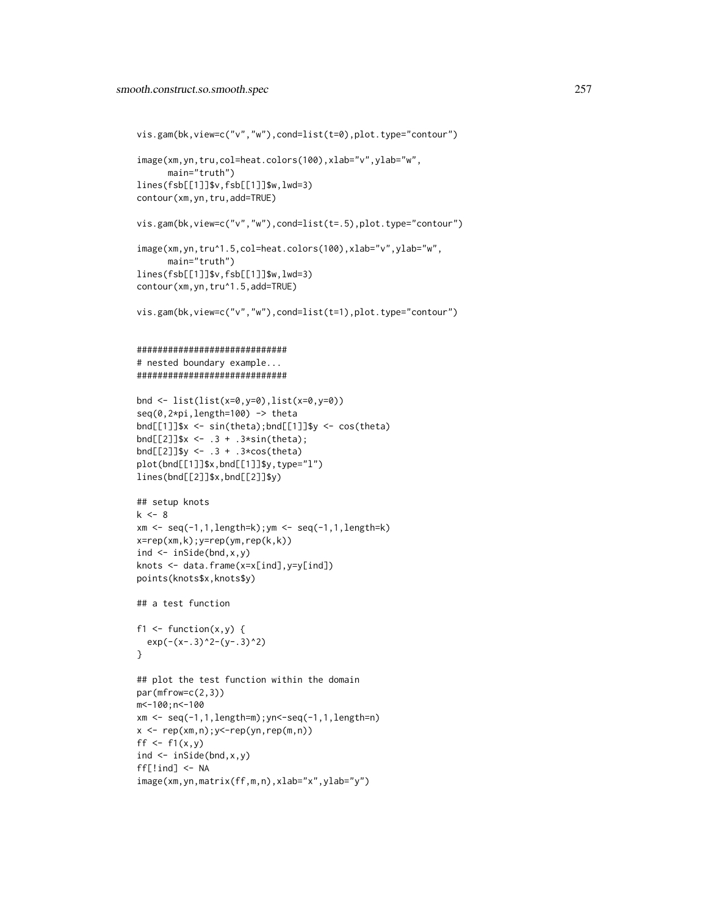```
vis.gam(bk,view=c("v","w"),cond=list(t=0),plot.type="contour")

image(xm,yn,tru,col=heat.colors(100),xlab="v",ylab="w",
      main="truth")
lines(fsb[[1]]$v,fsb[[1]]$w,lwd=3)
contour(xm,yn,tru,add=TRUE)

vis.gam(bk,view=c("v","w"),cond=list(t=.5),plot.type="contour")

image(xm,yn,tru^1.5,col=heat.colors(100),xlab="v",ylab="w",
      main="truth")
lines(fsb[[1]]$v,fsb[[1]]$w,lwd=3)
contour(xm,yn,tru^1.5,add=TRUE)

vis.gam(bk,view=c("v","w"),cond=list(t=1),plot.type="contour")


#############################
# nested boundary example...
#############################

bnd <- list(list(x=0,y=0),list(x=0,y=0))
seq(0,2*pi,length=100) -> theta
bnd[[1]]$x <- sin(theta);bnd[[1]]$y <- cos(theta)
bnd[[2]]$x <- .3 + .3*sin(theta);
bnd[[2]]$y <- .3 + .3*cos(theta)
plot(bnd[[1]]$x,bnd[[1]]$y,type="l")
lines(bnd[[2]]$x,bnd[[2]]$y)

## setup knots
k <- 8
xm <- seq(-1,1,length=k);ym <- seq(-1,1,length=k)
x=rep(xm,k);y=rep(ym,rep(k,k))
ind <- inSide(bnd,x,y)
knots <- data.frame(x=x[ind],y=y[ind])
points(knots$x,knots$y)

## a test function

f1 <- function(x,y) {
  exp(-(x-.3)^2-(y-.3)^2)
}

## plot the test function within the domain
par(mfrow=c(2,3))
m<-100;n<-100
xm <- seq(-1,1,length=m);yn<-seq(-1,1,length=n)
x <- rep(xm,n);y<-rep(yn,rep(m,n))
ff <- f1(x,y)
ind <- inSide(bnd,x,y)
ff[!ind] <- NA
image(xm,yn,matrix(ff,m,n),xlab="x",ylab="y")
```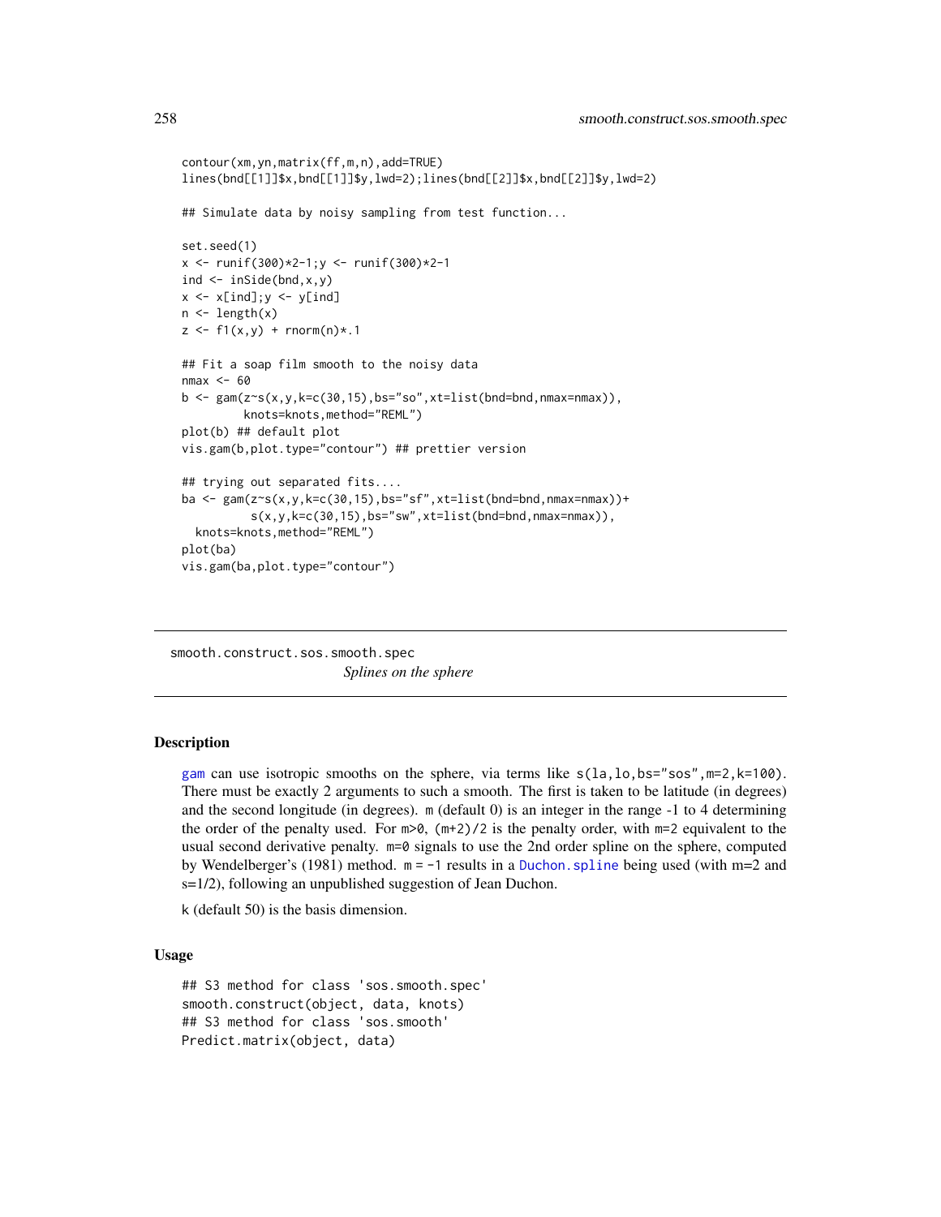```
contour(xm,yn,matrix(ff,m,n),add=TRUE)
lines(bnd[[1]]$x,bnd[[1]]$y,lwd=2);lines(bnd[[2]]$x,bnd[[2]]$y,lwd=2)

## Simulate data by noisy sampling from test function...

set.seed(1)
x <- runif(300)*2-1;y <- runif(300)*2-1
ind <- inSide(bnd,x,y)
x <- x[ind];y <- y[ind]
n <- length(x)
z <- f1(x,y) + rnorm(n)*.1

## Fit a soap film smooth to the noisy data
nmax <- 60
b <- gam(z~s(x,y,k=c(30,15),bs="so",xt=list(bnd=bnd,nmax=nmax)),
         knots=knots,method="REML")
plot(b) ## default plot
vis.gam(b,plot.type="contour") ## prettier version

## trying out separated fits....
ba <- gam(z~s(x,y,k=c(30,15),bs="sf",xt=list(bnd=bnd,nmax=nmax))+
          s(x,y,k=c(30,15),bs="sw",xt=list(bnd=bnd,nmax=nmax)),
  knots=knots,method="REML")
plot(ba)
vis.gam(ba,plot.type="contour")
```

---

`smooth.construct.sos.smooth.spec` *Splines on the sphere*

---

### Description

gam can use isotropic smooths on the sphere, via terms like `s(la,lo,bs="sos",m=2,k=100)`. There must be exactly 2 arguments to such a smooth. The first is taken to be latitude (in degrees) and the second longitude (in degrees). `m` (default 0) is an integer in the range -1 to 4 determining the order of the penalty used. For `m>0`, `(m+2)/2` is the penalty order, with `m=2` equivalent to the usual second derivative penalty. `m=0` signals to use the 2nd order spline on the sphere, computed by Wendelberger's (1981) method. `m = -1` results in a `Duchon.spline` being used (with m=2 and s=1/2), following an unpublished suggestion of Jean Duchon.

`k` (default 50) is the basis dimension.

### Usage

```
## S3 method for class 'sos.smooth.spec'
smooth.construct(object, data, knots)
## S3 method for class 'sos.smooth'
Predict.matrix(object, data)
```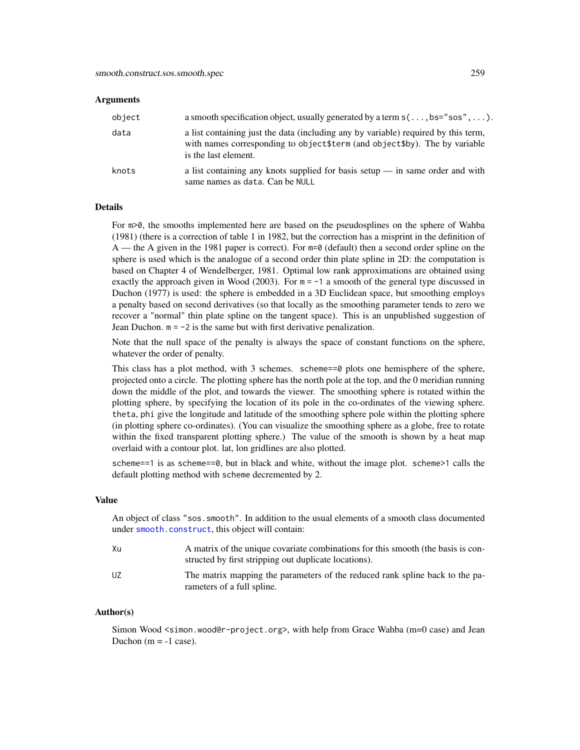### Arguments

| | |
|---|---|
| `object` | a smooth specification object, usually generated by a term `s(...,bs="sos",...)`. |
| `data` | a list containing just the data (including any by variable) required by this term, with names corresponding to `object$term` (and `object$by`). The `by` variable is the last element. |
| `knots` | a list containing any knots supplied for basis setup — in same order and with same names as `data`. Can be `NULL` |

### Details

For `m>0`, the smooths implemented here are based on the pseudosplines on the sphere of Wahba (1981) (there is a correction of table 1 in 1982, but the correction has a misprint in the definition of A — the A given in the 1981 paper is correct). For `m=0` (default) then a second order spline on the sphere is used which is the analogue of a second order thin plate spline in 2D: the computation is based on Chapter 4 of Wendelberger, 1981. Optimal low rank approximations are obtained using exactly the approach given in Wood (2003). For `m = -1` a smooth of the general type discussed in Duchon (1977) is used: the sphere is embedded in a 3D Euclidean space, but smoothing employs a penalty based on second derivatives (so that locally as the smoothing parameter tends to zero we recover a "normal" thin plate spline on the tangent space). This is an unpublished suggestion of Jean Duchon. `m = -2` is the same but with first derivative penalization.

Note that the null space of the penalty is always the space of constant functions on the sphere, whatever the order of penalty.

This class has a plot method, with 3 schemes. `scheme==0` plots one hemisphere of the sphere, projected onto a circle. The plotting sphere has the north pole at the top, and the 0 meridian running down the middle of the plot, and towards the viewer. The smoothing sphere is rotated within the plotting sphere, by specifying the location of its pole in the co-ordinates of the viewing sphere. `theta`, `phi` give the longitude and latitude of the smoothing sphere pole within the plotting sphere (in plotting sphere co-ordinates). (You can visualize the smoothing sphere as a globe, free to rotate within the fixed transparent plotting sphere.) The value of the smooth is shown by a heat map overlaid with a contour plot. lat, lon gridlines are also plotted.

`scheme==1` is as `scheme==0`, but in black and white, without the image plot. `scheme>1` calls the default plotting method with `scheme` decremented by 2.

### Value

An object of class `"sos.smooth"`. In addition to the usual elements of a smooth class documented under `smooth.construct`, this object will contain:

| | |
|---|---|
| `Xu` | A matrix of the unique covariate combinations for this smooth (the basis is constructed by first stripping out duplicate locations). |
| `UZ` | The matrix mapping the parameters of the reduced rank spline back to the parameters of a full spline. |

### Author(s)

Simon Wood <simon.wood@r-project.org>, with help from Grace Wahba (m=0 case) and Jean Duchon (m = -1 case).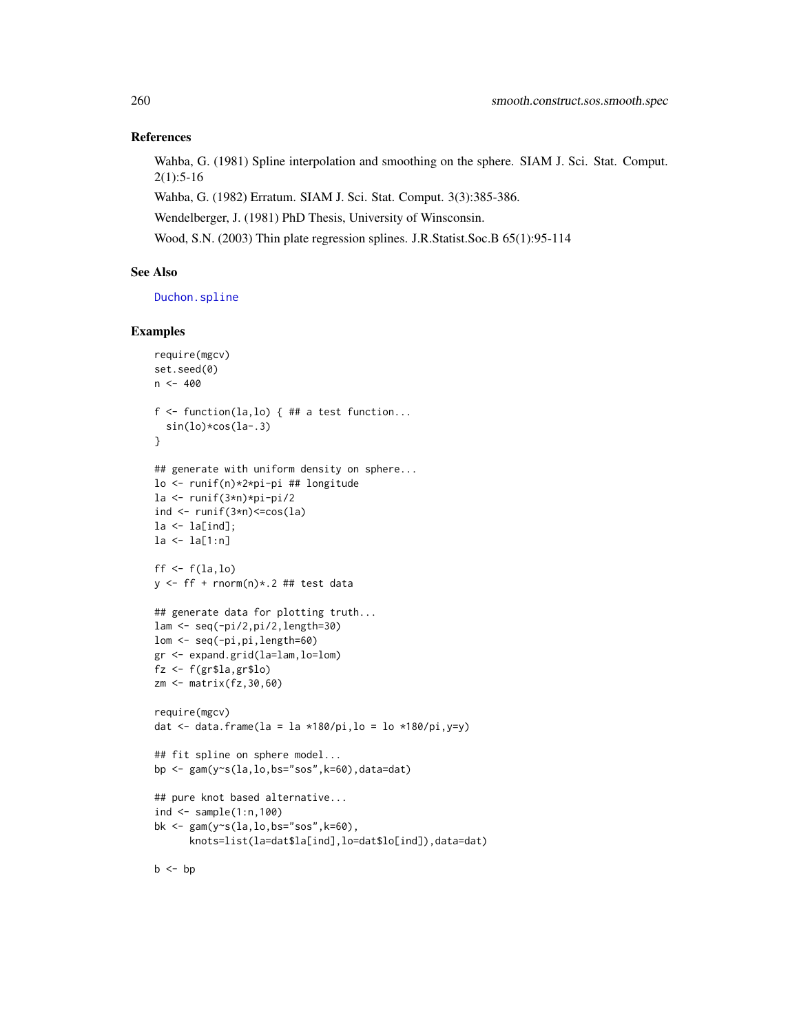## References

Wahba, G. (1981) Spline interpolation and smoothing on the sphere. SIAM J. Sci. Stat. Comput. 2(1):5-16

Wahba, G. (1982) Erratum. SIAM J. Sci. Stat. Comput. 3(3):385-386.

Wendelberger, J. (1981) PhD Thesis, University of Winsconsin.

Wood, S.N. (2003) Thin plate regression splines. J.R.Statist.Soc.B 65(1):95-114

## See Also

Duchon.spline

## Examples

```
require(mgcv)
set.seed(0)
n <- 400

f <- function(la,lo) { ## a test function...
  sin(lo)*cos(la-.3)
}

## generate with uniform density on sphere...
lo <- runif(n)*2*pi-pi ## longitude
la <- runif(3*n)*pi-pi/2
ind <- runif(3*n)<=cos(la)
la <- la[ind];
la <- la[1:n]

ff <- f(la,lo)
y <- ff + rnorm(n)*.2 ## test data

## generate data for plotting truth...
lam <- seq(-pi/2,pi/2,length=30)
lom <- seq(-pi,pi,length=60)
gr <- expand.grid(la=lam,lo=lom)
fz <- f(gr$la,gr$lo)
zm <- matrix(fz,30,60)

require(mgcv)
dat <- data.frame(la = la *180/pi,lo = lo *180/pi,y=y)

## fit spline on sphere model...
bp <- gam(y~s(la,lo,bs="sos",k=60),data=dat)

## pure knot based alternative...
ind <- sample(1:n,100)
bk <- gam(y~s(la,lo,bs="sos",k=60),
      knots=list(la=dat$la[ind],lo=dat$lo[ind]),data=dat)

b <- bp
```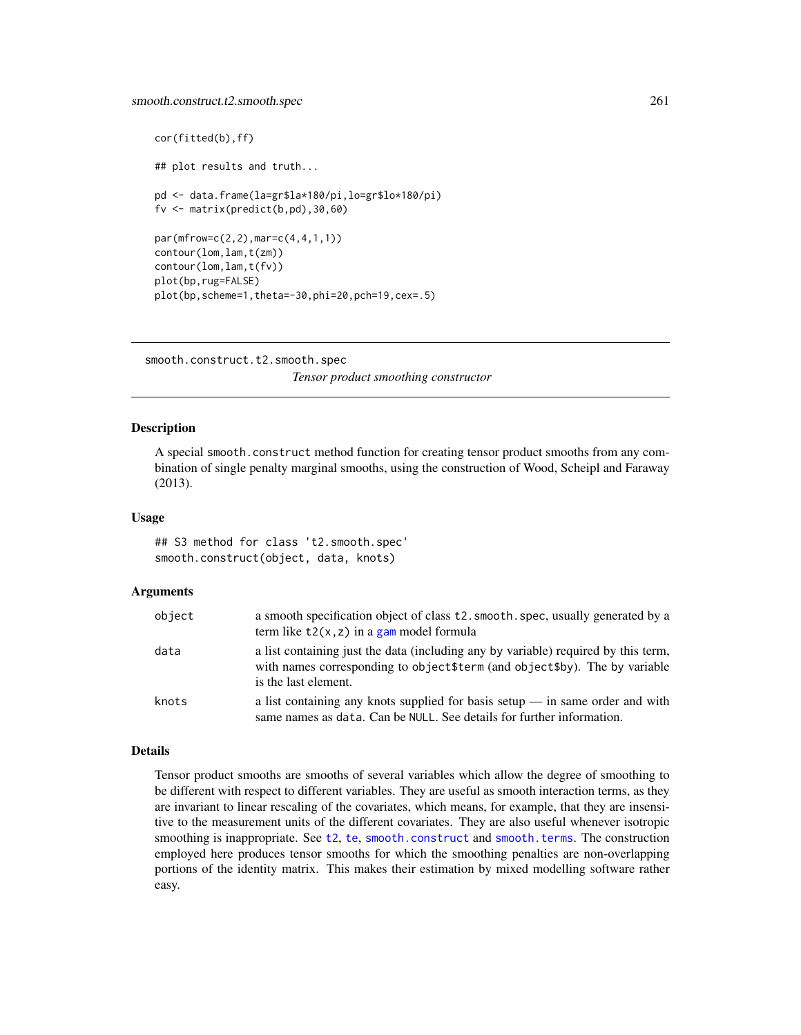```
cor(fitted(b),ff)

## plot results and truth...

pd <- data.frame(la=gr$la*180/pi,lo=gr$lo*180/pi)
fv <- matrix(predict(b,pd),30,60)

par(mfrow=c(2,2),mar=c(4,4,1,1))
contour(lom,lam,t(zm))
contour(lom,lam,t(fv))
plot(bp,rug=FALSE)
plot(bp,scheme=1,theta=-30,phi=20,pch=19,cex=.5)
```

---

smooth.construct.t2.smooth.spec
*Tensor product smoothing constructor*

---

## Description

A special `smooth.construct` method function for creating tensor product smooths from any combination of single penalty marginal smooths, using the construction of Wood, Scheipl and Faraway (2013).

## Usage

```
## S3 method for class 't2.smooth.spec'
smooth.construct(object, data, knots)
```

## Arguments

| | |
|---|---|
| `object` | a smooth specification object of class `t2.smooth.spec`, usually generated by a term like `t2(x,z)` in a `gam` model formula |
| `data` | a list containing just the data (including any by variable) required by this term, with names corresponding to `object$term` (and `object$by`). The `by` variable is the last element. |
| `knots` | a list containing any knots supplied for basis setup — in same order and with same names as `data`. Can be `NULL`. See details for further information. |

## Details

Tensor product smooths are smooths of several variables which allow the degree of smoothing to be different with respect to different variables. They are useful as smooth interaction terms, as they are invariant to linear rescaling of the covariates, which means, for example, that they are insensitive to the measurement units of the different covariates. They are also useful whenever isotropic smoothing is inappropriate. See `t2`, `te`, `smooth.construct` and `smooth.terms`. The construction employed here produces tensor smooths for which the smoothing penalties are non-overlapping portions of the identity matrix. This makes their estimation by mixed modelling software rather easy.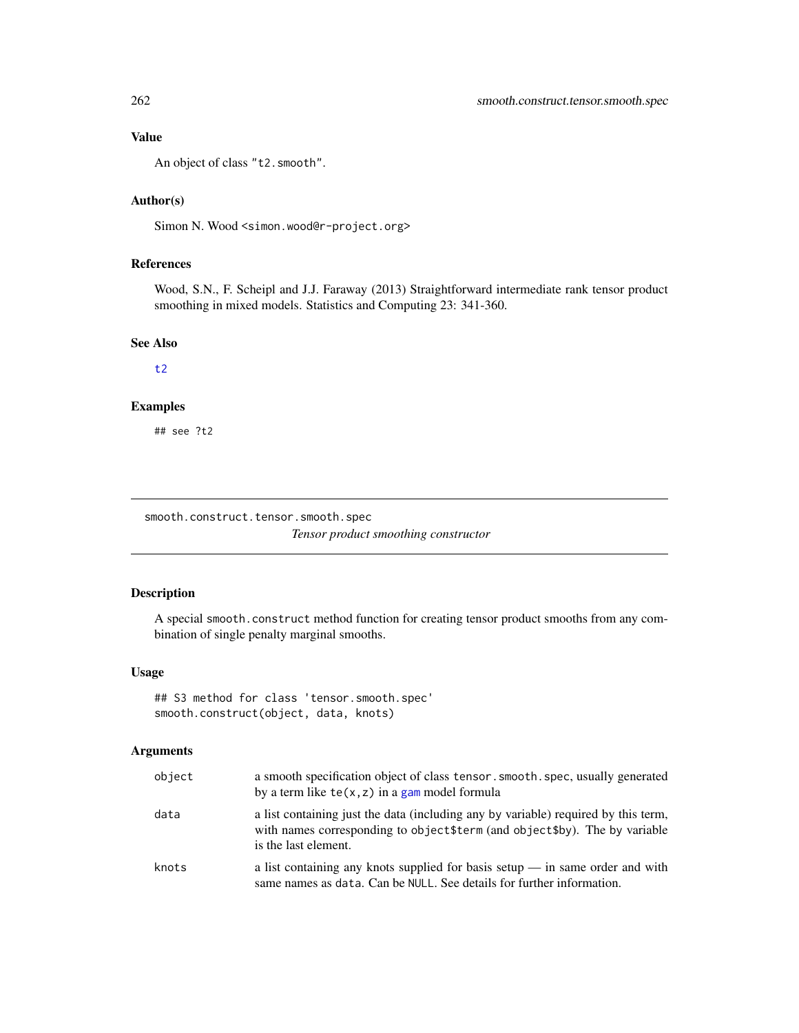### Value

An object of class "t2.smooth".

### Author(s)

Simon N. Wood <simon.wood@r-project.org>

### References

Wood, S.N., F. Scheipl and J.J. Faraway (2013) Straightforward intermediate rank tensor product smoothing in mixed models. Statistics and Computing 23: 341-360.

### See Also

t2

### Examples

```
## see ?t2
```

---

## smooth.construct.tensor.smooth.spec

*Tensor product smoothing constructor*

---

### Description

A special smooth.construct method function for creating tensor product smooths from any combination of single penalty marginal smooths.

### Usage

```
## S3 method for class 'tensor.smooth.spec'
smooth.construct(object, data, knots)
```

### Arguments

| | |
|---|---|
| object | a smooth specification object of class tensor.smooth.spec, usually generated by a term like te(x,z) in a gam model formula |
| data | a list containing just the data (including any by variable) required by this term, with names corresponding to object$term (and object$by). The by variable is the last element. |
| knots | a list containing any knots supplied for basis setup — in same order and with same names as data. Can be NULL. See details for further information. |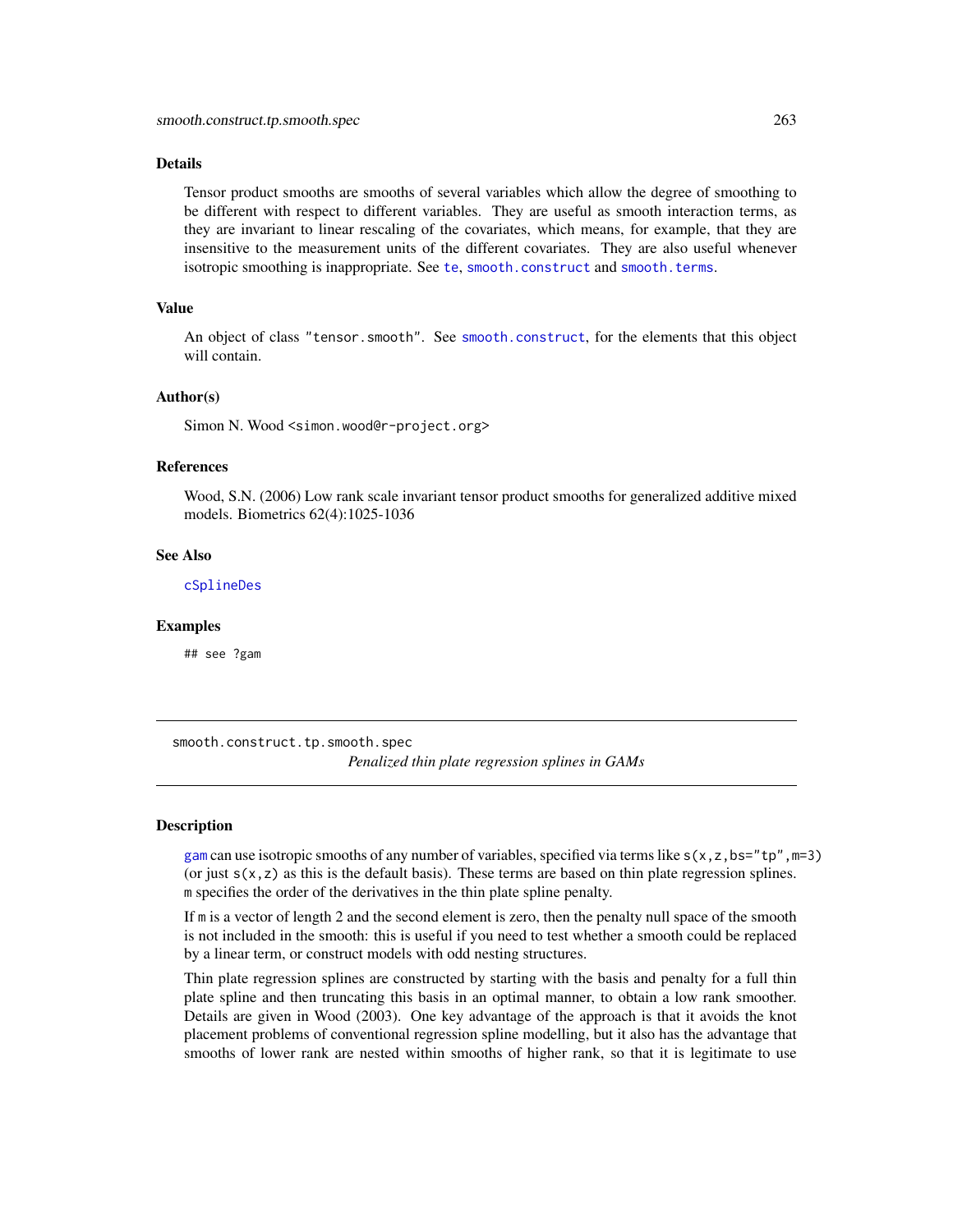### Details

Tensor product smooths are smooths of several variables which allow the degree of smoothing to be different with respect to different variables. They are useful as smooth interaction terms, as they are invariant to linear rescaling of the covariates, which means, for example, that they are insensitive to the measurement units of the different covariates. They are also useful whenever isotropic smoothing is inappropriate. See `te`, `smooth.construct` and `smooth.terms`.

### Value

An object of class "tensor.smooth". See `smooth.construct`, for the elements that this object will contain.

### Author(s)

Simon N. Wood <simon.wood@r-project.org>

### References

Wood, S.N. (2006) Low rank scale invariant tensor product smooths for generalized additive mixed models. Biometrics 62(4):1025-1036

### See Also

`cSplineDes`

### Examples

```
## see ?gam
```

---

## smooth.construct.tp.smooth.spec — *Penalized thin plate regression splines in GAMs*

---

### Description

`gam` can use isotropic smooths of any number of variables, specified via terms like `s(x,z,bs="tp",m=3)` (or just `s(x,z)` as this is the default basis). These terms are based on thin plate regression splines. `m` specifies the order of the derivatives in the thin plate spline penalty.

If `m` is a vector of length 2 and the second element is zero, then the penalty null space of the smooth is not included in the smooth: this is useful if you need to test whether a smooth could be replaced by a linear term, or construct models with odd nesting structures.

Thin plate regression splines are constructed by starting with the basis and penalty for a full thin plate spline and then truncating this basis in an optimal manner, to obtain a low rank smoother. Details are given in Wood (2003). One key advantage of the approach is that it avoids the knot placement problems of conventional regression spline modelling, but it also has the advantage that smooths of lower rank are nested within smooths of higher rank, so that it is legitimate to use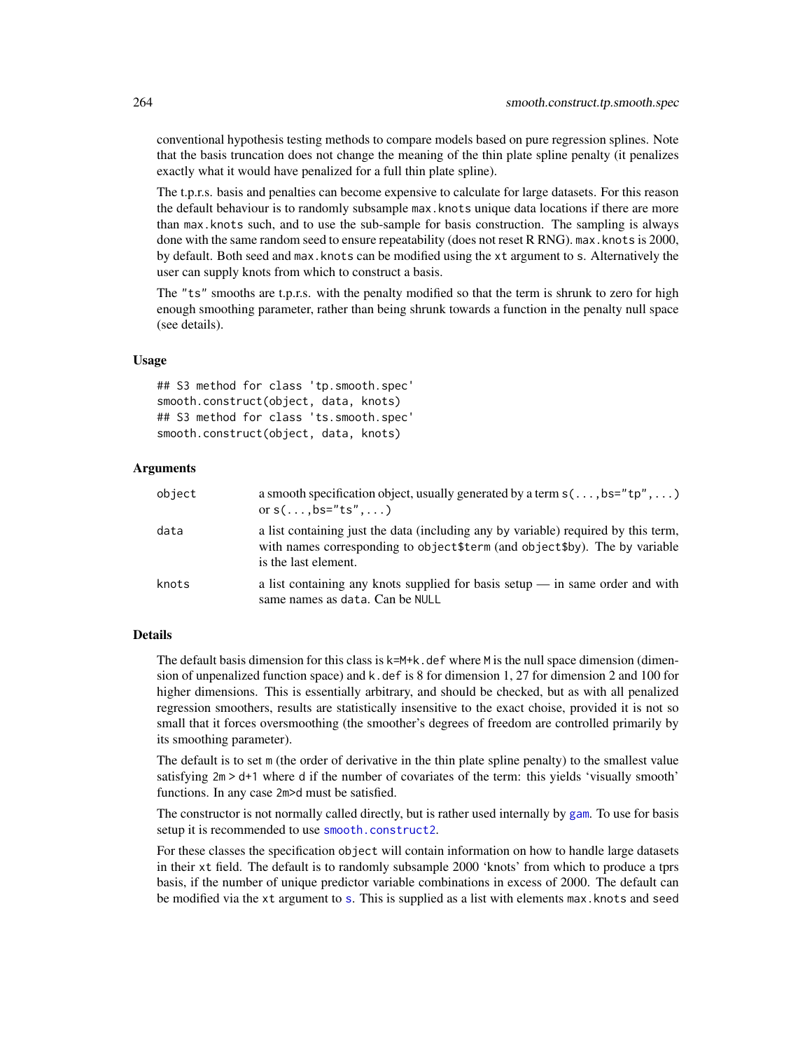conventional hypothesis testing methods to compare models based on pure regression splines. Note that the basis truncation does not change the meaning of the thin plate spline penalty (it penalizes exactly what it would have penalized for a full thin plate spline).

The t.p.r.s. basis and penalties can become expensive to calculate for large datasets. For this reason the default behaviour is to randomly subsample `max.knots` unique data locations if there are more than `max.knots` such, and to use the sub-sample for basis construction. The sampling is always done with the same random seed to ensure repeatability (does not reset R RNG). `max.knots` is 2000, by default. Both seed and `max.knots` can be modified using the `xt` argument to `s`. Alternatively the user can supply knots from which to construct a basis.

The `"ts"` smooths are t.p.r.s. with the penalty modified so that the term is shrunk to zero for high enough smoothing parameter, rather than being shrunk towards a function in the penalty null space (see details).

### Usage

```
## S3 method for class 'tp.smooth.spec'
smooth.construct(object, data, knots)
## S3 method for class 'ts.smooth.spec'
smooth.construct(object, data, knots)
```

### Arguments

| | |
|---|---|
| `object` | a smooth specification object, usually generated by a term `s(...,bs="tp",...)` or `s(...,bs="ts",...)` |
| `data` | a list containing just the data (including any by variable) required by this term, with names corresponding to `object$term` (and `object$by`). The by variable is the last element. |
| `knots` | a list containing any knots supplied for basis setup — in same order and with same names as `data`. Can be `NULL` |

### Details

The default basis dimension for this class is `k=M+k.def` where `M` is the null space dimension (dimension of unpenalized function space) and `k.def` is 8 for dimension 1, 27 for dimension 2 and 100 for higher dimensions. This is essentially arbitrary, and should be checked, but as with all penalized regression smoothers, results are statistically insensitive to the exact choise, provided it is not so small that it forces oversmoothing (the smoother's degrees of freedom are controlled primarily by its smoothing parameter).

The default is to set `m` (the order of derivative in the thin plate spline penalty) to the smallest value satisfying `2m > d+1` where `d` if the number of covariates of the term: this yields 'visually smooth' functions. In any case `2m>d` must be satisfied.

The constructor is not normally called directly, but is rather used internally by `gam`. To use for basis setup it is recommended to use `smooth.construct2`.

For these classes the specification `object` will contain information on how to handle large datasets in their `xt` field. The default is to randomly subsample 2000 'knots' from which to produce a tprs basis, if the number of unique predictor variable combinations in excess of 2000. The default can be modified via the `xt` argument to `s`. This is supplied as a list with elements `max.knots` and `seed`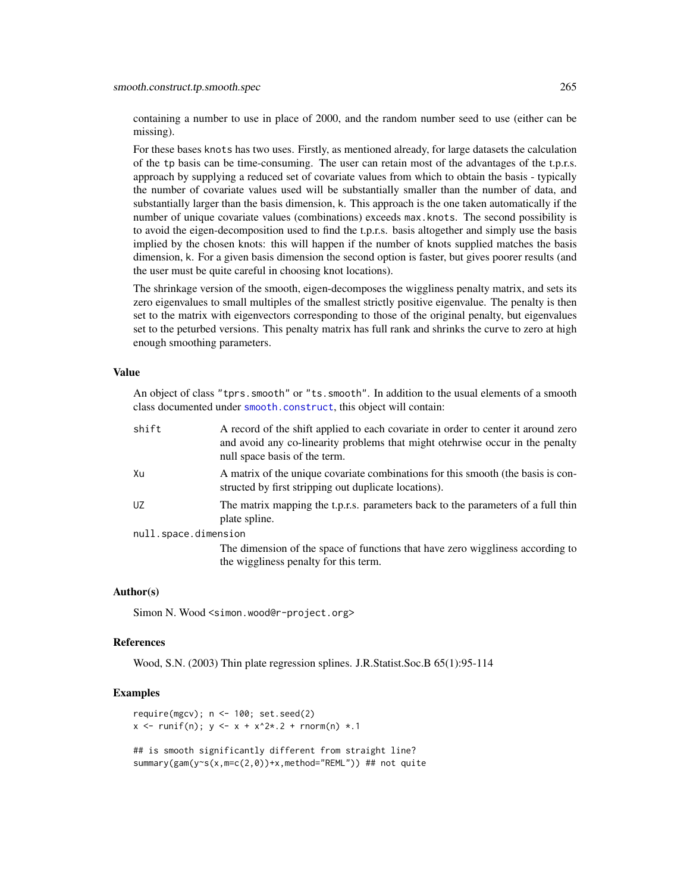containing a number to use in place of 2000, and the random number seed to use (either can be missing).

For these bases `knots` has two uses. Firstly, as mentioned already, for large datasets the calculation of the `tp` basis can be time-consuming. The user can retain most of the advantages of the t.p.r.s. approach by supplying a reduced set of covariate values from which to obtain the basis - typically the number of covariate values used will be substantially smaller than the number of data, and substantially larger than the basis dimension, `k`. This approach is the one taken automatically if the number of unique covariate values (combinations) exceeds `max.knots`. The second possibility is to avoid the eigen-decomposition used to find the t.p.r.s. basis altogether and simply use the basis implied by the chosen knots: this will happen if the number of knots supplied matches the basis dimension, `k`. For a given basis dimension the second option is faster, but gives poorer results (and the user must be quite careful in choosing knot locations).

The shrinkage version of the smooth, eigen-decomposes the wiggliness penalty matrix, and sets its zero eigenvalues to small multiples of the smallest strictly positive eigenvalue. The penalty is then set to the matrix with eigenvectors corresponding to those of the original penalty, but eigenvalues set to the peturbed versions. This penalty matrix has full rank and shrinks the curve to zero at high enough smoothing parameters.

## Value

An object of class `"tprs.smooth"` or `"ts.smooth"`. In addition to the usual elements of a smooth class documented under `smooth.construct`, this object will contain:

- `shift` — A record of the shift applied to each covariate in order to center it around zero and avoid any co-linearity problems that might otehrwise occur in the penalty null space basis of the term.
- `Xu` — A matrix of the unique covariate combinations for this smooth (the basis is constructed by first stripping out duplicate locations).
- `UZ` — The matrix mapping the t.p.r.s. parameters back to the parameters of a full thin plate spline.
- `null.space.dimension` — The dimension of the space of functions that have zero wiggliness according to the wiggliness penalty for this term.

## Author(s)

Simon N. Wood <simon.wood@r-project.org>

## References

Wood, S.N. (2003) Thin plate regression splines. J.R.Statist.Soc.B 65(1):95-114

## Examples

```
require(mgcv); n <- 100; set.seed(2)
x <- runif(n); y <- x + x^2*.2 + rnorm(n) *.1

## is smooth significantly different from straight line?
summary(gam(y~s(x,m=c(2,0))+x,method="REML")) ## not quite
```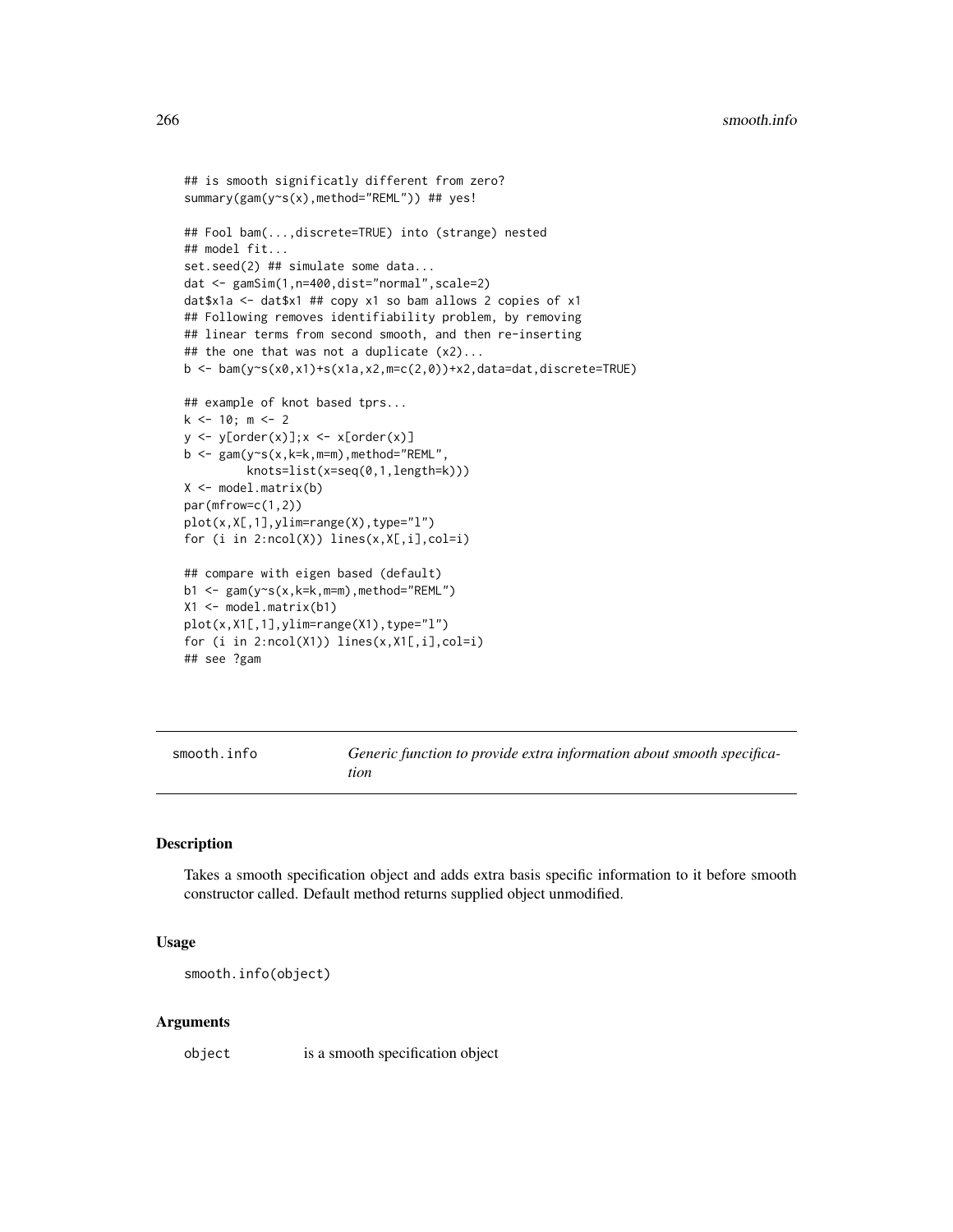```
## is smooth significatly different from zero?
summary(gam(y~s(x),method="REML")) ## yes!

## Fool bam(...,discrete=TRUE) into (strange) nested
## model fit...
set.seed(2) ## simulate some data...
dat <- gamSim(1,n=400,dist="normal",scale=2)
dat$x1a <- dat$x1 ## copy x1 so bam allows 2 copies of x1
## Following removes identifiability problem, by removing
## linear terms from second smooth, and then re-inserting
## the one that was not a duplicate (x2)...
b <- bam(y~s(x0,x1)+s(x1a,x2,m=c(2,0))+x2,data=dat,discrete=TRUE)

## example of knot based tprs...
k <- 10; m <- 2
y <- y[order(x)];x <- x[order(x)]
b <- gam(y~s(x,k=k,m=m),method="REML",
         knots=list(x=seq(0,1,length=k)))
X <- model.matrix(b)
par(mfrow=c(1,2))
plot(x,X[,1],ylim=range(X),type="l")
for (i in 2:ncol(X)) lines(x,X[,i],col=i)

## compare with eigen based (default)
b1 <- gam(y~s(x,k=k,m=m),method="REML")
X1 <- model.matrix(b1)
plot(x,X1[,1],ylim=range(X1),type="l")
for (i in 2:ncol(X1)) lines(x,X1[,i],col=i)
## see ?gam
```

---

# smooth.info — *Generic function to provide extra information about smooth specification*

## Description

Takes a smooth specification object and adds extra basis specific information to it before smooth constructor called. Default method returns supplied object unmodified.

## Usage

```
smooth.info(object)
```

## Arguments

| | |
|---|---|
| `object` | is a smooth specification object |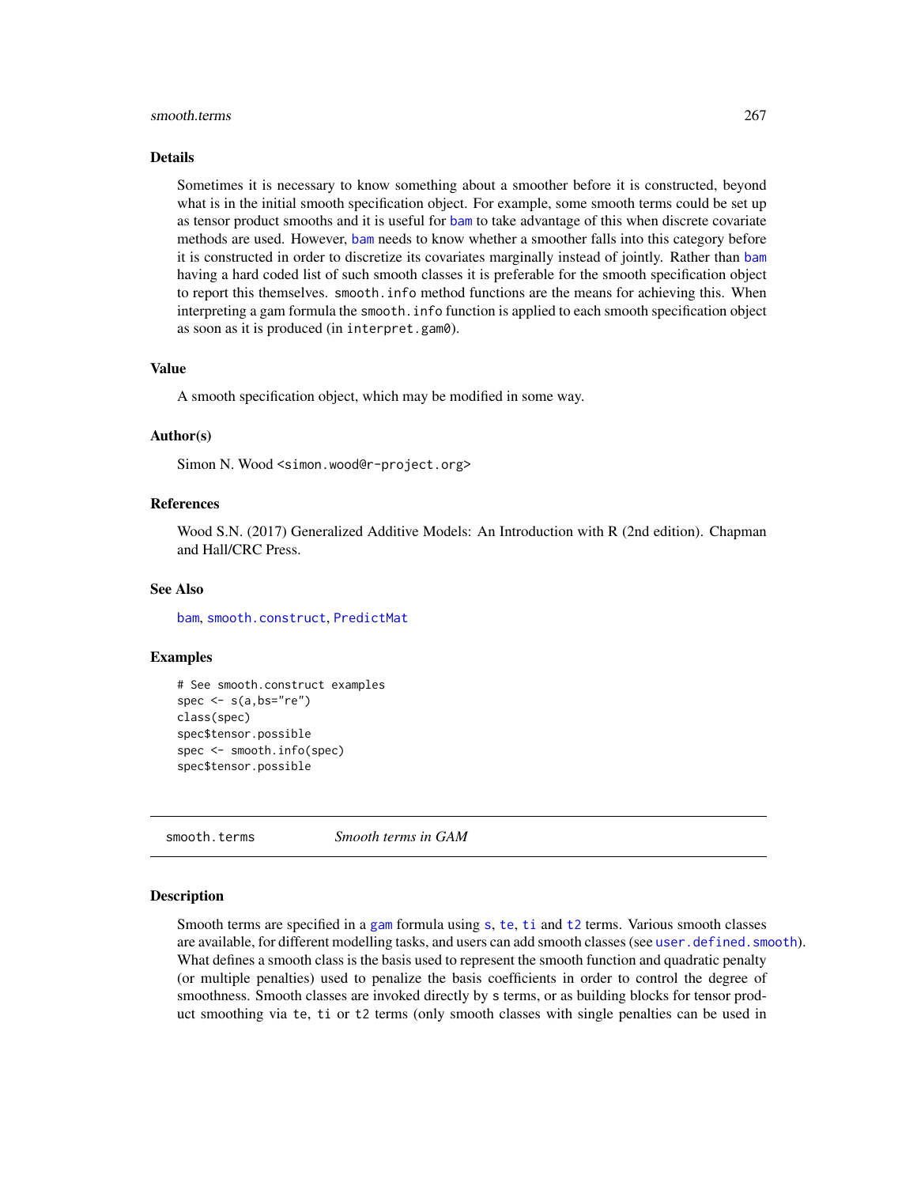## Details

Sometimes it is necessary to know something about a smoother before it is constructed, beyond what is in the initial smooth specification object. For example, some smooth terms could be set up as tensor product smooths and it is useful for bam to take advantage of this when discrete covariate methods are used. However, bam needs to know whether a smoother falls into this category before it is constructed in order to discretize its covariates marginally instead of jointly. Rather than bam having a hard coded list of such smooth classes it is preferable for the smooth specification object to report this themselves. `smooth.info` method functions are the means for achieving this. When interpreting a gam formula the `smooth.info` function is applied to each smooth specification object as soon as it is produced (in `interpret.gam0`).

## Value

A smooth specification object, which may be modified in some way.

## Author(s)

Simon N. Wood <simon.wood@r-project.org>

## References

Wood S.N. (2017) Generalized Additive Models: An Introduction with R (2nd edition). Chapman and Hall/CRC Press.

## See Also

bam, smooth.construct, PredictMat

## Examples

```
# See smooth.construct examples
spec <- s(a,bs="re")
class(spec)
spec$tensor.possible
spec <- smooth.info(spec)
spec$tensor.possible
```

---

# smooth.terms *Smooth terms in GAM*

## Description

Smooth terms are specified in a gam formula using s, te, ti and t2 terms. Various smooth classes are available, for different modelling tasks, and users can add smooth classes (see user.defined.smooth). What defines a smooth class is the basis used to represent the smooth function and quadratic penalty (or multiple penalties) used to penalize the basis coefficients in order to control the degree of smoothness. Smooth classes are invoked directly by s terms, or as building blocks for tensor product smoothing via te, ti or t2 terms (only smooth classes with single penalties can be used in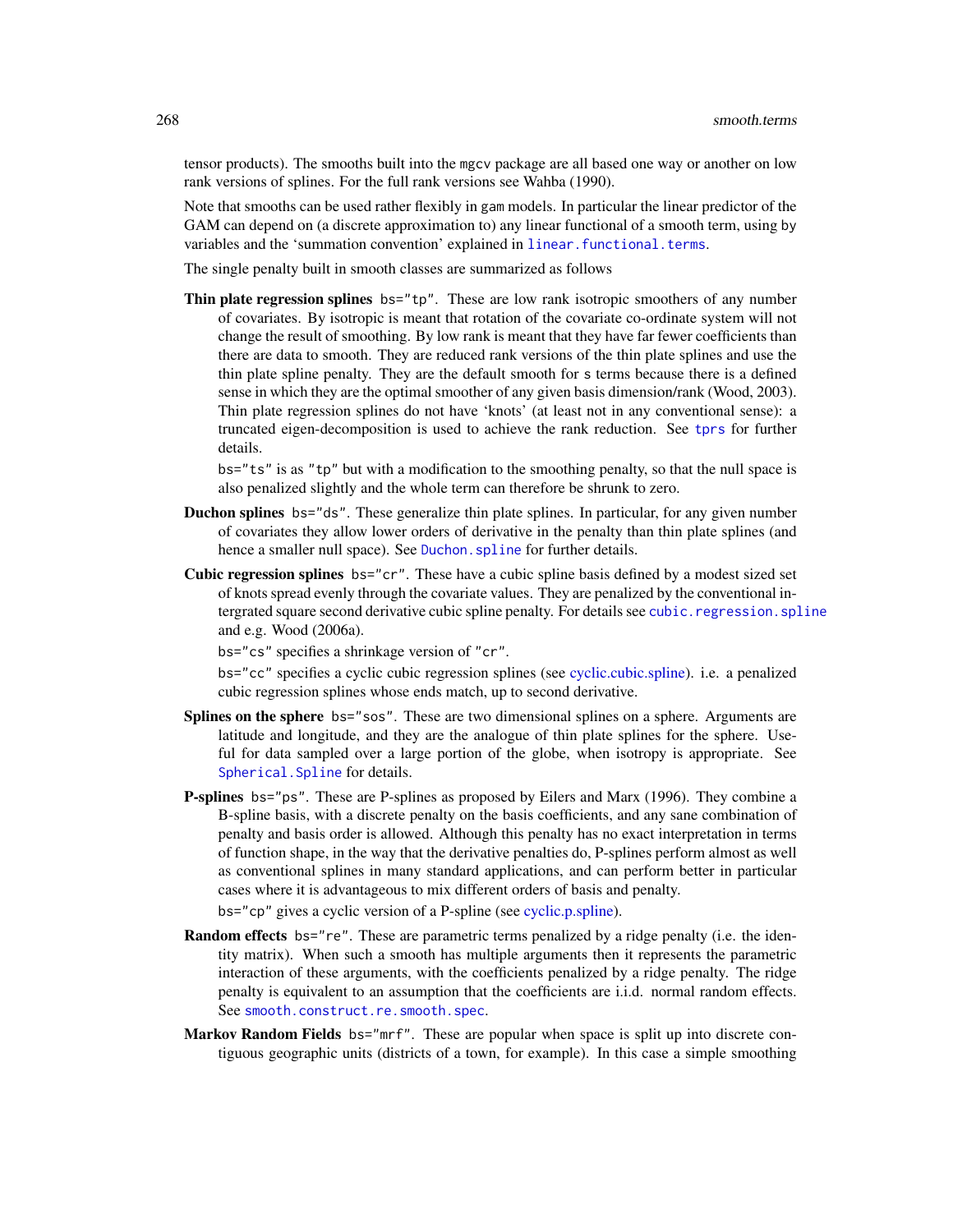tensor products). The smooths built into the mgcv package are all based one way or another on low rank versions of splines. For the full rank versions see Wahba (1990).

Note that smooths can be used rather flexibly in gam models. In particular the linear predictor of the GAM can depend on (a discrete approximation to) any linear functional of a smooth term, using by variables and the 'summation convention' explained in `linear.functional.terms`.

The single penalty built in smooth classes are summarized as follows

**Thin plate regression splines** `bs="tp"`. These are low rank isotropic smoothers of any number of covariates. By isotropic is meant that rotation of the covariate co-ordinate system will not change the result of smoothing. By low rank is meant that they have far fewer coefficients than there are data to smooth. They are reduced rank versions of the thin plate splines and use the thin plate spline penalty. They are the default smooth for s terms because there is a defined sense in which they are the optimal smoother of any given basis dimension/rank (Wood, 2003). Thin plate regression splines do not have 'knots' (at least not in any conventional sense): a truncated eigen-decomposition is used to achieve the rank reduction. See `tprs` for further details.

`bs="ts"` is as `"tp"` but with a modification to the smoothing penalty, so that the null space is also penalized slightly and the whole term can therefore be shrunk to zero.

**Duchon splines** `bs="ds"`. These generalize thin plate splines. In particular, for any given number of covariates they allow lower orders of derivative in the penalty than thin plate splines (and hence a smaller null space). See `Duchon.spline` for further details.

**Cubic regression splines** `bs="cr"`. These have a cubic spline basis defined by a modest sized set of knots spread evenly through the covariate values. They are penalized by the conventional intergrated square second derivative cubic spline penalty. For details see `cubic.regression.spline` and e.g. Wood (2006a).

`bs="cs"` specifies a shrinkage version of `"cr"`.

`bs="cc"` specifies a cyclic cubic regression splines (see cyclic.cubic.spline). i.e. a penalized cubic regression splines whose ends match, up to second derivative.

**Splines on the sphere** `bs="sos"`. These are two dimensional splines on a sphere. Arguments are latitude and longitude, and they are the analogue of thin plate splines for the sphere. Useful for data sampled over a large portion of the globe, when isotropy is appropriate. See `Spherical.Spline` for details.

**P-splines** `bs="ps"`. These are P-splines as proposed by Eilers and Marx (1996). They combine a B-spline basis, with a discrete penalty on the basis coefficients, and any sane combination of penalty and basis order is allowed. Although this penalty has no exact interpretation in terms of function shape, in the way that the derivative penalties do, P-splines perform almost as well as conventional splines in many standard applications, and can perform better in particular cases where it is advantageous to mix different orders of basis and penalty.

`bs="cp"` gives a cyclic version of a P-spline (see cyclic.p.spline).

**Random effects** `bs="re"`. These are parametric terms penalized by a ridge penalty (i.e. the identity matrix). When such a smooth has multiple arguments then it represents the parametric interaction of these arguments, with the coefficients penalized by a ridge penalty. The ridge penalty is equivalent to an assumption that the coefficients are i.i.d. normal random effects. See `smooth.construct.re.smooth.spec`.

**Markov Random Fields** `bs="mrf"`. These are popular when space is split up into discrete contiguous geographic units (districts of a town, for example). In this case a simple smoothing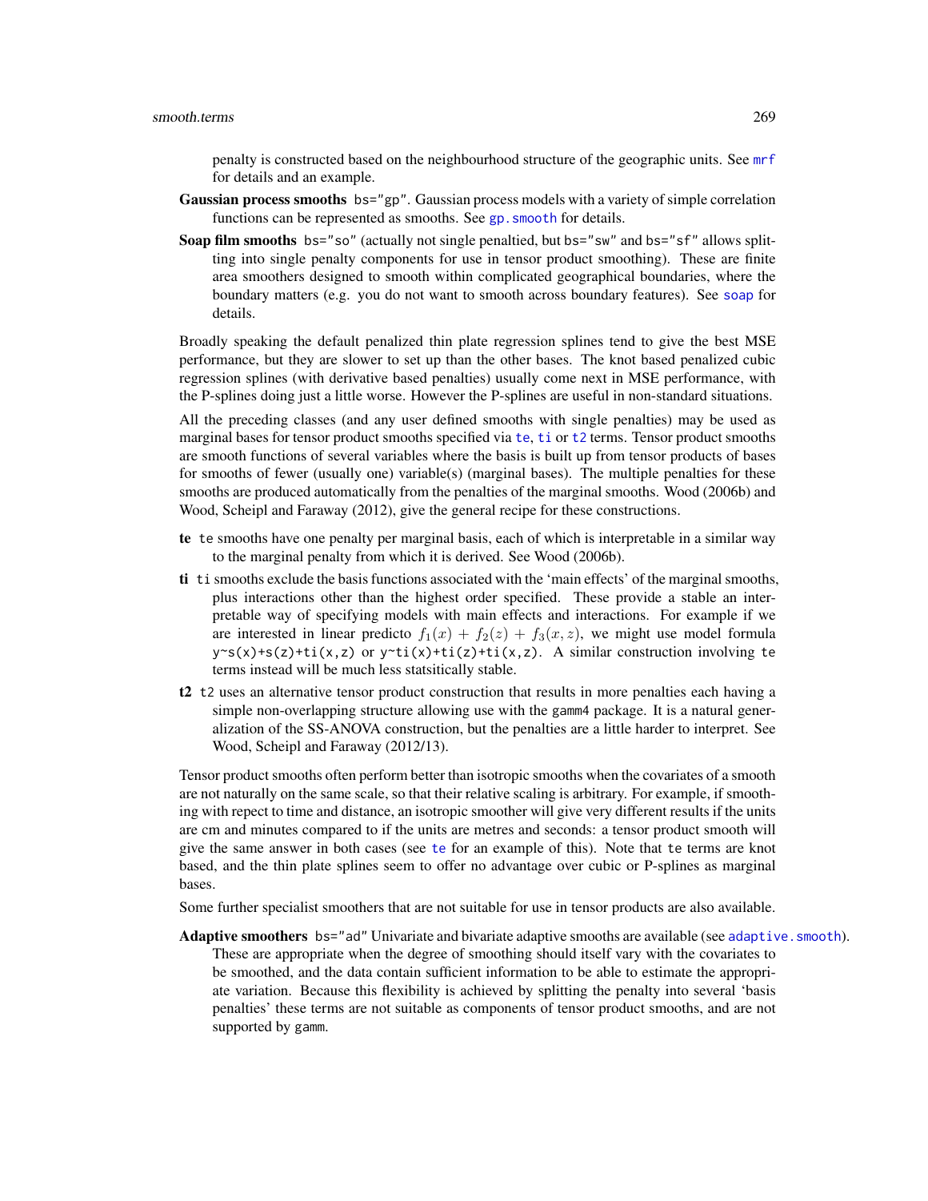penalty is constructed based on the neighbourhood structure of the geographic units. See mrf for details and an example.

**Gaussian process smooths** `bs="gp"`. Gaussian process models with a variety of simple correlation functions can be represented as smooths. See gp.smooth for details.

**Soap film smooths** `bs="so"` (actually not single penaltied, but `bs="sw"` and `bs="sf"` allows splitting into single penalty components for use in tensor product smoothing). These are finite area smoothers designed to smooth within complicated geographical boundaries, where the boundary matters (e.g. you do not want to smooth across boundary features). See soap for details.

Broadly speaking the default penalized thin plate regression splines tend to give the best MSE performance, but they are slower to set up than the other bases. The knot based penalized cubic regression splines (with derivative based penalties) usually come next in MSE performance, with the P-splines doing just a little worse. However the P-splines are useful in non-standard situations.

All the preceding classes (and any user defined smooths with single penalties) may be used as marginal bases for tensor product smooths specified via te, ti or t2 terms. Tensor product smooths are smooth functions of several variables where the basis is built up from tensor products of bases for smooths of fewer (usually one) variable(s) (marginal bases). The multiple penalties for these smooths are produced automatically from the penalties of the marginal smooths. Wood (2006b) and Wood, Scheipl and Faraway (2012), give the general recipe for these constructions.

**te** `te` smooths have one penalty per marginal basis, each of which is interpretable in a similar way to the marginal penalty from which it is derived. See Wood (2006b).

**ti** `ti` smooths exclude the basis functions associated with the 'main effects' of the marginal smooths, plus interactions other than the highest order specified. These provide a stable an interpretable way of specifying models with main effects and interactions. For example if we are interested in linear predicto $f_1(x) + f_2(z) + f_3(x, z)$, we might use model formula `y~s(x)+s(z)+ti(x,z)` or `y~ti(x)+ti(z)+ti(x,z)`. A similar construction involving `te` terms instead will be much less statsitically stable.

**t2** `t2` uses an alternative tensor product construction that results in more penalties each having a simple non-overlapping structure allowing use with the `gamm4` package. It is a natural generalization of the SS-ANOVA construction, but the penalties are a little harder to interpret. See Wood, Scheipl and Faraway (2012/13).

Tensor product smooths often perform better than isotropic smooths when the covariates of a smooth are not naturally on the same scale, so that their relative scaling is arbitrary. For example, if smoothing with repect to time and distance, an isotropic smoother will give very different results if the units are cm and minutes compared to if the units are metres and seconds: a tensor product smooth will give the same answer in both cases (see te for an example of this). Note that `te` terms are knot based, and the thin plate splines seem to offer no advantage over cubic or P-splines as marginal bases.

Some further specialist smoothers that are not suitable for use in tensor products are also available.

**Adaptive smoothers** `bs="ad"` Univariate and bivariate adaptive smooths are available (see adaptive.smooth). These are appropriate when the degree of smoothing should itself vary with the covariates to be smoothed, and the data contain sufficient information to be able to estimate the appropriate variation. Because this flexibility is achieved by splitting the penalty into several 'basis penalties' these terms are not suitable as components of tensor product smooths, and are not supported by `gamm`.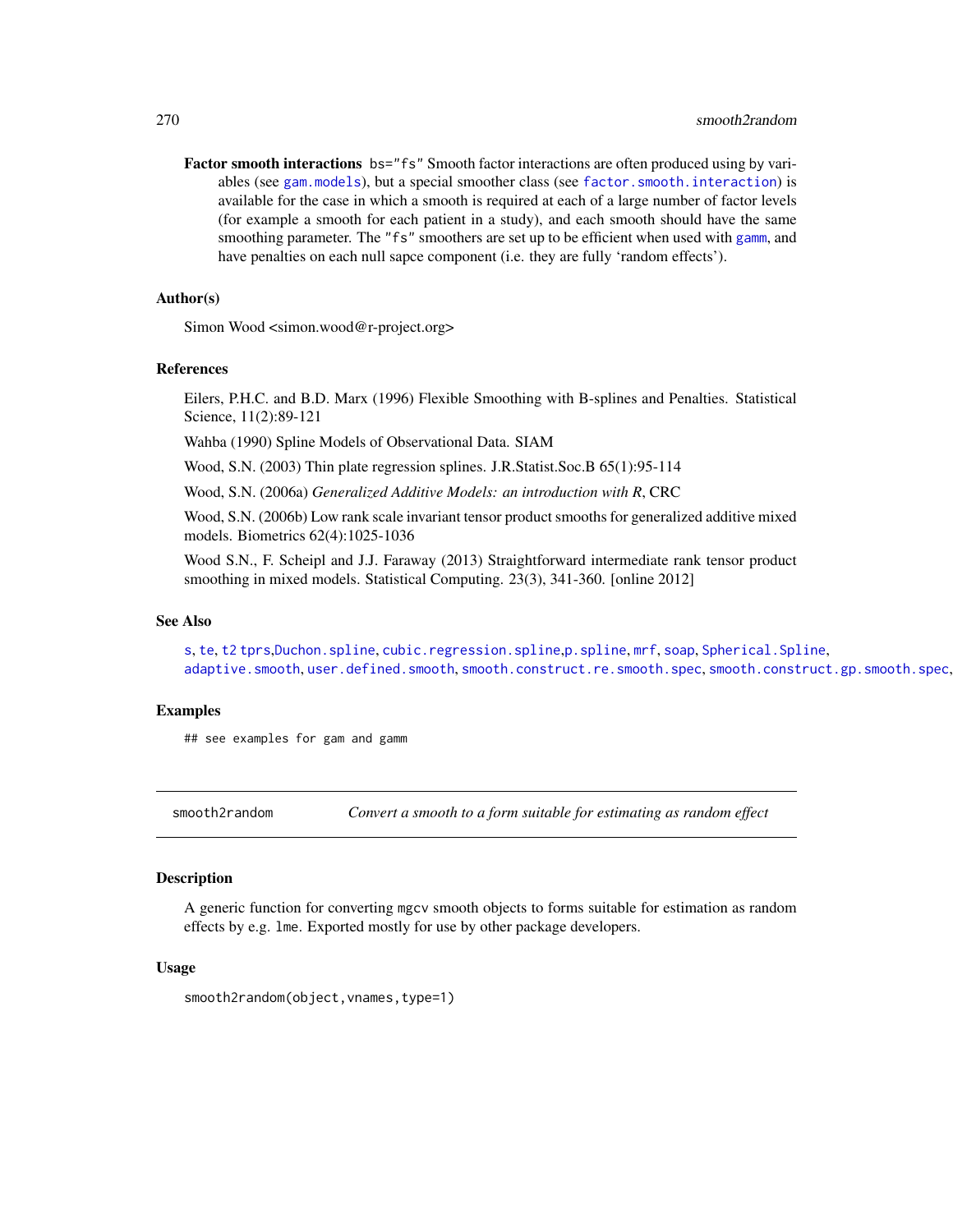**Factor smooth interactions** bs="fs" Smooth factor interactions are often produced using by variables (see gam.models), but a special smoother class (see factor.smooth.interaction) is available for the case in which a smooth is required at each of a large number of factor levels (for example a smooth for each patient in a study), and each smooth should have the same smoothing parameter. The "fs" smoothers are set up to be efficient when used with gamm, and have penalties on each null sapce component (i.e. they are fully 'random effects').

### Author(s)

Simon Wood <simon.wood@r-project.org>

### References

Eilers, P.H.C. and B.D. Marx (1996) Flexible Smoothing with B-splines and Penalties. Statistical Science, 11(2):89-121

Wahba (1990) Spline Models of Observational Data. SIAM

Wood, S.N. (2003) Thin plate regression splines. J.R.Statist.Soc.B 65(1):95-114

Wood, S.N. (2006a) *Generalized Additive Models: an introduction with R*, CRC

Wood, S.N. (2006b) Low rank scale invariant tensor product smooths for generalized additive mixed models. Biometrics 62(4):1025-1036

Wood S.N., F. Scheipl and J.J. Faraway (2013) Straightforward intermediate rank tensor product smoothing in mixed models. Statistical Computing. 23(3), 341-360. [online 2012]

### See Also

s, te, t2 tprs,Duchon.spline, cubic.regression.spline,p.spline, mrf, soap, Spherical.Spline, adaptive.smooth, user.defined.smooth, smooth.construct.re.smooth.spec, smooth.construct.gp.smooth.spec,

### Examples

```
## see examples for gam and gamm
```

---

## smooth2random — *Convert a smooth to a form suitable for estimating as random effect*

### Description

A generic function for converting mgcv smooth objects to forms suitable for estimation as random effects by e.g. lme. Exported mostly for use by other package developers.

### Usage

```
smooth2random(object,vnames,type=1)
```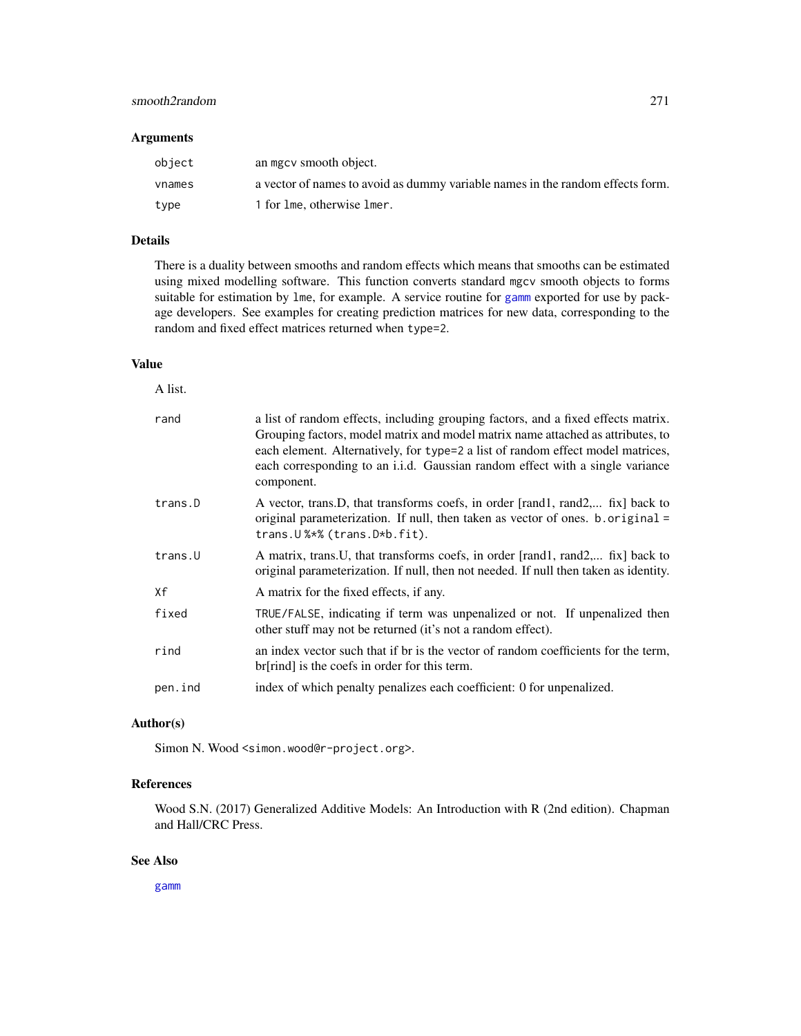### Arguments

| | |
|---|---|
| `object` | an `mgcv` smooth object. |
| `vnames` | a vector of names to avoid as dummy variable names in the random effects form. |
| `type` | `1` for `lme`, otherwise `lmer`. |

### Details

There is a duality between smooths and random effects which means that smooths can be estimated using mixed modelling software. This function converts standard `mgcv` smooth objects to forms suitable for estimation by `lme`, for example. A service routine for `gamm` exported for use by package developers. See examples for creating prediction matrices for new data, corresponding to the random and fixed effect matrices returned when `type=2`.

### Value

A list.

| | |
|---|---|
| `rand` | a list of random effects, including grouping factors, and a fixed effects matrix. Grouping factors, model matrix and model matrix name attached as attributes, to each element. Alternatively, for `type=2` a list of random effect model matrices, each corresponding to an i.i.d. Gaussian random effect with a single variance component. |
| `trans.D` | A vector, trans.D, that transforms coefs, in order [rand1, rand2,... fix] back to original parameterization. If null, then taken as vector of ones. `b.original = trans.U %*% (trans.D*b.fit)`. |
| `trans.U` | A matrix, trans.U, that transforms coefs, in order [rand1, rand2,... fix] back to original parameterization. If null, then not needed. If null then taken as identity. |
| `Xf` | A matrix for the fixed effects, if any. |
| `fixed` | `TRUE/FALSE`, indicating if term was unpenalized or not. If unpenalized then other stuff may not be returned (it's not a random effect). |
| `rind` | an index vector such that if br is the vector of random coefficients for the term, br[rind] is the coefs in order for this term. |
| `pen.ind` | index of which penalty penalizes each coefficient: 0 for unpenalized. |

### Author(s)

Simon N. Wood <simon.wood@r-project.org>.

### References

Wood S.N. (2017) Generalized Additive Models: An Introduction with R (2nd edition). Chapman and Hall/CRC Press.

### See Also

`gamm`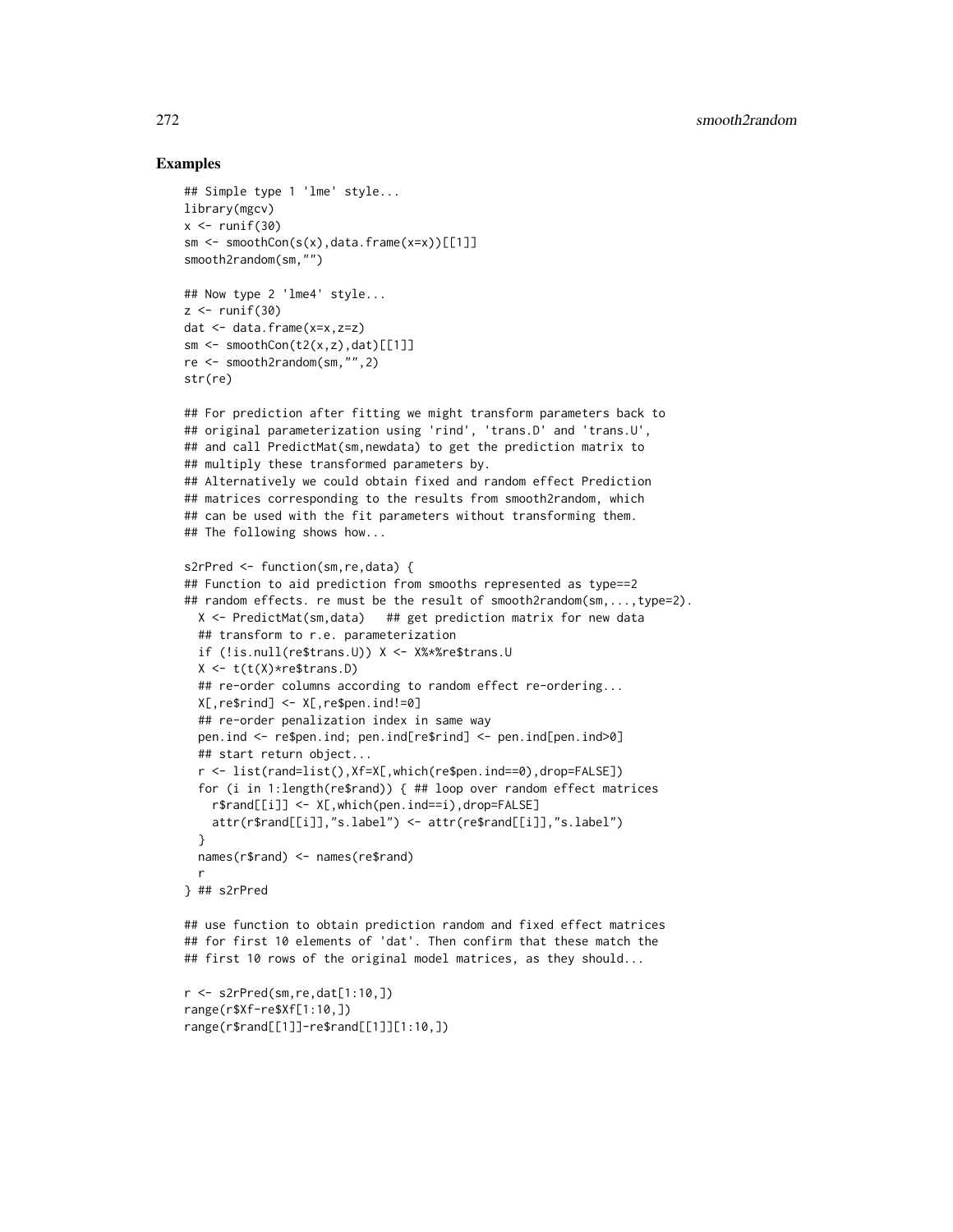## Examples

```
## Simple type 1 'lme' style...
library(mgcv)
x <- runif(30)
sm <- smoothCon(s(x),data.frame(x=x))[[1]]
smooth2random(sm,"")

## Now type 2 'lme4' style...
z <- runif(30)
dat <- data.frame(x=x,z=z)
sm <- smoothCon(t2(x,z),dat)[[1]]
re <- smooth2random(sm,"",2)
str(re)

## For prediction after fitting we might transform parameters back to
## original parameterization using 'rind', 'trans.D' and 'trans.U',
## and call PredictMat(sm,newdata) to get the prediction matrix to
## multiply these transformed parameters by.
## Alternatively we could obtain fixed and random effect Prediction
## matrices corresponding to the results from smooth2random, which
## can be used with the fit parameters without transforming them.
## The following shows how...

s2rPred <- function(sm,re,data) {
## Function to aid prediction from smooths represented as type==2
## random effects. re must be the result of smooth2random(sm,...,type=2).
  X <- PredictMat(sm,data)   ## get prediction matrix for new data
  ## transform to r.e. parameterization
  if (!is.null(re$trans.U)) X <- X%*%re$trans.U
  X <- t(t(X)*re$trans.D)
  ## re-order columns according to random effect re-ordering...
  X[,re$rind] <- X[,re$pen.ind!=0]
  ## re-order penalization index in same way
  pen.ind <- re$pen.ind; pen.ind[re$rind] <- pen.ind[pen.ind>0]
  ## start return object...
  r <- list(rand=list(),Xf=X[,which(re$pen.ind==0),drop=FALSE])
  for (i in 1:length(re$rand)) { ## loop over random effect matrices
    r$rand[[i]] <- X[,which(pen.ind==i),drop=FALSE]
    attr(r$rand[[i]],"s.label") <- attr(re$rand[[i]],"s.label")
  }
  names(r$rand) <- names(re$rand)
  r
} ## s2rPred

## use function to obtain prediction random and fixed effect matrices
## for first 10 elements of 'dat'. Then confirm that these match the
## first 10 rows of the original model matrices, as they should...

r <- s2rPred(sm,re,dat[1:10,])
range(r$Xf-re$Xf[1:10,])
range(r$rand[[1]]-re$rand[[1]][1:10,])
```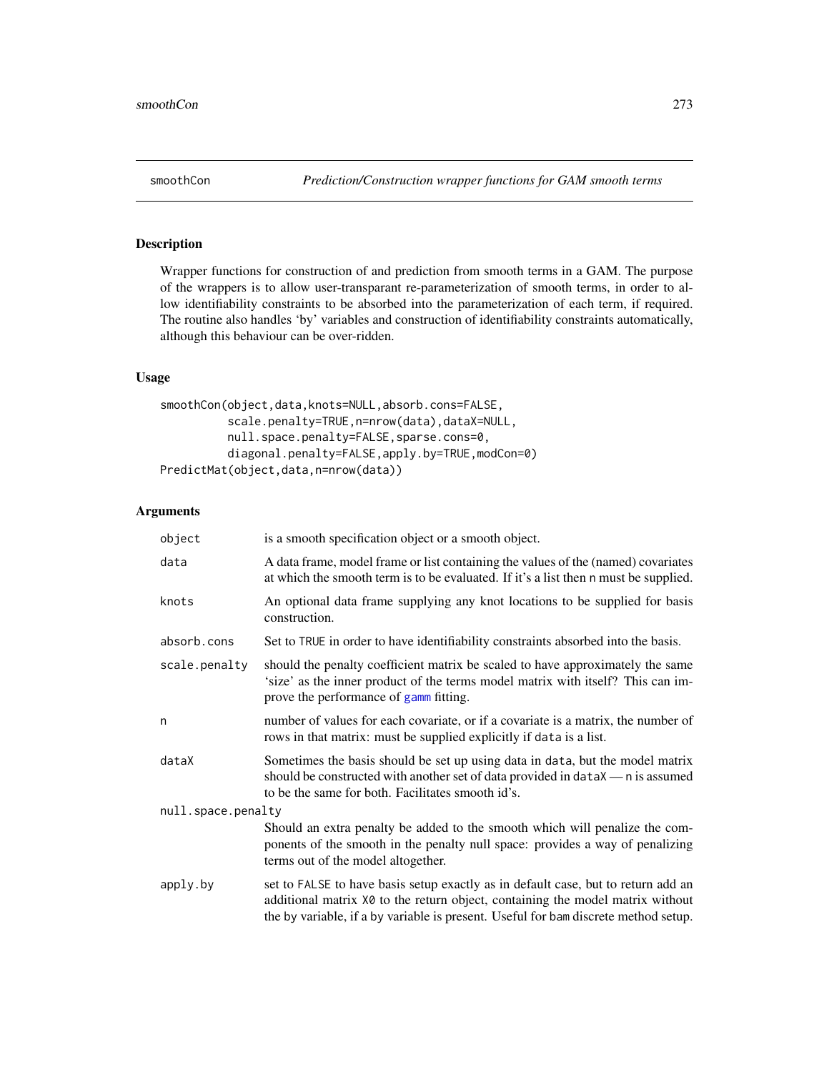smoothCon *Prediction/Construction wrapper functions for GAM smooth terms*

## Description

Wrapper functions for construction of and prediction from smooth terms in a GAM. The purpose of the wrappers is to allow user-transparant re-parameterization of smooth terms, in order to allow identifiability constraints to be absorbed into the parameterization of each term, if required. The routine also handles 'by' variables and construction of identifiability constraints automatically, although this behaviour can be over-ridden.

## Usage

```
smoothCon(object,data,knots=NULL,absorb.cons=FALSE,
          scale.penalty=TRUE,n=nrow(data),dataX=NULL,
          null.space.penalty=FALSE,sparse.cons=0,
          diagonal.penalty=FALSE,apply.by=TRUE,modCon=0)
PredictMat(object,data,n=nrow(data))
```

## Arguments

| | |
|---|---|
| object | is a smooth specification object or a smooth object. |
| data | A data frame, model frame or list containing the values of the (named) covariates at which the smooth term is to be evaluated. If it's a list then n must be supplied. |
| knots | An optional data frame supplying any knot locations to be supplied for basis construction. |
| absorb.cons | Set to TRUE in order to have identifiability constraints absorbed into the basis. |
| scale.penalty | should the penalty coefficient matrix be scaled to have approximately the same 'size' as the inner product of the terms model matrix with itself? This can improve the performance of gamm fitting. |
| n | number of values for each covariate, or if a covariate is a matrix, the number of rows in that matrix: must be supplied explicitly if data is a list. |
| dataX | Sometimes the basis should be set up using data in data, but the model matrix should be constructed with another set of data provided in dataX — n is assumed to be the same for both. Facilitates smooth id's. |
| null.space.penalty | Should an extra penalty be added to the smooth which will penalize the components of the smooth in the penalty null space: provides a way of penalizing terms out of the model altogether. |
| apply.by | set to FALSE to have basis setup exactly as in default case, but to return add an additional matrix X0 to the return object, containing the model matrix without the by variable, if a by variable is present. Useful for bam discrete method setup. |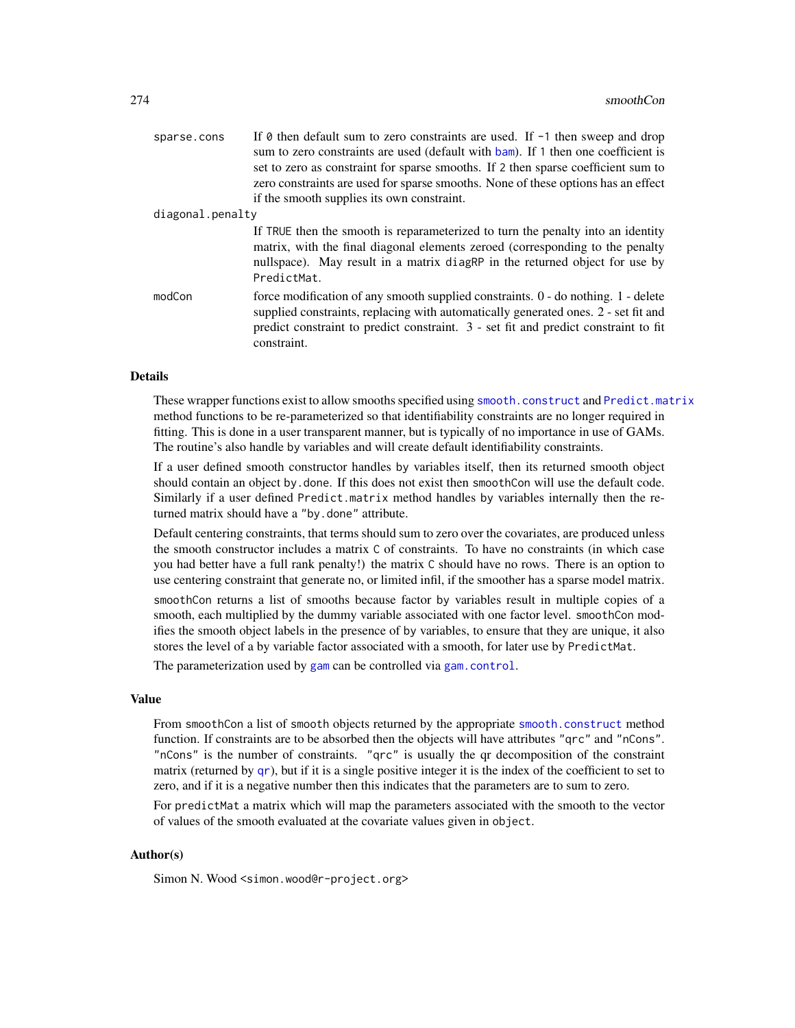`sparse.cons`
: If `0` then default sum to zero constraints are used. If `-1` then sweep and drop sum to zero constraints are used (default with `bam`). If `1` then one coefficient is set to zero as constraint for sparse smooths. If `2` then sparse coefficient sum to zero constraints are used for sparse smooths. None of these options has an effect if the smooth supplies its own constraint.

`diagonal.penalty`
: If `TRUE` then the smooth is reparameterized to turn the penalty into an identity matrix, with the final diagonal elements zeroed (corresponding to the penalty nullspace). May result in a matrix `diagRP` in the returned object for use by `PredictMat`.

`modCon`
: force modification of any smooth supplied constraints. 0 - do nothing. 1 - delete supplied constraints, replacing with automatically generated ones. 2 - set fit and predict constraint to predict constraint. 3 - set fit and predict constraint to fit constraint.

## Details

These wrapper functions exist to allow smooths specified using `smooth.construct` and `Predict.matrix` method functions to be re-parameterized so that identifiability constraints are no longer required in fitting. This is done in a user transparent manner, but is typically of no importance in use of GAMs. The routine's also handle `by` variables and will create default identifiability constraints.

If a user defined smooth constructor handles `by` variables itself, then its returned smooth object should contain an object `by.done`. If this does not exist then `smoothCon` will use the default code. Similarly if a user defined `Predict.matrix` method handles `by` variables internally then the returned matrix should have a `"by.done"` attribute.

Default centering constraints, that terms should sum to zero over the covariates, are produced unless the smooth constructor includes a matrix `C` of constraints. To have no constraints (in which case you had better have a full rank penalty!) the matrix `C` should have no rows. There is an option to use centering constraint that generate no, or limited infil, if the smoother has a sparse model matrix.

`smoothCon` returns a list of smooths because factor `by` variables result in multiple copies of a smooth, each multiplied by the dummy variable associated with one factor level. `smoothCon` modifies the smooth object labels in the presence of `by` variables, to ensure that they are unique, it also stores the level of a `by` variable factor associated with a smooth, for later use by `PredictMat`.

The parameterization used by `gam` can be controlled via `gam.control`.

## Value

From `smoothCon` a list of `smooth` objects returned by the appropriate `smooth.construct` method function. If constraints are to be absorbed then the objects will have attributes `"qrc"` and `"nCons"`. `"nCons"` is the number of constraints. `"qrc"` is usually the qr decomposition of the constraint matrix (returned by `qr`), but if it is a single positive integer it is the index of the coefficient to set to zero, and if it is a negative number then this indicates that the parameters are to sum to zero.

For `predictMat` a matrix which will map the parameters associated with the smooth to the vector of values of the smooth evaluated at the covariate values given in `object`.

## Author(s)

Simon N. Wood <simon.wood@r-project.org>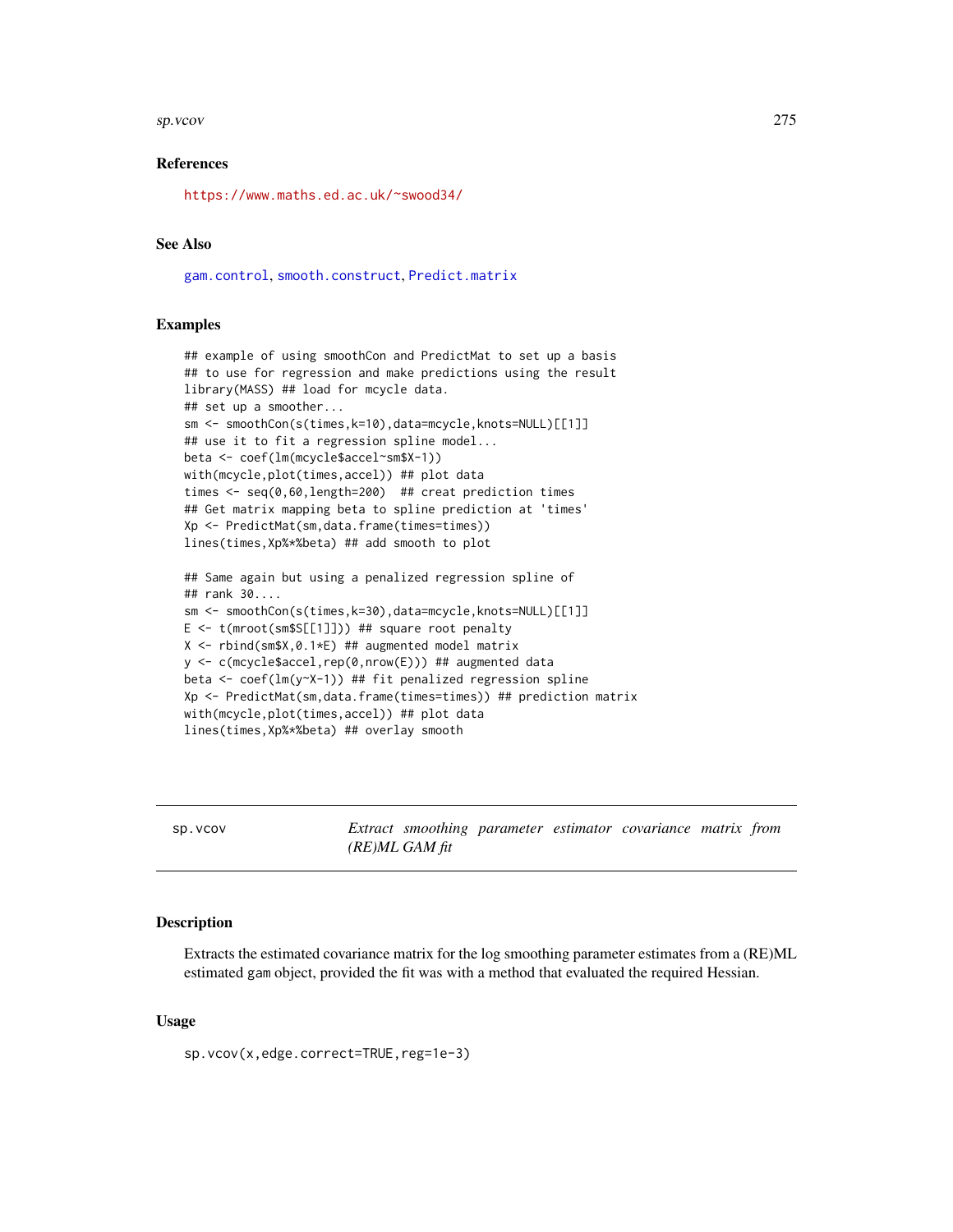## References

https://www.maths.ed.ac.uk/~swood34/

## See Also

gam.control, smooth.construct, Predict.matrix

## Examples

```
## example of using smoothCon and PredictMat to set up a basis
## to use for regression and make predictions using the result
library(MASS) ## load for mcycle data.
## set up a smoother...
sm <- smoothCon(s(times,k=10),data=mcycle,knots=NULL)[[1]]
## use it to fit a regression spline model...
beta <- coef(lm(mcycle$accel~sm$X-1))
with(mcycle,plot(times,accel)) ## plot data
times <- seq(0,60,length=200)  ## creat prediction times
## Get matrix mapping beta to spline prediction at 'times'
Xp <- PredictMat(sm,data.frame(times=times))
lines(times,Xp%*%beta) ## add smooth to plot

## Same again but using a penalized regression spline of
## rank 30....
sm <- smoothCon(s(times,k=30),data=mcycle,knots=NULL)[[1]]
E <- t(mroot(sm$S[[1]])) ## square root penalty
X <- rbind(sm$X,0.1*E) ## augmented model matrix
y <- c(mcycle$accel,rep(0,nrow(E))) ## augmented data
beta <- coef(lm(y~X-1)) ## fit penalized regression spline
Xp <- PredictMat(sm,data.frame(times=times)) ## prediction matrix
with(mcycle,plot(times,accel)) ## plot data
lines(times,Xp%*%beta) ## overlay smooth
```

---

# sp.vcov — *Extract smoothing parameter estimator covariance matrix from (RE)ML GAM fit*

## Description

Extracts the estimated covariance matrix for the log smoothing parameter estimates from a (RE)ML estimated gam object, provided the fit was with a method that evaluated the required Hessian.

## Usage

```
sp.vcov(x,edge.correct=TRUE,reg=1e-3)
```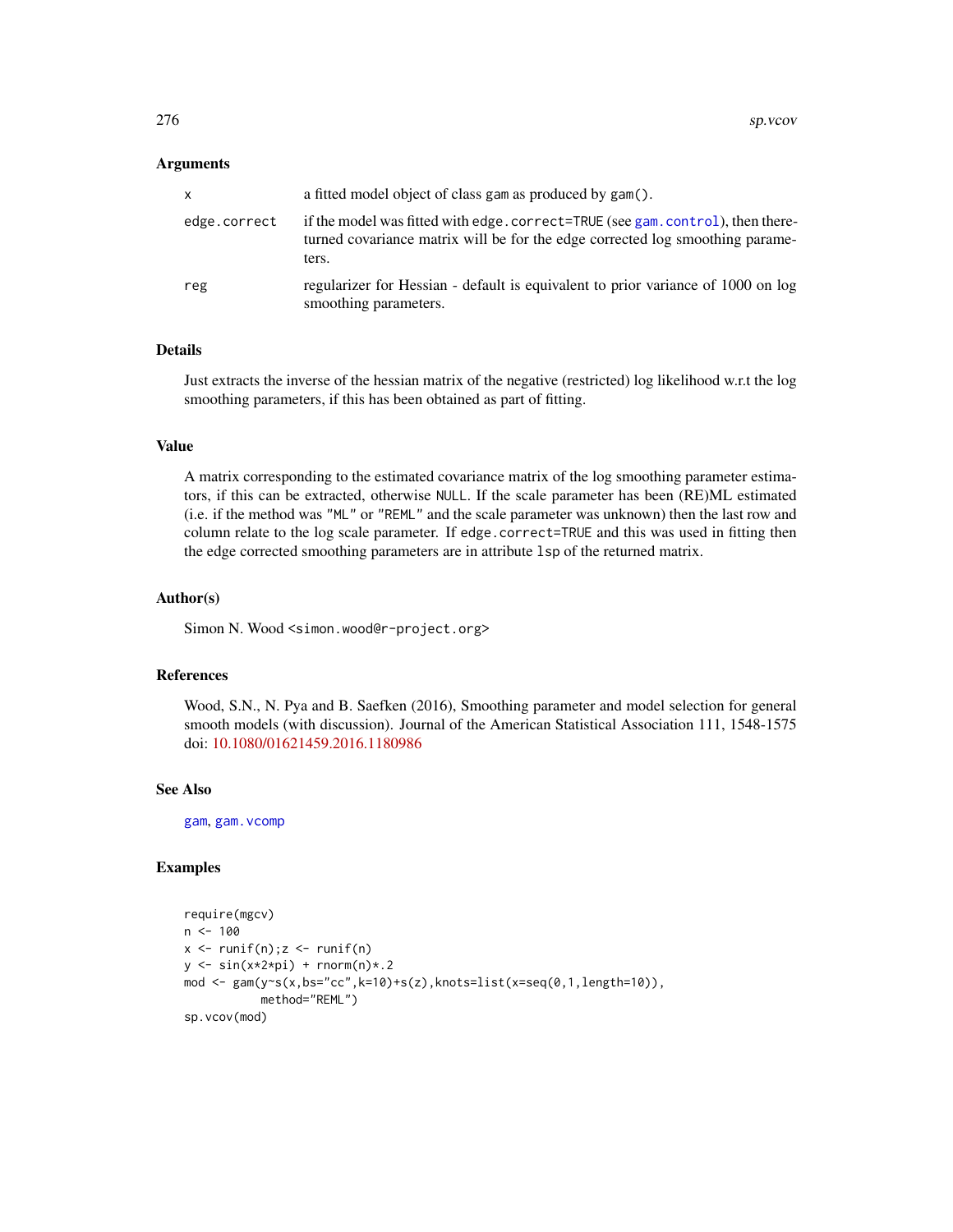### Arguments

| | |
|---|---|
| x | a fitted model object of class gam as produced by gam(). |
| edge.correct | if the model was fitted with edge.correct=TRUE (see gam.control), then thereturned covariance matrix will be for the edge corrected log smoothing parameters. |
| reg | regularizer for Hessian - default is equivalent to prior variance of 1000 on log smoothing parameters. |

### Details

Just extracts the inverse of the hessian matrix of the negative (restricted) log likelihood w.r.t the log smoothing parameters, if this has been obtained as part of fitting.

### Value

A matrix corresponding to the estimated covariance matrix of the log smoothing parameter estimators, if this can be extracted, otherwise NULL. If the scale parameter has been (RE)ML estimated (i.e. if the method was "ML" or "REML" and the scale parameter was unknown) then the last row and column relate to the log scale parameter. If edge.correct=TRUE and this was used in fitting then the edge corrected smoothing parameters are in attribute lsp of the returned matrix.

### Author(s)

Simon N. Wood <simon.wood@r-project.org>

### References

Wood, S.N., N. Pya and B. Saefken (2016), Smoothing parameter and model selection for general smooth models (with discussion). Journal of the American Statistical Association 111, 1548-1575 doi: 10.1080/01621459.2016.1180986

### See Also

gam, gam.vcomp

### Examples

```
require(mgcv)
n <- 100
x <- runif(n);z <- runif(n)
y <- sin(x*2*pi) + rnorm(n)*.2
mod <- gam(y~s(x,bs="cc",k=10)+s(z),knots=list(x=seq(0,1,length=10)),
           method="REML")
sp.vcov(mod)
```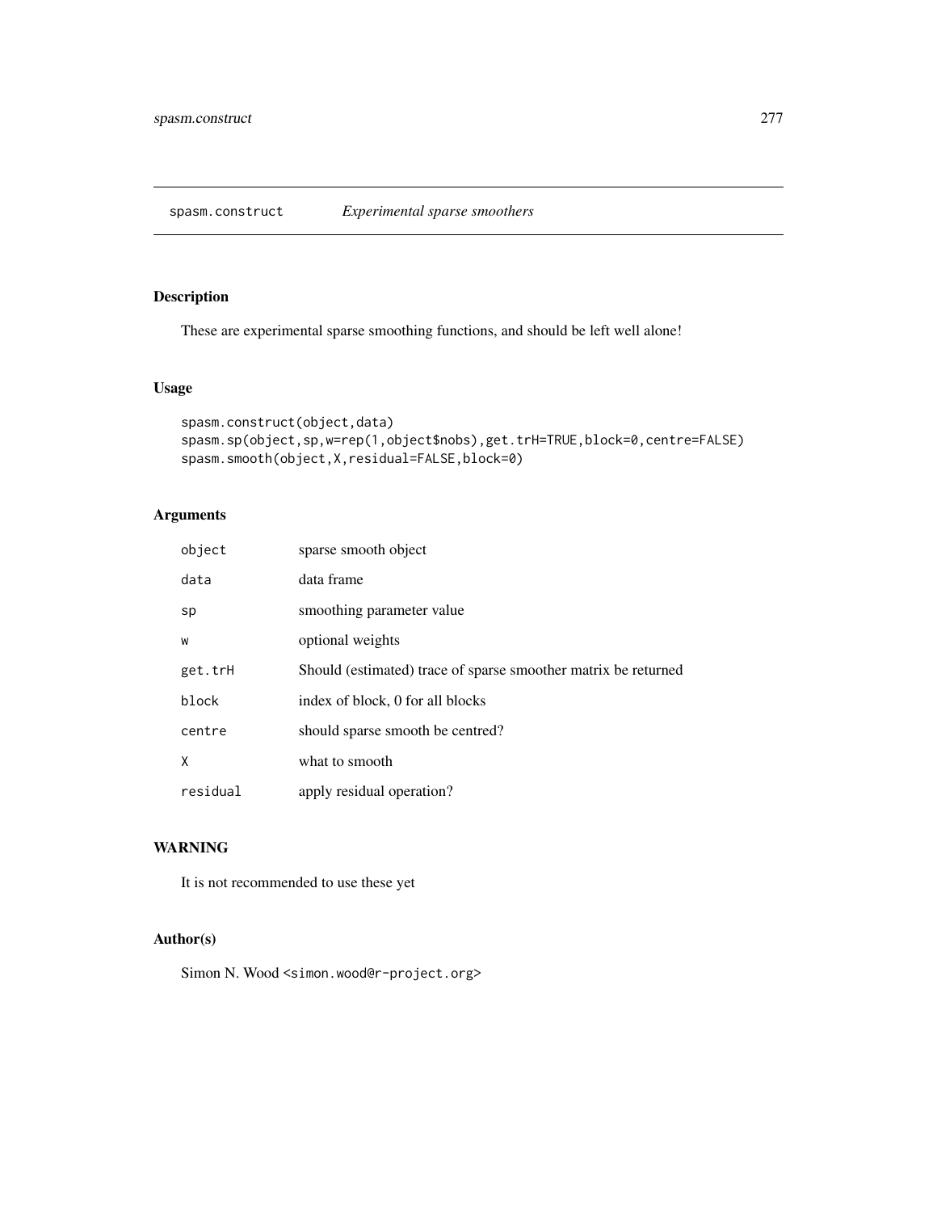## spasm.construct *Experimental sparse smoothers*

### Description

These are experimental sparse smoothing functions, and should be left well alone!

### Usage

```
spasm.construct(object,data)
spasm.sp(object,sp,w=rep(1,object$nobs),get.trH=TRUE,block=0,centre=FALSE)
spasm.smooth(object,X,residual=FALSE,block=0)
```

### Arguments

| | |
|---|---|
| `object` | sparse smooth object |
| `data` | data frame |
| `sp` | smoothing parameter value |
| `w` | optional weights |
| `get.trH` | Should (estimated) trace of sparse smoother matrix be returned |
| `block` | index of block, 0 for all blocks |
| `centre` | should sparse smooth be centred? |
| `X` | what to smooth |
| `residual` | apply residual operation? |

### WARNING

It is not recommended to use these yet

### Author(s)

Simon N. Wood <simon.wood@r-project.org>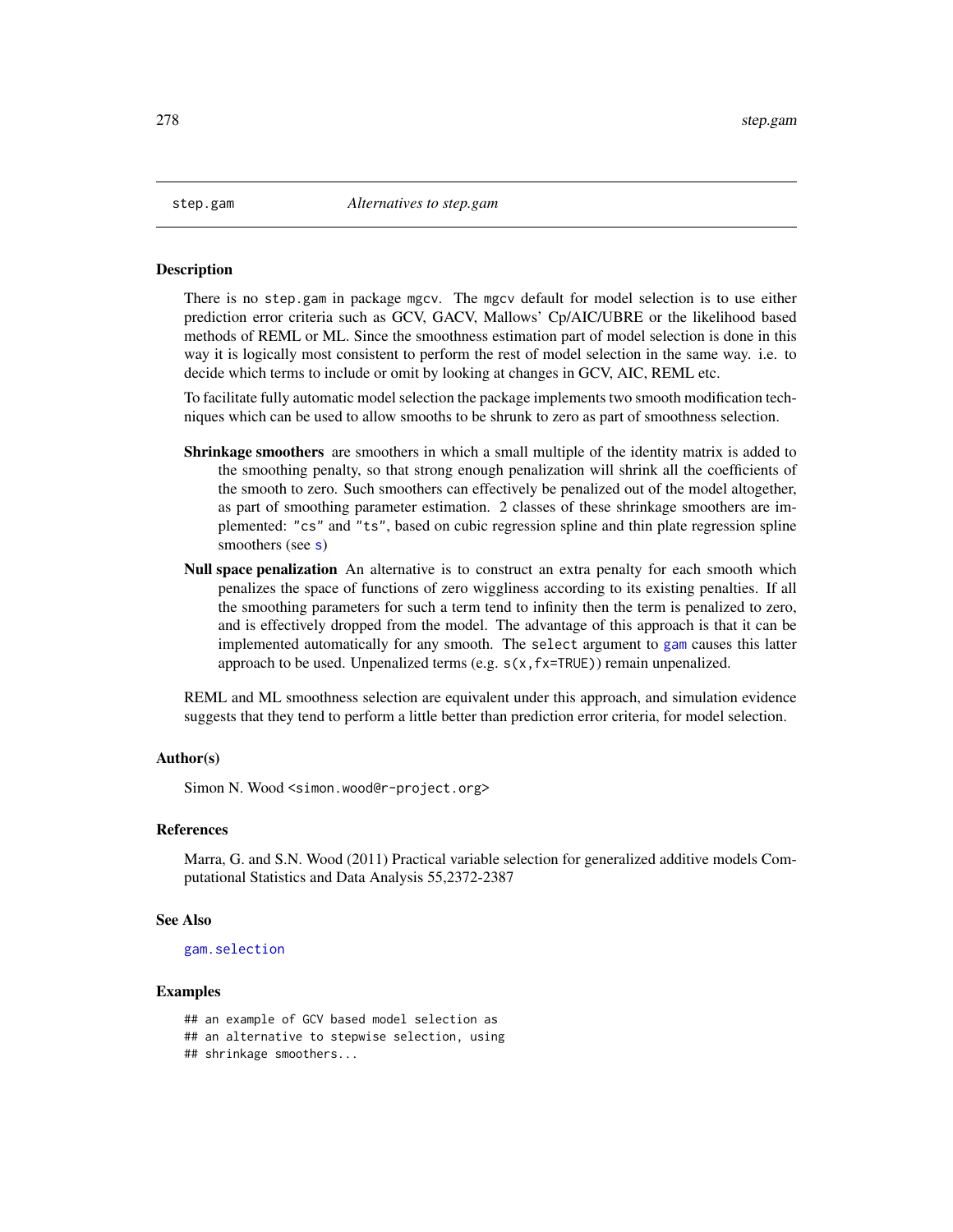step.gam *Alternatives to step.gam*

## Description

There is no step.gam in package mgcv. The mgcv default for model selection is to use either prediction error criteria such as GCV, GACV, Mallows' Cp/AIC/UBRE or the likelihood based methods of REML or ML. Since the smoothness estimation part of model selection is done in this way it is logically most consistent to perform the rest of model selection in the same way. i.e. to decide which terms to include or omit by looking at changes in GCV, AIC, REML etc.

To facilitate fully automatic model selection the package implements two smooth modification techniques which can be used to allow smooths to be shrunk to zero as part of smoothness selection.

**Shrinkage smoothers** are smoothers in which a small multiple of the identity matrix is added to the smoothing penalty, so that strong enough penalization will shrink all the coefficients of the smooth to zero. Such smoothers can effectively be penalized out of the model altogether, as part of smoothing parameter estimation. 2 classes of these shrinkage smoothers are implemented: "cs" and "ts", based on cubic regression spline and thin plate regression spline smoothers (see s)

**Null space penalization** An alternative is to construct an extra penalty for each smooth which penalizes the space of functions of zero wiggliness according to its existing penalties. If all the smoothing parameters for such a term tend to infinity then the term is penalized to zero, and is effectively dropped from the model. The advantage of this approach is that it can be implemented automatically for any smooth. The select argument to gam causes this latter approach to be used. Unpenalized terms (e.g. s(x,fx=TRUE)) remain unpenalized.

REML and ML smoothness selection are equivalent under this approach, and simulation evidence suggests that they tend to perform a little better than prediction error criteria, for model selection.

## Author(s)

Simon N. Wood <simon.wood@r-project.org>

## References

Marra, G. and S.N. Wood (2011) Practical variable selection for generalized additive models Computational Statistics and Data Analysis 55,2372-2387

## See Also

gam.selection

## Examples

```
## an example of GCV based model selection as
## an alternative to stepwise selection, using
## shrinkage smoothers...
```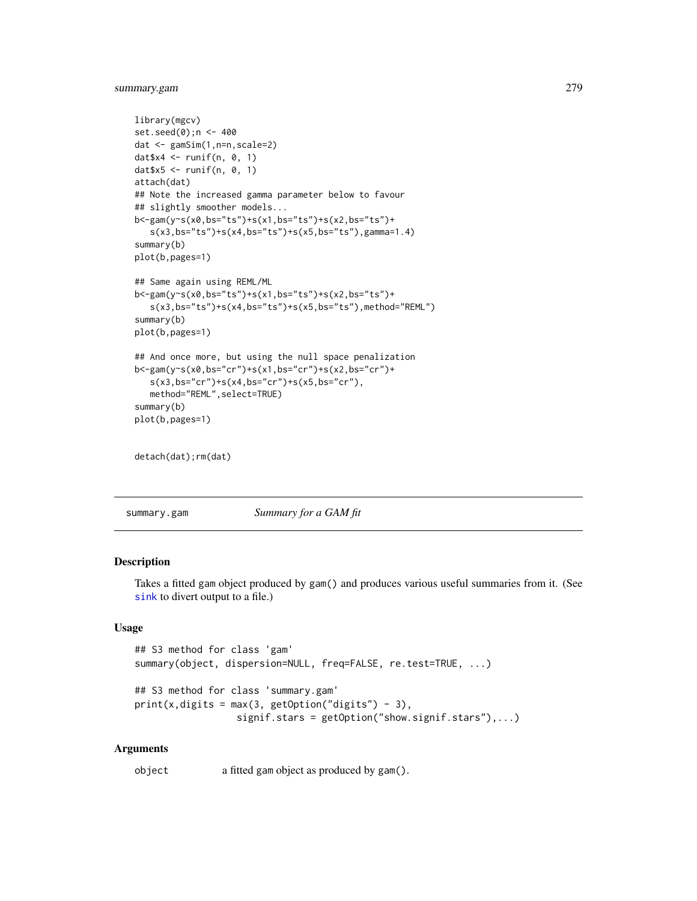```
library(mgcv)
set.seed(0);n <- 400
dat <- gamSim(1,n=n,scale=2)
dat$x4 <- runif(n, 0, 1)
dat$x5 <- runif(n, 0, 1)
attach(dat)
## Note the increased gamma parameter below to favour
## slightly smoother models...
b<-gam(y~s(x0,bs="ts")+s(x1,bs="ts")+s(x2,bs="ts")+
   s(x3,bs="ts")+s(x4,bs="ts")+s(x5,bs="ts"),gamma=1.4)
summary(b)
plot(b,pages=1)

## Same again using REML/ML
b<-gam(y~s(x0,bs="ts")+s(x1,bs="ts")+s(x2,bs="ts")+
   s(x3,bs="ts")+s(x4,bs="ts")+s(x5,bs="ts"),method="REML")
summary(b)
plot(b,pages=1)

## And once more, but using the null space penalization
b<-gam(y~s(x0,bs="cr")+s(x1,bs="cr")+s(x2,bs="cr")+
   s(x3,bs="cr")+s(x4,bs="cr")+s(x5,bs="cr"),
   method="REML",select=TRUE)
summary(b)
plot(b,pages=1)


detach(dat);rm(dat)
```

---

summary.gam *Summary for a GAM fit*

---

### Description

Takes a fitted gam object produced by gam() and produces various useful summaries from it. (See sink to divert output to a file.)

### Usage

```
## S3 method for class 'gam'
summary(object, dispersion=NULL, freq=FALSE, re.test=TRUE, ...)

## S3 method for class 'summary.gam'
print(x,digits = max(3, getOption("digits") - 3),
                  signif.stars = getOption("show.signif.stars"),...)
```

### Arguments

object     a fitted gam object as produced by gam().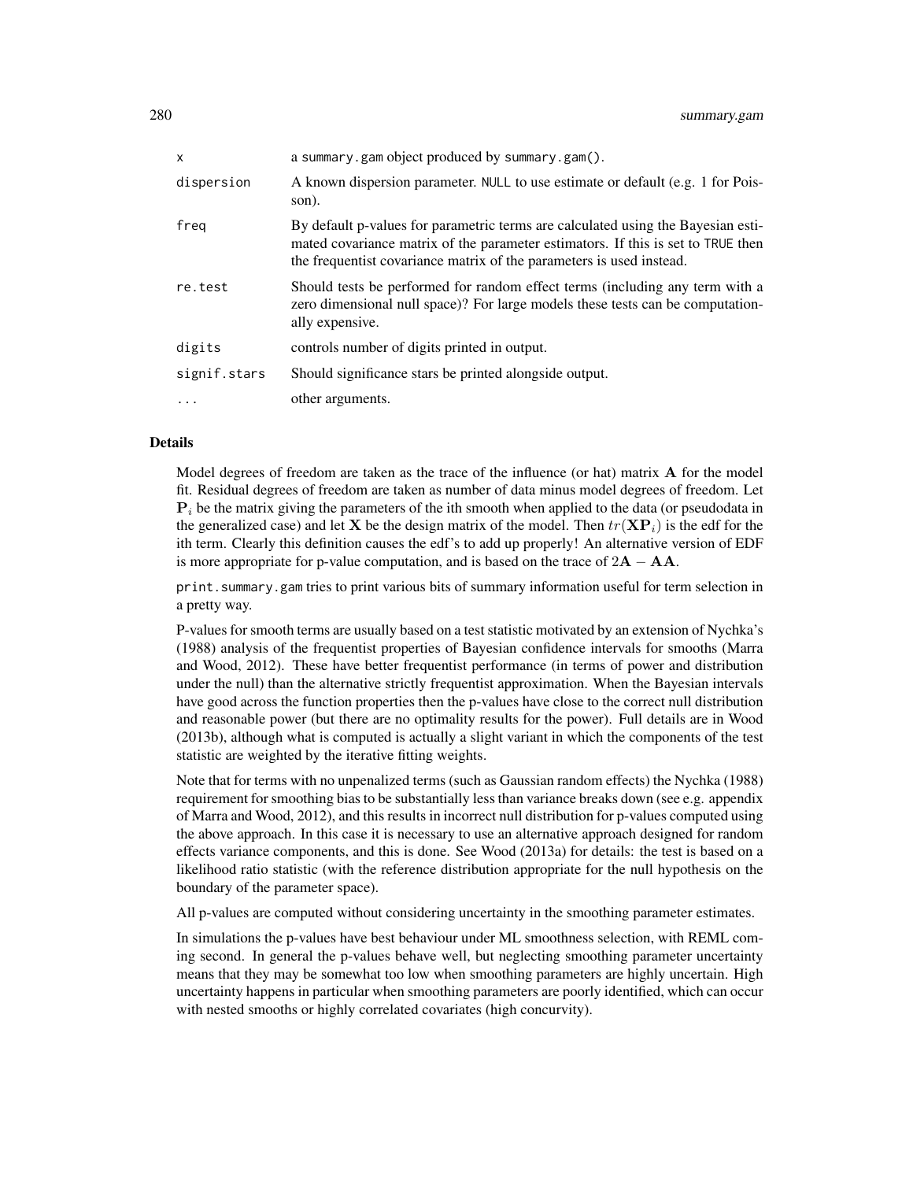| | |
|---|---|
| `x` | a `summary.gam` object produced by `summary.gam()`. |
| `dispersion` | A known dispersion parameter. `NULL` to use estimate or default (e.g. 1 for Poisson). |
| `freq` | By default p-values for parametric terms are calculated using the Bayesian estimated covariance matrix of the parameter estimators. If this is set to `TRUE` then the frequentist covariance matrix of the parameters is used instead. |
| `re.test` | Should tests be performed for random effect terms (including any term with a zero dimensional null space)? For large models these tests can be computationally expensive. |
| `digits` | controls number of digits printed in output. |
| `signif.stars` | Should significance stars be printed alongside output. |
| `...` | other arguments. |

## Details

Model degrees of freedom are taken as the trace of the influence (or hat) matrix $\mathbf{A}$ for the model fit. Residual degrees of freedom are taken as number of data minus model degrees of freedom. Let $\mathbf{P}_i$ be the matrix giving the parameters of the ith smooth when applied to the data (or pseudodata in the generalized case) and let $\mathbf{X}$ be the design matrix of the model. Then $tr(\mathbf{XP}_i)$ is the edf for the ith term. Clearly this definition causes the edf's to add up properly! An alternative version of EDF is more appropriate for p-value computation, and is based on the trace of $2\mathbf{A} - \mathbf{AA}$.

`print.summary.gam` tries to print various bits of summary information useful for term selection in a pretty way.

P-values for smooth terms are usually based on a test statistic motivated by an extension of Nychka's (1988) analysis of the frequentist properties of Bayesian confidence intervals for smooths (Marra and Wood, 2012). These have better frequentist performance (in terms of power and distribution under the null) than the alternative strictly frequentist approximation. When the Bayesian intervals have good across the function properties then the p-values have close to the correct null distribution and reasonable power (but there are no optimality results for the power). Full details are in Wood (2013b), although what is computed is actually a slight variant in which the components of the test statistic are weighted by the iterative fitting weights.

Note that for terms with no unpenalized terms (such as Gaussian random effects) the Nychka (1988) requirement for smoothing bias to be substantially less than variance breaks down (see e.g. appendix of Marra and Wood, 2012), and this results in incorrect null distribution for p-values computed using the above approach. In this case it is necessary to use an alternative approach designed for random effects variance components, and this is done. See Wood (2013a) for details: the test is based on a likelihood ratio statistic (with the reference distribution appropriate for the null hypothesis on the boundary of the parameter space).

All p-values are computed without considering uncertainty in the smoothing parameter estimates.

In simulations the p-values have best behaviour under ML smoothness selection, with REML coming second. In general the p-values behave well, but neglecting smoothing parameter uncertainty means that they may be somewhat too low when smoothing parameters are highly uncertain. High uncertainty happens in particular when smoothing parameters are poorly identified, which can occur with nested smooths or highly correlated covariates (high concurvity).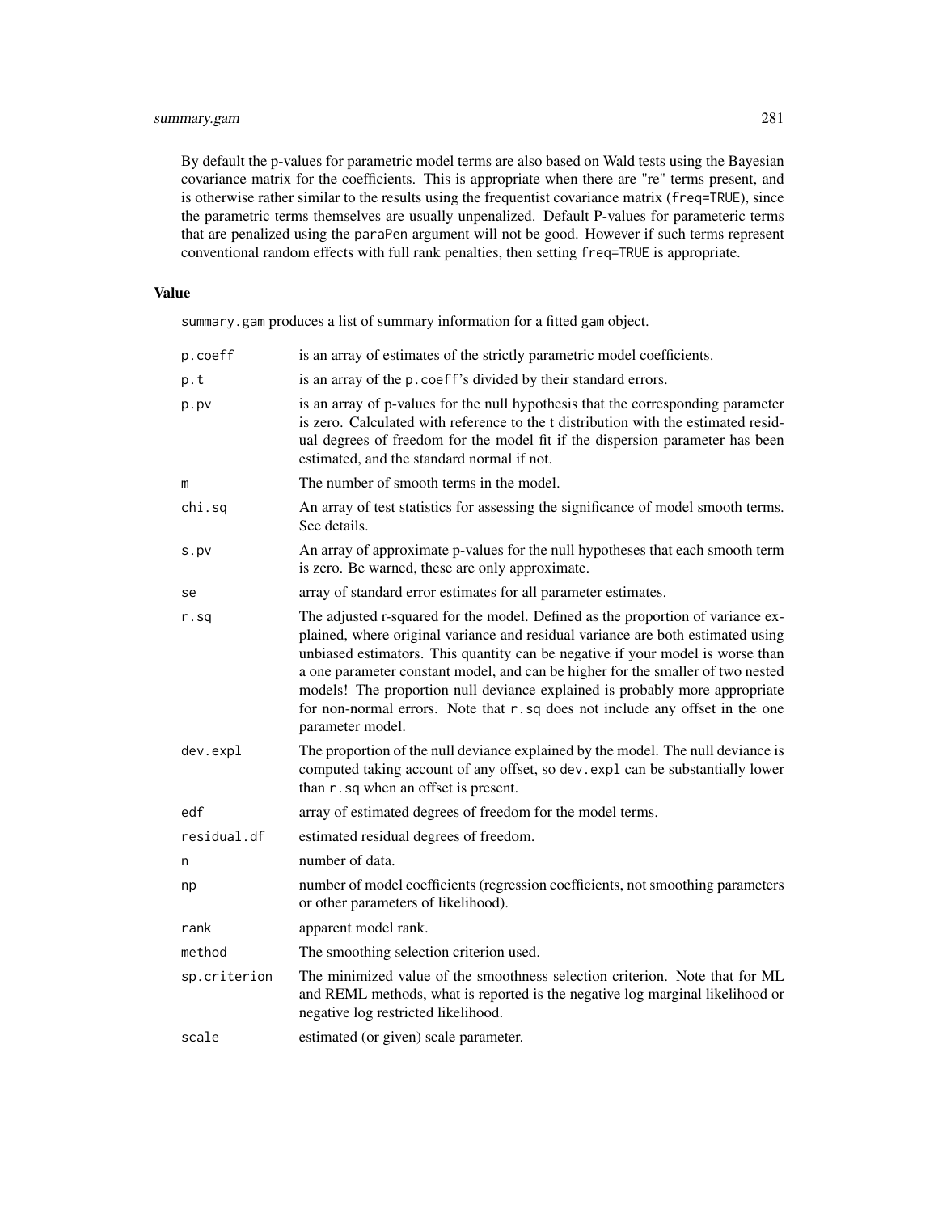By default the p-values for parametric model terms are also based on Wald tests using the Bayesian covariance matrix for the coefficients. This is appropriate when there are "re" terms present, and is otherwise rather similar to the results using the frequentist covariance matrix (`freq=TRUE`), since the parametric terms themselves are usually unpenalized. Default P-values for parameteric terms that are penalized using the `paraPen` argument will not be good. However if such terms represent conventional random effects with full rank penalties, then setting `freq=TRUE` is appropriate.

### Value

`summary.gam` produces a list of summary information for a fitted `gam` object.

- `p.coeff` is an array of estimates of the strictly parametric model coefficients.
- `p.t` is an array of the `p.coeff`'s divided by their standard errors.
- `p.pv` is an array of p-values for the null hypothesis that the corresponding parameter is zero. Calculated with reference to the t distribution with the estimated residual degrees of freedom for the model fit if the dispersion parameter has been estimated, and the standard normal if not.
- `m` The number of smooth terms in the model.
- `chi.sq` An array of test statistics for assessing the significance of model smooth terms. See details.
- `s.pv` An array of approximate p-values for the null hypotheses that each smooth term is zero. Be warned, these are only approximate.
- `se` array of standard error estimates for all parameter estimates.
- `r.sq` The adjusted r-squared for the model. Defined as the proportion of variance explained, where original variance and residual variance are both estimated using unbiased estimators. This quantity can be negative if your model is worse than a one parameter constant model, and can be higher for the smaller of two nested models! The proportion null deviance explained is probably more appropriate for non-normal errors. Note that `r.sq` does not include any offset in the one parameter model.
- `dev.expl` The proportion of the null deviance explained by the model. The null deviance is computed taking account of any offset, so `dev.expl` can be substantially lower than `r.sq` when an offset is present.
- `edf` array of estimated degrees of freedom for the model terms.
- `residual.df` estimated residual degrees of freedom.
- `n` number of data.
- `np` number of model coefficients (regression coefficients, not smoothing parameters or other parameters of likelihood).
- `rank` apparent model rank.
- `method` The smoothing selection criterion used.
- `sp.criterion` The minimized value of the smoothness selection criterion. Note that for ML and REML methods, what is reported is the negative log marginal likelihood or negative log restricted likelihood.
- `scale` estimated (or given) scale parameter.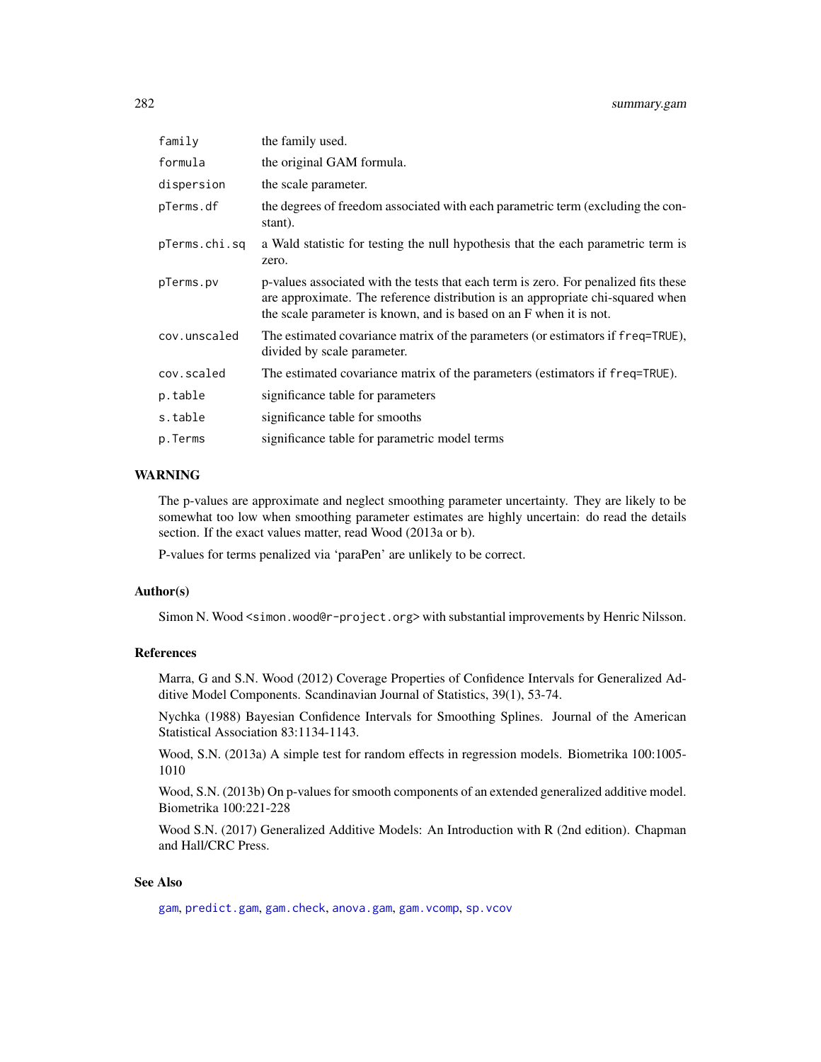| | |
|---|---|
| `family` | the family used. |
| `formula` | the original GAM formula. |
| `dispersion` | the scale parameter. |
| `pTerms.df` | the degrees of freedom associated with each parametric term (excluding the constant). |
| `pTerms.chi.sq` | a Wald statistic for testing the null hypothesis that the each parametric term is zero. |
| `pTerms.pv` | p-values associated with the tests that each term is zero. For penalized fits these are approximate. The reference distribution is an appropriate chi-squared when the scale parameter is known, and is based on an F when it is not. |
| `cov.unscaled` | The estimated covariance matrix of the parameters (or estimators if `freq=TRUE`), divided by scale parameter. |
| `cov.scaled` | The estimated covariance matrix of the parameters (estimators if `freq=TRUE`). |
| `p.table` | significance table for parameters |
| `s.table` | significance table for smooths |
| `p.Terms` | significance table for parametric model terms |

## WARNING

The p-values are approximate and neglect smoothing parameter uncertainty. They are likely to be somewhat too low when smoothing parameter estimates are highly uncertain: do read the details section. If the exact values matter, read Wood (2013a or b).

P-values for terms penalized via 'paraPen' are unlikely to be correct.

## Author(s)

Simon N. Wood <simon.wood@r-project.org> with substantial improvements by Henric Nilsson.

## References

Marra, G and S.N. Wood (2012) Coverage Properties of Confidence Intervals for Generalized Additive Model Components. Scandinavian Journal of Statistics, 39(1), 53-74.

Nychka (1988) Bayesian Confidence Intervals for Smoothing Splines. Journal of the American Statistical Association 83:1134-1143.

Wood, S.N. (2013a) A simple test for random effects in regression models. Biometrika 100:1005-1010

Wood, S.N. (2013b) On p-values for smooth components of an extended generalized additive model. Biometrika 100:221-228

Wood S.N. (2017) Generalized Additive Models: An Introduction with R (2nd edition). Chapman and Hall/CRC Press.

## See Also

gam, predict.gam, gam.check, anova.gam, gam.vcomp, sp.vcov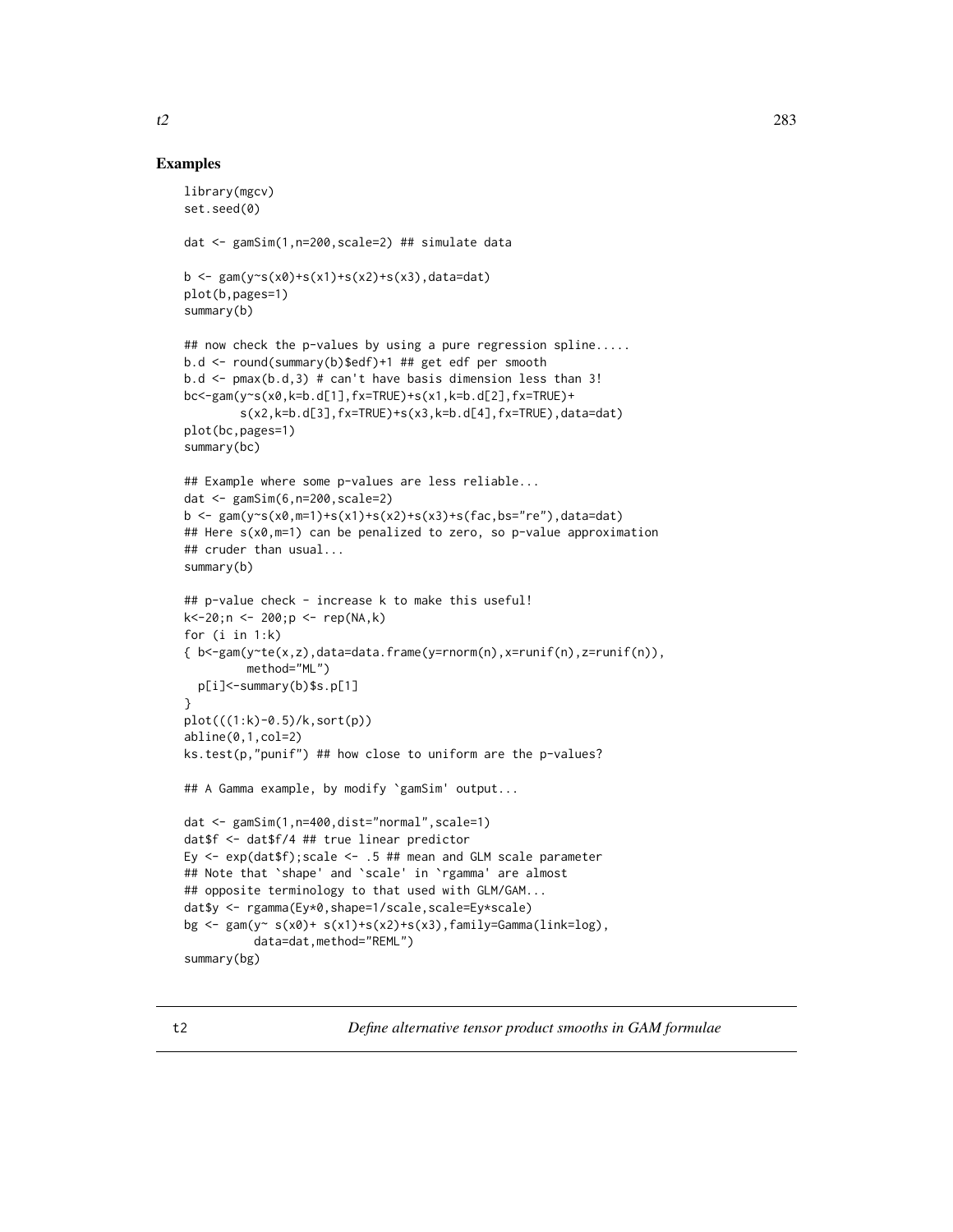## Examples

```
library(mgcv)
set.seed(0)

dat <- gamSim(1,n=200,scale=2) ## simulate data

b <- gam(y~s(x0)+s(x1)+s(x2)+s(x3),data=dat)
plot(b,pages=1)
summary(b)

## now check the p-values by using a pure regression spline.....
b.d <- round(summary(b)$edf)+1 ## get edf per smooth
b.d <- pmax(b.d,3) # can't have basis dimension less than 3!
bc<-gam(y~s(x0,k=b.d[1],fx=TRUE)+s(x1,k=b.d[2],fx=TRUE)+
        s(x2,k=b.d[3],fx=TRUE)+s(x3,k=b.d[4],fx=TRUE),data=dat)
plot(bc,pages=1)
summary(bc)

## Example where some p-values are less reliable...
dat <- gamSim(6,n=200,scale=2)
b <- gam(y~s(x0,m=1)+s(x1)+s(x2)+s(x3)+s(fac,bs="re"),data=dat)
## Here s(x0,m=1) can be penalized to zero, so p-value approximation
## cruder than usual...
summary(b)

## p-value check - increase k to make this useful!
k<-20;n <- 200;p <- rep(NA,k)
for (i in 1:k)
{ b<-gam(y~te(x,z),data=data.frame(y=rnorm(n),x=runif(n),z=runif(n)),
         method="ML")
  p[i]<-summary(b)$s.p[1]
}
plot(((1:k)-0.5)/k,sort(p))
abline(0,1,col=2)
ks.test(p,"punif") ## how close to uniform are the p-values?

## A Gamma example, by modify `gamSim' output...

dat <- gamSim(1,n=400,dist="normal",scale=1)
dat$f <- dat$f/4 ## true linear predictor
Ey <- exp(dat$f);scale <- .5 ## mean and GLM scale parameter
## Note that `shape' and `scale' in `rgamma' are almost
## opposite terminology to that used with GLM/GAM...
dat$y <- rgamma(Ey*0,shape=1/scale,scale=Ey*scale)
bg <- gam(y~ s(x0)+ s(x1)+s(x2)+s(x3),family=Gamma(link=log),
          data=dat,method="REML")
summary(bg)
```

---

t2 &emsp; *Define alternative tensor product smooths in GAM formulae*

---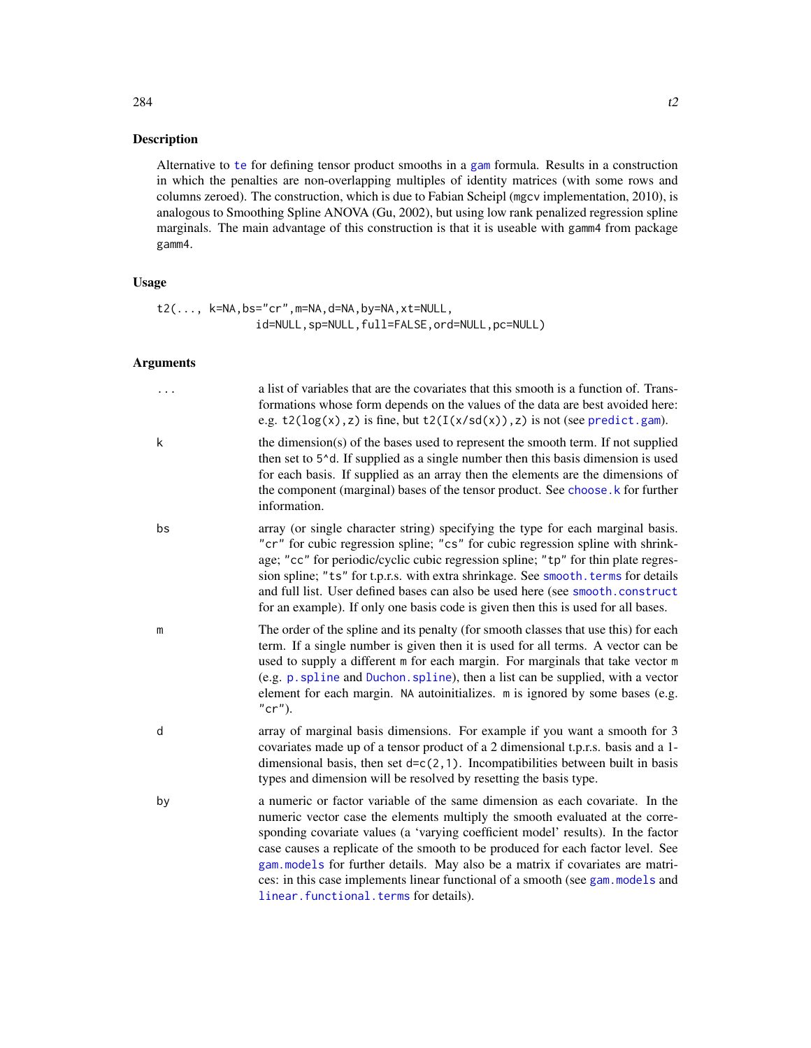## Description

Alternative to te for defining tensor product smooths in a gam formula. Results in a construction in which the penalties are non-overlapping multiples of identity matrices (with some rows and columns zeroed). The construction, which is due to Fabian Scheipl (mgcv implementation, 2010), is analogous to Smoothing Spline ANOVA (Gu, 2002), but using low rank penalized regression spline marginals. The main advantage of this construction is that it is useable with gamm4 from package gamm4.

## Usage

```
t2(..., k=NA,bs="cr",m=NA,d=NA,by=NA,xt=NULL,
               id=NULL,sp=NULL,full=FALSE,ord=NULL,pc=NULL)
```

## Arguments

- `...` a list of variables that are the covariates that this smooth is a function of. Transformations whose form depends on the values of the data are best avoided here: e.g. `t2(log(x),z)` is fine, but `t2(I(x/sd(x)),z)` is not (see predict.gam).

- `k` the dimension(s) of the bases used to represent the smooth term. If not supplied then set to `5^d`. If supplied as a single number then this basis dimension is used for each basis. If supplied as an array then the elements are the dimensions of the component (marginal) bases of the tensor product. See choose.k for further information.

- `bs` array (or single character string) specifying the type for each marginal basis. `"cr"` for cubic regression spline; `"cs"` for cubic regression spline with shrinkage; `"cc"` for periodic/cyclic cubic regression spline; `"tp"` for thin plate regression spline; `"ts"` for t.p.r.s. with extra shrinkage. See smooth.terms for details and full list. User defined bases can also be used here (see smooth.construct for an example). If only one basis code is given then this is used for all bases.

- `m` The order of the spline and its penalty (for smooth classes that use this) for each term. If a single number is given then it is used for all terms. A vector can be used to supply a different `m` for each margin. For marginals that take vector `m` (e.g. p.spline and Duchon.spline), then a list can be supplied, with a vector element for each margin. `NA` autoinitializes. `m` is ignored by some bases (e.g. `"cr"`).

- `d` array of marginal basis dimensions. For example if you want a smooth for 3 covariates made up of a tensor product of a 2 dimensional t.p.r.s. basis and a 1-dimensional basis, then set `d=c(2,1)`. Incompatibilities between built in basis types and dimension will be resolved by resetting the basis type.

- `by` a numeric or factor variable of the same dimension as each covariate. In the numeric vector case the elements multiply the smooth evaluated at the corresponding covariate values (a 'varying coefficient model' results). In the factor case causes a replicate of the smooth to be produced for each factor level. See gam.models for further details. May also be a matrix if covariates are matrices: in this case implements linear functional of a smooth (see gam.models and linear.functional.terms for details).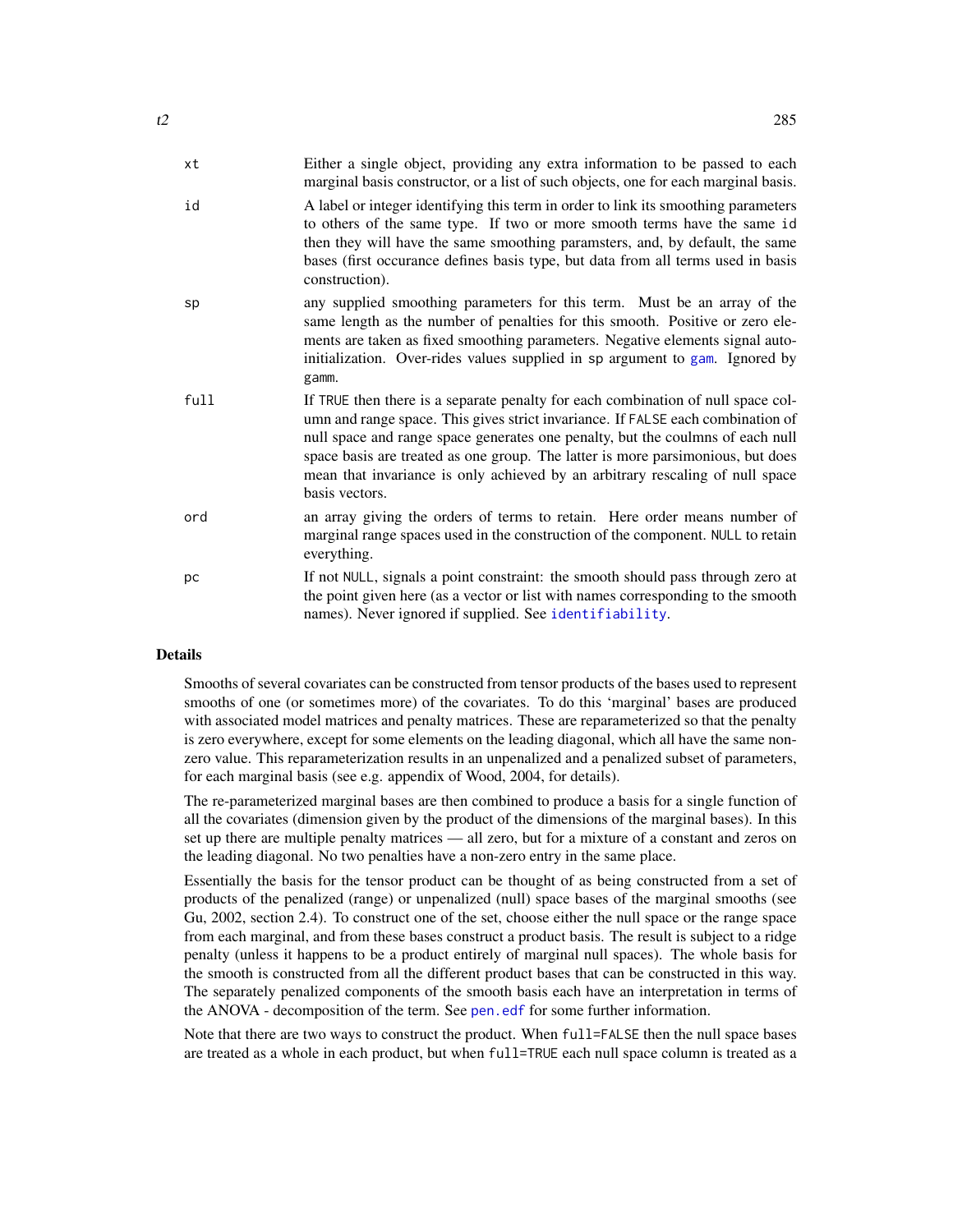| | |
|---|---|
| `xt` | Either a single object, providing any extra information to be passed to each marginal basis constructor, or a list of such objects, one for each marginal basis. |
| `id` | A label or integer identifying this term in order to link its smoothing parameters to others of the same type. If two or more smooth terms have the same `id` then they will have the same smoothing paramsters, and, by default, the same bases (first occurance defines basis type, but data from all terms used in basis construction). |
| `sp` | any supplied smoothing parameters for this term. Must be an array of the same length as the number of penalties for this smooth. Positive or zero elements are taken as fixed smoothing parameters. Negative elements signal auto-initialization. Over-rides values supplied in `sp` argument to `gam`. Ignored by `gamm`. |
| `full` | If `TRUE` then there is a separate penalty for each combination of null space column and range space. This gives strict invariance. If `FALSE` each combination of null space and range space generates one penalty, but the coulmns of each null space basis are treated as one group. The latter is more parsimonious, but does mean that invariance is only achieved by an arbitrary rescaling of null space basis vectors. |
| `ord` | an array giving the orders of terms to retain. Here order means number of marginal range spaces used in the construction of the component. `NULL` to retain everything. |
| `pc` | If not `NULL`, signals a point constraint: the smooth should pass through zero at the point given here (as a vector or list with names corresponding to the smooth names). Never ignored if supplied. See `identifiability`. |

## Details

Smooths of several covariates can be constructed from tensor products of the bases used to represent smooths of one (or sometimes more) of the covariates. To do this 'marginal' bases are produced with associated model matrices and penalty matrices. These are reparameterized so that the penalty is zero everywhere, except for some elements on the leading diagonal, which all have the same non-zero value. This reparameterization results in an unpenalized and a penalized subset of parameters, for each marginal basis (see e.g. appendix of Wood, 2004, for details).

The re-parameterized marginal bases are then combined to produce a basis for a single function of all the covariates (dimension given by the product of the dimensions of the marginal bases). In this set up there are multiple penalty matrices — all zero, but for a mixture of a constant and zeros on the leading diagonal. No two penalties have a non-zero entry in the same place.

Essentially the basis for the tensor product can be thought of as being constructed from a set of products of the penalized (range) or unpenalized (null) space bases of the marginal smooths (see Gu, 2002, section 2.4). To construct one of the set, choose either the null space or the range space from each marginal, and from these bases construct a product basis. The result is subject to a ridge penalty (unless it happens to be a product entirely of marginal null spaces). The whole basis for the smooth is constructed from all the different product bases that can be constructed in this way. The separately penalized components of the smooth basis each have an interpretation in terms of the ANOVA - decomposition of the term. See `pen.edf` for some further information.

Note that there are two ways to construct the product. When `full=FALSE` then the null space bases are treated as a whole in each product, but when `full=TRUE` each null space column is treated as a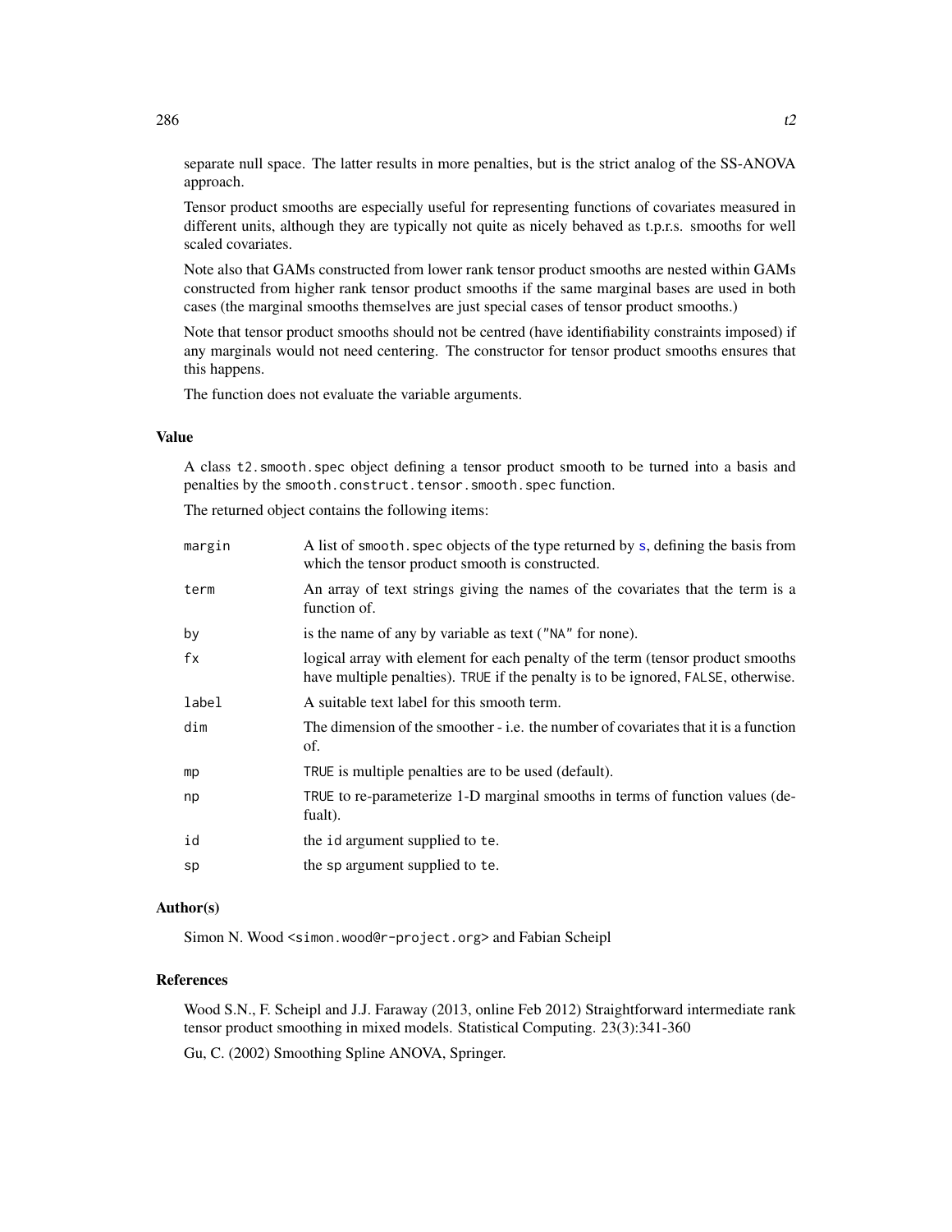separate null space. The latter results in more penalties, but is the strict analog of the SS-ANOVA approach.

Tensor product smooths are especially useful for representing functions of covariates measured in different units, although they are typically not quite as nicely behaved as t.p.r.s. smooths for well scaled covariates.

Note also that GAMs constructed from lower rank tensor product smooths are nested within GAMs constructed from higher rank tensor product smooths if the same marginal bases are used in both cases (the marginal smooths themselves are just special cases of tensor product smooths.)

Note that tensor product smooths should not be centred (have identifiability constraints imposed) if any marginals would not need centering. The constructor for tensor product smooths ensures that this happens.

The function does not evaluate the variable arguments.

### Value

A class `t2.smooth.spec` object defining a tensor product smooth to be turned into a basis and penalties by the `smooth.construct.tensor.smooth.spec` function.

The returned object contains the following items:

| | |
|---|---|
| `margin` | A list of `smooth.spec` objects of the type returned by `s`, defining the basis from which the tensor product smooth is constructed. |
| `term` | An array of text strings giving the names of the covariates that the term is a function of. |
| `by` | is the name of any `by` variable as text (`"NA"` for none). |
| `fx` | logical array with element for each penalty of the term (tensor product smooths have multiple penalties). `TRUE` if the penalty is to be ignored, `FALSE`, otherwise. |
| `label` | A suitable text label for this smooth term. |
| `dim` | The dimension of the smoother - i.e. the number of covariates that it is a function of. |
| `mp` | `TRUE` is multiple penalties are to be used (default). |
| `np` | `TRUE` to re-parameterize 1-D marginal smooths in terms of function values (defualt). |
| `id` | the `id` argument supplied to `te`. |
| `sp` | the `sp` argument supplied to `te`. |

### Author(s)

Simon N. Wood <simon.wood@r-project.org> and Fabian Scheipl

### References

Wood S.N., F. Scheipl and J.J. Faraway (2013, online Feb 2012) Straightforward intermediate rank tensor product smoothing in mixed models. Statistical Computing. 23(3):341-360

Gu, C. (2002) Smoothing Spline ANOVA, Springer.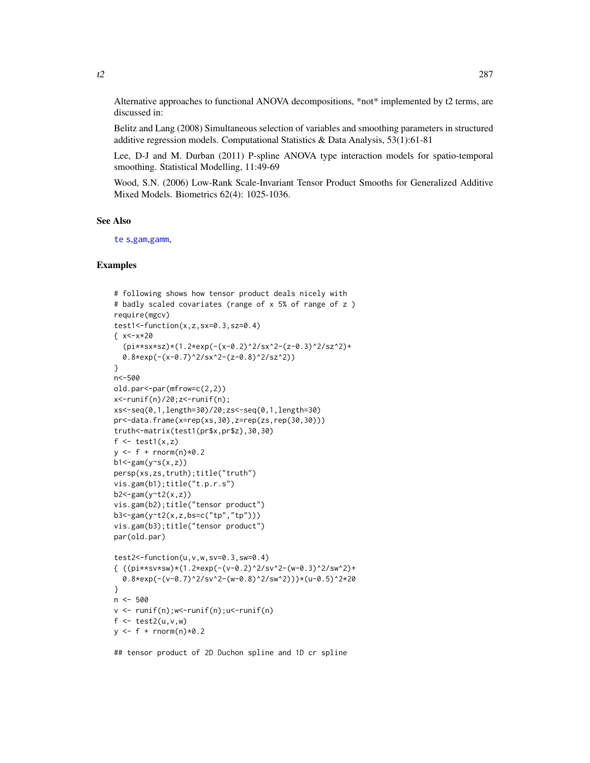Alternative approaches to functional ANOVA decompositions, *not* implemented by t2 terms, are discussed in:

Belitz and Lang (2008) Simultaneous selection of variables and smoothing parameters in structured additive regression models. Computational Statistics & Data Analysis, 53(1):61-81

Lee, D-J and M. Durban (2011) P-spline ANOVA type interaction models for spatio-temporal smoothing. Statistical Modelling, 11:49-69

Wood, S.N. (2006) Low-Rank Scale-Invariant Tensor Product Smooths for Generalized Additive Mixed Models. Biometrics 62(4): 1025-1036.

## See Also

te s,gam,gamm,

## Examples

```
# following shows how tensor product deals nicely with
# badly scaled covariates (range of x 5% of range of z )
require(mgcv)
test1<-function(x,z,sx=0.3,sz=0.4)
{ x<-x*20
  (pi**sx*sz)*(1.2*exp(-(x-0.2)^2/sx^2-(z-0.3)^2/sz^2)+
  0.8*exp(-(x-0.7)^2/sx^2-(z-0.8)^2/sz^2))
}
n<-500
old.par<-par(mfrow=c(2,2))
x<-runif(n)/20;z<-runif(n);
xs<-seq(0,1,length=30)/20;zs<-seq(0,1,length=30)
pr<-data.frame(x=rep(xs,30),z=rep(zs,rep(30,30)))
truth<-matrix(test1(pr$x,pr$z),30,30)
f <- test1(x,z)
y <- f + rnorm(n)*0.2
b1<-gam(y~s(x,z))
persp(xs,zs,truth);title("truth")
vis.gam(b1);title("t.p.r.s")
b2<-gam(y~t2(x,z))
vis.gam(b2);title("tensor product")
b3<-gam(y~t2(x,z,bs=c("tp","tp")))
vis.gam(b3);title("tensor product")
par(old.par)

test2<-function(u,v,w,sv=0.3,sw=0.4)
{ ((pi**sv*sw)*(1.2*exp(-(v-0.2)^2/sv^2-(w-0.3)^2/sw^2)+
  0.8*exp(-(v-0.7)^2/sv^2-(w-0.8)^2/sw^2)))*(u-0.5)^2*20
}
n <- 500
v <- runif(n);w<-runif(n);u<-runif(n)
f <- test2(u,v,w)
y <- f + rnorm(n)*0.2

## tensor product of 2D Duchon spline and 1D cr spline
```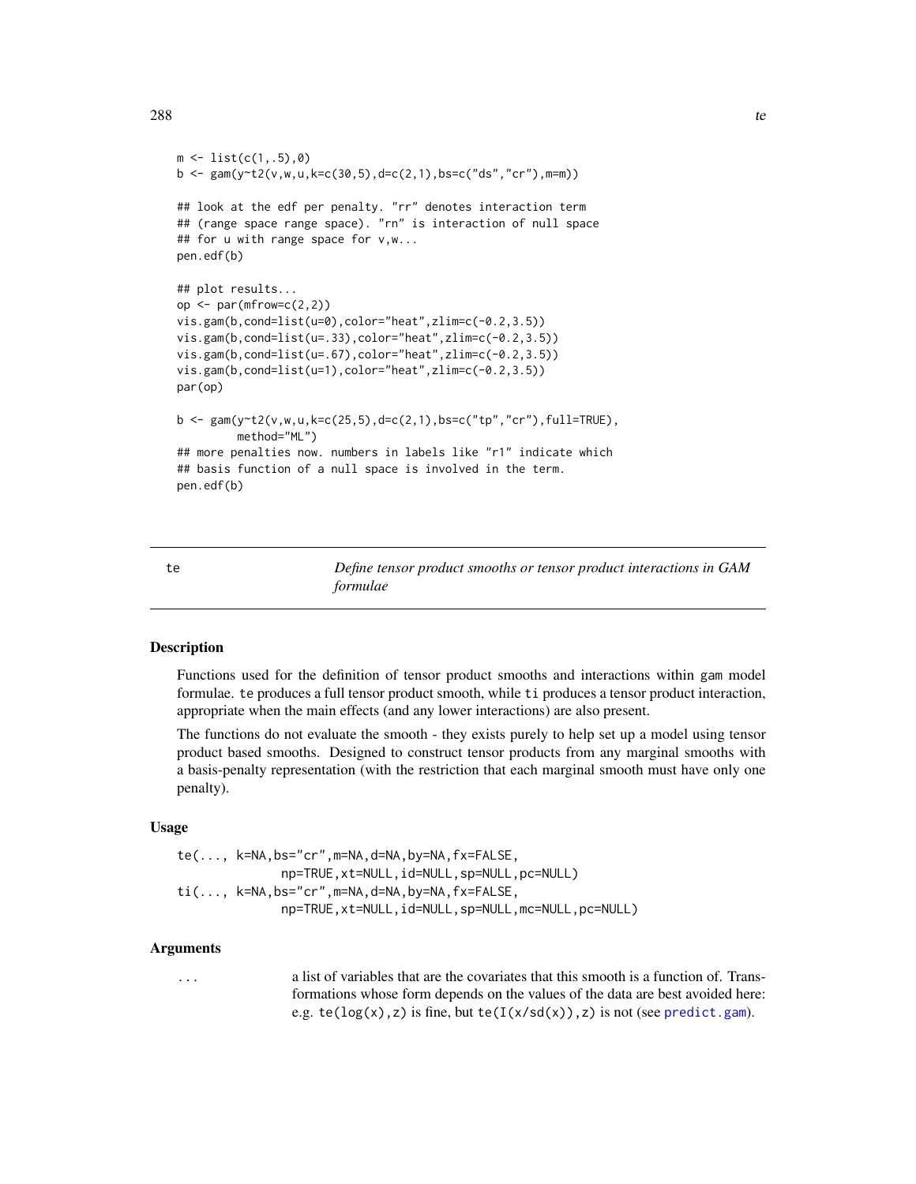```
m <- list(c(1,.5),0)
b <- gam(y~t2(v,w,u,k=c(30,5),d=c(2,1),bs=c("ds","cr"),m=m))

## look at the edf per penalty. "rr" denotes interaction term
## (range space range space). "rn" is interaction of null space
## for u with range space for v,w...
pen.edf(b)

## plot results...
op <- par(mfrow=c(2,2))
vis.gam(b,cond=list(u=0),color="heat",zlim=c(-0.2,3.5))
vis.gam(b,cond=list(u=.33),color="heat",zlim=c(-0.2,3.5))
vis.gam(b,cond=list(u=.67),color="heat",zlim=c(-0.2,3.5))
vis.gam(b,cond=list(u=1),color="heat",zlim=c(-0.2,3.5))
par(op)

b <- gam(y~t2(v,w,u,k=c(25,5),d=c(2,1),bs=c("tp","cr"),full=TRUE),
         method="ML")
## more penalties now. numbers in labels like "r1" indicate which
## basis function of a null space is involved in the term.
pen.edf(b)
```

---

## te — *Define tensor product smooths or tensor product interactions in GAM formulae*

---

### Description

Functions used for the definition of tensor product smooths and interactions within gam model formulae. `te` produces a full tensor product smooth, while `ti` produces a tensor product interaction, appropriate when the main effects (and any lower interactions) are also present.

The functions do not evaluate the smooth - they exists purely to help set up a model using tensor product based smooths. Designed to construct tensor products from any marginal smooths with a basis-penalty representation (with the restriction that each marginal smooth must have only one penalty).

### Usage

```
te(..., k=NA,bs="cr",m=NA,d=NA,by=NA,fx=FALSE,
            np=TRUE,xt=NULL,id=NULL,sp=NULL,pc=NULL)
ti(..., k=NA,bs="cr",m=NA,d=NA,by=NA,fx=FALSE,
            np=TRUE,xt=NULL,id=NULL,sp=NULL,mc=NULL,pc=NULL)
```

### Arguments

`...` a list of variables that are the covariates that this smooth is a function of. Transformations whose form depends on the values of the data are best avoided here: e.g. `te(log(x),z)` is fine, but `te(I(x/sd(x)),z)` is not (see `predict.gam`).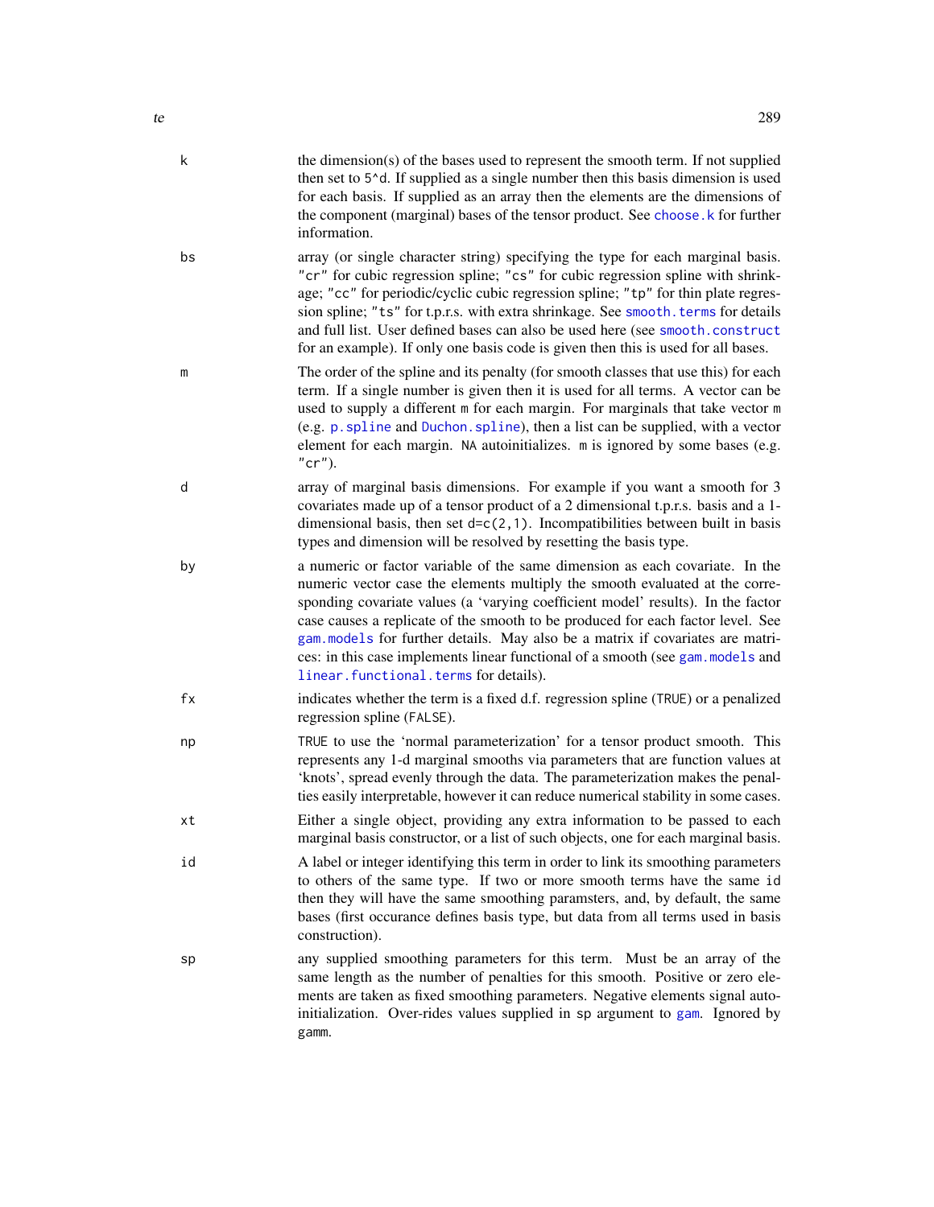`k` — the dimension(s) of the bases used to represent the smooth term. If not supplied then set to `5^d`. If supplied as a single number then this basis dimension is used for each basis. If supplied as an array then the elements are the dimensions of the component (marginal) bases of the tensor product. See `choose.k` for further information.

`bs` — array (or single character string) specifying the type for each marginal basis. `"cr"` for cubic regression spline; `"cs"` for cubic regression spline with shrinkage; `"cc"` for periodic/cyclic cubic regression spline; `"tp"` for thin plate regression spline; `"ts"` for t.p.r.s. with extra shrinkage. See `smooth.terms` for details and full list. User defined bases can also be used here (see `smooth.construct` for an example). If only one basis code is given then this is used for all bases.

`m` — The order of the spline and its penalty (for smooth classes that use this) for each term. If a single number is given then it is used for all terms. A vector can be used to supply a different `m` for each margin. For marginals that take vector `m` (e.g. `p.spline` and `Duchon.spline`), then a list can be supplied, with a vector element for each margin. `NA` autoinitializes. `m` is ignored by some bases (e.g. `"cr"`).

`d` — array of marginal basis dimensions. For example if you want a smooth for 3 covariates made up of a tensor product of a 2 dimensional t.p.r.s. basis and a 1-dimensional basis, then set `d=c(2,1)`. Incompatibilities between built in basis types and dimension will be resolved by resetting the basis type.

`by` — a numeric or factor variable of the same dimension as each covariate. In the numeric vector case the elements multiply the smooth evaluated at the corresponding covariate values (a 'varying coefficient model' results). In the factor case causes a replicate of the smooth to be produced for each factor level. See `gam.models` for further details. May also be a matrix if covariates are matrices: in this case implements linear functional of a smooth (see `gam.models` and `linear.functional.terms` for details).

`fx` — indicates whether the term is a fixed d.f. regression spline (`TRUE`) or a penalized regression spline (`FALSE`).

`np` — `TRUE` to use the 'normal parameterization' for a tensor product smooth. This represents any 1-d marginal smooths via parameters that are function values at 'knots', spread evenly through the data. The parameterization makes the penalties easily interpretable, however it can reduce numerical stability in some cases.

`xt` — Either a single object, providing any extra information to be passed to each marginal basis constructor, or a list of such objects, one for each marginal basis.

`id` — A label or integer identifying this term in order to link its smoothing parameters to others of the same type. If two or more smooth terms have the same `id` then they will have the same smoothing paramsters, and, by default, the same bases (first occurance defines basis type, but data from all terms used in basis construction).

`sp` — any supplied smoothing parameters for this term. Must be an array of the same length as the number of penalties for this smooth. Positive or zero elements are taken as fixed smoothing parameters. Negative elements signal auto-initialization. Over-rides values supplied in `sp` argument to `gam`. Ignored by `gamm`.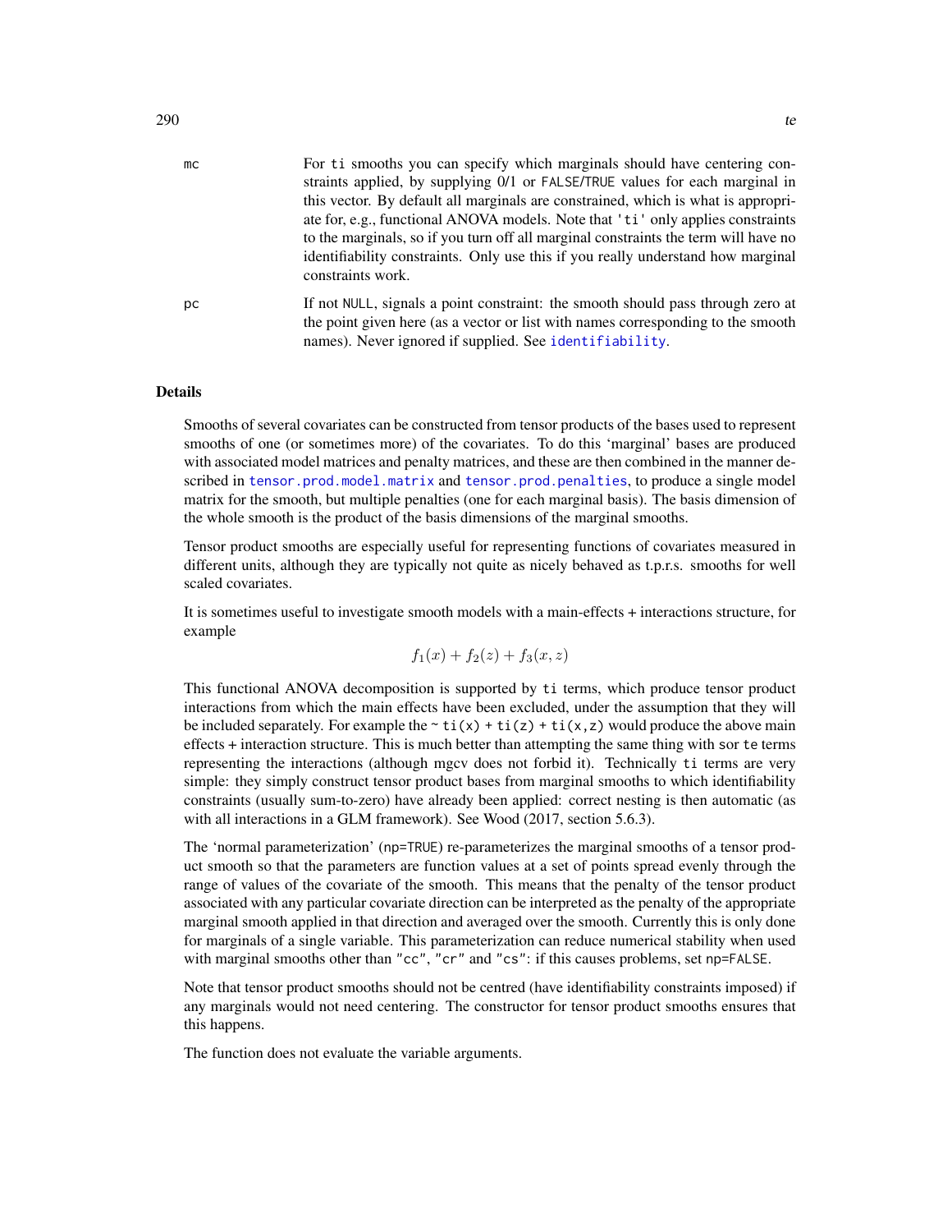`mc` For `ti` smooths you can specify which marginals should have centering constraints applied, by supplying 0/1 or `FALSE`/`TRUE` values for each marginal in this vector. By default all marginals are constrained, which is what is appropriate for, e.g., functional ANOVA models. Note that `'ti'` only applies constraints to the marginals, so if you turn off all marginal constraints the term will have no identifiability constraints. Only use this if you really understand how marginal constraints work.

`pc` If not `NULL`, signals a point constraint: the smooth should pass through zero at the point given here (as a vector or list with names corresponding to the smooth names). Never ignored if supplied. See `identifiability`.

## Details

Smooths of several covariates can be constructed from tensor products of the bases used to represent smooths of one (or sometimes more) of the covariates. To do this 'marginal' bases are produced with associated model matrices and penalty matrices, and these are then combined in the manner described in `tensor.prod.model.matrix` and `tensor.prod.penalties`, to produce a single model matrix for the smooth, but multiple penalties (one for each marginal basis). The basis dimension of the whole smooth is the product of the basis dimensions of the marginal smooths.

Tensor product smooths are especially useful for representing functions of covariates measured in different units, although they are typically not quite as nicely behaved as t.p.r.s. smooths for well scaled covariates.

It is sometimes useful to investigate smooth models with a main-effects + interactions structure, for example

$$f_1(x) + f_2(z) + f_3(x, z)$$

This functional ANOVA decomposition is supported by `ti` terms, which produce tensor product interactions from which the main effects have been excluded, under the assumption that they will be included separately. For example the `~ ti(x) + ti(z) + ti(x,z)` would produce the above main effects + interaction structure. This is much better than attempting the same thing with sor `te` terms representing the interactions (although mgcv does not forbid it). Technically `ti` terms are very simple: they simply construct tensor product bases from marginal smooths to which identifiability constraints (usually sum-to-zero) have already been applied: correct nesting is then automatic (as with all interactions in a GLM framework). See Wood (2017, section 5.6.3).

The 'normal parameterization' (`np=TRUE`) re-parameterizes the marginal smooths of a tensor product smooth so that the parameters are function values at a set of points spread evenly through the range of values of the covariate of the smooth. This means that the penalty of the tensor product associated with any particular covariate direction can be interpreted as the penalty of the appropriate marginal smooth applied in that direction and averaged over the smooth. Currently this is only done for marginals of a single variable. This parameterization can reduce numerical stability when used with marginal smooths other than `"cc"`, `"cr"` and `"cs"`: if this causes problems, set `np=FALSE`.

Note that tensor product smooths should not be centred (have identifiability constraints imposed) if any marginals would not need centering. The constructor for tensor product smooths ensures that this happens.

The function does not evaluate the variable arguments.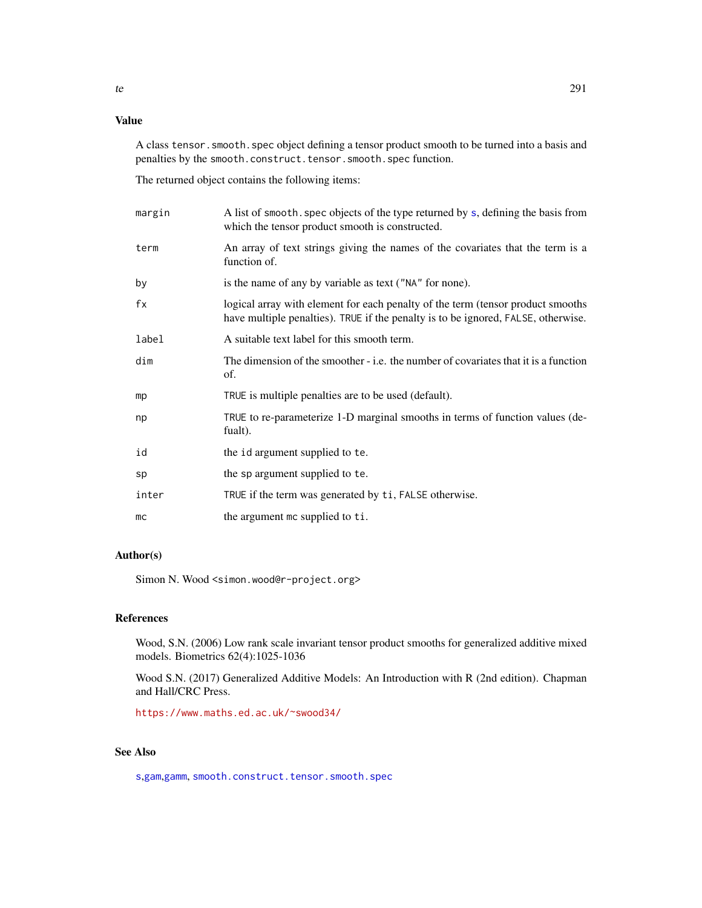## Value

A class `tensor.smooth.spec` object defining a tensor product smooth to be turned into a basis and penalties by the `smooth.construct.tensor.smooth.spec` function.

The returned object contains the following items:

- `margin` — A list of `smooth.spec` objects of the type returned by `s`, defining the basis from which the tensor product smooth is constructed.
- `term` — An array of text strings giving the names of the covariates that the term is a function of.
- `by` — is the name of any by variable as text (`"NA"` for none).
- `fx` — logical array with element for each penalty of the term (tensor product smooths have multiple penalties). `TRUE` if the penalty is to be ignored, `FALSE`, otherwise.
- `label` — A suitable text label for this smooth term.
- `dim` — The dimension of the smoother - i.e. the number of covariates that it is a function of.
- `mp` — `TRUE` is multiple penalties are to be used (default).
- `np` — `TRUE` to re-parameterize 1-D marginal smooths in terms of function values (defualt).
- `id` — the `id` argument supplied to `te`.
- `sp` — the `sp` argument supplied to `te`.
- `inter` — `TRUE` if the term was generated by `ti`, `FALSE` otherwise.
- `mc` — the argument `mc` supplied to `ti`.

## Author(s)

Simon N. Wood <simon.wood@r-project.org>

## References

Wood, S.N. (2006) Low rank scale invariant tensor product smooths for generalized additive mixed models. Biometrics 62(4):1025-1036

Wood S.N. (2017) Generalized Additive Models: An Introduction with R (2nd edition). Chapman and Hall/CRC Press.

https://www.maths.ed.ac.uk/~swood34/

## See Also

`s`, `gam`, `gamm`, `smooth.construct.tensor.smooth.spec`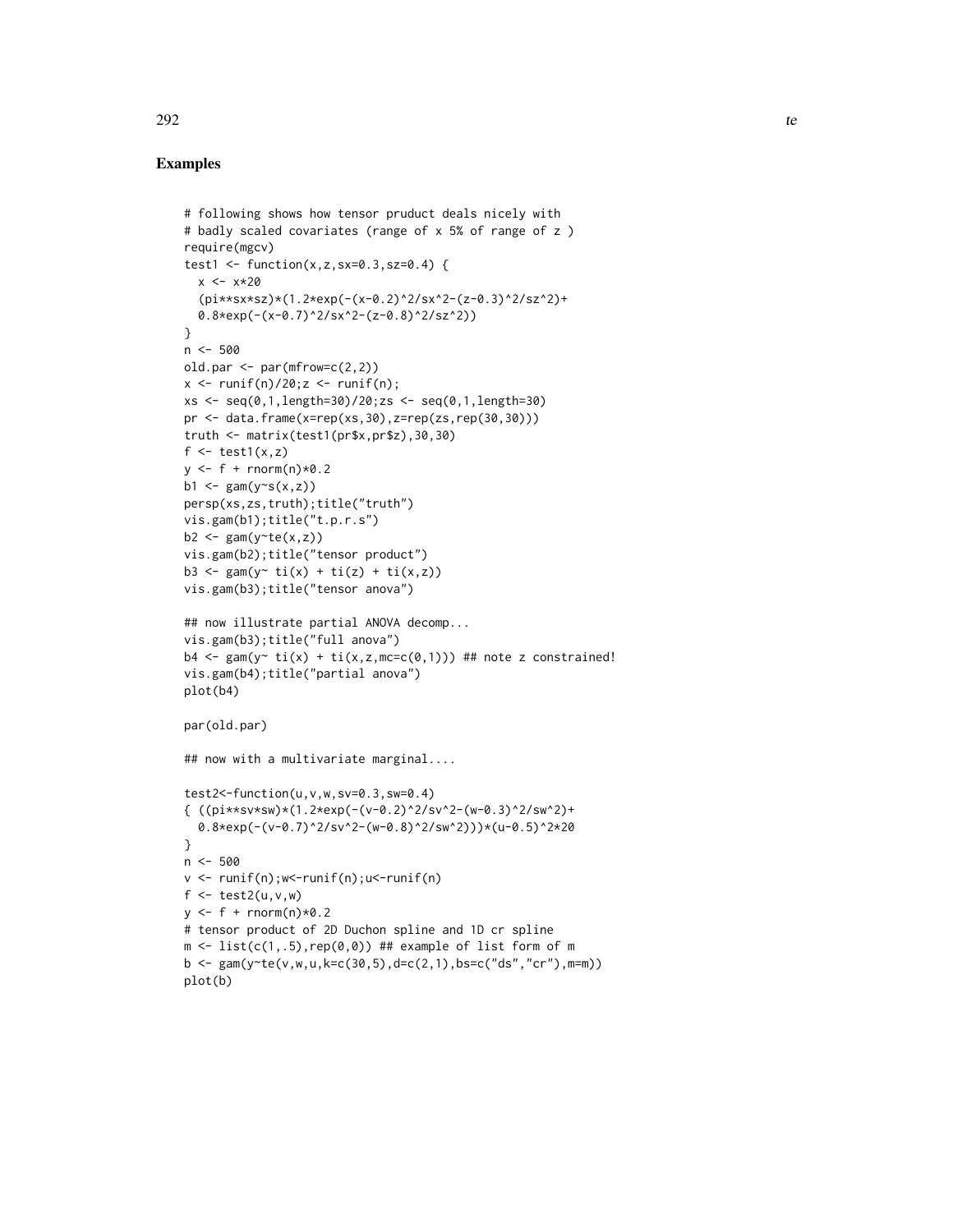## Examples

```
# following shows how tensor pruduct deals nicely with
# badly scaled covariates (range of x 5% of range of z )
require(mgcv)
test1 <- function(x,z,sx=0.3,sz=0.4) {
  x <- x*20
  (pi**sx*sz)*(1.2*exp(-(x-0.2)^2/sx^2-(z-0.3)^2/sz^2)+
  0.8*exp(-(x-0.7)^2/sx^2-(z-0.8)^2/sz^2))
}
n <- 500
old.par <- par(mfrow=c(2,2))
x <- runif(n)/20;z <- runif(n);
xs <- seq(0,1,length=30)/20;zs <- seq(0,1,length=30)
pr <- data.frame(x=rep(xs,30),z=rep(zs,rep(30,30)))
truth <- matrix(test1(pr$x,pr$z),30,30)
f <- test1(x,z)
y <- f + rnorm(n)*0.2
b1 <- gam(y~s(x,z))
persp(xs,zs,truth);title("truth")
vis.gam(b1);title("t.p.r.s")
b2 <- gam(y~te(x,z))
vis.gam(b2);title("tensor product")
b3 <- gam(y~ ti(x) + ti(z) + ti(x,z))
vis.gam(b3);title("tensor anova")

## now illustrate partial ANOVA decomp...
vis.gam(b3);title("full anova")
b4 <- gam(y~ ti(x) + ti(x,z,mc=c(0,1))) ## note z constrained!
vis.gam(b4);title("partial anova")
plot(b4)

par(old.par)

## now with a multivariate marginal....

test2<-function(u,v,w,sv=0.3,sw=0.4)
{ ((pi**sv*sw)*(1.2*exp(-(v-0.2)^2/sv^2-(w-0.3)^2/sw^2)+
  0.8*exp(-(v-0.7)^2/sv^2-(w-0.8)^2/sw^2)))*(u-0.5)^2*20
}
n <- 500
v <- runif(n);w<-runif(n);u<-runif(n)
f <- test2(u,v,w)
y <- f + rnorm(n)*0.2
# tensor product of 2D Duchon spline and 1D cr spline
m <- list(c(1,.5),rep(0,0)) ## example of list form of m
b <- gam(y~te(v,w,u,k=c(30,5),d=c(2,1),bs=c("ds","cr"),m=m))
plot(b)
```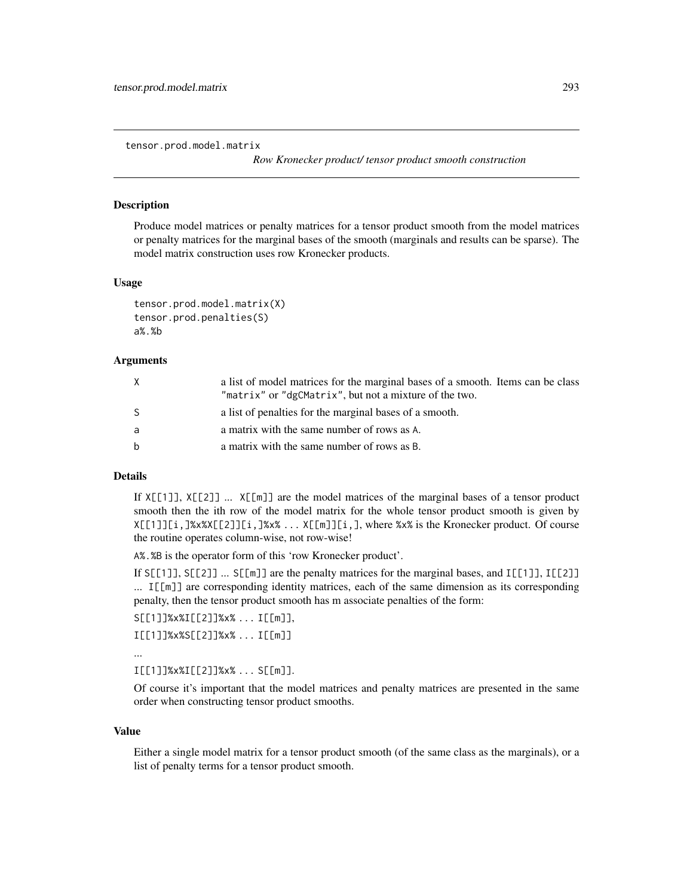tensor.prod.model.matrix

*Row Kronecker product/ tensor product smooth construction*

## Description

Produce model matrices or penalty matrices for a tensor product smooth from the model matrices or penalty matrices for the marginal bases of the smooth (marginals and results can be sparse). The model matrix construction uses row Kronecker products.

## Usage

```
tensor.prod.model.matrix(X)
tensor.prod.penalties(S)
a%.%b
```

## Arguments

| | |
|---|---|
| X | a list of model matrices for the marginal bases of a smooth. Items can be class "matrix" or "dgCMatrix", but not a mixture of the two. |
| S | a list of penalties for the marginal bases of a smooth. |
| a | a matrix with the same number of rows as A. |
| b | a matrix with the same number of rows as B. |

## Details

If `X[[1]]`, `X[[2]]` ... `X[[m]]` are the model matrices of the marginal bases of a tensor product smooth then the ith row of the model matrix for the whole tensor product smooth is given by `X[[1]][i,]%x%X[[2]][i,]%x% ... X[[m]][i,]`, where `%x%` is the Kronecker product. Of course the routine operates column-wise, not row-wise!

`A%.%B` is the operator form of this 'row Kronecker product'.

If `S[[1]]`, `S[[2]]` ... `S[[m]]` are the penalty matrices for the marginal bases, and `I[[1]]`, `I[[2]]` ... `I[[m]]` are corresponding identity matrices, each of the same dimension as its corresponding penalty, then the tensor product smooth has m associate penalties of the form:

`S[[1]]%x%I[[2]]%x% ... I[[m]]`,

`I[[1]]%x%S[[2]]%x% ... I[[m]]`

...

`I[[1]]%x%I[[2]]%x% ... S[[m]]`.

Of course it's important that the model matrices and penalty matrices are presented in the same order when constructing tensor product smooths.

## Value

Either a single model matrix for a tensor product smooth (of the same class as the marginals), or a list of penalty terms for a tensor product smooth.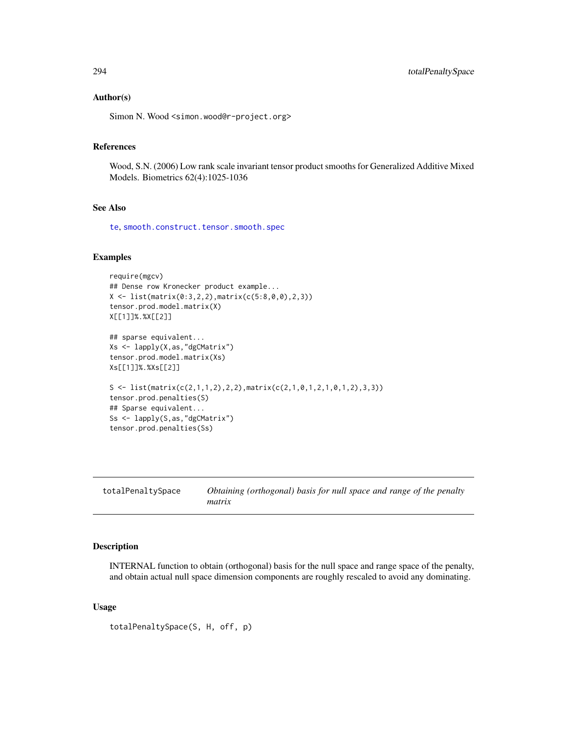### Author(s)

Simon N. Wood <simon.wood@r-project.org>

### References

Wood, S.N. (2006) Low rank scale invariant tensor product smooths for Generalized Additive Mixed Models. Biometrics 62(4):1025-1036

### See Also

te, smooth.construct.tensor.smooth.spec

### Examples

```
require(mgcv)
## Dense row Kronecker product example...
X <- list(matrix(0:3,2,2),matrix(c(5:8,0,0),2,3))
tensor.prod.model.matrix(X)
X[[1]]%.%X[[2]]

## sparse equivalent...
Xs <- lapply(X,as,"dgCMatrix")
tensor.prod.model.matrix(Xs)
Xs[[1]]%.%Xs[[2]]

S <- list(matrix(c(2,1,1,2),2,2),matrix(c(2,1,0,1,2,1,0,1,2),3,3))
tensor.prod.penalties(S)
## Sparse equivalent...
Ss <- lapply(S,as,"dgCMatrix")
tensor.prod.penalties(Ss)
```

---

## totalPenaltySpace — *Obtaining (orthogonal) basis for null space and range of the penalty matrix*

---

### Description

INTERNAL function to obtain (orthogonal) basis for the null space and range space of the penalty, and obtain actual null space dimension components are roughly rescaled to avoid any dominating.

### Usage

```
totalPenaltySpace(S, H, off, p)
```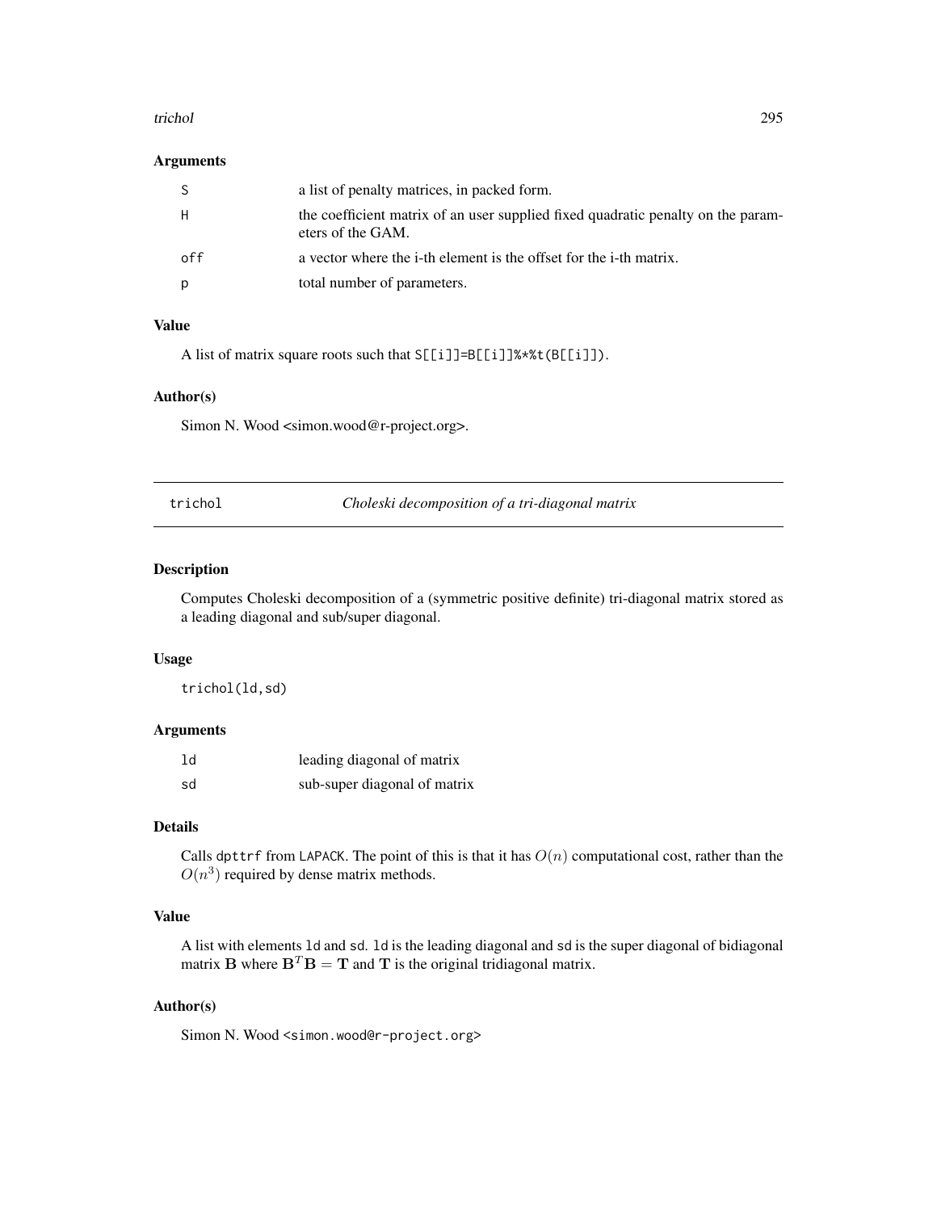## Arguments

| | |
|---|---|
| S | a list of penalty matrices, in packed form. |
| H | the coefficient matrix of an user supplied fixed quadratic penalty on the parameters of the GAM. |
| off | a vector where the i-th element is the offset for the i-th matrix. |
| p | total number of parameters. |

## Value

A list of matrix square roots such that `S[[i]]=B[[i]]%*%t(B[[i]])`.

## Author(s)

Simon N. Wood <simon.wood@r-project.org>.

---

# trichol *Choleski decomposition of a tri-diagonal matrix*

## Description

Computes Choleski decomposition of a (symmetric positive definite) tri-diagonal matrix stored as a leading diagonal and sub/super diagonal.

## Usage

```
trichol(ld,sd)
```

## Arguments

| | |
|---|---|
| ld | leading diagonal of matrix |
| sd | sub-super diagonal of matrix |

## Details

Calls `dpttrf` from LAPACK. The point of this is that it has $O(n)$ computational cost, rather than the $O(n^3)$ required by dense matrix methods.

## Value

A list with elements `ld` and `sd`. `ld` is the leading diagonal and `sd` is the super diagonal of bidiagonal matrix $\mathbf{B}$ where $\mathbf{B}^T\mathbf{B} = \mathbf{T}$ and $\mathbf{T}$ is the original tridiagonal matrix.

## Author(s)

Simon N. Wood <simon.wood@r-project.org>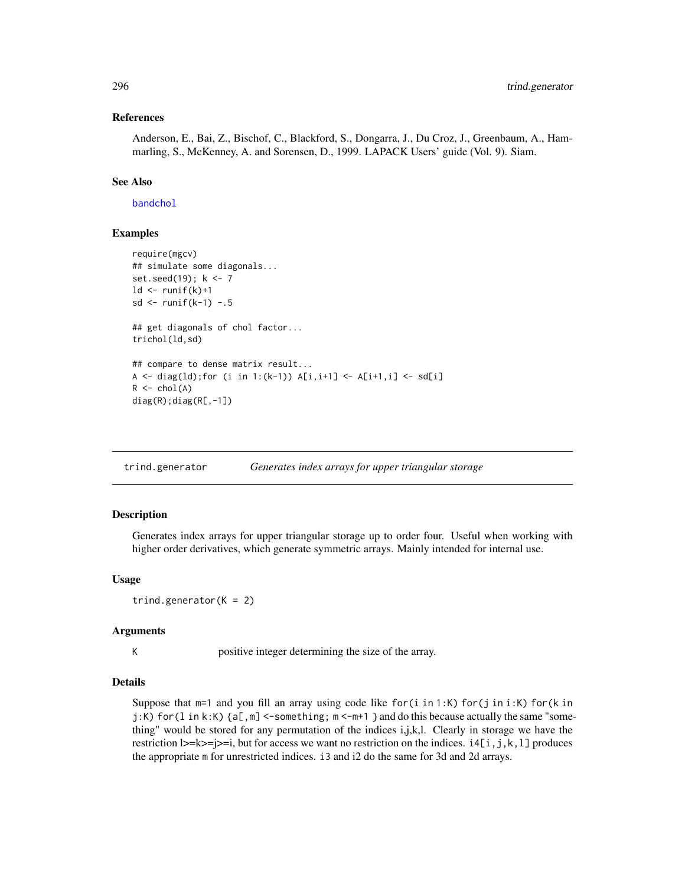### References

Anderson, E., Bai, Z., Bischof, C., Blackford, S., Dongarra, J., Du Croz, J., Greenbaum, A., Hammarling, S., McKenney, A. and Sorensen, D., 1999. LAPACK Users' guide (Vol. 9). Siam.

### See Also

bandchol

### Examples

```
require(mgcv)
## simulate some diagonals...
set.seed(19); k <- 7
ld <- runif(k)+1
sd <- runif(k-1) -.5

## get diagonals of chol factor...
trichol(ld,sd)

## compare to dense matrix result...
A <- diag(ld);for (i in 1:(k-1)) A[i,i+1] <- A[i+1,i] <- sd[i]
R <- chol(A)
diag(R);diag(R[,-1])
```

---

## trind.generator    *Generates index arrays for upper triangular storage*

### Description

Generates index arrays for upper triangular storage up to order four. Useful when working with higher order derivatives, which generate symmetric arrays. Mainly intended for internal use.

### Usage

```
trind.generator(K = 2)
```

### Arguments

K    positive integer determining the size of the array.

### Details

Suppose that m=1 and you fill an array using code like for(i in 1:K) for(j in i:K) for(k in j:K) for(l in k:K) {a[,m] <-something; m <-m+1 } and do this because actually the same "something" would be stored for any permutation of the indices i,j,k,l. Clearly in storage we have the restriction l>=k>=j>=i, but for access we want no restriction on the indices. i4[i,j,k,l] produces the appropriate m for unrestricted indices. i3 and i2 do the same for 3d and 2d arrays.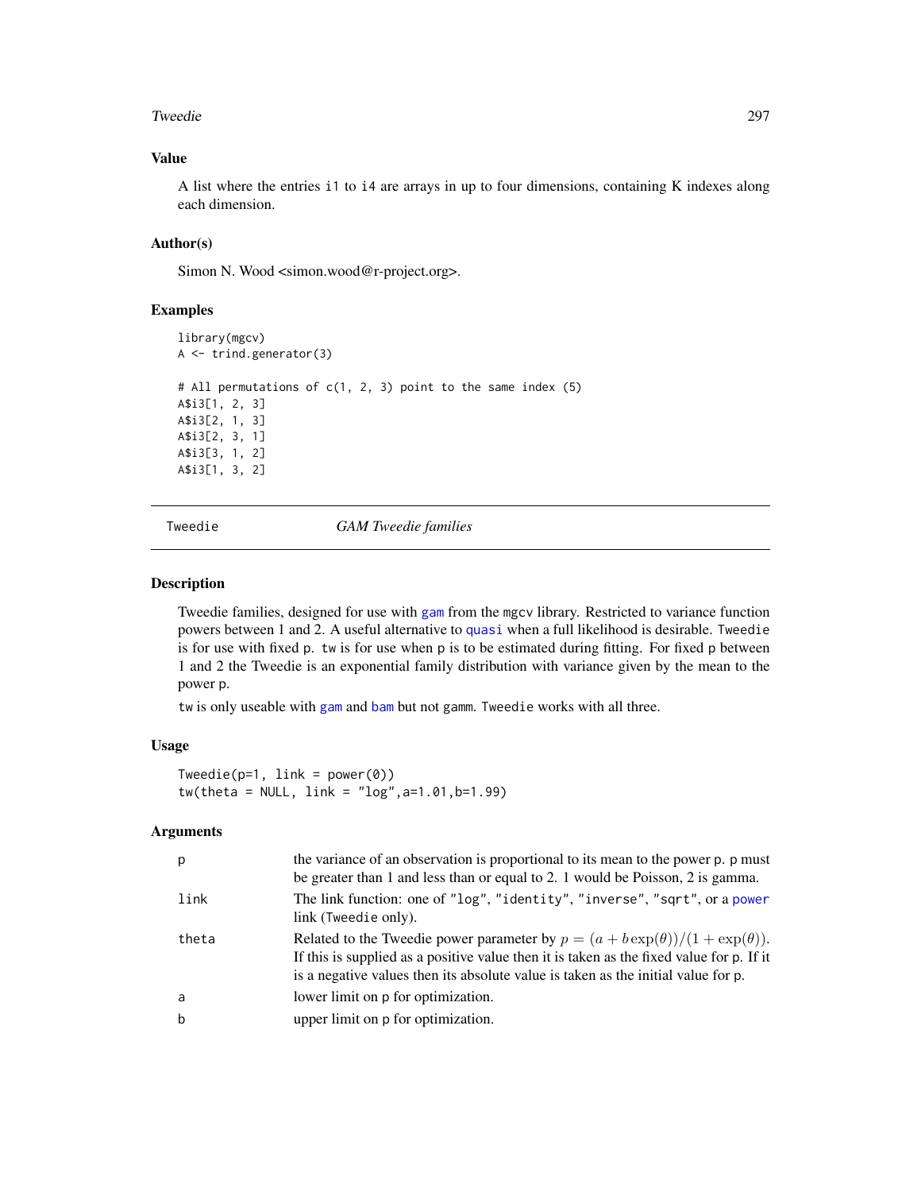## Value

A list where the entries i1 to i4 are arrays in up to four dimensions, containing K indexes along each dimension.

## Author(s)

Simon N. Wood <simon.wood@r-project.org>.

## Examples

```
library(mgcv)
A <- trind.generator(3)

# All permutations of c(1, 2, 3) point to the same index (5)
A$i3[1, 2, 3]
A$i3[2, 1, 3]
A$i3[2, 3, 1]
A$i3[3, 1, 2]
A$i3[1, 3, 2]
```

---

Tweedie *GAM Tweedie families*

---

## Description

Tweedie families, designed for use with gam from the mgcv library. Restricted to variance function powers between 1 and 2. A useful alternative to quasi when a full likelihood is desirable. Tweedie is for use with fixed p. tw is for use when p is to be estimated during fitting. For fixed p between 1 and 2 the Tweedie is an exponential family distribution with variance given by the mean to the power p.

tw is only useable with gam and bam but not gamm. Tweedie works with all three.

## Usage

```
Tweedie(p=1, link = power(0))
tw(theta = NULL, link = "log",a=1.01,b=1.99)
```

## Arguments

| | |
|---|---|
| p | the variance of an observation is proportional to its mean to the power p. p must be greater than 1 and less than or equal to 2. 1 would be Poisson, 2 is gamma. |
| link | The link function: one of "log", "identity", "inverse", "sqrt", or a power link (Tweedie only). |
| theta | Related to the Tweedie power parameter by $p = (a + b\exp(\theta))/(1 + \exp(\theta))$. If this is supplied as a positive value then it is taken as the fixed value for p. If it is a negative values then its absolute value is taken as the initial value for p. |
| a | lower limit on p for optimization. |
| b | upper limit on p for optimization. |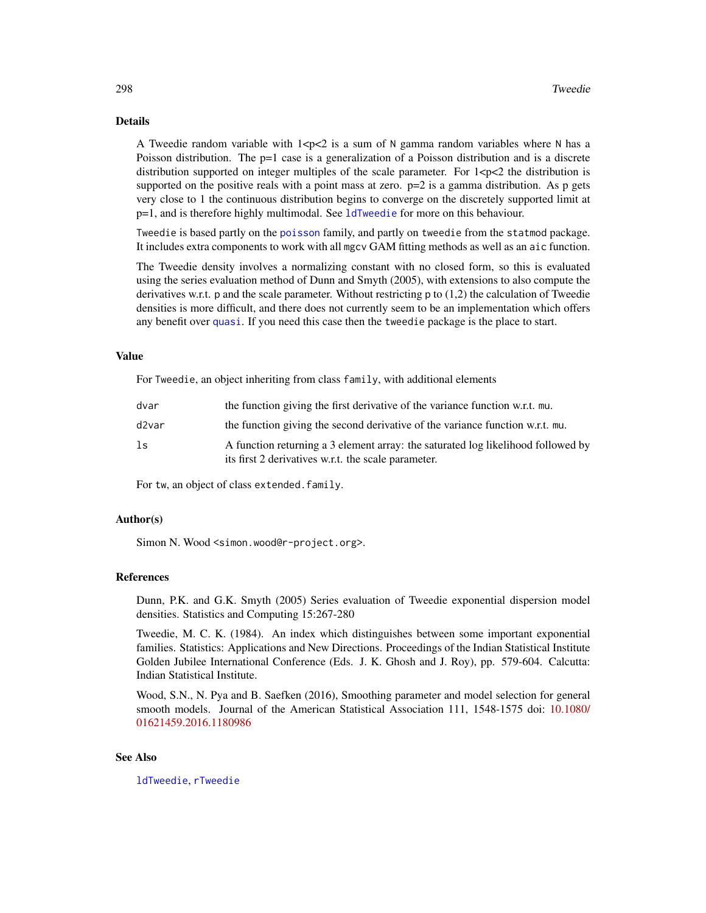## Details

A Tweedie random variable with 1<p<2 is a sum of N gamma random variables where N has a Poisson distribution. The p=1 case is a generalization of a Poisson distribution and is a discrete distribution supported on integer multiples of the scale parameter. For 1<p<2 the distribution is supported on the positive reals with a point mass at zero. p=2 is a gamma distribution. As p gets very close to 1 the continuous distribution begins to converge on the discretely supported limit at p=1, and is therefore highly multimodal. See `ldTweedie` for more on this behaviour.

`Tweedie` is based partly on the `poisson` family, and partly on `tweedie` from the `statmod` package. It includes extra components to work with all `mgcv` GAM fitting methods as well as an `aic` function.

The Tweedie density involves a normalizing constant with no closed form, so this is evaluated using the series evaluation method of Dunn and Smyth (2005), with extensions to also compute the derivatives w.r.t. `p` and the scale parameter. Without restricting `p` to (1,2) the calculation of Tweedie densities is more difficult, and there does not currently seem to be an implementation which offers any benefit over `quasi`. If you need this case then the `tweedie` package is the place to start.

## Value

For `Tweedie`, an object inheriting from class `family`, with additional elements

| | |
|---|---|
| `dvar` | the function giving the first derivative of the variance function w.r.t. `mu`. |
| `d2var` | the function giving the second derivative of the variance function w.r.t. `mu`. |
| `ls` | A function returning a 3 element array: the saturated log likelihood followed by its first 2 derivatives w.r.t. the scale parameter. |

For `tw`, an object of class `extended.family`.

## Author(s)

Simon N. Wood <simon.wood@r-project.org>.

## References

Dunn, P.K. and G.K. Smyth (2005) Series evaluation of Tweedie exponential dispersion model densities. Statistics and Computing 15:267-280

Tweedie, M. C. K. (1984). An index which distinguishes between some important exponential families. Statistics: Applications and New Directions. Proceedings of the Indian Statistical Institute Golden Jubilee International Conference (Eds. J. K. Ghosh and J. Roy), pp. 579-604. Calcutta: Indian Statistical Institute.

Wood, S.N., N. Pya and B. Saefken (2016), Smoothing parameter and model selection for general smooth models. Journal of the American Statistical Association 111, 1548-1575 doi: 10.1080/01621459.2016.1180986

## See Also

`ldTweedie`, `rTweedie`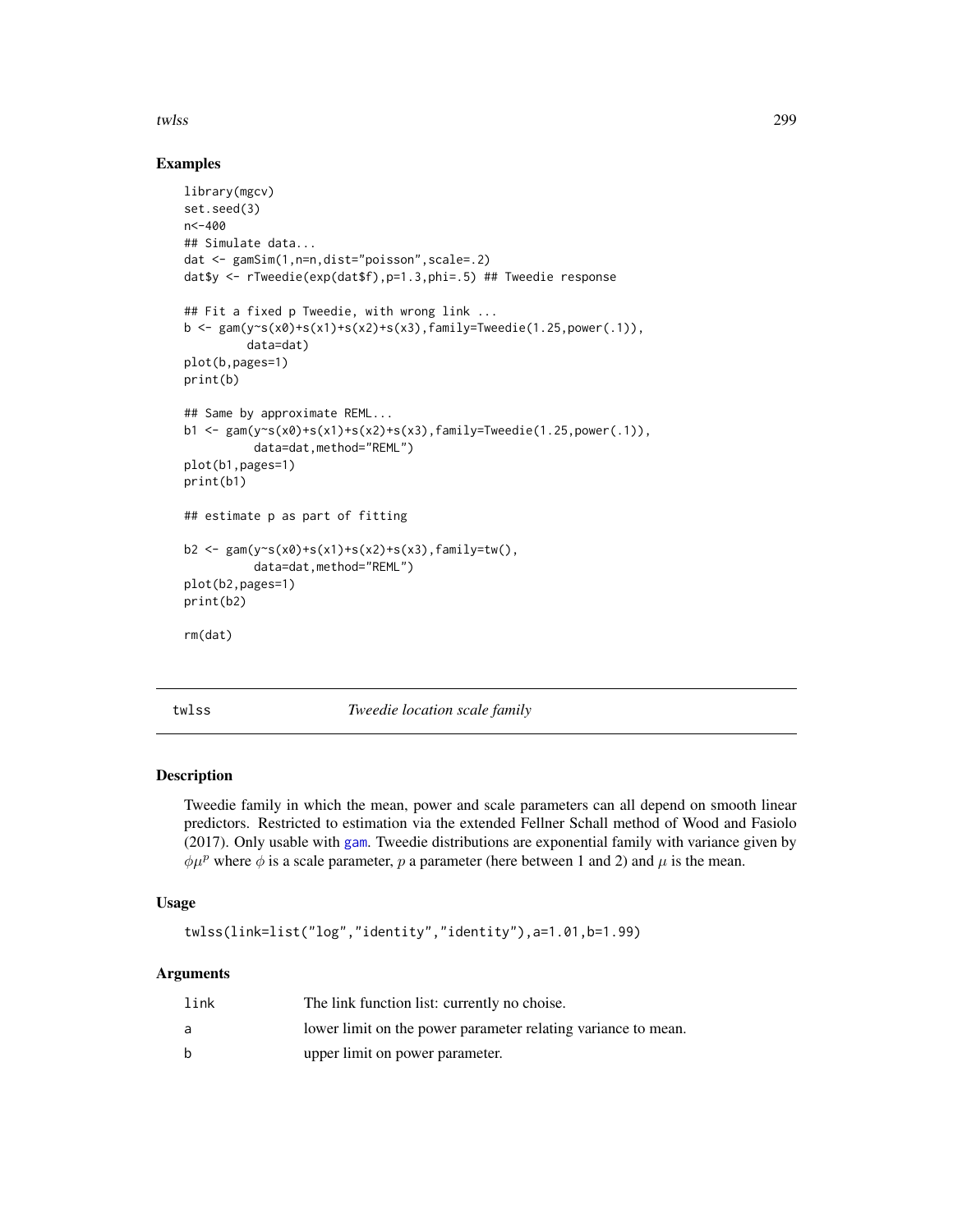## Examples

```
library(mgcv)
set.seed(3)
n<-400
## Simulate data...
dat <- gamSim(1,n=n,dist="poisson",scale=.2)
dat$y <- rTweedie(exp(dat$f),p=1.3,phi=.5) ## Tweedie response

## Fit a fixed p Tweedie, with wrong link ...
b <- gam(y~s(x0)+s(x1)+s(x2)+s(x3),family=Tweedie(1.25,power(.1)),
         data=dat)
plot(b,pages=1)
print(b)

## Same by approximate REML...
b1 <- gam(y~s(x0)+s(x1)+s(x2)+s(x3),family=Tweedie(1.25,power(.1)),
          data=dat,method="REML")
plot(b1,pages=1)
print(b1)

## estimate p as part of fitting

b2 <- gam(y~s(x0)+s(x1)+s(x2)+s(x3),family=tw(),
          data=dat,method="REML")
plot(b2,pages=1)
print(b2)

rm(dat)
```

---

# twlss *Tweedie location scale family*

---

## Description

Tweedie family in which the mean, power and scale parameters can all depend on smooth linear predictors. Restricted to estimation via the extended Fellner Schall method of Wood and Fasiolo (2017). Only usable with gam. Tweedie distributions are exponential family with variance given by $\phi\mu^p$ where $\phi$ is a scale parameter, $p$ a parameter (here between 1 and 2) and $\mu$ is the mean.

## Usage

```
twlss(link=list("log","identity","identity"),a=1.01,b=1.99)
```

## Arguments

| | |
|---|---|
| link | The link function list: currently no choise. |
| a | lower limit on the power parameter relating variance to mean. |
| b | upper limit on power parameter. |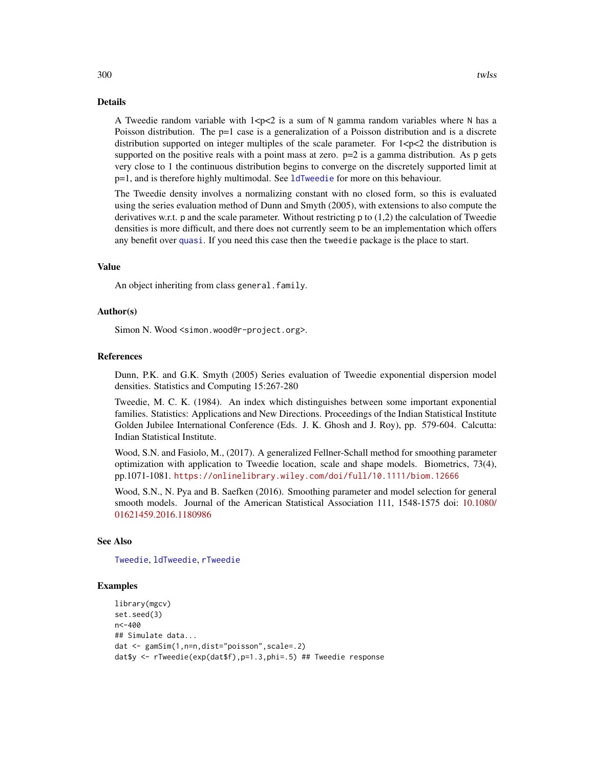## Details

A Tweedie random variable with $1<p<2$ is a sum of N gamma random variables where N has a Poisson distribution. The p=1 case is a generalization of a Poisson distribution and is a discrete distribution supported on integer multiples of the scale parameter. For $1<p<2$ the distribution is supported on the positive reals with a point mass at zero. p=2 is a gamma distribution. As p gets very close to 1 the continuous distribution begins to converge on the discretely supported limit at p=1, and is therefore highly multimodal. See `ldTweedie` for more on this behaviour.

The Tweedie density involves a normalizing constant with no closed form, so this is evaluated using the series evaluation method of Dunn and Smyth (2005), with extensions to also compute the derivatives w.r.t. p and the scale parameter. Without restricting p to (1,2) the calculation of Tweedie densities is more difficult, and there does not currently seem to be an implementation which offers any benefit over `quasi`. If you need this case then the `tweedie` package is the place to start.

## Value

An object inheriting from class `general.family`.

## Author(s)

Simon N. Wood <simon.wood@r-project.org>.

## References

Dunn, P.K. and G.K. Smyth (2005) Series evaluation of Tweedie exponential dispersion model densities. Statistics and Computing 15:267-280

Tweedie, M. C. K. (1984). An index which distinguishes between some important exponential families. Statistics: Applications and New Directions. Proceedings of the Indian Statistical Institute Golden Jubilee International Conference (Eds. J. K. Ghosh and J. Roy), pp. 579-604. Calcutta: Indian Statistical Institute.

Wood, S.N. and Fasiolo, M., (2017). A generalized Fellner-Schall method for smoothing parameter optimization with application to Tweedie location, scale and shape models. Biometrics, 73(4), pp.1071-1081. https://onlinelibrary.wiley.com/doi/full/10.1111/biom.12666

Wood, S.N., N. Pya and B. Saefken (2016). Smoothing parameter and model selection for general smooth models. Journal of the American Statistical Association 111, 1548-1575 doi: 10.1080/01621459.2016.1180986

## See Also

`Tweedie`, `ldTweedie`, `rTweedie`

## Examples

```
library(mgcv)
set.seed(3)
n<-400
## Simulate data...
dat <- gamSim(1,n=n,dist="poisson",scale=.2)
dat$y <- rTweedie(exp(dat$f),p=1.3,phi=.5) ## Tweedie response
```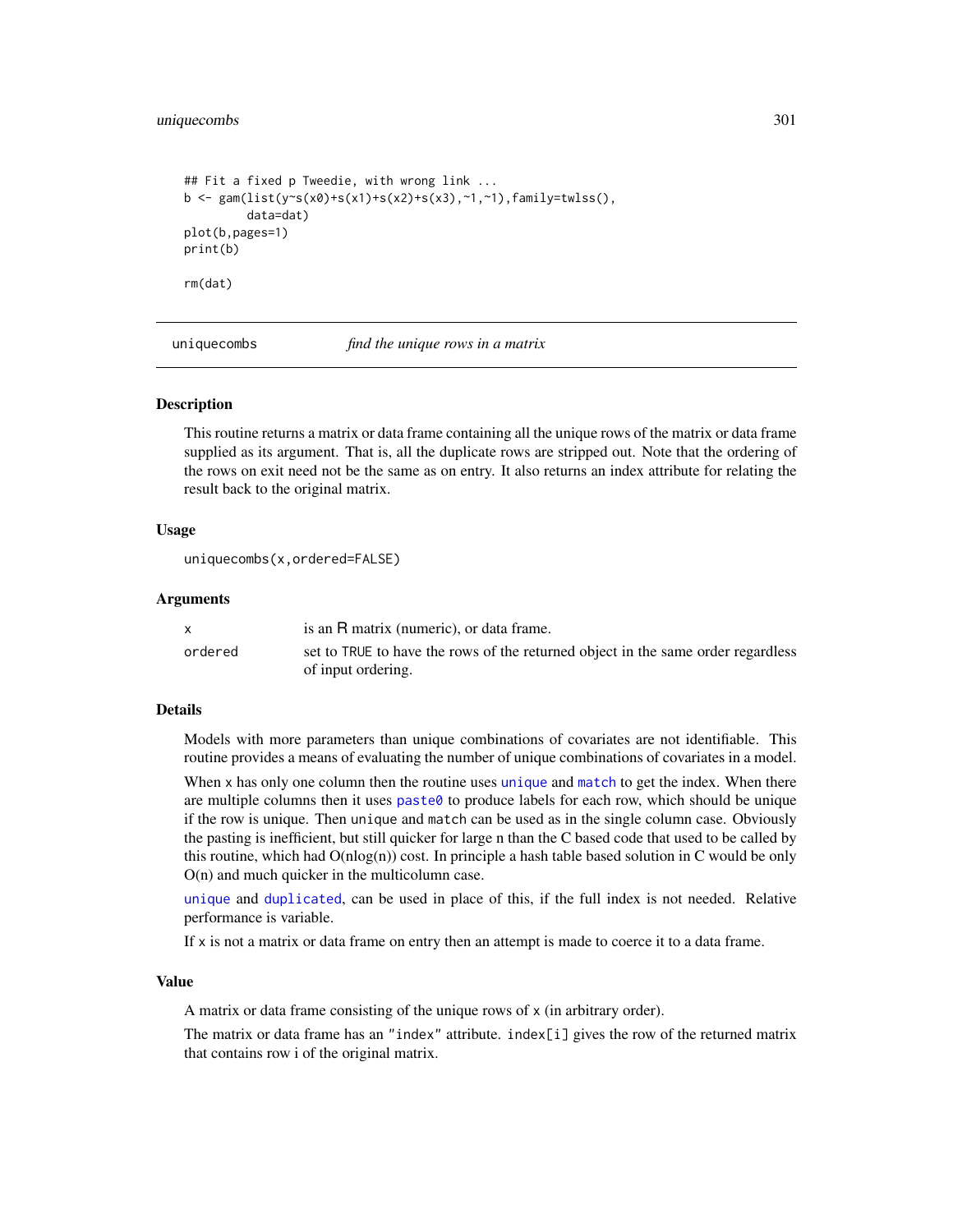```
## Fit a fixed p Tweedie, with wrong link ...
b <- gam(list(y~s(x0)+s(x1)+s(x2)+s(x3),~1,~1),family=twlss(),
         data=dat)
plot(b,pages=1)
print(b)

rm(dat)
```

---

## uniquecombs — *find the unique rows in a matrix*

### Description

This routine returns a matrix or data frame containing all the unique rows of the matrix or data frame supplied as its argument. That is, all the duplicate rows are stripped out. Note that the ordering of the rows on exit need not be the same as on entry. It also returns an index attribute for relating the result back to the original matrix.

### Usage

```
uniquecombs(x,ordered=FALSE)
```

### Arguments

| | |
|---|---|
| `x` | is an R matrix (numeric), or data frame. |
| `ordered` | set to `TRUE` to have the rows of the returned object in the same order regardless of input ordering. |

### Details

Models with more parameters than unique combinations of covariates are not identifiable. This routine provides a means of evaluating the number of unique combinations of covariates in a model.

When `x` has only one column then the routine uses `unique` and `match` to get the index. When there are multiple columns then it uses `paste0` to produce labels for each row, which should be unique if the row is unique. Then `unique` and `match` can be used as in the single column case. Obviously the pasting is inefficient, but still quicker for large n than the C based code that used to be called by this routine, which had O(nlog(n)) cost. In principle a hash table based solution in C would be only O(n) and much quicker in the multicolumn case.

`unique` and `duplicated`, can be used in place of this, if the full index is not needed. Relative performance is variable.

If `x` is not a matrix or data frame on entry then an attempt is made to coerce it to a data frame.

### Value

A matrix or data frame consisting of the unique rows of `x` (in arbitrary order).

The matrix or data frame has an `"index"` attribute. `index[i]` gives the row of the returned matrix that contains row i of the original matrix.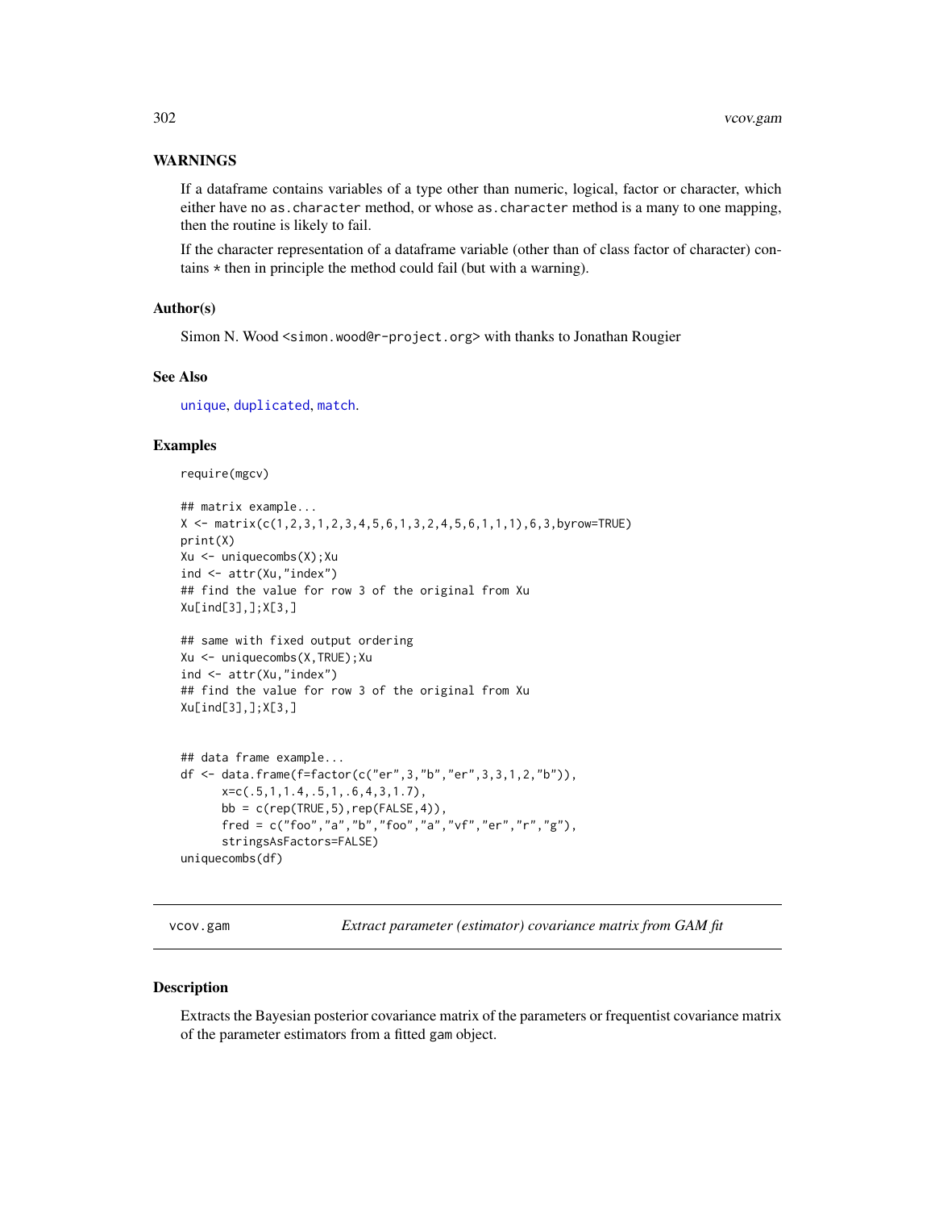### WARNINGS

If a dataframe contains variables of a type other than numeric, logical, factor or character, which either have no `as.character` method, or whose `as.character` method is a many to one mapping, then the routine is likely to fail.

If the character representation of a dataframe variable (other than of class factor of character) contains * then in principle the method could fail (but with a warning).

### Author(s)

Simon N. Wood <simon.wood@r-project.org> with thanks to Jonathan Rougier

### See Also

`unique`, `duplicated`, `match`.

### Examples

```
require(mgcv)

## matrix example...
X <- matrix(c(1,2,3,1,2,3,4,5,6,1,3,2,4,5,6,1,1,1),6,3,byrow=TRUE)
print(X)
Xu <- uniquecombs(X);Xu
ind <- attr(Xu,"index")
## find the value for row 3 of the original from Xu
Xu[ind[3],];X[3,]

## same with fixed output ordering
Xu <- uniquecombs(X,TRUE);Xu
ind <- attr(Xu,"index")
## find the value for row 3 of the original from Xu
Xu[ind[3],];X[3,]


## data frame example...
df <- data.frame(f=factor(c("er",3,"b","er",3,3,1,2,"b")),
      x=c(.5,1,1.4,.5,1,.6,4,3,1.7),
      bb = c(rep(TRUE,5),rep(FALSE,4)),
      fred = c("foo","a","b","foo","a","vf","er","r","g"),
      stringsAsFactors=FALSE)
uniquecombs(df)
```

---

## vcov.gam *Extract parameter (estimator) covariance matrix from GAM fit*

### Description

Extracts the Bayesian posterior covariance matrix of the parameters or frequentist covariance matrix of the parameter estimators from a fitted `gam` object.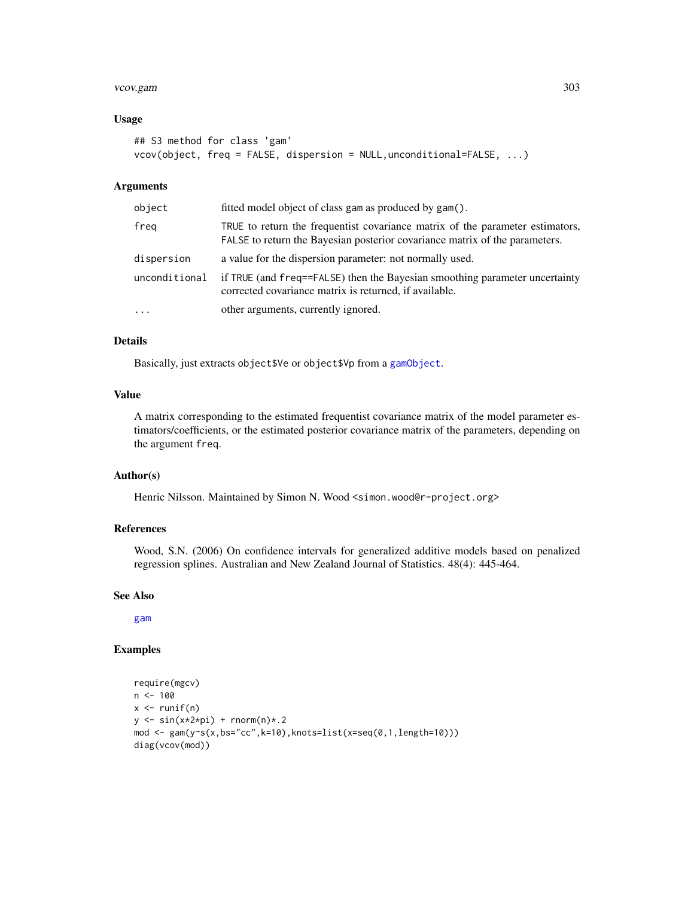### Usage

```
## S3 method for class 'gam'
vcov(object, freq = FALSE, dispersion = NULL,unconditional=FALSE, ...)
```

### Arguments

| | |
|---|---|
| `object` | fitted model object of class gam as produced by `gam()`. |
| `freq` | `TRUE` to return the frequentist covariance matrix of the parameter estimators, `FALSE` to return the Bayesian posterior covariance matrix of the parameters. |
| `dispersion` | a value for the dispersion parameter: not normally used. |
| `unconditional` | if `TRUE` (and `freq==FALSE`) then the Bayesian smoothing parameter uncertainty corrected covariance matrix is returned, if available. |
| `...` | other arguments, currently ignored. |

### Details

Basically, just extracts `object$Ve` or `object$Vp` from a `gamObject`.

### Value

A matrix corresponding to the estimated frequentist covariance matrix of the model parameter estimators/coefficients, or the estimated posterior covariance matrix of the parameters, depending on the argument `freq`.

### Author(s)

Henric Nilsson. Maintained by Simon N. Wood <simon.wood@r-project.org>

### References

Wood, S.N. (2006) On confidence intervals for generalized additive models based on penalized regression splines. Australian and New Zealand Journal of Statistics. 48(4): 445-464.

### See Also

`gam`

### Examples

```
require(mgcv)
n <- 100
x <- runif(n)
y <- sin(x*2*pi) + rnorm(n)*.2
mod <- gam(y~s(x,bs="cc",k=10),knots=list(x=seq(0,1,length=10)))
diag(vcov(mod))
```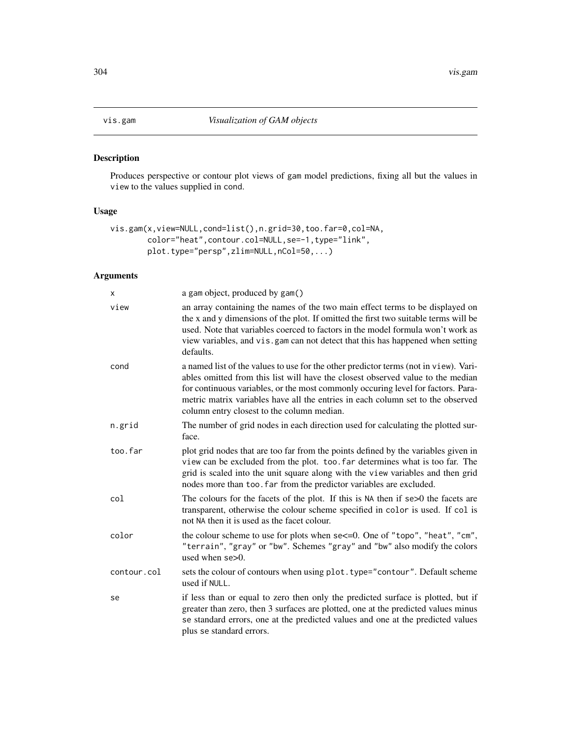## vis.gam *Visualization of GAM objects*

### Description

Produces perspective or contour plot views of gam model predictions, fixing all but the values in view to the values supplied in cond.

### Usage

```
vis.gam(x,view=NULL,cond=list(),n.grid=30,too.far=0,col=NA,
        color="heat",contour.col=NULL,se=-1,type="link",
        plot.type="persp",zlim=NULL,nCol=50,...)
```

### Arguments

| | |
|---|---|
| x | a gam object, produced by gam() |
| view | an array containing the names of the two main effect terms to be displayed on the x and y dimensions of the plot. If omitted the first two suitable terms will be used. Note that variables coerced to factors in the model formula won't work as view variables, and vis.gam can not detect that this has happened when setting defaults. |
| cond | a named list of the values to use for the other predictor terms (not in view). Variables omitted from this list will have the closest observed value to the median for continuous variables, or the most commonly occuring level for factors. Parametric matrix variables have all the entries in each column set to the observed column entry closest to the column median. |
| n.grid | The number of grid nodes in each direction used for calculating the plotted surface. |
| too.far | plot grid nodes that are too far from the points defined by the variables given in view can be excluded from the plot. too.far determines what is too far. The grid is scaled into the unit square along with the view variables and then grid nodes more than too.far from the predictor variables are excluded. |
| col | The colours for the facets of the plot. If this is NA then if se>0 the facets are transparent, otherwise the colour scheme specified in color is used. If col is not NA then it is used as the facet colour. |
| color | the colour scheme to use for plots when se<=0. One of "topo", "heat", "cm", "terrain", "gray" or "bw". Schemes "gray" and "bw" also modify the colors used when se>0. |
| contour.col | sets the colour of contours when using plot.type="contour". Default scheme used if NULL. |
| se | if less than or equal to zero then only the predicted surface is plotted, but if greater than zero, then 3 surfaces are plotted, one at the predicted values minus se standard errors, one at the predicted values and one at the predicted values plus se standard errors. |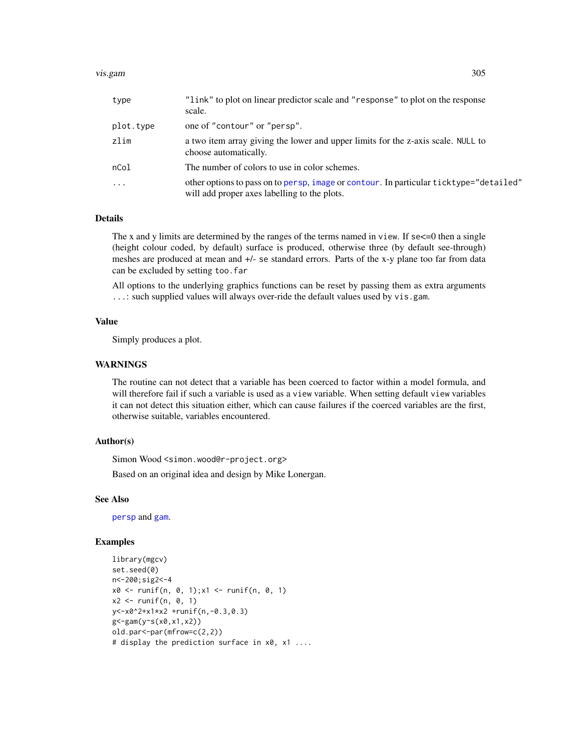| | |
|---|---|
| type | "link" to plot on linear predictor scale and "response" to plot on the response scale. |
| plot.type | one of "contour" or "persp". |
| zlim | a two item array giving the lower and upper limits for the z-axis scale. NULL to choose automatically. |
| nCol | The number of colors to use in color schemes. |
| ... | other options to pass on to persp, image or contour. In particular ticktype="detailed" will add proper axes labelling to the plots. |

## Details

The x and y limits are determined by the ranges of the terms named in view. If se<=0 then a single (height colour coded, by default) surface is produced, otherwise three (by default see-through) meshes are produced at mean and +/- se standard errors. Parts of the x-y plane too far from data can be excluded by setting too.far

All options to the underlying graphics functions can be reset by passing them as extra arguments ...: such supplied values will always over-ride the default values used by vis.gam.

## Value

Simply produces a plot.

## WARNINGS

The routine can not detect that a variable has been coerced to factor within a model formula, and will therefore fail if such a variable is used as a view variable. When setting default view variables it can not detect this situation either, which can cause failures if the coerced variables are the first, otherwise suitable, variables encountered.

## Author(s)

Simon Wood <simon.wood@r-project.org>

Based on an original idea and design by Mike Lonergan.

## See Also

persp and gam.

## Examples

```
library(mgcv)
set.seed(0)
n<-200;sig2<-4
x0 <- runif(n, 0, 1);x1 <- runif(n, 0, 1)
x2 <- runif(n, 0, 1)
y<-x0^2+x1*x2 +runif(n,-0.3,0.3)
g<-gam(y~s(x0,x1,x2))
old.par<-par(mfrow=c(2,2))
# display the prediction surface in x0, x1 ....
```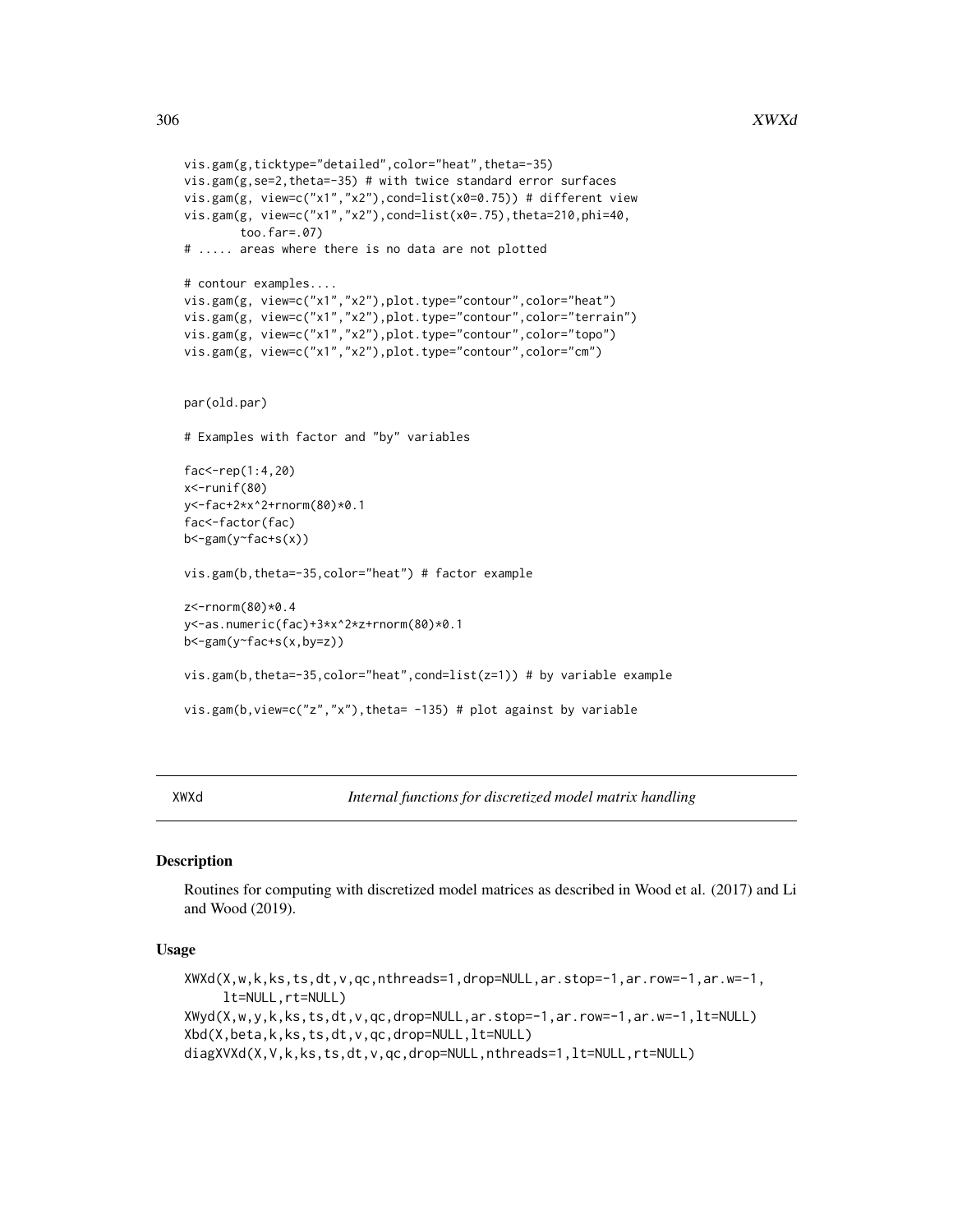```
vis.gam(g,ticktype="detailed",color="heat",theta=-35)
vis.gam(g,se=2,theta=-35) # with twice standard error surfaces
vis.gam(g, view=c("x1","x2"),cond=list(x0=0.75)) # different view
vis.gam(g, view=c("x1","x2"),cond=list(x0=.75),theta=210,phi=40,
        too.far=.07)
# ..... areas where there is no data are not plotted

# contour examples....
vis.gam(g, view=c("x1","x2"),plot.type="contour",color="heat")
vis.gam(g, view=c("x1","x2"),plot.type="contour",color="terrain")
vis.gam(g, view=c("x1","x2"),plot.type="contour",color="topo")
vis.gam(g, view=c("x1","x2"),plot.type="contour",color="cm")


par(old.par)

# Examples with factor and "by" variables

fac<-rep(1:4,20)
x<-runif(80)
y<-fac+2*x^2+rnorm(80)*0.1
fac<-factor(fac)
b<-gam(y~fac+s(x))

vis.gam(b,theta=-35,color="heat") # factor example

z<-rnorm(80)*0.4
y<-as.numeric(fac)+3*x^2*z+rnorm(80)*0.1
b<-gam(y~fac+s(x,by=z))

vis.gam(b,theta=-35,color="heat",cond=list(z=1)) # by variable example

vis.gam(b,view=c("z","x"),theta= -135) # plot against by variable
```

# XWXd — *Internal functions for discretized model matrix handling*

## Description

Routines for computing with discretized model matrices as described in Wood et al. (2017) and Li and Wood (2019).

## Usage

```
XWXd(X,w,k,ks,ts,dt,v,qc,nthreads=1,drop=NULL,ar.stop=-1,ar.row=-1,ar.w=-1,
     lt=NULL,rt=NULL)
XWyd(X,w,y,k,ks,ts,dt,v,qc,drop=NULL,ar.stop=-1,ar.row=-1,ar.w=-1,lt=NULL)
Xbd(X,beta,k,ks,ts,dt,v,qc,drop=NULL,lt=NULL)
diagXVXd(X,V,k,ks,ts,dt,v,qc,drop=NULL,nthreads=1,lt=NULL,rt=NULL)
```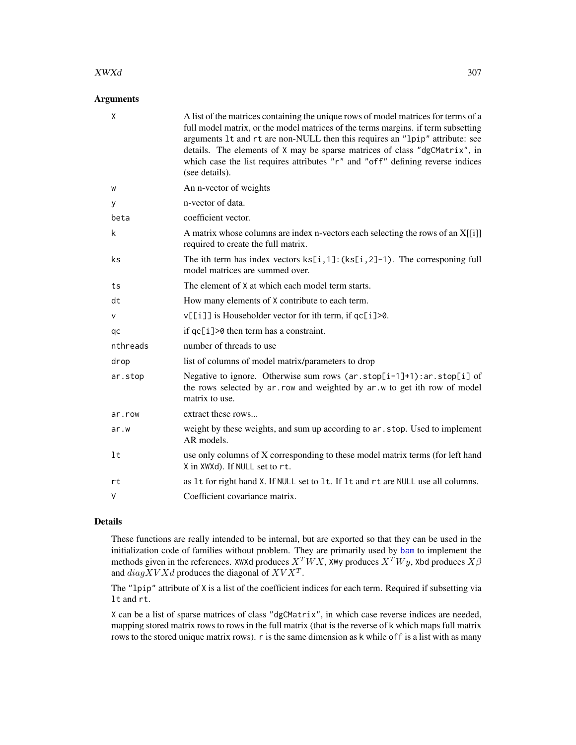## Arguments

| | |
|---|---|
| `X` | A list of the matrices containing the unique rows of model matrices for terms of a full model matrix, or the model matrices of the terms margins. if term subsetting arguments `lt` and `rt` are non-NULL then this requires an `"lpip"` attribute: see details. The elements of `X` may be sparse matrices of class `"dgCMatrix"`, in which case the list requires attributes `"r"` and `"off"` defining reverse indices (see details). |
| `w` | An n-vector of weights |
| `y` | n-vector of data. |
| `beta` | coefficient vector. |
| `k` | A matrix whose columns are index n-vectors each selecting the rows of an X[[i]] required to create the full matrix. |
| `ks` | The ith term has index vectors `ks[i,1]:(ks[i,2]-1)`. The corresponing full model matrices are summed over. |
| `ts` | The element of `X` at which each model term starts. |
| `dt` | How many elements of `X` contribute to each term. |
| `v` | `v[[i]]` is Householder vector for ith term, if `qc[i]>0`. |
| `qc` | if `qc[i]>0` then term has a constraint. |
| `nthreads` | number of threads to use |
| `drop` | list of columns of model matrix/parameters to drop |
| `ar.stop` | Negative to ignore. Otherwise sum rows `(ar.stop[i-1]+1):ar.stop[i]` of the rows selected by `ar.row` and weighted by `ar.w` to get ith row of model matrix to use. |
| `ar.row` | extract these rows... |
| `ar.w` | weight by these weights, and sum up according to `ar.stop`. Used to implement AR models. |
| `lt` | use only columns of X corresponding to these model matrix terms (for left hand `X` in `XWXd`). If `NULL` set to `rt`. |
| `rt` | as `lt` for right hand `X`. If `NULL` set to `lt`. If `lt` and `rt` are `NULL` use all columns. |
| `V` | Coefficient covariance matrix. |

## Details

These functions are really intended to be internal, but are exported so that they can be used in the initialization code of families without problem. They are primarily used by `bam` to implement the methods given in the references. `XWXd` produces $X^TWX$, `XWy` produces $X^TWy$, `Xbd` produces $X\beta$ and $diagXVXd$ produces the diagonal of $XVX^T$.

The `"lpip"` attribute of `X` is a list of the coefficient indices for each term. Required if subsetting via `lt` and `rt`.

`X` can be a list of sparse matrices of class `"dgCMatrix"`, in which case reverse indices are needed, mapping stored matrix rows to rows in the full matrix (that is the reverse of `k` which maps full matrix rows to the stored unique matrix rows). `r` is the same dimension as `k` while `off` is a list with as many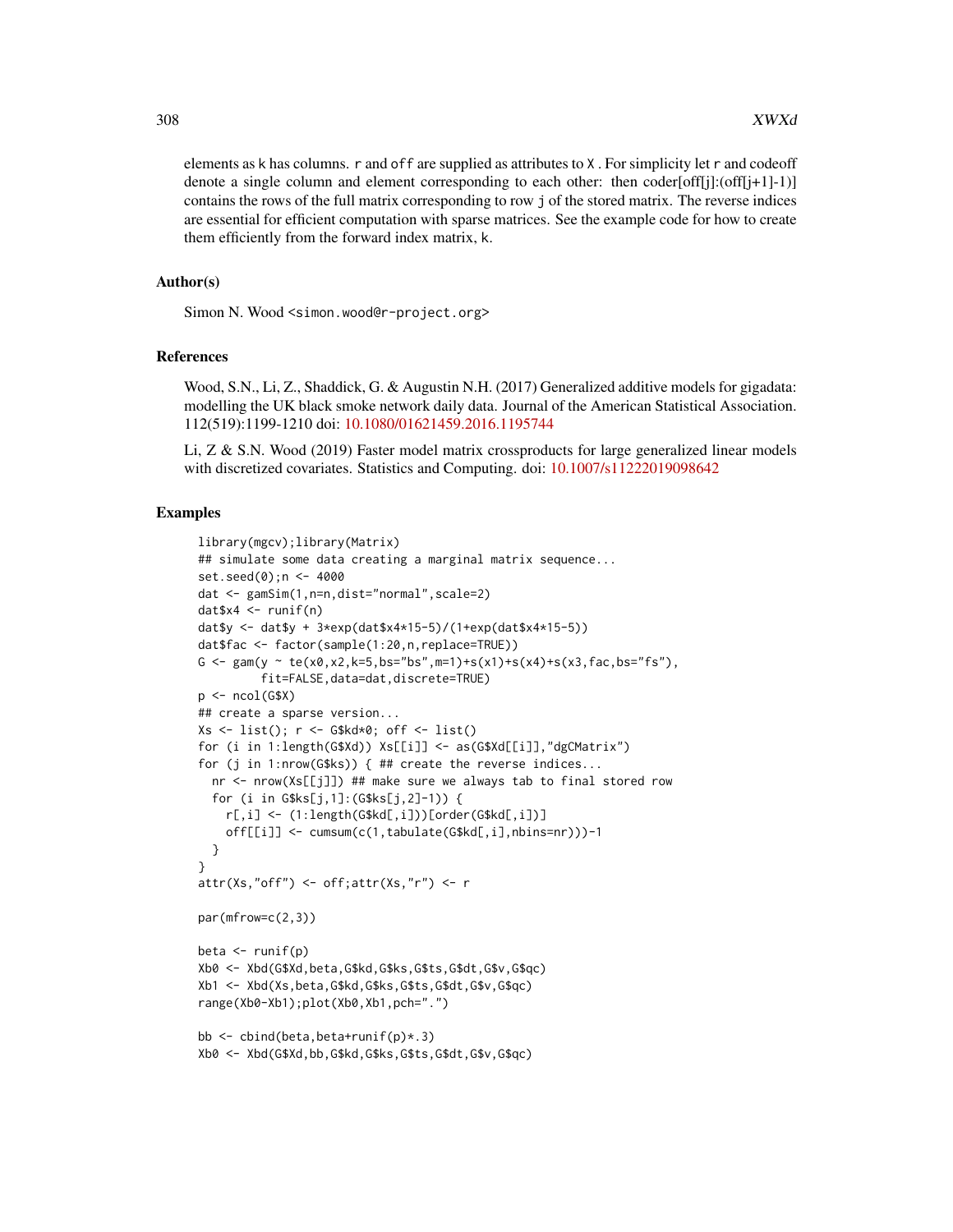elements as k has columns. r and off are supplied as attributes to X . For simplicity let r and codeoff denote a single column and element corresponding to each other: then coder[off[j]:(off[j+1]-1)] contains the rows of the full matrix corresponding to row j of the stored matrix. The reverse indices are essential for efficient computation with sparse matrices. See the example code for how to create them efficiently from the forward index matrix, k.

### Author(s)

Simon N. Wood <simon.wood@r-project.org>

### References

Wood, S.N., Li, Z., Shaddick, G. & Augustin N.H. (2017) Generalized additive models for gigadata: modelling the UK black smoke network daily data. Journal of the American Statistical Association. 112(519):1199-1210 doi: 10.1080/01621459.2016.1195744

Li, Z & S.N. Wood (2019) Faster model matrix crossproducts for large generalized linear models with discretized covariates. Statistics and Computing. doi: 10.1007/s11222019098642

### Examples

```
library(mgcv);library(Matrix)
## simulate some data creating a marginal matrix sequence...
set.seed(0);n <- 4000
dat <- gamSim(1,n=n,dist="normal",scale=2)
dat$x4 <- runif(n)
dat$y <- dat$y + 3*exp(dat$x4*15-5)/(1+exp(dat$x4*15-5))
dat$fac <- factor(sample(1:20,n,replace=TRUE))
G <- gam(y ~ te(x0,x2,k=5,bs="bs",m=1)+s(x1)+s(x4)+s(x3,fac,bs="fs"),
         fit=FALSE,data=dat,discrete=TRUE)
p <- ncol(G$X)
## create a sparse version...
Xs <- list(); r <- G$kd*0; off <- list()
for (i in 1:length(G$Xd)) Xs[[i]] <- as(G$Xd[[i]],"dgCMatrix")
for (j in 1:nrow(G$ks)) { ## create the reverse indices...
  nr <- nrow(Xs[[j]]) ## make sure we always tab to final stored row
  for (i in G$ks[j,1]:(G$ks[j,2]-1)) {
    r[,i] <- (1:length(G$kd[,i]))[order(G$kd[,i])]
    off[[i]] <- cumsum(c(1,tabulate(G$kd[,i],nbins=nr)))-1
  }
}
attr(Xs,"off") <- off;attr(Xs,"r") <- r

par(mfrow=c(2,3))

beta <- runif(p)
Xb0 <- Xbd(G$Xd,beta,G$kd,G$ks,G$ts,G$dt,G$v,G$qc)
Xb1 <- Xbd(Xs,beta,G$kd,G$ks,G$ts,G$dt,G$v,G$qc)
range(Xb0-Xb1);plot(Xb0,Xb1,pch=".")

bb <- cbind(beta,beta+runif(p)*.3)
Xb0 <- Xbd(G$Xd,bb,G$kd,G$ks,G$ts,G$dt,G$v,G$qc)
```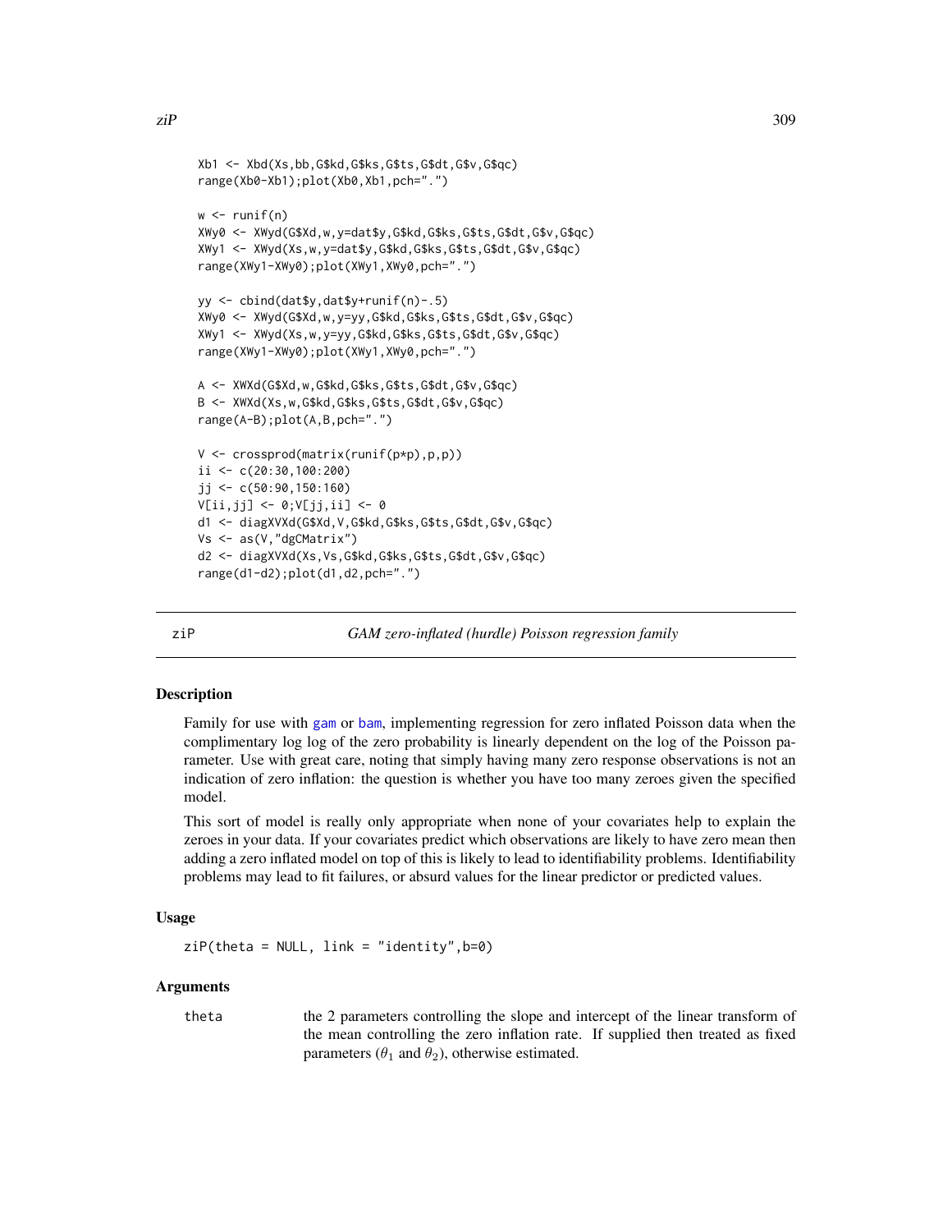```
Xb1 <- Xbd(Xs,bb,G$kd,G$ks,G$ts,G$dt,G$v,G$qc)
range(Xb0-Xb1);plot(Xb0,Xb1,pch=".")

w <- runif(n)
XWy0 <- XWyd(G$Xd,w,y=dat$y,G$kd,G$ks,G$ts,G$dt,G$v,G$qc)
XWy1 <- XWyd(Xs,w,y=dat$y,G$kd,G$ks,G$ts,G$dt,G$v,G$qc)
range(XWy1-XWy0);plot(XWy1,XWy0,pch=".")

yy <- cbind(dat$y,dat$y+runif(n)-.5)
XWy0 <- XWyd(G$Xd,w,y=yy,G$kd,G$ks,G$ts,G$dt,G$v,G$qc)
XWy1 <- XWyd(Xs,w,y=yy,G$kd,G$ks,G$ts,G$dt,G$v,G$qc)
range(XWy1-XWy0);plot(XWy1,XWy0,pch=".")

A <- XWXd(G$Xd,w,G$kd,G$ks,G$ts,G$dt,G$v,G$qc)
B <- XWXd(Xs,w,G$kd,G$ks,G$ts,G$dt,G$v,G$qc)
range(A-B);plot(A,B,pch=".")

V <- crossprod(matrix(runif(p*p),p,p))
ii <- c(20:30,100:200)
jj <- c(50:90,150:160)
V[ii,jj] <- 0;V[jj,ii] <- 0
d1 <- diagXVXd(G$Xd,V,G$kd,G$ks,G$ts,G$dt,G$v,G$qc)
Vs <- as(V,"dgCMatrix")
d2 <- diagXVXd(Xs,Vs,G$kd,G$ks,G$ts,G$dt,G$v,G$qc)
range(d1-d2);plot(d1,d2,pch=".")
```

---

## ziP — *GAM zero-inflated (hurdle) Poisson regression family*

### Description

Family for use with gam or bam, implementing regression for zero inflated Poisson data when the complimentary log log of the zero probability is linearly dependent on the log of the Poisson parameter. Use with great care, noting that simply having many zero response observations is not an indication of zero inflation: the question is whether you have too many zeroes given the specified model.

This sort of model is really only appropriate when none of your covariates help to explain the zeroes in your data. If your covariates predict which observations are likely to have zero mean then adding a zero inflated model on top of this is likely to lead to identifiability problems. Identifiability problems may lead to fit failures, or absurd values for the linear predictor or predicted values.

### Usage

```
ziP(theta = NULL, link = "identity",b=0)
```

### Arguments

| | |
|---|---|
| theta | the 2 parameters controlling the slope and intercept of the linear transform of the mean controlling the zero inflation rate. If supplied then treated as fixed parameters ($\theta_1$ and $\theta_2$), otherwise estimated. |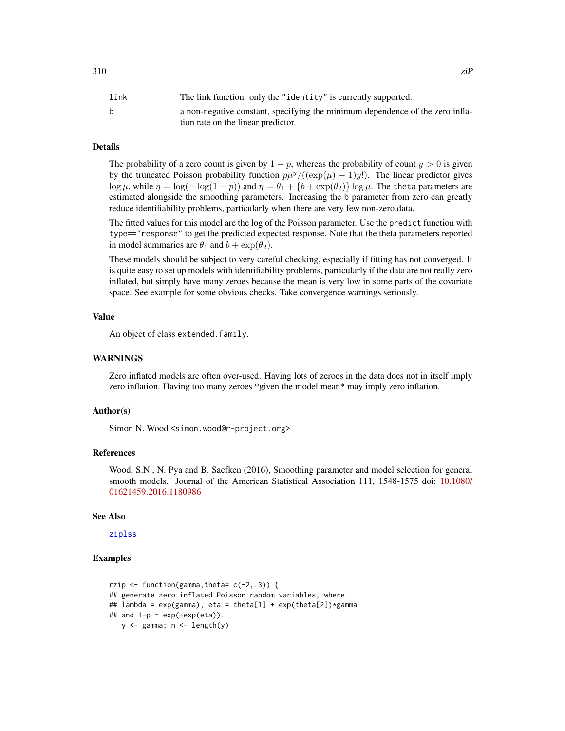| | |
|---|---|
| link | The link function: only the "identity" is currently supported. |
| b | a non-negative constant, specifying the minimum dependence of the zero inflation rate on the linear predictor. |

## Details

The probability of a zero count is given by $1 - p$, whereas the probability of count $y > 0$ is given by the truncated Poisson probability function $p\mu^y/((\exp(\mu) - 1)y!)$. The linear predictor gives $\log \mu$, while $\eta = \log(-\log(1-p))$ and $\eta = \theta_1 + \{b + \exp(\theta_2)\} \log \mu$. The theta parameters are estimated alongside the smoothing parameters. Increasing the b parameter from zero can greatly reduce identifiability problems, particularly when there are very few non-zero data.

The fitted values for this model are the log of the Poisson parameter. Use the predict function with type=="response" to get the predicted expected response. Note that the theta parameters reported in model summaries are $\theta_1$ and $b + \exp(\theta_2)$.

These models should be subject to very careful checking, especially if fitting has not converged. It is quite easy to set up models with identifiability problems, particularly if the data are not really zero inflated, but simply have many zeroes because the mean is very low in some parts of the covariate space. See example for some obvious checks. Take convergence warnings seriously.

## Value

An object of class extended.family.

## WARNINGS

Zero inflated models are often over-used. Having lots of zeroes in the data does not in itself imply zero inflation. Having too many zeroes *given the model mean* may imply zero inflation.

## Author(s)

Simon N. Wood <simon.wood@r-project.org>

## References

Wood, S.N., N. Pya and B. Saefken (2016), Smoothing parameter and model selection for general smooth models. Journal of the American Statistical Association 111, 1548-1575 doi: 10.1080/01621459.2016.1180986

## See Also

ziplss

## Examples

```
rzip <- function(gamma,theta= c(-2,.3)) {
## generate zero inflated Poisson random variables, where
## lambda = exp(gamma), eta = theta[1] + exp(theta[2])*gamma
## and 1-p = exp(-exp(eta)).
   y <- gamma; n <- length(y)
```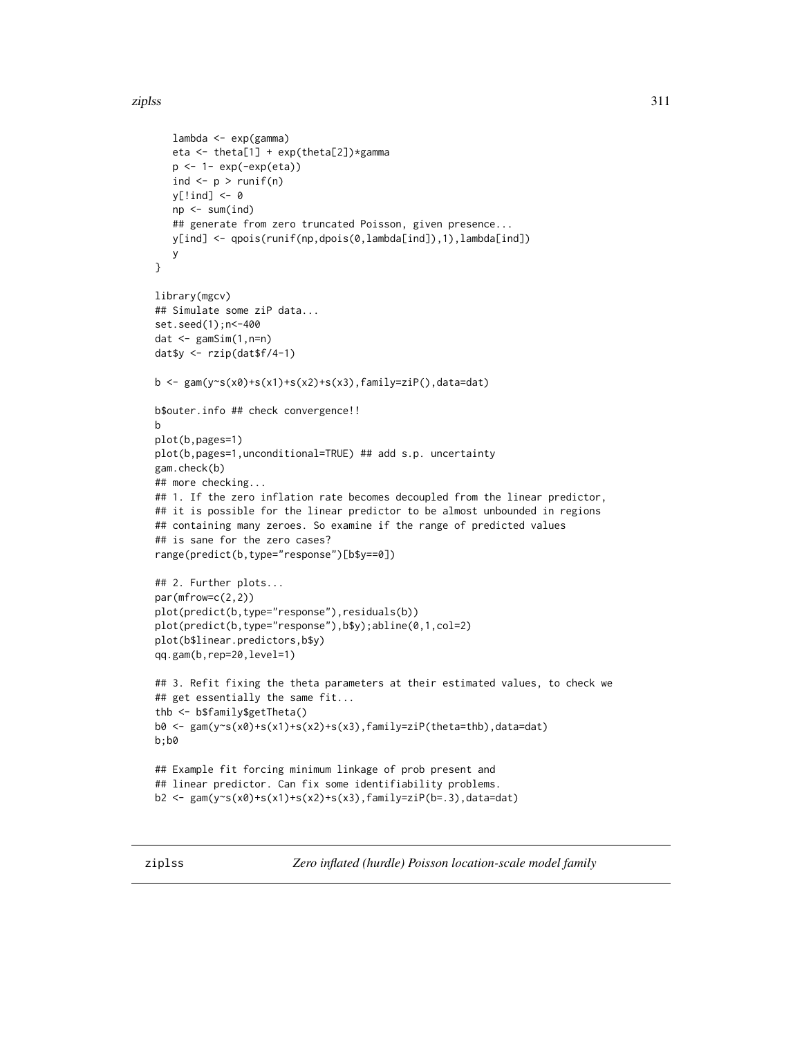```
    lambda <- exp(gamma)
    eta <- theta[1] + exp(theta[2])*gamma
    p <- 1- exp(-exp(eta))
    ind <- p > runif(n)
    y[!ind] <- 0
    np <- sum(ind)
    ## generate from zero truncated Poisson, given presence...
    y[ind] <- qpois(runif(np,dpois(0,lambda[ind]),1),lambda[ind])
    y
}

library(mgcv)
## Simulate some ziP data...
set.seed(1);n<-400
dat <- gamSim(1,n=n)
dat$y <- rzip(dat$f/4-1)

b <- gam(y~s(x0)+s(x1)+s(x2)+s(x3),family=ziP(),data=dat)

b$outer.info ## check convergence!!
b
plot(b,pages=1)
plot(b,pages=1,unconditional=TRUE) ## add s.p. uncertainty
gam.check(b)
## more checking...
## 1. If the zero inflation rate becomes decoupled from the linear predictor,
## it is possible for the linear predictor to be almost unbounded in regions
## containing many zeroes. So examine if the range of predicted values
## is sane for the zero cases?
range(predict(b,type="response")[b$y==0])

## 2. Further plots...
par(mfrow=c(2,2))
plot(predict(b,type="response"),residuals(b))
plot(predict(b,type="response"),b$y);abline(0,1,col=2)
plot(b$linear.predictors,b$y)
qq.gam(b,rep=20,level=1)

## 3. Refit fixing the theta parameters at their estimated values, to check we
## get essentially the same fit...
thb <- b$family$getTheta()
b0 <- gam(y~s(x0)+s(x1)+s(x2)+s(x3),family=ziP(theta=thb),data=dat)
b;b0

## Example fit forcing minimum linkage of prob present and
## linear predictor. Can fix some identifiability problems.
b2 <- gam(y~s(x0)+s(x1)+s(x2)+s(x3),family=ziP(b=.3),data=dat)
```

---

## ziplss *Zero inflated (hurdle) Poisson location-scale model family*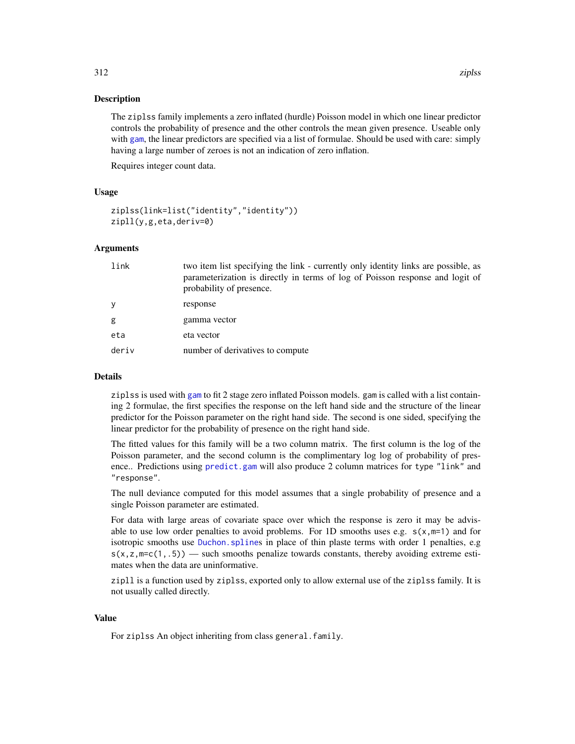### Description

The `ziplss` family implements a zero inflated (hurdle) Poisson model in which one linear predictor controls the probability of presence and the other controls the mean given presence. Useable only with `gam`, the linear predictors are specified via a list of formulae. Should be used with care: simply having a large number of zeroes is not an indication of zero inflation.

Requires integer count data.

### Usage

```
ziplss(link=list("identity","identity"))
zipll(y,g,eta,deriv=0)
```

### Arguments

| | |
|---|---|
| `link` | two item list specifying the link - currently only identity links are possible, as parameterization is directly in terms of log of Poisson response and logit of probability of presence. |
| `y` | response |
| `g` | gamma vector |
| `eta` | eta vector |
| `deriv` | number of derivatives to compute |

### Details

`ziplss` is used with `gam` to fit 2 stage zero inflated Poisson models. `gam` is called with a list containing 2 formulae, the first specifies the response on the left hand side and the structure of the linear predictor for the Poisson parameter on the right hand side. The second is one sided, specifying the linear predictor for the probability of presence on the right hand side.

The fitted values for this family will be a two column matrix. The first column is the log of the Poisson parameter, and the second column is the complimentary log log of probability of presence.. Predictions using `predict.gam` will also produce 2 column matrices for type `"link"` and `"response"`.

The null deviance computed for this model assumes that a single probability of presence and a single Poisson parameter are estimated.

For data with large areas of covariate space over which the response is zero it may be advisable to use low order penalties to avoid problems. For 1D smooths uses e.g. `s(x,m=1)` and for isotropic smooths use `Duchon.spline`s in place of thin plaste terms with order 1 penalties, e.g `s(x,z,m=c(1,.5))` — such smooths penalize towards constants, thereby avoiding extreme estimates when the data are uninformative.

`zipll` is a function used by `ziplss`, exported only to allow external use of the `ziplss` family. It is not usually called directly.

### Value

For `ziplss` An object inheriting from class `general.family`.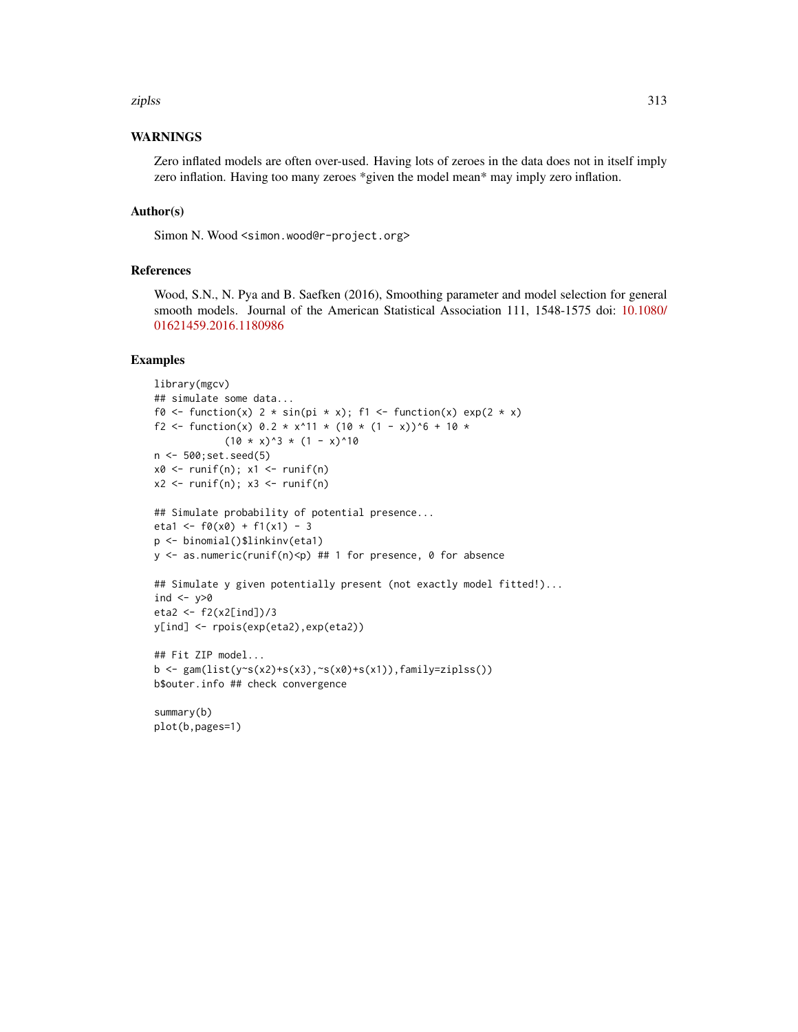## WARNINGS

Zero inflated models are often over-used. Having lots of zeroes in the data does not in itself imply zero inflation. Having too many zeroes *given the model mean* may imply zero inflation.

## Author(s)

Simon N. Wood <simon.wood@r-project.org>

## References

Wood, S.N., N. Pya and B. Saefken (2016), Smoothing parameter and model selection for general smooth models. Journal of the American Statistical Association 111, 1548-1575 doi: 10.1080/01621459.2016.1180986

## Examples

```
library(mgcv)
## simulate some data...
f0 <- function(x) 2 * sin(pi * x); f1 <- function(x) exp(2 * x)
f2 <- function(x) 0.2 * x^11 * (10 * (1 - x))^6 + 10 *
            (10 * x)^3 * (1 - x)^10
n <- 500;set.seed(5)
x0 <- runif(n); x1 <- runif(n)
x2 <- runif(n); x3 <- runif(n)

## Simulate probability of potential presence...
eta1 <- f0(x0) + f1(x1) - 3
p <- binomial()$linkinv(eta1)
y <- as.numeric(runif(n)<p) ## 1 for presence, 0 for absence

## Simulate y given potentially present (not exactly model fitted!)...
ind <- y>0
eta2 <- f2(x2[ind])/3
y[ind] <- rpois(exp(eta2),exp(eta2))

## Fit ZIP model...
b <- gam(list(y~s(x2)+s(x3),~s(x0)+s(x1)),family=ziplss())
b$outer.info ## check convergence

summary(b)
plot(b,pages=1)
```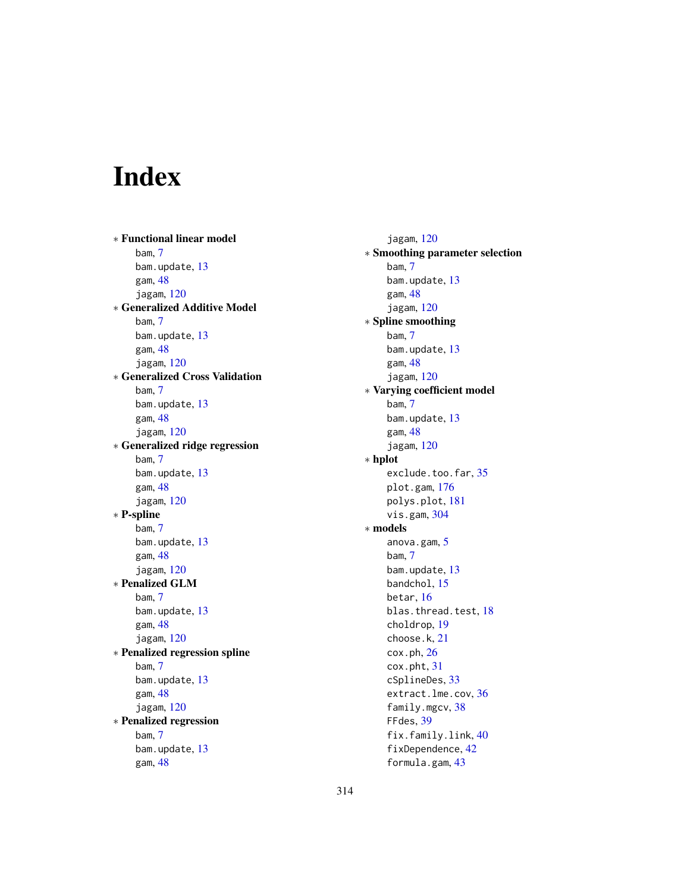# Index

∗ **Functional linear model**
  bam, 7
  bam.update, 13
  gam, 48
  jagam, 120

∗ **Generalized Additive Model**
  bam, 7
  bam.update, 13
  gam, 48
  jagam, 120

∗ **Generalized Cross Validation**
  bam, 7
  bam.update, 13
  gam, 48
  jagam, 120

∗ **Generalized ridge regression**
  bam, 7
  bam.update, 13
  gam, 48
  jagam, 120

∗ **P-spline**
  bam, 7
  bam.update, 13
  gam, 48
  jagam, 120

∗ **Penalized GLM**
  bam, 7
  bam.update, 13
  gam, 48
  jagam, 120

∗ **Penalized regression spline**
  bam, 7
  bam.update, 13
  gam, 48
  jagam, 120

∗ **Penalized regression**
  bam, 7
  bam.update, 13
  gam, 48
  jagam, 120

∗ **Smoothing parameter selection**
  bam, 7
  bam.update, 13
  gam, 48
  jagam, 120

∗ **Spline smoothing**
  bam, 7
  bam.update, 13
  gam, 48
  jagam, 120

∗ **Varying coefficient model**
  bam, 7
  bam.update, 13
  gam, 48
  jagam, 120

∗ **hplot**
  exclude.too.far, 35
  plot.gam, 176
  polys.plot, 181
  vis.gam, 304

∗ **models**
  anova.gam, 5
  bam, 7
  bam.update, 13
  bandchol, 15
  betar, 16
  blas.thread.test, 18
  choldrop, 19
  choose.k, 21
  cox.ph, 26
  cox.pht, 31
  cSplineDes, 33
  extract.lme.cov, 36
  family.mgcv, 38
  FFdes, 39
  fix.family.link, 40
  fixDependence, 42
  formula.gam, 43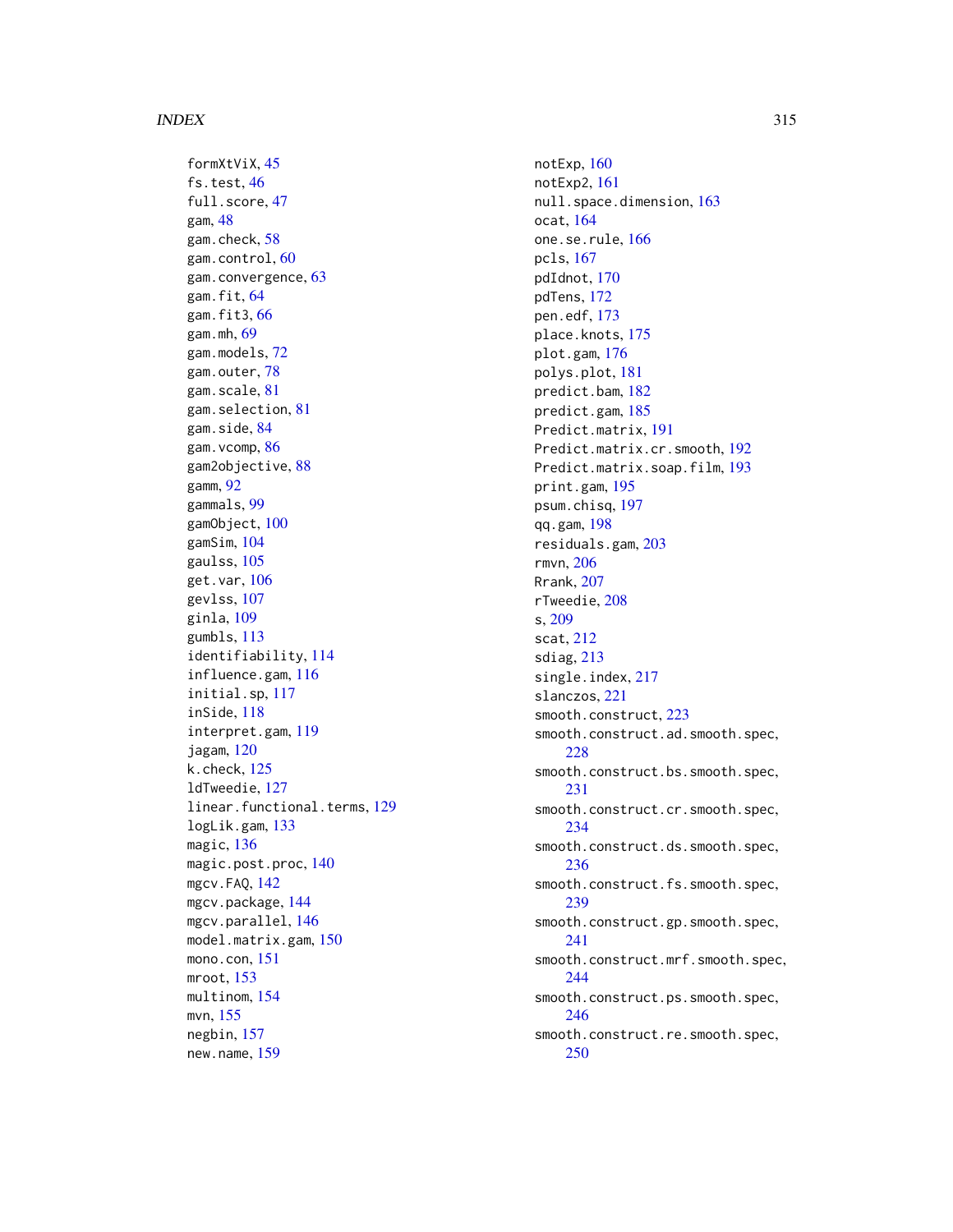formXtViX, 45
fs.test, 46
full.score, 47
gam, 48
gam.check, 58
gam.control, 60
gam.convergence, 63
gam.fit, 64
gam.fit3, 66
gam.mh, 69
gam.models, 72
gam.outer, 78
gam.scale, 81
gam.selection, 81
gam.side, 84
gam.vcomp, 86
gam2objective, 88
gamm, 92
gammals, 99
gamObject, 100
gamSim, 104
gaulss, 105
get.var, 106
gevlss, 107
ginla, 109
gumbls, 113
identifiability, 114
influence.gam, 116
initial.sp, 117
inSide, 118
interpret.gam, 119
jagam, 120
k.check, 125
ldTweedie, 127
linear.functional.terms, 129
logLik.gam, 133
magic, 136
magic.post.proc, 140
mgcv.FAQ, 142
mgcv.package, 144
mgcv.parallel, 146
model.matrix.gam, 150
mono.con, 151
mroot, 153
multinom, 154
mvn, 155
negbin, 157
new.name, 159
notExp, 160
notExp2, 161
null.space.dimension, 163
ocat, 164
one.se.rule, 166
pcls, 167
pdIdnot, 170
pdTens, 172
pen.edf, 173
place.knots, 175
plot.gam, 176
polys.plot, 181
predict.bam, 182
predict.gam, 185
Predict.matrix, 191
Predict.matrix.cr.smooth, 192
Predict.matrix.soap.film, 193
print.gam, 195
psum.chisq, 197
qq.gam, 198
residuals.gam, 203
rmvn, 206
Rrank, 207
rTweedie, 208
s, 209
scat, 212
sdiag, 213
single.index, 217
slanczos, 221
smooth.construct, 223
smooth.construct.ad.smooth.spec, 228
smooth.construct.bs.smooth.spec, 231
smooth.construct.cr.smooth.spec, 234
smooth.construct.ds.smooth.spec, 236
smooth.construct.fs.smooth.spec, 239
smooth.construct.gp.smooth.spec, 241
smooth.construct.mrf.smooth.spec, 244
smooth.construct.ps.smooth.spec, 246
smooth.construct.re.smooth.spec, 250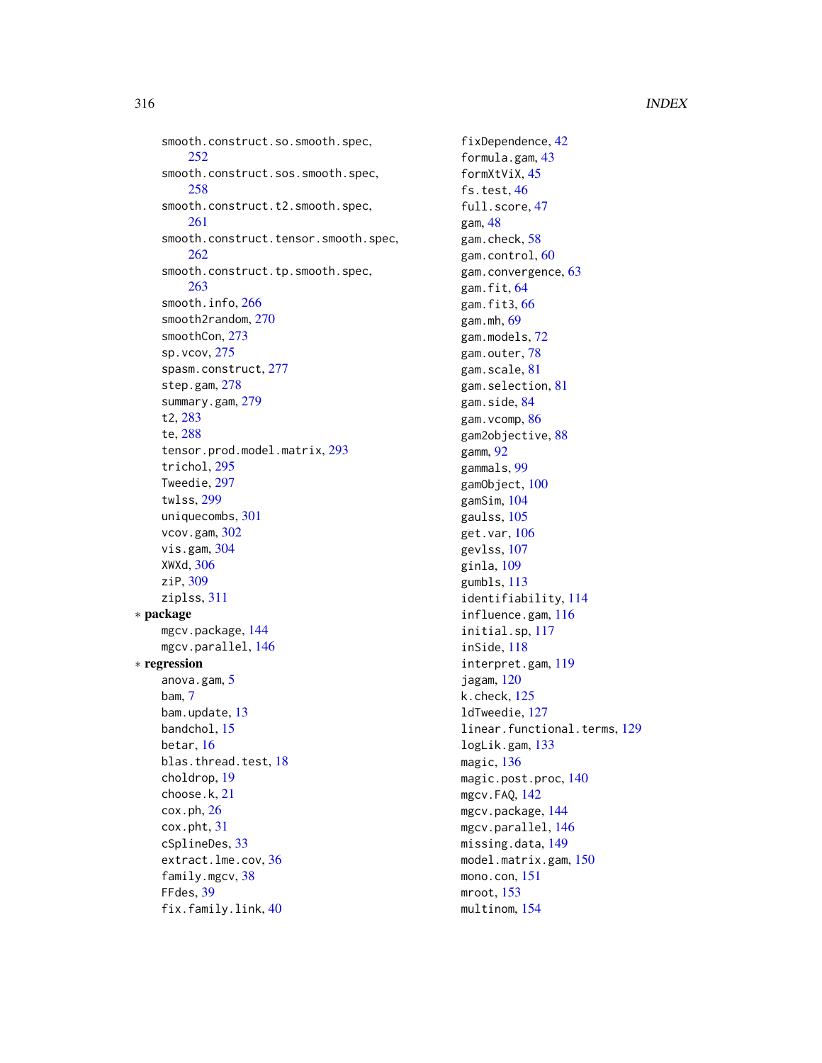smooth.construct.so.smooth.spec, 252
smooth.construct.sos.smooth.spec, 258
smooth.construct.t2.smooth.spec, 261
smooth.construct.tensor.smooth.spec, 262
smooth.construct.tp.smooth.spec, 263
smooth.info, 266
smooth2random, 270
smoothCon, 273
sp.vcov, 275
spasm.construct, 277
step.gam, 278
summary.gam, 279
t2, 283
te, 288
tensor.prod.model.matrix, 293
trichol, 295
Tweedie, 297
twlss, 299
uniquecombs, 301
vcov.gam, 302
vis.gam, 304
XWXd, 306
ziP, 309
ziplss, 311

∗ **package**

mgcv.package, 144
mgcv.parallel, 146

∗ **regression**

anova.gam, 5
bam, 7
bam.update, 13
bandchol, 15
betar, 16
blas.thread.test, 18
choldrop, 19
choose.k, 21
cox.ph, 26
cox.pht, 31
cSplineDes, 33
extract.lme.cov, 36
family.mgcv, 38
FFdes, 39
fix.family.link, 40
fixDependence, 42
formula.gam, 43
formXtViX, 45
fs.test, 46
full.score, 47
gam, 48
gam.check, 58
gam.control, 60
gam.convergence, 63
gam.fit, 64
gam.fit3, 66
gam.mh, 69
gam.models, 72
gam.outer, 78
gam.scale, 81
gam.selection, 81
gam.side, 84
gam.vcomp, 86
gam2objective, 88
gamm, 92
gammals, 99
gamObject, 100
gamSim, 104
gaulss, 105
get.var, 106
gevlss, 107
ginla, 109
gumbls, 113
identifiability, 114
influence.gam, 116
initial.sp, 117
inSide, 118
interpret.gam, 119
jagam, 120
k.check, 125
ldTweedie, 127
linear.functional.terms, 129
logLik.gam, 133
magic, 136
magic.post.proc, 140
mgcv.FAQ, 142
mgcv.package, 144
mgcv.parallel, 146
missing.data, 149
model.matrix.gam, 150
mono.con, 151
mroot, 153
multinom, 154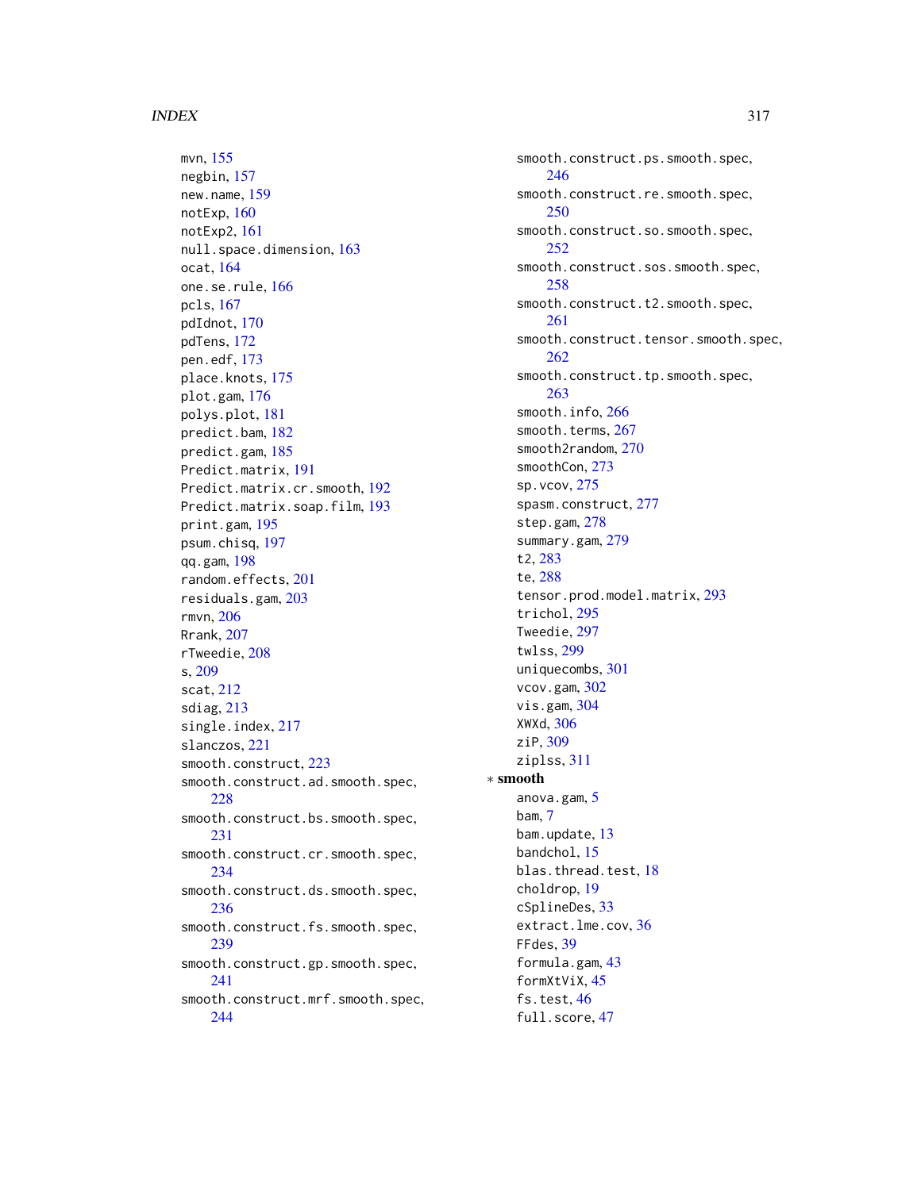mvn, 155
negbin, 157
new.name, 159
notExp, 160
notExp2, 161
null.space.dimension, 163
ocat, 164
one.se.rule, 166
pcls, 167
pdIdnot, 170
pdTens, 172
pen.edf, 173
place.knots, 175
plot.gam, 176
polys.plot, 181
predict.bam, 182
predict.gam, 185
Predict.matrix, 191
Predict.matrix.cr.smooth, 192
Predict.matrix.soap.film, 193
print.gam, 195
psum.chisq, 197
qq.gam, 198
random.effects, 201
residuals.gam, 203
rmvn, 206
Rrank, 207
rTweedie, 208
s, 209
scat, 212
sdiag, 213
single.index, 217
slanczos, 221
smooth.construct, 223
smooth.construct.ad.smooth.spec, 228
smooth.construct.bs.smooth.spec, 231
smooth.construct.cr.smooth.spec, 234
smooth.construct.ds.smooth.spec, 236
smooth.construct.fs.smooth.spec, 239
smooth.construct.gp.smooth.spec, 241
smooth.construct.mrf.smooth.spec, 244
smooth.construct.ps.smooth.spec, 246
smooth.construct.re.smooth.spec, 250
smooth.construct.so.smooth.spec, 252
smooth.construct.sos.smooth.spec, 258
smooth.construct.t2.smooth.spec, 261
smooth.construct.tensor.smooth.spec, 262
smooth.construct.tp.smooth.spec, 263
smooth.info, 266
smooth.terms, 267
smooth2random, 270
smoothCon, 273
sp.vcov, 275
spasm.construct, 277
step.gam, 278
summary.gam, 279
t2, 283
te, 288
tensor.prod.model.matrix, 293
trichol, 295
Tweedie, 297
twlss, 299
uniquecombs, 301
vcov.gam, 302
vis.gam, 304
XWXd, 306
ziP, 309
ziplss, 311

∗ **smooth**

anova.gam, 5
bam, 7
bam.update, 13
bandchol, 15
blas.thread.test, 18
choldrop, 19
cSplineDes, 33
extract.lme.cov, 36
FFdes, 39
formula.gam, 43
formXtViX, 45
fs.test, 46
full.score, 47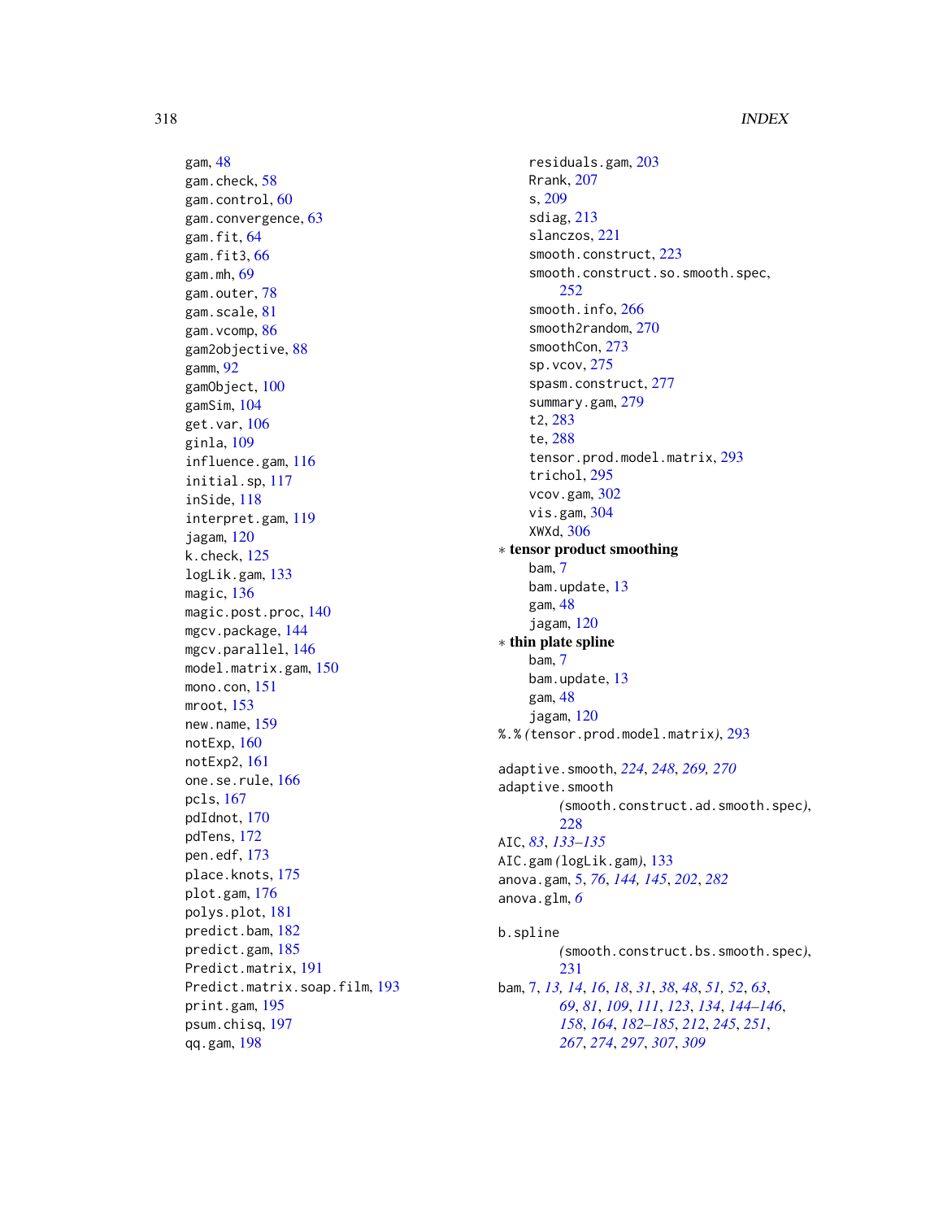gam, 48
gam.check, 58
gam.control, 60
gam.convergence, 63
gam.fit, 64
gam.fit3, 66
gam.mh, 69
gam.outer, 78
gam.scale, 81
gam.vcomp, 86
gam2objective, 88
gamm, 92
gamObject, 100
gamSim, 104
get.var, 106
ginla, 109
influence.gam, 116
initial.sp, 117
inSide, 118
interpret.gam, 119
jagam, 120
k.check, 125
logLik.gam, 133
magic, 136
magic.post.proc, 140
mgcv.package, 144
mgcv.parallel, 146
model.matrix.gam, 150
mono.con, 151
mroot, 153
new.name, 159
notExp, 160
notExp2, 161
one.se.rule, 166
pcls, 167
pdIdnot, 170
pdTens, 172
pen.edf, 173
place.knots, 175
plot.gam, 176
polys.plot, 181
predict.bam, 182
predict.gam, 185
Predict.matrix, 191
Predict.matrix.soap.film, 193
print.gam, 195
psum.chisq, 197
qq.gam, 198
residuals.gam, 203
Rrank, 207
s, 209
sdiag, 213
slanczos, 221
smooth.construct, 223
smooth.construct.so.smooth.spec, 252
smooth.info, 266
smooth2random, 270
smoothCon, 273
sp.vcov, 275
spasm.construct, 277
summary.gam, 279
t2, 283
te, 288
tensor.prod.model.matrix, 293
trichol, 295
vcov.gam, 302
vis.gam, 304
XWXd, 306

∗ **tensor product smoothing**
- bam, 7
- bam.update, 13
- gam, 48
- jagam, 120

∗ **thin plate spline**
- bam, 7
- bam.update, 13
- gam, 48
- jagam, 120

%.% *(*tensor.prod.model.matrix*)*, 293

adaptive.smooth, *224*, *248*, *269, 270*
adaptive.smooth *(*smooth.construct.ad.smooth.spec*)*, 228
AIC, *83*, *133–135*
AIC.gam *(*logLik.gam*)*, 133
anova.gam, 5, *76*, *144, 145*, *202*, *282*
anova.glm, *6*

b.spline *(*smooth.construct.bs.smooth.spec*)*, 231
bam, 7, *13, 14*, *16*, *18*, *31*, *38*, *48*, *51, 52*, *63*, *69*, *81*, *109*, *111*, *123*, *134*, *144–146*, *158*, *164*, *182–185*, *212*, *245*, *251*, *267*, *274*, *297*, *307*, *309*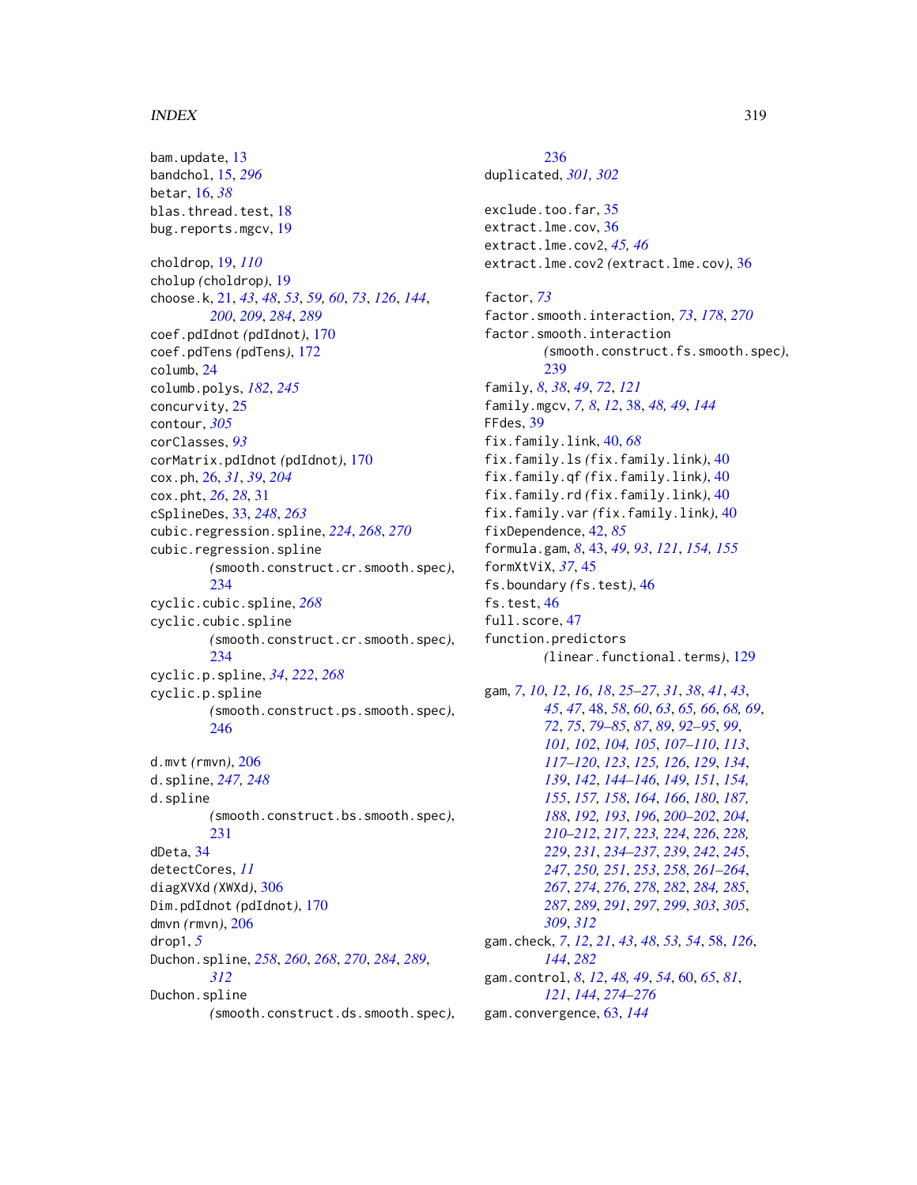bam.update, 13
bandchol, 15, *296*
betar, 16, *38*
blas.thread.test, 18
bug.reports.mgcv, 19

choldrop, 19, *110*
cholup *(*choldrop*)*, 19
choose.k, 21, *43*, *48*, *53*, *59, 60*, *73*, *126*, *144*, *200*, *209*, *284*, *289*
coef.pdIdnot *(*pdIdnot*)*, 170
coef.pdTens *(*pdTens*)*, 172
columb, 24
columb.polys, *182*, *245*
concurvity, 25
contour, *305*
corClasses, *93*
corMatrix.pdIdnot *(*pdIdnot*)*, 170
cox.ph, 26, *31*, *39*, *204*
cox.pht, *26*, *28*, 31
cSplineDes, 33, *248*, *263*
cubic.regression.spline, *224*, *268*, *270*
cubic.regression.spline *(*smooth.construct.cr.smooth.spec*)*, 234
cyclic.cubic.spline, *268*
cyclic.cubic.spline *(*smooth.construct.cr.smooth.spec*)*, 234
cyclic.p.spline, *34*, *222*, *268*
cyclic.p.spline *(*smooth.construct.ps.smooth.spec*)*, 246

d.mvt *(*rmvn*)*, 206
d.spline, *247, 248*
d.spline *(*smooth.construct.bs.smooth.spec*)*, 231
dDeta, 34
detectCores, *11*
diagXVXd *(*XWXd*)*, 306
Dim.pdIdnot *(*pdIdnot*)*, 170
dmvn *(*rmvn*)*, 206
drop1, *5*
Duchon.spline, *258*, *260*, *268*, *270*, *284*, *289*, *312*
Duchon.spline *(*smooth.construct.ds.smooth.spec*)*, 236
duplicated, *301, 302*

exclude.too.far, 35
extract.lme.cov, 36
extract.lme.cov2, *45, 46*
extract.lme.cov2 *(*extract.lme.cov*)*, 36

factor, *73*
factor.smooth.interaction, *73*, *178*, *270*
factor.smooth.interaction *(*smooth.construct.fs.smooth.spec*)*, 239
family, *8*, *38*, *49*, *72*, *121*
family.mgcv, *7, 8*, *12*, 38, *48, 49*, *144*
FFdes, 39
fix.family.link, 40, *68*
fix.family.ls *(*fix.family.link*)*, 40
fix.family.qf *(*fix.family.link*)*, 40
fix.family.rd *(*fix.family.link*)*, 40
fix.family.var *(*fix.family.link*)*, 40
fixDependence, 42, *85*
formula.gam, *8*, 43, *49*, *93*, *121*, *154, 155*
formXtViX, *37*, 45
fs.boundary *(*fs.test*)*, 46
fs.test, 46
full.score, 47
function.predictors *(*linear.functional.terms*)*, 129

gam, *7*, *10*, *12*, *16*, *18*, *25–27*, *31*, *38*, *41*, *43*, *45*, *47*, 48, *58*, *60*, *63*, *65, 66*, *68, 69*, *72*, *75*, *79–85*, *87*, *89*, *92–95*, *99*, *101, 102*, *104, 105*, *107–110*, *113*, *117–120*, *123*, *125, 126*, *129*, *134*, *139*, *142*, *144–146*, *149*, *151*, *154, 155*, *157, 158*, *164*, *166*, *180*, *187, 188*, *192, 193*, *196*, *200–202*, *204*, *210–212*, *217*, *223, 224*, *226*, *228, 229*, *231*, *234–237*, *239*, *242*, *245*, *247*, *250, 251*, *253*, *258*, *261–264*, *267*, *274*, *276*, *278*, *282*, *284, 285*, *287*, *289*, *291*, *297*, *299*, *303*, *305*, *309*, *312*
gam.check, *7*, *12*, *21*, *43*, *48*, *53, 54*, 58, *126*, *144*, *282*
gam.control, *8*, *12*, *48, 49*, *54*, 60, *65*, *81*, *121*, *144*, *274–276*
gam.convergence, 63, *144*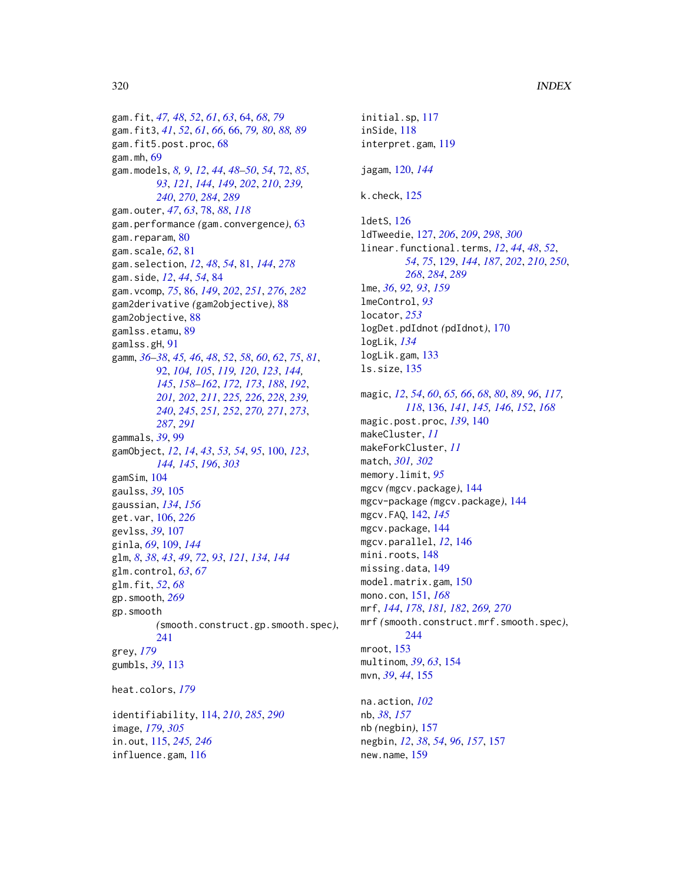gam.fit, *47, 48*, *52*, *61*, *63*, 64, *68*, *79*
gam.fit3, *41*, *52*, *61*, *66*, 66, *79, 80*, *88, 89*
gam.fit5.post.proc, 68
gam.mh, 69
gam.models, *8, 9*, *12*, *44*, *48–50*, *54*, 72, *85*, *93*, *121*, *144*, *149*, *202*, *210*, *239, 240*, *270*, *284*, *289*
gam.outer, *47*, *63*, 78, *88*, *118*
gam.performance (gam.convergence), 63
gam.reparam, 80
gam.scale, *62*, 81
gam.selection, *12*, *48*, *54*, 81, *144*, *278*
gam.side, *12*, *44*, *54*, 84
gam.vcomp, *75*, 86, *149*, *202*, *251*, *276*, *282*
gam2derivative (gam2objective), 88
gam2objective, 88
gamlss.etamu, 89
gamlss.gH, 91
gamm, *36–38*, *45, 46*, *48*, *52*, *58*, *60*, *62*, *75*, *81*, 92, *104, 105*, *119, 120*, *123*, *144, 145*, *158–162*, *172, 173*, *188*, *192*, *201, 202*, *211*, *225, 226*, *228*, *239, 240*, *245*, *251, 252*, *270, 271*, *273*, *287*, *291*
gammals, *39*, 99
gamObject, *12*, *14*, *43*, *53, 54*, *95*, 100, *123*, *144, 145*, *196*, *303*
gamSim, 104
gaulss, *39*, 105
gaussian, *134*, *156*
get.var, 106, *226*
gevlss, *39*, 107
ginla, *69*, 109, *144*
glm, *8*, *38*, *43*, *49*, *72*, *93*, *121*, *134*, *144*
glm.control, *63*, *67*
glm.fit, *52*, *68*
gp.smooth, *269*
gp.smooth (smooth.construct.gp.smooth.spec), 241
grey, *179*
gumbls, *39*, 113

heat.colors, *179*

identifiability, 114, *210*, *285*, *290*
image, *179*, *305*
in.out, 115, *245, 246*
influence.gam, 116
initial.sp, 117
inSide, 118
interpret.gam, 119

jagam, 120, *144*

k.check, 125

ldetS, 126
ldTweedie, 127, *206*, *209*, *298*, *300*
linear.functional.terms, *12*, *44*, *48*, *52*, *54*, *75*, 129, *144*, *187*, *202*, *210*, *250*, *268*, *284*, *289*
lme, *36*, *92, 93*, *159*
lmeControl, *93*
locator, *253*
logDet.pdIdnot (pdIdnot), 170
logLik, *134*
logLik.gam, 133
ls.size, 135

magic, *12*, *54*, *60*, *65, 66*, *68*, *80*, *89*, *96*, *117, 118*, 136, *141*, *145, 146*, *152*, *168*
magic.post.proc, *139*, 140
makeCluster, *11*
makeForkCluster, *11*
match, *301, 302*
memory.limit, *95*
mgcv (mgcv.package), 144
mgcv-package (mgcv.package), 144
mgcv.FAQ, 142, *145*
mgcv.package, 144
mgcv.parallel, *12*, 146
mini.roots, 148
missing.data, 149
model.matrix.gam, 150
mono.con, 151, *168*
mrf, *144*, *178*, *181, 182*, *269, 270*
mrf (smooth.construct.mrf.smooth.spec), 244
mroot, 153
multinom, *39*, *63*, 154
mvn, *39*, *44*, 155

na.action, *102*
nb, *38*, *157*
nb (negbin), 157
negbin, *12*, *38*, *54*, *96*, *157*, 157
new.name, 159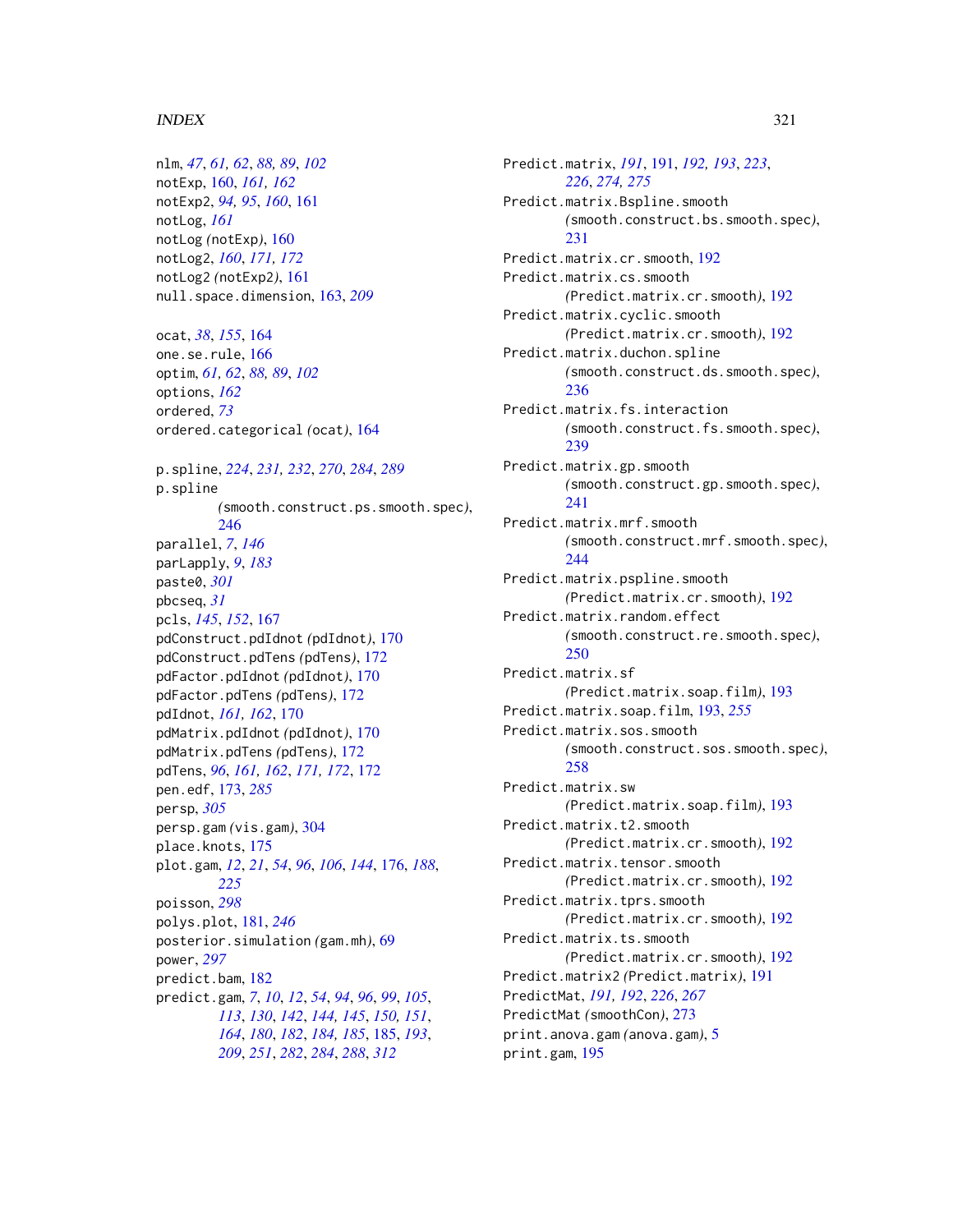nlm, *47*, *61, 62*, *88, 89*, *102*
notExp, 160, *161, 162*
notExp2, *94, 95*, *160*, 161
notLog, *161*
notLog (notExp), 160
notLog2, *160*, *171, 172*
notLog2 (notExp2), 161
null.space.dimension, 163, *209*

ocat, *38*, *155*, 164
one.se.rule, 166
optim, *61, 62*, *88, 89*, *102*
options, *162*
ordered, *73*
ordered.categorical (ocat), 164

p.spline, *224*, *231, 232*, *270*, *284*, *289*
p.spline (smooth.construct.ps.smooth.spec), 246
parallel, *7*, *146*
parLapply, *9*, *183*
paste0, *301*
pbcseq, *31*
pcls, *145*, *152*, 167
pdConstruct.pdIdnot (pdIdnot), 170
pdConstruct.pdTens (pdTens), 172
pdFactor.pdIdnot (pdIdnot), 170
pdFactor.pdTens (pdTens), 172
pdIdnot, *161, 162*, 170
pdMatrix.pdIdnot (pdIdnot), 170
pdMatrix.pdTens (pdTens), 172
pdTens, *96*, *161, 162*, *171, 172*, 172
pen.edf, 173, *285*
persp, *305*
persp.gam (vis.gam), 304
place.knots, 175
plot.gam, *12*, *21*, *54*, *96*, *106*, *144*, 176, *188*, *225*
poisson, *298*
polys.plot, 181, *246*
posterior.simulation (gam.mh), 69
power, *297*
predict.bam, 182
predict.gam, *7*, *10*, *12*, *54*, *94*, *96*, *99*, *105*, *113*, *130*, *142*, *144, 145*, *150, 151*, *164*, *180*, *182*, *184, 185*, 185, *193*, *209*, *251*, *282*, *284*, *288*, *312*

Predict.matrix, *191*, 191, *192, 193*, *223*, *226*, *274, 275*
Predict.matrix.Bspline.smooth (smooth.construct.bs.smooth.spec), 231
Predict.matrix.cr.smooth, 192
Predict.matrix.cs.smooth (Predict.matrix.cr.smooth), 192
Predict.matrix.cyclic.smooth (Predict.matrix.cr.smooth), 192
Predict.matrix.duchon.spline (smooth.construct.ds.smooth.spec), 236
Predict.matrix.fs.interaction (smooth.construct.fs.smooth.spec), 239
Predict.matrix.gp.smooth (smooth.construct.gp.smooth.spec), 241
Predict.matrix.mrf.smooth (smooth.construct.mrf.smooth.spec), 244
Predict.matrix.pspline.smooth (Predict.matrix.cr.smooth), 192
Predict.matrix.random.effect (smooth.construct.re.smooth.spec), 250
Predict.matrix.sf (Predict.matrix.soap.film), 193
Predict.matrix.soap.film, 193, *255*
Predict.matrix.sos.smooth (smooth.construct.sos.smooth.spec), 258
Predict.matrix.sw (Predict.matrix.soap.film), 193
Predict.matrix.t2.smooth (Predict.matrix.cr.smooth), 192
Predict.matrix.tensor.smooth (Predict.matrix.cr.smooth), 192
Predict.matrix.tprs.smooth (Predict.matrix.cr.smooth), 192
Predict.matrix.ts.smooth (Predict.matrix.cr.smooth), 192
Predict.matrix2 (Predict.matrix), 191
PredictMat, *191, 192*, *226*, *267*
PredictMat (smoothCon), 273
print.anova.gam (anova.gam), 5
print.gam, 195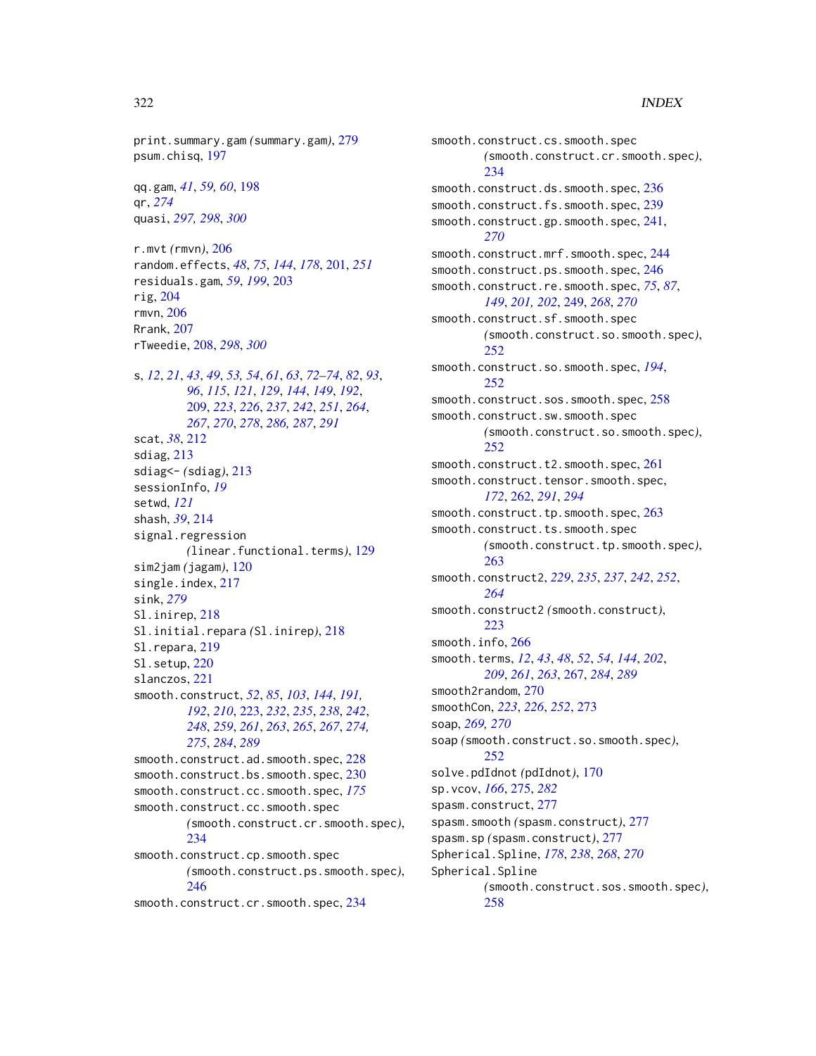print.summary.gam *(summary.gam)*, 279
psum.chisq, 197

qq.gam, *41*, *59, 60*, 198
qr, *274*
quasi, *297, 298*, *300*

r.mvt *(rmvn)*, 206
random.effects, *48*, *75*, *144*, *178*, 201, *251*
residuals.gam, *59*, *199*, 203
rig, 204
rmvn, 206
Rrank, 207
rTweedie, 208, *298*, *300*

s, *12*, *21*, *43*, *49*, *53*, *54*, *61*, *63*, *72–74*, *82*, *93*, *96*, *115*, *121*, *129*, *144*, *149*, *192*, 209, *223*, *226*, *237*, *242*, *251*, *264*, *267*, *270*, *278*, *286, 287*, *291*
scat, *38*, 212
sdiag, 213
sdiag<- *(sdiag)*, 213
sessionInfo, *19*
setwd, *121*
shash, *39*, 214
signal.regression *(linear.functional.terms)*, 129
sim2jam *(jagam)*, 120
single.index, 217
sink, *279*
Sl.inirep, 218
Sl.initial.repara *(Sl.inirep)*, 218
Sl.repara, 219
Sl.setup, 220
slanczos, 221
smooth.construct, *52*, *85*, *103*, *144*, *191, 192*, *210*, 223, *232*, *235*, *238*, *242*, *248*, *259*, *261*, *263*, *265*, *267*, *274, 275*, *284*, *289*
smooth.construct.ad.smooth.spec, 228
smooth.construct.bs.smooth.spec, 230
smooth.construct.cc.smooth.spec, *175*
smooth.construct.cc.smooth.spec *(smooth.construct.cr.smooth.spec)*, 234
smooth.construct.cp.smooth.spec *(smooth.construct.ps.smooth.spec)*, 246
smooth.construct.cr.smooth.spec, 234
smooth.construct.cs.smooth.spec *(smooth.construct.cr.smooth.spec)*, 234
smooth.construct.ds.smooth.spec, 236
smooth.construct.fs.smooth.spec, 239
smooth.construct.gp.smooth.spec, 241, *270*
smooth.construct.mrf.smooth.spec, 244
smooth.construct.ps.smooth.spec, 246
smooth.construct.re.smooth.spec, *75*, *87*, *149*, *201, 202*, 249, *268*, *270*
smooth.construct.sf.smooth.spec *(smooth.construct.so.smooth.spec)*, 252
smooth.construct.so.smooth.spec, *194*, 252
smooth.construct.sos.smooth.spec, 258
smooth.construct.sw.smooth.spec *(smooth.construct.so.smooth.spec)*, 252
smooth.construct.t2.smooth.spec, 261
smooth.construct.tensor.smooth.spec, *172*, 262, *291*, *294*
smooth.construct.tp.smooth.spec, 263
smooth.construct.ts.smooth.spec *(smooth.construct.tp.smooth.spec)*, 263
smooth.construct2, *229*, *235*, *237*, *242*, *252*, *264*
smooth.construct2 *(smooth.construct)*, 223
smooth.info, 266
smooth.terms, *12*, *43*, *48*, *52*, *54*, *144*, *202*, *209*, *261*, *263*, 267, *284*, *289*
smooth2random, 270
smoothCon, *223*, *226*, *252*, 273
soap, *269, 270*
soap *(smooth.construct.so.smooth.spec)*, 252
solve.pdIdnot *(pdIdnot)*, 170
sp.vcov, *166*, 275, *282*
spasm.construct, 277
spasm.smooth *(spasm.construct)*, 277
spasm.sp *(spasm.construct)*, 277
Spherical.Spline, *178*, *238*, *268*, *270*
Spherical.Spline *(smooth.construct.sos.smooth.spec)*, 258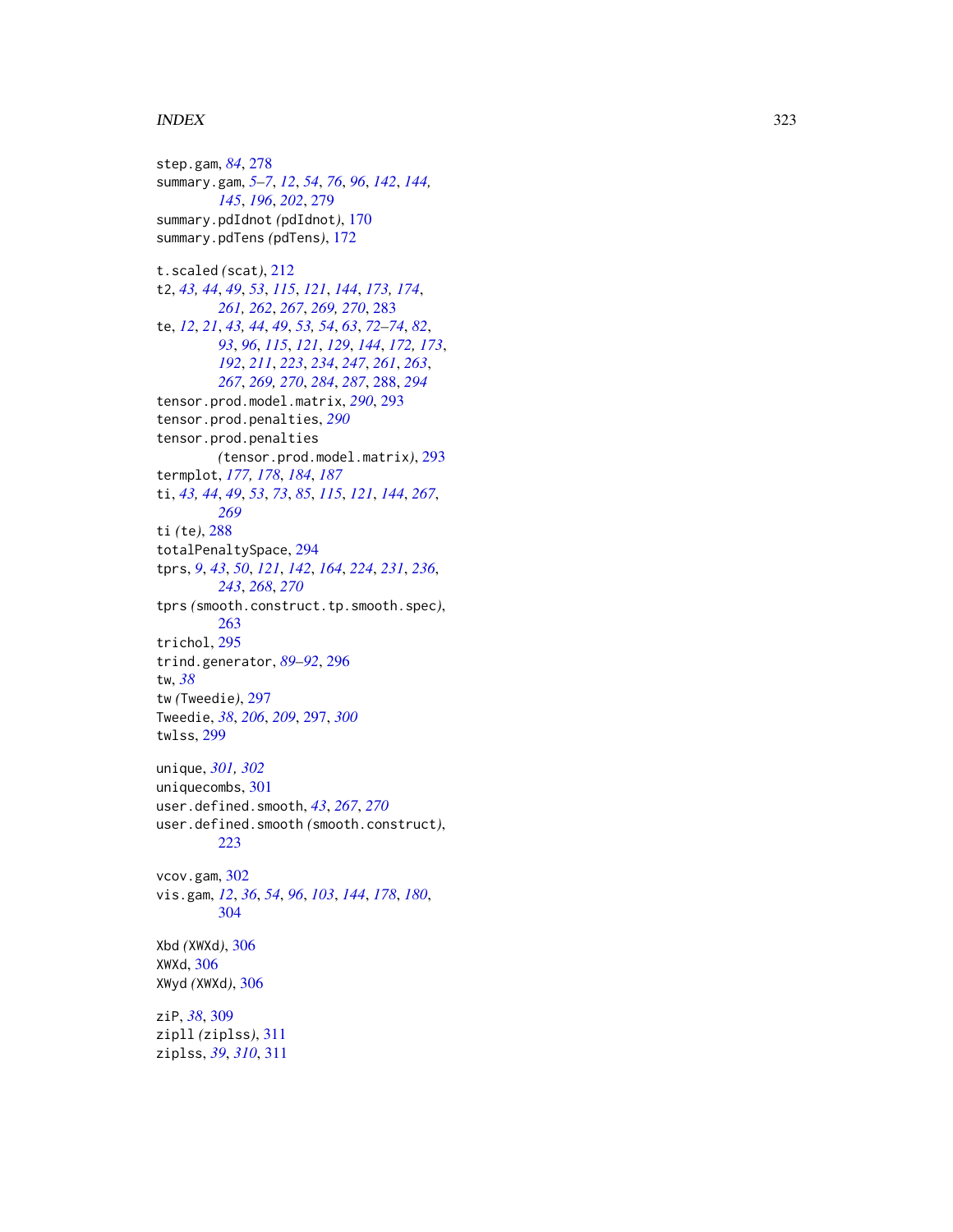step.gam, *84*, 278
summary.gam, *5–7*, *12*, *54*, *76*, *96*, *142*, *144*, *145*, *196*, *202*, 279
summary.pdIdnot *(*pdIdnot*)*, 170
summary.pdTens *(*pdTens*)*, 172

t.scaled *(*scat*)*, 212
t2, *43, 44*, *49*, *53*, *115*, *121*, *144*, *173, 174*, *261, 262*, *267*, *269, 270*, 283
te, *12*, *21*, *43, 44*, *49*, *53, 54*, *63*, *72–74*, *82*, *93*, *96*, *115*, *121*, *129*, *144*, *172, 173*, *192*, *211*, *223*, *234*, *247*, *261*, *263*, *267*, *269, 270*, *284*, *287*, 288, *294*
tensor.prod.model.matrix, *290*, 293
tensor.prod.penalties, *290*
tensor.prod.penalties *(*tensor.prod.model.matrix*)*, 293
termplot, *177, 178*, *184*, *187*
ti, *43, 44*, *49*, *53*, *73*, *85*, *115*, *121*, *144*, *267*, *269*
ti *(*te*)*, 288
totalPenaltySpace, 294
tprs, *9*, *43*, *50*, *121*, *142*, *164*, *224*, *231*, *236*, *243*, *268*, *270*
tprs *(*smooth.construct.tp.smooth.spec*)*, 263
trichol, 295
trind.generator, *89–92*, 296
tw, *38*
tw *(*Tweedie*)*, 297
Tweedie, *38*, *206*, *209*, 297, *300*
twlss, 299

unique, *301, 302*
uniquecombs, 301
user.defined.smooth, *43*, *267*, *270*
user.defined.smooth *(*smooth.construct*)*, 223

vcov.gam, 302
vis.gam, *12*, *36*, *54*, *96*, *103*, *144*, *178*, *180*, 304

Xbd *(*XWXd*)*, 306
XWXd, 306
XWyd *(*XWXd*)*, 306

ziP, *38*, 309
zipll *(*ziplss*)*, 311
ziplss, *39*, *310*, 311